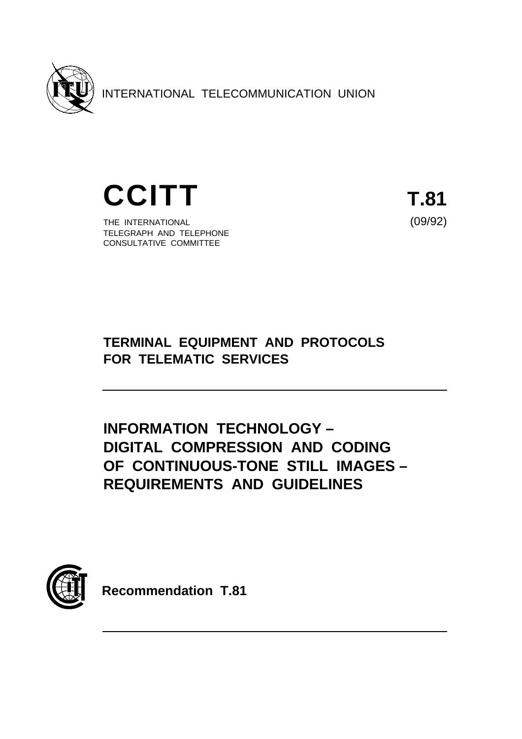INTERNATIONAL TELECOMMUNICATION UNION

# CCITT

**T.81**

THE INTERNATIONAL
TELEGRAPH AND TELEPHONE
CONSULTATIVE COMMITTEE

(09/92)

## TERMINAL EQUIPMENT AND PROTOCOLS FOR TELEMATIC SERVICES

---

# INFORMATION TECHNOLOGY – DIGITAL COMPRESSION AND CODING OF CONTINUOUS-TONE STILL IMAGES – REQUIREMENTS AND GUIDELINES

**Recommendation T.81**

---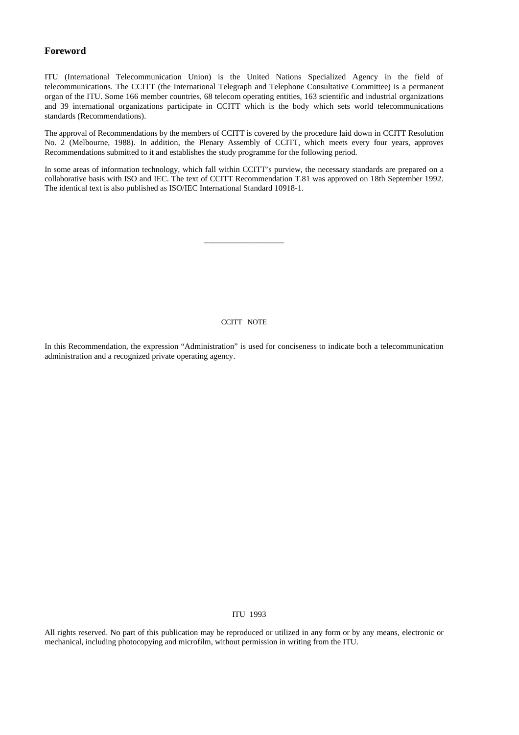## Foreword

ITU (International Telecommunication Union) is the United Nations Specialized Agency in the field of telecommunications. The CCITT (the International Telegraph and Telephone Consultative Committee) is a permanent organ of the ITU. Some 166 member countries, 68 telecom operating entities, 163 scientific and industrial organizations and 39 international organizations participate in CCITT which is the body which sets world telecommunications standards (Recommendations).

The approval of Recommendations by the members of CCITT is covered by the procedure laid down in CCITT Resolution No. 2 (Melbourne, 1988). In addition, the Plenary Assembly of CCITT, which meets every four years, approves Recommendations submitted to it and establishes the study programme for the following period.

In some areas of information technology, which fall within CCITT's purview, the necessary standards are prepared on a collaborative basis with ISO and IEC. The text of CCITT Recommendation T.81 was approved on 18th September 1992. The identical text is also published as ISO/IEC International Standard 10918-1.

___________________

CCITT NOTE

In this Recommendation, the expression "Administration" is used for conciseness to indicate both a telecommunication administration and a recognized private operating agency.

ITU 1993

All rights reserved. No part of this publication may be reproduced or utilized in any form or by any means, electronic or mechanical, including photocopying and microfilm, without permission in writing from the ITU.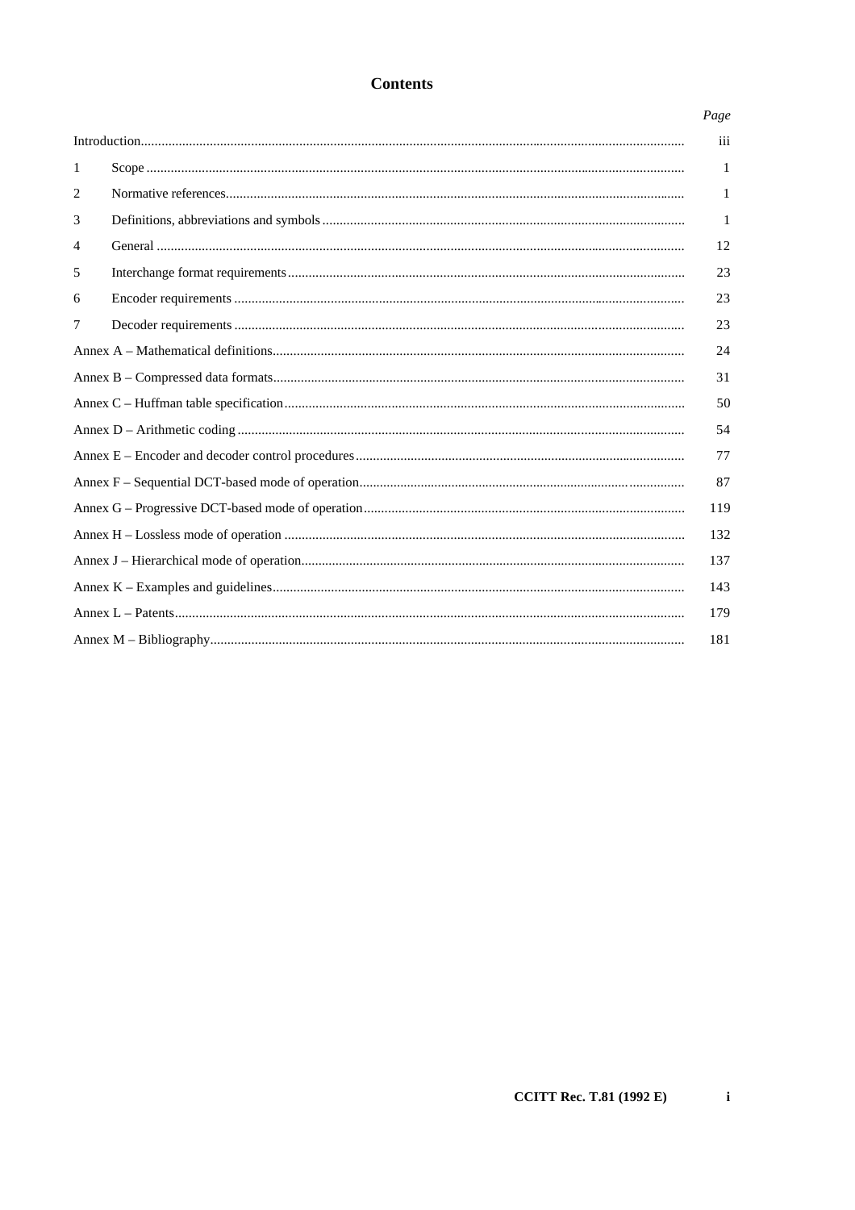# Contents

| | | Page |
|---|---|---|
| Introduction | | iii |
| 1 | Scope | 1 |
| 2 | Normative references | 1 |
| 3 | Definitions, abbreviations and symbols | 1 |
| 4 | General | 12 |
| 5 | Interchange format requirements | 23 |
| 6 | Encoder requirements | 23 |
| 7 | Decoder requirements | 23 |
| Annex A – Mathematical definitions | | 24 |
| Annex B – Compressed data formats | | 31 |
| Annex C – Huffman table specification | | 50 |
| Annex D – Arithmetic coding | | 54 |
| Annex E – Encoder and decoder control procedures | | 77 |
| Annex F – Sequential DCT-based mode of operation | | 87 |
| Annex G – Progressive DCT-based mode of operation | | 119 |
| Annex H – Lossless mode of operation | | 132 |
| Annex J – Hierarchical mode of operation | | 137 |
| Annex K – Examples and guidelines | | 143 |
| Annex L – Patents | | 179 |
| Annex M – Bibliography | | 181 |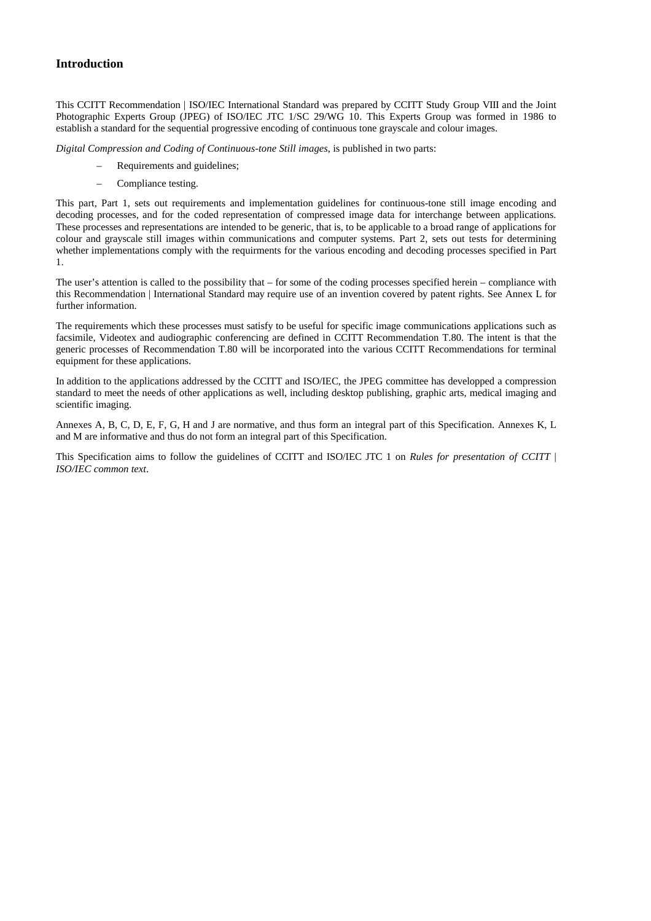## Introduction

This CCITT Recommendation | ISO/IEC International Standard was prepared by CCITT Study Group VIII and the Joint Photographic Experts Group (JPEG) of ISO/IEC JTC 1/SC 29/WG 10. This Experts Group was formed in 1986 to establish a standard for the sequential progressive encoding of continuous tone grayscale and colour images.

*Digital Compression and Coding of Continuous-tone Still images*, is published in two parts:

- Requirements and guidelines;
- Compliance testing.

This part, Part 1, sets out requirements and implementation guidelines for continuous-tone still image encoding and decoding processes, and for the coded representation of compressed image data for interchange between applications. These processes and representations are intended to be generic, that is, to be applicable to a broad range of applications for colour and grayscale still images within communications and computer systems. Part 2, sets out tests for determining whether implementations comply with the requirments for the various encoding and decoding processes specified in Part 1.

The user's attention is called to the possibility that – for some of the coding processes specified herein – compliance with this Recommendation | International Standard may require use of an invention covered by patent rights. See Annex L for further information.

The requirements which these processes must satisfy to be useful for specific image communications applications such as facsimile, Videotex and audiographic conferencing are defined in CCITT Recommendation T.80. The intent is that the generic processes of Recommendation T.80 will be incorporated into the various CCITT Recommendations for terminal equipment for these applications.

In addition to the applications addressed by the CCITT and ISO/IEC, the JPEG committee has developped a compression standard to meet the needs of other applications as well, including desktop publishing, graphic arts, medical imaging and scientific imaging.

Annexes A, B, C, D, E, F, G, H and J are normative, and thus form an integral part of this Specification. Annexes K, L and M are informative and thus do not form an integral part of this Specification.

This Specification aims to follow the guidelines of CCITT and ISO/IEC JTC 1 on *Rules for presentation of CCITT | ISO/IEC common text*.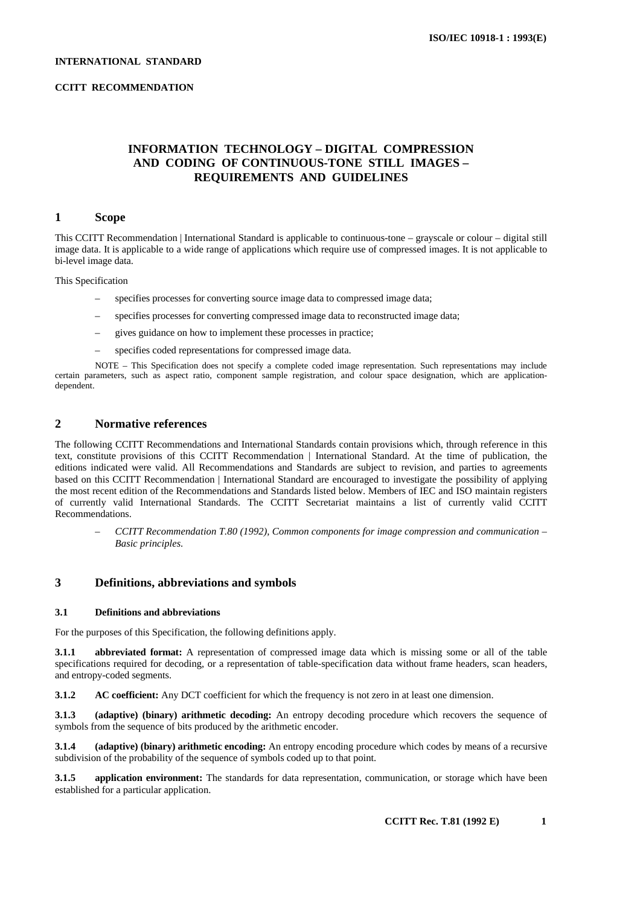INTERNATIONAL STANDARD

CCITT RECOMMENDATION

# INFORMATION TECHNOLOGY – DIGITAL COMPRESSION AND CODING OF CONTINUOUS-TONE STILL IMAGES – REQUIREMENTS AND GUIDELINES

## 1 Scope

This CCITT Recommendation | International Standard is applicable to continuous-tone – grayscale or colour – digital still image data. It is applicable to a wide range of applications which require use of compressed images. It is not applicable to bi-level image data.

This Specification

- specifies processes for converting source image data to compressed image data;
- specifies processes for converting compressed image data to reconstructed image data;
- gives guidance on how to implement these processes in practice;
- specifies coded representations for compressed image data.

NOTE – This Specification does not specify a complete coded image representation. Such representations may include certain parameters, such as aspect ratio, component sample registration, and colour space designation, which are application-dependent.

## 2 Normative references

The following CCITT Recommendations and International Standards contain provisions which, through reference in this text, constitute provisions of this CCITT Recommendation | International Standard. At the time of publication, the editions indicated were valid. All Recommendations and Standards are subject to revision, and parties to agreements based on this CCITT Recommendation | International Standard are encouraged to investigate the possibility of applying the most recent edition of the Recommendations and Standards listed below. Members of IEC and ISO maintain registers of currently valid International Standards. The CCITT Secretariat maintains a list of currently valid CCITT Recommendations.

- *CCITT Recommendation T.80 (1992), Common components for image compression and communication – Basic principles.*

## 3 Definitions, abbreviations and symbols

### 3.1 Definitions and abbreviations

For the purposes of this Specification, the following definitions apply.

**3.1.1 abbreviated format:** A representation of compressed image data which is missing some or all of the table specifications required for decoding, or a representation of table-specification data without frame headers, scan headers, and entropy-coded segments.

**3.1.2 AC coefficient:** Any DCT coefficient for which the frequency is not zero in at least one dimension.

**3.1.3 (adaptive) (binary) arithmetic decoding:** An entropy decoding procedure which recovers the sequence of symbols from the sequence of bits produced by the arithmetic encoder.

**3.1.4 (adaptive) (binary) arithmetic encoding:** An entropy encoding procedure which codes by means of a recursive subdivision of the probability of the sequence of symbols coded up to that point.

**3.1.5 application environment:** The standards for data representation, communication, or storage which have been established for a particular application.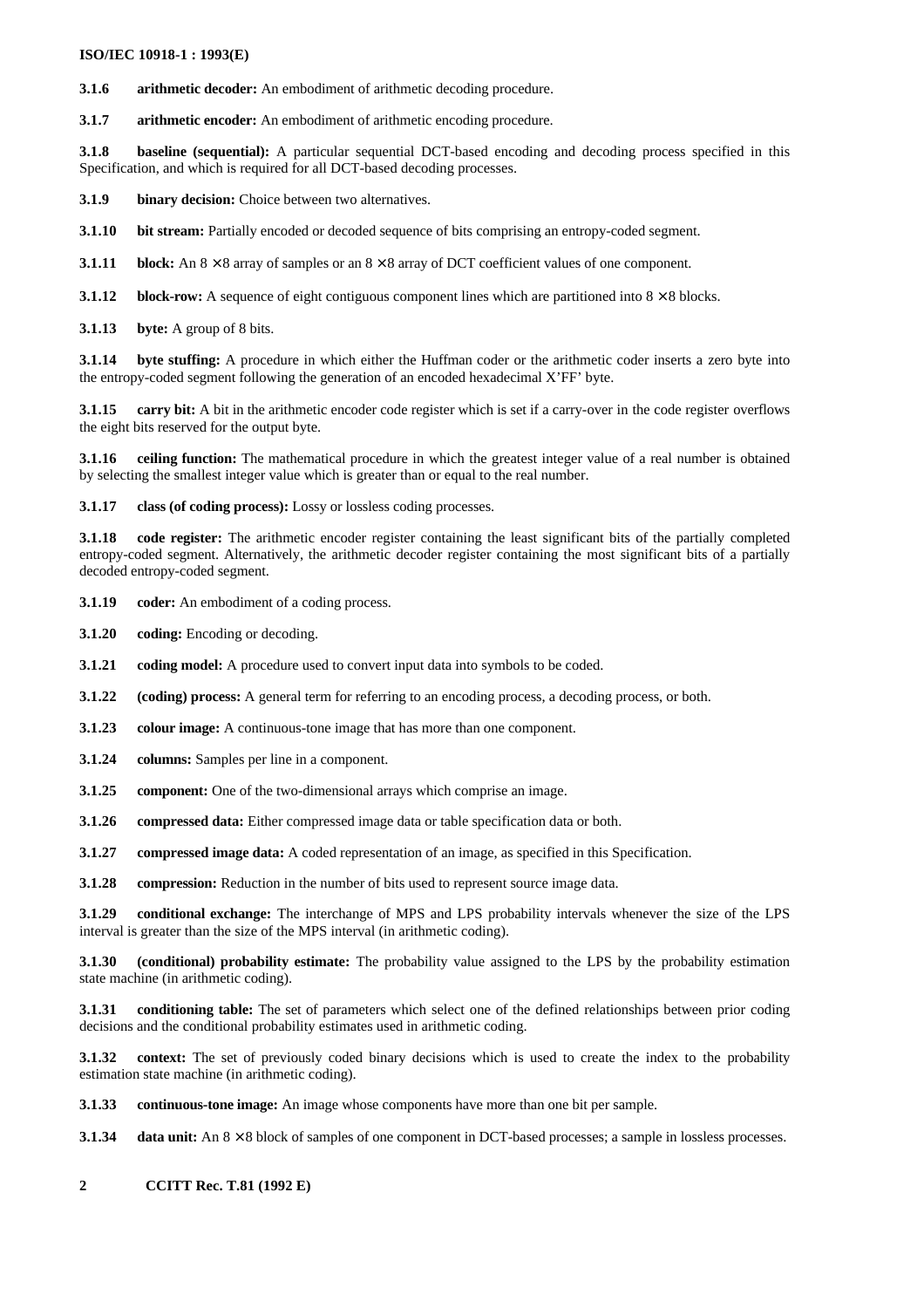**3.1.6 arithmetic decoder:** An embodiment of arithmetic decoding procedure.

**3.1.7 arithmetic encoder:** An embodiment of arithmetic encoding procedure.

**3.1.8 baseline (sequential):** A particular sequential DCT-based encoding and decoding process specified in this Specification, and which is required for all DCT-based decoding processes.

**3.1.9 binary decision:** Choice between two alternatives.

**3.1.10 bit stream:** Partially encoded or decoded sequence of bits comprising an entropy-coded segment.

**3.1.11 block:** An $8 \times 8$ array of samples or an $8 \times 8$ array of DCT coefficient values of one component.

**3.1.12 block-row:** A sequence of eight contiguous component lines which are partitioned into $8 \times 8$ blocks.

**3.1.13 byte:** A group of 8 bits.

**3.1.14 byte stuffing:** A procedure in which either the Huffman coder or the arithmetic coder inserts a zero byte into the entropy-coded segment following the generation of an encoded hexadecimal X'FF' byte.

**3.1.15 carry bit:** A bit in the arithmetic encoder code register which is set if a carry-over in the code register overflows the eight bits reserved for the output byte.

**3.1.16 ceiling function:** The mathematical procedure in which the greatest integer value of a real number is obtained by selecting the smallest integer value which is greater than or equal to the real number.

**3.1.17 class (of coding process):** Lossy or lossless coding processes.

**3.1.18 code register:** The arithmetic encoder register containing the least significant bits of the partially completed entropy-coded segment. Alternatively, the arithmetic decoder register containing the most significant bits of a partially decoded entropy-coded segment.

**3.1.19 coder:** An embodiment of a coding process.

**3.1.20 coding:** Encoding or decoding.

**3.1.21 coding model:** A procedure used to convert input data into symbols to be coded.

**3.1.22 (coding) process:** A general term for referring to an encoding process, a decoding process, or both.

**3.1.23 colour image:** A continuous-tone image that has more than one component.

**3.1.24 columns:** Samples per line in a component.

**3.1.25 component:** One of the two-dimensional arrays which comprise an image.

**3.1.26 compressed data:** Either compressed image data or table specification data or both.

**3.1.27 compressed image data:** A coded representation of an image, as specified in this Specification.

**3.1.28 compression:** Reduction in the number of bits used to represent source image data.

**3.1.29 conditional exchange:** The interchange of MPS and LPS probability intervals whenever the size of the LPS interval is greater than the size of the MPS interval (in arithmetic coding).

**3.1.30 (conditional) probability estimate:** The probability value assigned to the LPS by the probability estimation state machine (in arithmetic coding).

**3.1.31 conditioning table:** The set of parameters which select one of the defined relationships between prior coding decisions and the conditional probability estimates used in arithmetic coding.

**3.1.32 context:** The set of previously coded binary decisions which is used to create the index to the probability estimation state machine (in arithmetic coding).

**3.1.33 continuous-tone image:** An image whose components have more than one bit per sample.

**3.1.34 data unit:** An $8 \times 8$ block of samples of one component in DCT-based processes; a sample in lossless processes.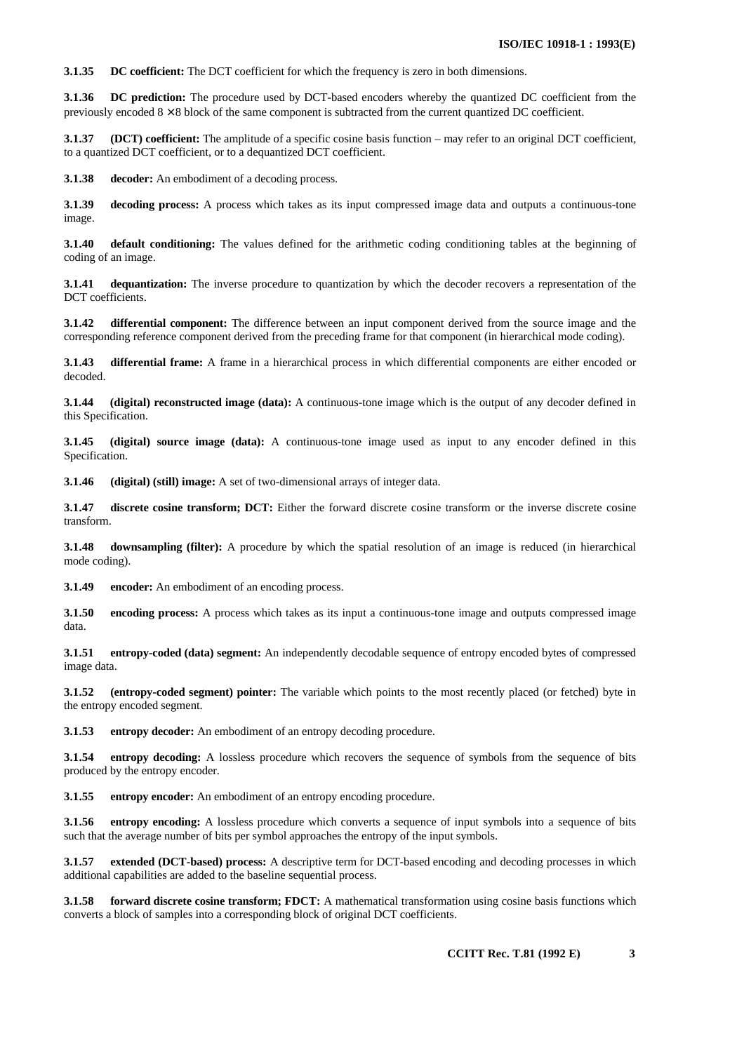**3.1.35 DC coefficient:** The DCT coefficient for which the frequency is zero in both dimensions.

**3.1.36 DC prediction:** The procedure used by DCT-based encoders whereby the quantized DC coefficient from the previously encoded $8 \times 8$ block of the same component is subtracted from the current quantized DC coefficient.

**3.1.37 (DCT) coefficient:** The amplitude of a specific cosine basis function – may refer to an original DCT coefficient, to a quantized DCT coefficient, or to a dequantized DCT coefficient.

**3.1.38 decoder:** An embodiment of a decoding process.

**3.1.39 decoding process:** A process which takes as its input compressed image data and outputs a continuous-tone image.

**3.1.40 default conditioning:** The values defined for the arithmetic coding conditioning tables at the beginning of coding of an image.

**3.1.41 dequantization:** The inverse procedure to quantization by which the decoder recovers a representation of the DCT coefficients.

**3.1.42 differential component:** The difference between an input component derived from the source image and the corresponding reference component derived from the preceding frame for that component (in hierarchical mode coding).

**3.1.43 differential frame:** A frame in a hierarchical process in which differential components are either encoded or decoded.

**3.1.44 (digital) reconstructed image (data):** A continuous-tone image which is the output of any decoder defined in this Specification.

**3.1.45 (digital) source image (data):** A continuous-tone image used as input to any encoder defined in this Specification.

**3.1.46 (digital) (still) image:** A set of two-dimensional arrays of integer data.

**3.1.47 discrete cosine transform; DCT:** Either the forward discrete cosine transform or the inverse discrete cosine transform.

**3.1.48 downsampling (filter):** A procedure by which the spatial resolution of an image is reduced (in hierarchical mode coding).

**3.1.49 encoder:** An embodiment of an encoding process.

**3.1.50 encoding process:** A process which takes as its input a continuous-tone image and outputs compressed image data.

**3.1.51 entropy-coded (data) segment:** An independently decodable sequence of entropy encoded bytes of compressed image data.

**3.1.52 (entropy-coded segment) pointer:** The variable which points to the most recently placed (or fetched) byte in the entropy encoded segment.

**3.1.53 entropy decoder:** An embodiment of an entropy decoding procedure.

**3.1.54 entropy decoding:** A lossless procedure which recovers the sequence of symbols from the sequence of bits produced by the entropy encoder.

**3.1.55 entropy encoder:** An embodiment of an entropy encoding procedure.

**3.1.56 entropy encoding:** A lossless procedure which converts a sequence of input symbols into a sequence of bits such that the average number of bits per symbol approaches the entropy of the input symbols.

**3.1.57 extended (DCT-based) process:** A descriptive term for DCT-based encoding and decoding processes in which additional capabilities are added to the baseline sequential process.

**3.1.58 forward discrete cosine transform; FDCT:** A mathematical transformation using cosine basis functions which converts a block of samples into a corresponding block of original DCT coefficients.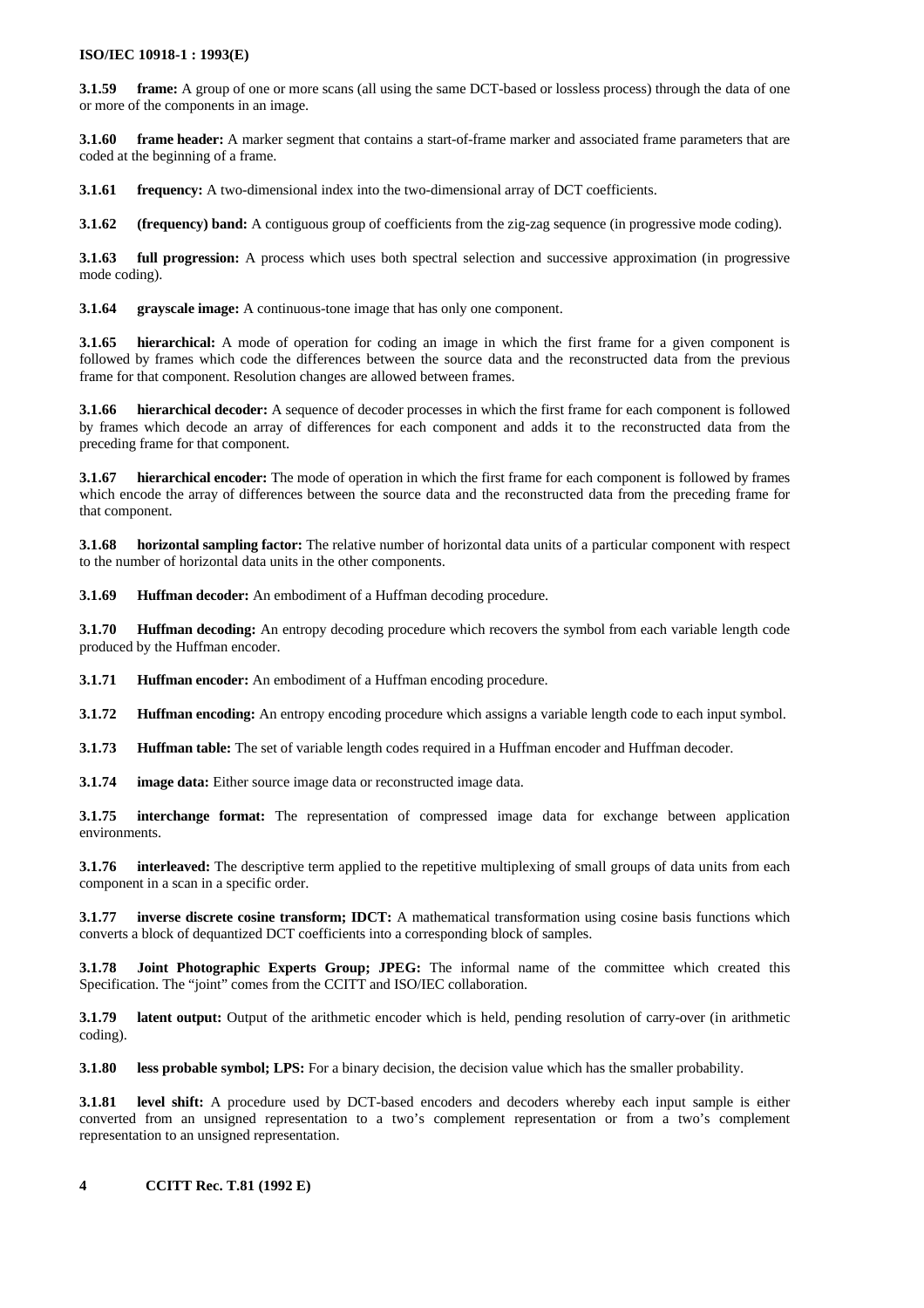**3.1.59 frame:** A group of one or more scans (all using the same DCT-based or lossless process) through the data of one or more of the components in an image.

**3.1.60 frame header:** A marker segment that contains a start-of-frame marker and associated frame parameters that are coded at the beginning of a frame.

**3.1.61 frequency:** A two-dimensional index into the two-dimensional array of DCT coefficients.

**3.1.62 (frequency) band:** A contiguous group of coefficients from the zig-zag sequence (in progressive mode coding).

**3.1.63 full progression:** A process which uses both spectral selection and successive approximation (in progressive mode coding).

**3.1.64 grayscale image:** A continuous-tone image that has only one component.

**3.1.65 hierarchical:** A mode of operation for coding an image in which the first frame for a given component is followed by frames which code the differences between the source data and the reconstructed data from the previous frame for that component. Resolution changes are allowed between frames.

**3.1.66 hierarchical decoder:** A sequence of decoder processes in which the first frame for each component is followed by frames which decode an array of differences for each component and adds it to the reconstructed data from the preceding frame for that component.

**3.1.67 hierarchical encoder:** The mode of operation in which the first frame for each component is followed by frames which encode the array of differences between the source data and the reconstructed data from the preceding frame for that component.

**3.1.68 horizontal sampling factor:** The relative number of horizontal data units of a particular component with respect to the number of horizontal data units in the other components.

**3.1.69 Huffman decoder:** An embodiment of a Huffman decoding procedure.

**3.1.70 Huffman decoding:** An entropy decoding procedure which recovers the symbol from each variable length code produced by the Huffman encoder.

**3.1.71 Huffman encoder:** An embodiment of a Huffman encoding procedure.

**3.1.72 Huffman encoding:** An entropy encoding procedure which assigns a variable length code to each input symbol.

**3.1.73 Huffman table:** The set of variable length codes required in a Huffman encoder and Huffman decoder.

**3.1.74 image data:** Either source image data or reconstructed image data.

**3.1.75 interchange format:** The representation of compressed image data for exchange between application environments.

**3.1.76 interleaved:** The descriptive term applied to the repetitive multiplexing of small groups of data units from each component in a scan in a specific order.

**3.1.77 inverse discrete cosine transform; IDCT:** A mathematical transformation using cosine basis functions which converts a block of dequantized DCT coefficients into a corresponding block of samples.

**3.1.78 Joint Photographic Experts Group; JPEG:** The informal name of the committee which created this Specification. The "joint" comes from the CCITT and ISO/IEC collaboration.

**3.1.79 latent output:** Output of the arithmetic encoder which is held, pending resolution of carry-over (in arithmetic coding).

**3.1.80 less probable symbol; LPS:** For a binary decision, the decision value which has the smaller probability.

**3.1.81 level shift:** A procedure used by DCT-based encoders and decoders whereby each input sample is either converted from an unsigned representation to a two's complement representation or from a two's complement representation to an unsigned representation.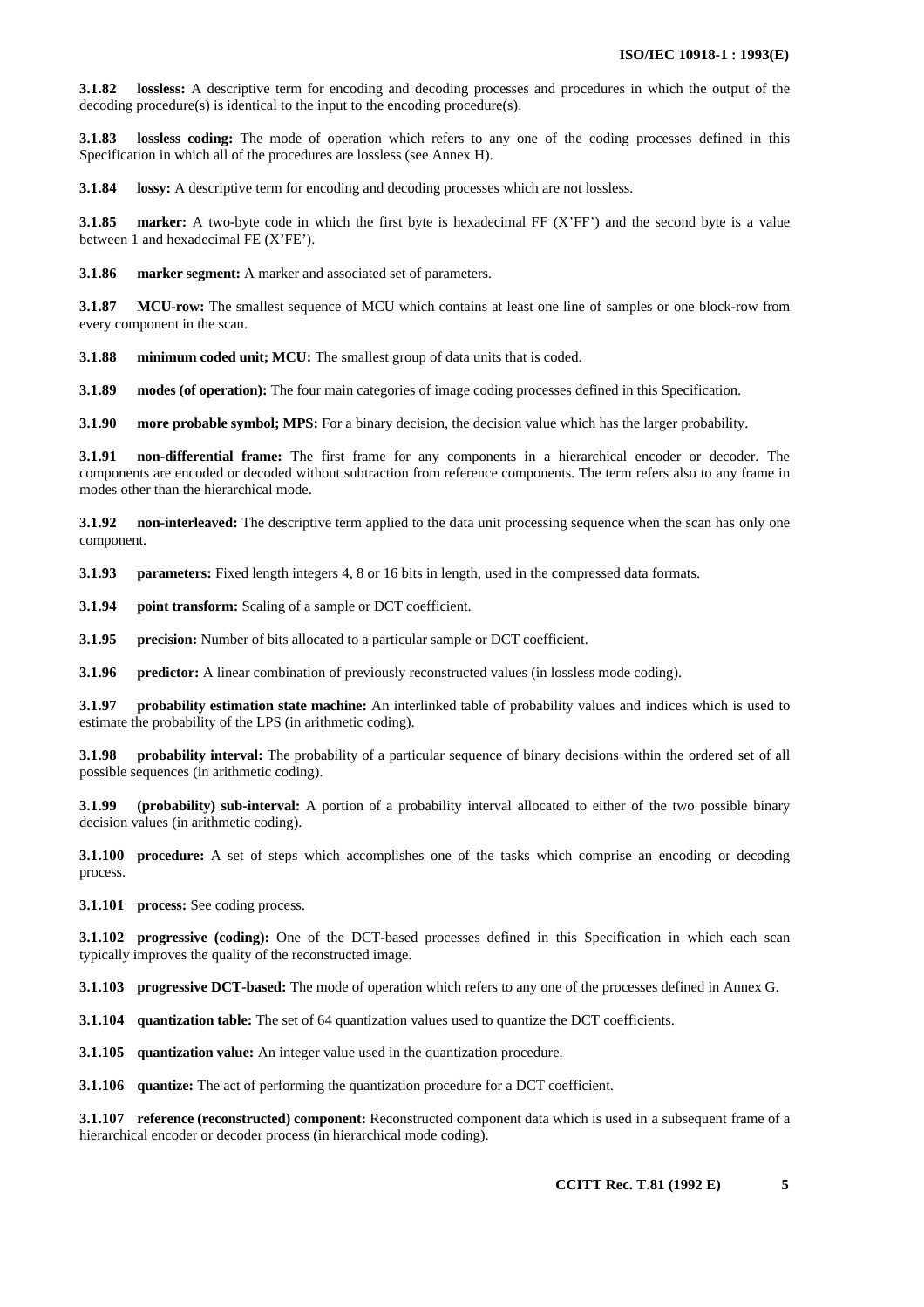**3.1.82 lossless:** A descriptive term for encoding and decoding processes and procedures in which the output of the decoding procedure(s) is identical to the input to the encoding procedure(s).

**3.1.83 lossless coding:** The mode of operation which refers to any one of the coding processes defined in this Specification in which all of the procedures are lossless (see Annex H).

**3.1.84 lossy:** A descriptive term for encoding and decoding processes which are not lossless.

**3.1.85 marker:** A two-byte code in which the first byte is hexadecimal FF (X’FF’) and the second byte is a value between 1 and hexadecimal FE (X’FE’).

**3.1.86 marker segment:** A marker and associated set of parameters.

**3.1.87 MCU-row:** The smallest sequence of MCU which contains at least one line of samples or one block-row from every component in the scan.

**3.1.88 minimum coded unit; MCU:** The smallest group of data units that is coded.

**3.1.89 modes (of operation):** The four main categories of image coding processes defined in this Specification.

**3.1.90 more probable symbol; MPS:** For a binary decision, the decision value which has the larger probability.

**3.1.91 non-differential frame:** The first frame for any components in a hierarchical encoder or decoder. The components are encoded or decoded without subtraction from reference components. The term refers also to any frame in modes other than the hierarchical mode.

**3.1.92 non-interleaved:** The descriptive term applied to the data unit processing sequence when the scan has only one component.

**3.1.93 parameters:** Fixed length integers 4, 8 or 16 bits in length, used in the compressed data formats.

**3.1.94 point transform:** Scaling of a sample or DCT coefficient.

**3.1.95 precision:** Number of bits allocated to a particular sample or DCT coefficient.

**3.1.96 predictor:** A linear combination of previously reconstructed values (in lossless mode coding).

**3.1.97 probability estimation state machine:** An interlinked table of probability values and indices which is used to estimate the probability of the LPS (in arithmetic coding).

**3.1.98 probability interval:** The probability of a particular sequence of binary decisions within the ordered set of all possible sequences (in arithmetic coding).

**3.1.99 (probability) sub-interval:** A portion of a probability interval allocated to either of the two possible binary decision values (in arithmetic coding).

**3.1.100 procedure:** A set of steps which accomplishes one of the tasks which comprise an encoding or decoding process.

**3.1.101 process:** See coding process.

**3.1.102 progressive (coding):** One of the DCT-based processes defined in this Specification in which each scan typically improves the quality of the reconstructed image.

**3.1.103 progressive DCT-based:** The mode of operation which refers to any one of the processes defined in Annex G.

**3.1.104 quantization table:** The set of 64 quantization values used to quantize the DCT coefficients.

**3.1.105 quantization value:** An integer value used in the quantization procedure.

**3.1.106 quantize:** The act of performing the quantization procedure for a DCT coefficient.

**3.1.107 reference (reconstructed) component:** Reconstructed component data which is used in a subsequent frame of a hierarchical encoder or decoder process (in hierarchical mode coding).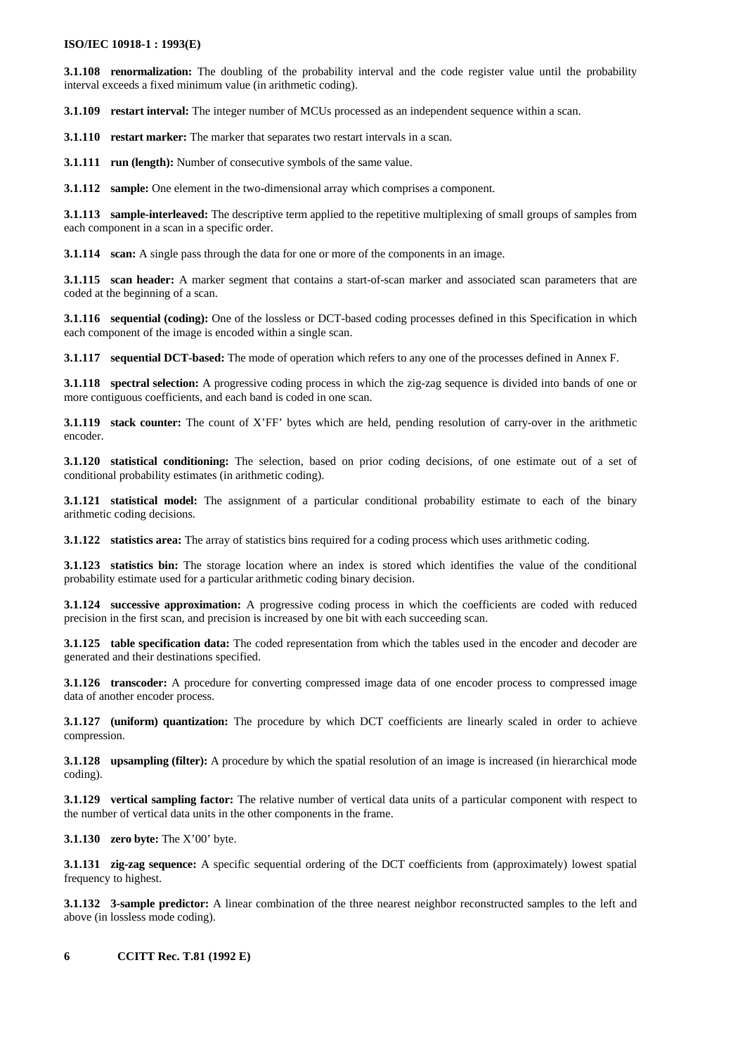**3.1.108 renormalization:** The doubling of the probability interval and the code register value until the probability interval exceeds a fixed minimum value (in arithmetic coding).

**3.1.109 restart interval:** The integer number of MCUs processed as an independent sequence within a scan.

**3.1.110 restart marker:** The marker that separates two restart intervals in a scan.

**3.1.111 run (length):** Number of consecutive symbols of the same value.

**3.1.112 sample:** One element in the two-dimensional array which comprises a component.

**3.1.113 sample-interleaved:** The descriptive term applied to the repetitive multiplexing of small groups of samples from each component in a scan in a specific order.

**3.1.114 scan:** A single pass through the data for one or more of the components in an image.

**3.1.115 scan header:** A marker segment that contains a start-of-scan marker and associated scan parameters that are coded at the beginning of a scan.

**3.1.116 sequential (coding):** One of the lossless or DCT-based coding processes defined in this Specification in which each component of the image is encoded within a single scan.

**3.1.117 sequential DCT-based:** The mode of operation which refers to any one of the processes defined in Annex F.

**3.1.118 spectral selection:** A progressive coding process in which the zig-zag sequence is divided into bands of one or more contiguous coefficients, and each band is coded in one scan.

**3.1.119 stack counter:** The count of X'FF' bytes which are held, pending resolution of carry-over in the arithmetic encoder.

**3.1.120 statistical conditioning:** The selection, based on prior coding decisions, of one estimate out of a set of conditional probability estimates (in arithmetic coding).

**3.1.121 statistical model:** The assignment of a particular conditional probability estimate to each of the binary arithmetic coding decisions.

**3.1.122 statistics area:** The array of statistics bins required for a coding process which uses arithmetic coding.

**3.1.123 statistics bin:** The storage location where an index is stored which identifies the value of the conditional probability estimate used for a particular arithmetic coding binary decision.

**3.1.124 successive approximation:** A progressive coding process in which the coefficients are coded with reduced precision in the first scan, and precision is increased by one bit with each succeeding scan.

**3.1.125 table specification data:** The coded representation from which the tables used in the encoder and decoder are generated and their destinations specified.

**3.1.126 transcoder:** A procedure for converting compressed image data of one encoder process to compressed image data of another encoder process.

**3.1.127 (uniform) quantization:** The procedure by which DCT coefficients are linearly scaled in order to achieve compression.

**3.1.128 upsampling (filter):** A procedure by which the spatial resolution of an image is increased (in hierarchical mode coding).

**3.1.129 vertical sampling factor:** The relative number of vertical data units of a particular component with respect to the number of vertical data units in the other components in the frame.

**3.1.130 zero byte:** The X'00' byte.

**3.1.131 zig-zag sequence:** A specific sequential ordering of the DCT coefficients from (approximately) lowest spatial frequency to highest.

**3.1.132 3-sample predictor:** A linear combination of the three nearest neighbor reconstructed samples to the left and above (in lossless mode coding).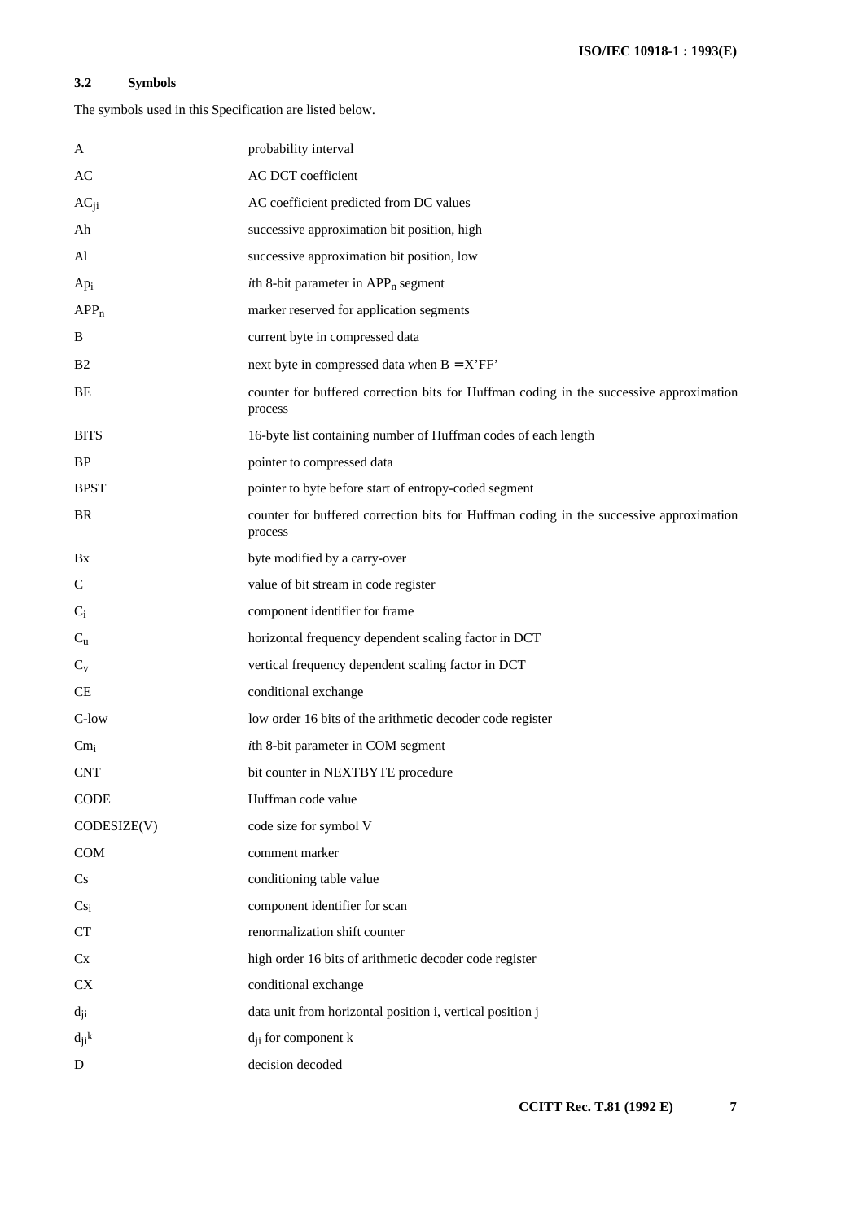### 3.2 Symbols

The symbols used in this Specification are listed below.

| | |
|---|---|
| A | probability interval |
| AC | AC DCT coefficient |
| $AC_{ji}$ | AC coefficient predicted from DC values |
| Ah | successive approximation bit position, high |
| Al | successive approximation bit position, low |
| $Ap_i$ | *i*th 8-bit parameter in $APP_n$ segment |
| $APP_n$ | marker reserved for application segments |
| B | current byte in compressed data |
| B2 | next byte in compressed data when B = X'FF' |
| BE | counter for buffered correction bits for Huffman coding in the successive approximation process |
| BITS | 16-byte list containing number of Huffman codes of each length |
| BP | pointer to compressed data |
| BPST | pointer to byte before start of entropy-coded segment |
| BR | counter for buffered correction bits for Huffman coding in the successive approximation process |
| Bx | byte modified by a carry-over |
| C | value of bit stream in code register |
| $C_i$ | component identifier for frame |
| $C_u$ | horizontal frequency dependent scaling factor in DCT |
| $C_v$ | vertical frequency dependent scaling factor in DCT |
| CE | conditional exchange |
| C-low | low order 16 bits of the arithmetic decoder code register |
| $Cm_i$ | *i*th 8-bit parameter in COM segment |
| CNT | bit counter in NEXTBYTE procedure |
| CODE | Huffman code value |
| CODESIZE(V) | code size for symbol V |
| COM | comment marker |
| Cs | conditioning table value |
| $Cs_i$ | component identifier for scan |
| CT | renormalization shift counter |
| Cx | high order 16 bits of arithmetic decoder code register |
| CX | conditional exchange |
| $d_{ji}$ | data unit from horizontal position i, vertical position j |
| $d_{ji}^k$ | $d_{ji}$ for component k |
| D | decision decoded |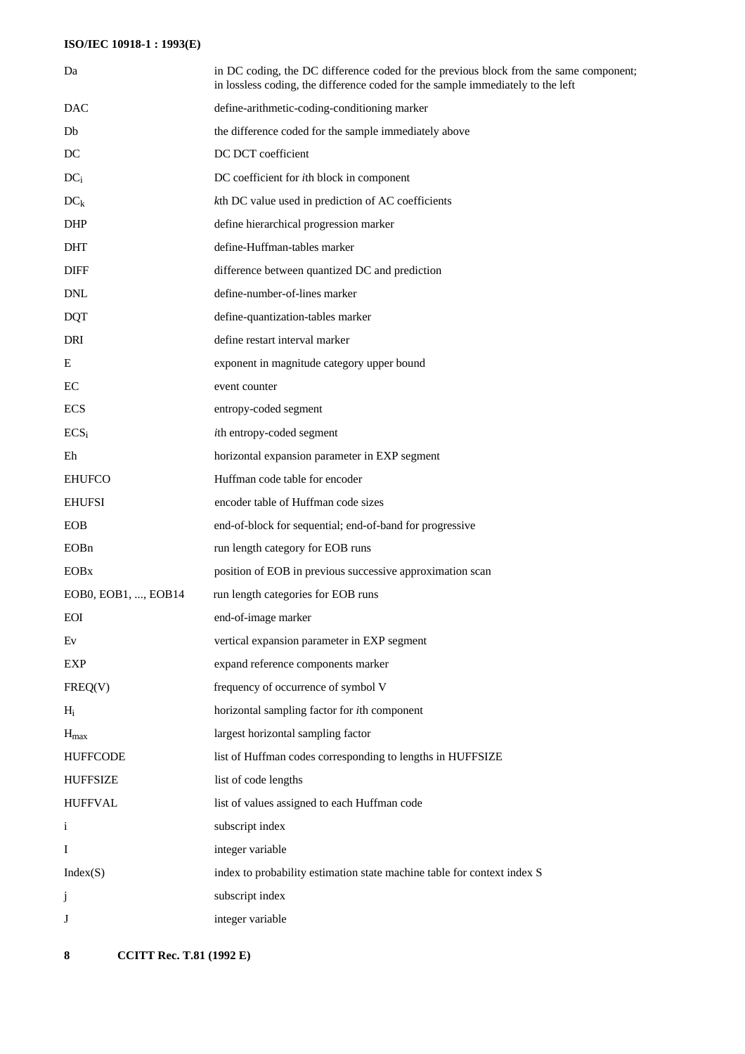| | |
|---|---|
| Da | in DC coding, the DC difference coded for the previous block from the same component; in lossless coding, the difference coded for the sample immediately to the left |
| DAC | define-arithmetic-coding-conditioning marker |
| Db | the difference coded for the sample immediately above |
| DC | DC DCT coefficient |
| $DC_i$ | DC coefficient for *i*th block in component |
| $DC_k$ | *k*th DC value used in prediction of AC coefficients |
| DHP | define hierarchical progression marker |
| DHT | define-Huffman-tables marker |
| DIFF | difference between quantized DC and prediction |
| DNL | define-number-of-lines marker |
| DQT | define-quantization-tables marker |
| DRI | define restart interval marker |
| E | exponent in magnitude category upper bound |
| EC | event counter |
| ECS | entropy-coded segment |
| $ECS_i$ | *i*th entropy-coded segment |
| Eh | horizontal expansion parameter in EXP segment |
| EHUFCO | Huffman code table for encoder |
| EHUFSI | encoder table of Huffman code sizes |
| EOB | end-of-block for sequential; end-of-band for progressive |
| EOBn | run length category for EOB runs |
| EOBx | position of EOB in previous successive approximation scan |
| EOB0, EOB1, ..., EOB14 | run length categories for EOB runs |
| EOI | end-of-image marker |
| Ev | vertical expansion parameter in EXP segment |
| EXP | expand reference components marker |
| FREQ(V) | frequency of occurrence of symbol V |
| $H_i$ | horizontal sampling factor for *i*th component |
| $H_{max}$ | largest horizontal sampling factor |
| HUFFCODE | list of Huffman codes corresponding to lengths in HUFFSIZE |
| HUFFSIZE | list of code lengths |
| HUFFVAL | list of values assigned to each Huffman code |
| i | subscript index |
| I | integer variable |
| Index(S) | index to probability estimation state machine table for context index S |
| j | subscript index |
| J | integer variable |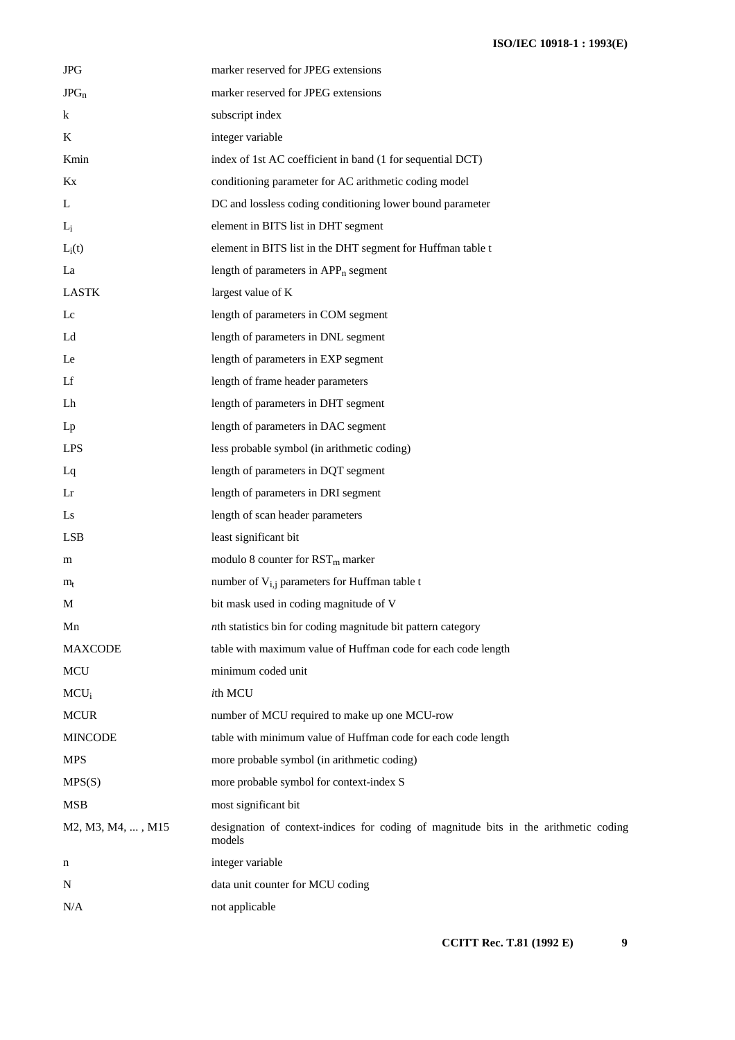| | |
|---|---|
| JPG | marker reserved for JPEG extensions |
| $JPG_n$ | marker reserved for JPEG extensions |
| k | subscript index |
| K | integer variable |
| Kmin | index of 1st AC coefficient in band (1 for sequential DCT) |
| Kx | conditioning parameter for AC arithmetic coding model |
| L | DC and lossless coding conditioning lower bound parameter |
| $L_i$ | element in BITS list in DHT segment |
| $L_i(t)$ | element in BITS list in the DHT segment for Huffman table t |
| La | length of parameters in $APP_n$ segment |
| LASTK | largest value of K |
| Lc | length of parameters in COM segment |
| Ld | length of parameters in DNL segment |
| Le | length of parameters in EXP segment |
| Lf | length of frame header parameters |
| Lh | length of parameters in DHT segment |
| Lp | length of parameters in DAC segment |
| LPS | less probable symbol (in arithmetic coding) |
| Lq | length of parameters in DQT segment |
| Lr | length of parameters in DRI segment |
| Ls | length of scan header parameters |
| LSB | least significant bit |
| m | modulo 8 counter for $RST_m$ marker |
| $m_t$ | number of $V_{i,j}$ parameters for Huffman table t |
| M | bit mask used in coding magnitude of V |
| Mn | *n*th statistics bin for coding magnitude bit pattern category |
| MAXCODE | table with maximum value of Huffman code for each code length |
| MCU | minimum coded unit |
| $MCU_i$ | *i*th MCU |
| MCUR | number of MCU required to make up one MCU-row |
| MINCODE | table with minimum value of Huffman code for each code length |
| MPS | more probable symbol (in arithmetic coding) |
| MPS(S) | more probable symbol for context-index S |
| MSB | most significant bit |
| M2, M3, M4, ... , M15 | designation of context-indices for coding of magnitude bits in the arithmetic coding models |
| n | integer variable |
| N | data unit counter for MCU coding |
| N/A | not applicable |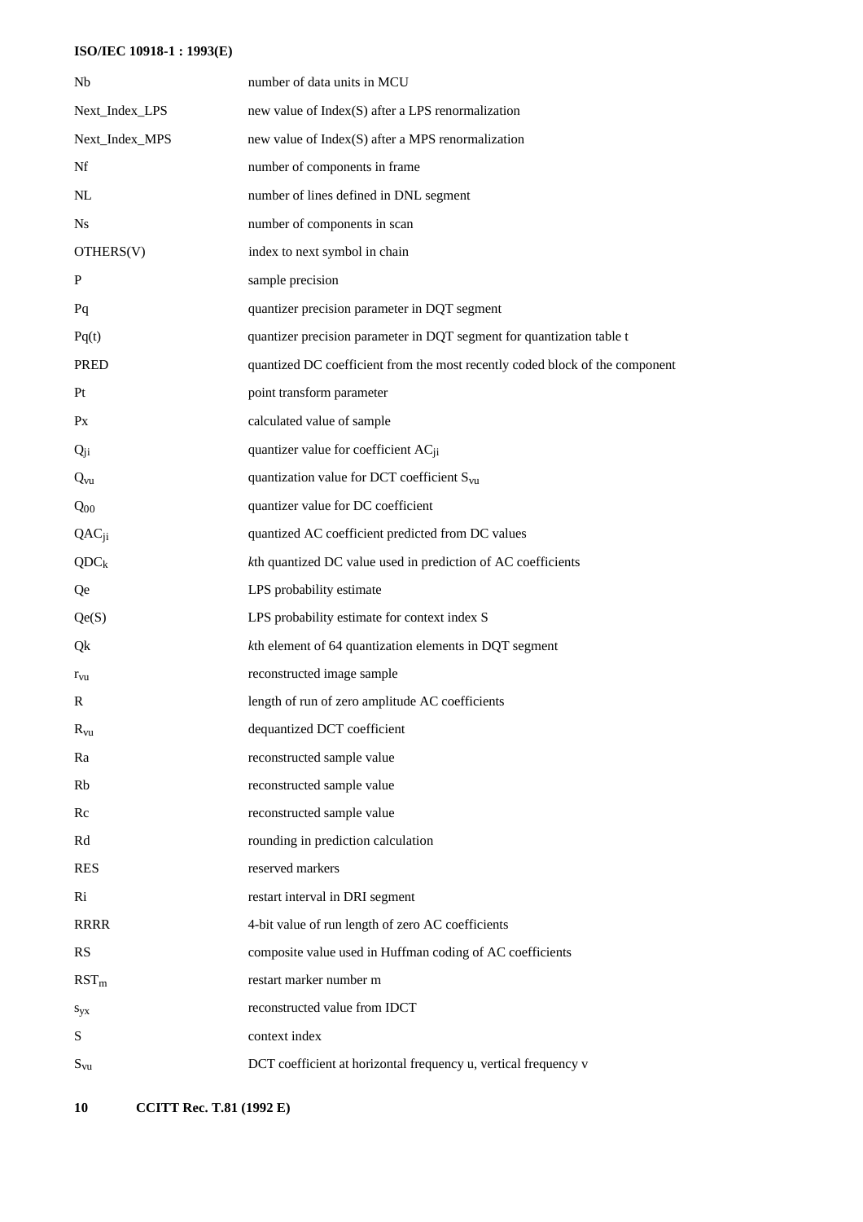| | |
|---|---|
| Nb | number of data units in MCU |
| Next_Index_LPS | new value of Index(S) after a LPS renormalization |
| Next_Index_MPS | new value of Index(S) after a MPS renormalization |
| Nf | number of components in frame |
| NL | number of lines defined in DNL segment |
| Ns | number of components in scan |
| OTHERS(V) | index to next symbol in chain |
| P | sample precision |
| Pq | quantizer precision parameter in DQT segment |
| Pq(t) | quantizer precision parameter in DQT segment for quantization table t |
| PRED | quantized DC coefficient from the most recently coded block of the component |
| Pt | point transform parameter |
| Px | calculated value of sample |
| $Q_{ji}$ | quantizer value for coefficient $AC_{ji}$ |
| $Q_{vu}$ | quantization value for DCT coefficient $S_{vu}$ |
| $Q_{00}$ | quantizer value for DC coefficient |
| $QAC_{ji}$ | quantized AC coefficient predicted from DC values |
| $QDC_k$ | *k*th quantized DC value used in prediction of AC coefficients |
| Qe | LPS probability estimate |
| Qe(S) | LPS probability estimate for context index S |
| Qk | *k*th element of 64 quantization elements in DQT segment |
| $r_{vu}$ | reconstructed image sample |
| R | length of run of zero amplitude AC coefficients |
| $R_{vu}$ | dequantized DCT coefficient |
| Ra | reconstructed sample value |
| Rb | reconstructed sample value |
| Rc | reconstructed sample value |
| Rd | rounding in prediction calculation |
| RES | reserved markers |
| Ri | restart interval in DRI segment |
| RRRR | 4-bit value of run length of zero AC coefficients |
| RS | composite value used in Huffman coding of AC coefficients |
| $RST_m$ | restart marker number m |
| $s_{yx}$ | reconstructed value from IDCT |
| S | context index |
| $S_{vu}$ | DCT coefficient at horizontal frequency u, vertical frequency v |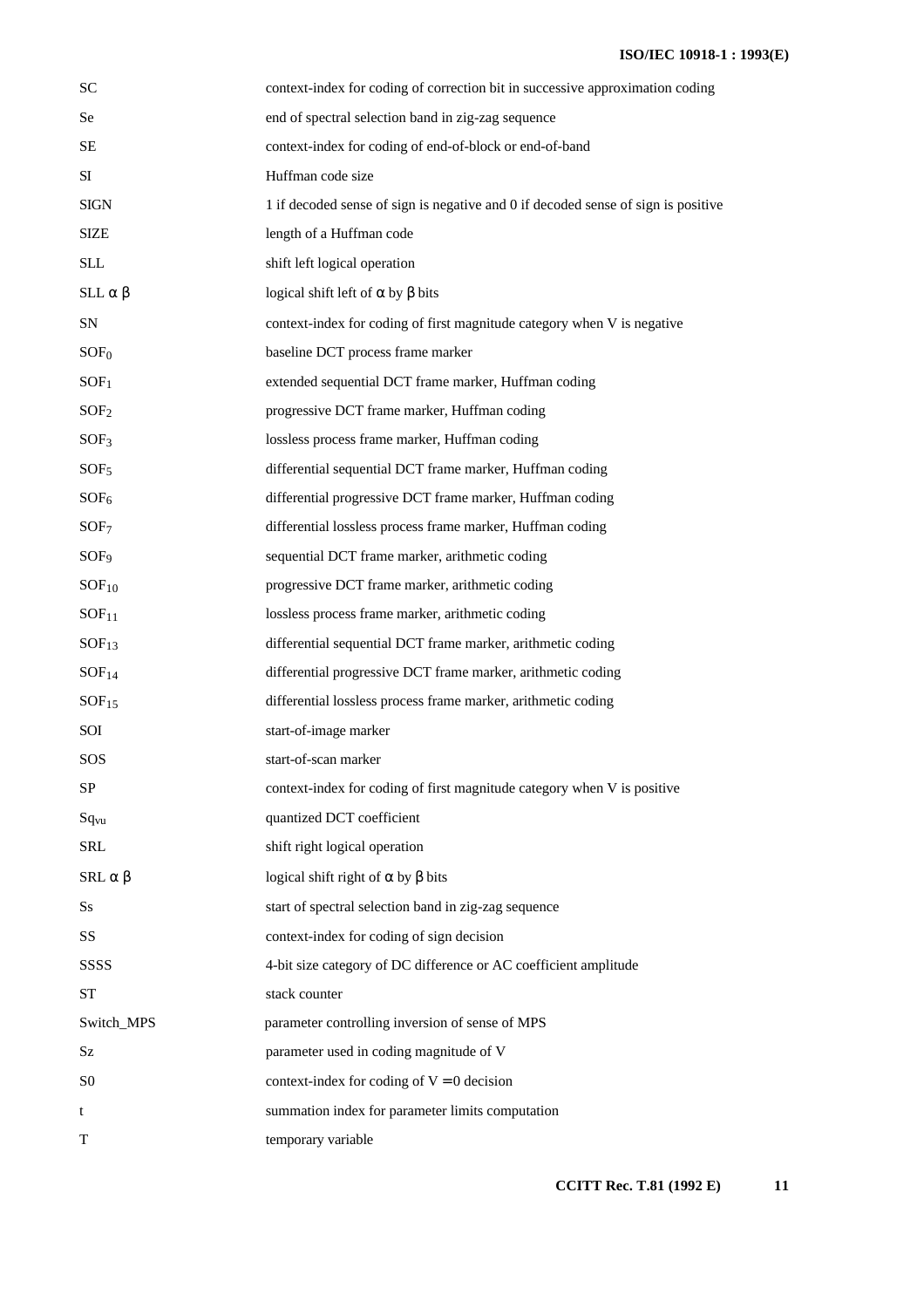| | |
|---|---|
| SC | context-index for coding of correction bit in successive approximation coding |
| Se | end of spectral selection band in zig-zag sequence |
| SE | context-index for coding of end-of-block or end-of-band |
| SI | Huffman code size |
| SIGN | 1 if decoded sense of sign is negative and 0 if decoded sense of sign is positive |
| SIZE | length of a Huffman code |
| SLL | shift left logical operation |
| SLL $\alpha$ $\beta$ | logical shift left of $\alpha$ by $\beta$ bits |
| SN | context-index for coding of first magnitude category when V is negative |
| $SOF_0$ | baseline DCT process frame marker |
| $SOF_1$ | extended sequential DCT frame marker, Huffman coding |
| $SOF_2$ | progressive DCT frame marker, Huffman coding |
| $SOF_3$ | lossless process frame marker, Huffman coding |
| $SOF_5$ | differential sequential DCT frame marker, Huffman coding |
| $SOF_6$ | differential progressive DCT frame marker, Huffman coding |
| $SOF_7$ | differential lossless process frame marker, Huffman coding |
| $SOF_9$ | sequential DCT frame marker, arithmetic coding |
| $SOF_{10}$ | progressive DCT frame marker, arithmetic coding |
| $SOF_{11}$ | lossless process frame marker, arithmetic coding |
| $SOF_{13}$ | differential sequential DCT frame marker, arithmetic coding |
| $SOF_{14}$ | differential progressive DCT frame marker, arithmetic coding |
| $SOF_{15}$ | differential lossless process frame marker, arithmetic coding |
| SOI | start-of-image marker |
| SOS | start-of-scan marker |
| SP | context-index for coding of first magnitude category when V is positive |
| $Sq_{vu}$ | quantized DCT coefficient |
| SRL | shift right logical operation |
| SRL $\alpha$ $\beta$ | logical shift right of $\alpha$ by $\beta$ bits |
| Ss | start of spectral selection band in zig-zag sequence |
| SS | context-index for coding of sign decision |
| SSSS | 4-bit size category of DC difference or AC coefficient amplitude |
| ST | stack counter |
| Switch_MPS | parameter controlling inversion of sense of MPS |
| Sz | parameter used in coding magnitude of V |
| S0 | context-index for coding of $V = 0$ decision |
| t | summation index for parameter limits computation |
| T | temporary variable |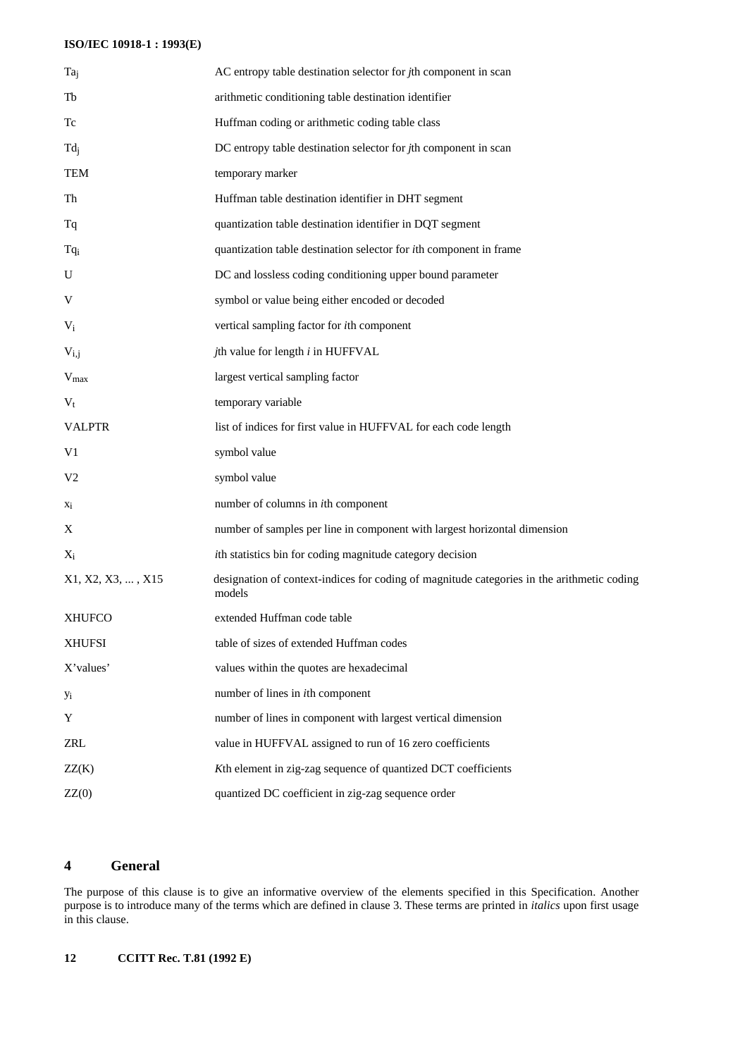| | |
|---|---|
| $Ta_j$ | AC entropy table destination selector for *j*th component in scan |
| Tb | arithmetic conditioning table destination identifier |
| Tc | Huffman coding or arithmetic coding table class |
| $Td_j$ | DC entropy table destination selector for *j*th component in scan |
| TEM | temporary marker |
| Th | Huffman table destination identifier in DHT segment |
| Tq | quantization table destination identifier in DQT segment |
| $Tq_i$ | quantization table destination selector for *i*th component in frame |
| U | DC and lossless coding conditioning upper bound parameter |
| V | symbol or value being either encoded or decoded |
| $V_i$ | vertical sampling factor for *i*th component |
| $V_{i,j}$ | *j*th value for length *i* in HUFFVAL |
| $V_{max}$ | largest vertical sampling factor |
| $V_t$ | temporary variable |
| VALPTR | list of indices for first value in HUFFVAL for each code length |
| V1 | symbol value |
| V2 | symbol value |
| $x_i$ | number of columns in *i*th component |
| X | number of samples per line in component with largest horizontal dimension |
| $X_i$ | *i*th statistics bin for coding magnitude category decision |
| X1, X2, X3, ... , X15 | designation of context-indices for coding of magnitude categories in the arithmetic coding models |
| XHUFCO | extended Huffman code table |
| XHUFSI | table of sizes of extended Huffman codes |
| X'values' | values within the quotes are hexadecimal |
| $y_i$ | number of lines in *i*th component |
| Y | number of lines in component with largest vertical dimension |
| ZRL | value in HUFFVAL assigned to run of 16 zero coefficients |
| ZZ(K) | *K*th element in zig-zag sequence of quantized DCT coefficients |
| ZZ(0) | quantized DC coefficient in zig-zag sequence order |

## 4 General

The purpose of this clause is to give an informative overview of the elements specified in this Specification. Another purpose is to introduce many of the terms which are defined in clause 3. These terms are printed in *italics* upon first usage in this clause.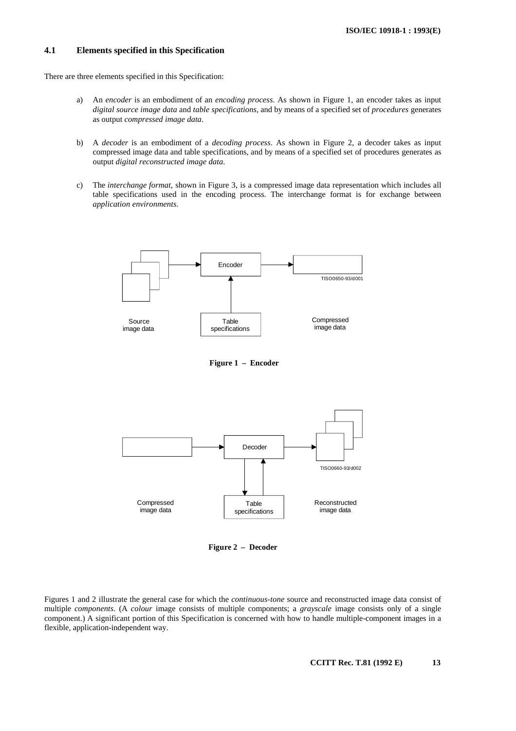### 4.1 Elements specified in this Specification

There are three elements specified in this Specification:

a) An *encoder* is an embodiment of an *encoding process*. As shown in Figure 1, an encoder takes as input *digital source image data* and *table specifications*, and by means of a specified set of *procedures* generates as output *compressed image data*.

b) A *decoder* is an embodiment of a *decoding process*. As shown in Figure 2, a decoder takes as input compressed image data and table specifications, and by means of a specified set of procedures generates as output *digital reconstructed image data*.

c) The *interchange format*, shown in Figure 3, is a compressed image data representation which includes all table specifications used in the encoding process. The interchange format is for exchange between *application environments*.

Encoder

TISO0650-93/d001

Source image data

Table specifications

Compressed image data

**Figure 1 – Encoder**

Decoder

TISO0660-93/d002

Compressed image data

Table specifications

Reconstructed image data

**Figure 2 – Decoder**

Figures 1 and 2 illustrate the general case for which the *continuous-tone* source and reconstructed image data consist of multiple *components*. (A *colour* image consists of multiple components; a *grayscale* image consists only of a single component.) A significant portion of this Specification is concerned with how to handle multiple-component images in a flexible, application-independent way.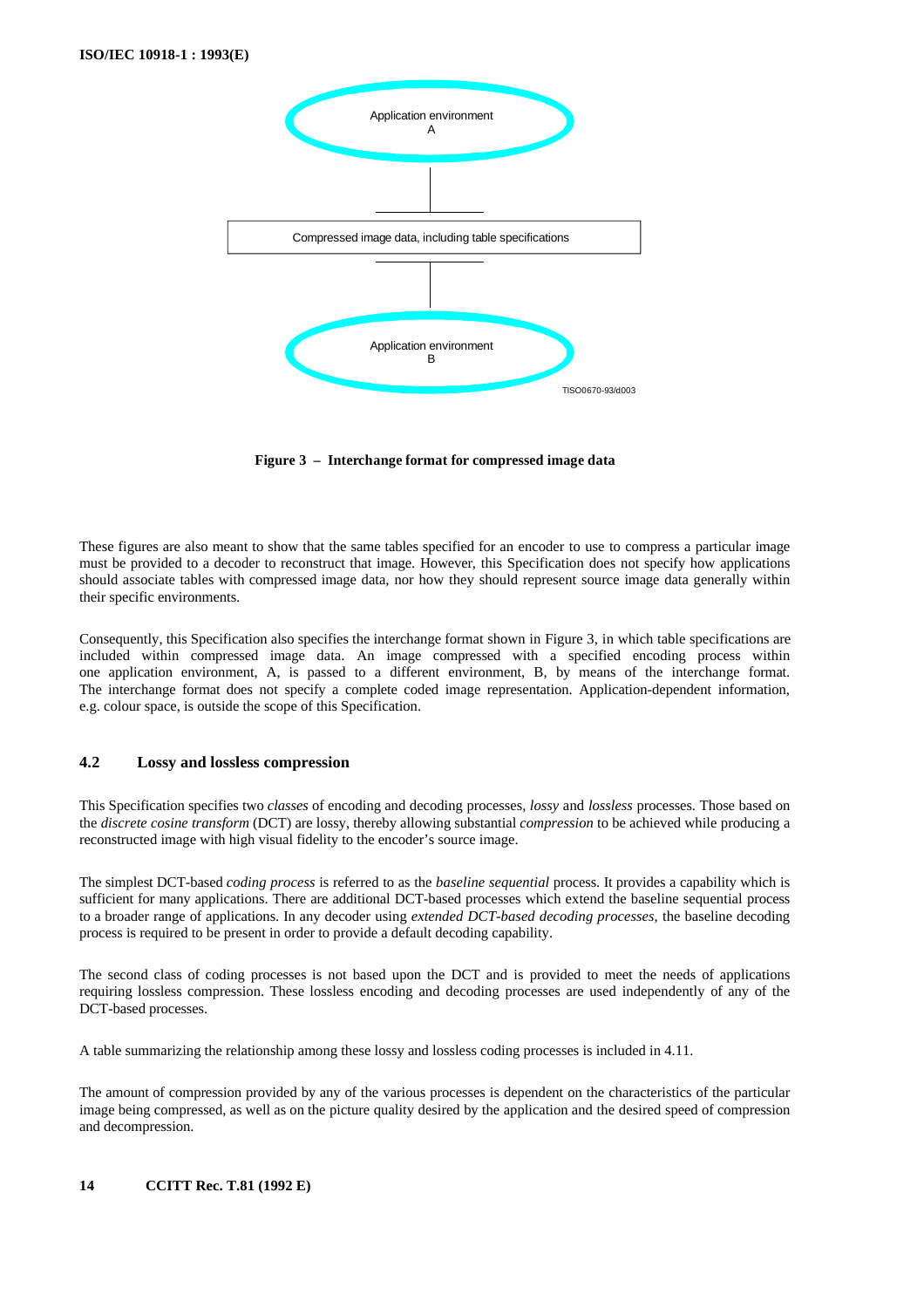Application environment
A

Compressed image data, including table specifications

Application environment
B

TISO0670-93/d003

**Figure 3 – Interchange format for compressed image data**

These figures are also meant to show that the same tables specified for an encoder to use to compress a particular image must be provided to a decoder to reconstruct that image. However, this Specification does not specify how applications should associate tables with compressed image data, nor how they should represent source image data generally within their specific environments.

Consequently, this Specification also specifies the interchange format shown in Figure 3, in which table specifications are included within compressed image data. An image compressed with a specified encoding process within one application environment, A, is passed to a different environment, B, by means of the interchange format. The interchange format does not specify a complete coded image representation. Application-dependent information, e.g. colour space, is outside the scope of this Specification.

### 4.2 Lossy and lossless compression

This Specification specifies two *classes* of encoding and decoding processes, *lossy* and *lossless* processes. Those based on the *discrete cosine transform* (DCT) are lossy, thereby allowing substantial *compression* to be achieved while producing a reconstructed image with high visual fidelity to the encoder's source image.

The simplest DCT-based *coding process* is referred to as the *baseline sequential* process. It provides a capability which is sufficient for many applications. There are additional DCT-based processes which extend the baseline sequential process to a broader range of applications. In any decoder using *extended DCT-based decoding processes*, the baseline decoding process is required to be present in order to provide a default decoding capability.

The second class of coding processes is not based upon the DCT and is provided to meet the needs of applications requiring lossless compression. These lossless encoding and decoding processes are used independently of any of the DCT-based processes.

A table summarizing the relationship among these lossy and lossless coding processes is included in 4.11.

The amount of compression provided by any of the various processes is dependent on the characteristics of the particular image being compressed, as well as on the picture quality desired by the application and the desired speed of compression and decompression.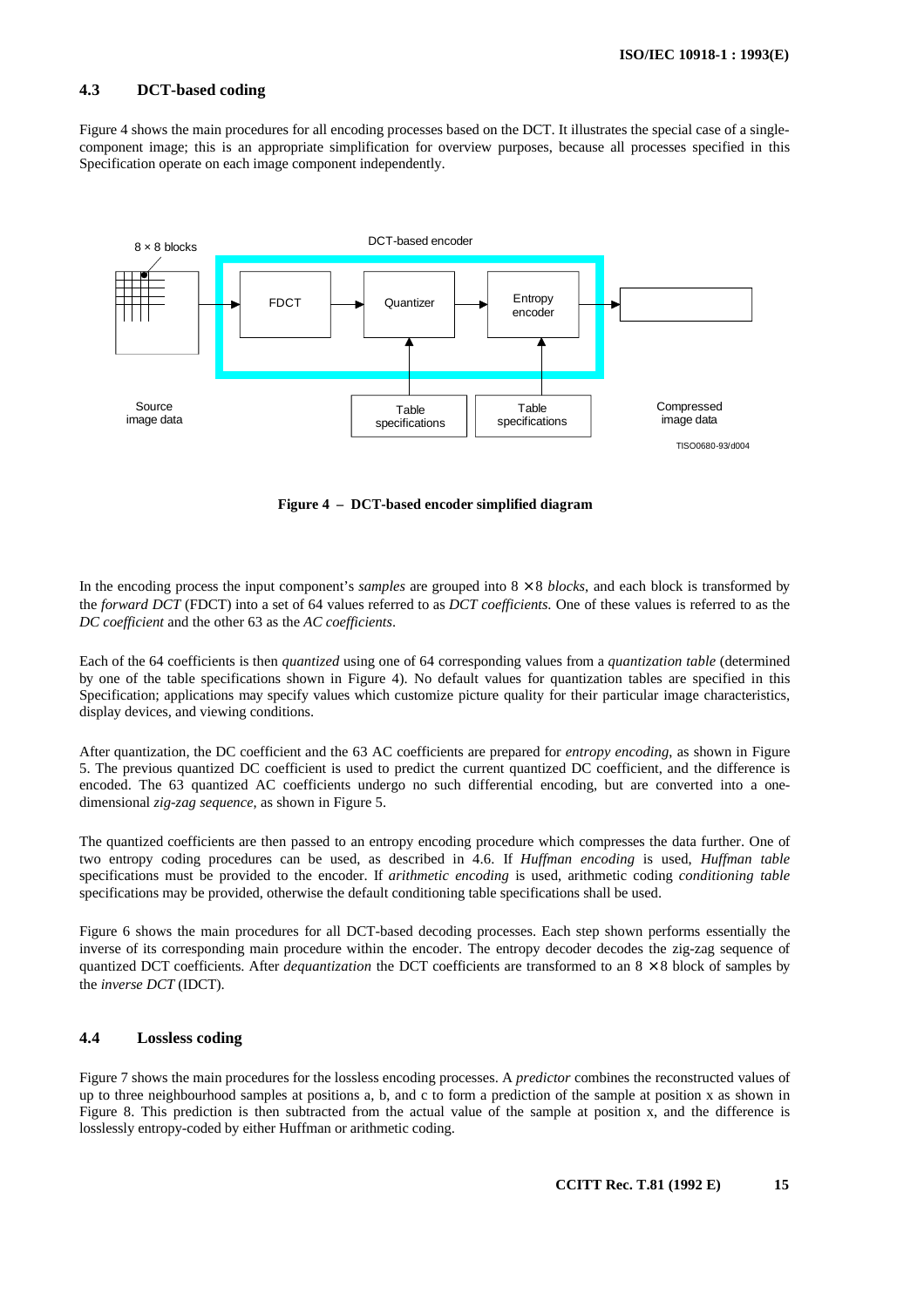## 4.3 DCT-based coding

Figure 4 shows the main procedures for all encoding processes based on the DCT. It illustrates the special case of a single-component image; this is an appropriate simplification for overview purposes, because all processes specified in this Specification operate on each image component independently.

8 × 8 blocks

DCT-based encoder

FDCT

Quantizer

Entropy encoder

Source image data

Table specifications

Table specifications

Compressed image data

TISO0680-93/d004

**Figure 4 – DCT-based encoder simplified diagram**

In the encoding process the input component's *samples* are grouped into 8 × 8 *blocks*, and each block is transformed by the *forward DCT* (FDCT) into a set of 64 values referred to as *DCT coefficients.* One of these values is referred to as the *DC coefficient* and the other 63 as the *AC coefficients*.

Each of the 64 coefficients is then *quantized* using one of 64 corresponding values from a *quantization table* (determined by one of the table specifications shown in Figure 4). No default values for quantization tables are specified in this Specification; applications may specify values which customize picture quality for their particular image characteristics, display devices, and viewing conditions.

After quantization, the DC coefficient and the 63 AC coefficients are prepared for *entropy encoding*, as shown in Figure 5. The previous quantized DC coefficient is used to predict the current quantized DC coefficient, and the difference is encoded. The 63 quantized AC coefficients undergo no such differential encoding, but are converted into a one-dimensional *zig-zag sequence*, as shown in Figure 5.

The quantized coefficients are then passed to an entropy encoding procedure which compresses the data further. One of two entropy coding procedures can be used, as described in 4.6. If *Huffman encoding* is used, *Huffman table* specifications must be provided to the encoder. If *arithmetic encoding* is used, arithmetic coding *conditioning table* specifications may be provided, otherwise the default conditioning table specifications shall be used.

Figure 6 shows the main procedures for all DCT-based decoding processes. Each step shown performs essentially the inverse of its corresponding main procedure within the encoder. The entropy decoder decodes the zig-zag sequence of quantized DCT coefficients. After *dequantization* the DCT coefficients are transformed to an 8 × 8 block of samples by the *inverse DCT* (IDCT).

## 4.4 Lossless coding

Figure 7 shows the main procedures for the lossless encoding processes. A *predictor* combines the reconstructed values of up to three neighbourhood samples at positions a, b, and c to form a prediction of the sample at position x as shown in Figure 8. This prediction is then subtracted from the actual value of the sample at position x, and the difference is losslessly entropy-coded by either Huffman or arithmetic coding.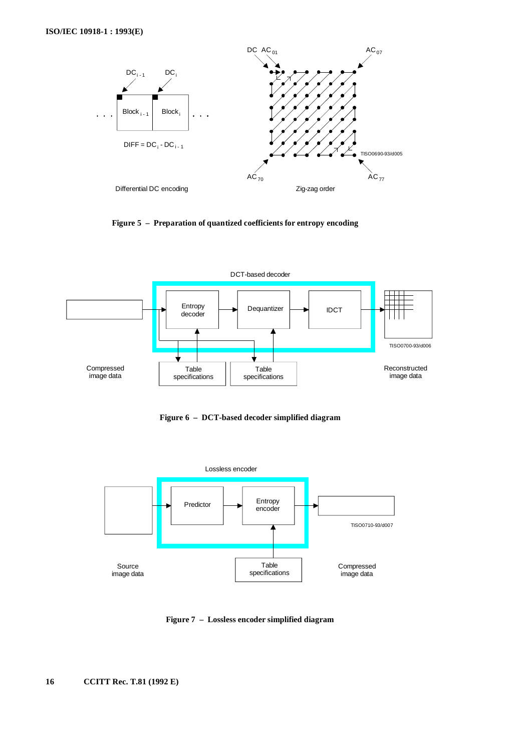Differential DC encoding

$DC_{i-1}$ $DC_i$

Block $_{i-1}$ Block $_i$

$DIFF = DC_i - DC_{i-1}$

Zig-zag order

DC $AC_{01}$ $AC_{07}$

$AC_{70}$ $AC_{77}$

TISO0690-93/d005

**Figure 5 – Preparation of quantized coefficients for entropy encoding**

DCT-based decoder

Entropy decoder

Dequantizer

IDCT

Table specifications

Table specifications

Compressed image data

Reconstructed image data

TISO0700-93/d006

**Figure 6 – DCT-based decoder simplified diagram**

Lossless encoder

Predictor

Entropy encoder

Table specifications

Source image data

Compressed image data

TISO0710-93/d007

**Figure 7 – Lossless encoder simplified diagram**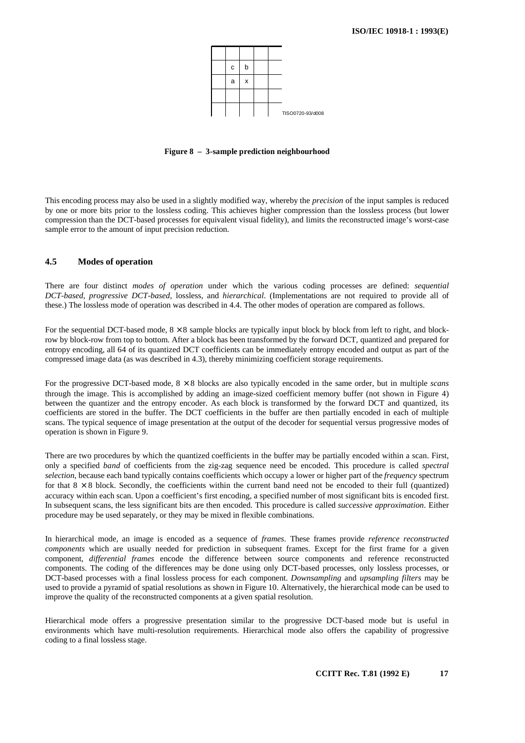c b

a x

TISO0720-93/d008

**Figure 8 – 3-sample prediction neighbourhood**

This encoding process may also be used in a slightly modified way, whereby the *precision* of the input samples is reduced by one or more bits prior to the lossless coding. This achieves higher compression than the lossless process (but lower compression than the DCT-based processes for equivalent visual fidelity), and limits the reconstructed image's worst-case sample error to the amount of input precision reduction.

## 4.5 Modes of operation

There are four distinct *modes of operation* under which the various coding processes are defined: *sequential DCT-based*, *progressive DCT-based*, lossless, and *hierarchical*. (Implementations are not required to provide all of these.) The lossless mode of operation was described in 4.4. The other modes of operation are compared as follows.

For the sequential DCT-based mode, $8 \times 8$ sample blocks are typically input block by block from left to right, and block-row by block-row from top to bottom. After a block has been transformed by the forward DCT, quantized and prepared for entropy encoding, all 64 of its quantized DCT coefficients can be immediately entropy encoded and output as part of the compressed image data (as was described in 4.3), thereby minimizing coefficient storage requirements.

For the progressive DCT-based mode, $8 \times 8$ blocks are also typically encoded in the same order, but in multiple *scans* through the image. This is accomplished by adding an image-sized coefficient memory buffer (not shown in Figure 4) between the quantizer and the entropy encoder. As each block is transformed by the forward DCT and quantized, its coefficients are stored in the buffer. The DCT coefficients in the buffer are then partially encoded in each of multiple scans. The typical sequence of image presentation at the output of the decoder for sequential versus progressive modes of operation is shown in Figure 9.

There are two procedures by which the quantized coefficients in the buffer may be partially encoded within a scan. First, only a specified *band* of coefficients from the zig-zag sequence need be encoded. This procedure is called *spectral selection*, because each band typically contains coefficients which occupy a lower or higher part of the *frequency* spectrum for that $8 \times 8$ block. Secondly, the coefficients within the current band need not be encoded to their full (quantized) accuracy within each scan. Upon a coefficient's first encoding, a specified number of most significant bits is encoded first. In subsequent scans, the less significant bits are then encoded. This procedure is called *successive approximation*. Either procedure may be used separately, or they may be mixed in flexible combinations.

In hierarchical mode, an image is encoded as a sequence of *frames*. These frames provide *reference reconstructed components* which are usually needed for prediction in subsequent frames. Except for the first frame for a given component, *differential frames* encode the difference between source components and reference reconstructed components. The coding of the differences may be done using only DCT-based processes, only lossless processes, or DCT-based processes with a final lossless process for each component. *Downsampling* and *upsampling filters* may be used to provide a pyramid of spatial resolutions as shown in Figure 10. Alternatively, the hierarchical mode can be used to improve the quality of the reconstructed components at a given spatial resolution.

Hierarchical mode offers a progressive presentation similar to the progressive DCT-based mode but is useful in environments which have multi-resolution requirements. Hierarchical mode also offers the capability of progressive coding to a final lossless stage.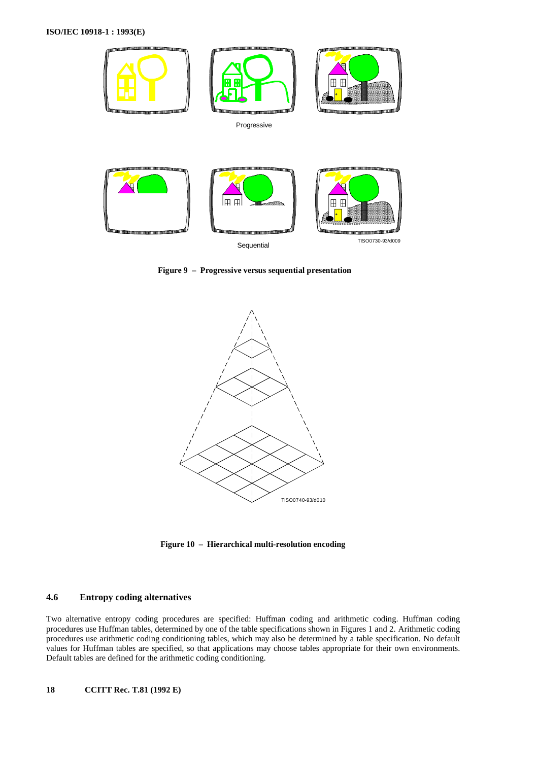Progressive

Sequential

TISO0730-93/d009

**Figure 9 – Progressive versus sequential presentation**

TISO0740-93/d010

**Figure 10 – Hierarchical multi-resolution encoding**

### 4.6 Entropy coding alternatives

Two alternative entropy coding procedures are specified: Huffman coding and arithmetic coding. Huffman coding procedures use Huffman tables, determined by one of the table specifications shown in Figures 1 and 2. Arithmetic coding procedures use arithmetic coding conditioning tables, which may also be determined by a table specification. No default values for Huffman tables are specified, so that applications may choose tables appropriate for their own environments. Default tables are defined for the arithmetic coding conditioning.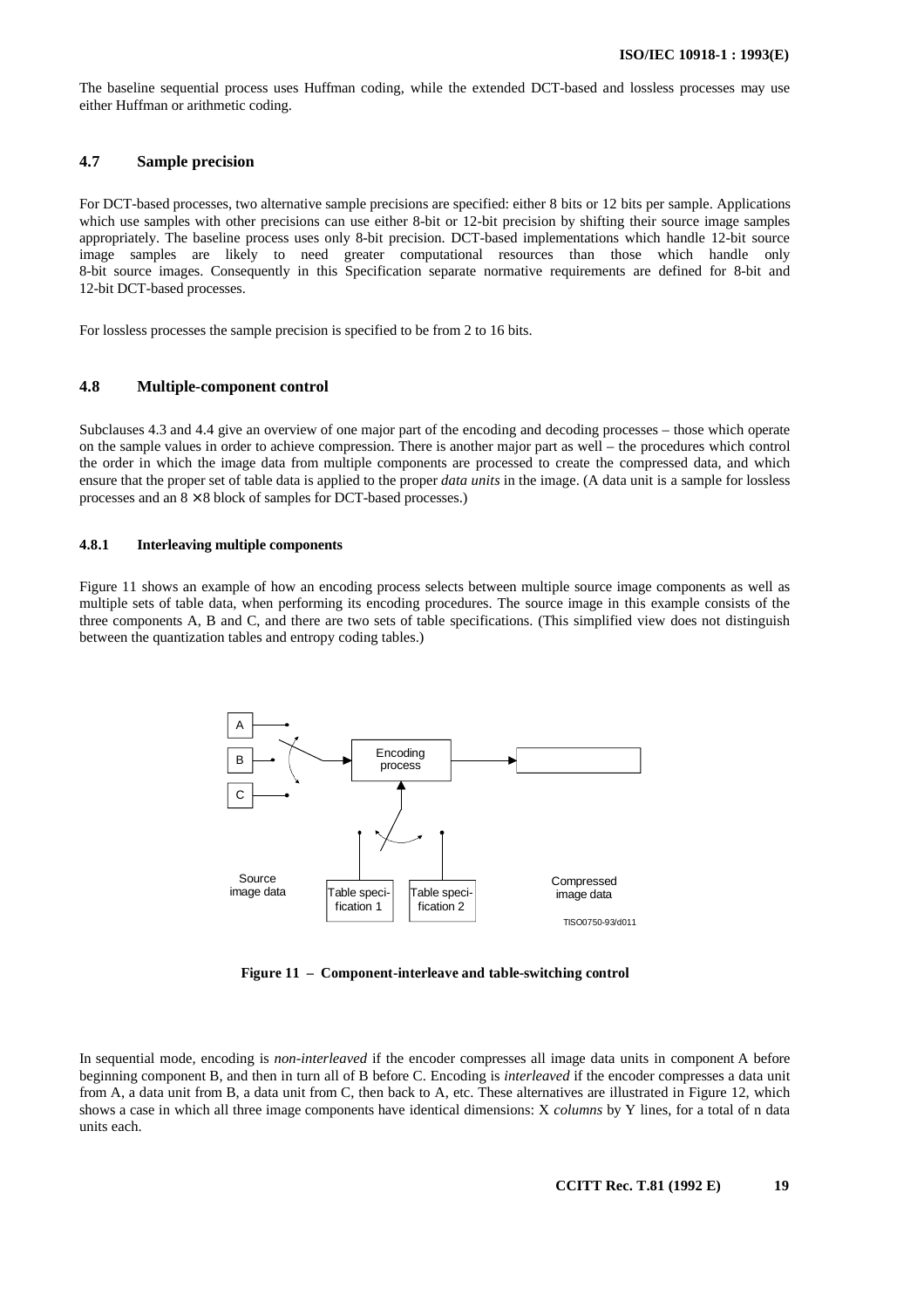The baseline sequential process uses Huffman coding, while the extended DCT-based and lossless processes may use either Huffman or arithmetic coding.

## 4.7 Sample precision

For DCT-based processes, two alternative sample precisions are specified: either 8 bits or 12 bits per sample. Applications which use samples with other precisions can use either 8-bit or 12-bit precision by shifting their source image samples appropriately. The baseline process uses only 8-bit precision. DCT-based implementations which handle 12-bit source image samples are likely to need greater computational resources than those which handle only 8-bit source images. Consequently in this Specification separate normative requirements are defined for 8-bit and 12-bit DCT-based processes.

For lossless processes the sample precision is specified to be from 2 to 16 bits.

## 4.8 Multiple-component control

Subclauses 4.3 and 4.4 give an overview of one major part of the encoding and decoding processes – those which operate on the sample values in order to achieve compression. There is another major part as well – the procedures which control the order in which the image data from multiple components are processed to create the compressed data, and which ensure that the proper set of table data is applied to the proper *data units* in the image. (A data unit is a sample for lossless processes and an $8 \times 8$ block of samples for DCT-based processes.)

### 4.8.1 Interleaving multiple components

Figure 11 shows an example of how an encoding process selects between multiple source image components as well as multiple sets of table data, when performing its encoding procedures. The source image in this example consists of the three components A, B and C, and there are two sets of table specifications. (This simplified view does not distinguish between the quantization tables and entropy coding tables.)

A
B
C
Encoding process
Source image data
Table specification 1
Table specification 2
Compressed image data
TISO0750-93/d011

**Figure 11 – Component-interleave and table-switching control**

In sequential mode, encoding is *non-interleaved* if the encoder compresses all image data units in component A before beginning component B, and then in turn all of B before C. Encoding is *interleaved* if the encoder compresses a data unit from A, a data unit from B, a data unit from C, then back to A, etc. These alternatives are illustrated in Figure 12, which shows a case in which all three image components have identical dimensions: X *columns* by Y lines, for a total of n data units each.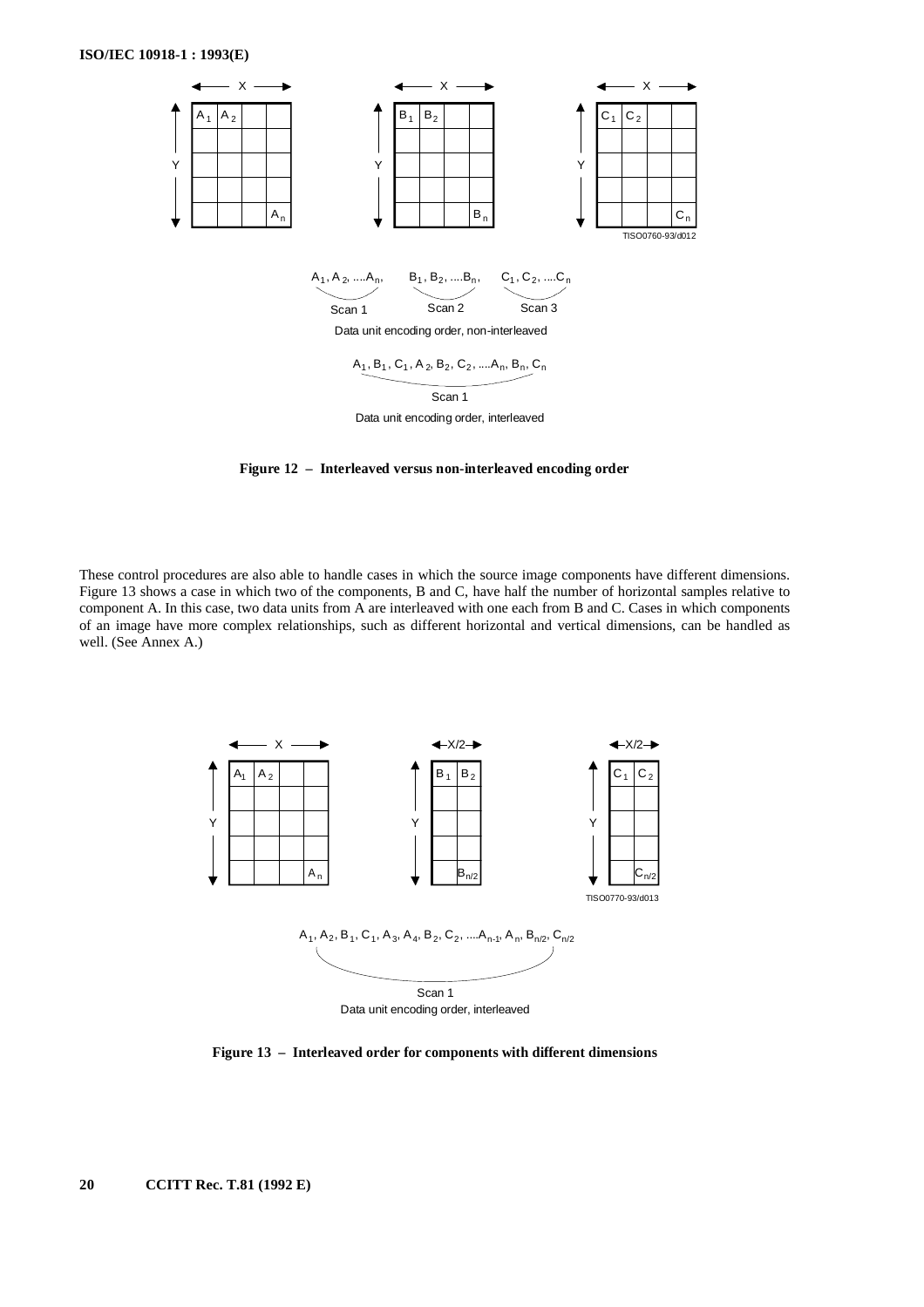X

$A_1$ $A_2$

$A_n$

Y

X

$B_1$ $B_2$

$B_n$

Y

X

$C_1$ $C_2$

$C_n$

Y

TISO0760-93/d012

$A_1, A_2, ....A_n,$ $B_1, B_2, ....B_n,$ $C_1, C_2, ....C_n$

Scan 1 Scan 2 Scan 3

Data unit encoding order, non-interleaved

$A_1, B_1, C_1, A_2, B_2, C_2, ....A_n, B_n, C_n$

Scan 1

Data unit encoding order, interleaved

**Figure 12 – Interleaved versus non-interleaved encoding order**

These control procedures are also able to handle cases in which the source image components have different dimensions. Figure 13 shows a case in which two of the components, B and C, have half the number of horizontal samples relative to component A. In this case, two data units from A are interleaved with one each from B and C. Cases in which components of an image have more complex relationships, such as different horizontal and vertical dimensions, can be handled as well. (See Annex A.)

X

$A_1$ $A_2$

$A_n$

Y

X/2

$B_1$ $B_2$

$B_{n/2}$

Y

X/2

$C_1$ $C_2$

$C_{n/2}$

Y

TISO0770-93/d013

$A_1, A_2, B_1, C_1, A_3, A_4, B_2, C_2, ....A_{n-1}, A_n, B_{n/2}, C_{n/2}$

Scan 1

Data unit encoding order, interleaved

**Figure 13 – Interleaved order for components with different dimensions**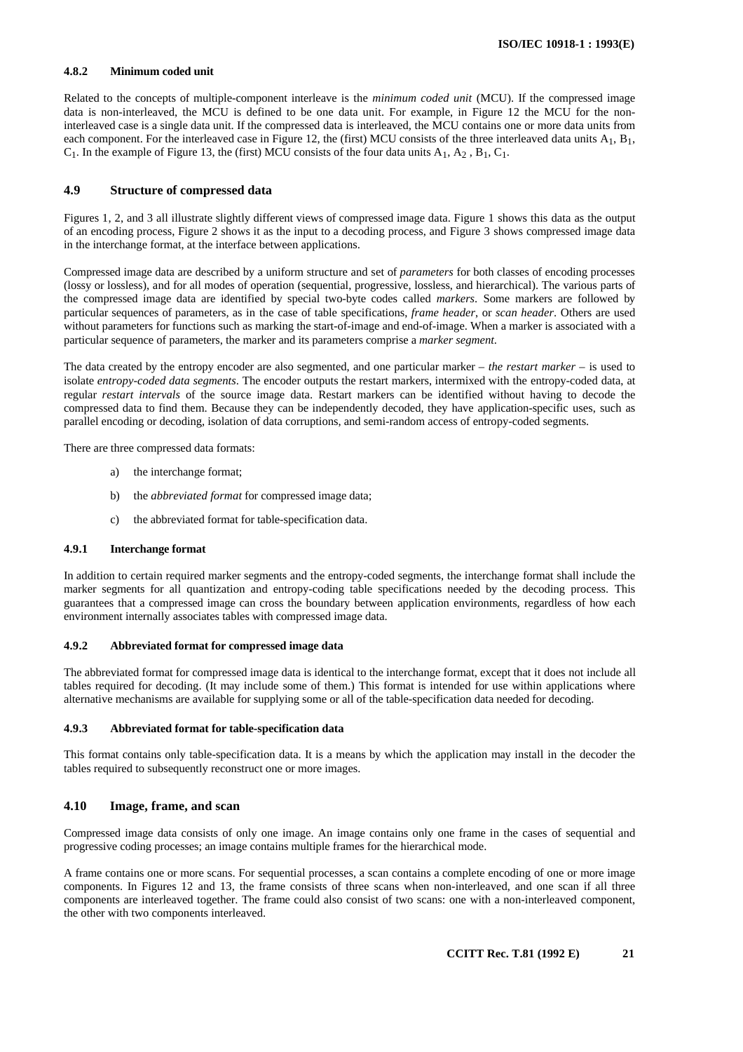### 4.8.2 Minimum coded unit

Related to the concepts of multiple-component interleave is the *minimum coded unit* (MCU). If the compressed image data is non-interleaved, the MCU is defined to be one data unit. For example, in Figure 12 the MCU for the non-interleaved case is a single data unit. If the compressed data is interleaved, the MCU contains one or more data units from each component. For the interleaved case in Figure 12, the (first) MCU consists of the three interleaved data units $A_1$, $B_1$, $C_1$. In the example of Figure 13, the (first) MCU consists of the four data units $A_1$, $A_2$ , $B_1$, $C_1$.

## 4.9 Structure of compressed data

Figures 1, 2, and 3 all illustrate slightly different views of compressed image data. Figure 1 shows this data as the output of an encoding process, Figure 2 shows it as the input to a decoding process, and Figure 3 shows compressed image data in the interchange format, at the interface between applications.

Compressed image data are described by a uniform structure and set of *parameters* for both classes of encoding processes (lossy or lossless), and for all modes of operation (sequential, progressive, lossless, and hierarchical). The various parts of the compressed image data are identified by special two-byte codes called *markers*. Some markers are followed by particular sequences of parameters, as in the case of table specifications, *frame header*, or *scan header*. Others are used without parameters for functions such as marking the start-of-image and end-of-image. When a marker is associated with a particular sequence of parameters, the marker and its parameters comprise a *marker segment*.

The data created by the entropy encoder are also segmented, and one particular marker – *the restart marker* – is used to isolate *entropy-coded data segments*. The encoder outputs the restart markers, intermixed with the entropy-coded data, at regular *restart intervals* of the source image data. Restart markers can be identified without having to decode the compressed data to find them. Because they can be independently decoded, they have application-specific uses, such as parallel encoding or decoding, isolation of data corruptions, and semi-random access of entropy-coded segments.

There are three compressed data formats:

a) the interchange format;

b) the *abbreviated format* for compressed image data;

c) the abbreviated format for table-specification data.

### 4.9.1 Interchange format

In addition to certain required marker segments and the entropy-coded segments, the interchange format shall include the marker segments for all quantization and entropy-coding table specifications needed by the decoding process. This guarantees that a compressed image can cross the boundary between application environments, regardless of how each environment internally associates tables with compressed image data.

### 4.9.2 Abbreviated format for compressed image data

The abbreviated format for compressed image data is identical to the interchange format, except that it does not include all tables required for decoding. (It may include some of them.) This format is intended for use within applications where alternative mechanisms are available for supplying some or all of the table-specification data needed for decoding.

### 4.9.3 Abbreviated format for table-specification data

This format contains only table-specification data. It is a means by which the application may install in the decoder the tables required to subsequently reconstruct one or more images.

## 4.10 Image, frame, and scan

Compressed image data consists of only one image. An image contains only one frame in the cases of sequential and progressive coding processes; an image contains multiple frames for the hierarchical mode.

A frame contains one or more scans. For sequential processes, a scan contains a complete encoding of one or more image components. In Figures 12 and 13, the frame consists of three scans when non-interleaved, and one scan if all three components are interleaved together. The frame could also consist of two scans: one with a non-interleaved component, the other with two components interleaved.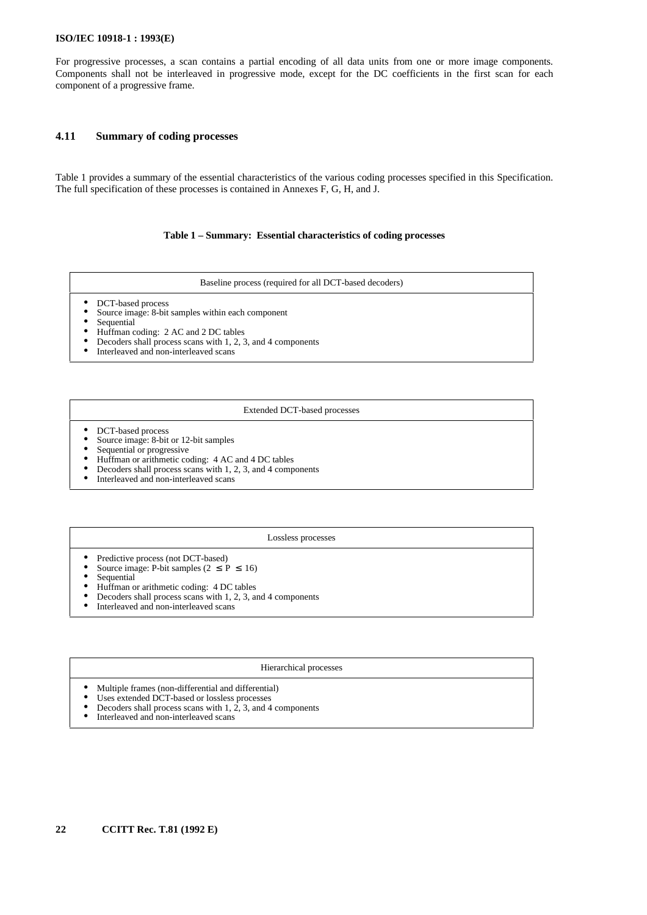For progressive processes, a scan contains a partial encoding of all data units from one or more image components. Components shall not be interleaved in progressive mode, except for the DC coefficients in the first scan for each component of a progressive frame.

## 4.11 Summary of coding processes

Table 1 provides a summary of the essential characteristics of the various coding processes specified in this Specification. The full specification of these processes is contained in Annexes F, G, H, and J.

**Table 1 – Summary: Essential characteristics of coding processes**

| Baseline process (required for all DCT-based decoders) |
|---|
| • DCT-based process<br>• Source image: 8-bit samples within each component<br>• Sequential<br>• Huffman coding: 2 AC and 2 DC tables<br>• Decoders shall process scans with 1, 2, 3, and 4 components<br>• Interleaved and non-interleaved scans |

| Extended DCT-based processes |
|---|
| • DCT-based process<br>• Source image: 8-bit or 12-bit samples<br>• Sequential or progressive<br>• Huffman or arithmetic coding: 4 AC and 4 DC tables<br>• Decoders shall process scans with 1, 2, 3, and 4 components<br>• Interleaved and non-interleaved scans |

| Lossless processes |
|---|
| • Predictive process (not DCT-based)<br>• Source image: P-bit samples ($2 \leq P \leq 16$)<br>• Sequential<br>• Huffman or arithmetic coding: 4 DC tables<br>• Decoders shall process scans with 1, 2, 3, and 4 components<br>• Interleaved and non-interleaved scans |

| Hierarchical processes |
|---|
| • Multiple frames (non-differential and differential)<br>• Uses extended DCT-based or lossless processes<br>• Decoders shall process scans with 1, 2, 3, and 4 components<br>• Interleaved and non-interleaved scans |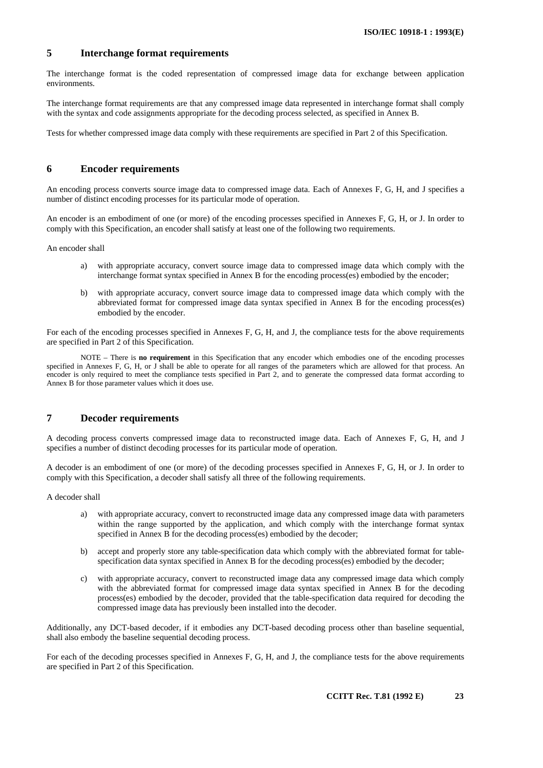## 5 Interchange format requirements

The interchange format is the coded representation of compressed image data for exchange between application environments.

The interchange format requirements are that any compressed image data represented in interchange format shall comply with the syntax and code assignments appropriate for the decoding process selected, as specified in Annex B.

Tests for whether compressed image data comply with these requirements are specified in Part 2 of this Specification.

## 6 Encoder requirements

An encoding process converts source image data to compressed image data. Each of Annexes F, G, H, and J specifies a number of distinct encoding processes for its particular mode of operation.

An encoder is an embodiment of one (or more) of the encoding processes specified in Annexes F, G, H, or J. In order to comply with this Specification, an encoder shall satisfy at least one of the following two requirements.

An encoder shall

a) with appropriate accuracy, convert source image data to compressed image data which comply with the interchange format syntax specified in Annex B for the encoding process(es) embodied by the encoder;

b) with appropriate accuracy, convert source image data to compressed image data which comply with the abbreviated format for compressed image data syntax specified in Annex B for the encoding process(es) embodied by the encoder.

For each of the encoding processes specified in Annexes F, G, H, and J, the compliance tests for the above requirements are specified in Part 2 of this Specification.

NOTE – There is **no requirement** in this Specification that any encoder which embodies one of the encoding processes specified in Annexes F, G, H, or J shall be able to operate for all ranges of the parameters which are allowed for that process. An encoder is only required to meet the compliance tests specified in Part 2, and to generate the compressed data format according to Annex B for those parameter values which it does use.

## 7 Decoder requirements

A decoding process converts compressed image data to reconstructed image data. Each of Annexes F, G, H, and J specifies a number of distinct decoding processes for its particular mode of operation.

A decoder is an embodiment of one (or more) of the decoding processes specified in Annexes F, G, H, or J. In order to comply with this Specification, a decoder shall satisfy all three of the following requirements.

A decoder shall

a) with appropriate accuracy, convert to reconstructed image data any compressed image data with parameters within the range supported by the application, and which comply with the interchange format syntax specified in Annex B for the decoding process(es) embodied by the decoder;

b) accept and properly store any table-specification data which comply with the abbreviated format for table-specification data syntax specified in Annex B for the decoding process(es) embodied by the decoder;

c) with appropriate accuracy, convert to reconstructed image data any compressed image data which comply with the abbreviated format for compressed image data syntax specified in Annex B for the decoding process(es) embodied by the decoder, provided that the table-specification data required for decoding the compressed image data has previously been installed into the decoder.

Additionally, any DCT-based decoder, if it embodies any DCT-based decoding process other than baseline sequential, shall also embody the baseline sequential decoding process.

For each of the decoding processes specified in Annexes F, G, H, and J, the compliance tests for the above requirements are specified in Part 2 of this Specification.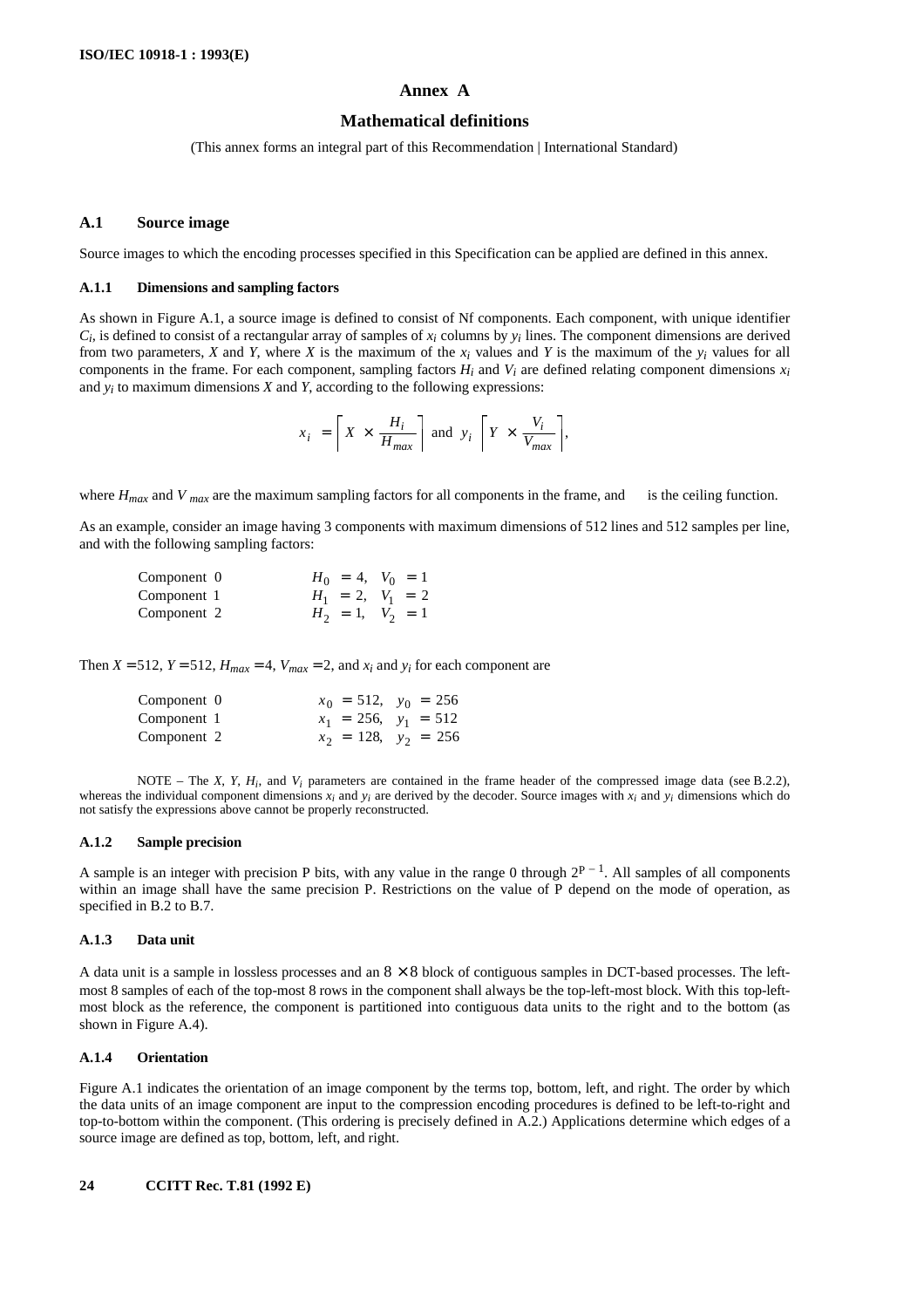# Annex A

## Mathematical definitions

(This annex forms an integral part of this Recommendation | International Standard)

### A.1 Source image

Source images to which the encoding processes specified in this Specification can be applied are defined in this annex.

#### A.1.1 Dimensions and sampling factors

As shown in Figure A.1, a source image is defined to consist of Nf components. Each component, with unique identifier $C_i$, is defined to consist of a rectangular array of samples of $x_i$ columns by $y_i$ lines. The component dimensions are derived from two parameters, $X$ and $Y$, where $X$ is the maximum of the $x_i$ values and $Y$ is the maximum of the $y_i$ values for all components in the frame. For each component, sampling factors $H_i$ and $V_i$ are defined relating component dimensions $x_i$ and $y_i$ to maximum dimensions $X$ and $Y$, according to the following expressions:

$$x_i = \left\lceil X \times \frac{H_i}{H_{max}} \right\rceil \text{ and } y_i \left\lceil Y \times \frac{V_i}{V_{max}} \right\rceil,$$

where $H_{max}$ and $V_{max}$ are the maximum sampling factors for all components in the frame, and $\lceil\ \rceil$ is the ceiling function.

As an example, consider an image having 3 components with maximum dimensions of 512 lines and 512 samples per line, and with the following sampling factors:

| | |
|---|---|
| Component 0 | $H_0 = 4, \quad V_0 = 1$ |
| Component 1 | $H_1 = 2, \quad V_1 = 2$ |
| Component 2 | $H_2 = 1, \quad V_2 = 1$ |

Then $X = 512$, $Y = 512$, $H_{max} = 4$, $V_{max} = 2$, and $x_i$ and $y_i$ for each component are

| | |
|---|---|
| Component 0 | $x_0 = 512, \quad y_0 = 256$ |
| Component 1 | $x_1 = 256, \quad y_1 = 512$ |
| Component 2 | $x_2 = 128, \quad y_2 = 256$ |

NOTE – The $X$, $Y$, $H_i$, and $V_i$ parameters are contained in the frame header of the compressed image data (see B.2.2), whereas the individual component dimensions $x_i$ and $y_i$ are derived by the decoder. Source images with $x_i$ and $y_i$ dimensions which do not satisfy the expressions above cannot be properly reconstructed.

#### A.1.2 Sample precision

A sample is an integer with precision P bits, with any value in the range 0 through $2^{P-1}$. All samples of all components within an image shall have the same precision P. Restrictions on the value of P depend on the mode of operation, as specified in B.2 to B.7.

#### A.1.3 Data unit

A data unit is a sample in lossless processes and an $8 \times 8$ block of contiguous samples in DCT-based processes. The left-most 8 samples of each of the top-most 8 rows in the component shall always be the top-left-most block. With this top-left-most block as the reference, the component is partitioned into contiguous data units to the right and to the bottom (as shown in Figure A.4).

#### A.1.4 Orientation

Figure A.1 indicates the orientation of an image component by the terms top, bottom, left, and right. The order by which the data units of an image component are input to the compression encoding procedures is defined to be left-to-right and top-to-bottom within the component. (This ordering is precisely defined in A.2.) Applications determine which edges of a source image are defined as top, bottom, left, and right.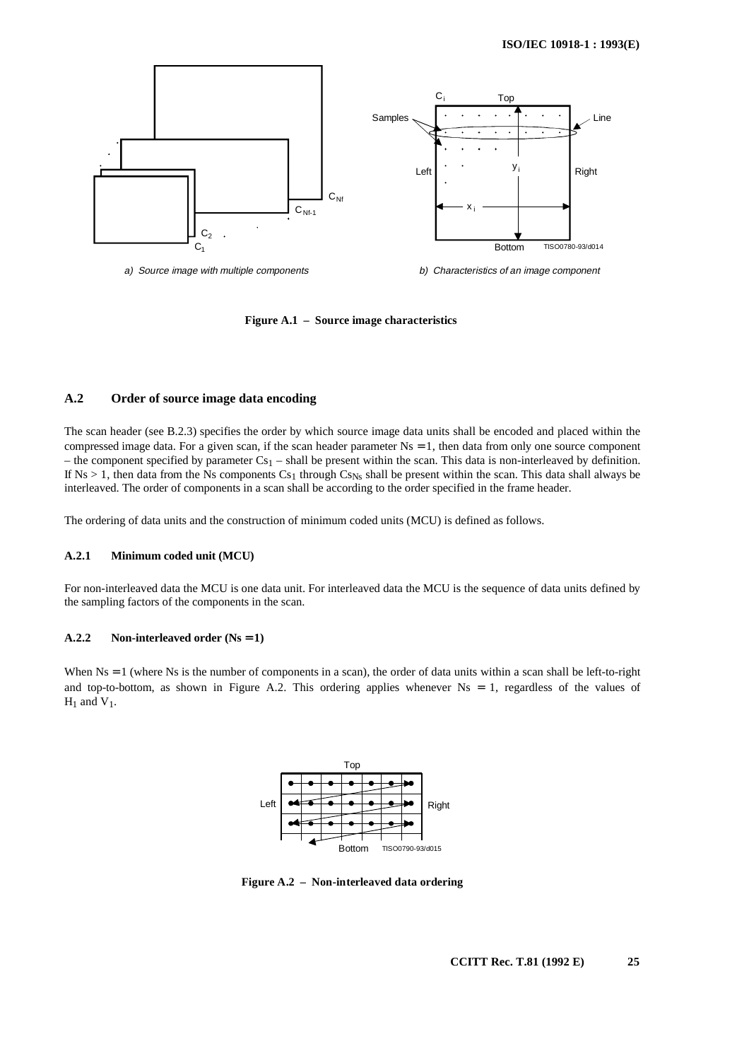Top

Samples

Line

Left

Right

Bottom

$C_{Nf}$

$C_{Nf-1}$

$C_2$

$C_1$

$C_i$

$y_i$

$x_i$

TISO0780-93/d014

*a) Source image with multiple components*

*b) Characteristics of an image component*

**Figure A.1 – Source image characteristics**

## A.2 Order of source image data encoding

The scan header (see B.2.3) specifies the order by which source image data units shall be encoded and placed within the compressed image data. For a given scan, if the scan header parameter $Ns = 1$, then data from only one source component – the component specified by parameter $Cs_1$ – shall be present within the scan. This data is non-interleaved by definition. If $Ns > 1$, then data from the Ns components $Cs_1$ through $Cs_{Ns}$ shall be present within the scan. This data shall always be interleaved. The order of components in a scan shall be according to the order specified in the frame header.

The ordering of data units and the construction of minimum coded units (MCU) is defined as follows.

### A.2.1 Minimum coded unit (MCU)

For non-interleaved data the MCU is one data unit. For interleaved data the MCU is the sequence of data units defined by the sampling factors of the components in the scan.

### A.2.2 Non-interleaved order (Ns = 1)

When $Ns = 1$ (where Ns is the number of components in a scan), the order of data units within a scan shall be left-to-right and top-to-bottom, as shown in Figure A.2. This ordering applies whenever $Ns = 1$, regardless of the values of $H_1$ and $V_1$.

Top

Left

Right

Bottom

TISO0790-93/d015

**Figure A.2 – Non-interleaved data ordering**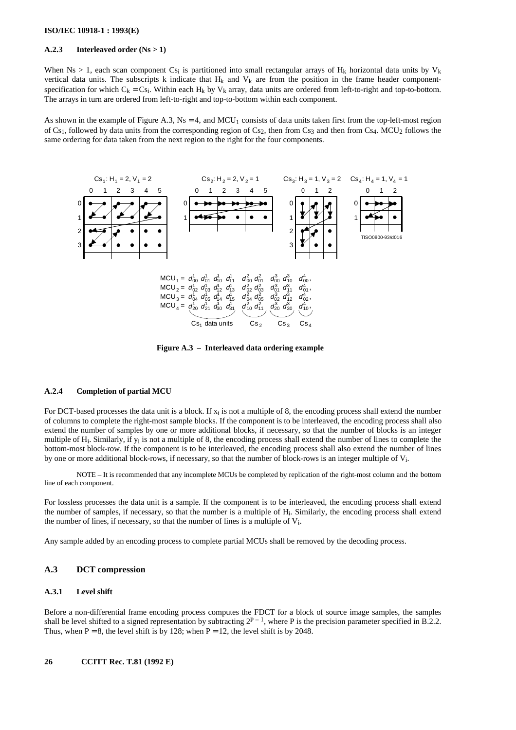### A.2.3 Interleaved order (Ns > 1)

When Ns > 1, each scan component $Cs_i$ is partitioned into small rectangular arrays of $H_k$ horizontal data units by $V_k$ vertical data units. The subscripts k indicate that $H_k$ and $V_k$ are from the position in the frame header component-specification for which $C_k = Cs_i$. Within each $H_k$ by $V_k$ array, data units are ordered from left-to-right and top-to-bottom. The arrays in turn are ordered from left-to-right and top-to-bottom within each component.

As shown in the example of Figure A.3, Ns = 4, and $MCU_1$ consists of data units taken first from the top-left-most region of $Cs_1$, followed by data units from the corresponding region of $Cs_2$, then from $Cs_3$ and then from $Cs_4$. $MCU_2$ follows the same ordering for data taken from the next region to the right for the four components.

$Cs_1$: $H_1 = 2, V_1 = 2$

$Cs_2$: $H_2 = 2, V_2 = 1$

$Cs_3$: $H_3 = 1, V_3 = 2$

$Cs_4$: $H_4 = 1, V_4 = 1$

TISO0800-93/d016

$$MCU_1 = d^1_{00}\ d^1_{01}\ d^1_{10}\ d^1_{11}\quad d^2_{00}\ d^2_{01}\quad d^3_{00}\ d^3_{10}\quad d^4_{00},$$
$$MCU_2 = d^1_{02}\ d^1_{03}\ d^1_{12}\ d^1_{13}\quad d^2_{02}\ d^2_{03}\quad d^3_{01}\ d^3_{11}\quad d^4_{01},$$
$$MCU_3 = d^1_{04}\ d^1_{05}\ d^1_{14}\ d^1_{15}\quad d^2_{04}\ d^2_{05}\quad d^3_{02}\ d^3_{12}\quad d^4_{02},$$
$$MCU_4 = d^1_{20}\ d^1_{21}\ d^1_{30}\ d^1_{31}\quad d^2_{10}\ d^2_{11}\quad d^3_{20}\ d^3_{30}\quad d^4_{10},$$

$Cs_1$ data units $Cs_2$ $Cs_3$ $Cs_4$

**Figure A.3 – Interleaved data ordering example**

### A.2.4 Completion of partial MCU

For DCT-based processes the data unit is a block. If $x_i$ is not a multiple of 8, the encoding process shall extend the number of columns to complete the right-most sample blocks. If the component is to be interleaved, the encoding process shall also extend the number of samples by one or more additional blocks, if necessary, so that the number of blocks is an integer multiple of $H_i$. Similarly, if $y_i$ is not a multiple of 8, the encoding process shall extend the number of lines to complete the bottom-most block-row. If the component is to be interleaved, the encoding process shall also extend the number of lines by one or more additional block-rows, if necessary, so that the number of block-rows is an integer multiple of $V_i$.

NOTE – It is recommended that any incomplete MCUs be completed by replication of the right-most column and the bottom line of each component.

For lossless processes the data unit is a sample. If the component is to be interleaved, the encoding process shall extend the number of samples, if necessary, so that the number is a multiple of $H_i$. Similarly, the encoding process shall extend the number of lines, if necessary, so that the number of lines is a multiple of $V_i$.

Any sample added by an encoding process to complete partial MCUs shall be removed by the decoding process.

## A.3 DCT compression

### A.3.1 Level shift

Before a non-differential frame encoding process computes the FDCT for a block of source image samples, the samples shall be level shifted to a signed representation by subtracting $2^{P-1}$, where P is the precision parameter specified in B.2.2. Thus, when P = 8, the level shift is by 128; when P = 12, the level shift is by 2048.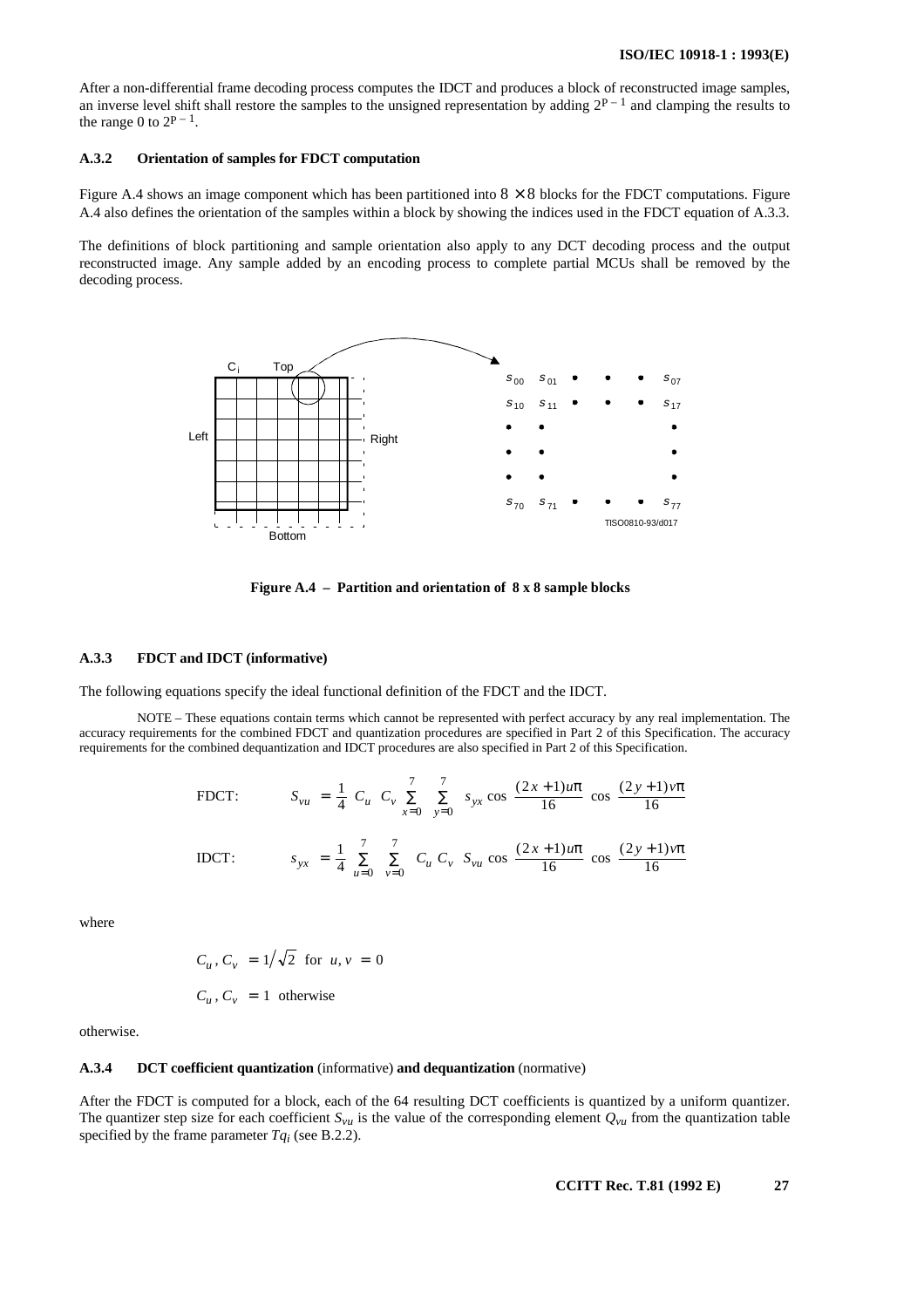After a non-differential frame decoding process computes the IDCT and produces a block of reconstructed image samples, an inverse level shift shall restore the samples to the unsigned representation by adding $2^{P-1}$ and clamping the results to the range 0 to $2^{P-1}$.

### A.3.2 Orientation of samples for FDCT computation

Figure A.4 shows an image component which has been partitioned into $8 \times 8$ blocks for the FDCT computations. Figure A.4 also defines the orientation of the samples within a block by showing the indices used in the FDCT equation of A.3.3.

The definitions of block partitioning and sample orientation also apply to any DCT decoding process and the output reconstructed image. Any sample added by an encoding process to complete partial MCUs shall be removed by the decoding process.

**Figure A.4 – Partition and orientation of 8 x 8 sample blocks**

### A.3.3 FDCT and IDCT (informative)

The following equations specify the ideal functional definition of the FDCT and the IDCT.

NOTE – These equations contain terms which cannot be represented with perfect accuracy by any real implementation. The accuracy requirements for the combined FDCT and quantization procedures are specified in Part 2 of this Specification. The accuracy requirements for the combined dequantization and IDCT procedures are also specified in Part 2 of this Specification.

FDCT:
$$S_{vu} = \frac{1}{4} C_u C_v \sum_{x=0}^{7} \sum_{y=0}^{7} s_{yx} \cos \frac{(2x+1)u\pi}{16} \cos \frac{(2y+1)v\pi}{16}$$

IDCT:
$$s_{yx} = \frac{1}{4} \sum_{u=0}^{7} \sum_{v=0}^{7} C_u C_v S_{vu} \cos \frac{(2x+1)u\pi}{16} \cos \frac{(2y+1)v\pi}{16}$$

where

$$C_u, C_v = 1/\sqrt{2} \text{ for } u, v = 0$$

$$C_u, C_v = 1 \text{ otherwise}$$

otherwise.

### A.3.4 DCT coefficient quantization (informative) and dequantization (normative)

After the FDCT is computed for a block, each of the 64 resulting DCT coefficients is quantized by a uniform quantizer. The quantizer step size for each coefficient $S_{vu}$ is the value of the corresponding element $Q_{vu}$ from the quantization table specified by the frame parameter $Tq_i$ (see B.2.2).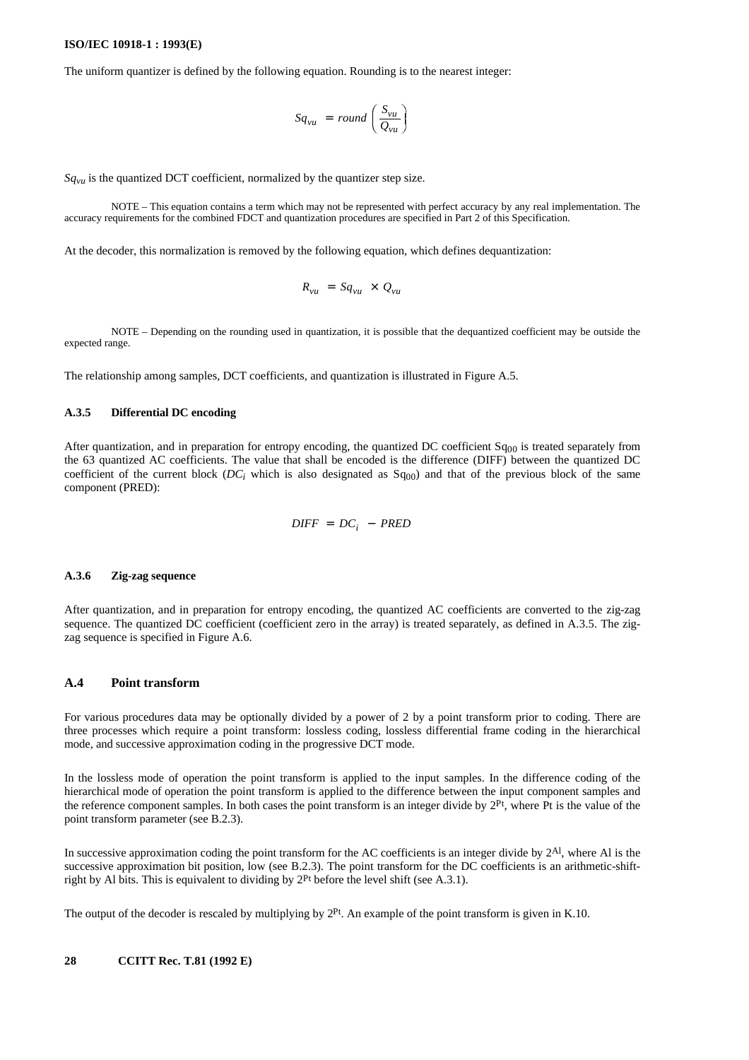The uniform quantizer is defined by the following equation. Rounding is to the nearest integer:

$$Sq_{vu} = round\left(\frac{S_{vu}}{Q_{vu}}\right)$$

$Sq_{vu}$ is the quantized DCT coefficient, normalized by the quantizer step size.

NOTE – This equation contains a term which may not be represented with perfect accuracy by any real implementation. The accuracy requirements for the combined FDCT and quantization procedures are specified in Part 2 of this Specification.

At the decoder, this normalization is removed by the following equation, which defines dequantization:

$$R_{vu} = Sq_{vu} \times Q_{vu}$$

NOTE – Depending on the rounding used in quantization, it is possible that the dequantized coefficient may be outside the expected range.

The relationship among samples, DCT coefficients, and quantization is illustrated in Figure A.5.

### A.3.5 Differential DC encoding

After quantization, and in preparation for entropy encoding, the quantized DC coefficient $Sq_{00}$ is treated separately from the 63 quantized AC coefficients. The value that shall be encoded is the difference (DIFF) between the quantized DC coefficient of the current block ($DC_i$ which is also designated as $Sq_{00}$) and that of the previous block of the same component (PRED):

$$DIFF = DC_i - PRED$$

### A.3.6 Zig-zag sequence

After quantization, and in preparation for entropy encoding, the quantized AC coefficients are converted to the zig-zag sequence. The quantized DC coefficient (coefficient zero in the array) is treated separately, as defined in A.3.5. The zig-zag sequence is specified in Figure A.6.

## A.4 Point transform

For various procedures data may be optionally divided by a power of 2 by a point transform prior to coding. There are three processes which require a point transform: lossless coding, lossless differential frame coding in the hierarchical mode, and successive approximation coding in the progressive DCT mode.

In the lossless mode of operation the point transform is applied to the input samples. In the difference coding of the hierarchical mode of operation the point transform is applied to the difference between the input component samples and the reference component samples. In both cases the point transform is an integer divide by $2^{Pt}$, where Pt is the value of the point transform parameter (see B.2.3).

In successive approximation coding the point transform for the AC coefficients is an integer divide by $2^{Al}$, where Al is the successive approximation bit position, low (see B.2.3). The point transform for the DC coefficients is an arithmetic-shift-right by Al bits. This is equivalent to dividing by $2^{Pt}$ before the level shift (see A.3.1).

The output of the decoder is rescaled by multiplying by $2^{Pt}$. An example of the point transform is given in K.10.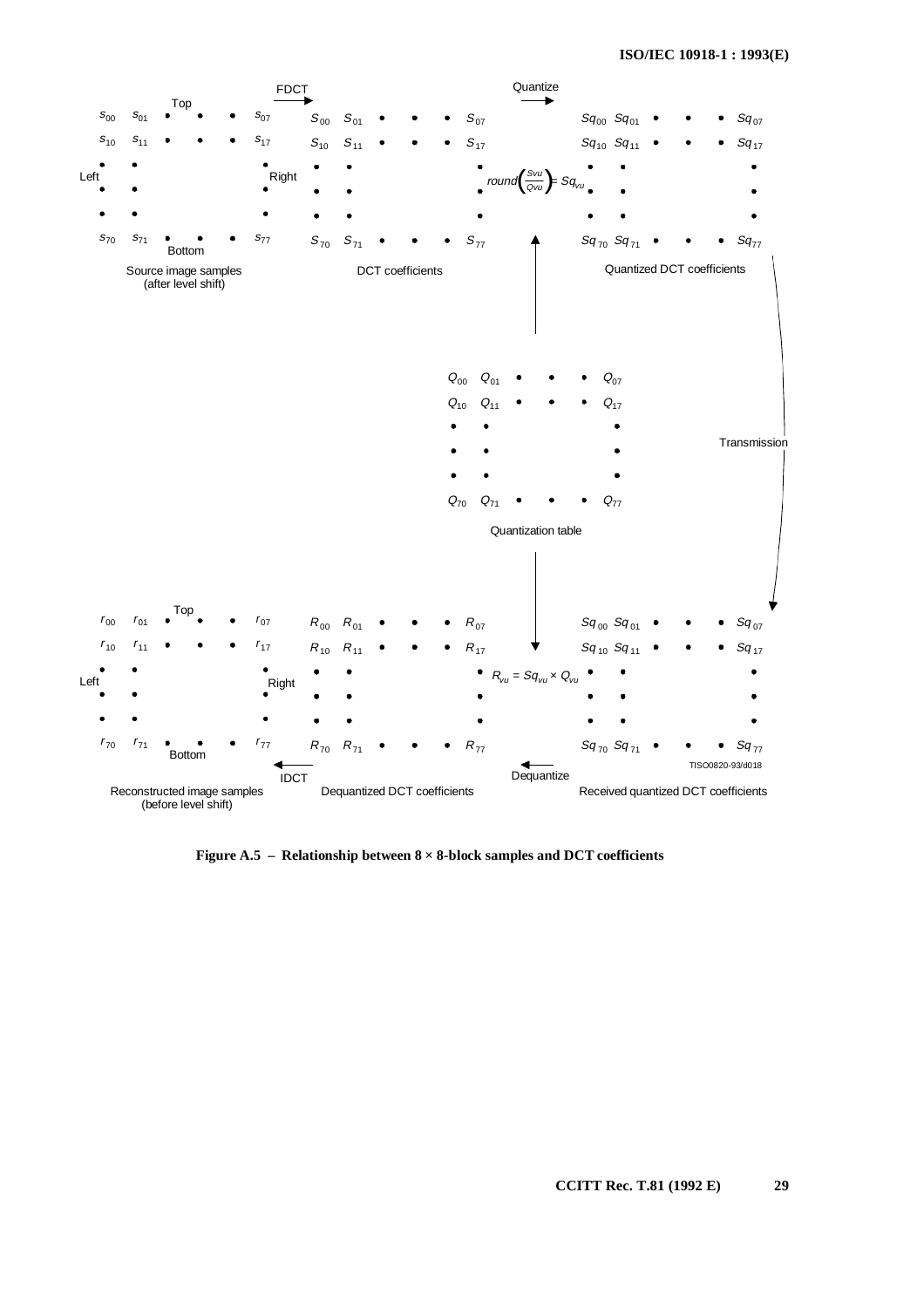FDCT

Top

$s_{00}$ $s_{01}$ • • • $s_{07}$

$s_{10}$ $s_{11}$ • • • $s_{17}$

Left • • • Right

$s_{70}$ $s_{71}$ • • • $s_{77}$

Bottom

Source image samples (after level shift)

$S_{00}$ $S_{01}$ • • • $S_{07}$

$S_{10}$ $S_{11}$ • • • $S_{17}$

$S_{70}$ $S_{71}$ • • • $S_{77}$

DCT coefficients

Quantize

$round\left(\frac{Svu}{Qvu}\right) = Sq_{vu}$

$Sq_{00}$ $Sq_{01}$ • • • $Sq_{07}$

$Sq_{10}$ $Sq_{11}$ • • • $Sq_{17}$

$Sq_{70}$ $Sq_{71}$ • • • $Sq_{77}$

Quantized DCT coefficients

$Q_{00}$ $Q_{01}$ • • • $Q_{07}$

$Q_{10}$ $Q_{11}$ • • • $Q_{17}$

$Q_{70}$ $Q_{71}$ • • • $Q_{77}$

Quantization table

Transmission

Top

$r_{00}$ $r_{01}$ • • • $r_{07}$

$r_{10}$ $r_{11}$ • • • $r_{17}$

Left • • • Right

$r_{70}$ $r_{71}$ • • • $r_{77}$

Bottom

IDCT

Reconstructed image samples (before level shift)

$R_{00}$ $R_{01}$ • • • $R_{07}$

$R_{10}$ $R_{11}$ • • • $R_{17}$

$R_{70}$ $R_{71}$ • • • $R_{77}$

Dequantized DCT coefficients

$R_{vu} = Sq_{vu} \times Q_{vu}$

Dequantize

$Sq_{00}$ $Sq_{01}$ • • • $Sq_{07}$

$Sq_{10}$ $Sq_{11}$ • • • $Sq_{17}$

$Sq_{70}$ $Sq_{71}$ • • • $Sq_{77}$

Received quantized DCT coefficients

TISO0820-93/d018

**Figure A.5 – Relationship between 8 × 8-block samples and DCT coefficients**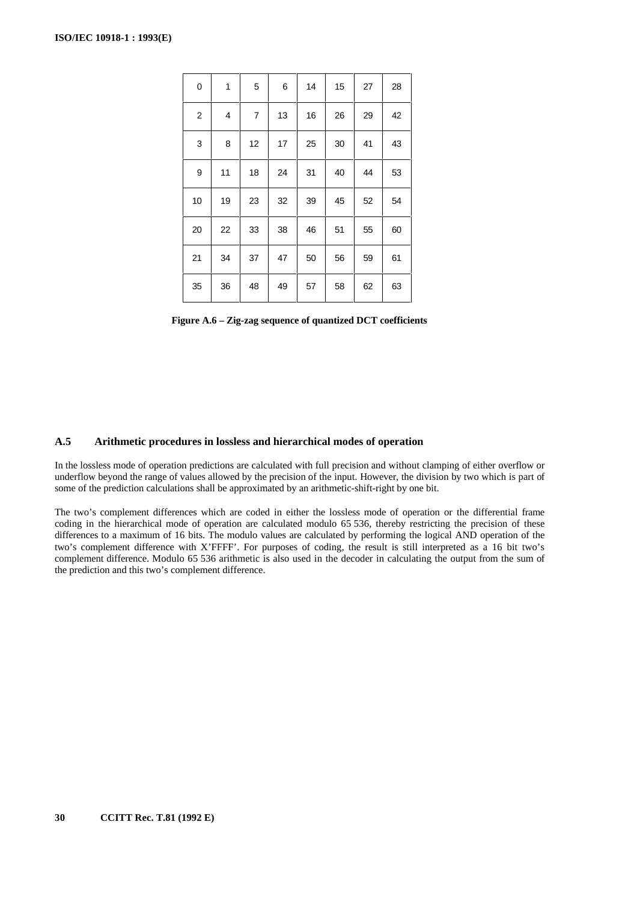| | | | | | | | |
|---|---|---|---|---|---|---|---|
| 0 | 1 | 5 | 6 | 14 | 15 | 27 | 28 |
| 2 | 4 | 7 | 13 | 16 | 26 | 29 | 42 |
| 3 | 8 | 12 | 17 | 25 | 30 | 41 | 43 |
| 9 | 11 | 18 | 24 | 31 | 40 | 44 | 53 |
| 10 | 19 | 23 | 32 | 39 | 45 | 52 | 54 |
| 20 | 22 | 33 | 38 | 46 | 51 | 55 | 60 |
| 21 | 34 | 37 | 47 | 50 | 56 | 59 | 61 |
| 35 | 36 | 48 | 49 | 57 | 58 | 62 | 63 |

**Figure A.6 – Zig-zag sequence of quantized DCT coefficients**

## A.5 Arithmetic procedures in lossless and hierarchical modes of operation

In the lossless mode of operation predictions are calculated with full precision and without clamping of either overflow or underflow beyond the range of values allowed by the precision of the input. However, the division by two which is part of some of the prediction calculations shall be approximated by an arithmetic-shift-right by one bit.

The two's complement differences which are coded in either the lossless mode of operation or the differential frame coding in the hierarchical mode of operation are calculated modulo 65 536, thereby restricting the precision of these differences to a maximum of 16 bits. The modulo values are calculated by performing the logical AND operation of the two's complement difference with X'FFFF'. For purposes of coding, the result is still interpreted as a 16 bit two's complement difference. Modulo 65 536 arithmetic is also used in the decoder in calculating the output from the sum of the prediction and this two's complement difference.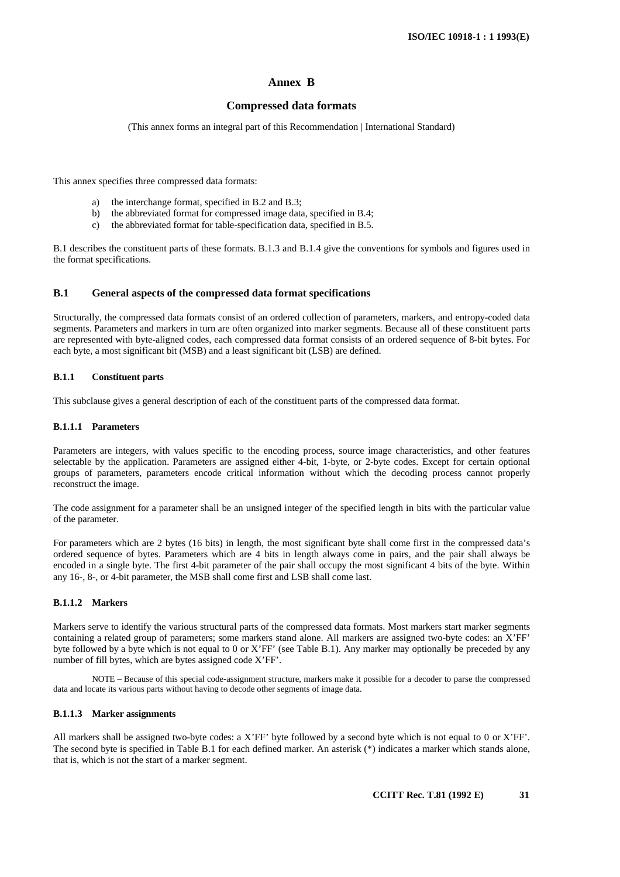# Annex B

## Compressed data formats

(This annex forms an integral part of this Recommendation | International Standard)

This annex specifies three compressed data formats:

a) the interchange format, specified in B.2 and B.3;
b) the abbreviated format for compressed image data, specified in B.4;
c) the abbreviated format for table-specification data, specified in B.5.

B.1 describes the constituent parts of these formats. B.1.3 and B.1.4 give the conventions for symbols and figures used in the format specifications.

### B.1 General aspects of the compressed data format specifications

Structurally, the compressed data formats consist of an ordered collection of parameters, markers, and entropy-coded data segments. Parameters and markers in turn are often organized into marker segments. Because all of these constituent parts are represented with byte-aligned codes, each compressed data format consists of an ordered sequence of 8-bit bytes. For each byte, a most significant bit (MSB) and a least significant bit (LSB) are defined.

#### B.1.1 Constituent parts

This subclause gives a general description of each of the constituent parts of the compressed data format.

##### B.1.1.1 Parameters

Parameters are integers, with values specific to the encoding process, source image characteristics, and other features selectable by the application. Parameters are assigned either 4-bit, 1-byte, or 2-byte codes. Except for certain optional groups of parameters, parameters encode critical information without which the decoding process cannot properly reconstruct the image.

The code assignment for a parameter shall be an unsigned integer of the specified length in bits with the particular value of the parameter.

For parameters which are 2 bytes (16 bits) in length, the most significant byte shall come first in the compressed data's ordered sequence of bytes. Parameters which are 4 bits in length always come in pairs, and the pair shall always be encoded in a single byte. The first 4-bit parameter of the pair shall occupy the most significant 4 bits of the byte. Within any 16-, 8-, or 4-bit parameter, the MSB shall come first and LSB shall come last.

##### B.1.1.2 Markers

Markers serve to identify the various structural parts of the compressed data formats. Most markers start marker segments containing a related group of parameters; some markers stand alone. All markers are assigned two-byte codes: an X'FF' byte followed by a byte which is not equal to 0 or X'FF' (see Table B.1). Any marker may optionally be preceded by any number of fill bytes, which are bytes assigned code X'FF'.

NOTE – Because of this special code-assignment structure, markers make it possible for a decoder to parse the compressed data and locate its various parts without having to decode other segments of image data.

##### B.1.1.3 Marker assignments

All markers shall be assigned two-byte codes: a X'FF' byte followed by a second byte which is not equal to 0 or X'FF'. The second byte is specified in Table B.1 for each defined marker. An asterisk (*) indicates a marker which stands alone, that is, which is not the start of a marker segment.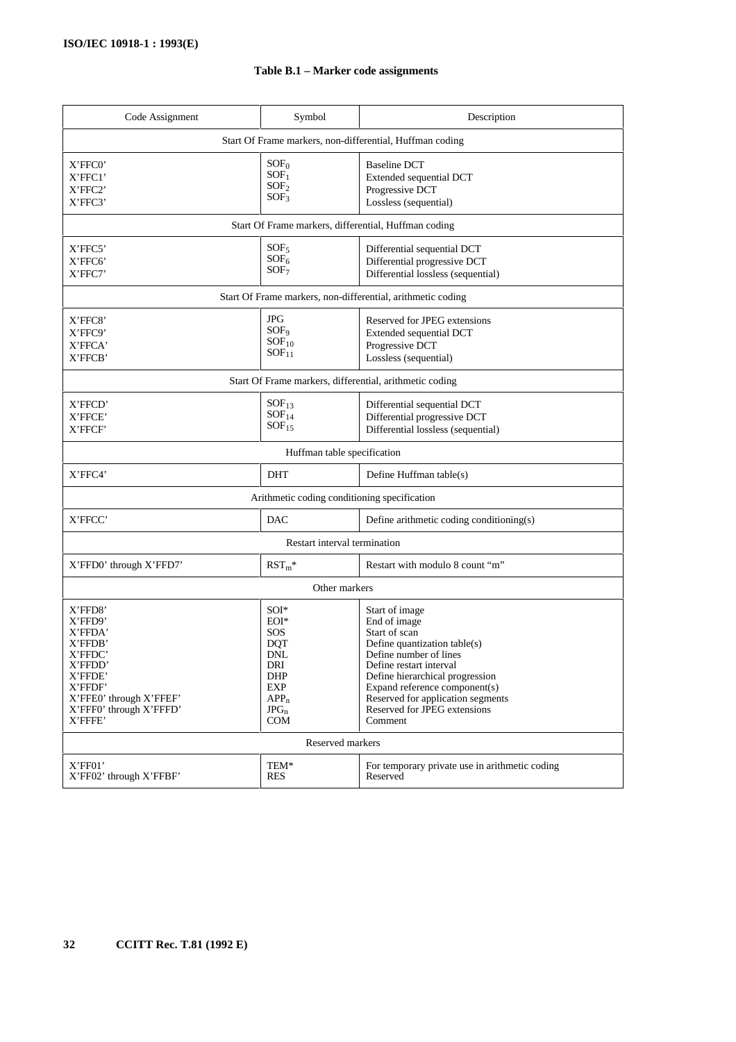**Table B.1 – Marker code assignments**

| Code Assignment | Symbol | Description |
|---|---|---|
| Start Of Frame markers, non-differential, Huffman coding | | |
| X'FFC0' | $SOF_0$ | Baseline DCT |
| X'FFC1' | $SOF_1$ | Extended sequential DCT |
| X'FFC2' | $SOF_2$ | Progressive DCT |
| X'FFC3' | $SOF_3$ | Lossless (sequential) |
| Start Of Frame markers, differential, Huffman coding | | |
| X'FFC5' | $SOF_5$ | Differential sequential DCT |
| X'FFC6' | $SOF_6$ | Differential progressive DCT |
| X'FFC7' | $SOF_7$ | Differential lossless (sequential) |
| Start Of Frame markers, non-differential, arithmetic coding | | |
| X'FFC8' | JPG | Reserved for JPEG extensions |
| X'FFC9' | $SOF_9$ | Extended sequential DCT |
| X'FFCA' | $SOF_{10}$ | Progressive DCT |
| X'FFCB' | $SOF_{11}$ | Lossless (sequential) |
| Start Of Frame markers, differential, arithmetic coding | | |
| X'FFCD' | $SOF_{13}$ | Differential sequential DCT |
| X'FFCE' | $SOF_{14}$ | Differential progressive DCT |
| X'FFCF' | $SOF_{15}$ | Differential lossless (sequential) |
| Huffman table specification | | |
| X'FFC4' | DHT | Define Huffman table(s) |
| Arithmetic coding conditioning specification | | |
| X'FFCC' | DAC | Define arithmetic coding conditioning(s) |
| Restart interval termination | | |
| X'FFD0' through X'FFD7' | $RST_m$* | Restart with modulo 8 count "m" |
| Other markers | | |
| X'FFD8' | SOI* | Start of image |
| X'FFD9' | EOI* | End of image |
| X'FFDA' | SOS | Start of scan |
| X'FFDB' | DQT | Define quantization table(s) |
| X'FFDC' | DNL | Define number of lines |
| X'FFDD' | DRI | Define restart interval |
| X'FFDE' | DHP | Define hierarchical progression |
| X'FFDF' | EXP | Expand reference component(s) |
| X'FFE0' through X'FFEF' | $APP_n$ | Reserved for application segments |
| X'FFF0' through X'FFFD' | $JPG_n$ | Reserved for JPEG extensions |
| X'FFFE' | COM | Comment |
| Reserved markers | | |
| X'FF01' | TEM* | For temporary private use in arithmetic coding |
| X'FF02' through X'FFBF' | RES | Reserved |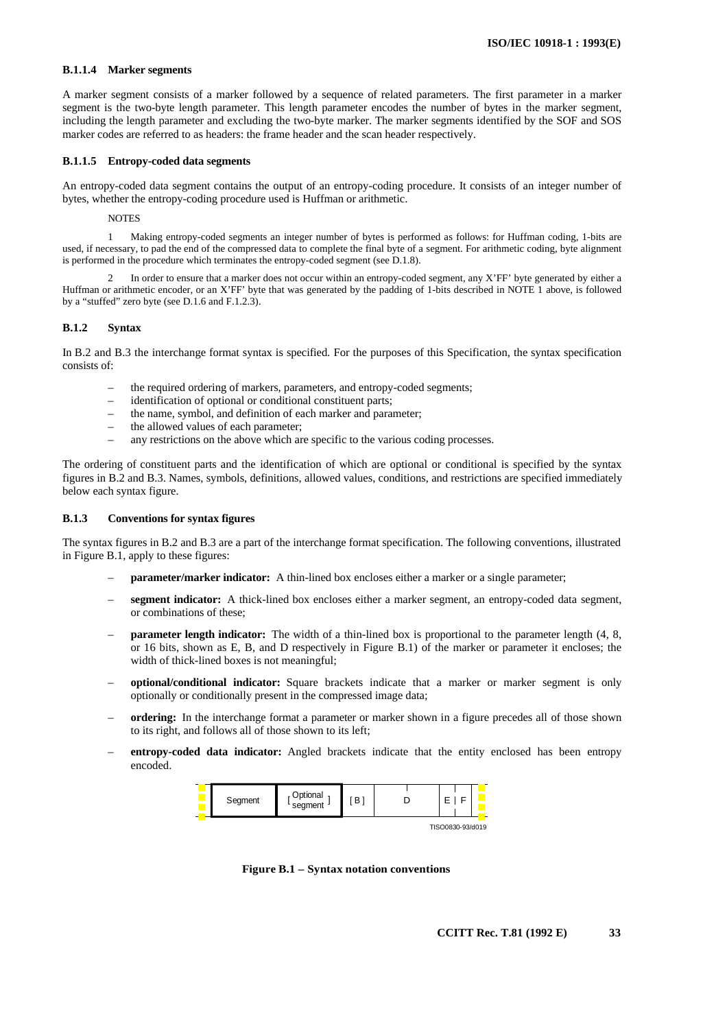#### B.1.1.4 Marker segments

A marker segment consists of a marker followed by a sequence of related parameters. The first parameter in a marker segment is the two-byte length parameter. This length parameter encodes the number of bytes in the marker segment, including the length parameter and excluding the two-byte marker. The marker segments identified by the SOF and SOS marker codes are referred to as headers: the frame header and the scan header respectively.

#### B.1.1.5 Entropy-coded data segments

An entropy-coded data segment contains the output of an entropy-coding procedure. It consists of an integer number of bytes, whether the entropy-coding procedure used is Huffman or arithmetic.

NOTES

1 Making entropy-coded segments an integer number of bytes is performed as follows: for Huffman coding, 1-bits are used, if necessary, to pad the end of the compressed data to complete the final byte of a segment. For arithmetic coding, byte alignment is performed in the procedure which terminates the entropy-coded segment (see D.1.8).

2 In order to ensure that a marker does not occur within an entropy-coded segment, any X'FF' byte generated by either a Huffman or arithmetic encoder, or an X'FF' byte that was generated by the padding of 1-bits described in NOTE 1 above, is followed by a "stuffed" zero byte (see D.1.6 and F.1.2.3).

### B.1.2 Syntax

In B.2 and B.3 the interchange format syntax is specified. For the purposes of this Specification, the syntax specification consists of:

- the required ordering of markers, parameters, and entropy-coded segments;
- identification of optional or conditional constituent parts;
- the name, symbol, and definition of each marker and parameter;
- the allowed values of each parameter;
- any restrictions on the above which are specific to the various coding processes.

The ordering of constituent parts and the identification of which are optional or conditional is specified by the syntax figures in B.2 and B.3. Names, symbols, definitions, allowed values, conditions, and restrictions are specified immediately below each syntax figure.

### B.1.3 Conventions for syntax figures

The syntax figures in B.2 and B.3 are a part of the interchange format specification. The following conventions, illustrated in Figure B.1, apply to these figures:

- **parameter/marker indicator:** A thin-lined box encloses either a marker or a single parameter;
- **segment indicator:** A thick-lined box encloses either a marker segment, an entropy-coded data segment, or combinations of these;
- **parameter length indicator:** The width of a thin-lined box is proportional to the parameter length (4, 8, or 16 bits, shown as E, B, and D respectively in Figure B.1) of the marker or parameter it encloses; the width of thick-lined boxes is not meaningful;
- **optional/conditional indicator:** Square brackets indicate that a marker or marker segment is only optionally or conditionally present in the compressed image data;
- **ordering:** In the interchange format a parameter or marker shown in a figure precedes all of those shown to its right, and follows all of those shown to its left;
- **entropy-coded data indicator:** Angled brackets indicate that the entity enclosed has been entropy encoded.

Segment
[ Optional segment ]
[ B ]
D
E | F

TISO0830-93/d019

**Figure B.1 – Syntax notation conventions**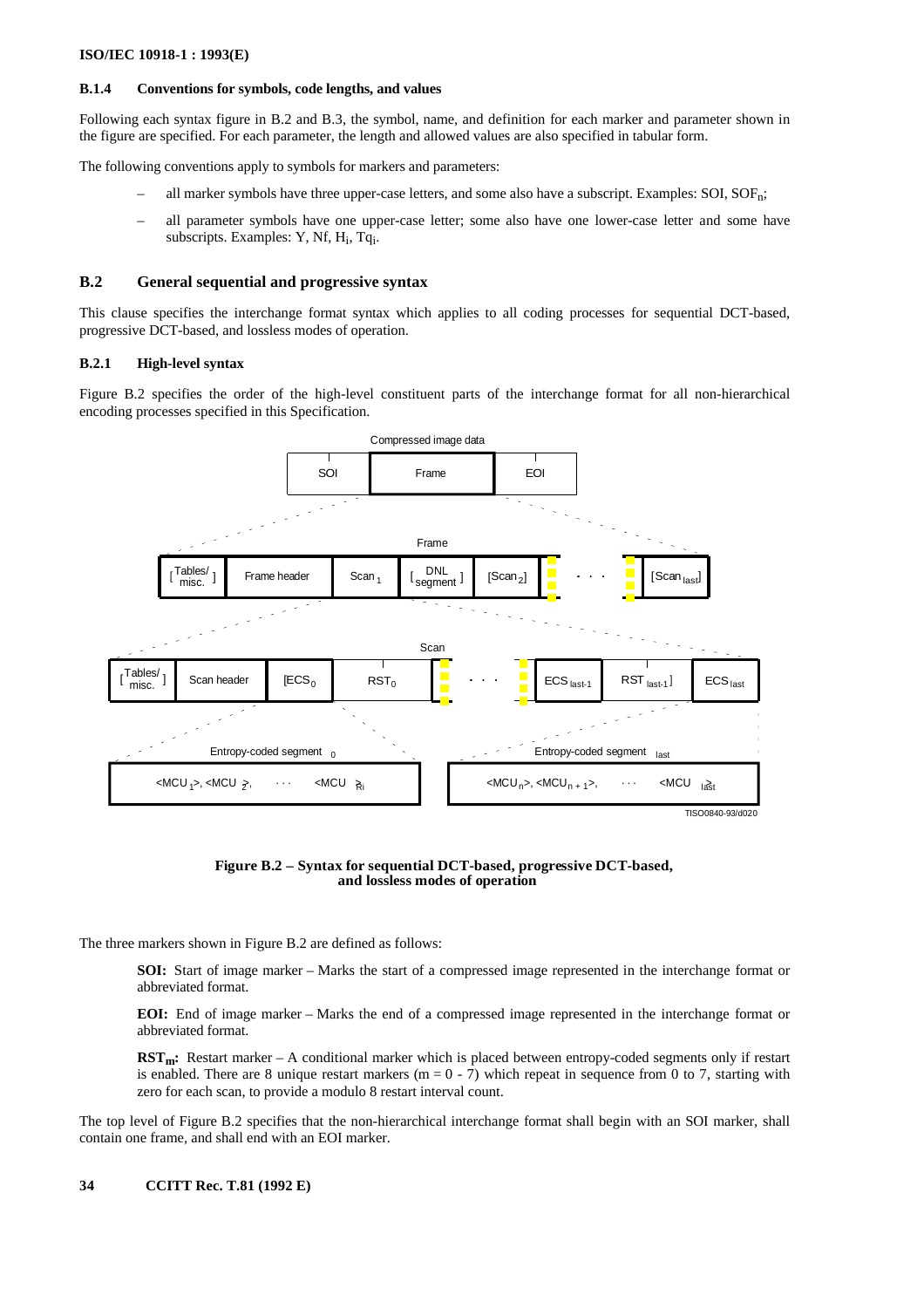### B.1.4 Conventions for symbols, code lengths, and values

Following each syntax figure in B.2 and B.3, the symbol, name, and definition for each marker and parameter shown in the figure are specified. For each parameter, the length and allowed values are also specified in tabular form.

The following conventions apply to symbols for markers and parameters:

- all marker symbols have three upper-case letters, and some also have a subscript. Examples: SOI, $SOF_n$;
- all parameter symbols have one upper-case letter; some also have one lower-case letter and some have subscripts. Examples: Y, Nf, $H_i$, $Tq_i$.

## B.2 General sequential and progressive syntax

This clause specifies the interchange format syntax which applies to all coding processes for sequential DCT-based, progressive DCT-based, and lossless modes of operation.

### B.2.1 High-level syntax

Figure B.2 specifies the order of the high-level constituent parts of the interchange format for all non-hierarchical encoding processes specified in this Specification.

Compressed image data

SOI | Frame | EOI

Frame

[Tables/misc.] | Frame header | $Scan_1$ | [DNL segment] | [$Scan_2$] | ... | [$Scan_{last}$]

Scan

[Tables/misc.] | Scan header | [$ECS_0$ | $RST_0$ | ... | $ECS_{last-1}$ | $RST_{last-1}$] | $ECS_{last}$

Entropy-coded segment $_0$

<$MCU_1$>, <$MCU_2$>, ... <$MCU_{Ri}$>

Entropy-coded segment $_{last}$

<$MCU_n$>, <$MCU_{n+1}$>, ... <$MCU_{last}$>

TISO0840-93/d020

**Figure B.2 – Syntax for sequential DCT-based, progressive DCT-based, and lossless modes of operation**

The three markers shown in Figure B.2 are defined as follows:

**SOI:** Start of image marker – Marks the start of a compressed image represented in the interchange format or abbreviated format.

**EOI:** End of image marker – Marks the end of a compressed image represented in the interchange format or abbreviated format.

**$RST_m$:** Restart marker – A conditional marker which is placed between entropy-coded segments only if restart is enabled. There are 8 unique restart markers (m = 0 - 7) which repeat in sequence from 0 to 7, starting with zero for each scan, to provide a modulo 8 restart interval count.

The top level of Figure B.2 specifies that the non-hierarchical interchange format shall begin with an SOI marker, shall contain one frame, and shall end with an EOI marker.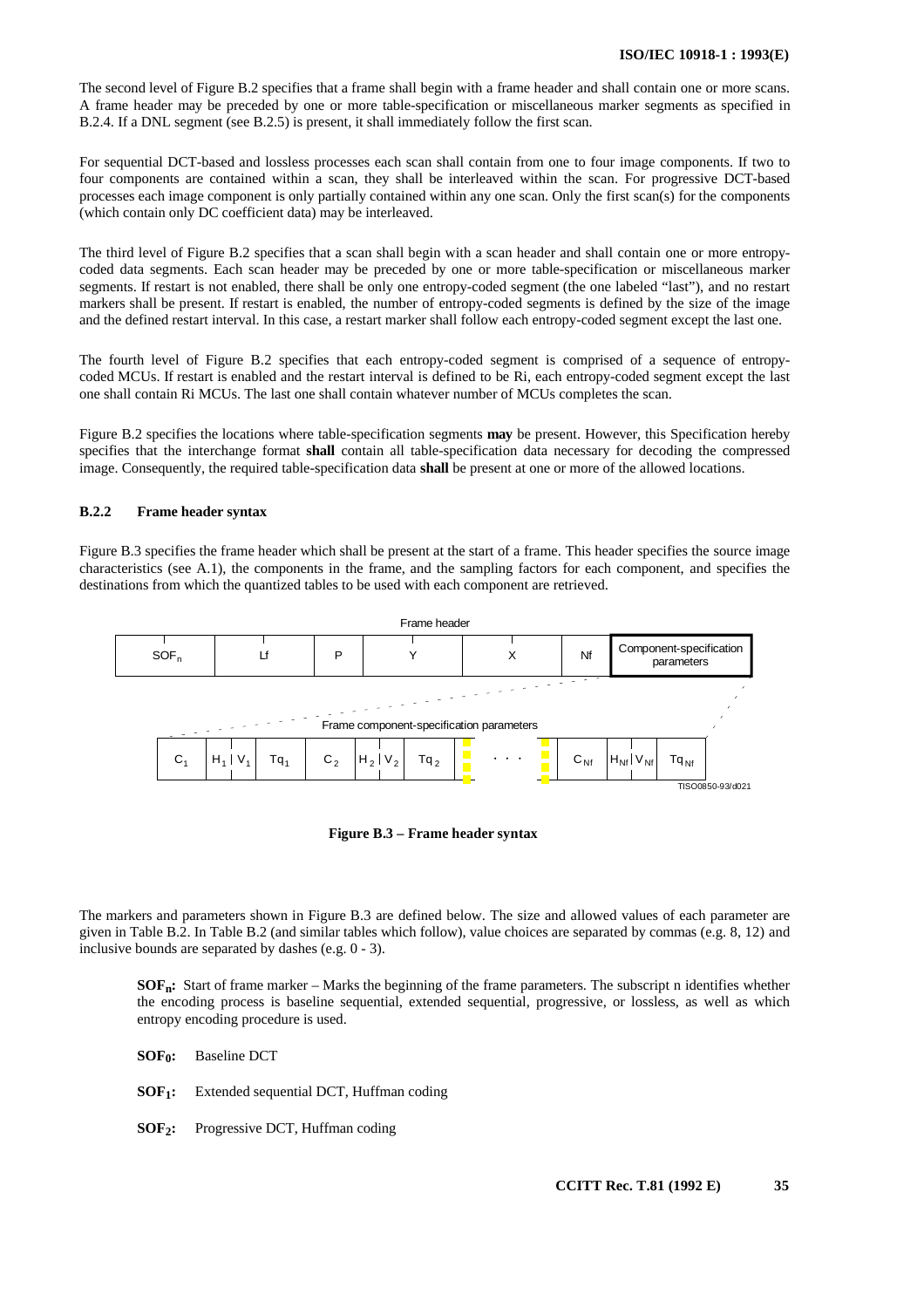The second level of Figure B.2 specifies that a frame shall begin with a frame header and shall contain one or more scans. A frame header may be preceded by one or more table-specification or miscellaneous marker segments as specified in B.2.4. If a DNL segment (see B.2.5) is present, it shall immediately follow the first scan.

For sequential DCT-based and lossless processes each scan shall contain from one to four image components. If two to four components are contained within a scan, they shall be interleaved within the scan. For progressive DCT-based processes each image component is only partially contained within any one scan. Only the first scan(s) for the components (which contain only DC coefficient data) may be interleaved.

The third level of Figure B.2 specifies that a scan shall begin with a scan header and shall contain one or more entropy-coded data segments. Each scan header may be preceded by one or more table-specification or miscellaneous marker segments. If restart is not enabled, there shall be only one entropy-coded segment (the one labeled "last"), and no restart markers shall be present. If restart is enabled, the number of entropy-coded segments is defined by the size of the image and the defined restart interval. In this case, a restart marker shall follow each entropy-coded segment except the last one.

The fourth level of Figure B.2 specifies that each entropy-coded segment is comprised of a sequence of entropy-coded MCUs. If restart is enabled and the restart interval is defined to be Ri, each entropy-coded segment except the last one shall contain Ri MCUs. The last one shall contain whatever number of MCUs completes the scan.

Figure B.2 specifies the locations where table-specification segments **may** be present. However, this Specification hereby specifies that the interchange format **shall** contain all table-specification data necessary for decoding the compressed image. Consequently, the required table-specification data **shall** be present at one or more of the allowed locations.

### B.2.2 Frame header syntax

Figure B.3 specifies the frame header which shall be present at the start of a frame. This header specifies the source image characteristics (see A.1), the components in the frame, and the sampling factors for each component, and specifies the destinations from which the quantized tables to be used with each component are retrieved.

Frame header

$SOF_n$ | Lf | P | Y | X | Nf | Component-specification parameters

Frame component-specification parameters

$C_1$ | $H_1$ | $V_1$ | $Tq_1$ | $C_2$ | $H_2$ | $V_2$ | $Tq_2$ | . . . | $C_{Nf}$ | $H_{Nf}$ | $V_{Nf}$ | $Tq_{Nf}$

TISO0850-93/d021

**Figure B.3 – Frame header syntax**

The markers and parameters shown in Figure B.3 are defined below. The size and allowed values of each parameter are given in Table B.2. In Table B.2 (and similar tables which follow), value choices are separated by commas (e.g. 8, 12) and inclusive bounds are separated by dashes (e.g. 0 - 3).

**$SOF_n$:** Start of frame marker – Marks the beginning of the frame parameters. The subscript n identifies whether the encoding process is baseline sequential, extended sequential, progressive, or lossless, as well as which entropy encoding procedure is used.

**$SOF_0$:** Baseline DCT

**$SOF_1$:** Extended sequential DCT, Huffman coding

**$SOF_2$:** Progressive DCT, Huffman coding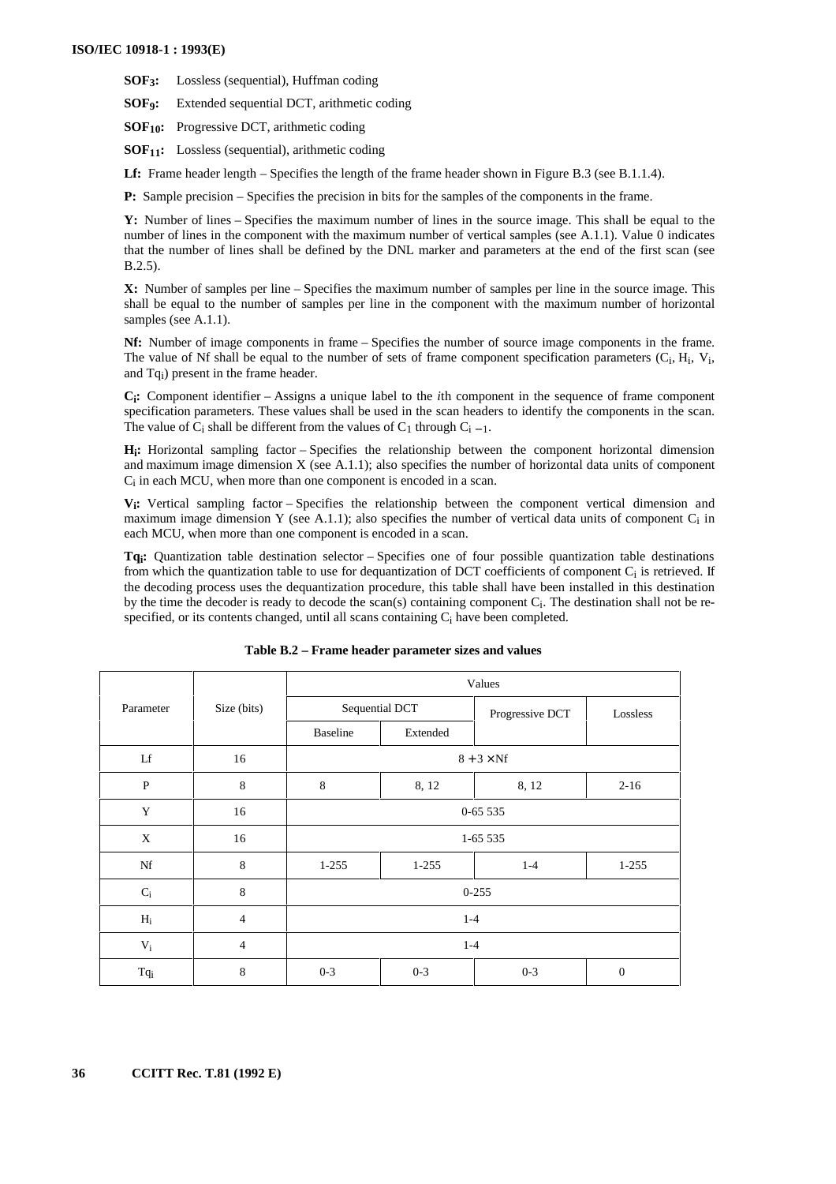**$SOF_3$:** Lossless (sequential), Huffman coding

**$SOF_9$:** Extended sequential DCT, arithmetic coding

**$SOF_{10}$:** Progressive DCT, arithmetic coding

**$SOF_{11}$:** Lossless (sequential), arithmetic coding

**Lf:** Frame header length – Specifies the length of the frame header shown in Figure B.3 (see B.1.1.4).

**P:** Sample precision – Specifies the precision in bits for the samples of the components in the frame.

**Y:** Number of lines – Specifies the maximum number of lines in the source image. This shall be equal to the number of lines in the component with the maximum number of vertical samples (see A.1.1). Value 0 indicates that the number of lines shall be defined by the DNL marker and parameters at the end of the first scan (see B.2.5).

**X:** Number of samples per line – Specifies the maximum number of samples per line in the source image. This shall be equal to the number of samples per line in the component with the maximum number of horizontal samples (see A.1.1).

**Nf:** Number of image components in frame – Specifies the number of source image components in the frame. The value of Nf shall be equal to the number of sets of frame component specification parameters ($C_i$, $H_i$, $V_i$, and $Tq_i$) present in the frame header.

**$C_i$:** Component identifier – Assigns a unique label to the *i*th component in the sequence of frame component specification parameters. These values shall be used in the scan headers to identify the components in the scan. The value of $C_i$ shall be different from the values of $C_1$ through $C_{i-1}$.

**$H_i$:** Horizontal sampling factor – Specifies the relationship between the component horizontal dimension and maximum image dimension X (see A.1.1); also specifies the number of horizontal data units of component $C_i$ in each MCU, when more than one component is encoded in a scan.

**$V_i$:** Vertical sampling factor – Specifies the relationship between the component vertical dimension and maximum image dimension Y (see A.1.1); also specifies the number of vertical data units of component $C_i$ in each MCU, when more than one component is encoded in a scan.

**$Tq_i$:** Quantization table destination selector – Specifies one of four possible quantization table destinations from which the quantization table to use for dequantization of DCT coefficients of component $C_i$ is retrieved. If the decoding process uses the dequantization procedure, this table shall have been installed in this destination by the time the decoder is ready to decode the scan(s) containing component $C_i$. The destination shall not be re-specified, or its contents changed, until all scans containing $C_i$ have been completed.

**Table B.2 – Frame header parameter sizes and values**

| Parameter | Size (bits) | Values | | | |
|---|---|---|---|---|---|
| | | Sequential DCT | | Progressive DCT | Lossless |
| | | Baseline | Extended | | |
| Lf | 16 | $8 + 3 \times Nf$ | | | |
| P | 8 | 8 | 8, 12 | 8, 12 | 2-16 |
| Y | 16 | 0-65 535 | | | |
| X | 16 | 1-65 535 | | | |
| Nf | 8 | 1-255 | 1-255 | 1-4 | 1-255 |
| $C_i$ | 8 | 0-255 | | | |
| $H_i$ | 4 | 1-4 | | | |
| $V_i$ | 4 | 1-4 | | | |
| $Tq_i$ | 8 | 0-3 | 0-3 | 0-3 | 0 |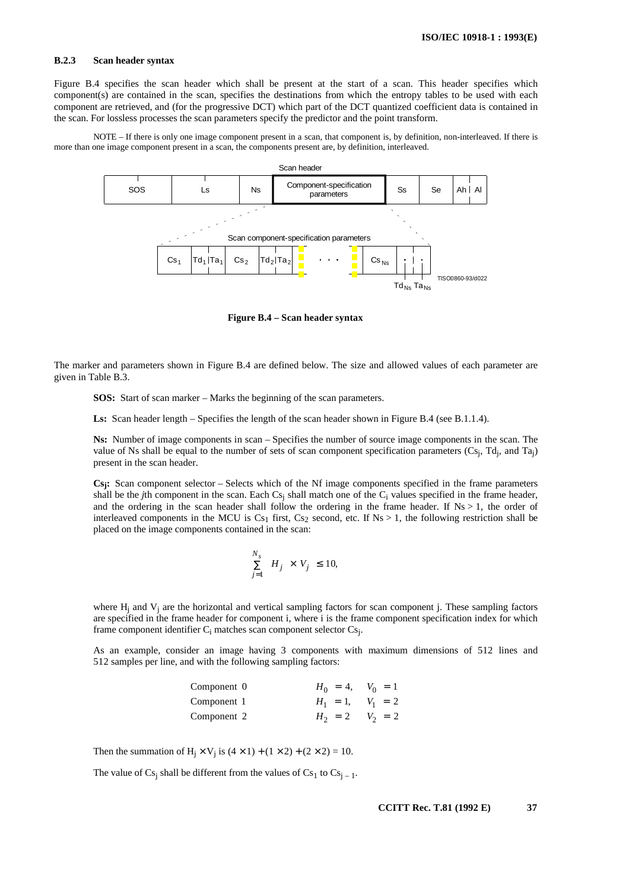### B.2.3 Scan header syntax

Figure B.4 specifies the scan header which shall be present at the start of a scan. This header specifies which component(s) are contained in the scan, specifies the destinations from which the entropy tables to be used with each component are retrieved, and (for the progressive DCT) which part of the DCT quantized coefficient data is contained in the scan. For lossless processes the scan parameters specify the predictor and the point transform.

NOTE – If there is only one image component present in a scan, that component is, by definition, non-interleaved. If there is more than one image component present in a scan, the components present are, by definition, interleaved.

Scan header

SOS | Ls | Ns | Component-specification parameters | Ss | Se | Ah | Al

Scan component-specification parameters

$Cs_1$ | $Td_1$ | $Ta_1$ | $Cs_2$ | $Td_2$ | $Ta_2$ | • • • | $Cs_{Ns}$ | $Td_{Ns}$ | $Ta_{Ns}$

TISO0860-93/d022

**Figure B.4 – Scan header syntax**

The marker and parameters shown in Figure B.4 are defined below. The size and allowed values of each parameter are given in Table B.3.

**SOS:** Start of scan marker – Marks the beginning of the scan parameters.

**Ls:** Scan header length – Specifies the length of the scan header shown in Figure B.4 (see B.1.1.4).

**Ns:** Number of image components in scan – Specifies the number of source image components in the scan. The value of Ns shall be equal to the number of sets of scan component specification parameters ($Cs_j$, $Td_j$, and $Ta_j$) present in the scan header.

**$Cs_j$:** Scan component selector – Selects which of the Nf image components specified in the frame parameters shall be the *j*th component in the scan. Each $Cs_j$ shall match one of the $C_i$ values specified in the frame header, and the ordering in the scan header shall follow the ordering in the frame header. If Ns > 1, the order of interleaved components in the MCU is $Cs_1$ first, $Cs_2$ second, etc. If Ns > 1, the following restriction shall be placed on the image components contained in the scan:

$$\sum_{j=1}^{N_s} H_j \times V_j \leq 10,$$

where $H_j$ and $V_j$ are the horizontal and vertical sampling factors for scan component j. These sampling factors are specified in the frame header for component i, where i is the frame component specification index for which frame component identifier $C_i$ matches scan component selector $Cs_j$.

As an example, consider an image having 3 components with maximum dimensions of 512 lines and 512 samples per line, and with the following sampling factors:

| | |
|---|---|
| Component 0 | $H_0 = 4, \quad V_0 = 1$ |
| Component 1 | $H_1 = 1, \quad V_1 = 2$ |
| Component 2 | $H_2 = 2 \quad V_2 = 2$ |

Then the summation of $H_j \times V_j$ is $(4 \times 1) + (1 \times 2) + (2 \times 2) = 10$.

The value of $Cs_j$ shall be different from the values of $Cs_1$ to $Cs_{j-1}$.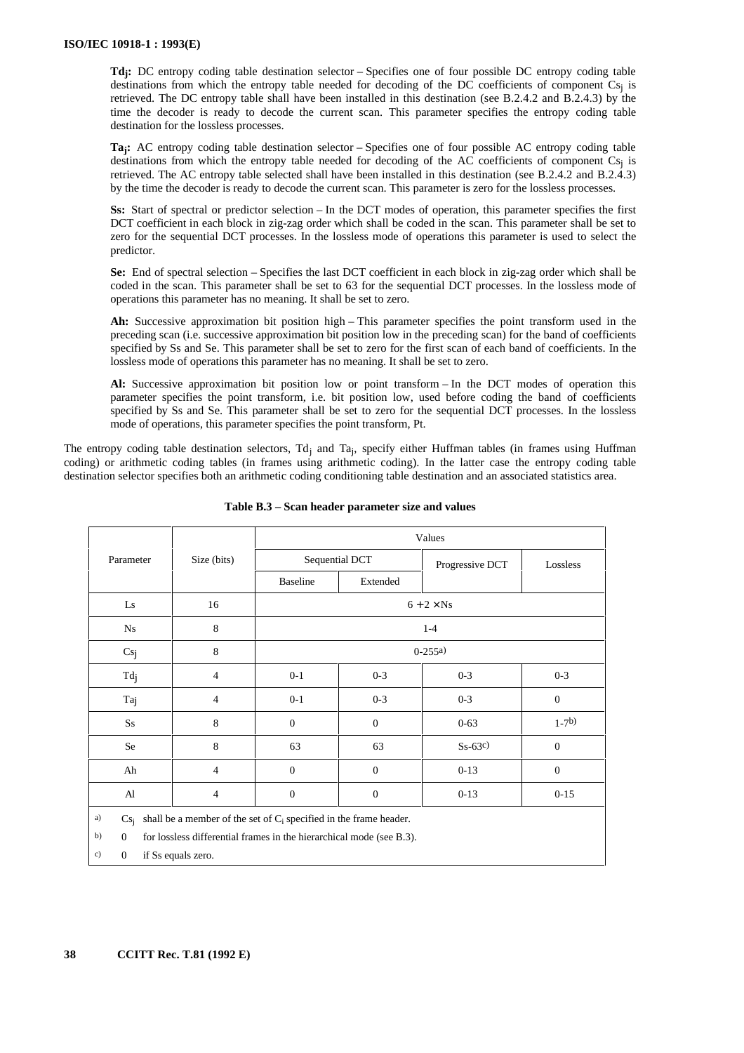**$Td_j$:** DC entropy coding table destination selector – Specifies one of four possible DC entropy coding table destinations from which the entropy table needed for decoding of the DC coefficients of component $Cs_j$ is retrieved. The DC entropy table shall have been installed in this destination (see B.2.4.2 and B.2.4.3) by the time the decoder is ready to decode the current scan. This parameter specifies the entropy coding table destination for the lossless processes.

**$Ta_j$:** AC entropy coding table destination selector – Specifies one of four possible AC entropy coding table destinations from which the entropy table needed for decoding of the AC coefficients of component $Cs_j$ is retrieved. The AC entropy table selected shall have been installed in this destination (see B.2.4.2 and B.2.4.3) by the time the decoder is ready to decode the current scan. This parameter is zero for the lossless processes.

**Ss:** Start of spectral or predictor selection – In the DCT modes of operation, this parameter specifies the first DCT coefficient in each block in zig-zag order which shall be coded in the scan. This parameter shall be set to zero for the sequential DCT processes. In the lossless mode of operations this parameter is used to select the predictor.

**Se:** End of spectral selection – Specifies the last DCT coefficient in each block in zig-zag order which shall be coded in the scan. This parameter shall be set to 63 for the sequential DCT processes. In the lossless mode of operations this parameter has no meaning. It shall be set to zero.

**Ah:** Successive approximation bit position high – This parameter specifies the point transform used in the preceding scan (i.e. successive approximation bit position low in the preceding scan) for the band of coefficients specified by Ss and Se. This parameter shall be set to zero for the first scan of each band of coefficients. In the lossless mode of operations this parameter has no meaning. It shall be set to zero.

**Al:** Successive approximation bit position low or point transform – In the DCT modes of operation this parameter specifies the point transform, i.e. bit position low, used before coding the band of coefficients specified by Ss and Se. This parameter shall be set to zero for the sequential DCT processes. In the lossless mode of operations, this parameter specifies the point transform, Pt.

The entropy coding table destination selectors, $Td_j$ and $Ta_j$, specify either Huffman tables (in frames using Huffman coding) or arithmetic coding tables (in frames using arithmetic coding). In the latter case the entropy coding table destination selector specifies both an arithmetic coding conditioning table destination and an associated statistics area.

**Table B.3 – Scan header parameter size and values**

| Parameter | Size (bits) | Values | | | |
|---|---|---|---|---|---|
| | | Sequential DCT | | Progressive DCT | Lossless |
| | | Baseline | Extended | | |
| Ls | 16 | $6 + 2 \times Ns$ | | | |
| Ns | 8 | 1-4 | | | |
| $Cs_j$ | 8 | 0-255[a] | | | |
| $Td_j$ | 4 | 0-1 | 0-3 | 0-3 | 0-3 |
| $Ta_j$ | 4 | 0-1 | 0-3 | 0-3 | 0 |
| Ss | 8 | 0 | 0 | 0-63 | 1-7[b] |
| Se | 8 | 63 | 63 | Ss-63[c] | 0 |
| Ah | 4 | 0 | 0 | 0-13 | 0 |
| Al | 4 | 0 | 0 | 0-13 | 0-15 |

a) $Cs_j$ shall be a member of the set of $C_i$ specified in the frame header.

b) 0 for lossless differential frames in the hierarchical mode (see B.3).

c) 0 if Ss equals zero.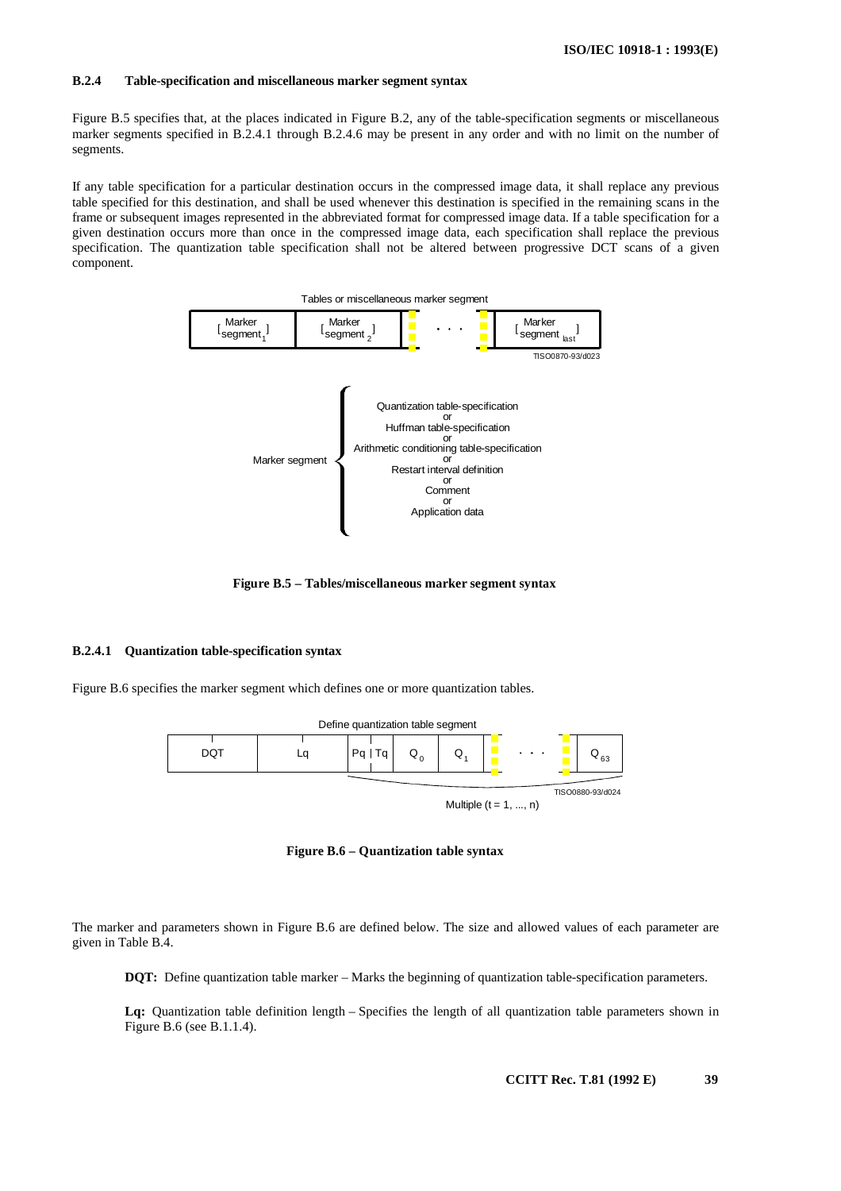#### B.2.4 Table-specification and miscellaneous marker segment syntax

Figure B.5 specifies that, at the places indicated in Figure B.2, any of the table-specification segments or miscellaneous marker segments specified in B.2.4.1 through B.2.4.6 may be present in any order and with no limit on the number of segments.

If any table specification for a particular destination occurs in the compressed image data, it shall replace any previous table specified for this destination, and shall be used whenever this destination is specified in the remaining scans in the frame or subsequent images represented in the abbreviated format for compressed image data. If a table specification for a given destination occurs more than once in the compressed image data, each specification shall replace the previous specification. The quantization table specification shall not be altered between progressive DCT scans of a given component.

Tables or miscellaneous marker segment

| [Marker segment$_1$] | [Marker segment$_2$] | . . . | [Marker segment$_{last}$] |
|---|---|---|---|

TISO0870-93/d023

Marker segment = Quantization table-specification or Huffman table-specification or Arithmetic conditioning table-specification or Restart interval definition or Comment or Application data

**Figure B.5 – Tables/miscellaneous marker segment syntax**

##### B.2.4.1 Quantization table-specification syntax

Figure B.6 specifies the marker segment which defines one or more quantization tables.

Define quantization table segment

| DQT | Lq | Pq \| Tq | $Q_0$ | $Q_1$ | . . . | $Q_{63}$ |
|---|---|---|---|---|---|---|

Multiple (t = 1, ..., n) [applies to Pq | Tq through $Q_{63}$]

TISO0880-93/d024

**Figure B.6 – Quantization table syntax**

The marker and parameters shown in Figure B.6 are defined below. The size and allowed values of each parameter are given in Table B.4.

**DQT:** Define quantization table marker – Marks the beginning of quantization table-specification parameters.

**Lq:** Quantization table definition length – Specifies the length of all quantization table parameters shown in Figure B.6 (see B.1.1.4).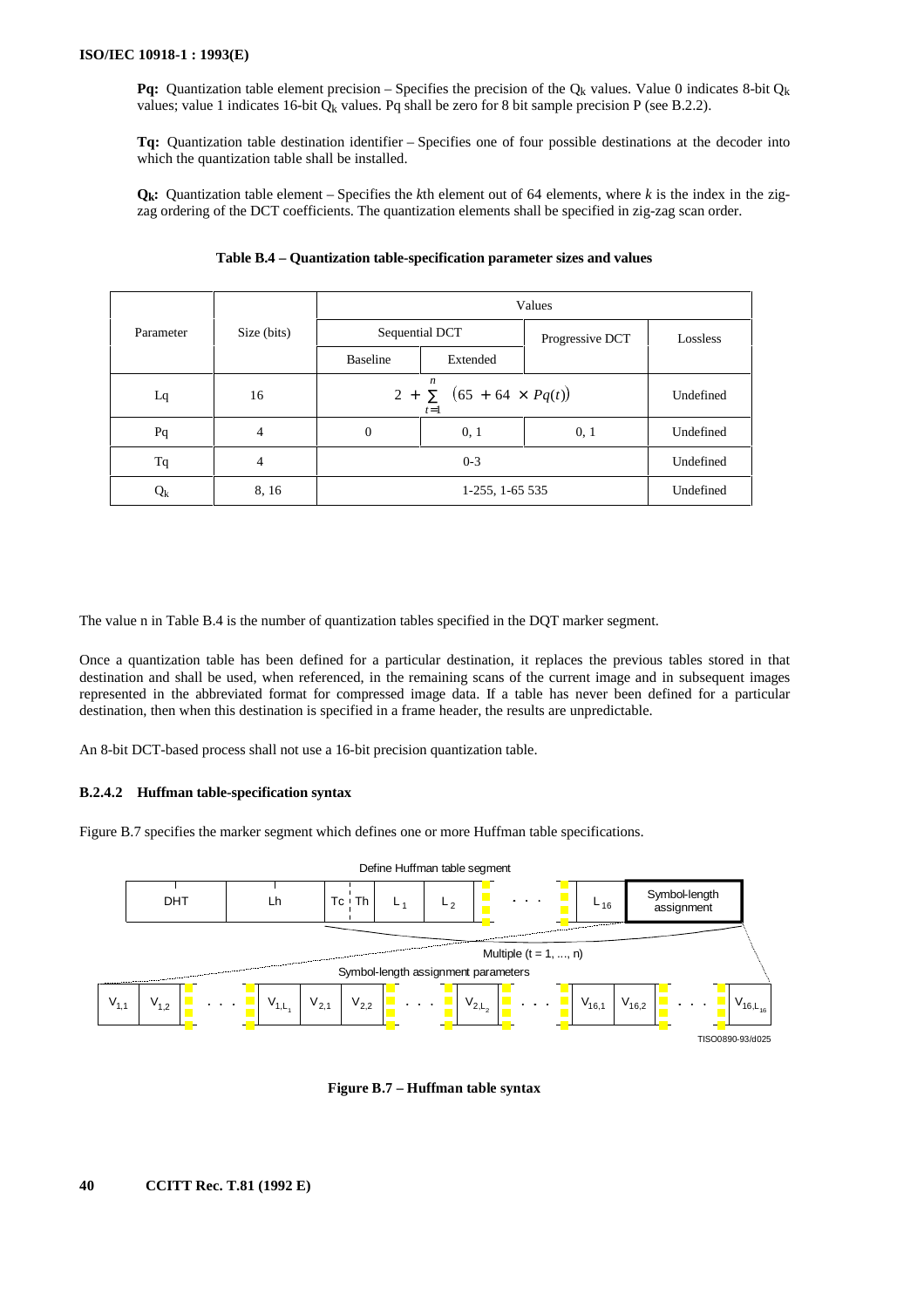**Pq:** Quantization table element precision – Specifies the precision of the $Q_k$ values. Value 0 indicates 8-bit $Q_k$ values; value 1 indicates 16-bit $Q_k$ values. Pq shall be zero for 8 bit sample precision P (see B.2.2).

**Tq:** Quantization table destination identifier – Specifies one of four possible destinations at the decoder into which the quantization table shall be installed.

**$Q_k$:** Quantization table element – Specifies the *k*th element out of 64 elements, where *k* is the index in the zig-zag ordering of the DCT coefficients. The quantization elements shall be specified in zig-zag scan order.

**Table B.4 – Quantization table-specification parameter sizes and values**

| Parameter | Size (bits) | Values | | | |
|---|---|---|---|---|---|
| | | Sequential DCT | | Progressive DCT | Lossless |
| | | Baseline | Extended | | |
| Lq | 16 | $2 + \sum_{t=1}^{n} (65 + 64 \times Pq(t))$ | | | Undefined |
| Pq | 4 | 0 | 0, 1 | 0, 1 | Undefined |
| Tq | 4 | 0-3 | | | Undefined |
| $Q_k$ | 8, 16 | 1-255, 1-65 535 | | | Undefined |

The value n in Table B.4 is the number of quantization tables specified in the DQT marker segment.

Once a quantization table has been defined for a particular destination, it replaces the previous tables stored in that destination and shall be used, when referenced, in the remaining scans of the current image and in subsequent images represented in the abbreviated format for compressed image data. If a table has never been defined for a particular destination, then when this destination is specified in a frame header, the results are unpredictable.

An 8-bit DCT-based process shall not use a 16-bit precision quantization table.

### B.2.4.2 Huffman table-specification syntax

Figure B.7 specifies the marker segment which defines one or more Huffman table specifications.

Define Huffman table segment

DHT | Lh | Tc | Th | $L_1$ | $L_2$ | . . . | $L_{16}$ | Symbol-length assignment

Multiple (t = 1, ..., n)

Symbol-length assignment parameters

$V_{1,1}$ | $V_{1,2}$ | . . . | $V_{1,L_1}$ | $V_{2,1}$ | $V_{2,2}$ | . . . | $V_{2,L_2}$ | . . . | $V_{16,1}$ | $V_{16,2}$ | . . . | $V_{16,L_{16}}$

TISO0890-93/d025

**Figure B.7 – Huffman table syntax**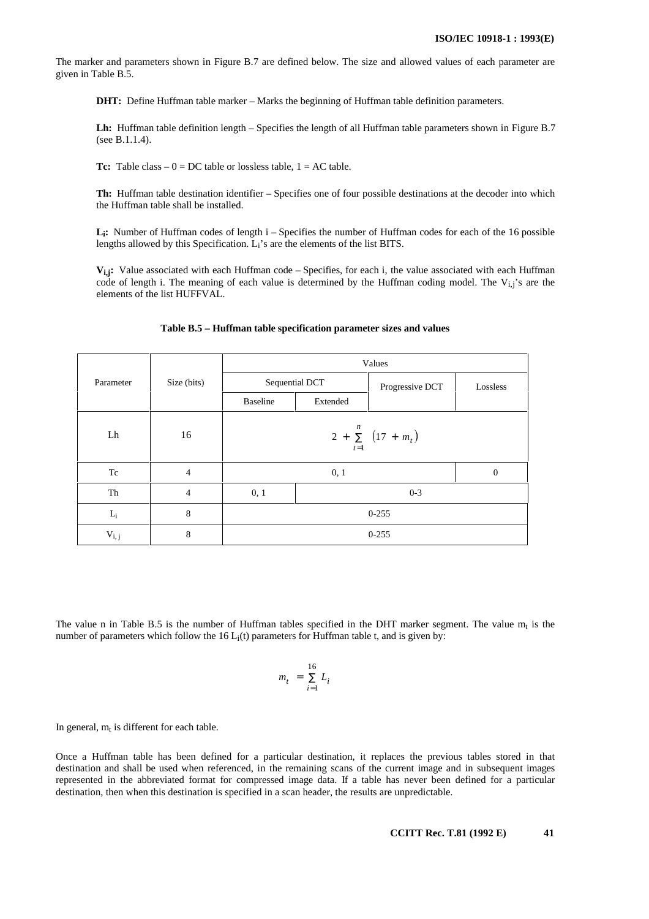The marker and parameters shown in Figure B.7 are defined below. The size and allowed values of each parameter are given in Table B.5.

**DHT:** Define Huffman table marker – Marks the beginning of Huffman table definition parameters.

**Lh:** Huffman table definition length – Specifies the length of all Huffman table parameters shown in Figure B.7 (see B.1.1.4).

**Tc:** Table class – 0 = DC table or lossless table, 1 = AC table.

**Th:** Huffman table destination identifier – Specifies one of four possible destinations at the decoder into which the Huffman table shall be installed.

**$L_i$:** Number of Huffman codes of length i – Specifies the number of Huffman codes for each of the 16 possible lengths allowed by this Specification. $L_i$'s are the elements of the list BITS.

**$V_{i,j}$:** Value associated with each Huffman code – Specifies, for each i, the value associated with each Huffman code of length i. The meaning of each value is determined by the Huffman coding model. The $V_{i,j}$'s are the elements of the list HUFFVAL.

**Table B.5 – Huffman table specification parameter sizes and values**

| Parameter | Size (bits) | Values | | | |
|---|---|---|---|---|---|
| | | Sequential DCT | | Progressive DCT | Lossless |
| | | Baseline | Extended | | |
| Lh | 16 | $2 + \sum_{t=1}^{n} (17 + m_t)$ | | | |
| Tc | 4 | 0, 1 | | | 0 |
| Th | 4 | 0, 1 | 0-3 | | |
| $L_i$ | 8 | 0-255 | | | |
| $V_{i,j}$ | 8 | 0-255 | | | |

The value n in Table B.5 is the number of Huffman tables specified in the DHT marker segment. The value $m_t$ is the number of parameters which follow the 16 $L_i(t)$ parameters for Huffman table t, and is given by:

$$m_t = \sum_{i=1}^{16} L_i$$

In general, $m_t$ is different for each table.

Once a Huffman table has been defined for a particular destination, it replaces the previous tables stored in that destination and shall be used when referenced, in the remaining scans of the current image and in subsequent images represented in the abbreviated format for compressed image data. If a table has never been defined for a particular destination, then when this destination is specified in a scan header, the results are unpredictable.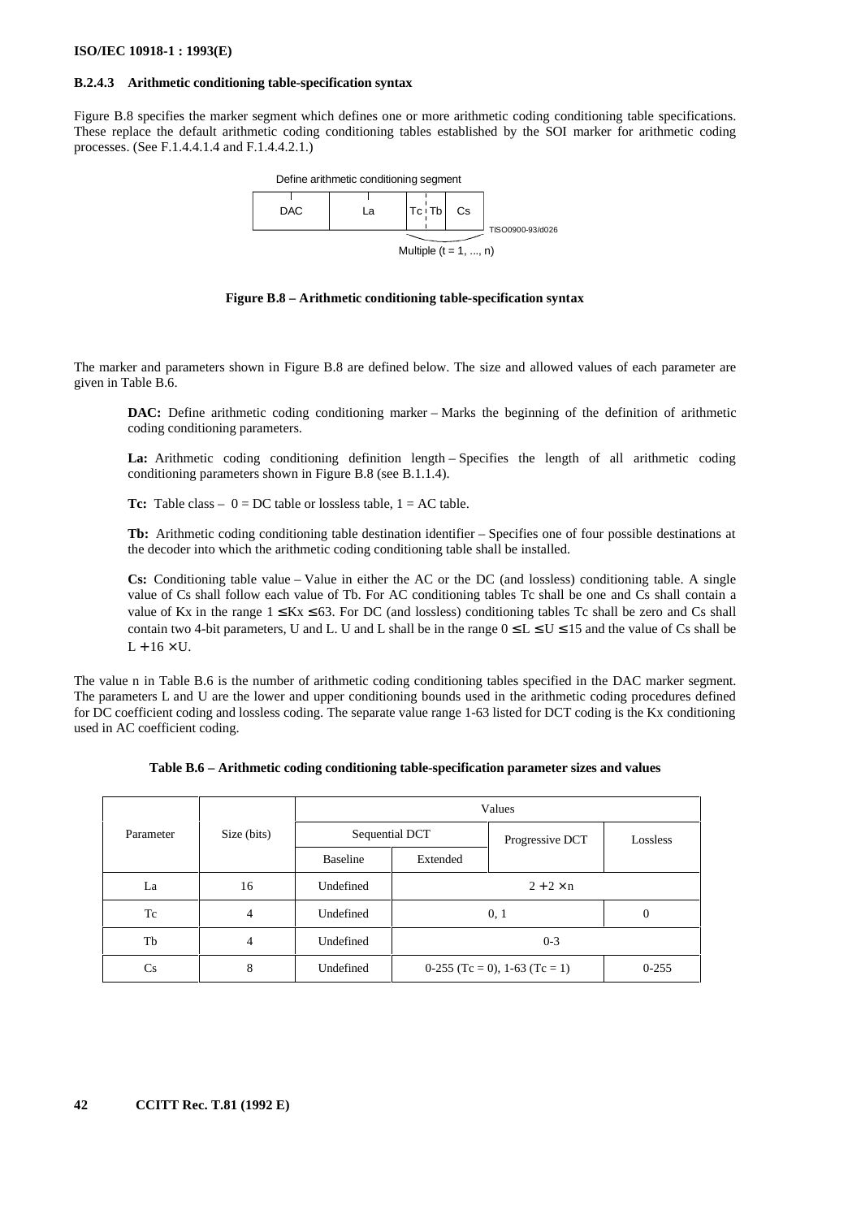### B.2.4.3 Arithmetic conditioning table-specification syntax

Figure B.8 specifies the marker segment which defines one or more arithmetic coding conditioning table specifications. These replace the default arithmetic coding conditioning tables established by the SOI marker for arithmetic coding processes. (See F.1.4.4.1.4 and F.1.4.4.2.1.)

Define arithmetic conditioning segment

DAC | La | Tc | Tb | Cs

Multiple (t = 1, ..., n)

TISO0900-93/d026

**Figure B.8 – Arithmetic conditioning table-specification syntax**

The marker and parameters shown in Figure B.8 are defined below. The size and allowed values of each parameter are given in Table B.6.

> **DAC:** Define arithmetic coding conditioning marker – Marks the beginning of the definition of arithmetic coding conditioning parameters.
>
> **La:** Arithmetic coding conditioning definition length – Specifies the length of all arithmetic coding conditioning parameters shown in Figure B.8 (see B.1.1.4).
>
> **Tc:** Table class – 0 = DC table or lossless table, 1 = AC table.
>
> **Tb:** Arithmetic coding conditioning table destination identifier – Specifies one of four possible destinations at the decoder into which the arithmetic coding conditioning table shall be installed.
>
> **Cs:** Conditioning table value – Value in either the AC or the DC (and lossless) conditioning table. A single value of Cs shall follow each value of Tb. For AC conditioning tables Tc shall be one and Cs shall contain a value of Kx in the range $1 \leq Kx \leq 63$. For DC (and lossless) conditioning tables Tc shall be zero and Cs shall contain two 4-bit parameters, U and L. U and L shall be in the range $0 \leq L \leq U \leq 15$ and the value of Cs shall be $L + 16 \times U$.

The value n in Table B.6 is the number of arithmetic coding conditioning tables specified in the DAC marker segment. The parameters L and U are the lower and upper conditioning bounds used in the arithmetic coding procedures defined for DC coefficient coding and lossless coding. The separate value range 1-63 listed for DCT coding is the Kx conditioning used in AC coefficient coding.

**Table B.6 – Arithmetic coding conditioning table-specification parameter sizes and values**

| Parameter | Size (bits) | Values | | | |
|---|---|---|---|---|---|
| | | Sequential DCT | | Progressive DCT | Lossless |
| | | Baseline | Extended | | |
| La | 16 | Undefined | $2 + 2 \times n$ | | |
| Tc | 4 | Undefined | 0, 1 | | 0 |
| Tb | 4 | Undefined | 0-3 | | |
| Cs | 8 | Undefined | 0-255 (Tc = 0), 1-63 (Tc = 1) | | 0-255 |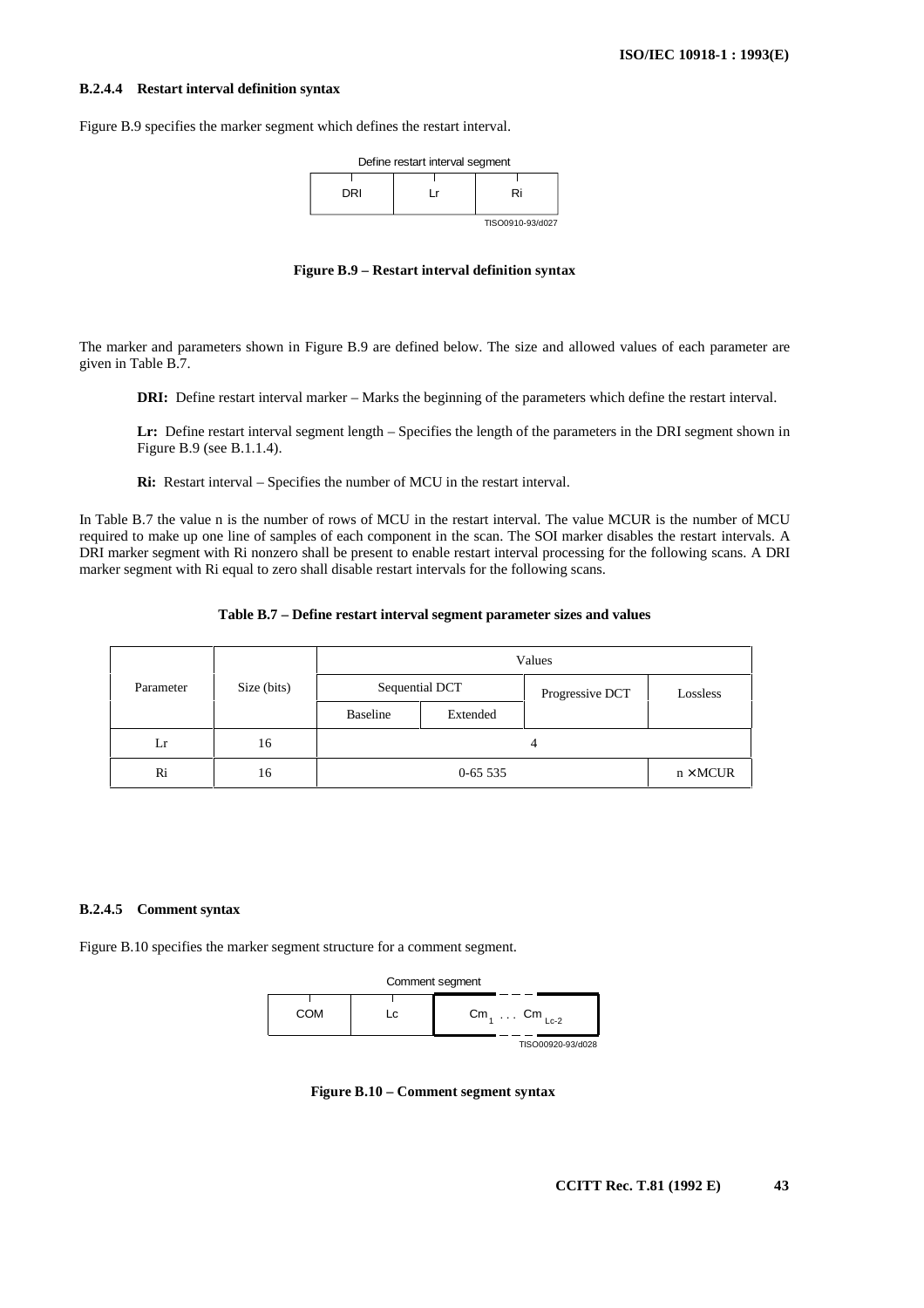#### B.2.4.4 Restart interval definition syntax

Figure B.9 specifies the marker segment which defines the restart interval.

Define restart interval segment

| DRI | Lr | Ri |
|---|---|---|

TISO0910-93/d027

**Figure B.9 – Restart interval definition syntax**

The marker and parameters shown in Figure B.9 are defined below. The size and allowed values of each parameter are given in Table B.7.

**DRI:** Define restart interval marker – Marks the beginning of the parameters which define the restart interval.

**Lr:** Define restart interval segment length – Specifies the length of the parameters in the DRI segment shown in Figure B.9 (see B.1.1.4).

**Ri:** Restart interval – Specifies the number of MCU in the restart interval.

In Table B.7 the value n is the number of rows of MCU in the restart interval. The value MCUR is the number of MCU required to make up one line of samples of each component in the scan. The SOI marker disables the restart intervals. A DRI marker segment with Ri nonzero shall be present to enable restart interval processing for the following scans. A DRI marker segment with Ri equal to zero shall disable restart intervals for the following scans.

**Table B.7 – Define restart interval segment parameter sizes and values**

| Parameter | Size (bits) | Values | | | |
|---|---|---|---|---|---|
| | | Sequential DCT | | Progressive DCT | Lossless |
| | | Baseline | Extended | | |
| Lr | 16 | 4 | | | |
| Ri | 16 | 0-65 535 | | | $n \times MCUR$ |

#### B.2.4.5 Comment syntax

Figure B.10 specifies the marker segment structure for a comment segment.

Comment segment

| COM | Lc | $Cm_1 \ldots Cm_{Lc-2}$ |
|---|---|---|

TISO00920-93/d028

**Figure B.10 – Comment segment syntax**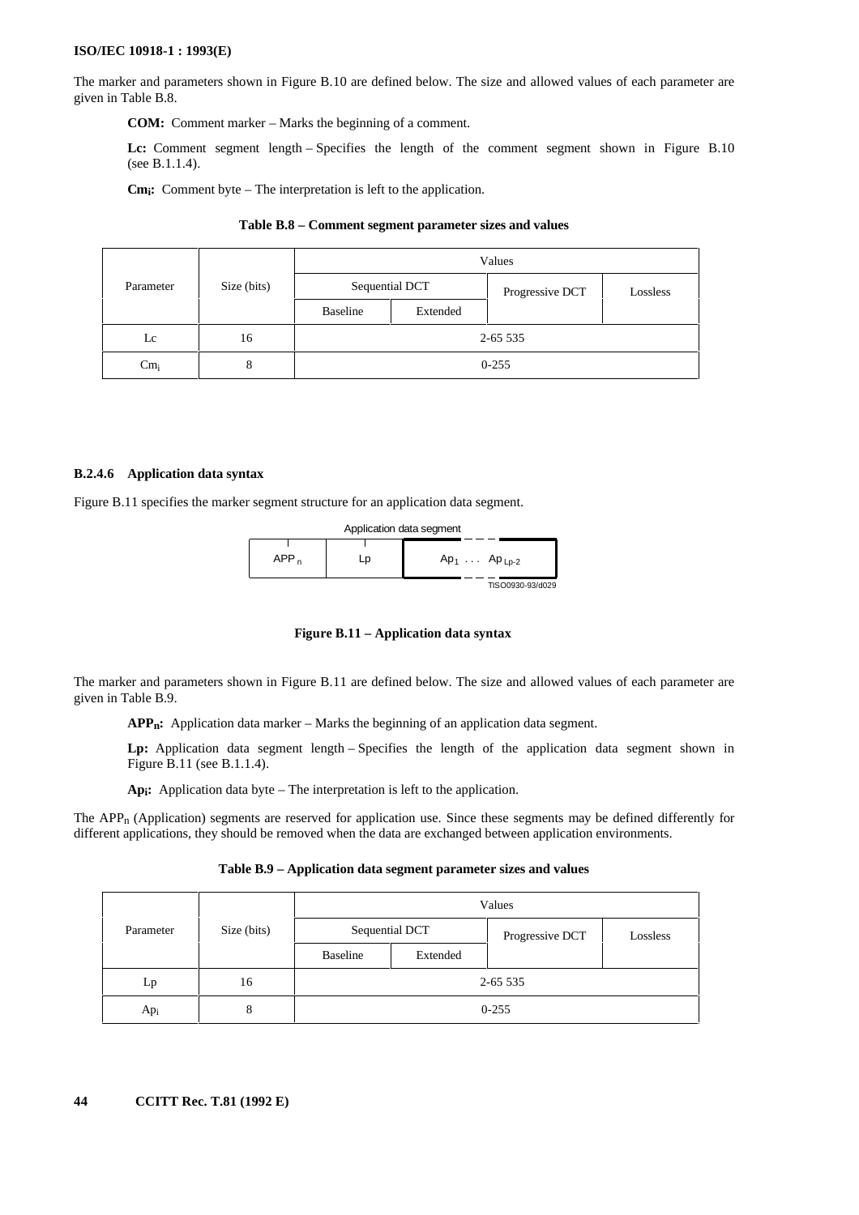The marker and parameters shown in Figure B.10 are defined below. The size and allowed values of each parameter are given in Table B.8.

**COM:** Comment marker – Marks the beginning of a comment.

**Lc:** Comment segment length – Specifies the length of the comment segment shown in Figure B.10 (see B.1.1.4).

**$Cm_i$:** Comment byte – The interpretation is left to the application.

**Table B.8 – Comment segment parameter sizes and values**

| Parameter | Size (bits) | Values | | | |
|---|---|---|---|---|---|
| | | Sequential DCT | | Progressive DCT | Lossless |
| | | Baseline | Extended | | |
| Lc | 16 | 2-65 535 | | | |
| $Cm_i$ | 8 | 0-255 | | | |

### B.2.4.6 Application data syntax

Figure B.11 specifies the marker segment structure for an application data segment.

Application data segment

$APP_n$ | Lp | $Ap_1$ . . . $Ap_{Lp-2}$

TISO0930-93/d029

**Figure B.11 – Application data syntax**

The marker and parameters shown in Figure B.11 are defined below. The size and allowed values of each parameter are given in Table B.9.

**$APP_n$:** Application data marker – Marks the beginning of an application data segment.

**Lp:** Application data segment length – Specifies the length of the application data segment shown in Figure B.11 (see B.1.1.4).

**$Ap_i$:** Application data byte – The interpretation is left to the application.

The $APP_n$ (Application) segments are reserved for application use. Since these segments may be defined differently for different applications, they should be removed when the data are exchanged between application environments.

**Table B.9 – Application data segment parameter sizes and values**

| Parameter | Size (bits) | Values | | | |
|---|---|---|---|---|---|
| | | Sequential DCT | | Progressive DCT | Lossless |
| | | Baseline | Extended | | |
| Lp | 16 | 2-65 535 | | | |
| $Ap_i$ | 8 | 0-255 | | | |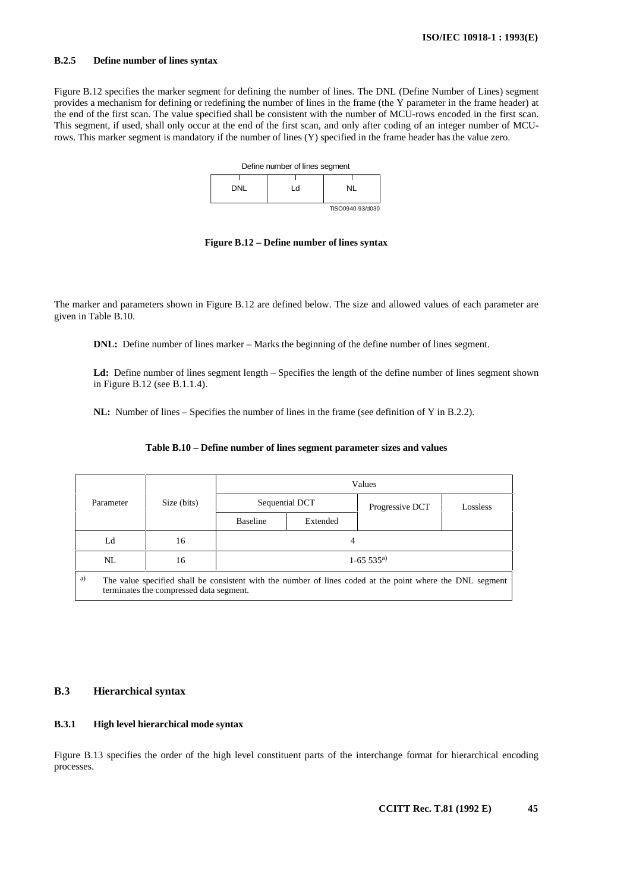### B.2.5 Define number of lines syntax

Figure B.12 specifies the marker segment for defining the number of lines. The DNL (Define Number of Lines) segment provides a mechanism for defining or redefining the number of lines in the frame (the Y parameter in the frame header) at the end of the first scan. The value specified shall be consistent with the number of MCU-rows encoded in the first scan. This segment, if used, shall only occur at the end of the first scan, and only after coding of an integer number of MCU-rows. This marker segment is mandatory if the number of lines (Y) specified in the frame header has the value zero.

Define number of lines segment

DNL | Ld | NL

TISO0940-93/d030

**Figure B.12 – Define number of lines syntax**

The marker and parameters shown in Figure B.12 are defined below. The size and allowed values of each parameter are given in Table B.10.

**DNL:** Define number of lines marker – Marks the beginning of the define number of lines segment.

**Ld:** Define number of lines segment length – Specifies the length of the define number of lines segment shown in Figure B.12 (see B.1.1.4).

**NL:** Number of lines – Specifies the number of lines in the frame (see definition of Y in B.2.2).

**Table B.10 – Define number of lines segment parameter sizes and values**

| Parameter | Size (bits) | Values | | | |
|---|---|---|---|---|---|
| | | Sequential DCT | | Progressive DCT | Lossless |
| | | Baseline | Extended | | |
| Ld | 16 | 4 | | | |
| NL | 16 | 1-65 535[a)] | | | |

a) The value specified shall be consistent with the number of lines coded at the point where the DNL segment terminates the compressed data segment.

## B.3 Hierarchical syntax

### B.3.1 High level hierarchical mode syntax

Figure B.13 specifies the order of the high level constituent parts of the interchange format for hierarchical encoding processes.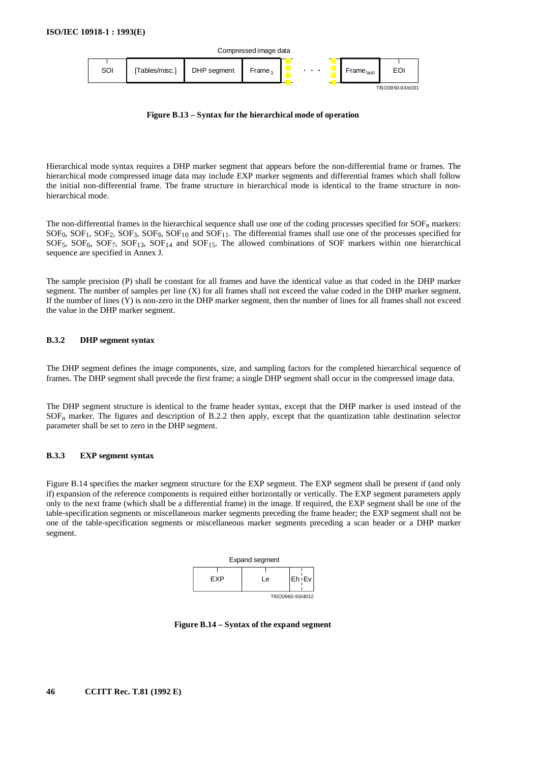Compressed image data

| SOI | [Tables/misc.] | DHP segment | Frame 1 | . . . | Frame last | EOI |
|---|---|---|---|---|---|---|

TISO0950-93/d031

**Figure B.13 – Syntax for the hierarchical mode of operation**

Hierarchical mode syntax requires a DHP marker segment that appears before the non-differential frame or frames. The hierarchical mode compressed image data may include EXP marker segments and differential frames which shall follow the initial non-differential frame. The frame structure in hierarchical mode is identical to the frame structure in non-hierarchical mode.

The non-differential frames in the hierarchical sequence shall use one of the coding processes specified for $SOF_n$ markers: $SOF_0$, $SOF_1$, $SOF_2$, $SOF_3$, $SOF_9$, $SOF_{10}$ and $SOF_{11}$. The differential frames shall use one of the processes specified for $SOF_5$, $SOF_6$, $SOF_7$, $SOF_{13}$, $SOF_{14}$ and $SOF_{15}$. The allowed combinations of SOF markers within one hierarchical sequence are specified in Annex J.

The sample precision (P) shall be constant for all frames and have the identical value as that coded in the DHP marker segment. The number of samples per line (X) for all frames shall not exceed the value coded in the DHP marker segment. If the number of lines (Y) is non-zero in the DHP marker segment, then the number of lines for all frames shall not exceed the value in the DHP marker segment.

### B.3.2 DHP segment syntax

The DHP segment defines the image components, size, and sampling factors for the completed hierarchical sequence of frames. The DHP segment shall precede the first frame; a single DHP segment shall occur in the compressed image data.

The DHP segment structure is identical to the frame header syntax, except that the DHP marker is used instead of the $SOF_n$ marker. The figures and description of B.2.2 then apply, except that the quantization table destination selector parameter shall be set to zero in the DHP segment.

### B.3.3 EXP segment syntax

Figure B.14 specifies the marker segment structure for the EXP segment. The EXP segment shall be present if (and only if) expansion of the reference components is required either horizontally or vertically. The EXP segment parameters apply only to the next frame (which shall be a differential frame) in the image. If required, the EXP segment shall be one of the table-specification segments or miscellaneous marker segments preceding the frame header; the EXP segment shall not be one of the table-specification segments or miscellaneous marker segments preceding a scan header or a DHP marker segment.

Expand segment

| EXP | Le | Eh | Ev |
|---|---|---|---|

TISO0960-93/d032

**Figure B.14 – Syntax of the expand segment**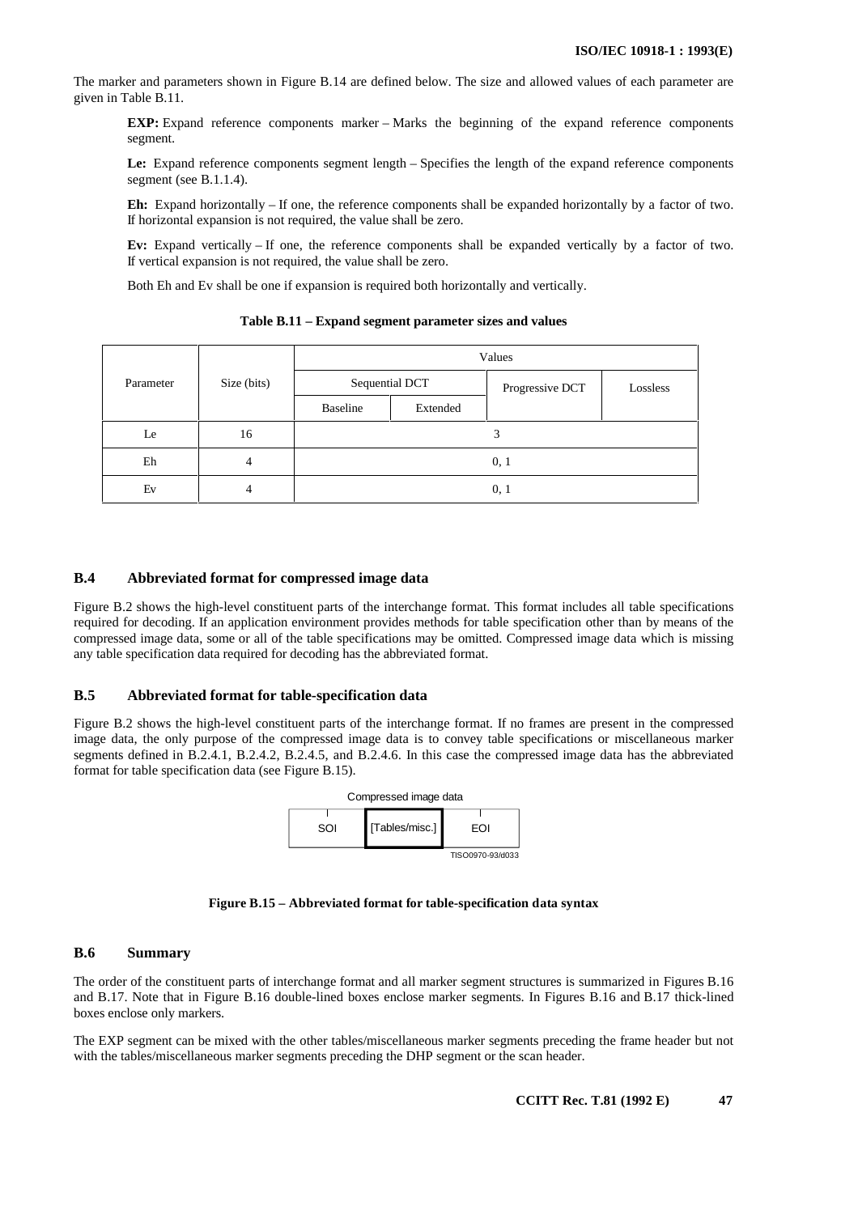The marker and parameters shown in Figure B.14 are defined below. The size and allowed values of each parameter are given in Table B.11.

> **EXP:** Expand reference components marker – Marks the beginning of the expand reference components segment.
>
> **Le:** Expand reference components segment length – Specifies the length of the expand reference components segment (see B.1.1.4).
>
> **Eh:** Expand horizontally – If one, the reference components shall be expanded horizontally by a factor of two. If horizontal expansion is not required, the value shall be zero.
>
> **Ev:** Expand vertically – If one, the reference components shall be expanded vertically by a factor of two. If vertical expansion is not required, the value shall be zero.
>
> Both Eh and Ev shall be one if expansion is required both horizontally and vertically.

**Table B.11 – Expand segment parameter sizes and values**

| Parameter | Size (bits) | Values | | | |
|---|---|---|---|---|---|
| | | Sequential DCT | | Progressive DCT | Lossless |
| | | Baseline | Extended | | |
| Le | 16 | 3 | | | |
| Eh | 4 | 0, 1 | | | |
| Ev | 4 | 0, 1 | | | |

## B.4 Abbreviated format for compressed image data

Figure B.2 shows the high-level constituent parts of the interchange format. This format includes all table specifications required for decoding. If an application environment provides methods for table specification other than by means of the compressed image data, some or all of the table specifications may be omitted. Compressed image data which is missing any table specification data required for decoding has the abbreviated format.

## B.5 Abbreviated format for table-specification data

Figure B.2 shows the high-level constituent parts of the interchange format. If no frames are present in the compressed image data, the only purpose of the compressed image data is to convey table specifications or miscellaneous marker segments defined in B.2.4.1, B.2.4.2, B.2.4.5, and B.2.4.6. In this case the compressed image data has the abbreviated format for table specification data (see Figure B.15).

Compressed image data

SOI

[Tables/misc.]

EOI

TISO0970-93/d033

**Figure B.15 – Abbreviated format for table-specification data syntax**

## B.6 Summary

The order of the constituent parts of interchange format and all marker segment structures is summarized in Figures B.16 and B.17. Note that in Figure B.16 double-lined boxes enclose marker segments. In Figures B.16 and B.17 thick-lined boxes enclose only markers.

The EXP segment can be mixed with the other tables/miscellaneous marker segments preceding the frame header but not with the tables/miscellaneous marker segments preceding the DHP segment or the scan header.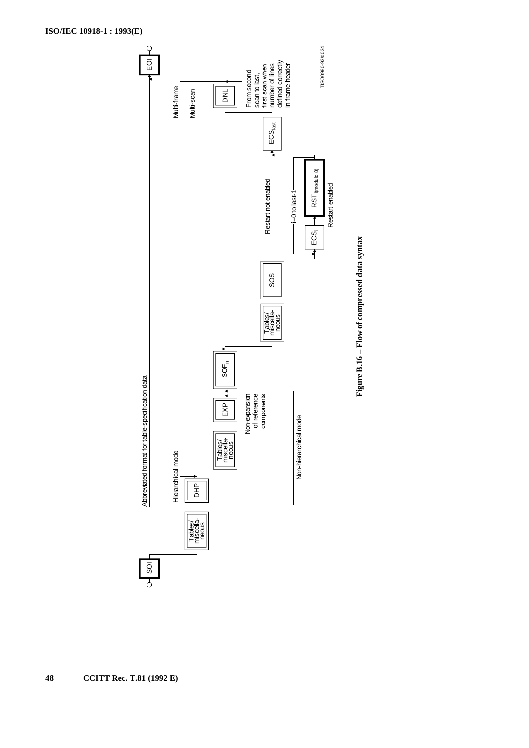SOI

Tables/ miscella- neous

Abbreviated format for table-specification data

Hierarchical mode

DHP

Tables/ miscella- neous

EXP

Non-expansion of reference components

Non-hierarchical mode

$SOF_n$

Tables/ miscella- neous

SOS

Restart not enabled

$ECS_i$

i=0 to last-1

$RST_{i(modulo\ 8)}$

Restart enabled

$ECS_{last}$

DNL

From second scan to last, first scan when number of lines defined correctly in frame header

Multi-scan

Multi-frame

EOI

TISO0960-93/d034

**Figure B.16 – Flow of compressed data syntax**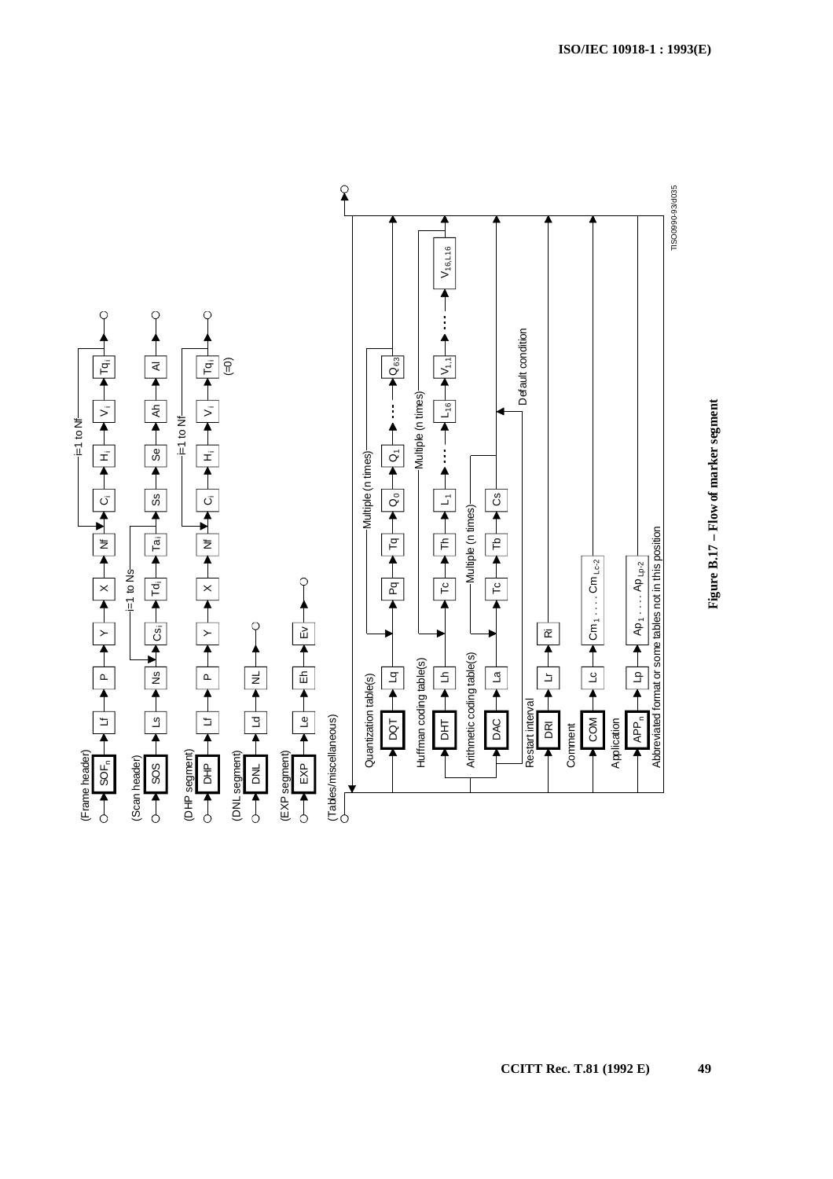(Frame header)

SOF$_n$ → Lf → P → Y → X → Nf → $C_i$ → $H_i$ → $V_i$ → $Tq_i$

i=1 to Nf

(Scan header)

SOS → Ls → Ns → $Cs_i$ → $Td_i$ → $Ta_i$ → Ss → Se → Ah → Al

i=1 to Ns

(DHP segment)

DHP → Lf → P → Y → X → Nf → $C_i$ → $H_i$ → $V_i$ → $Tq_i$ (=0)

i=1 to Nf

(DNL segment)

DNL → Ld → NL

(EXP segment)

EXP → Le → Eh → Ev

(Tables/miscellaneous)

Quantization table(s)

DQT → Lq → Pq → Tq → $Q_0$ → $Q_1$ → … → $Q_{63}$

Multiple (n times)

Huffman coding table(s)

DHT → Lh → Tc → Th → $L_1$ → … → $L_{16}$ → $V_{1,1}$ → … → $V_{16,L16}$

Multiple (n times)

Arithmetic coding table(s)

DAC → La → Tc → Tb → Cs

Multiple (n times)

Default condition

Restart interval

DRI → Lr → Ri

Comment

COM → Lc → $Cm_1$ . . . . $Cm_{Lc-2}$

Application

APP$_n$ → Lp → $Ap_1$ . . . . $Ap_{Lp-2}$

Abbreviated format or some tables not in this position

TISO0990-93/d035

**Figure B.17 – Flow of marker segment**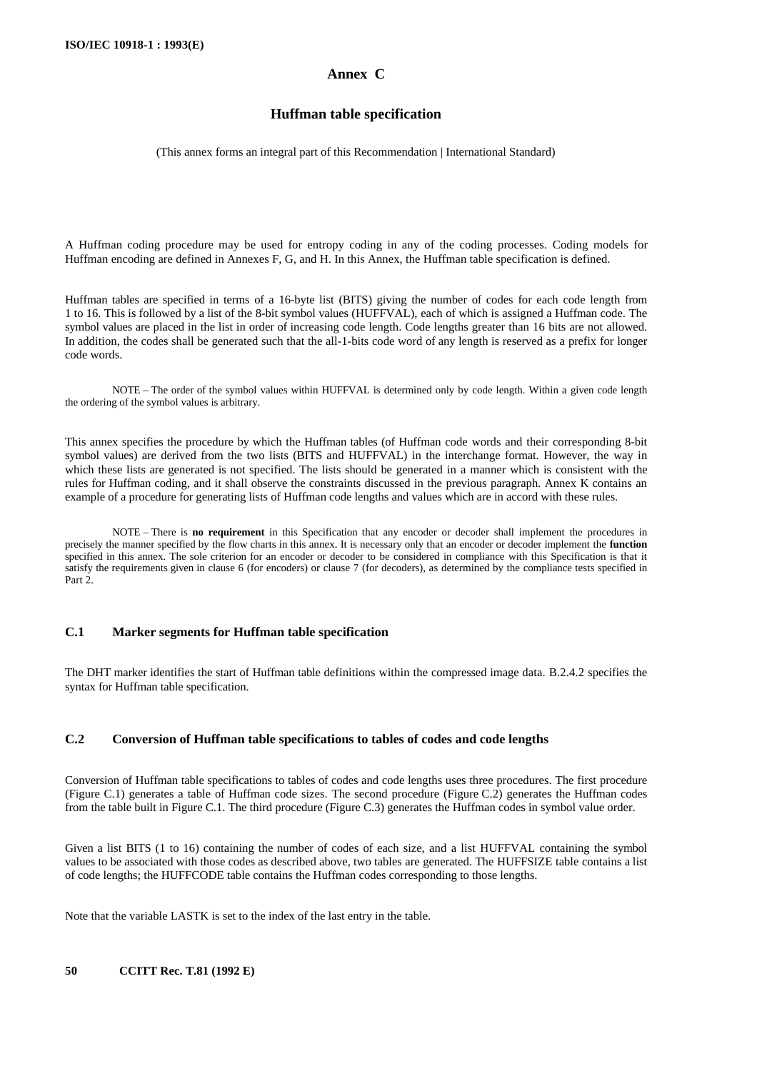# Annex C

## Huffman table specification

(This annex forms an integral part of this Recommendation | International Standard)

A Huffman coding procedure may be used for entropy coding in any of the coding processes. Coding models for Huffman encoding are defined in Annexes F, G, and H. In this Annex, the Huffman table specification is defined.

Huffman tables are specified in terms of a 16-byte list (BITS) giving the number of codes for each code length from 1 to 16. This is followed by a list of the 8-bit symbol values (HUFFVAL), each of which is assigned a Huffman code. The symbol values are placed in the list in order of increasing code length. Code lengths greater than 16 bits are not allowed. In addition, the codes shall be generated such that the all-1-bits code word of any length is reserved as a prefix for longer code words.

NOTE – The order of the symbol values within HUFFVAL is determined only by code length. Within a given code length the ordering of the symbol values is arbitrary.

This annex specifies the procedure by which the Huffman tables (of Huffman code words and their corresponding 8-bit symbol values) are derived from the two lists (BITS and HUFFVAL) in the interchange format. However, the way in which these lists are generated is not specified. The lists should be generated in a manner which is consistent with the rules for Huffman coding, and it shall observe the constraints discussed in the previous paragraph. Annex K contains an example of a procedure for generating lists of Huffman code lengths and values which are in accord with these rules.

NOTE – There is **no requirement** in this Specification that any encoder or decoder shall implement the procedures in precisely the manner specified by the flow charts in this annex. It is necessary only that an encoder or decoder implement the **function** specified in this annex. The sole criterion for an encoder or decoder to be considered in compliance with this Specification is that it satisfy the requirements given in clause 6 (for encoders) or clause 7 (for decoders), as determined by the compliance tests specified in Part 2.

### C.1 Marker segments for Huffman table specification

The DHT marker identifies the start of Huffman table definitions within the compressed image data. B.2.4.2 specifies the syntax for Huffman table specification.

### C.2 Conversion of Huffman table specifications to tables of codes and code lengths

Conversion of Huffman table specifications to tables of codes and code lengths uses three procedures. The first procedure (Figure C.1) generates a table of Huffman code sizes. The second procedure (Figure C.2) generates the Huffman codes from the table built in Figure C.1. The third procedure (Figure C.3) generates the Huffman codes in symbol value order.

Given a list BITS (1 to 16) containing the number of codes of each size, and a list HUFFVAL containing the symbol values to be associated with those codes as described above, two tables are generated. The HUFFSIZE table contains a list of code lengths; the HUFFCODE table contains the Huffman codes corresponding to those lengths.

Note that the variable LASTK is set to the index of the last entry in the table.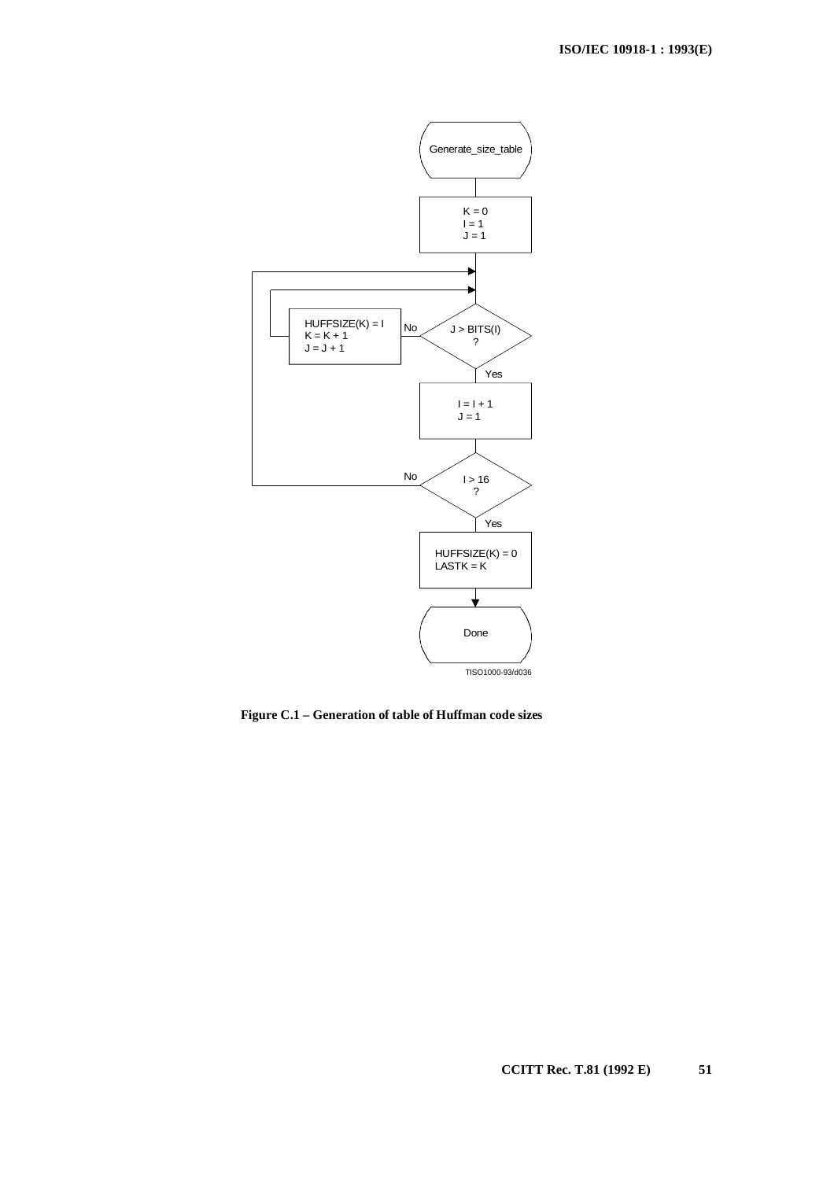```
Generate_size_table

K = 0
I = 1
J = 1

J > BITS(I) ?
  No  -> HUFFSIZE(K) = I
         K = K + 1
         J = J + 1
         (return to J > BITS(I) ?)
  Yes -> I = I + 1
         J = 1

I > 16 ?
  No  -> (return to J > BITS(I) ?)
  Yes -> HUFFSIZE(K) = 0
         LASTK = K

Done
```

TISO1000-93/d036

**Figure C.1 – Generation of table of Huffman code sizes**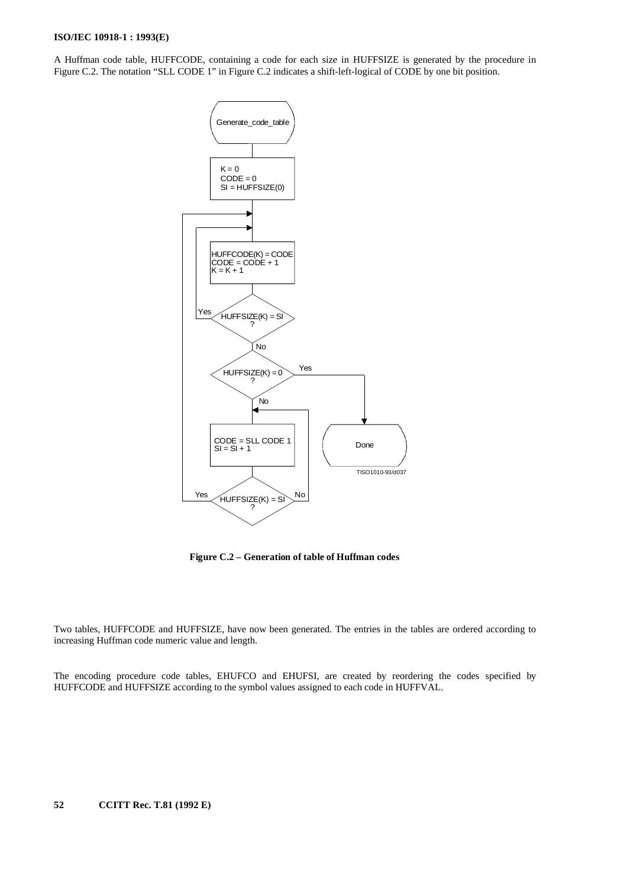A Huffman code table, HUFFCODE, containing a code for each size in HUFFSIZE is generated by the procedure in Figure C.2. The notation "SLL CODE 1" in Figure C.2 indicates a shift-left-logical of CODE by one bit position.

Generate_code_table

K = 0
CODE = 0
SI = HUFFSIZE(0)

HUFFCODE(K) = CODE
CODE = CODE + 1
K = K + 1

HUFFSIZE(K) = SI ?

Yes

No

HUFFSIZE(K) = 0 ?

Yes

No

CODE = SLL CODE 1
SI = SI + 1

Done

HUFFSIZE(K) = SI ?

Yes

No

TISO1010-93/d037

**Figure C.2 – Generation of table of Huffman codes**

Two tables, HUFFCODE and HUFFSIZE, have now been generated. The entries in the tables are ordered according to increasing Huffman code numeric value and length.

The encoding procedure code tables, EHUFCO and EHUFSI, are created by reordering the codes specified by HUFFCODE and HUFFSIZE according to the symbol values assigned to each code in HUFFVAL.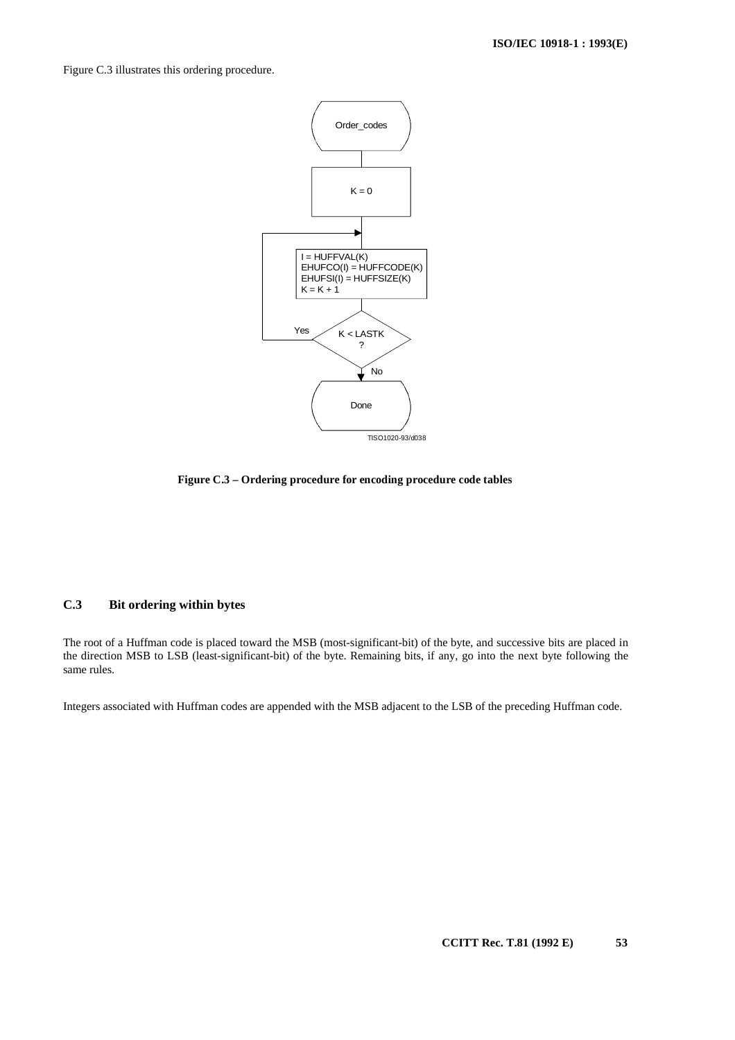Figure C.3 illustrates this ordering procedure.

Order_codes

K = 0

I = HUFFVAL(K)
EHUFCO(I) = HUFFCODE(K)
EHUFSI(I) = HUFFSIZE(K)
K = K + 1

Yes

K < LASTK
?

No

Done

TISO1020-93/d038

**Figure C.3 – Ordering procedure for encoding procedure code tables**

## C.3 Bit ordering within bytes

The root of a Huffman code is placed toward the MSB (most-significant-bit) of the byte, and successive bits are placed in the direction MSB to LSB (least-significant-bit) of the byte. Remaining bits, if any, go into the next byte following the same rules.

Integers associated with Huffman codes are appended with the MSB adjacent to the LSB of the preceding Huffman code.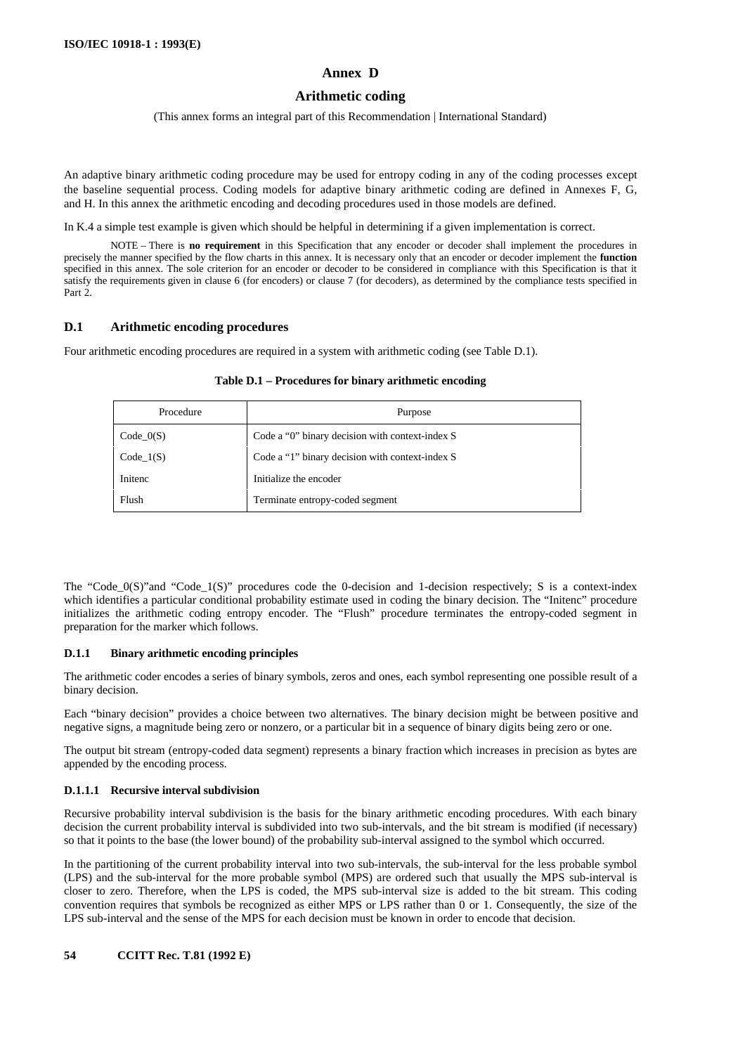# Annex D

## Arithmetic coding

(This annex forms an integral part of this Recommendation | International Standard)

An adaptive binary arithmetic coding procedure may be used for entropy coding in any of the coding processes except the baseline sequential process. Coding models for adaptive binary arithmetic coding are defined in Annexes F, G, and H. In this annex the arithmetic encoding and decoding procedures used in those models are defined.

In K.4 a simple test example is given which should be helpful in determining if a given implementation is correct.

NOTE – There is **no requirement** in this Specification that any encoder or decoder shall implement the procedures in precisely the manner specified by the flow charts in this annex. It is necessary only that an encoder or decoder implement the **function** specified in this annex. The sole criterion for an encoder or decoder to be considered in compliance with this Specification is that it satisfy the requirements given in clause 6 (for encoders) or clause 7 (for decoders), as determined by the compliance tests specified in Part 2.

## D.1 Arithmetic encoding procedures

Four arithmetic encoding procedures are required in a system with arithmetic coding (see Table D.1).

**Table D.1 – Procedures for binary arithmetic encoding**

| Procedure | Purpose |
|---|---|
| Code_0(S) | Code a "0" binary decision with context-index S |
| Code_1(S) | Code a "1" binary decision with context-index S |
| Initenc | Initialize the encoder |
| Flush | Terminate entropy-coded segment |

The "Code_0(S)"and "Code_1(S)" procedures code the 0-decision and 1-decision respectively; S is a context-index which identifies a particular conditional probability estimate used in coding the binary decision. The "Initenc" procedure initializes the arithmetic coding entropy encoder. The "Flush" procedure terminates the entropy-coded segment in preparation for the marker which follows.

### D.1.1 Binary arithmetic encoding principles

The arithmetic coder encodes a series of binary symbols, zeros and ones, each symbol representing one possible result of a binary decision.

Each "binary decision" provides a choice between two alternatives. The binary decision might be between positive and negative signs, a magnitude being zero or nonzero, or a particular bit in a sequence of binary digits being zero or one.

The output bit stream (entropy-coded data segment) represents a binary fraction which increases in precision as bytes are appended by the encoding process.

#### D.1.1.1 Recursive interval subdivision

Recursive probability interval subdivision is the basis for the binary arithmetic encoding procedures. With each binary decision the current probability interval is subdivided into two sub-intervals, and the bit stream is modified (if necessary) so that it points to the base (the lower bound) of the probability sub-interval assigned to the symbol which occurred.

In the partitioning of the current probability interval into two sub-intervals, the sub-interval for the less probable symbol (LPS) and the sub-interval for the more probable symbol (MPS) are ordered such that usually the MPS sub-interval is closer to zero. Therefore, when the LPS is coded, the MPS sub-interval size is added to the bit stream. This coding convention requires that symbols be recognized as either MPS or LPS rather than 0 or 1. Consequently, the size of the LPS sub-interval and the sense of the MPS for each decision must be known in order to encode that decision.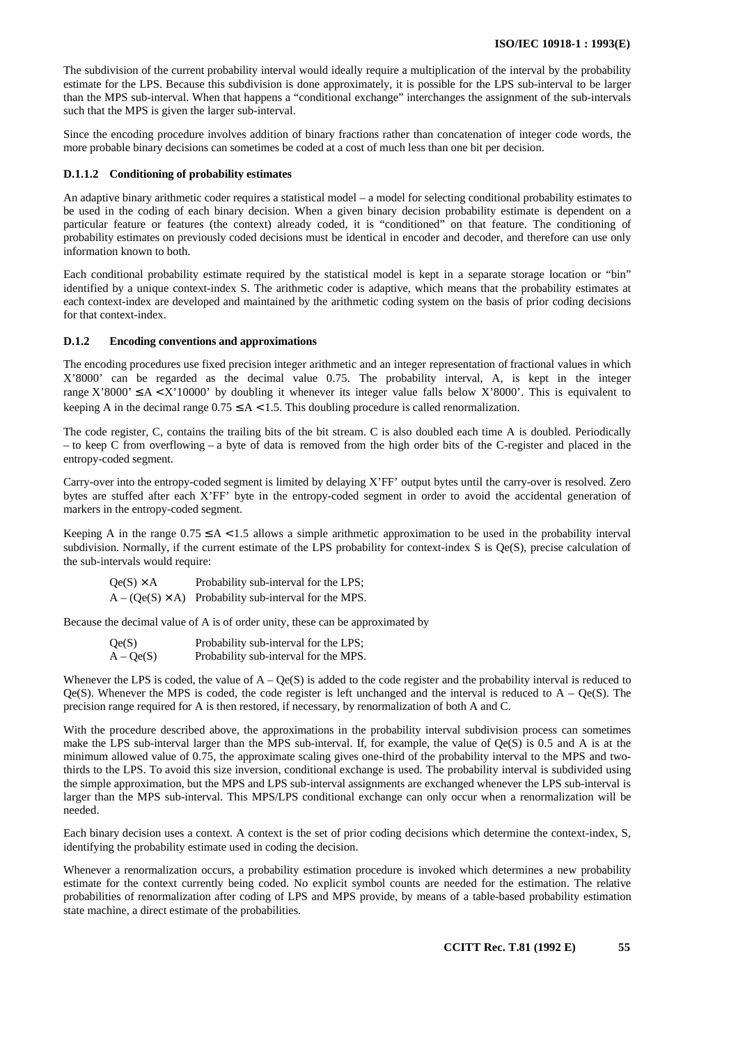The subdivision of the current probability interval would ideally require a multiplication of the interval by the probability estimate for the LPS. Because this subdivision is done approximately, it is possible for the LPS sub-interval to be larger than the MPS sub-interval. When that happens a "conditional exchange" interchanges the assignment of the sub-intervals such that the MPS is given the larger sub-interval.

Since the encoding procedure involves addition of binary fractions rather than concatenation of integer code words, the more probable binary decisions can sometimes be coded at a cost of much less than one bit per decision.

#### D.1.1.2 Conditioning of probability estimates

An adaptive binary arithmetic coder requires a statistical model – a model for selecting conditional probability estimates to be used in the coding of each binary decision. When a given binary decision probability estimate is dependent on a particular feature or features (the context) already coded, it is "conditioned" on that feature. The conditioning of probability estimates on previously coded decisions must be identical in encoder and decoder, and therefore can use only information known to both.

Each conditional probability estimate required by the statistical model is kept in a separate storage location or "bin" identified by a unique context-index S. The arithmetic coder is adaptive, which means that the probability estimates at each context-index are developed and maintained by the arithmetic coding system on the basis of prior coding decisions for that context-index.

### D.1.2 Encoding conventions and approximations

The encoding procedures use fixed precision integer arithmetic and an integer representation of fractional values in which X'8000' can be regarded as the decimal value 0.75. The probability interval, A, is kept in the integer range X'8000' ≤ A < X'10000' by doubling it whenever its integer value falls below X'8000'. This is equivalent to keeping A in the decimal range $0.75 \leq A < 1.5$. This doubling procedure is called renormalization.

The code register, C, contains the trailing bits of the bit stream. C is also doubled each time A is doubled. Periodically – to keep C from overflowing – a byte of data is removed from the high order bits of the C-register and placed in the entropy-coded segment.

Carry-over into the entropy-coded segment is limited by delaying X'FF' output bytes until the carry-over is resolved. Zero bytes are stuffed after each X'FF' byte in the entropy-coded segment in order to avoid the accidental generation of markers in the entropy-coded segment.

Keeping A in the range $0.75 \leq A < 1.5$ allows a simple arithmetic approximation to be used in the probability interval subdivision. Normally, if the current estimate of the LPS probability for context-index S is Qe(S), precise calculation of the sub-intervals would require:

| | |
|---|---|
| $Qe(S) \times A$ | Probability sub-interval for the LPS; |
| $A - (Qe(S) \times A)$ | Probability sub-interval for the MPS. |

Because the decimal value of A is of order unity, these can be approximated by

| | |
|---|---|
| $Qe(S)$ | Probability sub-interval for the LPS; |
| $A - Qe(S)$ | Probability sub-interval for the MPS. |

Whenever the LPS is coded, the value of $A - Qe(S)$ is added to the code register and the probability interval is reduced to Qe(S). Whenever the MPS is coded, the code register is left unchanged and the interval is reduced to $A - Qe(S)$. The precision range required for A is then restored, if necessary, by renormalization of both A and C.

With the procedure described above, the approximations in the probability interval subdivision process can sometimes make the LPS sub-interval larger than the MPS sub-interval. If, for example, the value of Qe(S) is 0.5 and A is at the minimum allowed value of 0.75, the approximate scaling gives one-third of the probability interval to the MPS and two-thirds to the LPS. To avoid this size inversion, conditional exchange is used. The probability interval is subdivided using the simple approximation, but the MPS and LPS sub-interval assignments are exchanged whenever the LPS sub-interval is larger than the MPS sub-interval. This MPS/LPS conditional exchange can only occur when a renormalization will be needed.

Each binary decision uses a context. A context is the set of prior coding decisions which determine the context-index, S, identifying the probability estimate used in coding the decision.

Whenever a renormalization occurs, a probability estimation procedure is invoked which determines a new probability estimate for the context currently being coded. No explicit symbol counts are needed for the estimation. The relative probabilities of renormalization after coding of LPS and MPS provide, by means of a table-based probability estimation state machine, a direct estimate of the probabilities.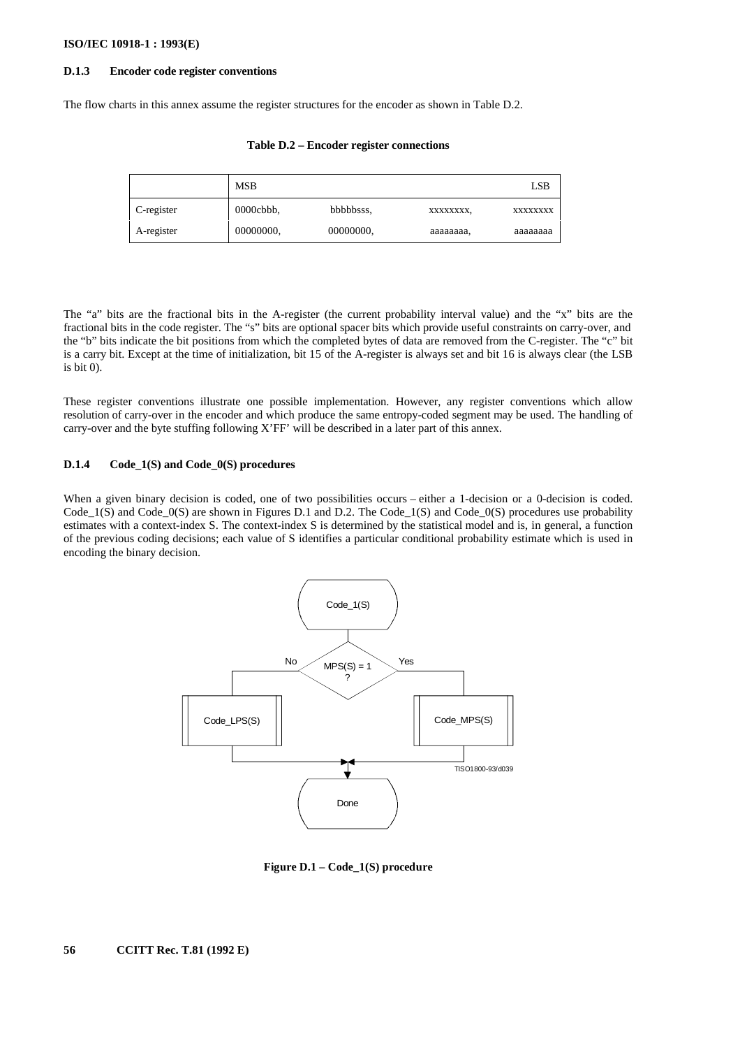### D.1.3 Encoder code register conventions

The flow charts in this annex assume the register structures for the encoder as shown in Table D.2.

**Table D.2 – Encoder register connections**

| | MSB | | | LSB |
|---|---|---|---|---|
| C-register | 0000cbbb, | bbbbbsss, | xxxxxxxx, | xxxxxxxx |
| A-register | 00000000, | 00000000, | aaaaaaaa, | aaaaaaaa |

The "a" bits are the fractional bits in the A-register (the current probability interval value) and the "x" bits are the fractional bits in the code register. The "s" bits are optional spacer bits which provide useful constraints on carry-over, and the "b" bits indicate the bit positions from which the completed bytes of data are removed from the C-register. The "c" bit is a carry bit. Except at the time of initialization, bit 15 of the A-register is always set and bit 16 is always clear (the LSB is bit 0).

These register conventions illustrate one possible implementation. However, any register conventions which allow resolution of carry-over in the encoder and which produce the same entropy-coded segment may be used. The handling of carry-over and the byte stuffing following X'FF' will be described in a later part of this annex.

### D.1.4 Code_1(S) and Code_0(S) procedures

When a given binary decision is coded, one of two possibilities occurs – either a 1-decision or a 0-decision is coded. Code_1(S) and Code_0(S) are shown in Figures D.1 and D.2. The Code_1(S) and Code_0(S) procedures use probability estimates with a context-index S. The context-index S is determined by the statistical model and is, in general, a function of the previous coding decisions; each value of S identifies a particular conditional probability estimate which is used in encoding the binary decision.

Code_1(S)

MPS(S) = 1 ?

No

Yes

Code_LPS(S)

Code_MPS(S)

TISO1800-93/d039

Done

**Figure D.1 – Code_1(S) procedure**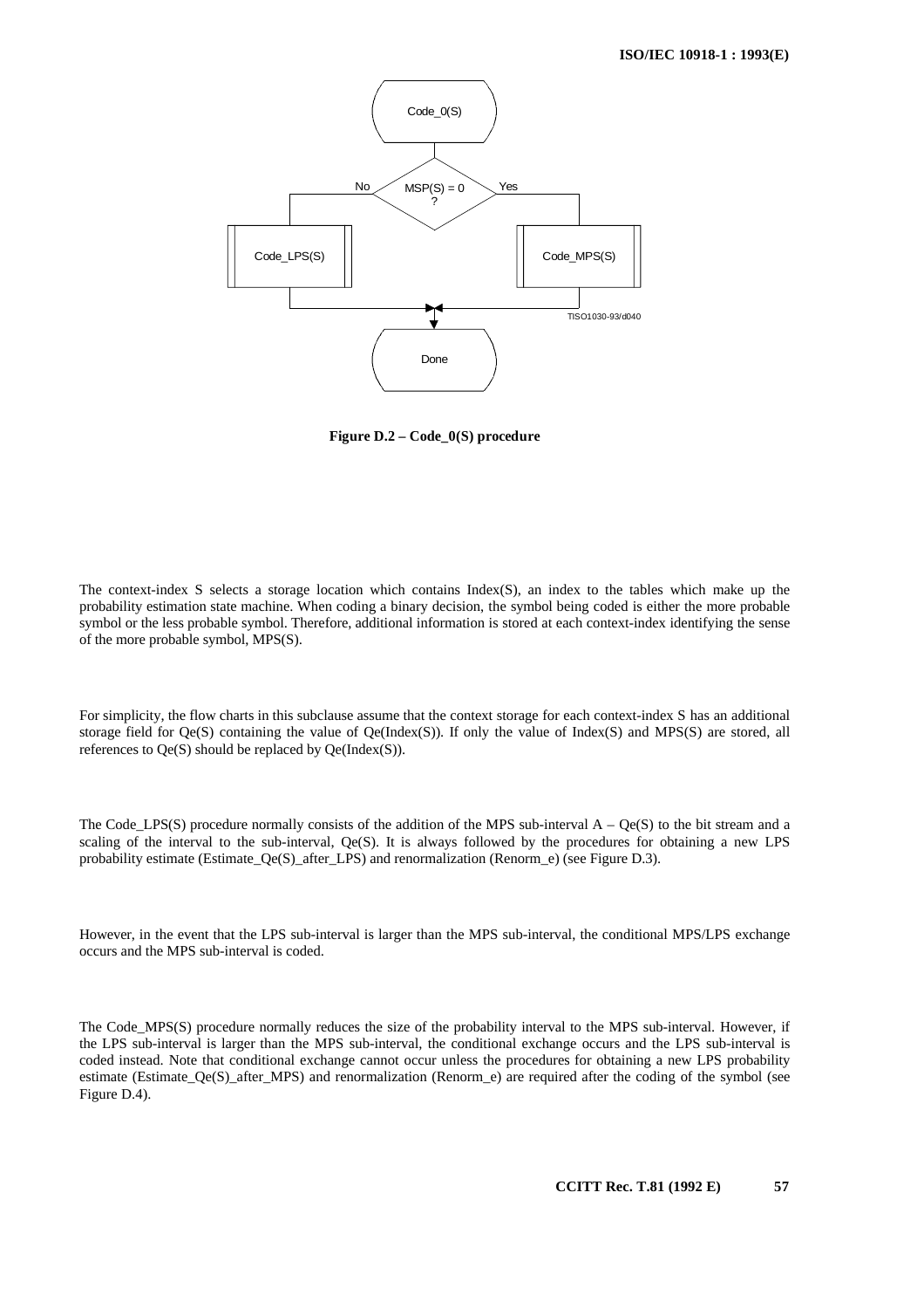Code_0(S)

No

MSP(S) = 0
?

Yes

Code_LPS(S)

Code_MPS(S)

TISO1030-93/d040

Done

**Figure D.2 – Code_0(S) procedure**

The context-index S selects a storage location which contains Index(S), an index to the tables which make up the probability estimation state machine. When coding a binary decision, the symbol being coded is either the more probable symbol or the less probable symbol. Therefore, additional information is stored at each context-index identifying the sense of the more probable symbol, MPS(S).

For simplicity, the flow charts in this subclause assume that the context storage for each context-index S has an additional storage field for Qe(S) containing the value of Qe(Index(S)). If only the value of Index(S) and MPS(S) are stored, all references to Qe(S) should be replaced by Qe(Index(S)).

The Code_LPS(S) procedure normally consists of the addition of the MPS sub-interval A – Qe(S) to the bit stream and a scaling of the interval to the sub-interval, Qe(S). It is always followed by the procedures for obtaining a new LPS probability estimate (Estimate_Qe(S)_after_LPS) and renormalization (Renorm_e) (see Figure D.3).

However, in the event that the LPS sub-interval is larger than the MPS sub-interval, the conditional MPS/LPS exchange occurs and the MPS sub-interval is coded.

The Code_MPS(S) procedure normally reduces the size of the probability interval to the MPS sub-interval. However, if the LPS sub-interval is larger than the MPS sub-interval, the conditional exchange occurs and the LPS sub-interval is coded instead. Note that conditional exchange cannot occur unless the procedures for obtaining a new LPS probability estimate (Estimate_Qe(S)_after_MPS) and renormalization (Renorm_e) are required after the coding of the symbol (see Figure D.4).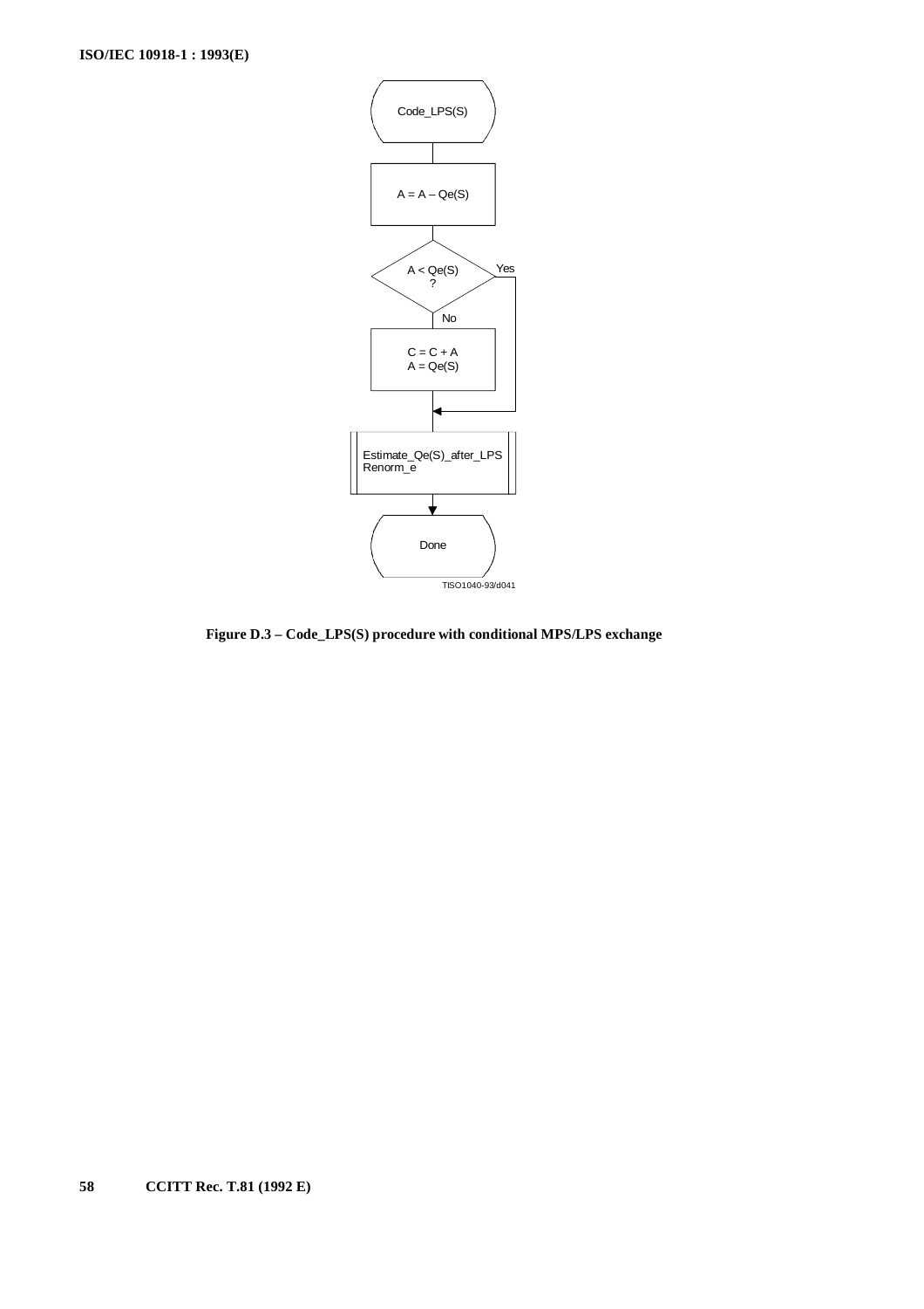Code_LPS(S)

A = A – Qe(S)

A < Qe(S)
?

Yes

No

C = C + A
A = Qe(S)

Estimate_Qe(S)_after_LPS
Renorm_e

Done

TISO1040-93/d041

**Figure D.3 – Code_LPS(S) procedure with conditional MPS/LPS exchange**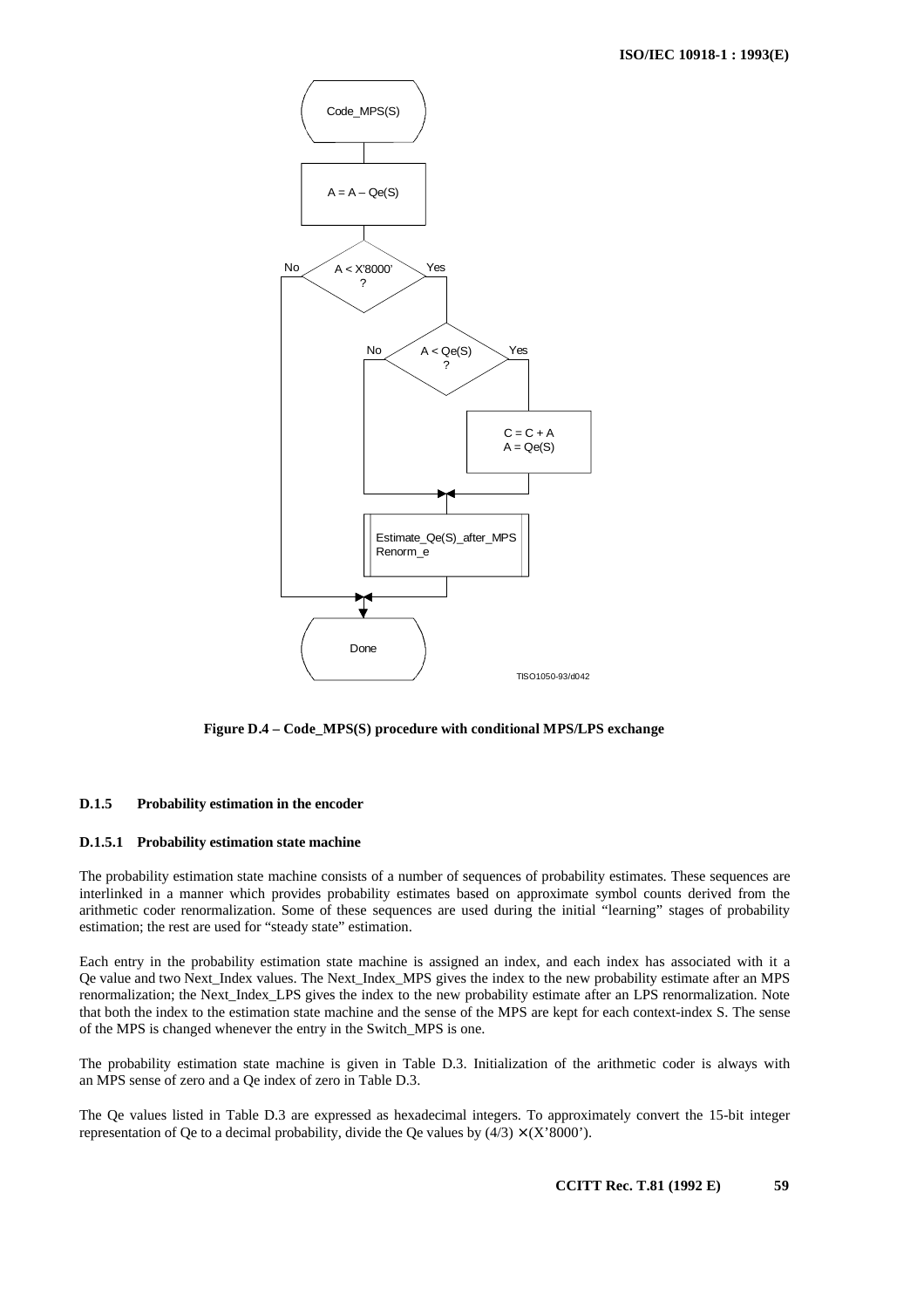Code_MPS(S)

A = A – Qe(S)

A < X'8000' ?

No

Yes

A < Qe(S) ?

No

Yes

C = C + A
A = Qe(S)

Estimate_Qe(S)_after_MPS
Renorm_e

Done

TISO1050-93/d042

**Figure D.4 – Code_MPS(S) procedure with conditional MPS/LPS exchange**

### D.1.5 Probability estimation in the encoder

#### D.1.5.1 Probability estimation state machine

The probability estimation state machine consists of a number of sequences of probability estimates. These sequences are interlinked in a manner which provides probability estimates based on approximate symbol counts derived from the arithmetic coder renormalization. Some of these sequences are used during the initial "learning" stages of probability estimation; the rest are used for "steady state" estimation.

Each entry in the probability estimation state machine is assigned an index, and each index has associated with it a Qe value and two Next_Index values. The Next_Index_MPS gives the index to the new probability estimate after an MPS renormalization; the Next_Index_LPS gives the index to the new probability estimate after an LPS renormalization. Note that both the index to the estimation state machine and the sense of the MPS are kept for each context-index S. The sense of the MPS is changed whenever the entry in the Switch_MPS is one.

The probability estimation state machine is given in Table D.3. Initialization of the arithmetic coder is always with an MPS sense of zero and a Qe index of zero in Table D.3.

The Qe values listed in Table D.3 are expressed as hexadecimal integers. To approximately convert the 15-bit integer representation of Qe to a decimal probability, divide the Qe values by $(4/3) \times$ (X'8000').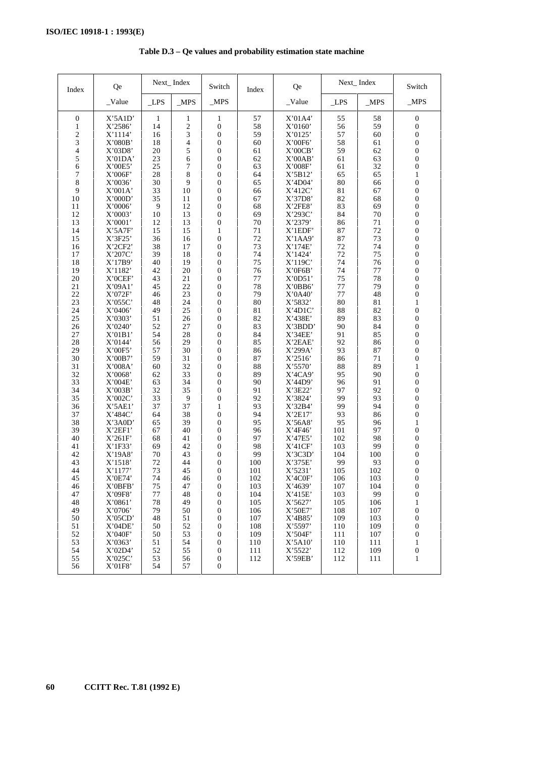**Table D.3 – Qe values and probability estimation state machine**

| Index | Qe _Value | Next_Index _LPS | Next_Index _MPS | Switch _MPS | Index | Qe _Value | Next_Index _LPS | Next_Index _MPS | Switch _MPS |
|---|---|---|---|---|---|---|---|---|---|
| 0 | X'5A1D' | 1 | 1 | 1 | 57 | X'01A4' | 55 | 58 | 0 |
| 1 | X'2586' | 14 | 2 | 0 | 58 | X'0160' | 56 | 59 | 0 |
| 2 | X'1114' | 16 | 3 | 0 | 59 | X'0125' | 57 | 60 | 0 |
| 3 | X'080B' | 18 | 4 | 0 | 60 | X'00F6' | 58 | 61 | 0 |
| 4 | X'03D8' | 20 | 5 | 0 | 61 | X'00CB' | 59 | 62 | 0 |
| 5 | X'01DA' | 23 | 6 | 0 | 62 | X'00AB' | 61 | 63 | 0 |
| 6 | X'00E5' | 25 | 7 | 0 | 63 | X'008F' | 61 | 32 | 0 |
| 7 | X'006F' | 28 | 8 | 0 | 64 | X'5B12' | 65 | 65 | 1 |
| 8 | X'0036' | 30 | 9 | 0 | 65 | X'4D04' | 80 | 66 | 0 |
| 9 | X'001A' | 33 | 10 | 0 | 66 | X'412C' | 81 | 67 | 0 |
| 10 | X'000D' | 35 | 11 | 0 | 67 | X'37D8' | 82 | 68 | 0 |
| 11 | X'0006' | 9 | 12 | 0 | 68 | X'2FE8' | 83 | 69 | 0 |
| 12 | X'0003' | 10 | 13 | 0 | 69 | X'293C' | 84 | 70 | 0 |
| 13 | X'0001' | 12 | 13 | 0 | 70 | X'2379' | 86 | 71 | 0 |
| 14 | X'5A7F' | 15 | 15 | 1 | 71 | X'1EDF' | 87 | 72 | 0 |
| 15 | X'3F25' | 36 | 16 | 0 | 72 | X'1AA9' | 87 | 73 | 0 |
| 16 | X'2CF2' | 38 | 17 | 0 | 73 | X'174E' | 72 | 74 | 0 |
| 17 | X'207C' | 39 | 18 | 0 | 74 | X'1424' | 72 | 75 | 0 |
| 18 | X'17B9' | 40 | 19 | 0 | 75 | X'119C' | 74 | 76 | 0 |
| 19 | X'1182' | 42 | 20 | 0 | 76 | X'0F6B' | 74 | 77 | 0 |
| 20 | X'0CEF' | 43 | 21 | 0 | 77 | X'0D51' | 75 | 78 | 0 |
| 21 | X'09A1' | 45 | 22 | 0 | 78 | X'0BB6' | 77 | 79 | 0 |
| 22 | X'072F' | 46 | 23 | 0 | 79 | X'0A40' | 77 | 48 | 0 |
| 23 | X'055C' | 48 | 24 | 0 | 80 | X'5832' | 80 | 81 | 1 |
| 24 | X'0406' | 49 | 25 | 0 | 81 | X'4D1C' | 88 | 82 | 0 |
| 25 | X'0303' | 51 | 26 | 0 | 82 | X'438E' | 89 | 83 | 0 |
| 26 | X'0240' | 52 | 27 | 0 | 83 | X'3BDD' | 90 | 84 | 0 |
| 27 | X'01B1' | 54 | 28 | 0 | 84 | X'34EE' | 91 | 85 | 0 |
| 28 | X'0144' | 56 | 29 | 0 | 85 | X'2EAE' | 92 | 86 | 0 |
| 29 | X'00F5' | 57 | 30 | 0 | 86 | X'299A' | 93 | 87 | 0 |
| 30 | X'00B7' | 59 | 31 | 0 | 87 | X'2516' | 86 | 71 | 0 |
| 31 | X'008A' | 60 | 32 | 0 | 88 | X'5570' | 88 | 89 | 1 |
| 32 | X'0068' | 62 | 33 | 0 | 89 | X'4CA9' | 95 | 90 | 0 |
| 33 | X'004E' | 63 | 34 | 0 | 90 | X'44D9' | 96 | 91 | 0 |
| 34 | X'003B' | 32 | 35 | 0 | 91 | X'3E22' | 97 | 92 | 0 |
| 35 | X'002C' | 33 | 9 | 0 | 92 | X'3824' | 99 | 93 | 0 |
| 36 | X'5AE1' | 37 | 37 | 1 | 93 | X'32B4' | 99 | 94 | 0 |
| 37 | X'484C' | 64 | 38 | 0 | 94 | X'2E17' | 93 | 86 | 0 |
| 38 | X'3A0D' | 65 | 39 | 0 | 95 | X'56A8' | 95 | 96 | 1 |
| 39 | X'2EF1' | 67 | 40 | 0 | 96 | X'4F46' | 101 | 97 | 0 |
| 40 | X'261F' | 68 | 41 | 0 | 97 | X'47E5' | 102 | 98 | 0 |
| 41 | X'1F33' | 69 | 42 | 0 | 98 | X'41CF' | 103 | 99 | 0 |
| 42 | X'19A8' | 70 | 43 | 0 | 99 | X'3C3D' | 104 | 100 | 0 |
| 43 | X'1518' | 72 | 44 | 0 | 100 | X'375E' | 99 | 93 | 0 |
| 44 | X'1177' | 73 | 45 | 0 | 101 | X'5231' | 105 | 102 | 0 |
| 45 | X'0E74' | 74 | 46 | 0 | 102 | X'4C0F' | 106 | 103 | 0 |
| 46 | X'0BFB' | 75 | 47 | 0 | 103 | X'4639' | 107 | 104 | 0 |
| 47 | X'09F8' | 77 | 48 | 0 | 104 | X'415E' | 103 | 99 | 0 |
| 48 | X'0861' | 78 | 49 | 0 | 105 | X'5627' | 105 | 106 | 1 |
| 49 | X'0706' | 79 | 50 | 0 | 106 | X'50E7' | 108 | 107 | 0 |
| 50 | X'05CD' | 48 | 51 | 0 | 107 | X'4B85' | 109 | 103 | 0 |
| 51 | X'04DE' | 50 | 52 | 0 | 108 | X'5597' | 110 | 109 | 0 |
| 52 | X'040F' | 50 | 53 | 0 | 109 | X'504F' | 111 | 107 | 0 |
| 53 | X'0363' | 51 | 54 | 0 | 110 | X'5A10' | 110 | 111 | 1 |
| 54 | X'02D4' | 52 | 55 | 0 | 111 | X'5522' | 112 | 109 | 0 |
| 55 | X'025C' | 53 | 56 | 0 | 112 | X'59EB' | 112 | 111 | 1 |
| 56 | X'01F8' | 54 | 57 | 0 | | | | | |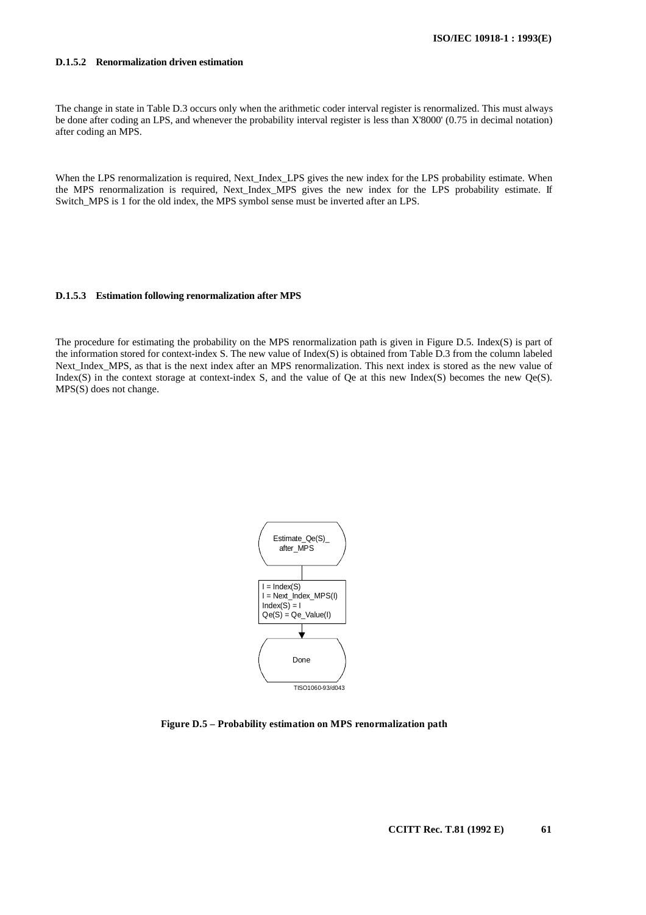#### D.1.5.2 Renormalization driven estimation

The change in state in Table D.3 occurs only when the arithmetic coder interval register is renormalized. This must always be done after coding an LPS, and whenever the probability interval register is less than X'8000' (0.75 in decimal notation) after coding an MPS.

When the LPS renormalization is required, Next_Index_LPS gives the new index for the LPS probability estimate. When the MPS renormalization is required, Next_Index_MPS gives the new index for the LPS probability estimate. If Switch_MPS is 1 for the old index, the MPS symbol sense must be inverted after an LPS.

#### D.1.5.3 Estimation following renormalization after MPS

The procedure for estimating the probability on the MPS renormalization path is given in Figure D.5. Index(S) is part of the information stored for context-index S. The new value of Index(S) is obtained from Table D.3 from the column labeled Next_Index_MPS, as that is the next index after an MPS renormalization. This next index is stored as the new value of Index(S) in the context storage at context-index S, and the value of Qe at this new Index(S) becomes the new Qe(S). MPS(S) does not change.

Estimate_Qe(S)_after_MPS

I = Index(S)
I = Next_Index_MPS(I)
Index(S) = I
Qe(S) = Qe_Value(I)

Done

TISO1060-93/d043

**Figure D.5 – Probability estimation on MPS renormalization path**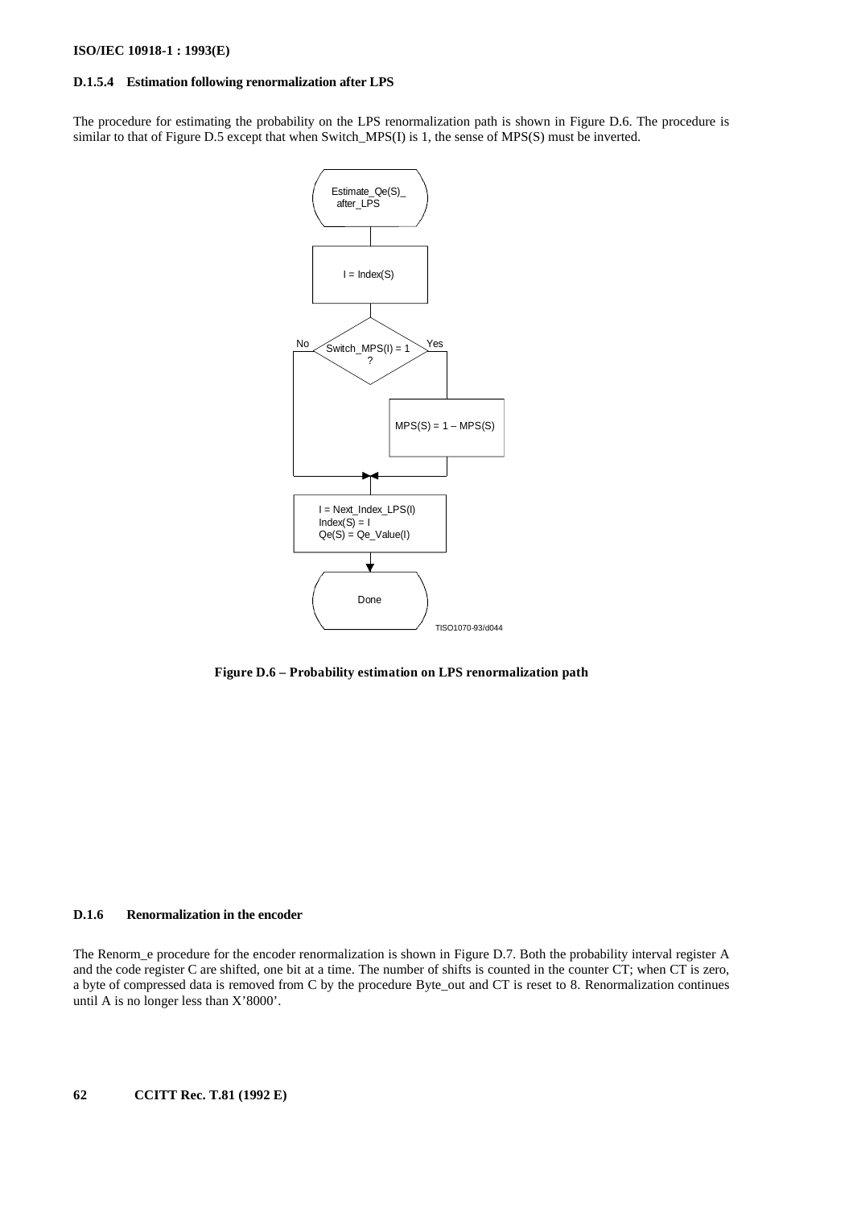### D.1.5.4 Estimation following renormalization after LPS

The procedure for estimating the probability on the LPS renormalization path is shown in Figure D.6. The procedure is similar to that of Figure D.5 except that when Switch_MPS(I) is 1, the sense of MPS(S) must be inverted.

Estimate_Qe(S)_after_LPS

I = Index(S)

Switch_MPS(I) = 1 ?

No

Yes

MPS(S) = 1 – MPS(S)

I = Next_Index_LPS(I)
Index(S) = I
Qe(S) = Qe_Value(I)

Done

TISO1070-93/d044

**Figure D.6 – Probability estimation on LPS renormalization path**

### D.1.6 Renormalization in the encoder

The Renorm_e procedure for the encoder renormalization is shown in Figure D.7. Both the probability interval register A and the code register C are shifted, one bit at a time. The number of shifts is counted in the counter CT; when CT is zero, a byte of compressed data is removed from C by the procedure Byte_out and CT is reset to 8. Renormalization continues until A is no longer less than X’8000’.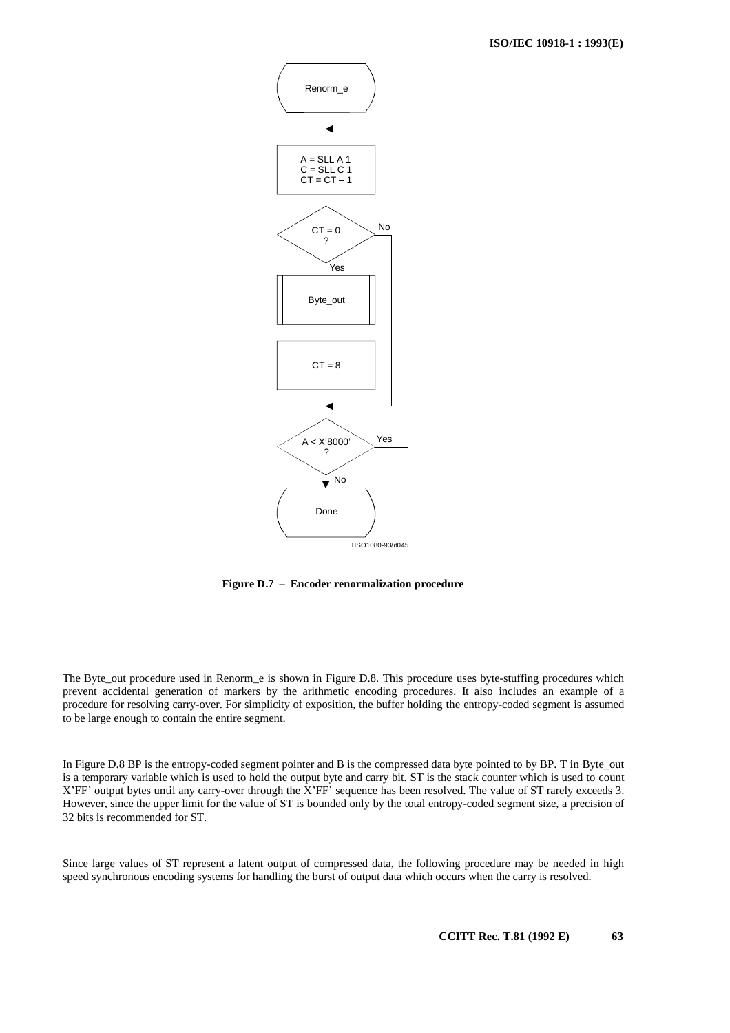Renorm_e

A = SLL A 1
C = SLL C 1
CT = CT – 1

CT = 0
?

No

Yes

Byte_out

CT = 8

A < X'8000'
?

Yes

No

Done

TISO1080-93/d045

**Figure D.7 – Encoder renormalization procedure**

The Byte_out procedure used in Renorm_e is shown in Figure D.8. This procedure uses byte-stuffing procedures which prevent accidental generation of markers by the arithmetic encoding procedures. It also includes an example of a procedure for resolving carry-over. For simplicity of exposition, the buffer holding the entropy-coded segment is assumed to be large enough to contain the entire segment.

In Figure D.8 BP is the entropy-coded segment pointer and B is the compressed data byte pointed to by BP. T in Byte_out is a temporary variable which is used to hold the output byte and carry bit. ST is the stack counter which is used to count X'FF' output bytes until any carry-over through the X'FF' sequence has been resolved. The value of ST rarely exceeds 3. However, since the upper limit for the value of ST is bounded only by the total entropy-coded segment size, a precision of 32 bits is recommended for ST.

Since large values of ST represent a latent output of compressed data, the following procedure may be needed in high speed synchronous encoding systems for handling the burst of output data which occurs when the carry is resolved.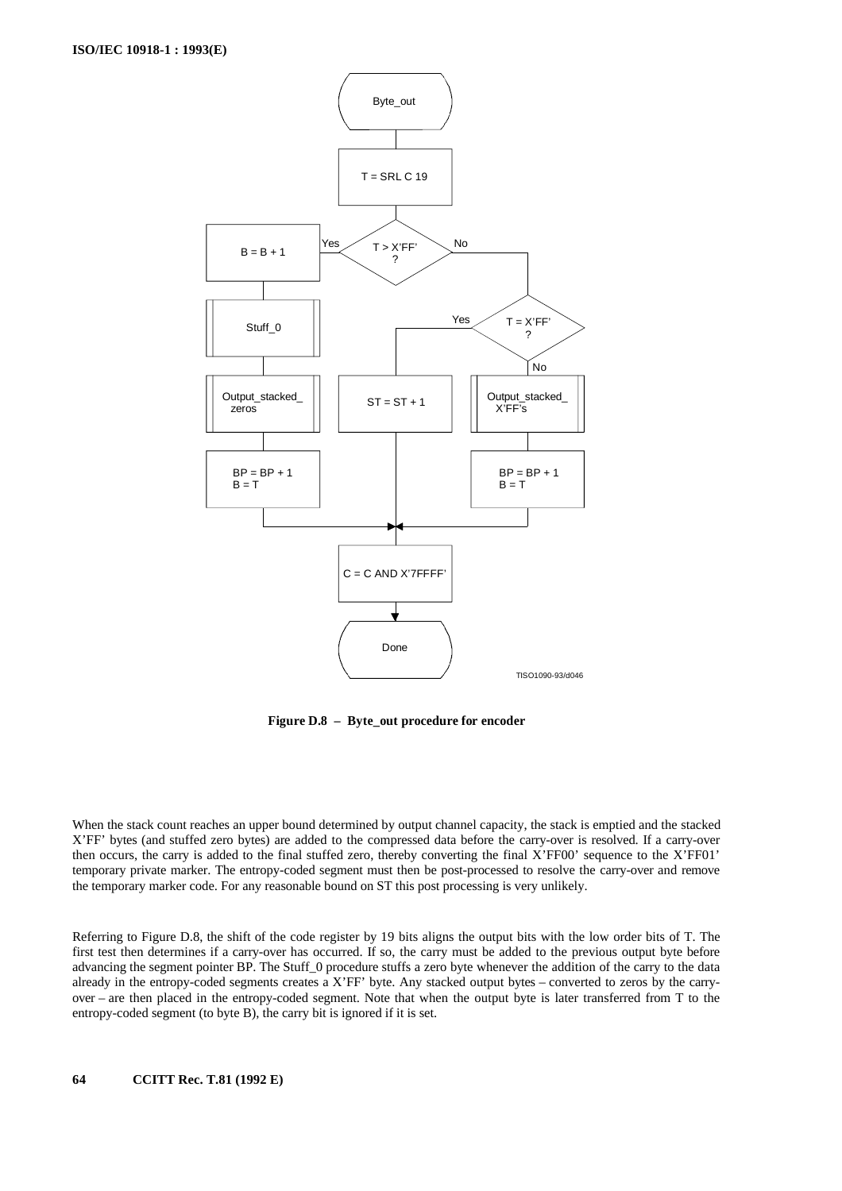Byte_out

T = SRL C 19

T > X'FF' ?

Yes

No

B = B + 1

Stuff_0

Output_stacked_zeros

BP = BP + 1
B = T

T = X'FF' ?

Yes

No

ST = ST + 1

Output_stacked_X'FF's

BP = BP + 1
B = T

C = C AND X'7FFFF'

Done

TISO1090-93/d046

**Figure D.8 – Byte_out procedure for encoder**

When the stack count reaches an upper bound determined by output channel capacity, the stack is emptied and the stacked X'FF' bytes (and stuffed zero bytes) are added to the compressed data before the carry-over is resolved. If a carry-over then occurs, the carry is added to the final stuffed zero, thereby converting the final X'FF00' sequence to the X'FF01' temporary private marker. The entropy-coded segment must then be post-processed to resolve the carry-over and remove the temporary marker code. For any reasonable bound on ST this post processing is very unlikely.

Referring to Figure D.8, the shift of the code register by 19 bits aligns the output bits with the low order bits of T. The first test then determines if a carry-over has occurred. If so, the carry must be added to the previous output byte before advancing the segment pointer BP. The Stuff_0 procedure stuffs a zero byte whenever the addition of the carry to the data already in the entropy-coded segments creates a X'FF' byte. Any stacked output bytes – converted to zeros by the carry-over – are then placed in the entropy-coded segment. Note that when the output byte is later transferred from T to the entropy-coded segment (to byte B), the carry bit is ignored if it is set.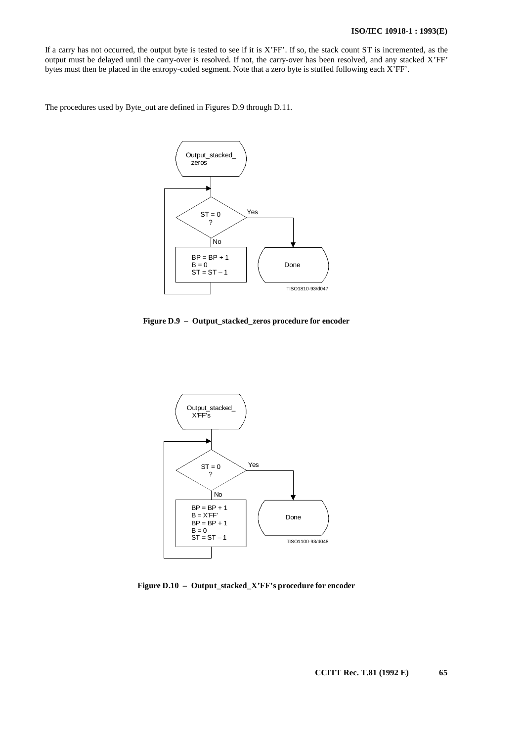If a carry has not occurred, the output byte is tested to see if it is X’FF’. If so, the stack count ST is incremented, as the output must be delayed until the carry-over is resolved. If not, the carry-over has been resolved, and any stacked X’FF’ bytes must then be placed in the entropy-coded segment. Note that a zero byte is stuffed following each X’FF’.

The procedures used by Byte_out are defined in Figures D.9 through D.11.

Output_stacked_zeros

ST = 0 ?

Yes

No

BP = BP + 1
B = 0
ST = ST – 1

Done

TISO1810-93/d047

**Figure D.9 – Output_stacked_zeros procedure for encoder**

Output_stacked_X’FF’s

ST = 0 ?

Yes

No

BP = BP + 1
B = X’FF’
BP = BP + 1
B = 0
ST = ST – 1

Done

TISO1100-93/d048

**Figure D.10 – Output_stacked_X’FF’s procedure for encoder**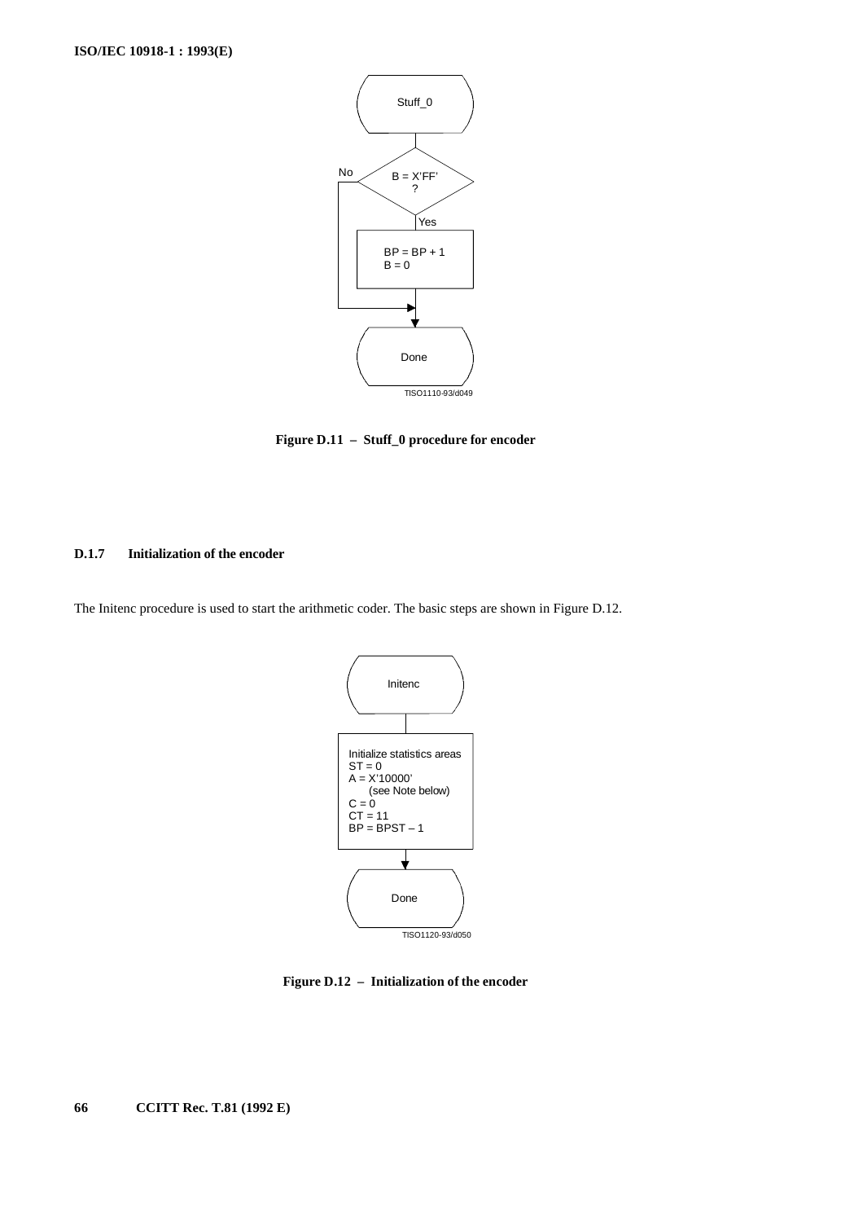Stuff_0

B = X'FF' ?

No

Yes

BP = BP + 1
B = 0

Done

TISO1110-93/d049

**Figure D.11 – Stuff_0 procedure for encoder**

### D.1.7 Initialization of the encoder

The Initenc procedure is used to start the arithmetic coder. The basic steps are shown in Figure D.12.

Initenc

Initialize statistics areas
ST = 0
A = X'10000'
(see Note below)
C = 0
CT = 11
BP = BPST – 1

Done

TISO1120-93/d050

**Figure D.12 – Initialization of the encoder**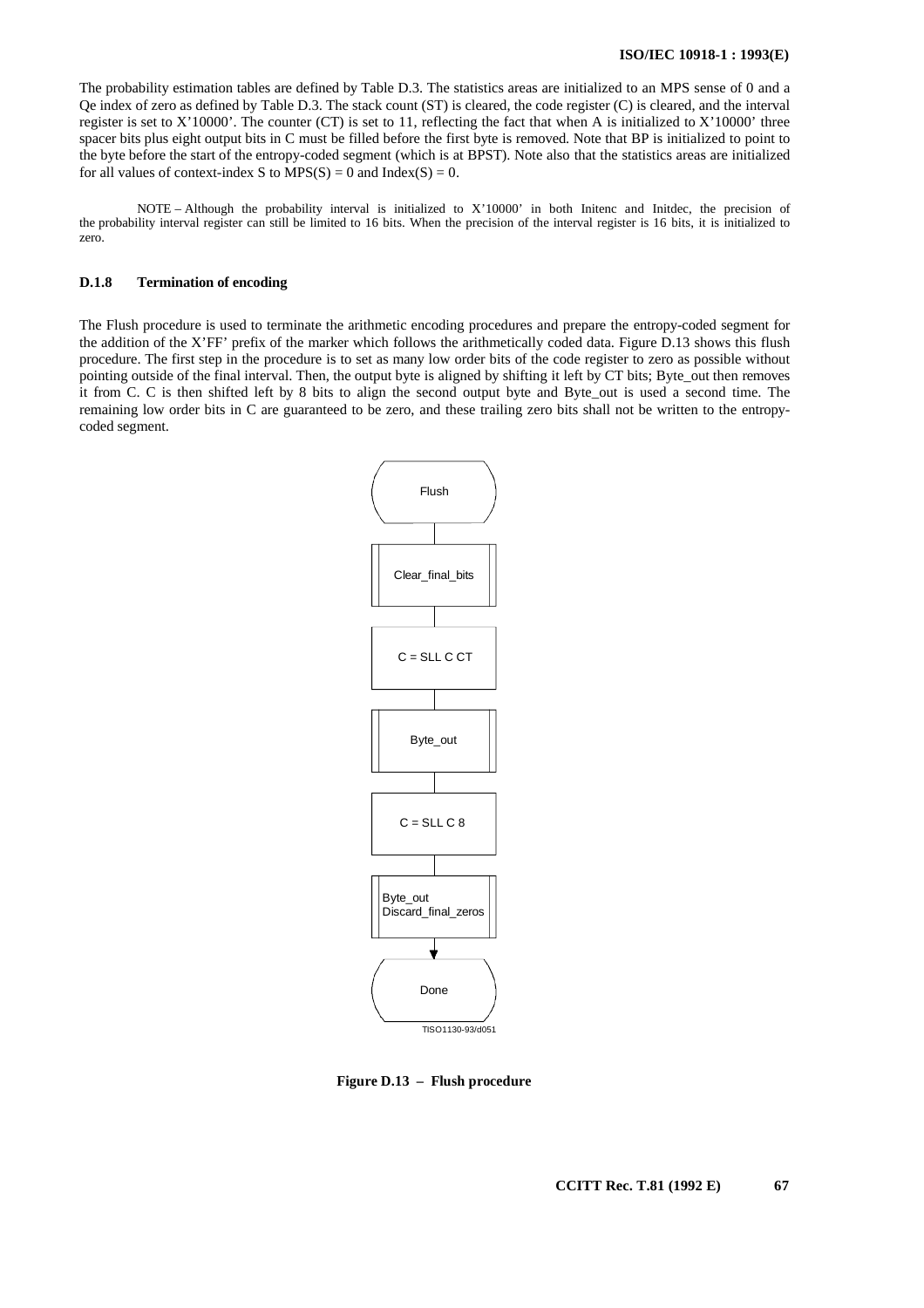The probability estimation tables are defined by Table D.3. The statistics areas are initialized to an MPS sense of 0 and a Qe index of zero as defined by Table D.3. The stack count (ST) is cleared, the code register (C) is cleared, and the interval register is set to X'10000'. The counter (CT) is set to 11, reflecting the fact that when A is initialized to X'10000' three spacer bits plus eight output bits in C must be filled before the first byte is removed. Note that BP is initialized to point to the byte before the start of the entropy-coded segment (which is at BPST). Note also that the statistics areas are initialized for all values of context-index S to MPS(S) = 0 and Index(S) = 0.

NOTE – Although the probability interval is initialized to X'10000' in both Initenc and Initdec, the precision of the probability interval register can still be limited to 16 bits. When the precision of the interval register is 16 bits, it is initialized to zero.

### D.1.8 Termination of encoding

The Flush procedure is used to terminate the arithmetic encoding procedures and prepare the entropy-coded segment for the addition of the X'FF' prefix of the marker which follows the arithmetically coded data. Figure D.13 shows this flush procedure. The first step in the procedure is to set as many low order bits of the code register to zero as possible without pointing outside of the final interval. Then, the output byte is aligned by shifting it left by CT bits; Byte_out then removes it from C. C is then shifted left by 8 bits to align the second output byte and Byte_out is used a second time. The remaining low order bits in C are guaranteed to be zero, and these trailing zero bits shall not be written to the entropy-coded segment.

Flush

Clear_final_bits

C = SLL C CT

Byte_out

C = SLL C 8

Byte_out
Discard_final_zeros

Done

TISO1130-93/d051

**Figure D.13 – Flush procedure**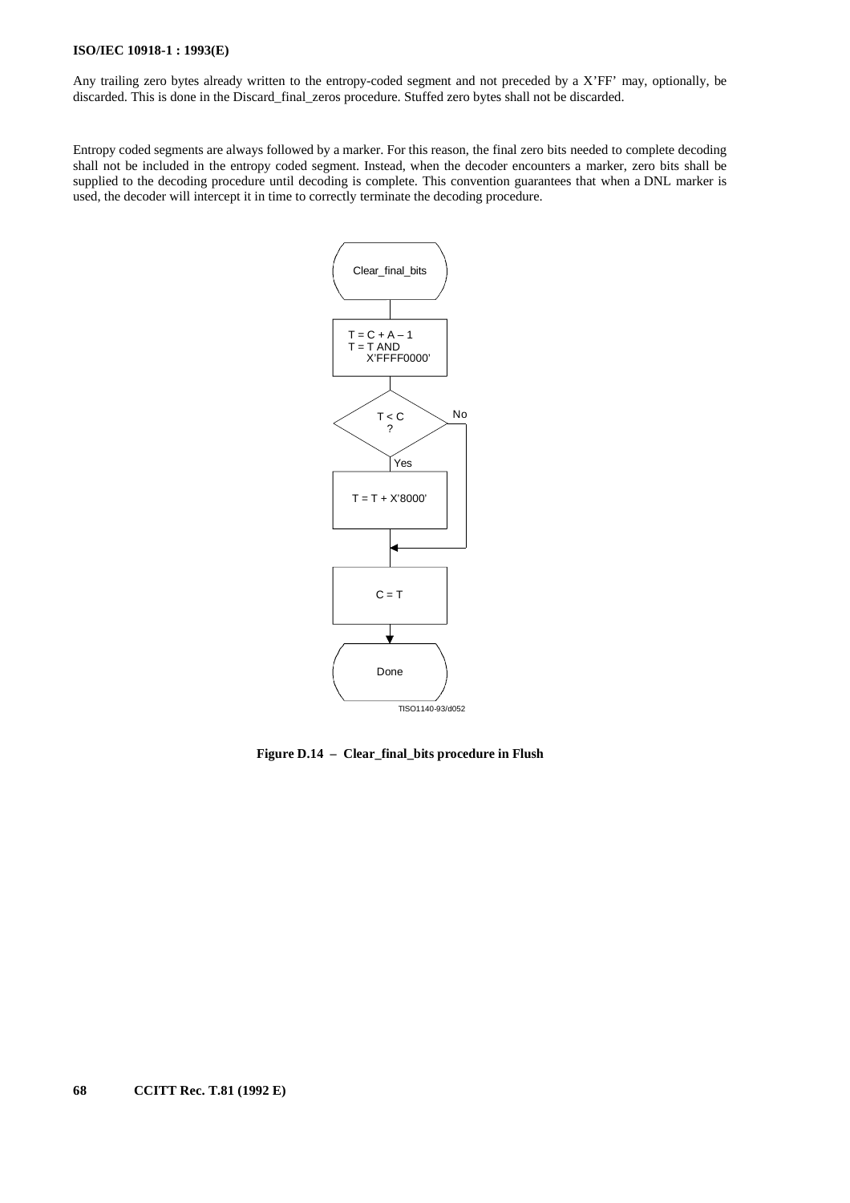Any trailing zero bytes already written to the entropy-coded segment and not preceded by a X’FF’ may, optionally, be discarded. This is done in the Discard_final_zeros procedure. Stuffed zero bytes shall not be discarded.

Entropy coded segments are always followed by a marker. For this reason, the final zero bits needed to complete decoding shall not be included in the entropy coded segment. Instead, when the decoder encounters a marker, zero bits shall be supplied to the decoding procedure until decoding is complete. This convention guarantees that when a DNL marker is used, the decoder will intercept it in time to correctly terminate the decoding procedure.

Clear_final_bits

T = C + A – 1
T = T AND X’FFFF0000’

T < C ?

No

Yes

T = T + X’8000’

C = T

Done

TISO1140-93/d052

**Figure D.14 – Clear_final_bits procedure in Flush**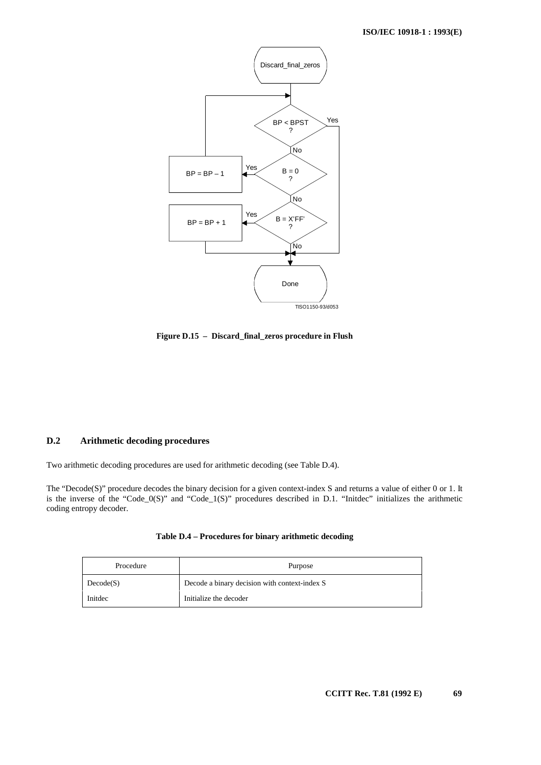Discard_final_zeros

BP < BPST
?

Yes

No

B = 0
?

Yes

BP = BP – 1

No

B = X'FF'
?

Yes

BP = BP + 1

No

Done

TISO1150-93/d053

**Figure D.15 – Discard_final_zeros procedure in Flush**

## D.2 Arithmetic decoding procedures

Two arithmetic decoding procedures are used for arithmetic decoding (see Table D.4).

The "Decode(S)" procedure decodes the binary decision for a given context-index S and returns a value of either 0 or 1. It is the inverse of the "Code_0(S)" and "Code_1(S)" procedures described in D.1. "Initdec" initializes the arithmetic coding entropy decoder.

**Table D.4 – Procedures for binary arithmetic decoding**

| Procedure | Purpose |
|---|---|
| Decode(S) | Decode a binary decision with context-index S |
| Initdec | Initialize the decoder |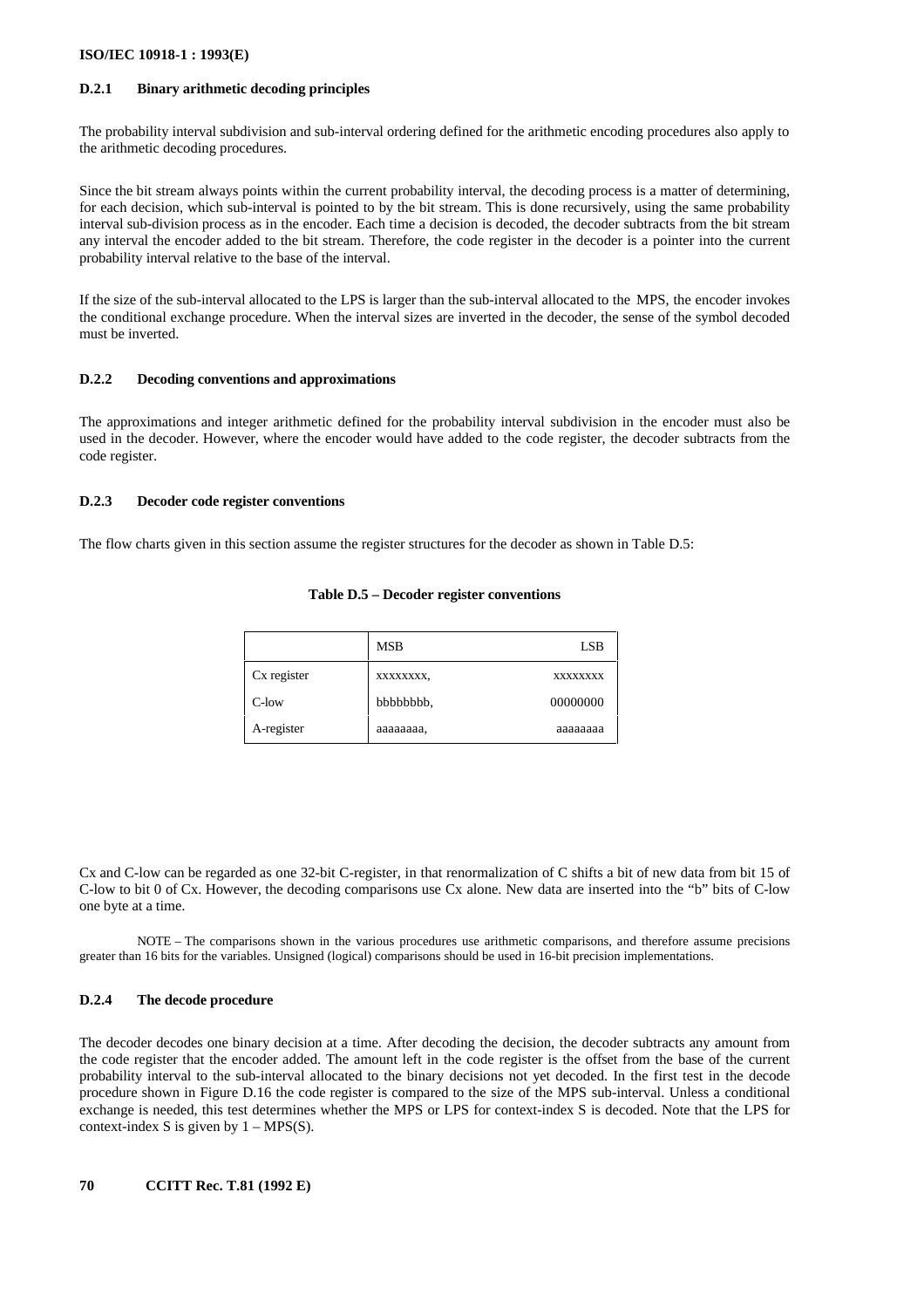### D.2.1 Binary arithmetic decoding principles

The probability interval subdivision and sub-interval ordering defined for the arithmetic encoding procedures also apply to the arithmetic decoding procedures.

Since the bit stream always points within the current probability interval, the decoding process is a matter of determining, for each decision, which sub-interval is pointed to by the bit stream. This is done recursively, using the same probability interval sub-division process as in the encoder. Each time a decision is decoded, the decoder subtracts from the bit stream any interval the encoder added to the bit stream. Therefore, the code register in the decoder is a pointer into the current probability interval relative to the base of the interval.

If the size of the sub-interval allocated to the LPS is larger than the sub-interval allocated to the MPS, the encoder invokes the conditional exchange procedure. When the interval sizes are inverted in the decoder, the sense of the symbol decoded must be inverted.

### D.2.2 Decoding conventions and approximations

The approximations and integer arithmetic defined for the probability interval subdivision in the encoder must also be used in the decoder. However, where the encoder would have added to the code register, the decoder subtracts from the code register.

### D.2.3 Decoder code register conventions

The flow charts given in this section assume the register structures for the decoder as shown in Table D.5:

**Table D.5 – Decoder register conventions**

| | MSB | LSB |
|---|---|---|
| Cx register | xxxxxxxx, | xxxxxxxx |
| C-low | bbbbbbbb, | 00000000 |
| A-register | aaaaaaaa, | aaaaaaaa |

Cx and C-low can be regarded as one 32-bit C-register, in that renormalization of C shifts a bit of new data from bit 15 of C-low to bit 0 of Cx. However, the decoding comparisons use Cx alone. New data are inserted into the "b" bits of C-low one byte at a time.

NOTE – The comparisons shown in the various procedures use arithmetic comparisons, and therefore assume precisions greater than 16 bits for the variables. Unsigned (logical) comparisons should be used in 16-bit precision implementations.

### D.2.4 The decode procedure

The decoder decodes one binary decision at a time. After decoding the decision, the decoder subtracts any amount from the code register that the encoder added. The amount left in the code register is the offset from the base of the current probability interval to the sub-interval allocated to the binary decisions not yet decoded. In the first test in the decode procedure shown in Figure D.16 the code register is compared to the size of the MPS sub-interval. Unless a conditional exchange is needed, this test determines whether the MPS or LPS for context-index S is decoded. Note that the LPS for context-index S is given by 1 – MPS(S).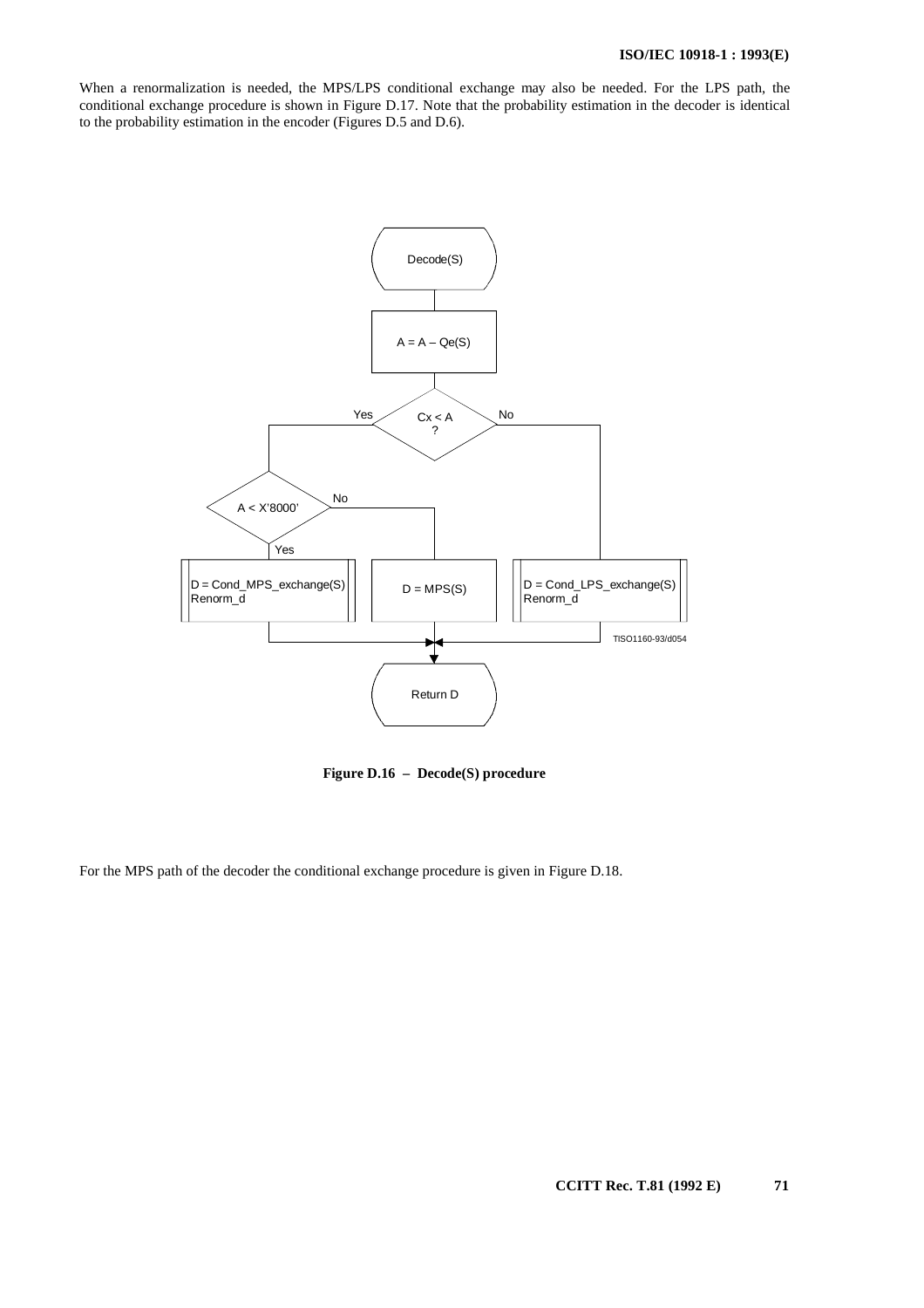When a renormalization is needed, the MPS/LPS conditional exchange may also be needed. For the LPS path, the conditional exchange procedure is shown in Figure D.17. Note that the probability estimation in the decoder is identical to the probability estimation in the encoder (Figures D.5 and D.6).

Decode(S)

A = A – Qe(S)

Cx < A ?

Yes

No

A < X'8000'

No

Yes

D = Cond_MPS_exchange(S)
Renorm_d

D = MPS(S)

D = Cond_LPS_exchange(S)
Renorm_d

TISO1160-93/d054

Return D

**Figure D.16 – Decode(S) procedure**

For the MPS path of the decoder the conditional exchange procedure is given in Figure D.18.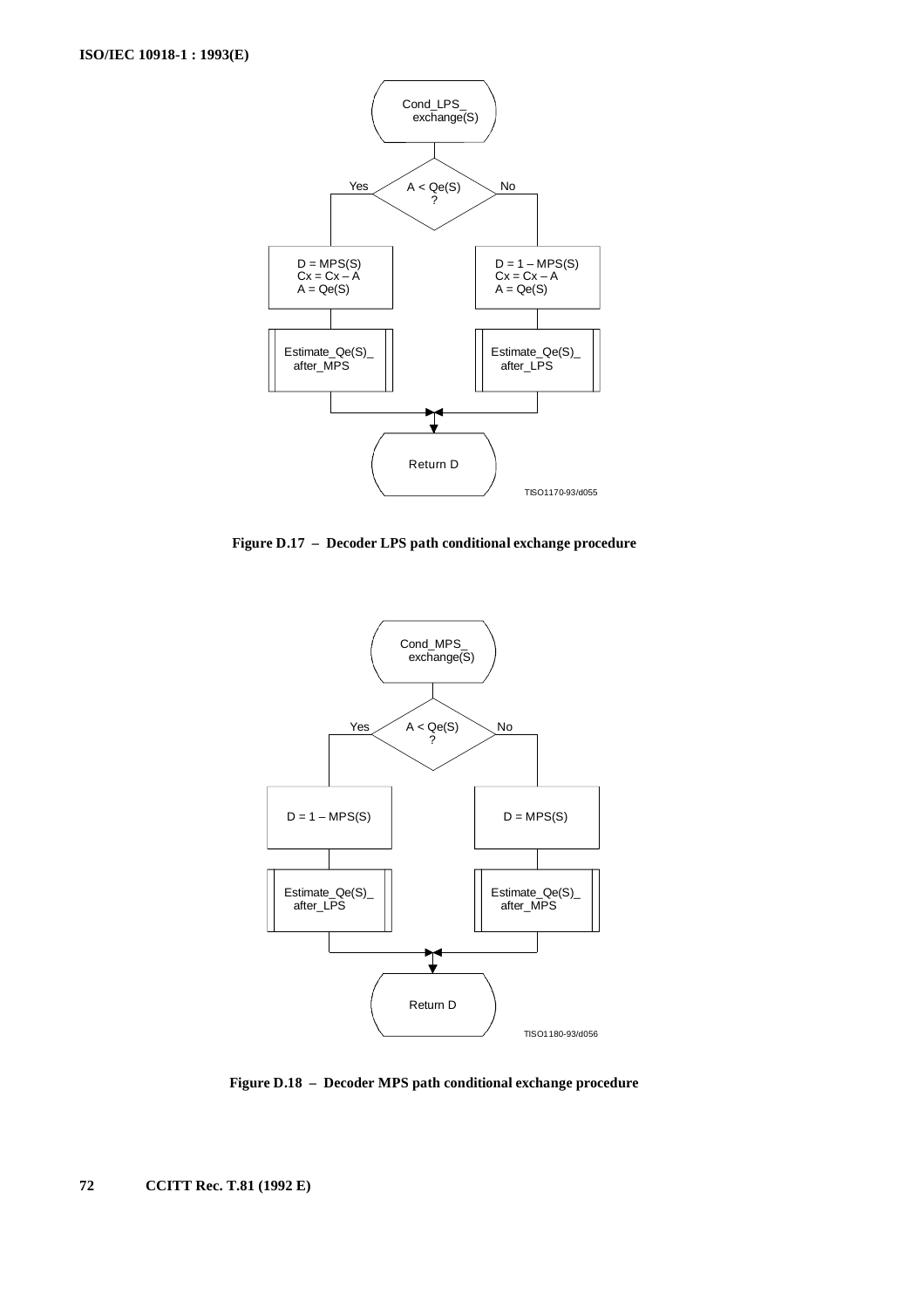Cond_LPS_
exchange(S)

A < Qe(S)
?

Yes

No

D = MPS(S)
Cx = Cx – A
A = Qe(S)

D = 1 – MPS(S)
Cx = Cx – A
A = Qe(S)

Estimate_Qe(S)_
after_MPS

Estimate_Qe(S)_
after_LPS

Return D

TISO1170-93/d055

**Figure D.17 – Decoder LPS path conditional exchange procedure**

Cond_MPS_
exchange(S)

A < Qe(S)
?

Yes

No

D = 1 – MPS(S)

D = MPS(S)

Estimate_Qe(S)_
after_LPS

Estimate_Qe(S)_
after_MPS

Return D

TISO1180-93/d056

**Figure D.18 – Decoder MPS path conditional exchange procedure**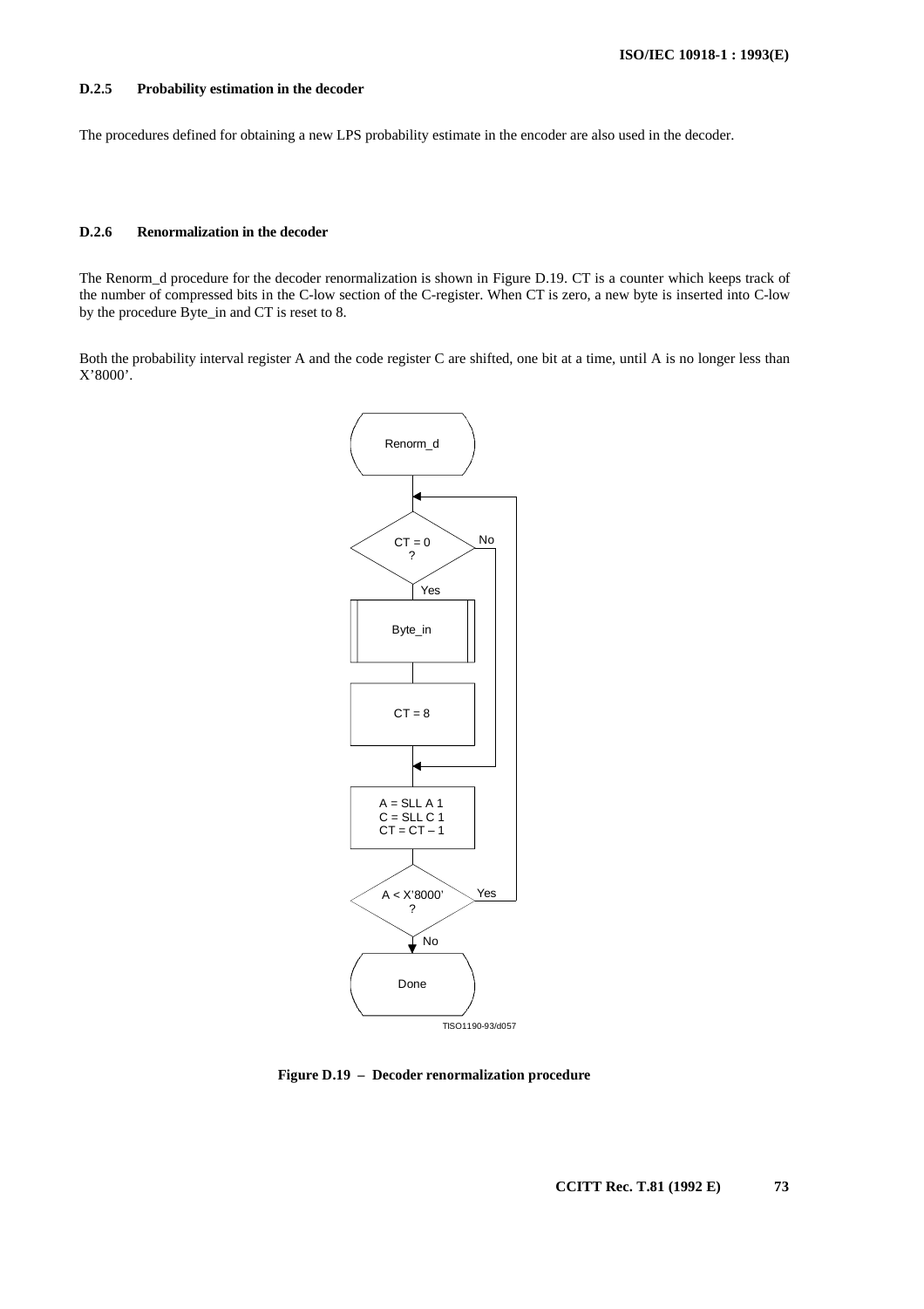### D.2.5 Probability estimation in the decoder

The procedures defined for obtaining a new LPS probability estimate in the encoder are also used in the decoder.

### D.2.6 Renormalization in the decoder

The Renorm_d procedure for the decoder renormalization is shown in Figure D.19. CT is a counter which keeps track of the number of compressed bits in the C-low section of the C-register. When CT is zero, a new byte is inserted into C-low by the procedure Byte_in and CT is reset to 8.

Both the probability interval register A and the code register C are shifted, one bit at a time, until A is no longer less than X'8000'.

Renorm_d

CT = 0
?

No

Yes

Byte_in

CT = 8

A = SLL A 1
C = SLL C 1
CT = CT – 1

A < X'8000'
?

Yes

No

Done

TISO1190-93/d057

**Figure D.19 – Decoder renormalization procedure**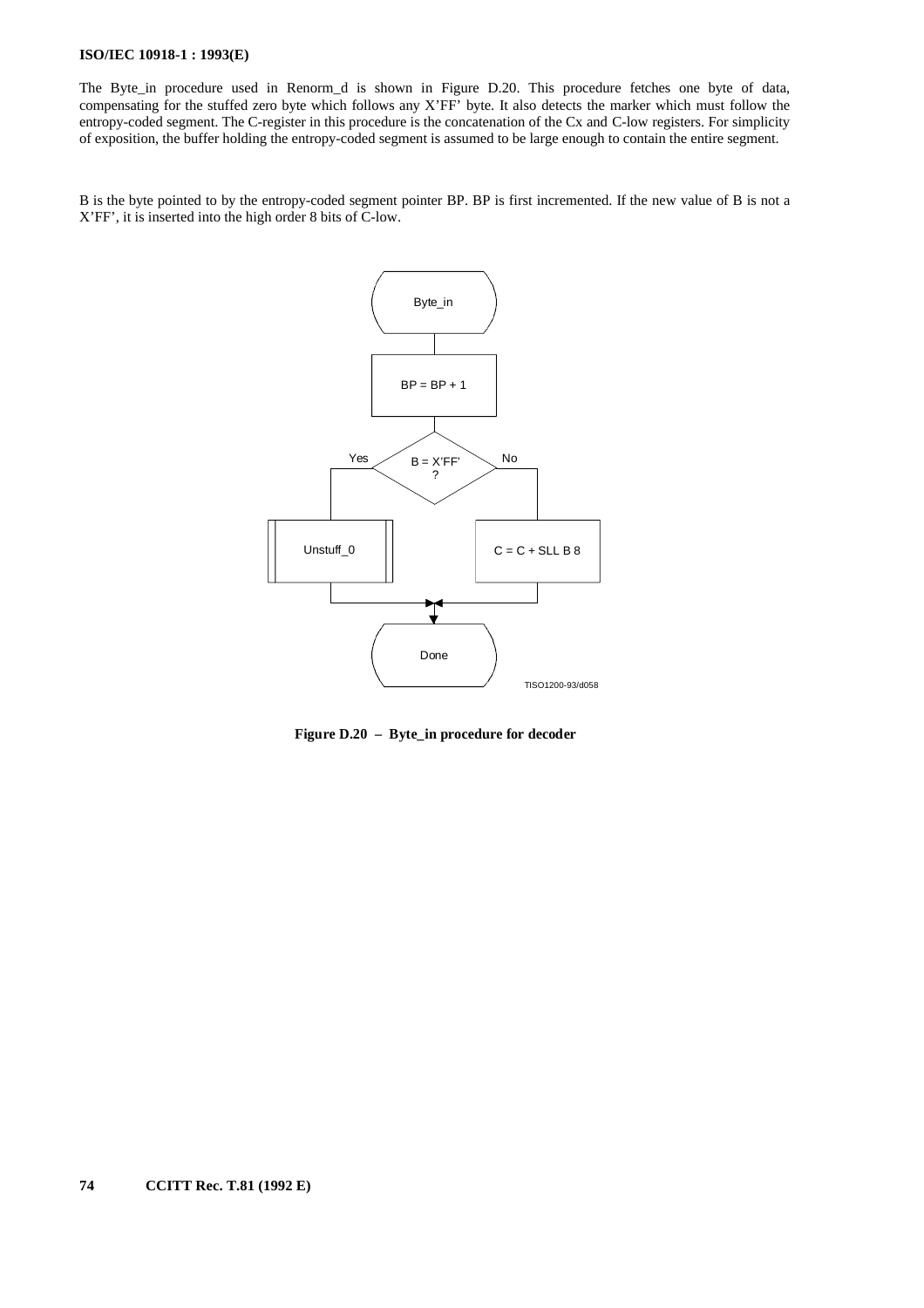The Byte_in procedure used in Renorm_d is shown in Figure D.20. This procedure fetches one byte of data, compensating for the stuffed zero byte which follows any X'FF' byte. It also detects the marker which must follow the entropy-coded segment. The C-register in this procedure is the concatenation of the Cx and C-low registers. For simplicity of exposition, the buffer holding the entropy-coded segment is assumed to be large enough to contain the entire segment.

B is the byte pointed to by the entropy-coded segment pointer BP. BP is first incremented. If the new value of B is not a X'FF', it is inserted into the high order 8 bits of C-low.

Byte_in

BP = BP + 1

B = X'FF' ?

Yes

No

Unstuff_0

C = C + SLL B 8

Done

TISO1200-93/d058

**Figure D.20 – Byte_in procedure for decoder**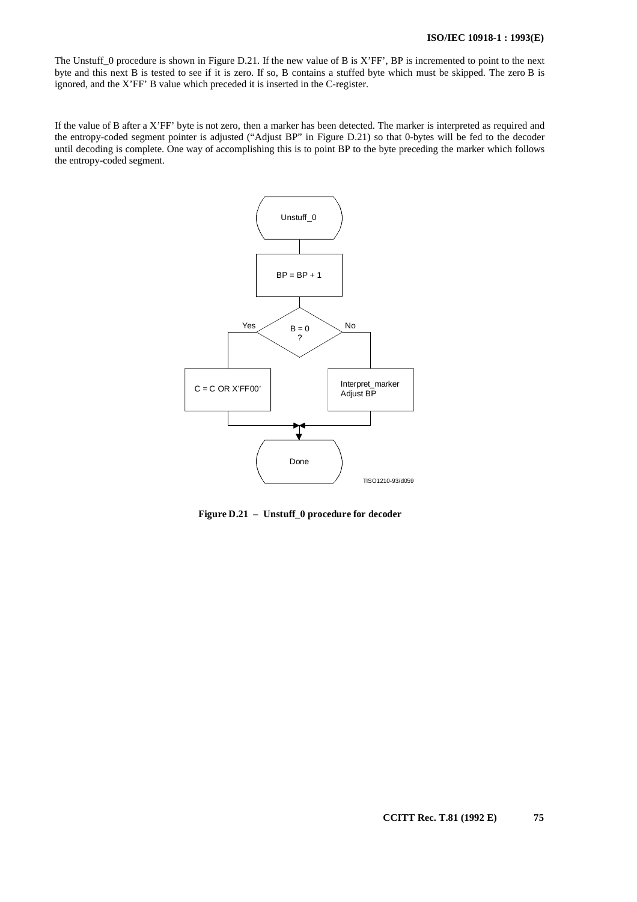The Unstuff_0 procedure is shown in Figure D.21. If the new value of B is X’FF’, BP is incremented to point to the next byte and this next B is tested to see if it is zero. If so, B contains a stuffed byte which must be skipped. The zero B is ignored, and the X’FF’ B value which preceded it is inserted in the C-register.

If the value of B after a X’FF’ byte is not zero, then a marker has been detected. The marker is interpreted as required and the entropy-coded segment pointer is adjusted (“Adjust BP” in Figure D.21) so that 0-bytes will be fed to the decoder until decoding is complete. One way of accomplishing this is to point BP to the byte preceding the marker which follows the entropy-coded segment.

Unstuff_0

BP = BP + 1

B = 0 ?

Yes

No

C = C OR X’FF00’

Interpret_marker
Adjust BP

Done

TISO1210-93/d059

**Figure D.21 – Unstuff_0 procedure for decoder**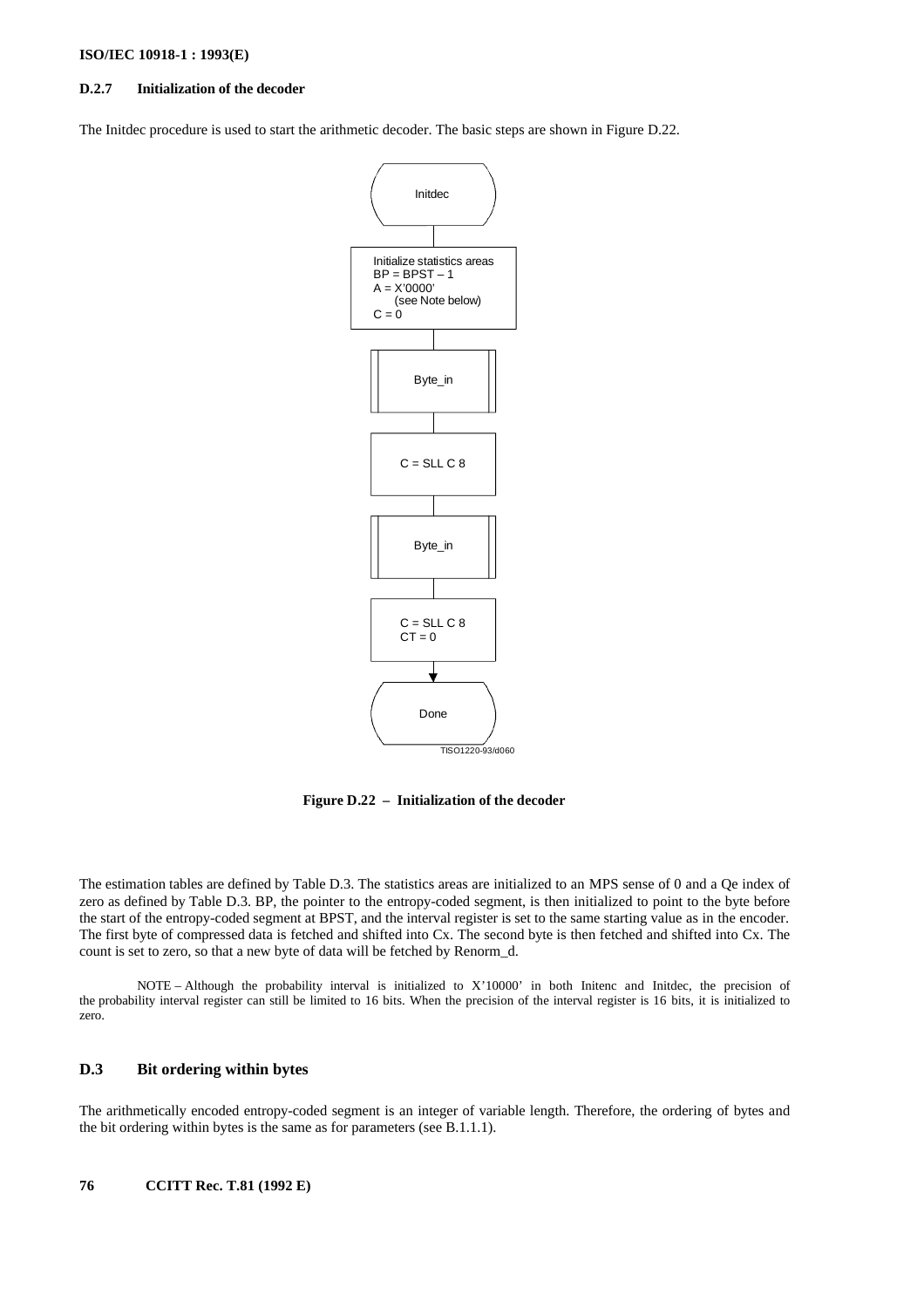### D.2.7 Initialization of the decoder

The Initdec procedure is used to start the arithmetic decoder. The basic steps are shown in Figure D.22.

Initdec

Initialize statistics areas
BP = BPST – 1
A = X'0000'
(see Note below)
C = 0

Byte_in

C = SLL C 8

Byte_in

C = SLL C 8
CT = 0

Done

TISO1220-93/d060

**Figure D.22 – Initialization of the decoder**

The estimation tables are defined by Table D.3. The statistics areas are initialized to an MPS sense of 0 and a Qe index of zero as defined by Table D.3. BP, the pointer to the entropy-coded segment, is then initialized to point to the byte before the start of the entropy-coded segment at BPST, and the interval register is set to the same starting value as in the encoder. The first byte of compressed data is fetched and shifted into Cx. The second byte is then fetched and shifted into Cx. The count is set to zero, so that a new byte of data will be fetched by Renorm_d.

NOTE – Although the probability interval is initialized to X'10000' in both Initenc and Initdec, the precision of the probability interval register can still be limited to 16 bits. When the precision of the interval register is 16 bits, it is initialized to zero.

## D.3 Bit ordering within bytes

The arithmetically encoded entropy-coded segment is an integer of variable length. Therefore, the ordering of bytes and the bit ordering within bytes is the same as for parameters (see B.1.1.1).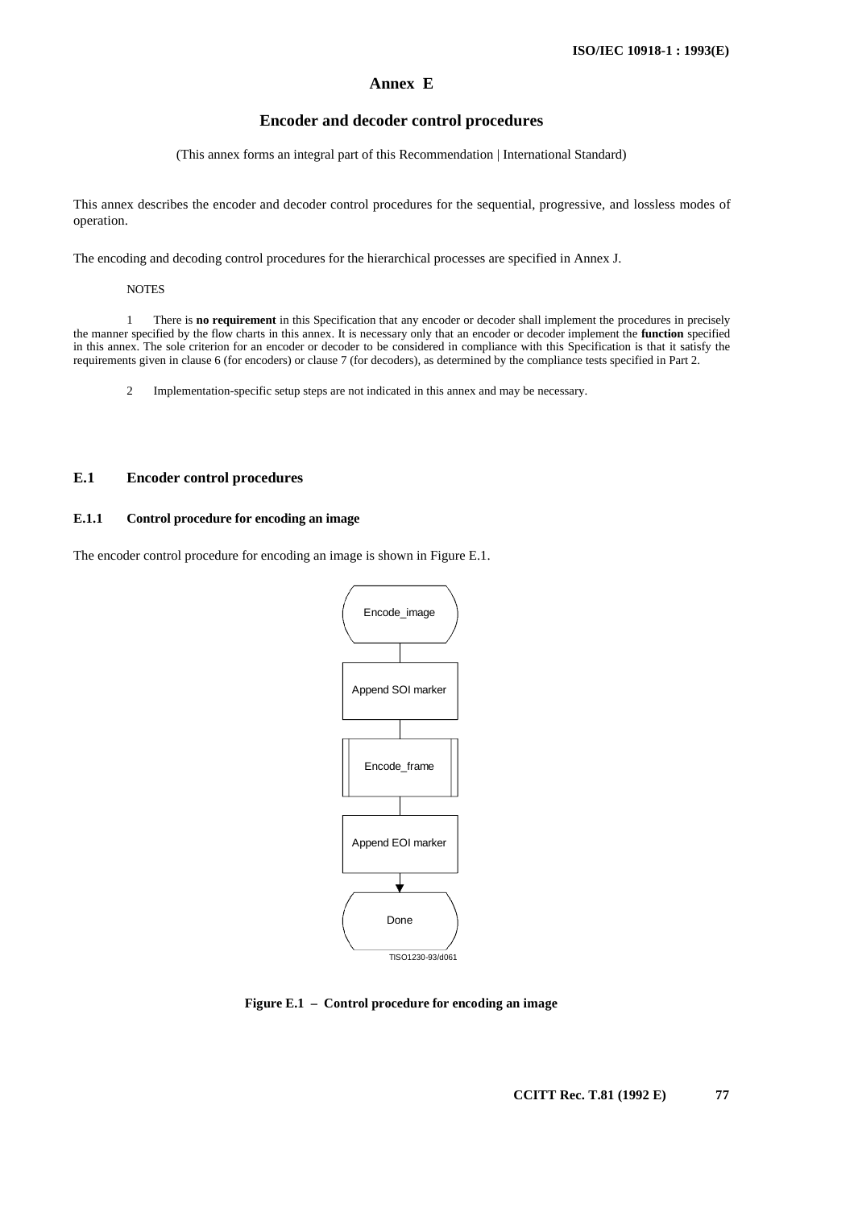# Annex E

## Encoder and decoder control procedures

(This annex forms an integral part of this Recommendation | International Standard)

This annex describes the encoder and decoder control procedures for the sequential, progressive, and lossless modes of operation.

The encoding and decoding control procedures for the hierarchical processes are specified in Annex J.

NOTES

1 There is **no requirement** in this Specification that any encoder or decoder shall implement the procedures in precisely the manner specified by the flow charts in this annex. It is necessary only that an encoder or decoder implement the **function** specified in this annex. The sole criterion for an encoder or decoder to be considered in compliance with this Specification is that it satisfy the requirements given in clause 6 (for encoders) or clause 7 (for decoders), as determined by the compliance tests specified in Part 2.

2 Implementation-specific setup steps are not indicated in this annex and may be necessary.

## E.1 Encoder control procedures

### E.1.1 Control procedure for encoding an image

The encoder control procedure for encoding an image is shown in Figure E.1.

Encode_image

Append SOI marker

Encode_frame

Append EOI marker

Done

TISO1230-93/d061

**Figure E.1 – Control procedure for encoding an image**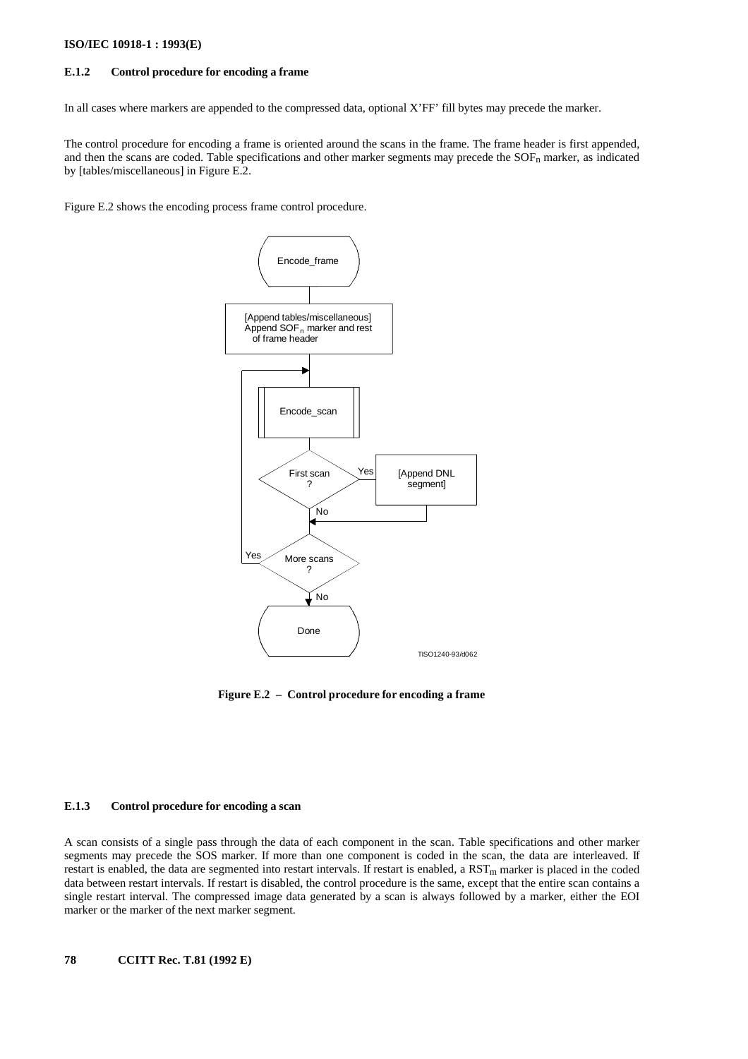### E.1.2 Control procedure for encoding a frame

In all cases where markers are appended to the compressed data, optional X'FF' fill bytes may precede the marker.

The control procedure for encoding a frame is oriented around the scans in the frame. The frame header is first appended, and then the scans are coded. Table specifications and other marker segments may precede the $SOF_n$ marker, as indicated by [tables/miscellaneous] in Figure E.2.

Figure E.2 shows the encoding process frame control procedure.

Encode_frame

[Append tables/miscellaneous]
Append $SOF_n$ marker and rest of frame header

Encode_scan

First scan ?

Yes

[Append DNL segment]

No

More scans ?

Yes

No

Done

TISO1240-93/d062

**Figure E.2 – Control procedure for encoding a frame**

### E.1.3 Control procedure for encoding a scan

A scan consists of a single pass through the data of each component in the scan. Table specifications and other marker segments may precede the SOS marker. If more than one component is coded in the scan, the data are interleaved. If restart is enabled, the data are segmented into restart intervals. If restart is enabled, a $RST_m$ marker is placed in the coded data between restart intervals. If restart is disabled, the control procedure is the same, except that the entire scan contains a single restart interval. The compressed image data generated by a scan is always followed by a marker, either the EOI marker or the marker of the next marker segment.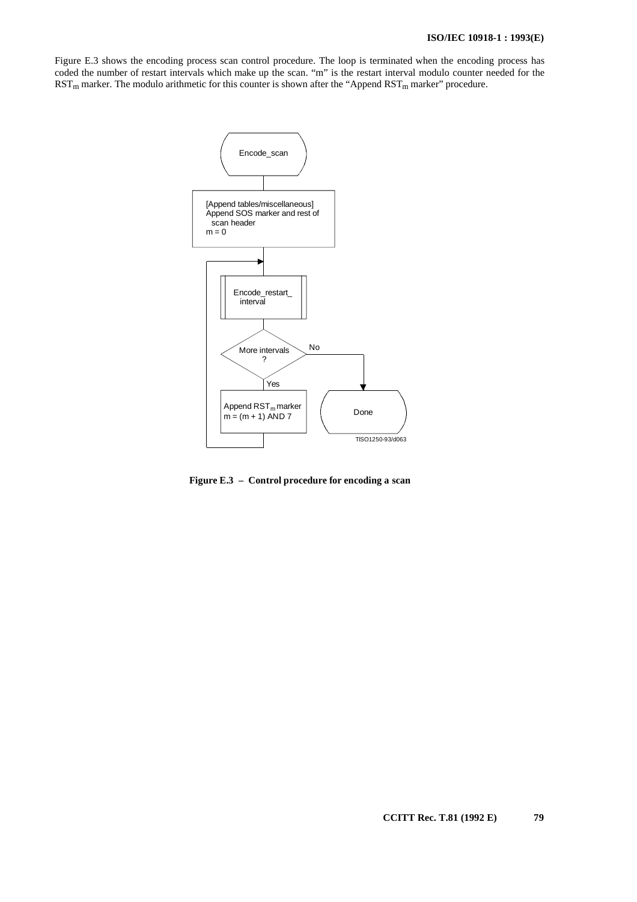Figure E.3 shows the encoding process scan control procedure. The loop is terminated when the encoding process has coded the number of restart intervals which make up the scan. "m" is the restart interval modulo counter needed for the $RST_m$ marker. The modulo arithmetic for this counter is shown after the "Append $RST_m$ marker" procedure.

Encode_scan

[Append tables/miscellaneous]
Append SOS marker and rest of scan header
m = 0

Encode_restart_interval

More intervals ?

No

Yes

Append $RST_m$ marker
m = (m + 1) AND 7

Done

TISO1250-93/d063

**Figure E.3 – Control procedure for encoding a scan**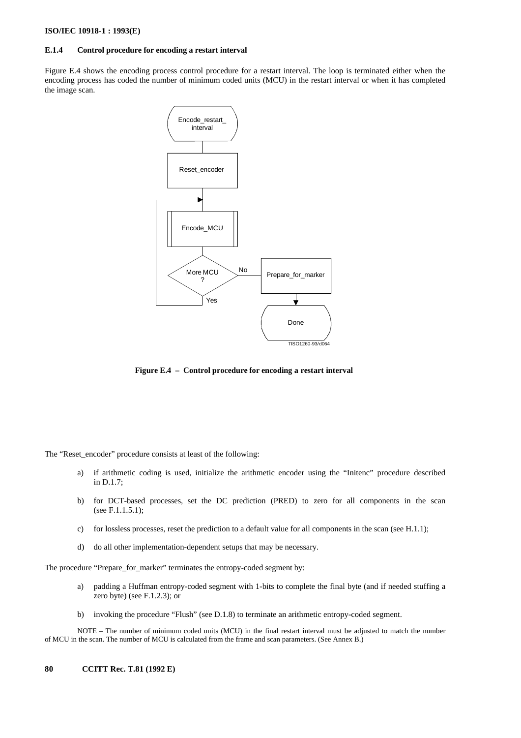### E.1.4 Control procedure for encoding a restart interval

Figure E.4 shows the encoding process control procedure for a restart interval. The loop is terminated either when the encoding process has coded the number of minimum coded units (MCU) in the restart interval or when it has completed the image scan.

Encode_restart_interval

Reset_encoder

Encode_MCU

More MCU ?

No

Yes

Prepare_for_marker

Done

TISO1260-93/d064

**Figure E.4 – Control procedure for encoding a restart interval**

The "Reset_encoder" procedure consists at least of the following:

a) if arithmetic coding is used, initialize the arithmetic encoder using the "Initenc" procedure described in D.1.7;

b) for DCT-based processes, set the DC prediction (PRED) to zero for all components in the scan (see F.1.1.5.1);

c) for lossless processes, reset the prediction to a default value for all components in the scan (see H.1.1);

d) do all other implementation-dependent setups that may be necessary.

The procedure "Prepare_for_marker" terminates the entropy-coded segment by:

a) padding a Huffman entropy-coded segment with 1-bits to complete the final byte (and if needed stuffing a zero byte) (see F.1.2.3); or

b) invoking the procedure "Flush" (see D.1.8) to terminate an arithmetic entropy-coded segment.

NOTE – The number of minimum coded units (MCU) in the final restart interval must be adjusted to match the number of MCU in the scan. The number of MCU is calculated from the frame and scan parameters. (See Annex B.)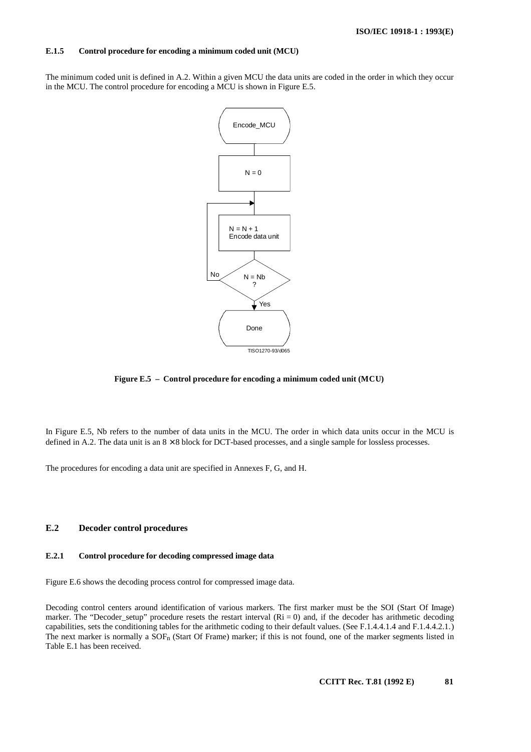#### E.1.5 Control procedure for encoding a minimum coded unit (MCU)

The minimum coded unit is defined in A.2. Within a given MCU the data units are coded in the order in which they occur in the MCU. The control procedure for encoding a MCU is shown in Figure E.5.

Encode_MCU

N = 0

N = N + 1
Encode data unit

No

N = Nb
?

Yes

Done

TISO1270-93/d065

**Figure E.5 – Control procedure for encoding a minimum coded unit (MCU)**

In Figure E.5, Nb refers to the number of data units in the MCU. The order in which data units occur in the MCU is defined in A.2. The data unit is an $8 \times 8$ block for DCT-based processes, and a single sample for lossless processes.

The procedures for encoding a data unit are specified in Annexes F, G, and H.

### E.2 Decoder control procedures

#### E.2.1 Control procedure for decoding compressed image data

Figure E.6 shows the decoding process control for compressed image data.

Decoding control centers around identification of various markers. The first marker must be the SOI (Start Of Image) marker. The "Decoder_setup" procedure resets the restart interval ($Ri = 0$) and, if the decoder has arithmetic decoding capabilities, sets the conditioning tables for the arithmetic coding to their default values. (See F.1.4.4.1.4 and F.1.4.4.2.1.) The next marker is normally a $SOF_n$ (Start Of Frame) marker; if this is not found, one of the marker segments listed in Table E.1 has been received.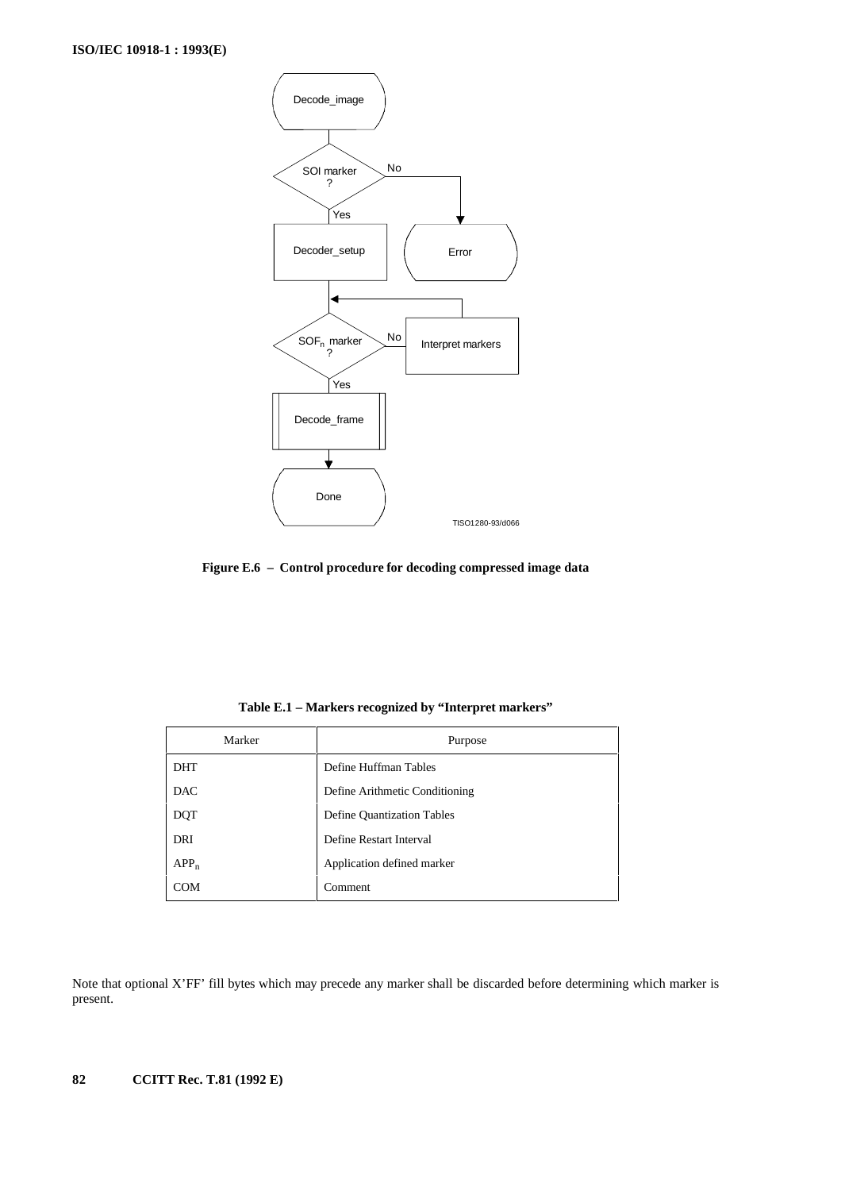Figure E.6 – Control procedure for decoding compressed image data

**Table E.1 – Markers recognized by "Interpret markers"**

| Marker | Purpose |
|---|---|
| DHT | Define Huffman Tables |
| DAC | Define Arithmetic Conditioning |
| DQT | Define Quantization Tables |
| DRI | Define Restart Interval |
| $APP_n$ | Application defined marker |
| COM | Comment |

Note that optional X'FF' fill bytes which may precede any marker shall be discarded before determining which marker is present.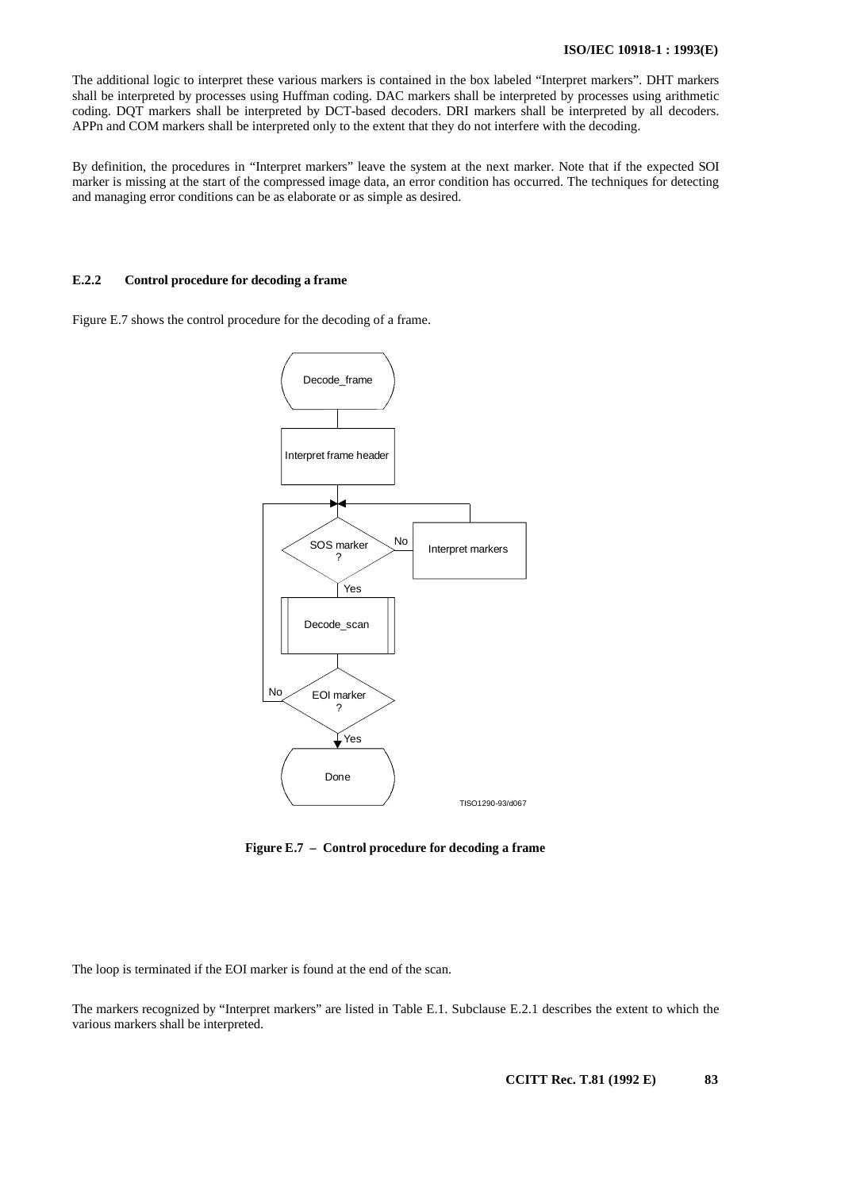The additional logic to interpret these various markers is contained in the box labeled "Interpret markers". DHT markers shall be interpreted by processes using Huffman coding. DAC markers shall be interpreted by processes using arithmetic coding. DQT markers shall be interpreted by DCT-based decoders. DRI markers shall be interpreted by all decoders. APPn and COM markers shall be interpreted only to the extent that they do not interfere with the decoding.

By definition, the procedures in "Interpret markers" leave the system at the next marker. Note that if the expected SOI marker is missing at the start of the compressed image data, an error condition has occurred. The techniques for detecting and managing error conditions can be as elaborate or as simple as desired.

### E.2.2 Control procedure for decoding a frame

Figure E.7 shows the control procedure for the decoding of a frame.

Decode_frame

Interpret frame header

SOS marker ?

No

Interpret markers

Yes

Decode_scan

EOI marker ?

No

Yes

Done

TISO1290-93/d067

**Figure E.7 – Control procedure for decoding a frame**

The loop is terminated if the EOI marker is found at the end of the scan.

The markers recognized by "Interpret markers" are listed in Table E.1. Subclause E.2.1 describes the extent to which the various markers shall be interpreted.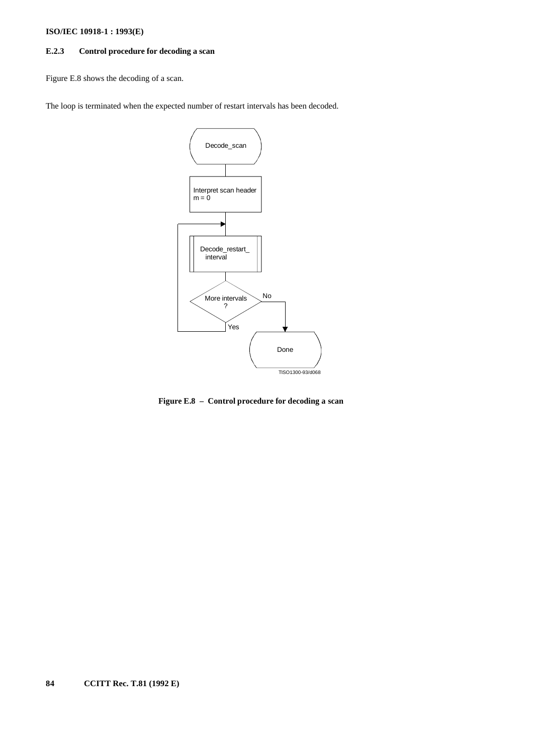### E.2.3 Control procedure for decoding a scan

Figure E.8 shows the decoding of a scan.

The loop is terminated when the expected number of restart intervals has been decoded.

Decode_scan

Interpret scan header
m = 0

Decode_restart_
interval

More intervals
?

No

Yes

Done

TISO1300-93/d068

**Figure E.8 – Control procedure for decoding a scan**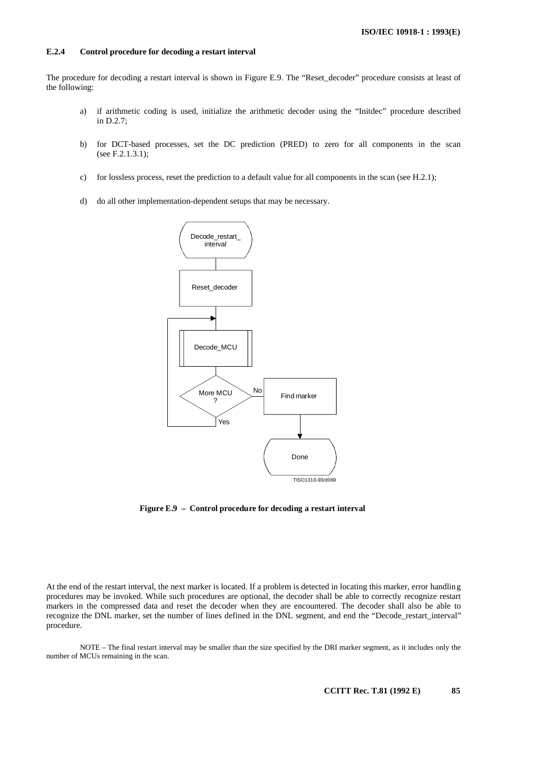### E.2.4 Control procedure for decoding a restart interval

The procedure for decoding a restart interval is shown in Figure E.9. The "Reset_decoder" procedure consists at least of the following:

a) if arithmetic coding is used, initialize the arithmetic decoder using the "Initdec" procedure described in D.2.7;

b) for DCT-based processes, set the DC prediction (PRED) to zero for all components in the scan (see F.2.1.3.1);

c) for lossless process, reset the prediction to a default value for all components in the scan (see H.2.1);

d) do all other implementation-dependent setups that may be necessary.

Decode_restart_ interval

Reset_decoder

Decode_MCU

More MCU ?

No

Yes

Find marker

Done

TISO1310-93/d069

**Figure E.9 – Control procedure for decoding a restart interval**

At the end of the restart interval, the next marker is located. If a problem is detected in locating this marker, error handling procedures may be invoked. While such procedures are optional, the decoder shall be able to correctly recognize restart markers in the compressed data and reset the decoder when they are encountered. The decoder shall also be able to recognize the DNL marker, set the number of lines defined in the DNL segment, and end the "Decode_restart_interval" procedure.

NOTE – The final restart interval may be smaller than the size specified by the DRI marker segment, as it includes only the number of MCUs remaining in the scan.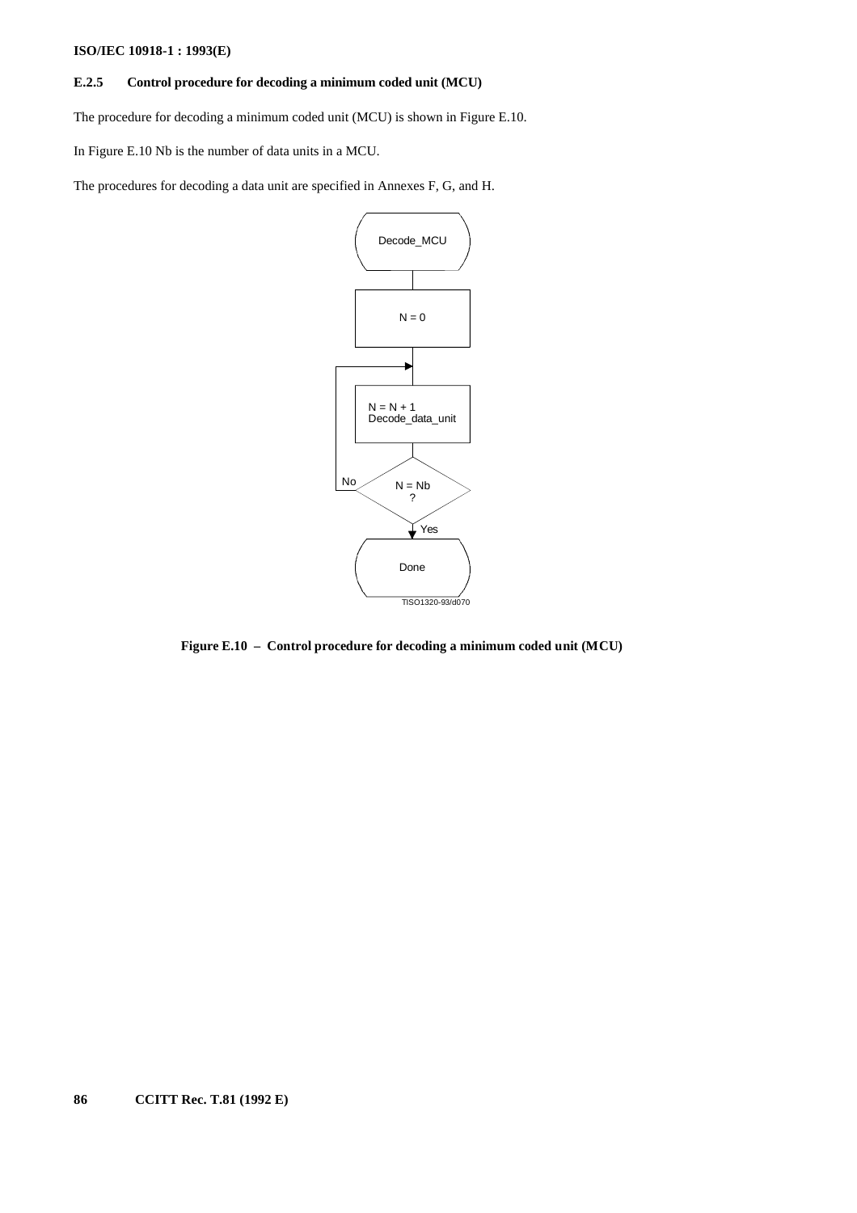### E.2.5 Control procedure for decoding a minimum coded unit (MCU)

The procedure for decoding a minimum coded unit (MCU) is shown in Figure E.10.

In Figure E.10 Nb is the number of data units in a MCU.

The procedures for decoding a data unit are specified in Annexes F, G, and H.

Decode_MCU

N = 0

N = N + 1
Decode_data_unit

No

N = Nb
?

Yes

Done

TISO1320-93/d070

**Figure E.10 – Control procedure for decoding a minimum coded unit (MCU)**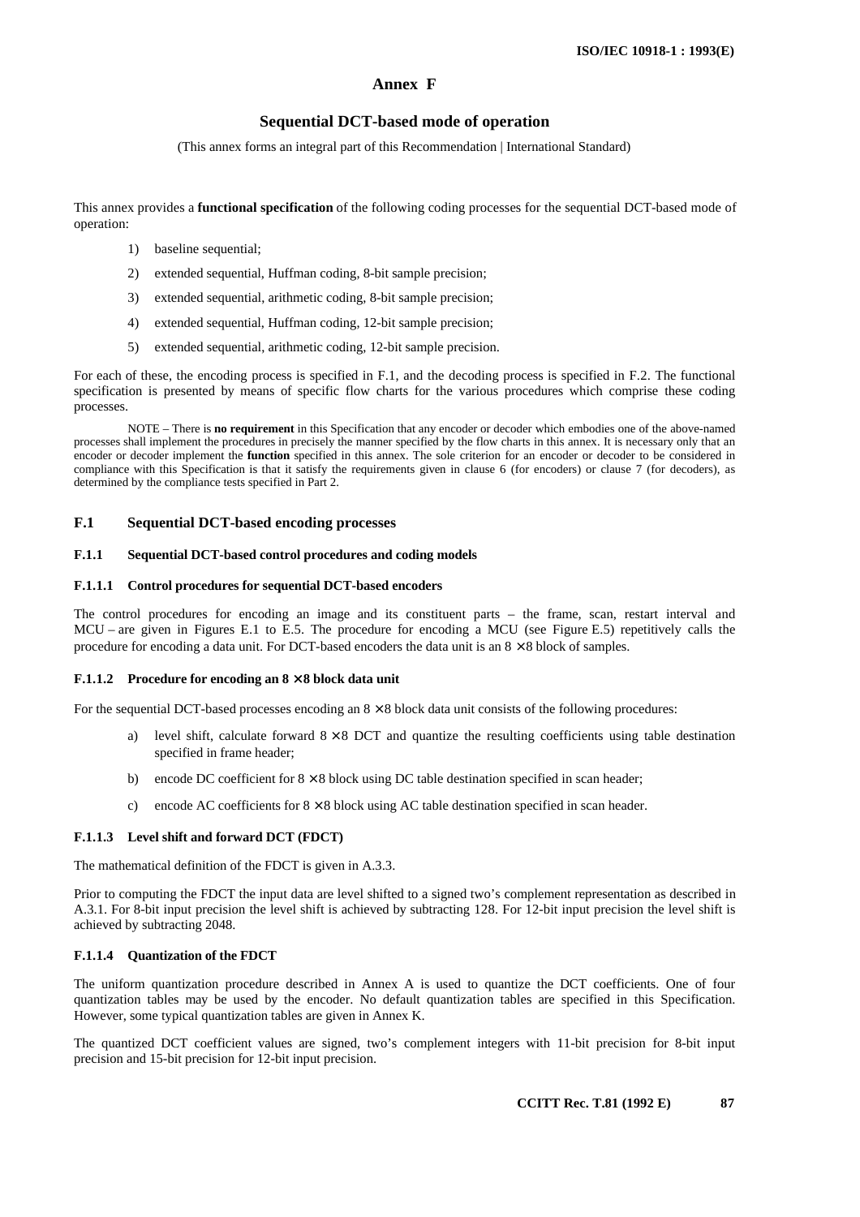# Annex F

## Sequential DCT-based mode of operation

(This annex forms an integral part of this Recommendation | International Standard)

This annex provides a **functional specification** of the following coding processes for the sequential DCT-based mode of operation:

1) baseline sequential;
2) extended sequential, Huffman coding, 8-bit sample precision;
3) extended sequential, arithmetic coding, 8-bit sample precision;
4) extended sequential, Huffman coding, 12-bit sample precision;
5) extended sequential, arithmetic coding, 12-bit sample precision.

For each of these, the encoding process is specified in F.1, and the decoding process is specified in F.2. The functional specification is presented by means of specific flow charts for the various procedures which comprise these coding processes.

NOTE – There is **no requirement** in this Specification that any encoder or decoder which embodies one of the above-named processes shall implement the procedures in precisely the manner specified by the flow charts in this annex. It is necessary only that an encoder or decoder implement the **function** specified in this annex. The sole criterion for an encoder or decoder to be considered in compliance with this Specification is that it satisfy the requirements given in clause 6 (for encoders) or clause 7 (for decoders), as determined by the compliance tests specified in Part 2.

## F.1 Sequential DCT-based encoding processes

### F.1.1 Sequential DCT-based control procedures and coding models

#### F.1.1.1 Control procedures for sequential DCT-based encoders

The control procedures for encoding an image and its constituent parts – the frame, scan, restart interval and MCU – are given in Figures E.1 to E.5. The procedure for encoding a MCU (see Figure E.5) repetitively calls the procedure for encoding a data unit. For DCT-based encoders the data unit is an $8 \times 8$ block of samples.

#### F.1.1.2 Procedure for encoding an $8 \times 8$ block data unit

For the sequential DCT-based processes encoding an $8 \times 8$ block data unit consists of the following procedures:

a) level shift, calculate forward $8 \times 8$ DCT and quantize the resulting coefficients using table destination specified in frame header;
b) encode DC coefficient for $8 \times 8$ block using DC table destination specified in scan header;
c) encode AC coefficients for $8 \times 8$ block using AC table destination specified in scan header.

#### F.1.1.3 Level shift and forward DCT (FDCT)

The mathematical definition of the FDCT is given in A.3.3.

Prior to computing the FDCT the input data are level shifted to a signed two's complement representation as described in A.3.1. For 8-bit input precision the level shift is achieved by subtracting 128. For 12-bit input precision the level shift is achieved by subtracting 2048.

#### F.1.1.4 Quantization of the FDCT

The uniform quantization procedure described in Annex A is used to quantize the DCT coefficients. One of four quantization tables may be used by the encoder. No default quantization tables are specified in this Specification. However, some typical quantization tables are given in Annex K.

The quantized DCT coefficient values are signed, two's complement integers with 11-bit precision for 8-bit input precision and 15-bit precision for 12-bit input precision.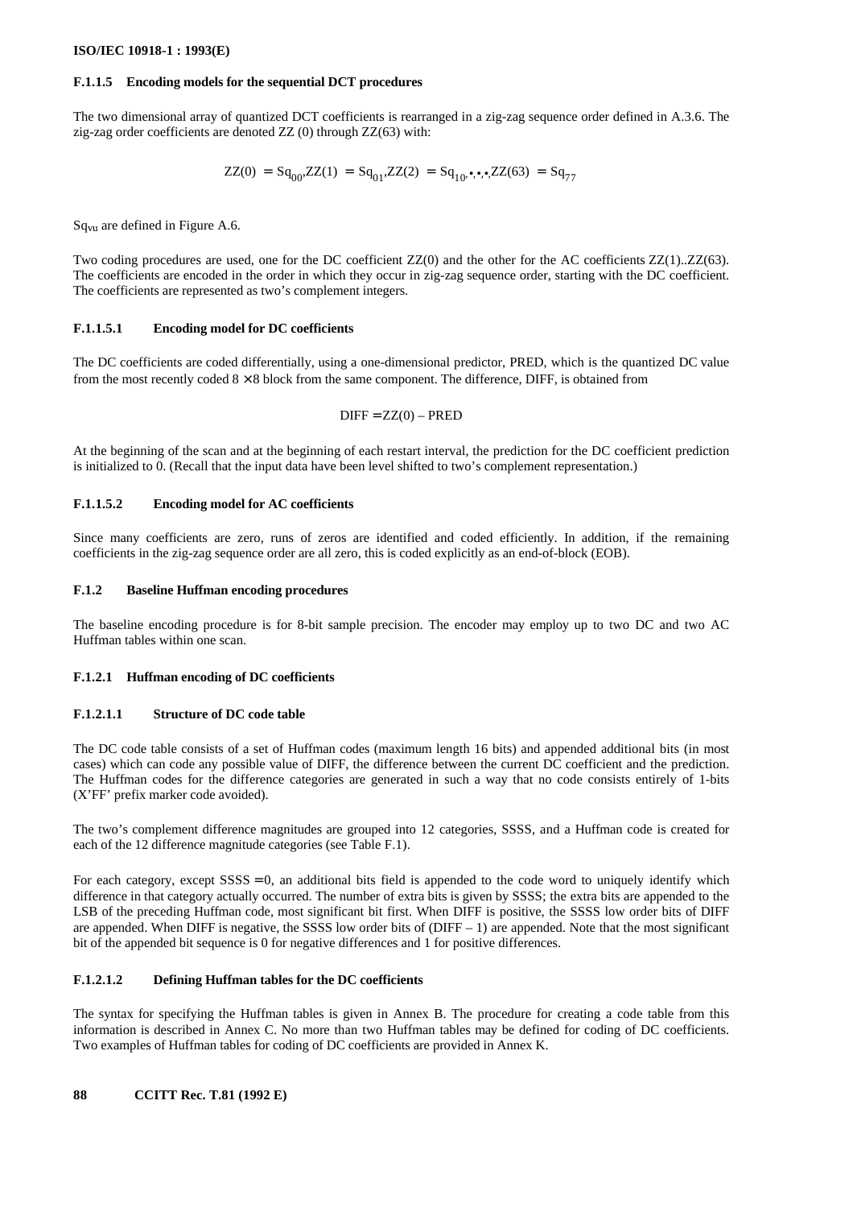#### F.1.1.5 Encoding models for the sequential DCT procedures

The two dimensional array of quantized DCT coefficients is rearranged in a zig-zag sequence order defined in A.3.6. The zig-zag order coefficients are denoted ZZ (0) through ZZ(63) with:

$$ZZ(0) = Sq_{00}, ZZ(1) = Sq_{01}, ZZ(2) = Sq_{10}, \bullet,\bullet,\bullet, ZZ(63) = Sq_{77}$$

$Sq_{vu}$ are defined in Figure A.6.

Two coding procedures are used, one for the DC coefficient ZZ(0) and the other for the AC coefficients ZZ(1)..ZZ(63). The coefficients are encoded in the order in which they occur in zig-zag sequence order, starting with the DC coefficient. The coefficients are represented as two's complement integers.

##### F.1.1.5.1 Encoding model for DC coefficients

The DC coefficients are coded differentially, using a one-dimensional predictor, PRED, which is the quantized DC value from the most recently coded $8 \times 8$ block from the same component. The difference, DIFF, is obtained from

$$DIFF = ZZ(0) - PRED$$

At the beginning of the scan and at the beginning of each restart interval, the prediction for the DC coefficient prediction is initialized to 0. (Recall that the input data have been level shifted to two's complement representation.)

##### F.1.1.5.2 Encoding model for AC coefficients

Since many coefficients are zero, runs of zeros are identified and coded efficiently. In addition, if the remaining coefficients in the zig-zag sequence order are all zero, this is coded explicitly as an end-of-block (EOB).

### F.1.2 Baseline Huffman encoding procedures

The baseline encoding procedure is for 8-bit sample precision. The encoder may employ up to two DC and two AC Huffman tables within one scan.

#### F.1.2.1 Huffman encoding of DC coefficients

##### F.1.2.1.1 Structure of DC code table

The DC code table consists of a set of Huffman codes (maximum length 16 bits) and appended additional bits (in most cases) which can code any possible value of DIFF, the difference between the current DC coefficient and the prediction. The Huffman codes for the difference categories are generated in such a way that no code consists entirely of 1-bits (X'FF' prefix marker code avoided).

The two's complement difference magnitudes are grouped into 12 categories, SSSS, and a Huffman code is created for each of the 12 difference magnitude categories (see Table F.1).

For each category, except SSSS = 0, an additional bits field is appended to the code word to uniquely identify which difference in that category actually occurred. The number of extra bits is given by SSSS; the extra bits are appended to the LSB of the preceding Huffman code, most significant bit first. When DIFF is positive, the SSSS low order bits of DIFF are appended. When DIFF is negative, the SSSS low order bits of (DIFF – 1) are appended. Note that the most significant bit of the appended bit sequence is 0 for negative differences and 1 for positive differences.

##### F.1.2.1.2 Defining Huffman tables for the DC coefficients

The syntax for specifying the Huffman tables is given in Annex B. The procedure for creating a code table from this information is described in Annex C. No more than two Huffman tables may be defined for coding of DC coefficients. Two examples of Huffman tables for coding of DC coefficients are provided in Annex K.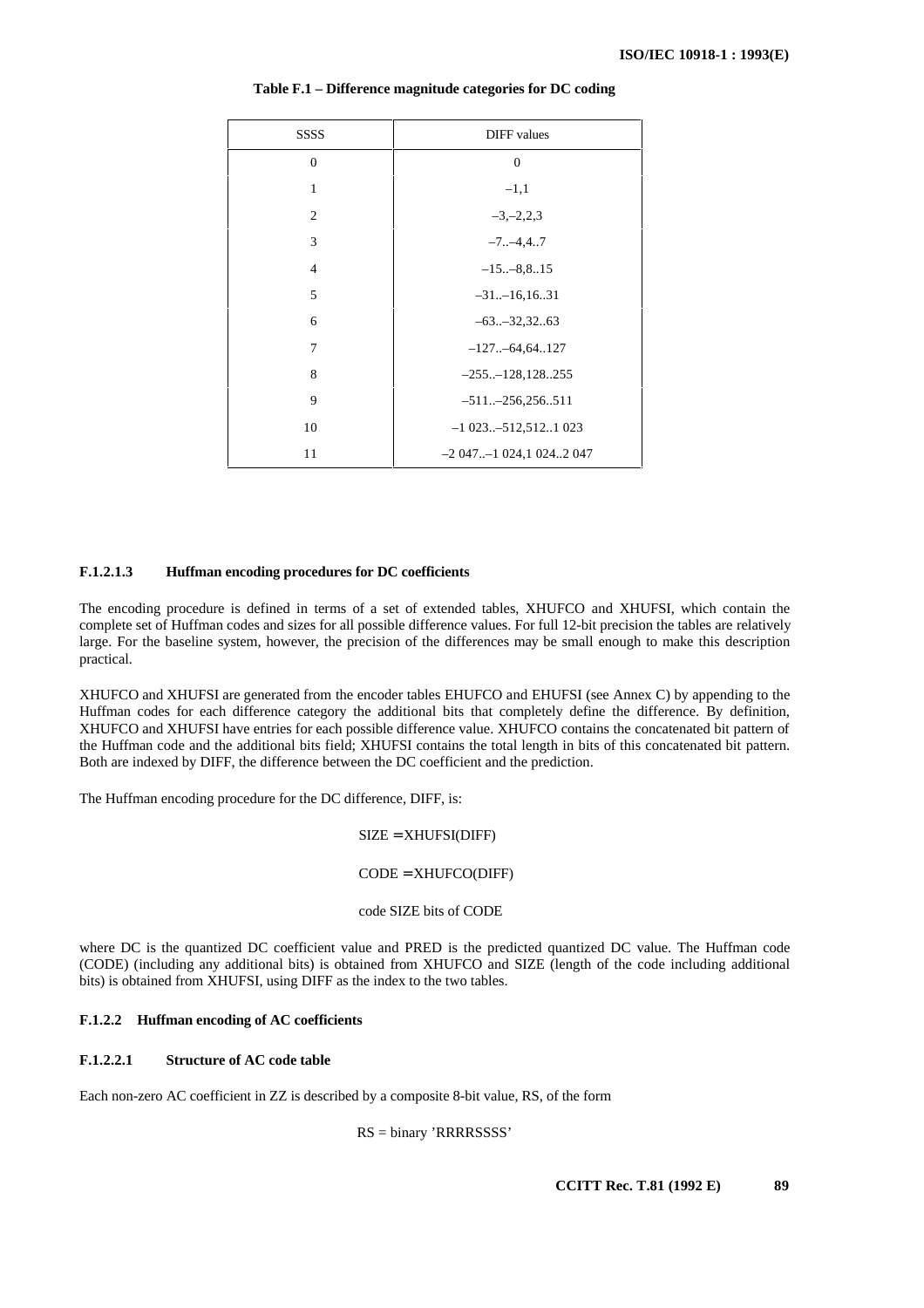**Table F.1 – Difference magnitude categories for DC coding**

| SSSS | DIFF values |
|---|---|
| 0 | 0 |
| 1 | –1,1 |
| 2 | –3,–2,2,3 |
| 3 | –7..–4,4..7 |
| 4 | –15..–8,8..15 |
| 5 | –31..–16,16..31 |
| 6 | –63..–32,32..63 |
| 7 | –127..–64,64..127 |
| 8 | –255..–128,128..255 |
| 9 | –511..–256,256..511 |
| 10 | –1 023..–512,512..1 023 |
| 11 | –2 047..–1 024,1 024..2 047 |

#### F.1.2.1.3 Huffman encoding procedures for DC coefficients

The encoding procedure is defined in terms of a set of extended tables, XHUFCO and XHUFSI, which contain the complete set of Huffman codes and sizes for all possible difference values. For full 12-bit precision the tables are relatively large. For the baseline system, however, the precision of the differences may be small enough to make this description practical.

XHUFCO and XHUFSI are generated from the encoder tables EHUFCO and EHUFSI (see Annex C) by appending to the Huffman codes for each difference category the additional bits that completely define the difference. By definition, XHUFCO and XHUFSI have entries for each possible difference value. XHUFCO contains the concatenated bit pattern of the Huffman code and the additional bits field; XHUFSI contains the total length in bits of this concatenated bit pattern. Both are indexed by DIFF, the difference between the DC coefficient and the prediction.

The Huffman encoding procedure for the DC difference, DIFF, is:

SIZE = XHUFSI(DIFF)

CODE = XHUFCO(DIFF)

code SIZE bits of CODE

where DC is the quantized DC coefficient value and PRED is the predicted quantized DC value. The Huffman code (CODE) (including any additional bits) is obtained from XHUFCO and SIZE (length of the code including additional bits) is obtained from XHUFSI, using DIFF as the index to the two tables.

### F.1.2.2 Huffman encoding of AC coefficients

#### F.1.2.2.1 Structure of AC code table

Each non-zero AC coefficient in ZZ is described by a composite 8-bit value, RS, of the form

RS = binary ’RRRRSSSS’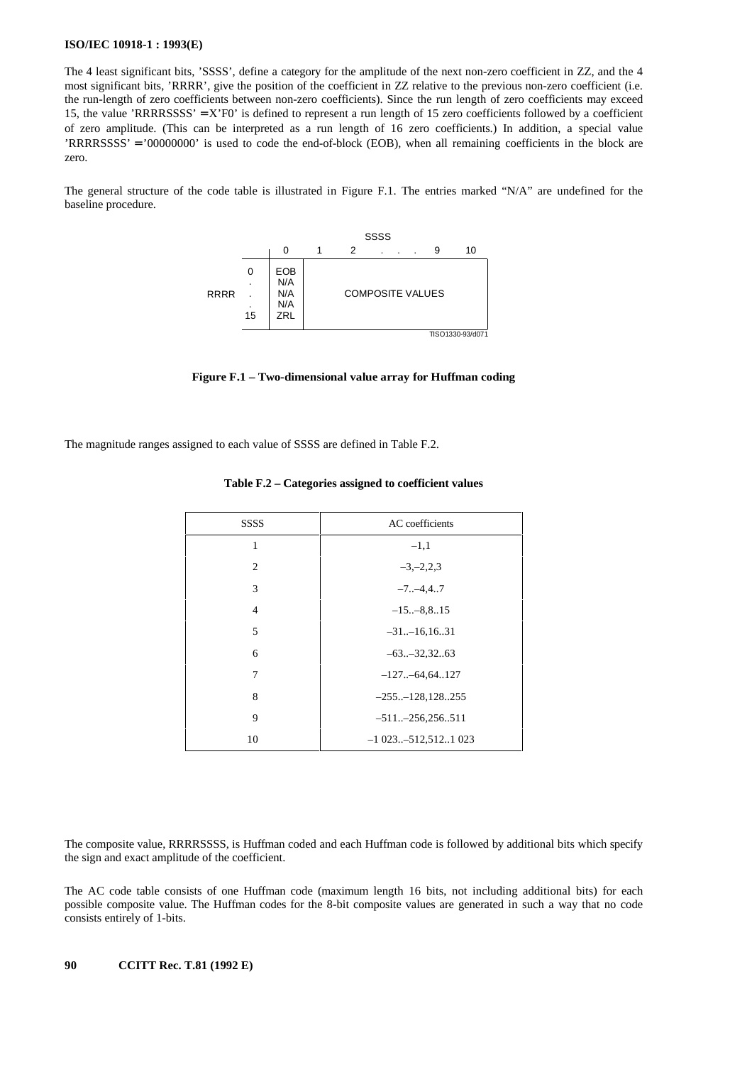The 4 least significant bits, 'SSSS', define a category for the amplitude of the next non-zero coefficient in ZZ, and the 4 most significant bits, 'RRRR', give the position of the coefficient in ZZ relative to the previous non-zero coefficient (i.e. the run-length of zero coefficients between non-zero coefficients). Since the run length of zero coefficients may exceed 15, the value 'RRRRSSSS' = X'F0' is defined to represent a run length of 15 zero coefficients followed by a coefficient of zero amplitude. (This can be interpreted as a run length of 16 zero coefficients.) In addition, a special value 'RRRRSSSS' = '00000000' is used to code the end-of-block (EOB), when all remaining coefficients in the block are zero.

The general structure of the code table is illustrated in Figure F.1. The entries marked "N/A" are undefined for the baseline procedure.

SSSS

0 1 2 . . . 9 10

RRRR

0 . . . 15

EOB
N/A
N/A
N/A
ZRL

COMPOSITE VALUES

TISO1330-93/d071

**Figure F.1 – Two-dimensional value array for Huffman coding**

The magnitude ranges assigned to each value of SSSS are defined in Table F.2.

**Table F.2 – Categories assigned to coefficient values**

| SSSS | AC coefficients |
|---|---|
| 1 | –1,1 |
| 2 | –3,–2,2,3 |
| 3 | –7..–4,4..7 |
| 4 | –15..–8,8..15 |
| 5 | –31..–16,16..31 |
| 6 | –63..–32,32..63 |
| 7 | –127..–64,64..127 |
| 8 | –255..–128,128..255 |
| 9 | –511..–256,256..511 |
| 10 | –1 023..–512,512..1 023 |

The composite value, RRRRSSSS, is Huffman coded and each Huffman code is followed by additional bits which specify the sign and exact amplitude of the coefficient.

The AC code table consists of one Huffman code (maximum length 16 bits, not including additional bits) for each possible composite value. The Huffman codes for the 8-bit composite values are generated in such a way that no code consists entirely of 1-bits.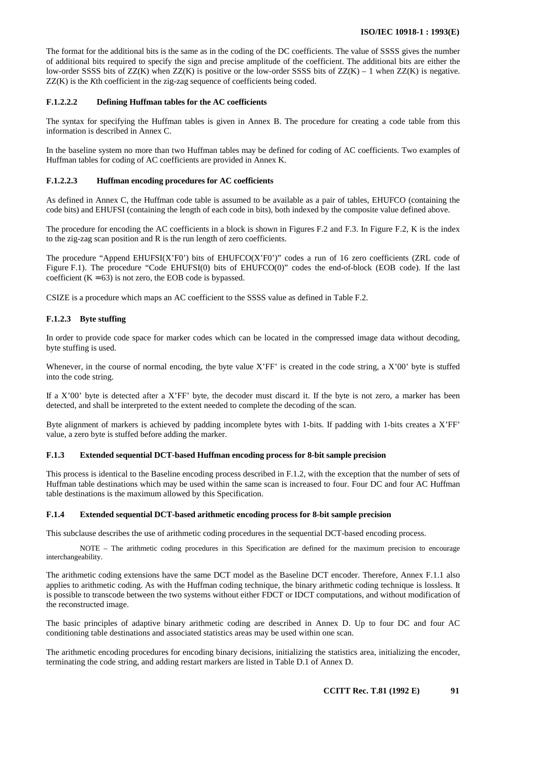The format for the additional bits is the same as in the coding of the DC coefficients. The value of SSSS gives the number of additional bits required to specify the sign and precise amplitude of the coefficient. The additional bits are either the low-order SSSS bits of ZZ(K) when ZZ(K) is positive or the low-order SSSS bits of ZZ(K) – 1 when ZZ(K) is negative. ZZ(K) is the *K*th coefficient in the zig-zag sequence of coefficients being coded.

#### F.1.2.2.2 Defining Huffman tables for the AC coefficients

The syntax for specifying the Huffman tables is given in Annex B. The procedure for creating a code table from this information is described in Annex C.

In the baseline system no more than two Huffman tables may be defined for coding of AC coefficients. Two examples of Huffman tables for coding of AC coefficients are provided in Annex K.

#### F.1.2.2.3 Huffman encoding procedures for AC coefficients

As defined in Annex C, the Huffman code table is assumed to be available as a pair of tables, EHUFCO (containing the code bits) and EHUFSI (containing the length of each code in bits), both indexed by the composite value defined above.

The procedure for encoding the AC coefficients in a block is shown in Figures F.2 and F.3. In Figure F.2, K is the index to the zig-zag scan position and R is the run length of zero coefficients.

The procedure "Append EHUFSI(X'F0') bits of EHUFCO(X'F0')" codes a run of 16 zero coefficients (ZRL code of Figure F.1). The procedure "Code EHUFSI(0) bits of EHUFCO(0)" codes the end-of-block (EOB code). If the last coefficient (K = 63) is not zero, the EOB code is bypassed.

CSIZE is a procedure which maps an AC coefficient to the SSSS value as defined in Table F.2.

### F.1.2.3 Byte stuffing

In order to provide code space for marker codes which can be located in the compressed image data without decoding, byte stuffing is used.

Whenever, in the course of normal encoding, the byte value X'FF' is created in the code string, a X'00' byte is stuffed into the code string.

If a X'00' byte is detected after a X'FF' byte, the decoder must discard it. If the byte is not zero, a marker has been detected, and shall be interpreted to the extent needed to complete the decoding of the scan.

Byte alignment of markers is achieved by padding incomplete bytes with 1-bits. If padding with 1-bits creates a X'FF' value, a zero byte is stuffed before adding the marker.

## F.1.3 Extended sequential DCT-based Huffman encoding process for 8-bit sample precision

This process is identical to the Baseline encoding process described in F.1.2, with the exception that the number of sets of Huffman table destinations which may be used within the same scan is increased to four. Four DC and four AC Huffman table destinations is the maximum allowed by this Specification.

## F.1.4 Extended sequential DCT-based arithmetic encoding process for 8-bit sample precision

This subclause describes the use of arithmetic coding procedures in the sequential DCT-based encoding process.

NOTE – The arithmetic coding procedures in this Specification are defined for the maximum precision to encourage interchangeability.

The arithmetic coding extensions have the same DCT model as the Baseline DCT encoder. Therefore, Annex F.1.1 also applies to arithmetic coding. As with the Huffman coding technique, the binary arithmetic coding technique is lossless. It is possible to transcode between the two systems without either FDCT or IDCT computations, and without modification of the reconstructed image.

The basic principles of adaptive binary arithmetic coding are described in Annex D. Up to four DC and four AC conditioning table destinations and associated statistics areas may be used within one scan.

The arithmetic encoding procedures for encoding binary decisions, initializing the statistics area, initializing the encoder, terminating the code string, and adding restart markers are listed in Table D.1 of Annex D.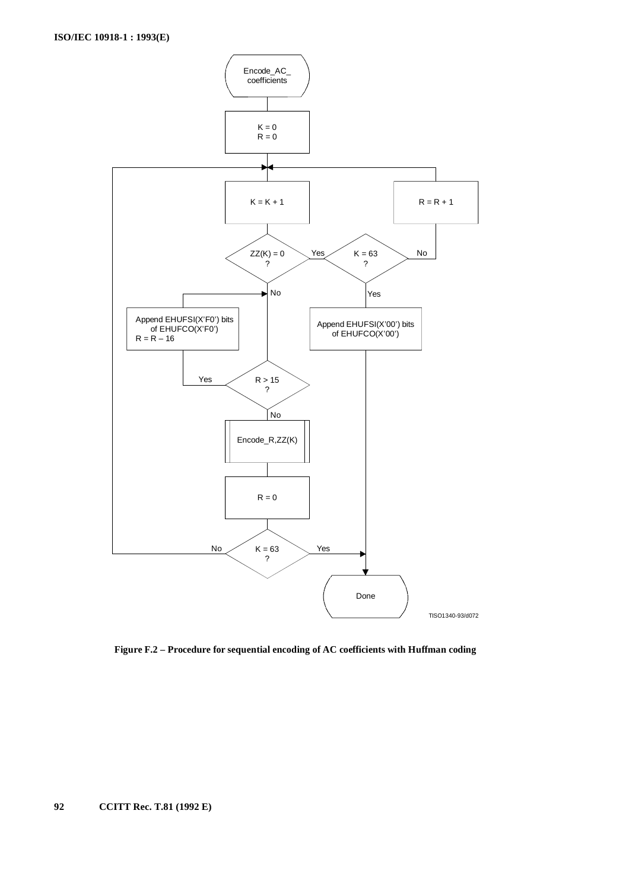Encode_AC_
coefficients

K = 0
R = 0

K = K + 1

R = R + 1

ZZ(K) = 0
?

Yes

K = 63
?

No

Yes

No

Append EHUFSI(X'F0') bits
of EHUFCO(X'F0')
R = R – 16

Append EHUFSI(X'00') bits
of EHUFCO(X'00')

Yes

R > 15
?

No

Encode_R,ZZ(K)

R = 0

No

K = 63
?

Yes

Done

TISO1340-93/d072

**Figure F.2 – Procedure for sequential encoding of AC coefficients with Huffman coding**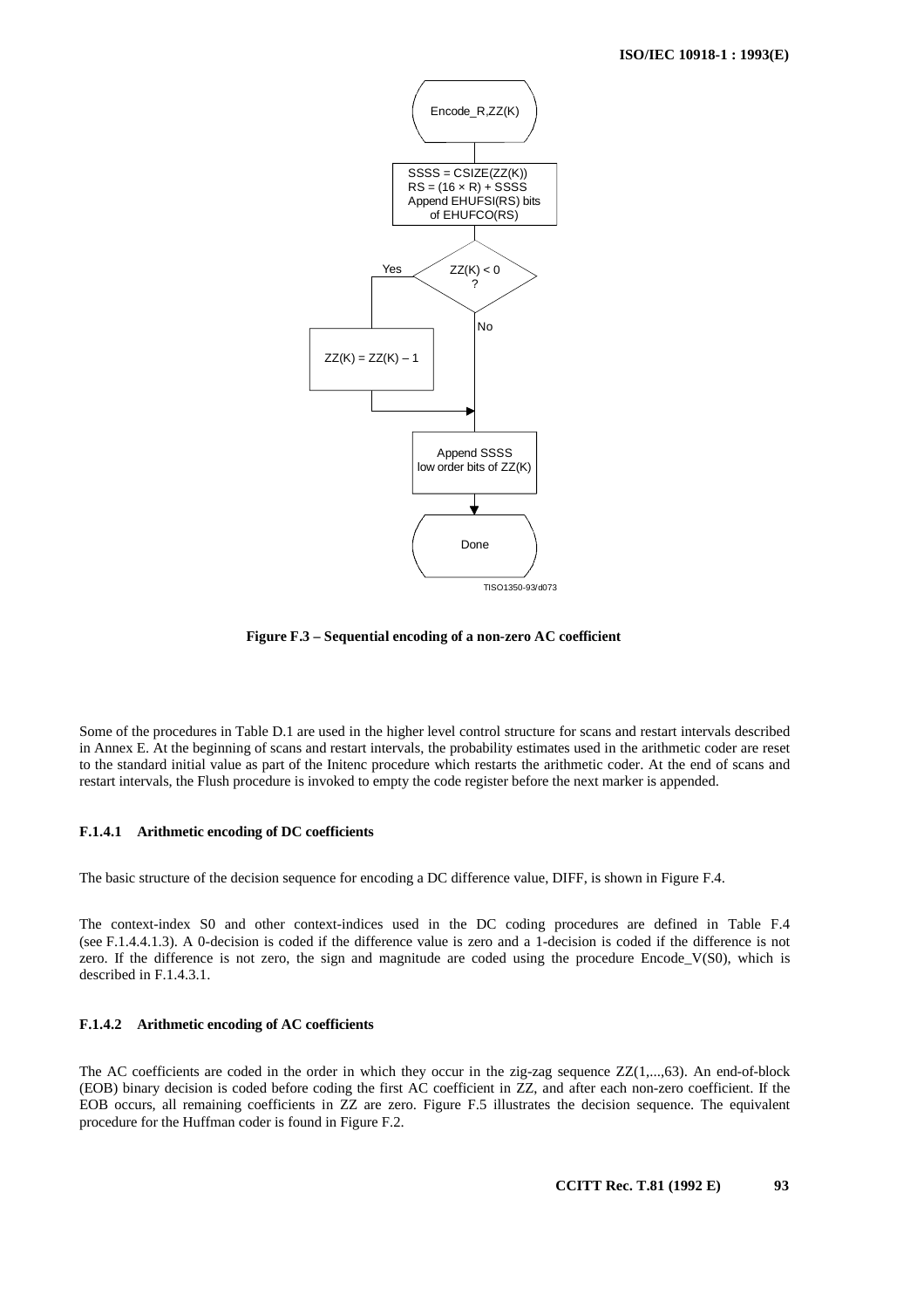Encode_R,ZZ(K)

SSSS = CSIZE(ZZ(K))
RS = (16 × R) + SSSS
Append EHUFSI(RS) bits of EHUFCO(RS)

ZZ(K) < 0 ?

Yes

No

ZZ(K) = ZZ(K) – 1

Append SSSS low order bits of ZZ(K)

Done

TISO1350-93/d073

**Figure F.3 – Sequential encoding of a non-zero AC coefficient**

Some of the procedures in Table D.1 are used in the higher level control structure for scans and restart intervals described in Annex E. At the beginning of scans and restart intervals, the probability estimates used in the arithmetic coder are reset to the standard initial value as part of the Initenc procedure which restarts the arithmetic coder. At the end of scans and restart intervals, the Flush procedure is invoked to empty the code register before the next marker is appended.

#### F.1.4.1 Arithmetic encoding of DC coefficients

The basic structure of the decision sequence for encoding a DC difference value, DIFF, is shown in Figure F.4.

The context-index S0 and other context-indices used in the DC coding procedures are defined in Table F.4 (see F.1.4.4.1.3). A 0-decision is coded if the difference value is zero and a 1-decision is coded if the difference is not zero. If the difference is not zero, the sign and magnitude are coded using the procedure Encode_V(S0), which is described in F.1.4.3.1.

#### F.1.4.2 Arithmetic encoding of AC coefficients

The AC coefficients are coded in the order in which they occur in the zig-zag sequence ZZ(1,...,63). An end-of-block (EOB) binary decision is coded before coding the first AC coefficient in ZZ, and after each non-zero coefficient. If the EOB occurs, all remaining coefficients in ZZ are zero. Figure F.5 illustrates the decision sequence. The equivalent procedure for the Huffman coder is found in Figure F.2.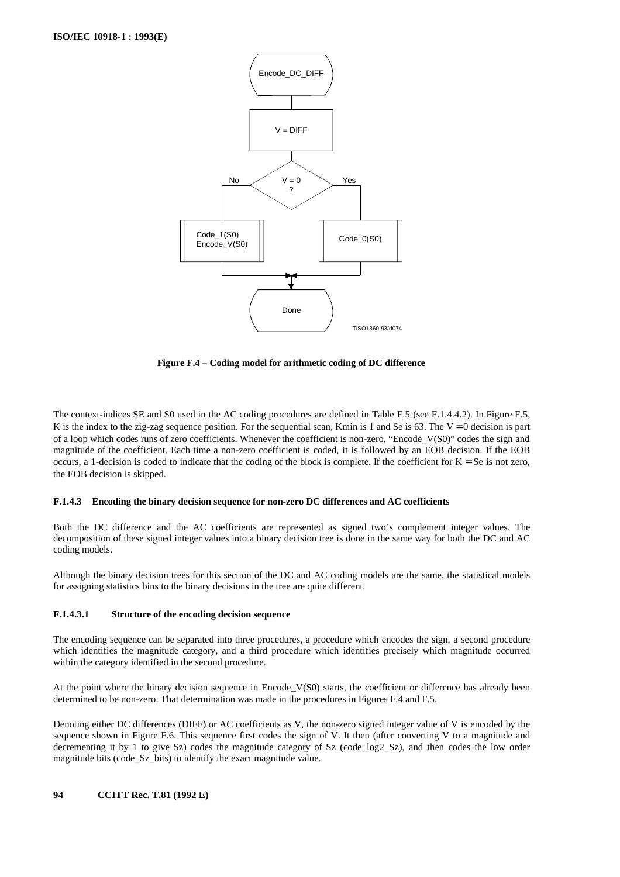Encode_DC_DIFF

V = DIFF

V = 0 ?

No

Yes

Code_1(S0)
Encode_V(S0)

Code_0(S0)

Done

TISO1360-93/d074

**Figure F.4 – Coding model for arithmetic coding of DC difference**

The context-indices SE and S0 used in the AC coding procedures are defined in Table F.5 (see F.1.4.4.2). In Figure F.5, K is the index to the zig-zag sequence position. For the sequential scan, Kmin is 1 and Se is 63. The V = 0 decision is part of a loop which codes runs of zero coefficients. Whenever the coefficient is non-zero, "Encode_V(S0)" codes the sign and magnitude of the coefficient. Each time a non-zero coefficient is coded, it is followed by an EOB decision. If the EOB occurs, a 1-decision is coded to indicate that the coding of the block is complete. If the coefficient for K = Se is not zero, the EOB decision is skipped.

#### F.1.4.3 Encoding the binary decision sequence for non-zero DC differences and AC coefficients

Both the DC difference and the AC coefficients are represented as signed two's complement integer values. The decomposition of these signed integer values into a binary decision tree is done in the same way for both the DC and AC coding models.

Although the binary decision trees for this section of the DC and AC coding models are the same, the statistical models for assigning statistics bins to the binary decisions in the tree are quite different.

##### F.1.4.3.1 Structure of the encoding decision sequence

The encoding sequence can be separated into three procedures, a procedure which encodes the sign, a second procedure which identifies the magnitude category, and a third procedure which identifies precisely which magnitude occurred within the category identified in the second procedure.

At the point where the binary decision sequence in Encode_V(S0) starts, the coefficient or difference has already been determined to be non-zero. That determination was made in the procedures in Figures F.4 and F.5.

Denoting either DC differences (DIFF) or AC coefficients as V, the non-zero signed integer value of V is encoded by the sequence shown in Figure F.6. This sequence first codes the sign of V. It then (after converting V to a magnitude and decrementing it by 1 to give Sz) codes the magnitude category of Sz (code_log2_Sz), and then codes the low order magnitude bits (code_Sz_bits) to identify the exact magnitude value.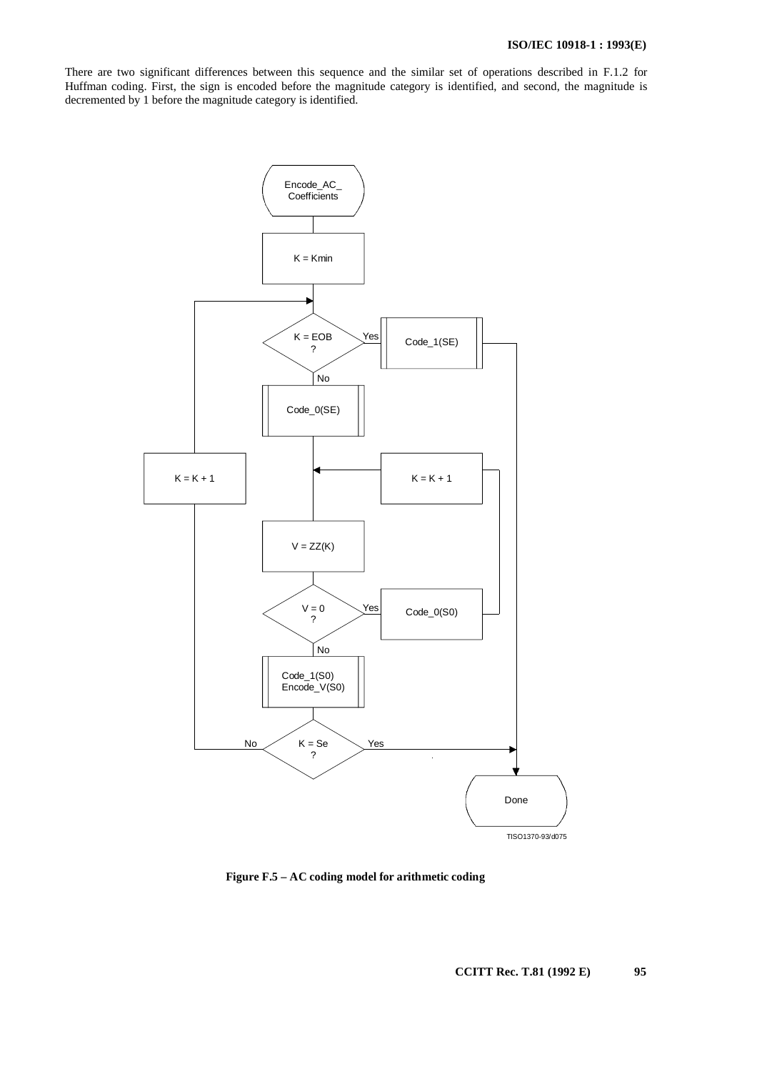There are two significant differences between this sequence and the similar set of operations described in F.1.2 for Huffman coding. First, the sign is encoded before the magnitude category is identified, and second, the magnitude is decremented by 1 before the magnitude category is identified.

Encode_AC_ Coefficients

K = Kmin

K = EOB ?

Yes

Code_1(SE)

No

Code_0(SE)

K = K + 1

K = K + 1

V = ZZ(K)

V = 0 ?

Yes

Code_0(S0)

No

Code_1(S0) Encode_V(S0)

No

K = Se ?

Yes

Done

TISO1370-93/d075

**Figure F.5 – AC coding model for arithmetic coding**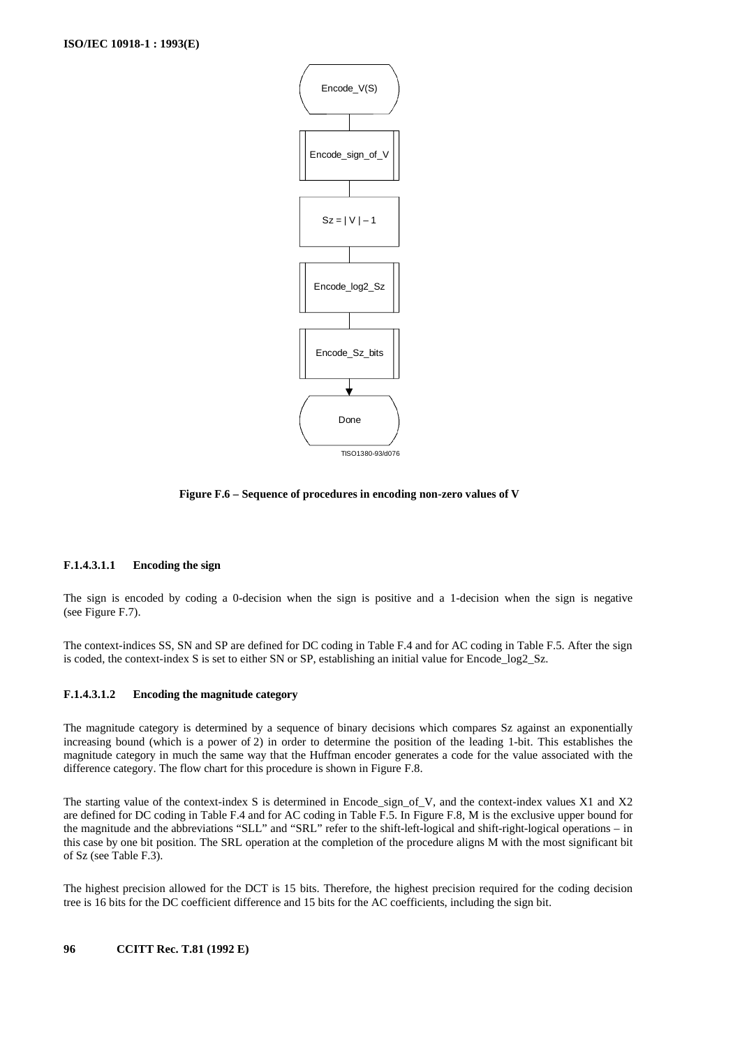Encode_V(S)

Encode_sign_of_V

Sz = | V | – 1

Encode_log2_Sz

Encode_Sz_bits

Done

TISO1380-93/d076

**Figure F.6 – Sequence of procedures in encoding non-zero values of V**

#### F.1.4.3.1.1 Encoding the sign

The sign is encoded by coding a 0-decision when the sign is positive and a 1-decision when the sign is negative (see Figure F.7).

The context-indices SS, SN and SP are defined for DC coding in Table F.4 and for AC coding in Table F.5. After the sign is coded, the context-index S is set to either SN or SP, establishing an initial value for Encode_log2_Sz.

#### F.1.4.3.1.2 Encoding the magnitude category

The magnitude category is determined by a sequence of binary decisions which compares Sz against an exponentially increasing bound (which is a power of 2) in order to determine the position of the leading 1-bit. This establishes the magnitude category in much the same way that the Huffman encoder generates a code for the value associated with the difference category. The flow chart for this procedure is shown in Figure F.8.

The starting value of the context-index S is determined in Encode_sign_of_V, and the context-index values X1 and X2 are defined for DC coding in Table F.4 and for AC coding in Table F.5. In Figure F.8, M is the exclusive upper bound for the magnitude and the abbreviations "SLL" and "SRL" refer to the shift-left-logical and shift-right-logical operations – in this case by one bit position. The SRL operation at the completion of the procedure aligns M with the most significant bit of Sz (see Table F.3).

The highest precision allowed for the DCT is 15 bits. Therefore, the highest precision required for the coding decision tree is 16 bits for the DC coefficient difference and 15 bits for the AC coefficients, including the sign bit.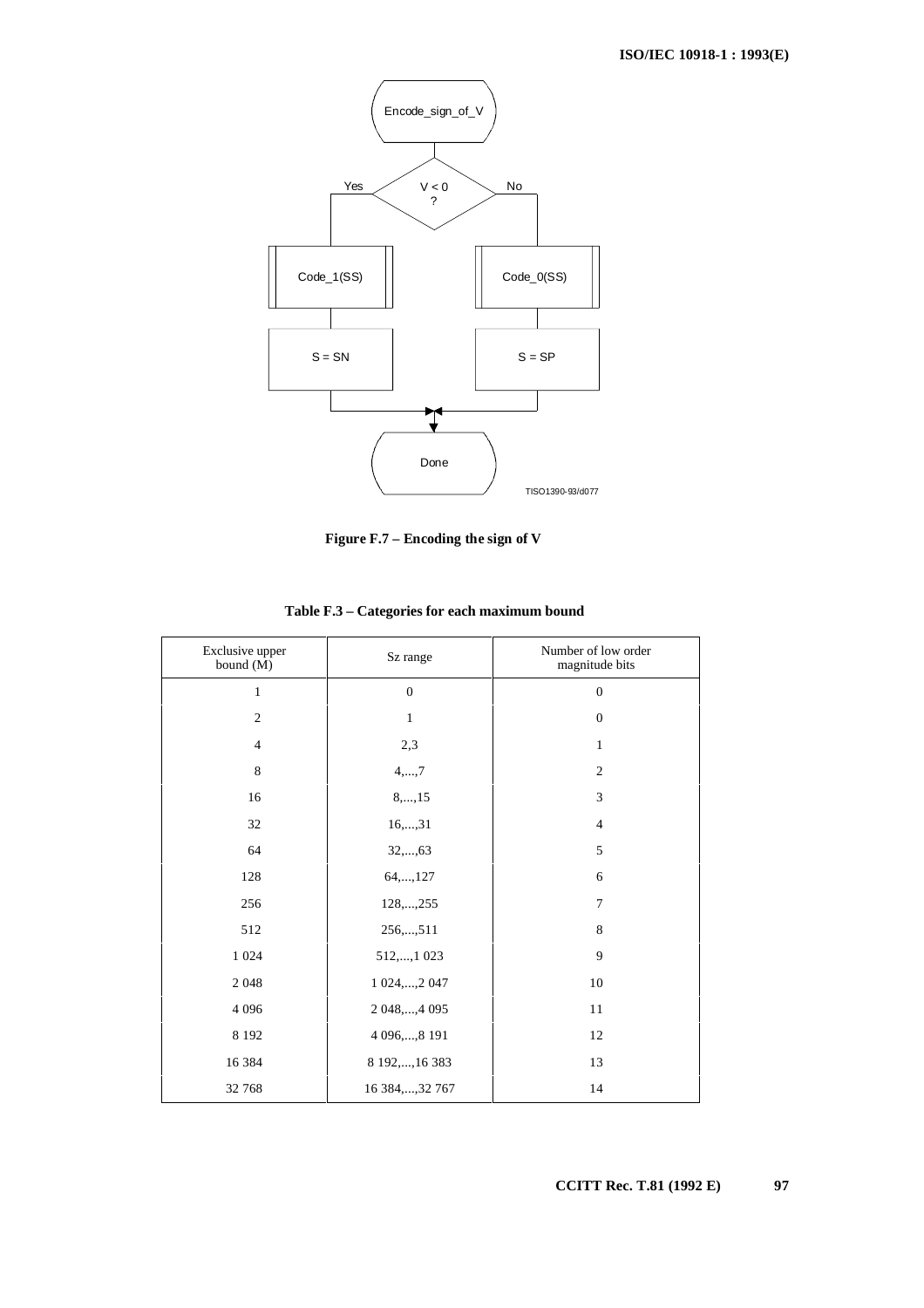Encode_sign_of_V

V < 0
?

Yes

No

Code_1(SS)

Code_0(SS)

S = SN

S = SP

Done

TISO1390-93/d077

**Figure F.7 – Encoding the sign of V**

**Table F.3 – Categories for each maximum bound**

| Exclusive upper bound (M) | Sz range | Number of low order magnitude bits |
|---|---|---|
| 1 | 0 | 0 |
| 2 | 1 | 0 |
| 4 | 2,3 | 1 |
| 8 | 4,...,7 | 2 |
| 16 | 8,...,15 | 3 |
| 32 | 16,...,31 | 4 |
| 64 | 32,...,63 | 5 |
| 128 | 64,...,127 | 6 |
| 256 | 128,...,255 | 7 |
| 512 | 256,...,511 | 8 |
| 1 024 | 512,...,1 023 | 9 |
| 2 048 | 1 024,...,2 047 | 10 |
| 4 096 | 2 048,...,4 095 | 11 |
| 8 192 | 4 096,...,8 191 | 12 |
| 16 384 | 8 192,...,16 383 | 13 |
| 32 768 | 16 384,...,32 767 | 14 |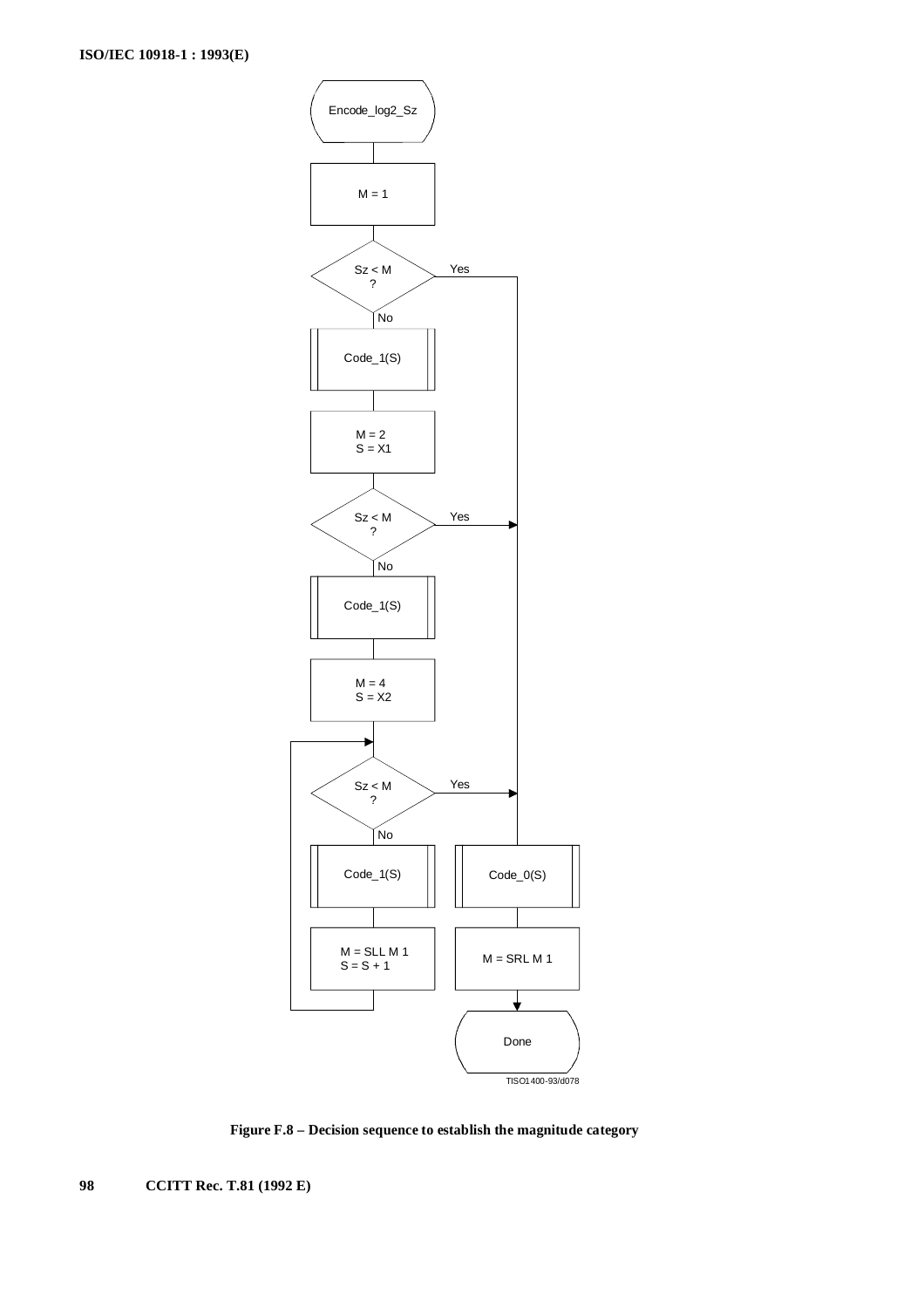Encode_log2_Sz

M = 1

Sz < M ?

Yes

No

Code_1(S)

M = 2
S = X1

Sz < M ?

Yes

No

Code_1(S)

M = 4
S = X2

Sz < M ?

Yes

No

Code_1(S)

M = SLL M 1
S = S + 1

Code_0(S)

M = SRL M 1

Done

TISO1400-93/d078

**Figure F.8 – Decision sequence to establish the magnitude category**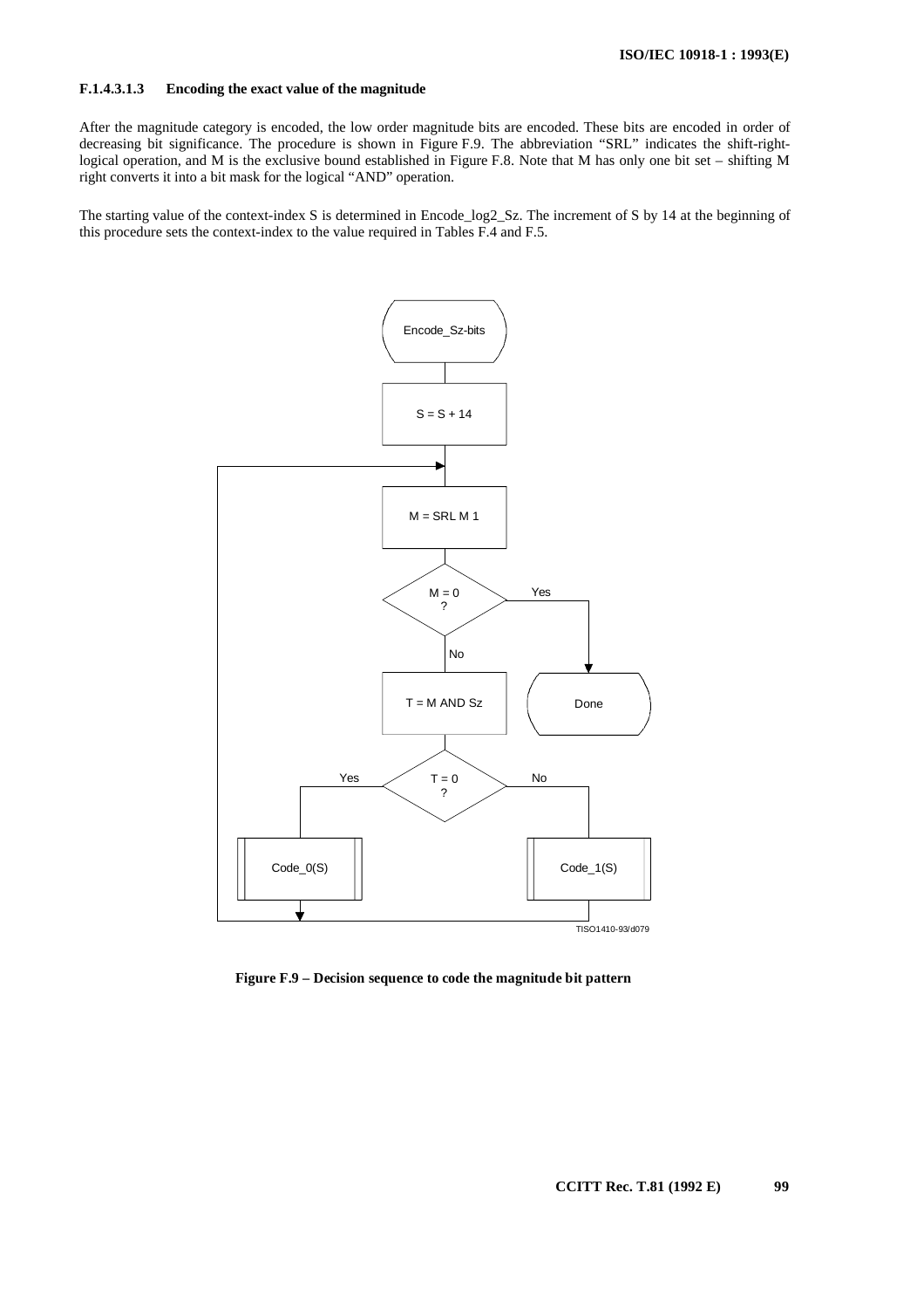#### F.1.4.3.1.3 Encoding the exact value of the magnitude

After the magnitude category is encoded, the low order magnitude bits are encoded. These bits are encoded in order of decreasing bit significance. The procedure is shown in Figure F.9. The abbreviation "SRL" indicates the shift-right-logical operation, and M is the exclusive bound established in Figure F.8. Note that M has only one bit set – shifting M right converts it into a bit mask for the logical "AND" operation.

The starting value of the context-index S is determined in Encode_log2_Sz. The increment of S by 14 at the beginning of this procedure sets the context-index to the value required in Tables F.4 and F.5.

Encode_Sz-bits

S = S + 14

M = SRL M 1

M = 0 ?

Yes

No

Done

T = M AND Sz

T = 0 ?

Yes

No

Code_0(S)

Code_1(S)

TISO1410-93/d079

**Figure F.9 – Decision sequence to code the magnitude bit pattern**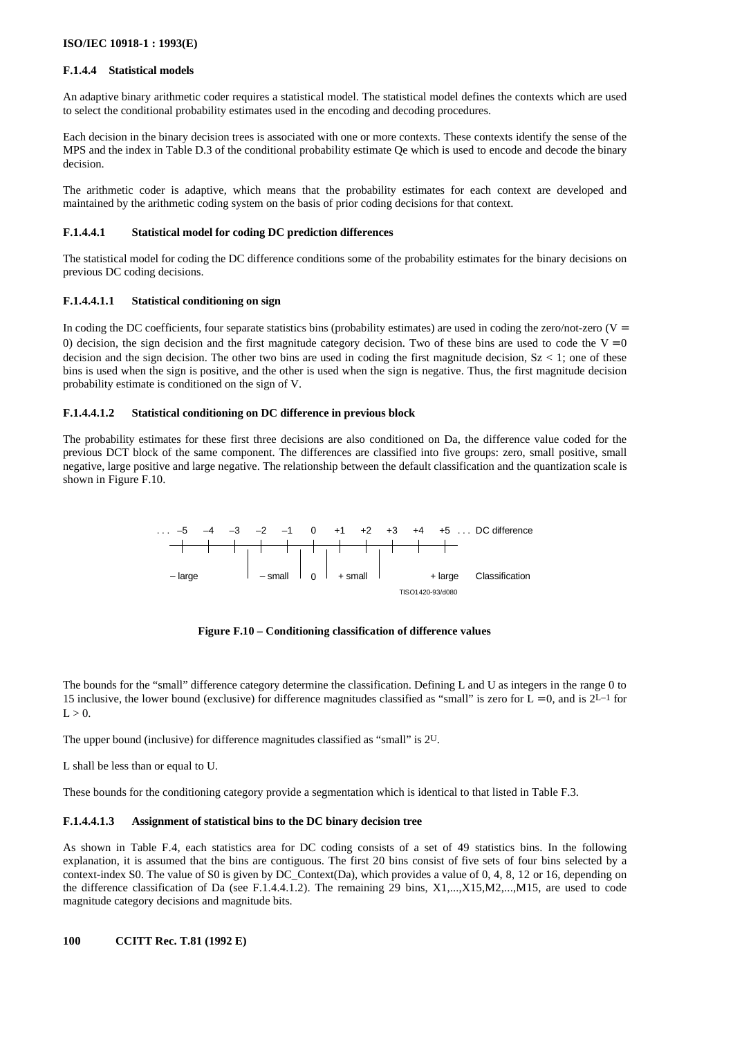#### F.1.4.4 Statistical models

An adaptive binary arithmetic coder requires a statistical model. The statistical model defines the contexts which are used to select the conditional probability estimates used in the encoding and decoding procedures.

Each decision in the binary decision trees is associated with one or more contexts. These contexts identify the sense of the MPS and the index in Table D.3 of the conditional probability estimate Qe which is used to encode and decode the binary decision.

The arithmetic coder is adaptive, which means that the probability estimates for each context are developed and maintained by the arithmetic coding system on the basis of prior coding decisions for that context.

##### F.1.4.4.1 Statistical model for coding DC prediction differences

The statistical model for coding the DC difference conditions some of the probability estimates for the binary decisions on previous DC coding decisions.

###### F.1.4.4.1.1 Statistical conditioning on sign

In coding the DC coefficients, four separate statistics bins (probability estimates) are used in coding the zero/not-zero ($V = 0$) decision, the sign decision and the first magnitude category decision. Two of these bins are used to code the $V = 0$ decision and the sign decision. The other two bins are used in coding the first magnitude decision, $Sz < 1$; one of these bins is used when the sign is positive, and the other is used when the sign is negative. Thus, the first magnitude decision probability estimate is conditioned on the sign of V.

###### F.1.4.4.1.2 Statistical conditioning on DC difference in previous block

The probability estimates for these first three decisions are also conditioned on Da, the difference value coded for the previous DCT block of the same component. The differences are classified into five groups: zero, small positive, small negative, large positive and large negative. The relationship between the default classification and the quantization scale is shown in Figure F.10.

. . . –5 –4 –3 –2 –1 0 +1 +2 +3 +4 +5 . . . DC difference

– large – small 0 + small + large Classification

TISO1420-93/d080

**Figure F.10 – Conditioning classification of difference values**

The bounds for the "small" difference category determine the classification. Defining L and U as integers in the range 0 to 15 inclusive, the lower bound (exclusive) for difference magnitudes classified as "small" is zero for $L = 0$, and is $2^{L-1}$ for $L > 0$.

The upper bound (inclusive) for difference magnitudes classified as "small" is $2^U$.

L shall be less than or equal to U.

These bounds for the conditioning category provide a segmentation which is identical to that listed in Table F.3.

###### F.1.4.4.1.3 Assignment of statistical bins to the DC binary decision tree

As shown in Table F.4, each statistics area for DC coding consists of a set of 49 statistics bins. In the following explanation, it is assumed that the bins are contiguous. The first 20 bins consist of five sets of four bins selected by a context-index S0. The value of S0 is given by DC_Context(Da), which provides a value of 0, 4, 8, 12 or 16, depending on the difference classification of Da (see F.1.4.4.1.2). The remaining 29 bins, X1,...,X15,M2,...,M15, are used to code magnitude category decisions and magnitude bits.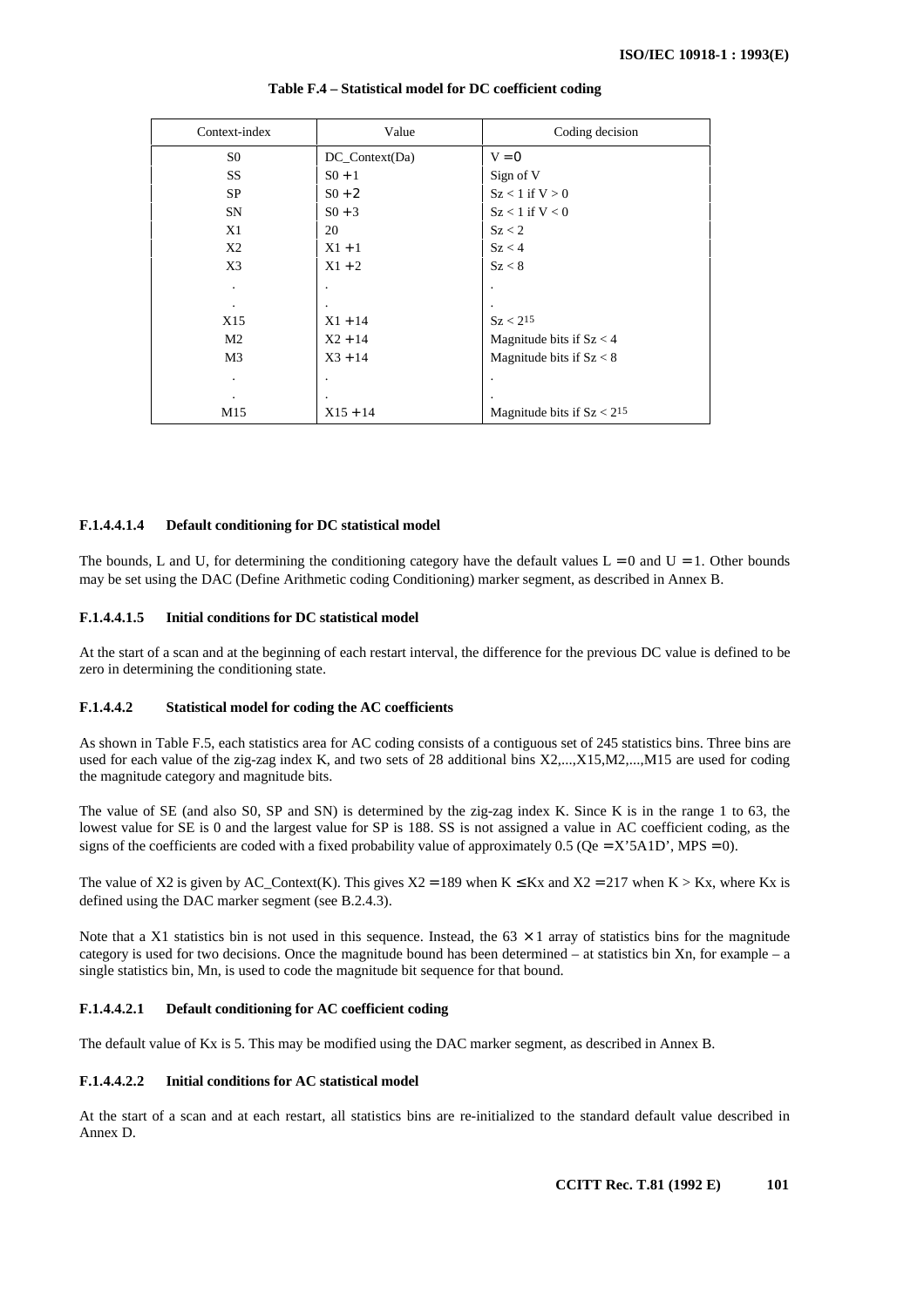**Table F.4 – Statistical model for DC coefficient coding**

| Context-index | Value | Coding decision |
|---|---|---|
| S0 | DC_Context(Da) | $V = 0$ |
| SS | $S0 + 1$ | Sign of V |
| SP | $S0 + 2$ | $Sz < 1$ if $V > 0$ |
| SN | $S0 + 3$ | $Sz < 1$ if $V < 0$ |
| X1 | 20 | $Sz < 2$ |
| X2 | $X1 + 1$ | $Sz < 4$ |
| X3 | $X1 + 2$ | $Sz < 8$ |
| . | . | . |
| . | . | . |
| X15 | $X1 + 14$ | $Sz < 2^{15}$ |
| M2 | $X2 + 14$ | Magnitude bits if $Sz < 4$ |
| M3 | $X3 + 14$ | Magnitude bits if $Sz < 8$ |
| . | . | . |
| . | . | . |
| M15 | $X15 + 14$ | Magnitude bits if $Sz < 2^{15}$ |

#### F.1.4.4.1.4 Default conditioning for DC statistical model

The bounds, L and U, for determining the conditioning category have the default values $L = 0$ and $U = 1$. Other bounds may be set using the DAC (Define Arithmetic coding Conditioning) marker segment, as described in Annex B.

#### F.1.4.4.1.5 Initial conditions for DC statistical model

At the start of a scan and at the beginning of each restart interval, the difference for the previous DC value is defined to be zero in determining the conditioning state.

#### F.1.4.4.2 Statistical model for coding the AC coefficients

As shown in Table F.5, each statistics area for AC coding consists of a contiguous set of 245 statistics bins. Three bins are used for each value of the zig-zag index K, and two sets of 28 additional bins X2,...,X15,M2,...,M15 are used for coding the magnitude category and magnitude bits.

The value of SE (and also S0, SP and SN) is determined by the zig-zag index K. Since K is in the range 1 to 63, the lowest value for SE is 0 and the largest value for SP is 188. SS is not assigned a value in AC coefficient coding, as the signs of the coefficients are coded with a fixed probability value of approximately 0.5 (Qe = X'5A1D', MPS = 0).

The value of X2 is given by AC_Context(K). This gives $X2 = 189$ when $K \leq Kx$ and $X2 = 217$ when $K > Kx$, where Kx is defined using the DAC marker segment (see B.2.4.3).

Note that a X1 statistics bin is not used in this sequence. Instead, the $63 \times 1$ array of statistics bins for the magnitude category is used for two decisions. Once the magnitude bound has been determined – at statistics bin Xn, for example – a single statistics bin, Mn, is used to code the magnitude bit sequence for that bound.

#### F.1.4.4.2.1 Default conditioning for AC coefficient coding

The default value of Kx is 5. This may be modified using the DAC marker segment, as described in Annex B.

#### F.1.4.4.2.2 Initial conditions for AC statistical model

At the start of a scan and at each restart, all statistics bins are re-initialized to the standard default value described in Annex D.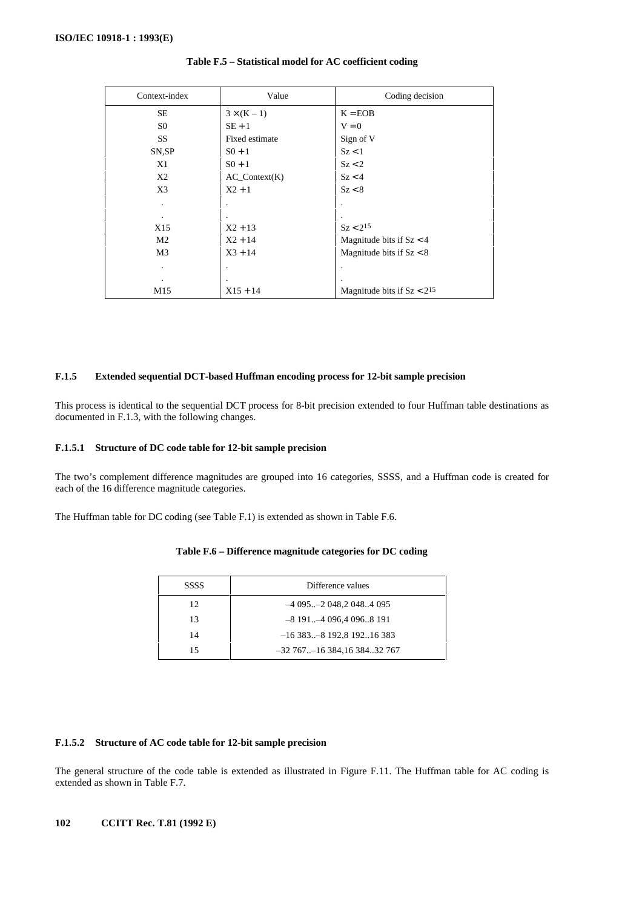**Table F.5 – Statistical model for AC coefficient coding**

| Context-index | Value | Coding decision |
|---|---|---|
| SE | $3 \times (K - 1)$ | $K = EOB$ |
| S0 | $SE + 1$ | $V = 0$ |
| SS | Fixed estimate | Sign of V |
| SN,SP | $S0 + 1$ | $Sz < 1$ |
| X1 | $S0 + 1$ | $Sz < 2$ |
| X2 | AC_Context(K) | $Sz < 4$ |
| X3 | $X2 + 1$ | $Sz < 8$ |
| . | . | . |
| . | . | . |
| X15 | $X2 + 13$ | $Sz < 2^{15}$ |
| M2 | $X2 + 14$ | Magnitude bits if $Sz < 4$ |
| M3 | $X3 + 14$ | Magnitude bits if $Sz < 8$ |
| . | . | . |
| . | . | . |
| M15 | $X15 + 14$ | Magnitude bits if $Sz < 2^{15}$ |

### F.1.5 Extended sequential DCT-based Huffman encoding process for 12-bit sample precision

This process is identical to the sequential DCT process for 8-bit precision extended to four Huffman table destinations as documented in F.1.3, with the following changes.

#### F.1.5.1 Structure of DC code table for 12-bit sample precision

The two's complement difference magnitudes are grouped into 16 categories, SSSS, and a Huffman code is created for each of the 16 difference magnitude categories.

The Huffman table for DC coding (see Table F.1) is extended as shown in Table F.6.

**Table F.6 – Difference magnitude categories for DC coding**

| SSSS | Difference values |
|---|---|
| 12 | –4 095..–2 048,2 048..4 095 |
| 13 | –8 191..–4 096,4 096..8 191 |
| 14 | –16 383..–8 192,8 192..16 383 |
| 15 | –32 767..–16 384,16 384..32 767 |

#### F.1.5.2 Structure of AC code table for 12-bit sample precision

The general structure of the code table is extended as illustrated in Figure F.11. The Huffman table for AC coding is extended as shown in Table F.7.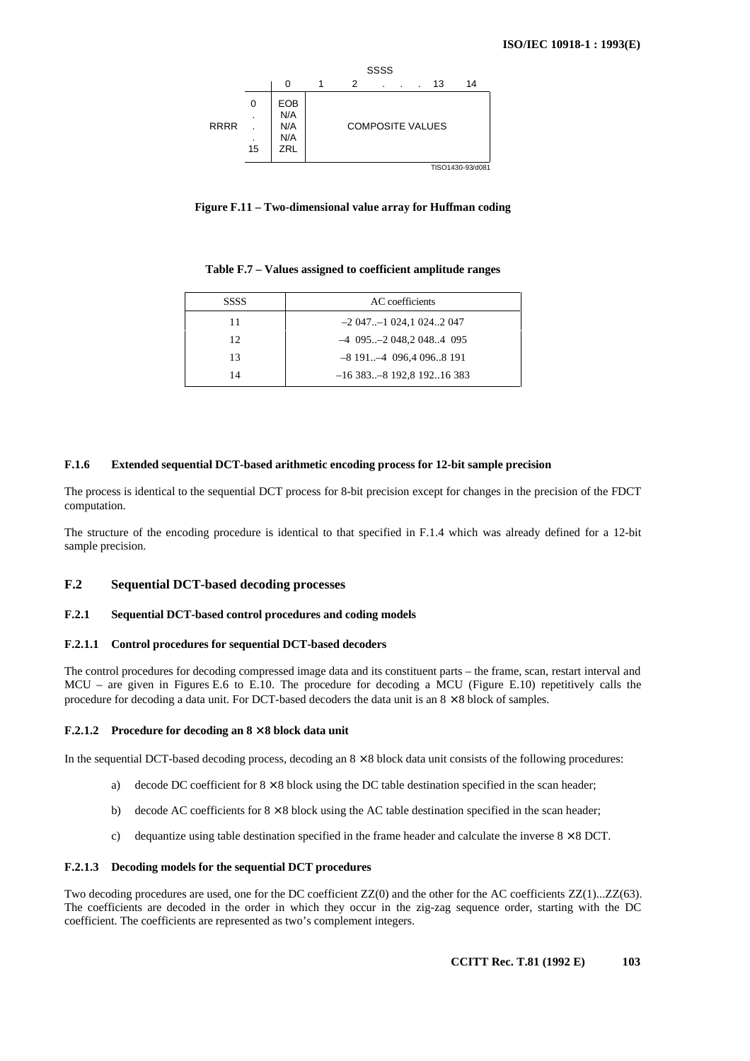SSSS

| | 0 | 1 | 2 | . | . | . | 13 | 14 |
|---|---|---|---|---|---|---|---|---|
| RRRR 0 | EOB | | | | | | | |
| . | N/A | | | | | | | |
| . | N/A | | | COMPOSITE VALUES | | | | |
| . | N/A | | | | | | | |
| 15 | ZRL | | | | | | | |

TISO1430-93/d081

**Figure F.11 – Two-dimensional value array for Huffman coding**

**Table F.7 – Values assigned to coefficient amplitude ranges**

| SSSS | AC coefficients |
|---|---|
| 11 | –2 047..–1 024,1 024..2 047 |
| 12 | –4 095..–2 048,2 048..4 095 |
| 13 | –8 191..–4 096,4 096..8 191 |
| 14 | –16 383..–8 192,8 192..16 383 |

#### F.1.6 Extended sequential DCT-based arithmetic encoding process for 12-bit sample precision

The process is identical to the sequential DCT process for 8-bit precision except for changes in the precision of the FDCT computation.

The structure of the encoding procedure is identical to that specified in F.1.4 which was already defined for a 12-bit sample precision.

## F.2 Sequential DCT-based decoding processes

### F.2.1 Sequential DCT-based control procedures and coding models

#### F.2.1.1 Control procedures for sequential DCT-based decoders

The control procedures for decoding compressed image data and its constituent parts – the frame, scan, restart interval and MCU – are given in Figures E.6 to E.10. The procedure for decoding a MCU (Figure E.10) repetitively calls the procedure for decoding a data unit. For DCT-based decoders the data unit is an $8 \times 8$ block of samples.

#### F.2.1.2 Procedure for decoding an $8 \times 8$ block data unit

In the sequential DCT-based decoding process, decoding an $8 \times 8$ block data unit consists of the following procedures:

a) decode DC coefficient for $8 \times 8$ block using the DC table destination specified in the scan header;

b) decode AC coefficients for $8 \times 8$ block using the AC table destination specified in the scan header;

c) dequantize using table destination specified in the frame header and calculate the inverse $8 \times 8$ DCT.

#### F.2.1.3 Decoding models for the sequential DCT procedures

Two decoding procedures are used, one for the DC coefficient ZZ(0) and the other for the AC coefficients ZZ(1)...ZZ(63). The coefficients are decoded in the order in which they occur in the zig-zag sequence order, starting with the DC coefficient. The coefficients are represented as two's complement integers.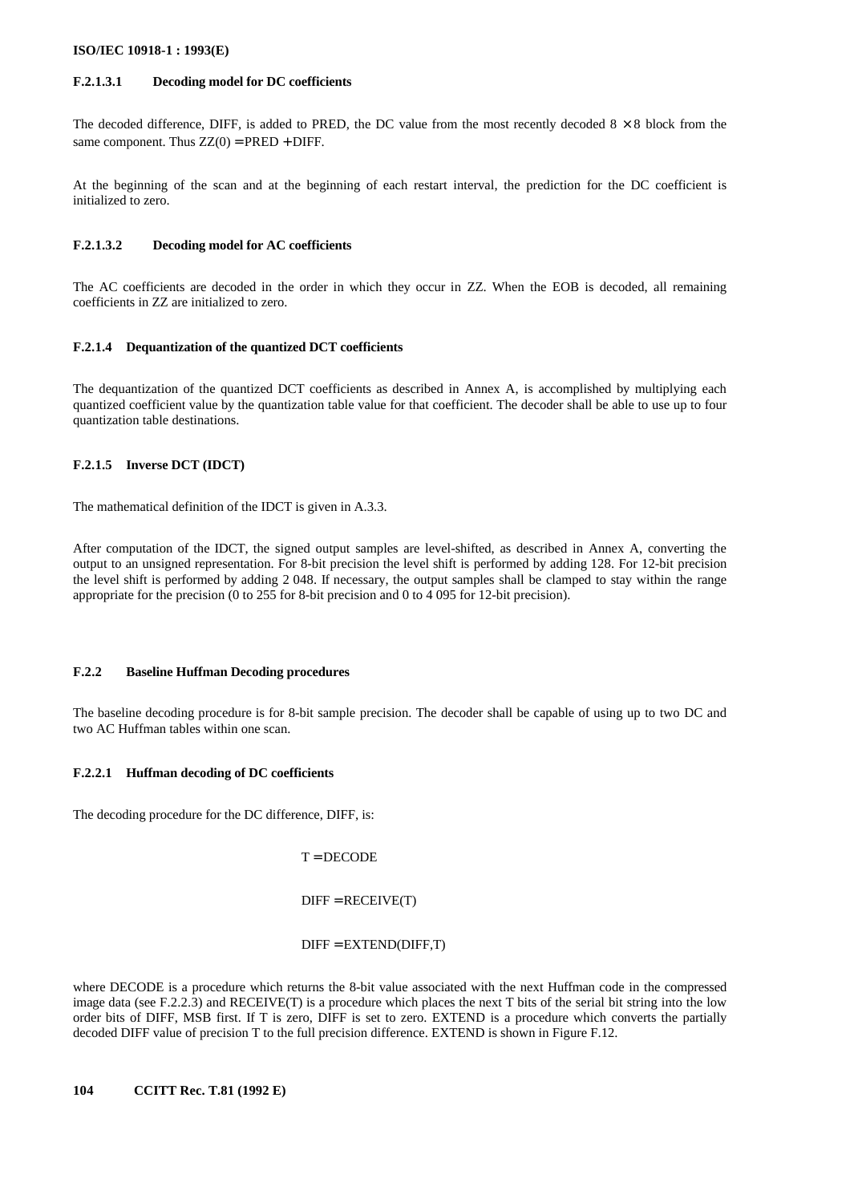#### F.2.1.3.1 Decoding model for DC coefficients

The decoded difference, DIFF, is added to PRED, the DC value from the most recently decoded $8 \times 8$ block from the same component. Thus $ZZ(0) = PRED + DIFF$.

At the beginning of the scan and at the beginning of each restart interval, the prediction for the DC coefficient is initialized to zero.

#### F.2.1.3.2 Decoding model for AC coefficients

The AC coefficients are decoded in the order in which they occur in ZZ. When the EOB is decoded, all remaining coefficients in ZZ are initialized to zero.

### F.2.1.4 Dequantization of the quantized DCT coefficients

The dequantization of the quantized DCT coefficients as described in Annex A, is accomplished by multiplying each quantized coefficient value by the quantization table value for that coefficient. The decoder shall be able to use up to four quantization table destinations.

### F.2.1.5 Inverse DCT (IDCT)

The mathematical definition of the IDCT is given in A.3.3.

After computation of the IDCT, the signed output samples are level-shifted, as described in Annex A, converting the output to an unsigned representation. For 8-bit precision the level shift is performed by adding 128. For 12-bit precision the level shift is performed by adding 2 048. If necessary, the output samples shall be clamped to stay within the range appropriate for the precision (0 to 255 for 8-bit precision and 0 to 4 095 for 12-bit precision).

## F.2.2 Baseline Huffman Decoding procedures

The baseline decoding procedure is for 8-bit sample precision. The decoder shall be capable of using up to two DC and two AC Huffman tables within one scan.

### F.2.2.1 Huffman decoding of DC coefficients

The decoding procedure for the DC difference, DIFF, is:

$$T = \text{DECODE}$$

$$\text{DIFF} = \text{RECEIVE}(T)$$

$$\text{DIFF} = \text{EXTEND}(\text{DIFF}, T)$$

where DECODE is a procedure which returns the 8-bit value associated with the next Huffman code in the compressed image data (see F.2.2.3) and RECEIVE(T) is a procedure which places the next T bits of the serial bit string into the low order bits of DIFF, MSB first. If T is zero, DIFF is set to zero. EXTEND is a procedure which converts the partially decoded DIFF value of precision T to the full precision difference. EXTEND is shown in Figure F.12.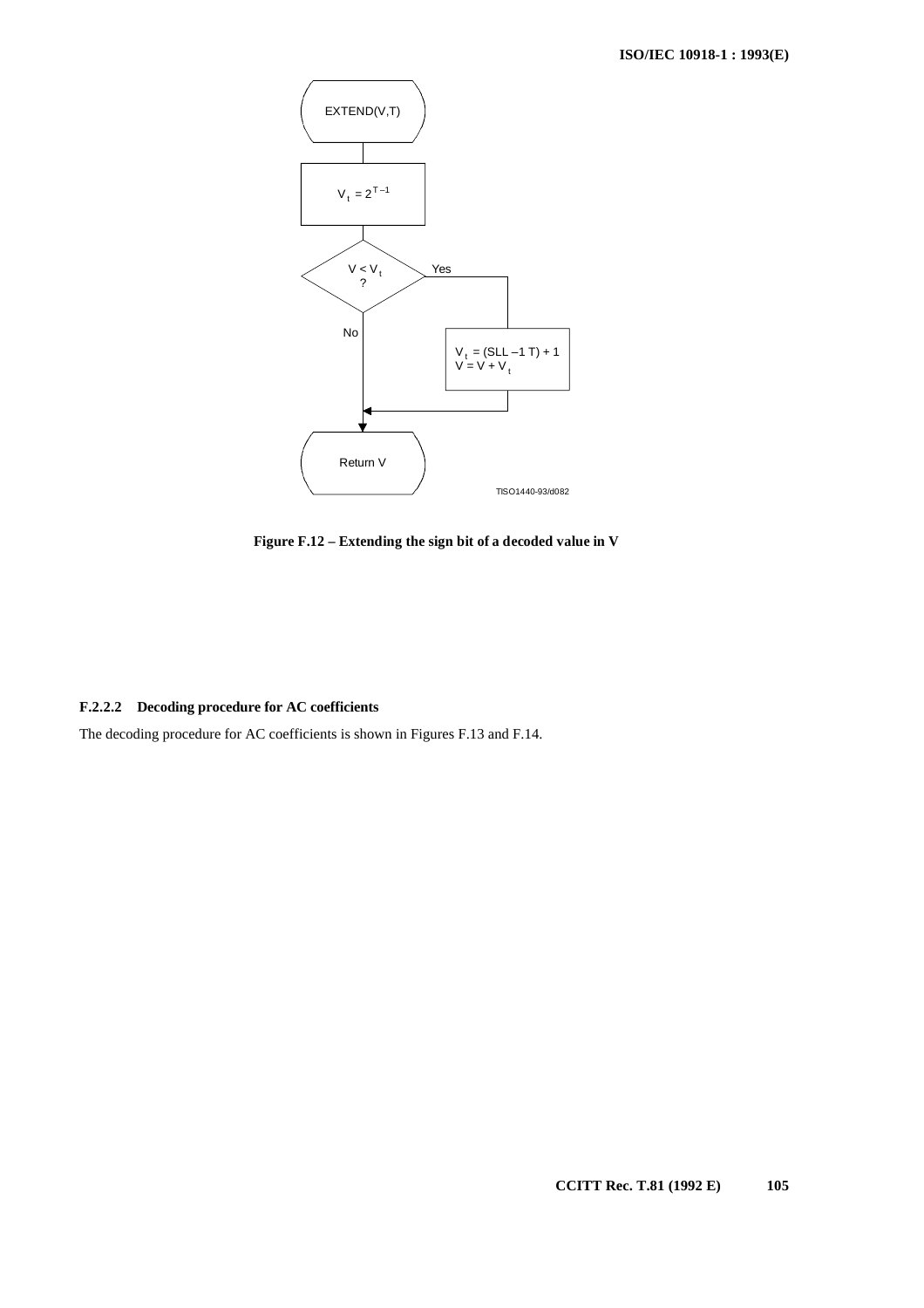EXTEND(V,T)

$V_t = 2^{T-1}$

$V < V_t$ ?

Yes

No

$V_t = (\text{SLL} -1\ T) + 1$
$V = V + V_t$

Return V

TISO1440-93/d082

**Figure F.12 – Extending the sign bit of a decoded value in V**

#### F.2.2.2 Decoding procedure for AC coefficients

The decoding procedure for AC coefficients is shown in Figures F.13 and F.14.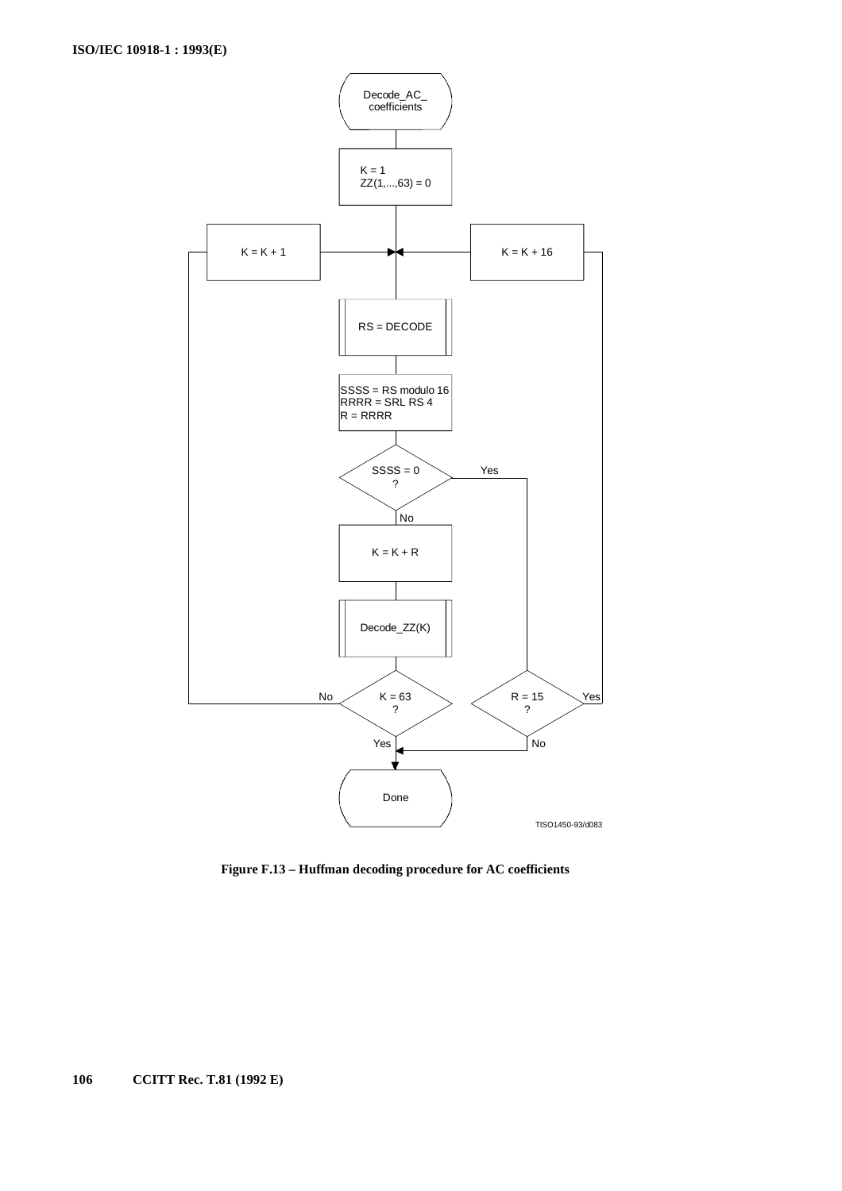Decode_AC_
coefficients

K = 1
ZZ(1,...,63) = 0

K = K + 1

K = K + 16

RS = DECODE

SSSS = RS modulo 16
RRRR = SRL RS 4
R = RRRR

SSSS = 0
?

Yes

No

K = K + R

Decode_ZZ(K)

No

K = 63
?

R = 15
?

Yes

Yes

No

Done

TISO1450-93/d083

**Figure F.13 – Huffman decoding procedure for AC coefficients**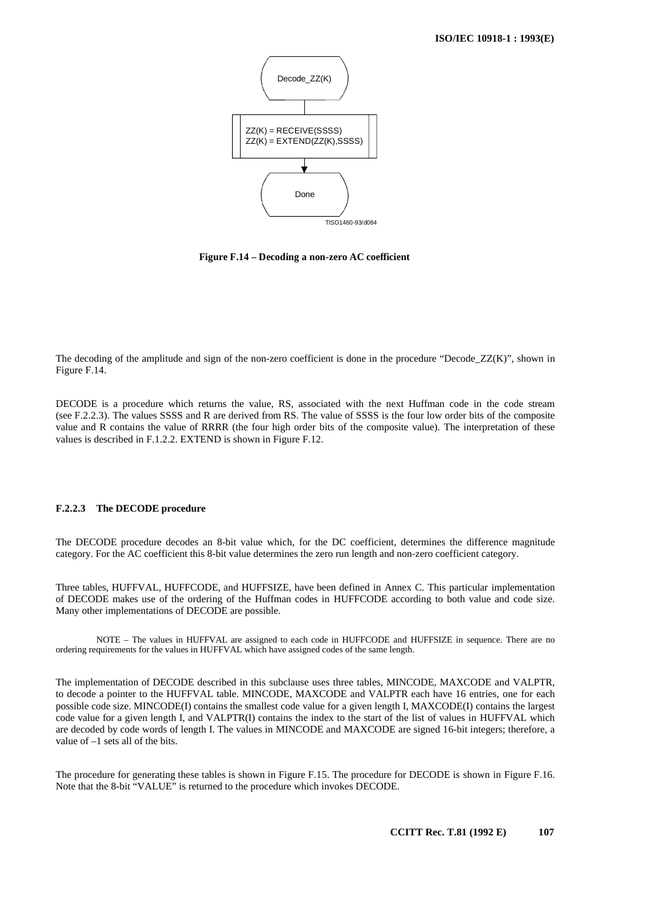Decode_ZZ(K)

ZZ(K) = RECEIVE(SSSS)
ZZ(K) = EXTEND(ZZ(K),SSSS)

Done

TISO1460-93/d084

**Figure F.14 – Decoding a non-zero AC coefficient**

The decoding of the amplitude and sign of the non-zero coefficient is done in the procedure "Decode_ZZ(K)", shown in Figure F.14.

DECODE is a procedure which returns the value, RS, associated with the next Huffman code in the code stream (see F.2.2.3). The values SSSS and R are derived from RS. The value of SSSS is the four low order bits of the composite value and R contains the value of RRRR (the four high order bits of the composite value). The interpretation of these values is described in F.1.2.2. EXTEND is shown in Figure F.12.

#### F.2.2.3 The DECODE procedure

The DECODE procedure decodes an 8-bit value which, for the DC coefficient, determines the difference magnitude category. For the AC coefficient this 8-bit value determines the zero run length and non-zero coefficient category.

Three tables, HUFFVAL, HUFFCODE, and HUFFSIZE, have been defined in Annex C. This particular implementation of DECODE makes use of the ordering of the Huffman codes in HUFFCODE according to both value and code size. Many other implementations of DECODE are possible.

NOTE – The values in HUFFVAL are assigned to each code in HUFFCODE and HUFFSIZE in sequence. There are no ordering requirements for the values in HUFFVAL which have assigned codes of the same length.

The implementation of DECODE described in this subclause uses three tables, MINCODE, MAXCODE and VALPTR, to decode a pointer to the HUFFVAL table. MINCODE, MAXCODE and VALPTR each have 16 entries, one for each possible code size. MINCODE(I) contains the smallest code value for a given length I, MAXCODE(I) contains the largest code value for a given length I, and VALPTR(I) contains the index to the start of the list of values in HUFFVAL which are decoded by code words of length I. The values in MINCODE and MAXCODE are signed 16-bit integers; therefore, a value of –1 sets all of the bits.

The procedure for generating these tables is shown in Figure F.15. The procedure for DECODE is shown in Figure F.16. Note that the 8-bit "VALUE" is returned to the procedure which invokes DECODE.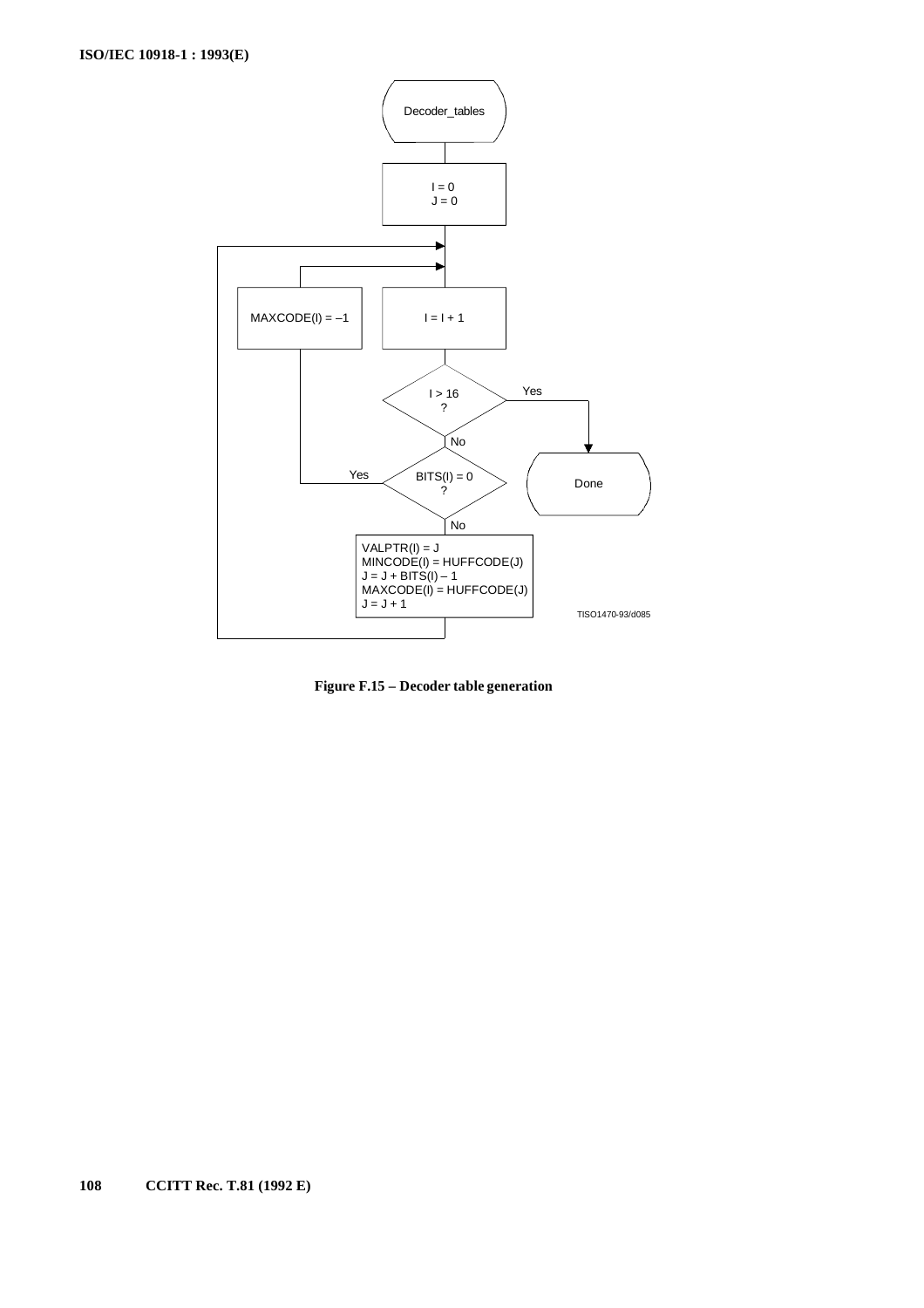Decoder_tables

I = 0
J = 0

MAXCODE(I) = –1

I = I + 1

I > 16
?

Yes

No

Yes

BITS(I) = 0
?

Done

No

VALPTR(I) = J
MINCODE(I) = HUFFCODE(J)
J = J + BITS(I) – 1
MAXCODE(I) = HUFFCODE(J)
J = J + 1

TISO1470-93/d085

**Figure F.15 – Decoder table generation**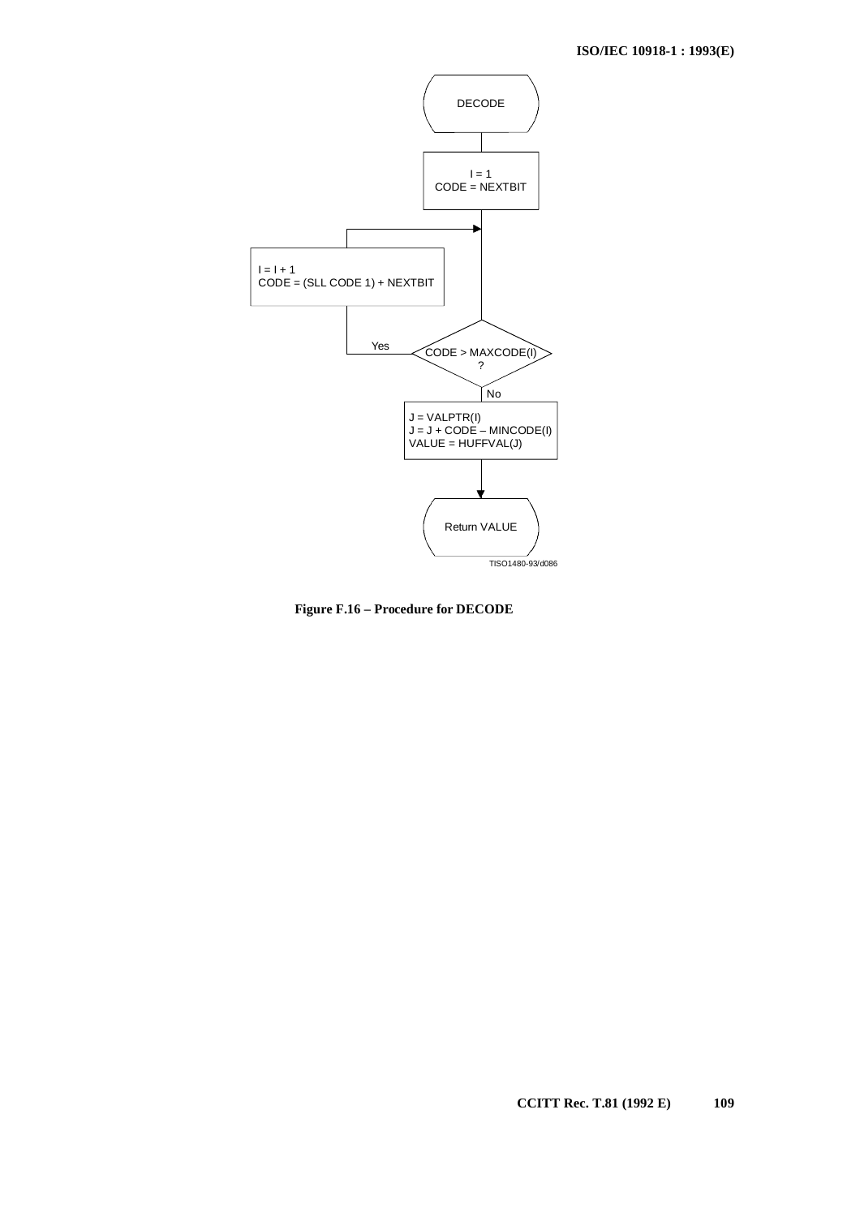DECODE

I = 1
CODE = NEXTBIT

I = I + 1
CODE = (SLL CODE 1) + NEXTBIT

Yes

CODE > MAXCODE(I)
?

No

J = VALPTR(I)
J = J + CODE – MINCODE(I)
VALUE = HUFFVAL(J)

Return VALUE

TISO1480-93/d086

**Figure F.16 – Procedure for DECODE**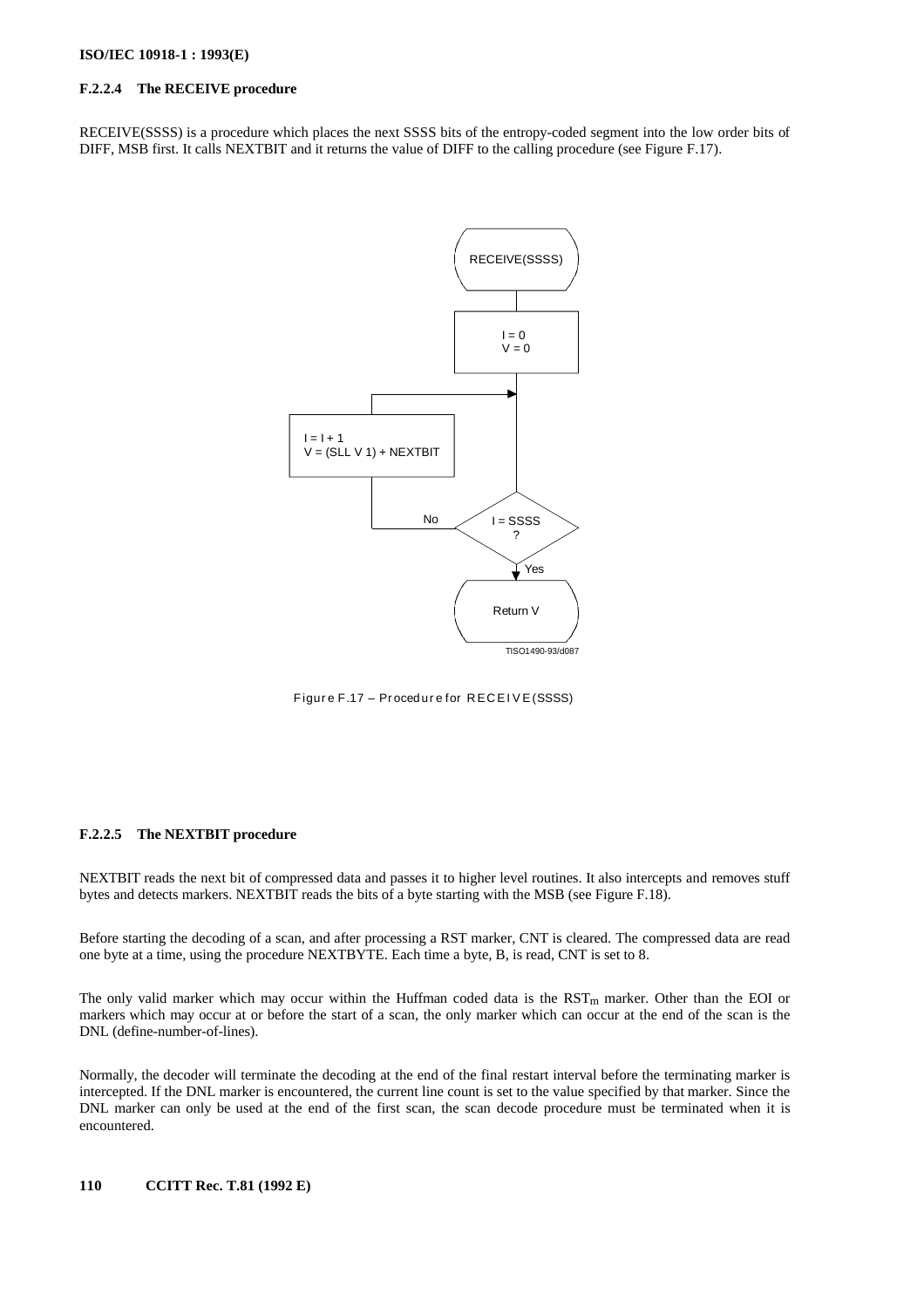#### F.2.2.4 The RECEIVE procedure

RECEIVE(SSSS) is a procedure which places the next SSSS bits of the entropy-coded segment into the low order bits of DIFF, MSB first. It calls NEXTBIT and it returns the value of DIFF to the calling procedure (see Figure F.17).

RECEIVE(SSSS)

I = 0
V = 0

I = I + 1
V = (SLL V 1) + NEXTBIT

No

I = SSSS
?

Yes

Return V

TISO1490-93/d087

Figure F.17 – Procedure for RECEIVE(SSSS)

#### F.2.2.5 The NEXTBIT procedure

NEXTBIT reads the next bit of compressed data and passes it to higher level routines. It also intercepts and removes stuff bytes and detects markers. NEXTBIT reads the bits of a byte starting with the MSB (see Figure F.18).

Before starting the decoding of a scan, and after processing a RST marker, CNT is cleared. The compressed data are read one byte at a time, using the procedure NEXTBYTE. Each time a byte, B, is read, CNT is set to 8.

The only valid marker which may occur within the Huffman coded data is the $RST_m$ marker. Other than the EOI or markers which may occur at or before the start of a scan, the only marker which can occur at the end of the scan is the DNL (define-number-of-lines).

Normally, the decoder will terminate the decoding at the end of the final restart interval before the terminating marker is intercepted. If the DNL marker is encountered, the current line count is set to the value specified by that marker. Since the DNL marker can only be used at the end of the first scan, the scan decode procedure must be terminated when it is encountered.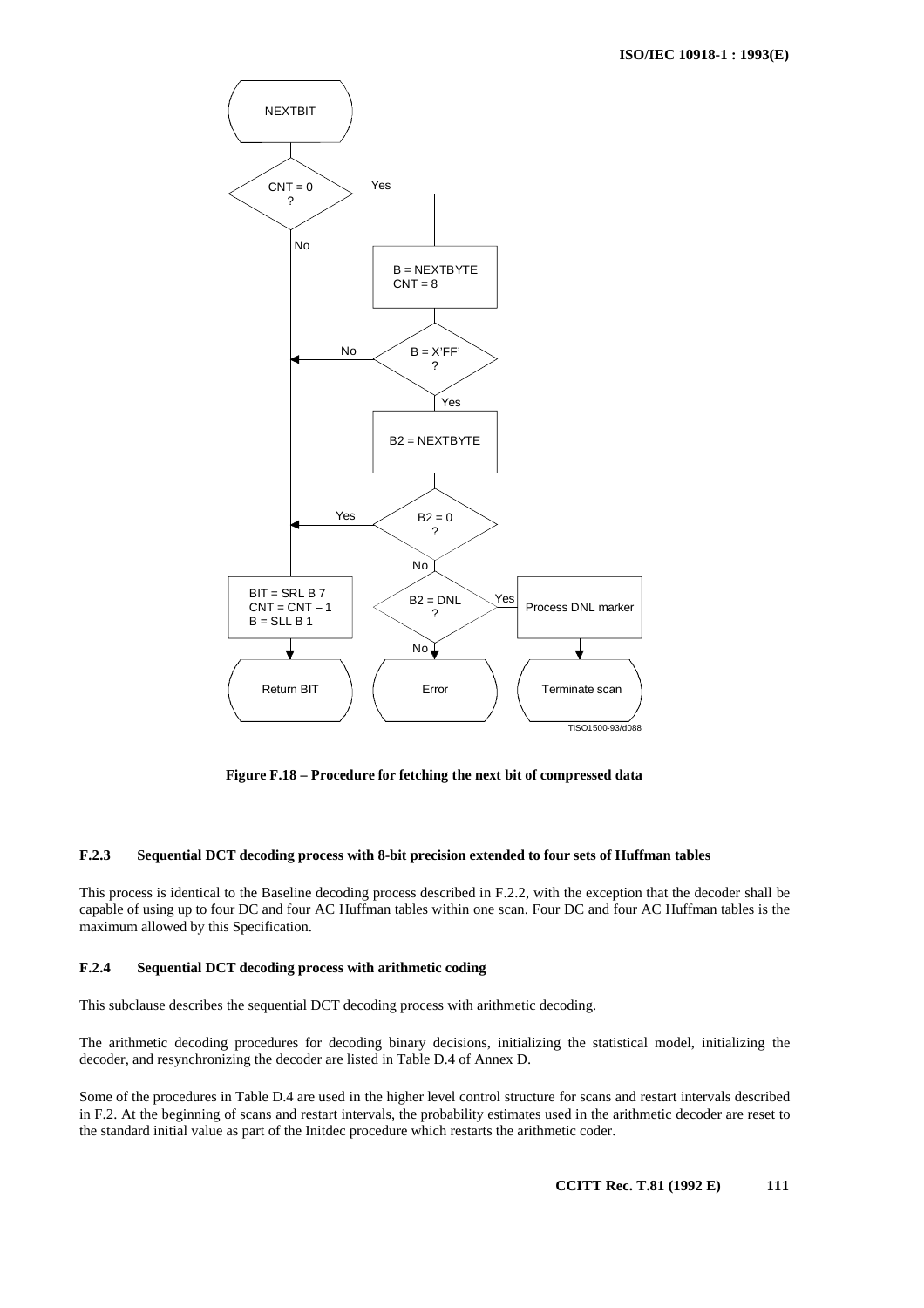NEXTBIT

CNT = 0 ?

Yes

No

B = NEXTBYTE
CNT = 8

No

B = X'FF' ?

Yes

B2 = NEXTBYTE

Yes

B2 = 0 ?

No

BIT = SRL B 7
CNT = CNT – 1
B = SLL B 1

B2 = DNL ?

Yes

Process DNL marker

No

Return BIT

Error

Terminate scan

TISO1500-93/d088

**Figure F.18 – Procedure for fetching the next bit of compressed data**

#### F.2.3 Sequential DCT decoding process with 8-bit precision extended to four sets of Huffman tables

This process is identical to the Baseline decoding process described in F.2.2, with the exception that the decoder shall be capable of using up to four DC and four AC Huffman tables within one scan. Four DC and four AC Huffman tables is the maximum allowed by this Specification.

#### F.2.4 Sequential DCT decoding process with arithmetic coding

This subclause describes the sequential DCT decoding process with arithmetic decoding.

The arithmetic decoding procedures for decoding binary decisions, initializing the statistical model, initializing the decoder, and resynchronizing the decoder are listed in Table D.4 of Annex D.

Some of the procedures in Table D.4 are used in the higher level control structure for scans and restart intervals described in F.2. At the beginning of scans and restart intervals, the probability estimates used in the arithmetic decoder are reset to the standard initial value as part of the Initdec procedure which restarts the arithmetic coder.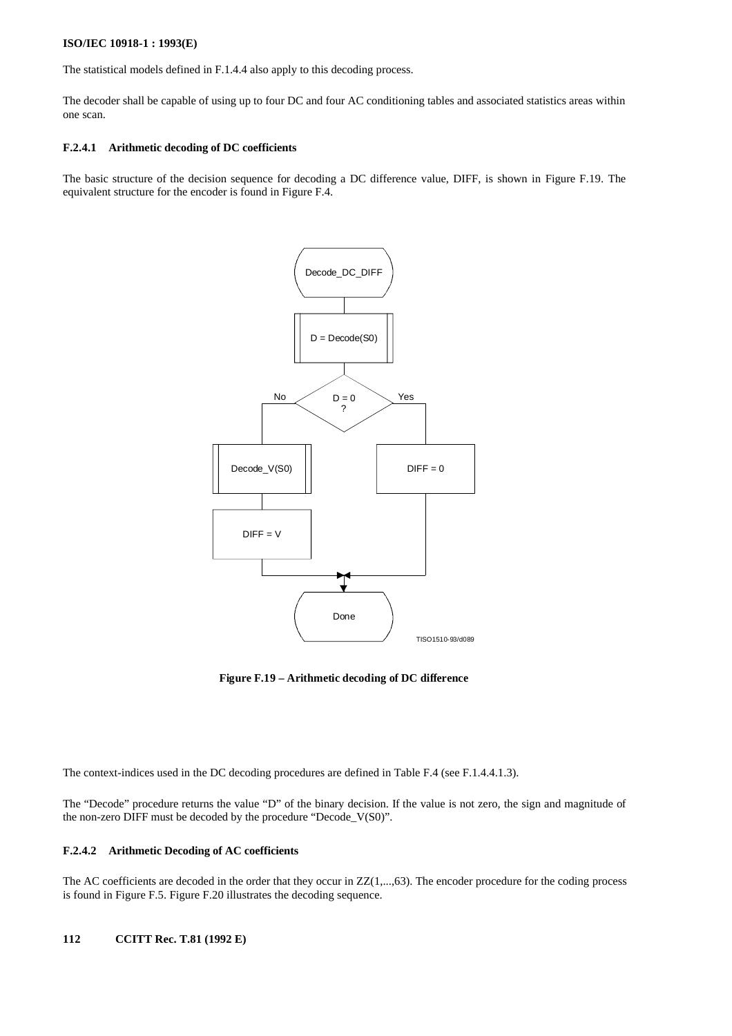The statistical models defined in F.1.4.4 also apply to this decoding process.

The decoder shall be capable of using up to four DC and four AC conditioning tables and associated statistics areas within one scan.

#### F.2.4.1 Arithmetic decoding of DC coefficients

The basic structure of the decision sequence for decoding a DC difference value, DIFF, is shown in Figure F.19. The equivalent structure for the encoder is found in Figure F.4.

Decode_DC_DIFF

D = Decode(S0)

D = 0 ?

No

Yes

Decode_V(S0)

DIFF = V

DIFF = 0

Done

TISO1510-93/d089

**Figure F.19 – Arithmetic decoding of DC difference**

The context-indices used in the DC decoding procedures are defined in Table F.4 (see F.1.4.4.1.3).

The "Decode" procedure returns the value "D" of the binary decision. If the value is not zero, the sign and magnitude of the non-zero DIFF must be decoded by the procedure "Decode_V(S0)".

#### F.2.4.2 Arithmetic Decoding of AC coefficients

The AC coefficients are decoded in the order that they occur in ZZ(1,...,63). The encoder procedure for the coding process is found in Figure F.5. Figure F.20 illustrates the decoding sequence.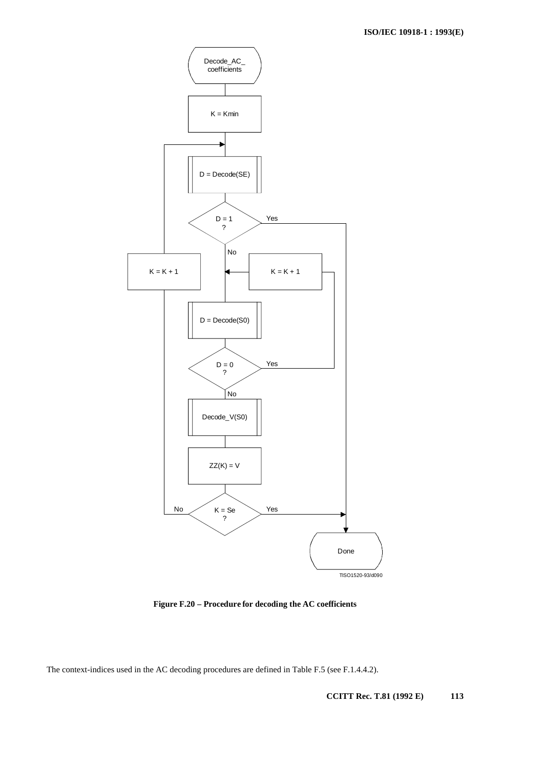Figure F.20 – Procedure for decoding the AC coefficients

The context-indices used in the AC decoding procedures are defined in Table F.5 (see F.1.4.4.2).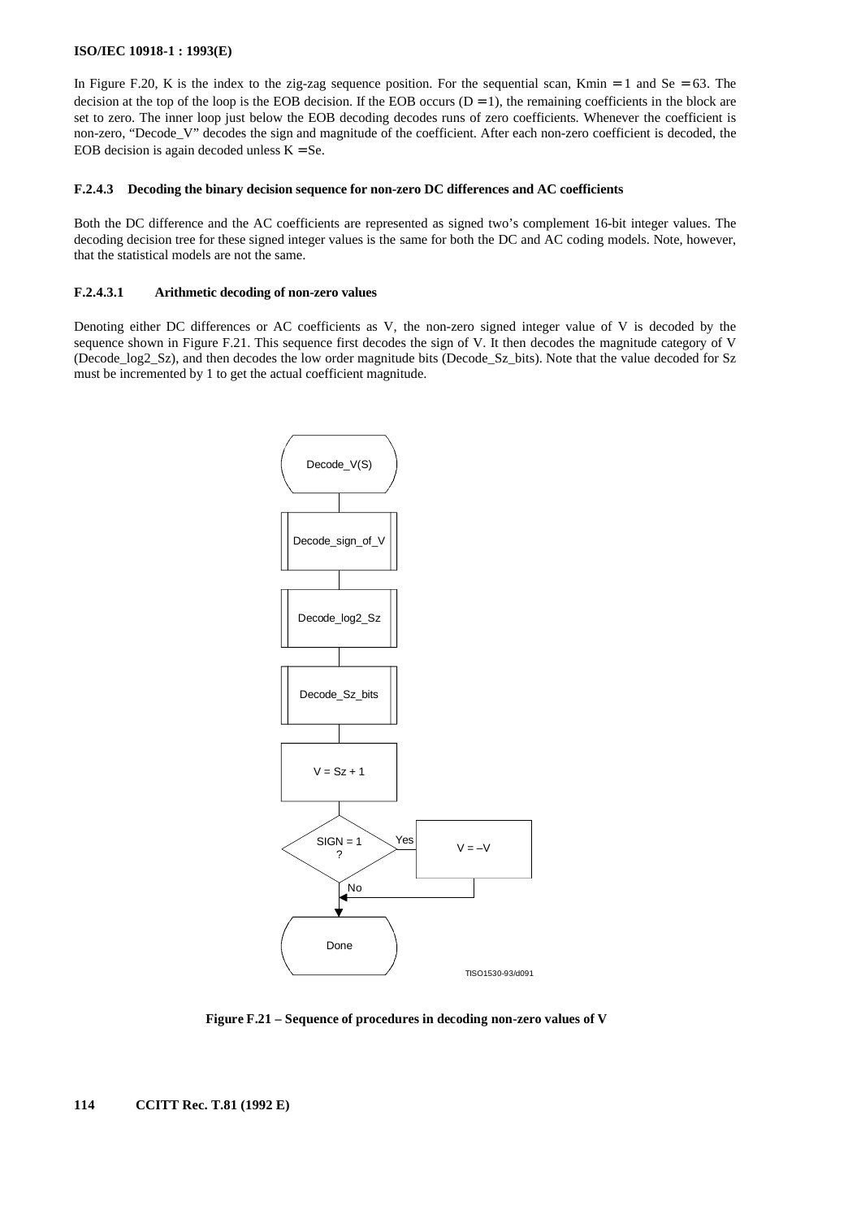In Figure F.20, K is the index to the zig-zag sequence position. For the sequential scan, Kmin = 1 and Se = 63. The decision at the top of the loop is the EOB decision. If the EOB occurs (D = 1), the remaining coefficients in the block are set to zero. The inner loop just below the EOB decoding decodes runs of zero coefficients. Whenever the coefficient is non-zero, "Decode_V" decodes the sign and magnitude of the coefficient. After each non-zero coefficient is decoded, the EOB decision is again decoded unless K = Se.

### F.2.4.3 Decoding the binary decision sequence for non-zero DC differences and AC coefficients

Both the DC difference and the AC coefficients are represented as signed two's complement 16-bit integer values. The decoding decision tree for these signed integer values is the same for both the DC and AC coding models. Note, however, that the statistical models are not the same.

#### F.2.4.3.1 Arithmetic decoding of non-zero values

Denoting either DC differences or AC coefficients as V, the non-zero signed integer value of V is decoded by the sequence shown in Figure F.21. This sequence first decodes the sign of V. It then decodes the magnitude category of V (Decode_log2_Sz), and then decodes the low order magnitude bits (Decode_Sz_bits). Note that the value decoded for Sz must be incremented by 1 to get the actual coefficient magnitude.

Decode_V(S)

Decode_sign_of_V

Decode_log2_Sz

Decode_Sz_bits

V = Sz + 1

SIGN = 1 ?

Yes

V = –V

No

Done

TISO1530-93/d091

**Figure F.21 – Sequence of procedures in decoding non-zero values of V**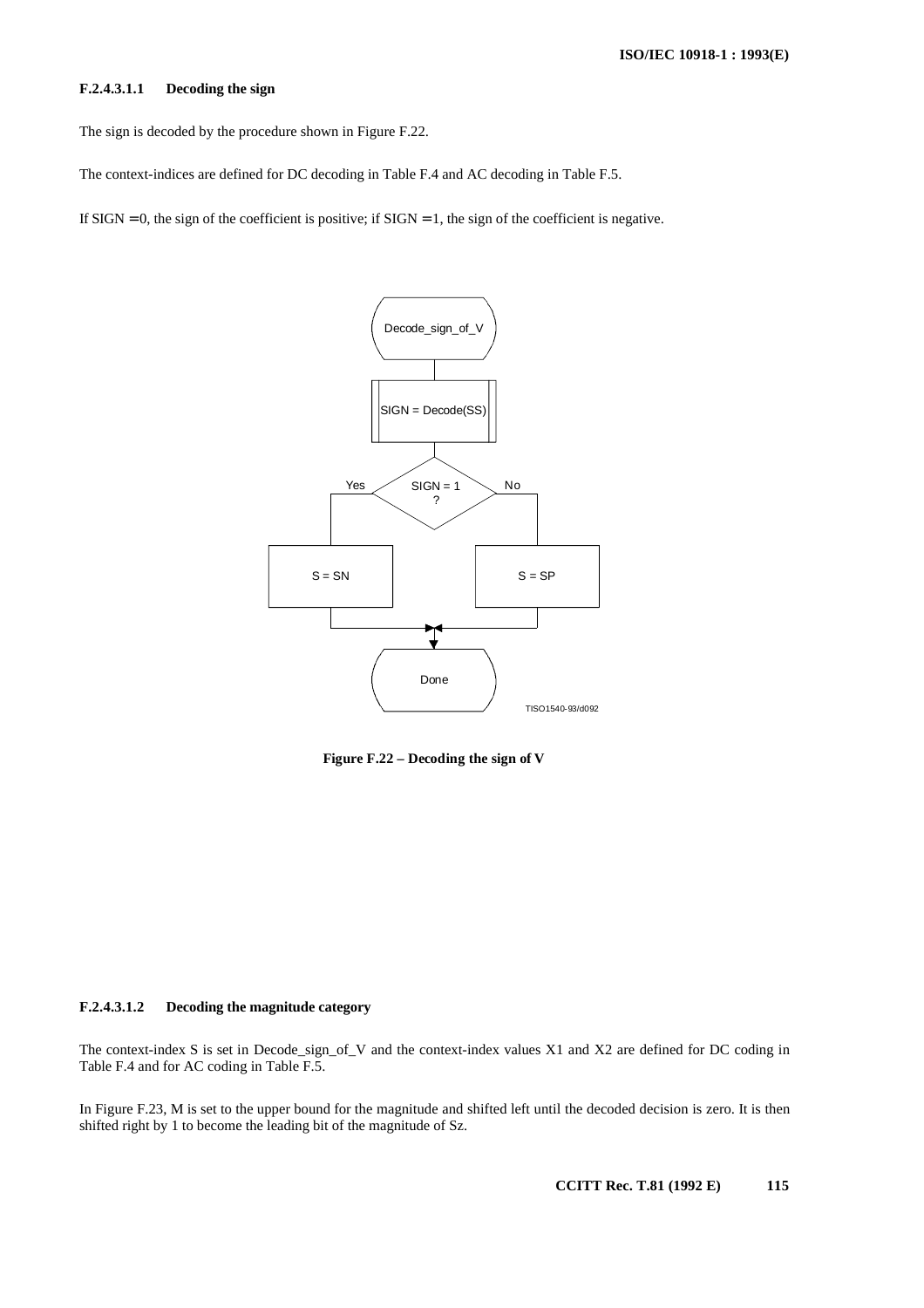#### F.2.4.3.1.1 Decoding the sign

The sign is decoded by the procedure shown in Figure F.22.

The context-indices are defined for DC decoding in Table F.4 and AC decoding in Table F.5.

If SIGN = 0, the sign of the coefficient is positive; if SIGN = 1, the sign of the coefficient is negative.

Decode_sign_of_V

SIGN = Decode(SS)

SIGN = 1 ?

Yes

No

S = SN

S = SP

Done

TISO1540-93/d092

**Figure F.22 – Decoding the sign of V**

#### F.2.4.3.1.2 Decoding the magnitude category

The context-index S is set in Decode_sign_of_V and the context-index values X1 and X2 are defined for DC coding in Table F.4 and for AC coding in Table F.5.

In Figure F.23, M is set to the upper bound for the magnitude and shifted left until the decoded decision is zero. It is then shifted right by 1 to become the leading bit of the magnitude of Sz.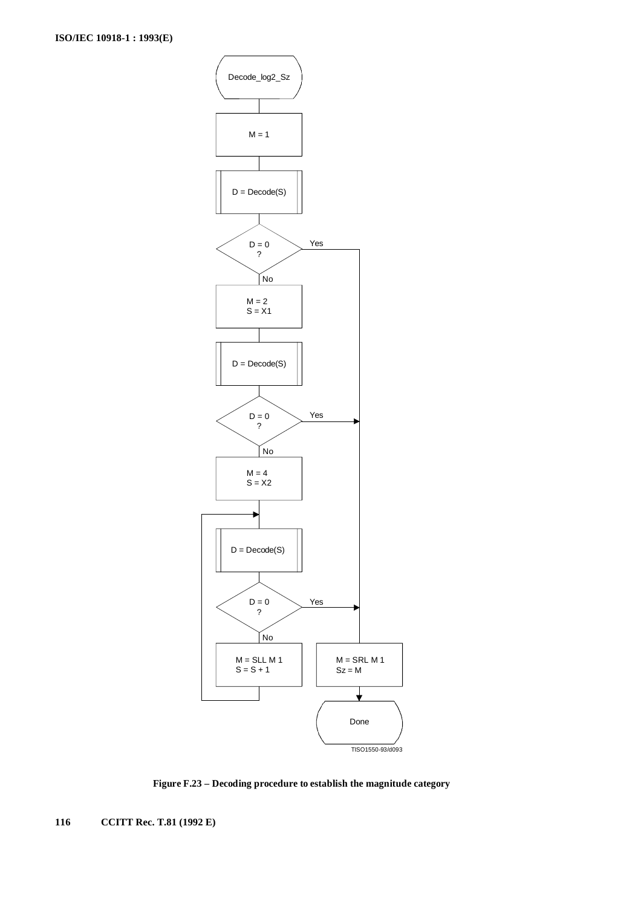Decode_log2_Sz

M = 1

D = Decode(S)

D = 0
?

Yes

No

M = 2
S = X1

D = Decode(S)

D = 0
?

Yes

No

M = 4
S = X2

D = Decode(S)

D = 0
?

Yes

No

M = SLL M 1
S = S + 1

M = SRL M 1
Sz = M

Done

TISO1550-93/d093

**Figure F.23 – Decoding procedure to establish the magnitude category**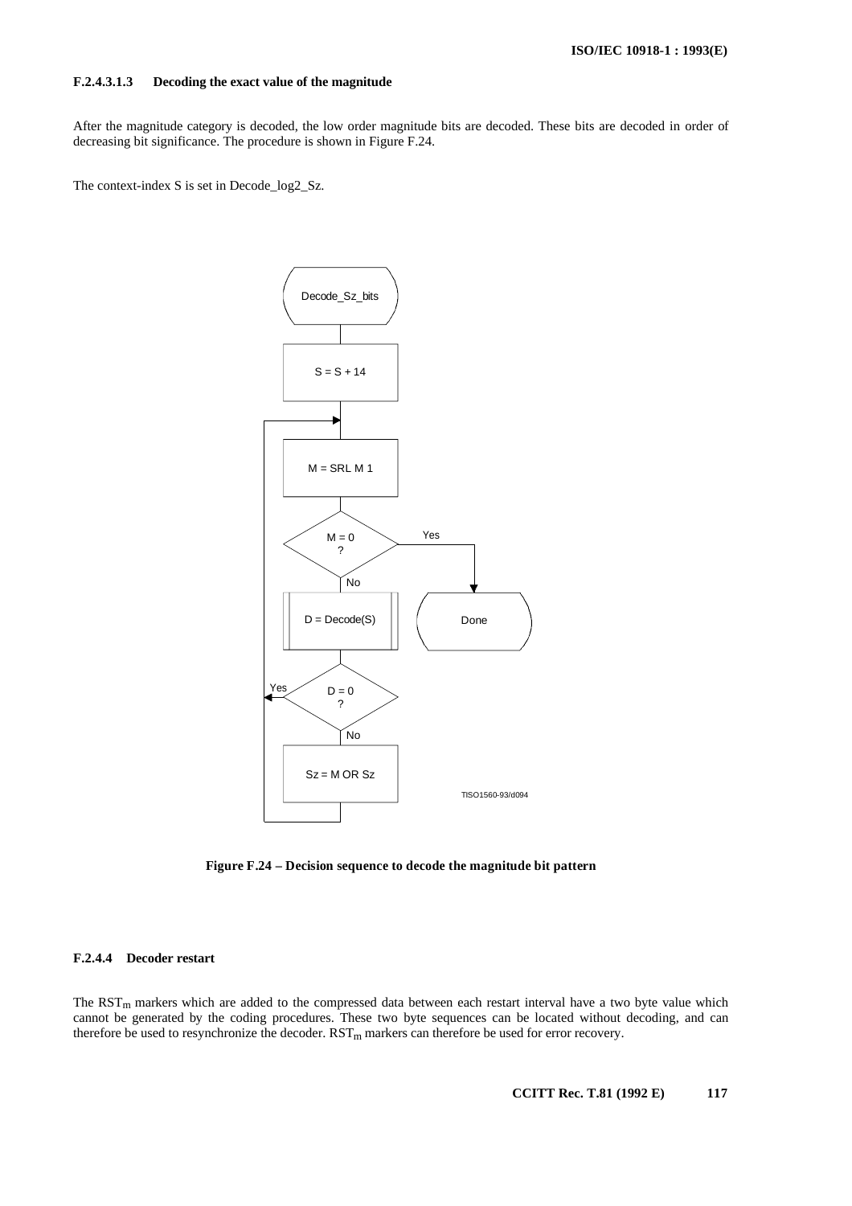#### F.2.4.3.1.3 Decoding the exact value of the magnitude

After the magnitude category is decoded, the low order magnitude bits are decoded. These bits are decoded in order of decreasing bit significance. The procedure is shown in Figure F.24.

The context-index S is set in Decode_log2_Sz.

Decode_Sz_bits

S = S + 14

M = SRL M 1

M = 0
?

Yes

No

D = Decode(S)

Done

D = 0
?

Yes

No

Sz = M OR Sz

TISO1560-93/d094

**Figure F.24 – Decision sequence to decode the magnitude bit pattern**

### F.2.4.4 Decoder restart

The $RST_m$ markers which are added to the compressed data between each restart interval have a two byte value which cannot be generated by the coding procedures. These two byte sequences can be located without decoding, and can therefore be used to resynchronize the decoder. $RST_m$ markers can therefore be used for error recovery.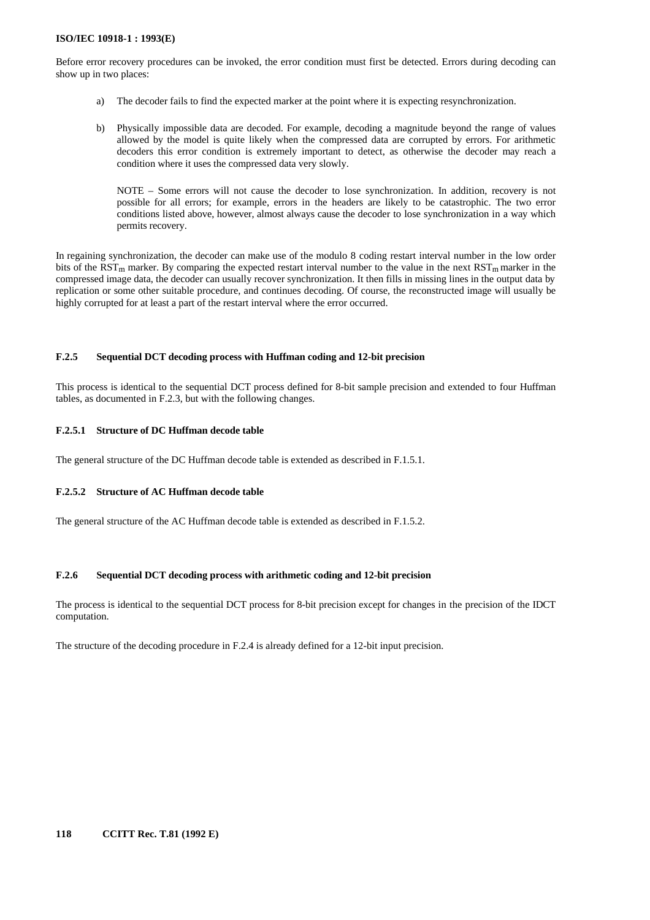Before error recovery procedures can be invoked, the error condition must first be detected. Errors during decoding can show up in two places:

a) The decoder fails to find the expected marker at the point where it is expecting resynchronization.

b) Physically impossible data are decoded. For example, decoding a magnitude beyond the range of values allowed by the model is quite likely when the compressed data are corrupted by errors. For arithmetic decoders this error condition is extremely important to detect, as otherwise the decoder may reach a condition where it uses the compressed data very slowly.

NOTE – Some errors will not cause the decoder to lose synchronization. In addition, recovery is not possible for all errors; for example, errors in the headers are likely to be catastrophic. The two error conditions listed above, however, almost always cause the decoder to lose synchronization in a way which permits recovery.

In regaining synchronization, the decoder can make use of the modulo 8 coding restart interval number in the low order bits of the $RST_m$ marker. By comparing the expected restart interval number to the value in the next $RST_m$ marker in the compressed image data, the decoder can usually recover synchronization. It then fills in missing lines in the output data by replication or some other suitable procedure, and continues decoding. Of course, the reconstructed image will usually be highly corrupted for at least a part of the restart interval where the error occurred.

### F.2.5 Sequential DCT decoding process with Huffman coding and 12-bit precision

This process is identical to the sequential DCT process defined for 8-bit sample precision and extended to four Huffman tables, as documented in F.2.3, but with the following changes.

#### F.2.5.1 Structure of DC Huffman decode table

The general structure of the DC Huffman decode table is extended as described in F.1.5.1.

#### F.2.5.2 Structure of AC Huffman decode table

The general structure of the AC Huffman decode table is extended as described in F.1.5.2.

### F.2.6 Sequential DCT decoding process with arithmetic coding and 12-bit precision

The process is identical to the sequential DCT process for 8-bit precision except for changes in the precision of the IDCT computation.

The structure of the decoding procedure in F.2.4 is already defined for a 12-bit input precision.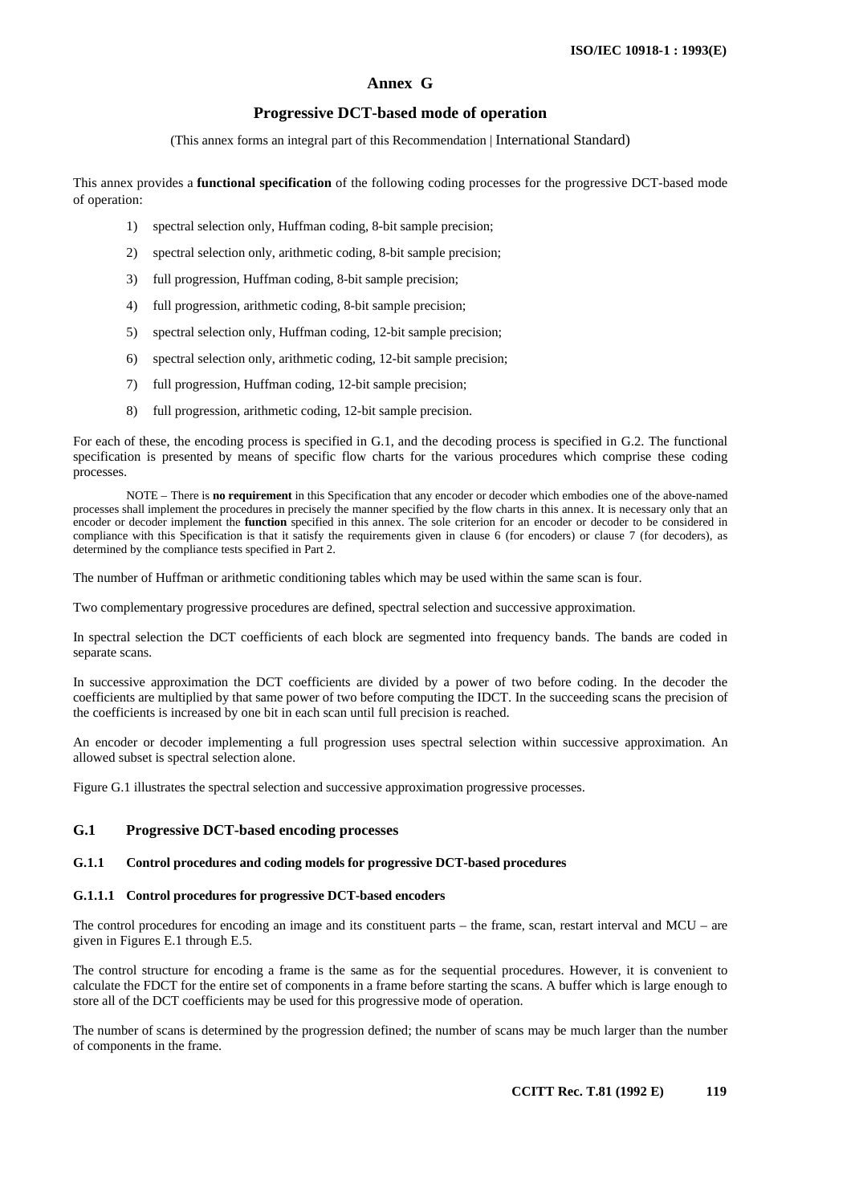# Annex G

## Progressive DCT-based mode of operation

(This annex forms an integral part of this Recommendation | International Standard)

This annex provides a **functional specification** of the following coding processes for the progressive DCT-based mode of operation:

1) spectral selection only, Huffman coding, 8-bit sample precision;
2) spectral selection only, arithmetic coding, 8-bit sample precision;
3) full progression, Huffman coding, 8-bit sample precision;
4) full progression, arithmetic coding, 8-bit sample precision;
5) spectral selection only, Huffman coding, 12-bit sample precision;
6) spectral selection only, arithmetic coding, 12-bit sample precision;
7) full progression, Huffman coding, 12-bit sample precision;
8) full progression, arithmetic coding, 12-bit sample precision.

For each of these, the encoding process is specified in G.1, and the decoding process is specified in G.2. The functional specification is presented by means of specific flow charts for the various procedures which comprise these coding processes.

NOTE – There is **no requirement** in this Specification that any encoder or decoder which embodies one of the above-named processes shall implement the procedures in precisely the manner specified by the flow charts in this annex. It is necessary only that an encoder or decoder implement the **function** specified in this annex. The sole criterion for an encoder or decoder to be considered in compliance with this Specification is that it satisfy the requirements given in clause 6 (for encoders) or clause 7 (for decoders), as determined by the compliance tests specified in Part 2.

The number of Huffman or arithmetic conditioning tables which may be used within the same scan is four.

Two complementary progressive procedures are defined, spectral selection and successive approximation.

In spectral selection the DCT coefficients of each block are segmented into frequency bands. The bands are coded in separate scans.

In successive approximation the DCT coefficients are divided by a power of two before coding. In the decoder the coefficients are multiplied by that same power of two before computing the IDCT. In the succeeding scans the precision of the coefficients is increased by one bit in each scan until full precision is reached.

An encoder or decoder implementing a full progression uses spectral selection within successive approximation. An allowed subset is spectral selection alone.

Figure G.1 illustrates the spectral selection and successive approximation progressive processes.

### G.1 Progressive DCT-based encoding processes

#### G.1.1 Control procedures and coding models for progressive DCT-based procedures

##### G.1.1.1 Control procedures for progressive DCT-based encoders

The control procedures for encoding an image and its constituent parts – the frame, scan, restart interval and MCU – are given in Figures E.1 through E.5.

The control structure for encoding a frame is the same as for the sequential procedures. However, it is convenient to calculate the FDCT for the entire set of components in a frame before starting the scans. A buffer which is large enough to store all of the DCT coefficients may be used for this progressive mode of operation.

The number of scans is determined by the progression defined; the number of scans may be much larger than the number of components in the frame.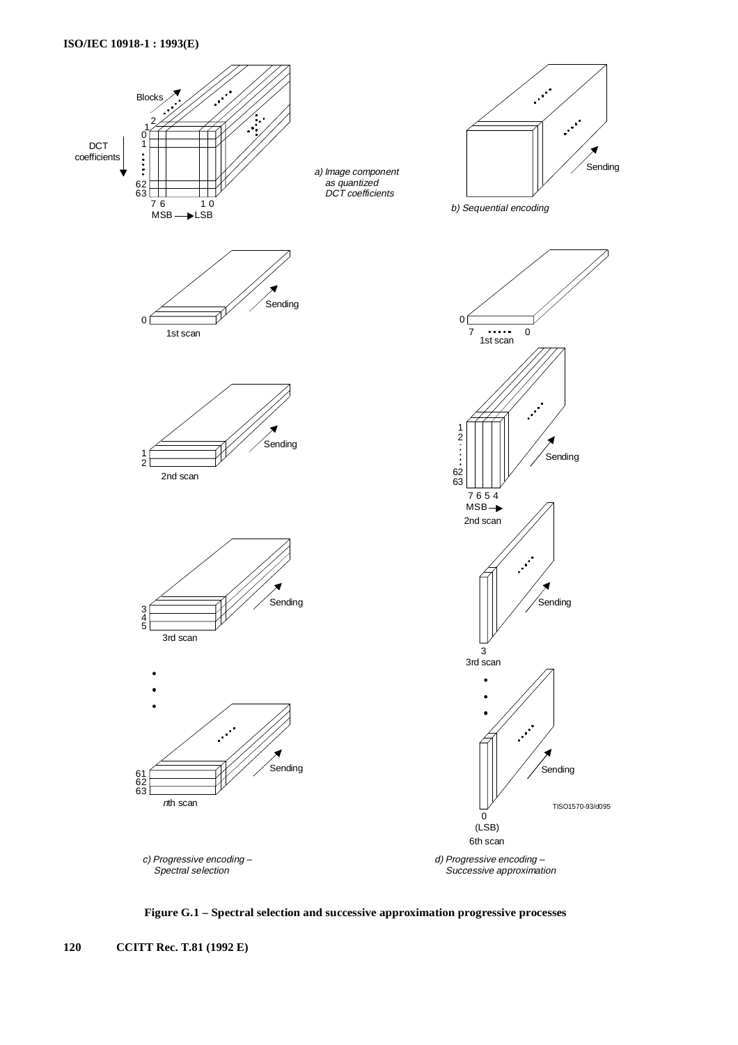Blocks

2

1

0

1

DCT coefficients

62

63

7 6 1 0

MSB → LSB

*a) Image component as quantized DCT coefficients*

Sending

*b) Sequential encoding*

0

Sending

1st scan

1

2

Sending

2nd scan

3

4

5

Sending

3rd scan

61

62

63

Sending

*n*th scan

*c) Progressive encoding – Spectral selection*

0

7 ..... 0

1st scan

1

2

62

63

Sending

7 6 5 4

MSB →

2nd scan

Sending

3

3rd scan

Sending

0

(LSB)

6th scan

TISO1570-93/d095

*d) Progressive encoding – Successive approximation*

**Figure G.1 – Spectral selection and successive approximation progressive processes**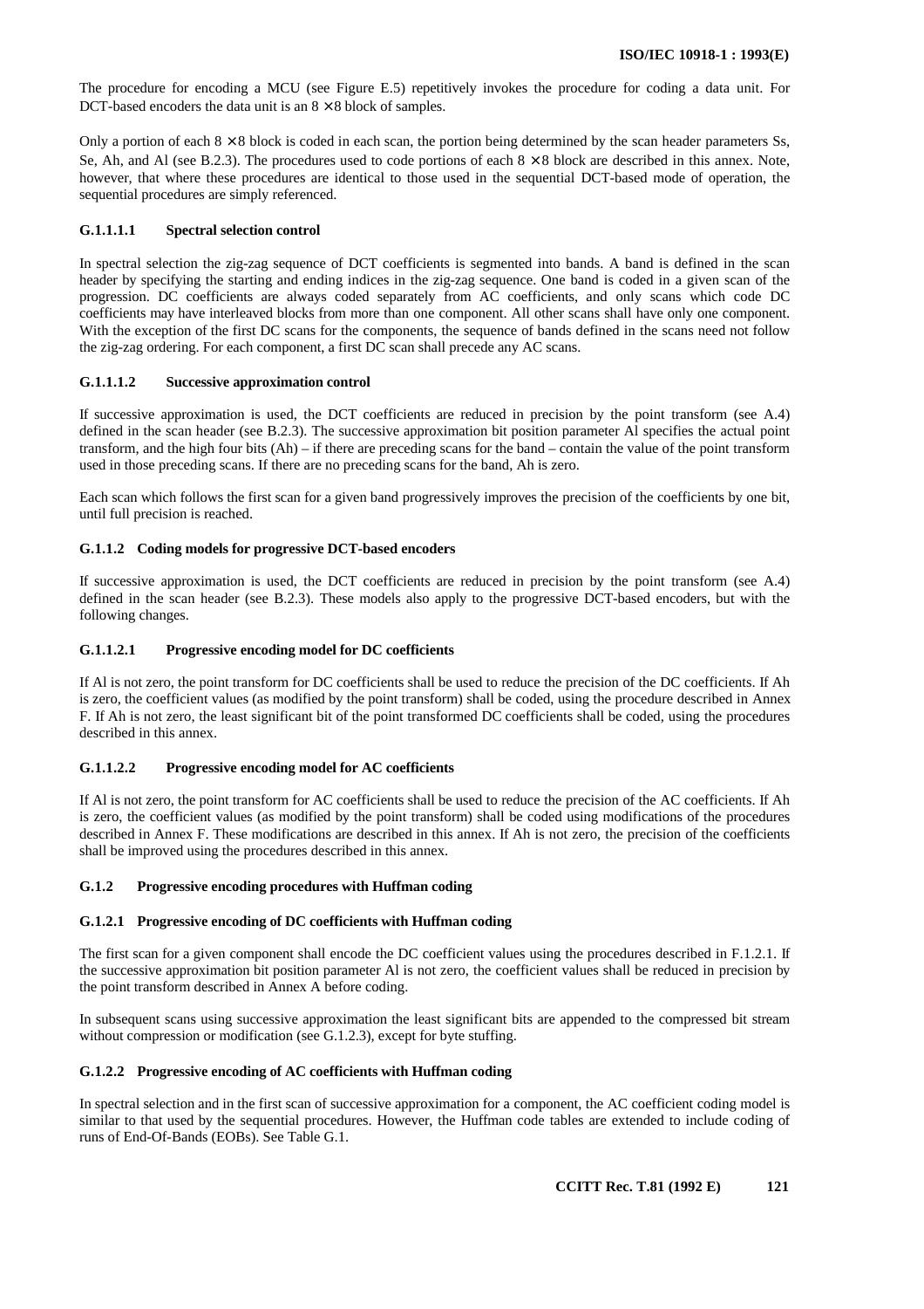The procedure for encoding a MCU (see Figure E.5) repetitively invokes the procedure for coding a data unit. For DCT-based encoders the data unit is an $8 \times 8$ block of samples.

Only a portion of each $8 \times 8$ block is coded in each scan, the portion being determined by the scan header parameters Ss, Se, Ah, and Al (see B.2.3). The procedures used to code portions of each $8 \times 8$ block are described in this annex. Note, however, that where these procedures are identical to those used in the sequential DCT-based mode of operation, the sequential procedures are simply referenced.

#### G.1.1.1.1 Spectral selection control

In spectral selection the zig-zag sequence of DCT coefficients is segmented into bands. A band is defined in the scan header by specifying the starting and ending indices in the zig-zag sequence. One band is coded in a given scan of the progression. DC coefficients are always coded separately from AC coefficients, and only scans which code DC coefficients may have interleaved blocks from more than one component. All other scans shall have only one component. With the exception of the first DC scans for the components, the sequence of bands defined in the scans need not follow the zig-zag ordering. For each component, a first DC scan shall precede any AC scans.

#### G.1.1.1.2 Successive approximation control

If successive approximation is used, the DCT coefficients are reduced in precision by the point transform (see A.4) defined in the scan header (see B.2.3). The successive approximation bit position parameter Al specifies the actual point transform, and the high four bits (Ah) – if there are preceding scans for the band – contain the value of the point transform used in those preceding scans. If there are no preceding scans for the band, Ah is zero.

Each scan which follows the first scan for a given band progressively improves the precision of the coefficients by one bit, until full precision is reached.

### G.1.1.2 Coding models for progressive DCT-based encoders

If successive approximation is used, the DCT coefficients are reduced in precision by the point transform (see A.4) defined in the scan header (see B.2.3). These models also apply to the progressive DCT-based encoders, but with the following changes.

#### G.1.1.2.1 Progressive encoding model for DC coefficients

If Al is not zero, the point transform for DC coefficients shall be used to reduce the precision of the DC coefficients. If Ah is zero, the coefficient values (as modified by the point transform) shall be coded, using the procedure described in Annex F. If Ah is not zero, the least significant bit of the point transformed DC coefficients shall be coded, using the procedures described in this annex.

#### G.1.1.2.2 Progressive encoding model for AC coefficients

If Al is not zero, the point transform for AC coefficients shall be used to reduce the precision of the AC coefficients. If Ah is zero, the coefficient values (as modified by the point transform) shall be coded using modifications of the procedures described in Annex F. These modifications are described in this annex. If Ah is not zero, the precision of the coefficients shall be improved using the procedures described in this annex.

## G.1.2 Progressive encoding procedures with Huffman coding

### G.1.2.1 Progressive encoding of DC coefficients with Huffman coding

The first scan for a given component shall encode the DC coefficient values using the procedures described in F.1.2.1. If the successive approximation bit position parameter Al is not zero, the coefficient values shall be reduced in precision by the point transform described in Annex A before coding.

In subsequent scans using successive approximation the least significant bits are appended to the compressed bit stream without compression or modification (see G.1.2.3), except for byte stuffing.

### G.1.2.2 Progressive encoding of AC coefficients with Huffman coding

In spectral selection and in the first scan of successive approximation for a component, the AC coefficient coding model is similar to that used by the sequential procedures. However, the Huffman code tables are extended to include coding of runs of End-Of-Bands (EOBs). See Table G.1.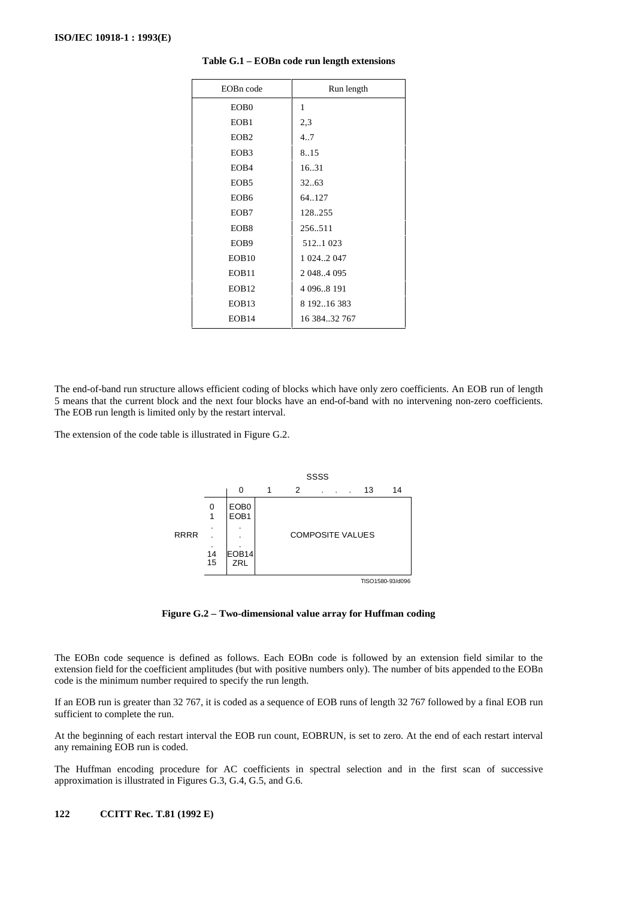**Table G.1 – EOBn code run length extensions**

| EOBn code | Run length |
|---|---|
| EOB0 | 1 |
| EOB1 | 2,3 |
| EOB2 | 4..7 |
| EOB3 | 8..15 |
| EOB4 | 16..31 |
| EOB5 | 32..63 |
| EOB6 | 64..127 |
| EOB7 | 128..255 |
| EOB8 | 256..511 |
| EOB9 | 512..1 023 |
| EOB10 | 1 024..2 047 |
| EOB11 | 2 048..4 095 |
| EOB12 | 4 096..8 191 |
| EOB13 | 8 192..16 383 |
| EOB14 | 16 384..32 767 |

The end-of-band run structure allows efficient coding of blocks which have only zero coefficients. An EOB run of length 5 means that the current block and the next four blocks have an end-of-band with no intervening non-zero coefficients. The EOB run length is limited only by the restart interval.

The extension of the code table is illustrated in Figure G.2.

SSSS

0 1 2 . . . 13 14

RRRR

0 EOB0
1 EOB1
. .
. .
. .
14 EOB14
15 ZRL

COMPOSITE VALUES

TISO1580-93/d096

**Figure G.2 – Two-dimensional value array for Huffman coding**

The EOBn code sequence is defined as follows. Each EOBn code is followed by an extension field similar to the extension field for the coefficient amplitudes (but with positive numbers only). The number of bits appended to the EOBn code is the minimum number required to specify the run length.

If an EOB run is greater than 32 767, it is coded as a sequence of EOB runs of length 32 767 followed by a final EOB run sufficient to complete the run.

At the beginning of each restart interval the EOB run count, EOBRUN, is set to zero. At the end of each restart interval any remaining EOB run is coded.

The Huffman encoding procedure for AC coefficients in spectral selection and in the first scan of successive approximation is illustrated in Figures G.3, G.4, G.5, and G.6.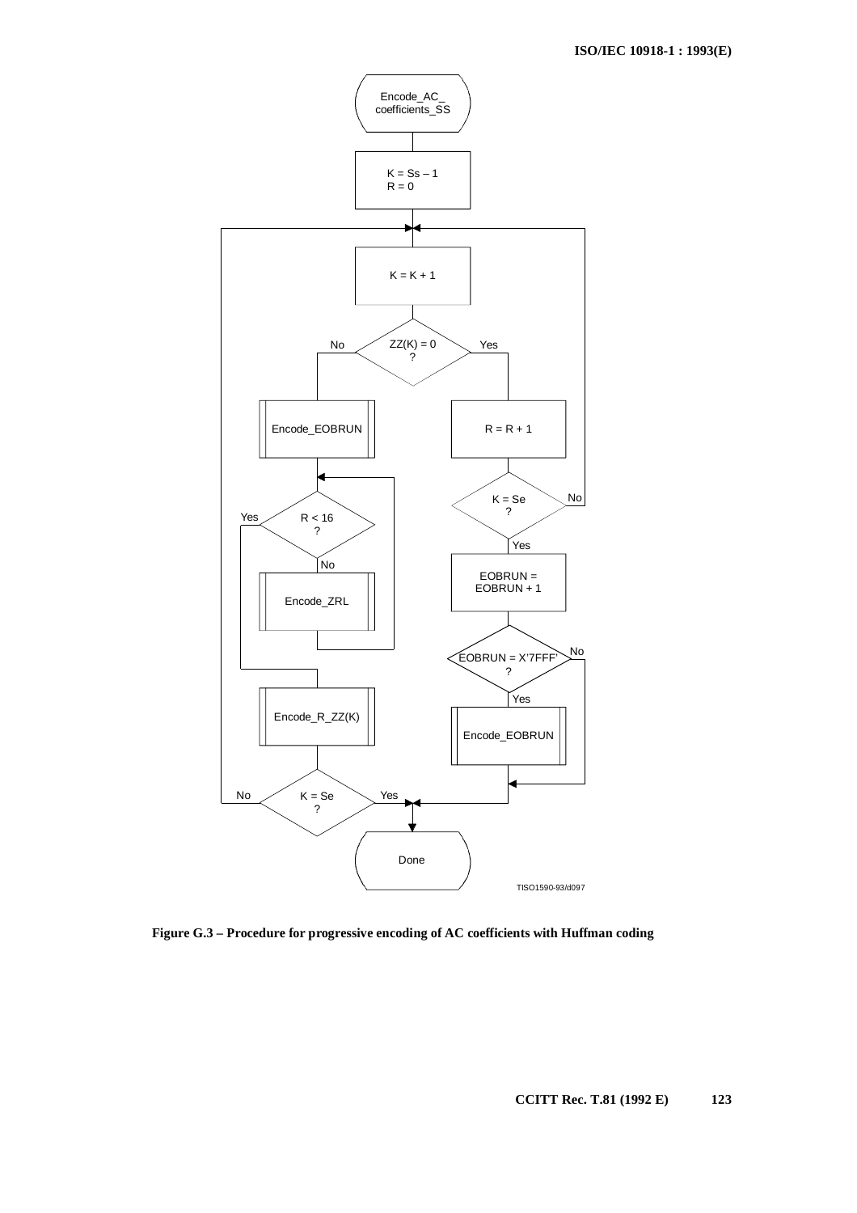Encode_AC_
coefficients_SS

K = Ss – 1
R = 0

K = K + 1

ZZ(K) = 0
?

No

Yes

Encode_EOBRUN

R = R + 1

K = Se
?

No

Yes

R < 16
?

Yes

No

Encode_ZRL

EOBRUN =
EOBRUN + 1

EOBRUN = X'7FFF'
?

No

Yes

Encode_R_ZZ(K)

Encode_EOBRUN

K = Se
?

No

Yes

Done

TISO1590-93/d097

**Figure G.3 – Procedure for progressive encoding of AC coefficients with Huffman coding**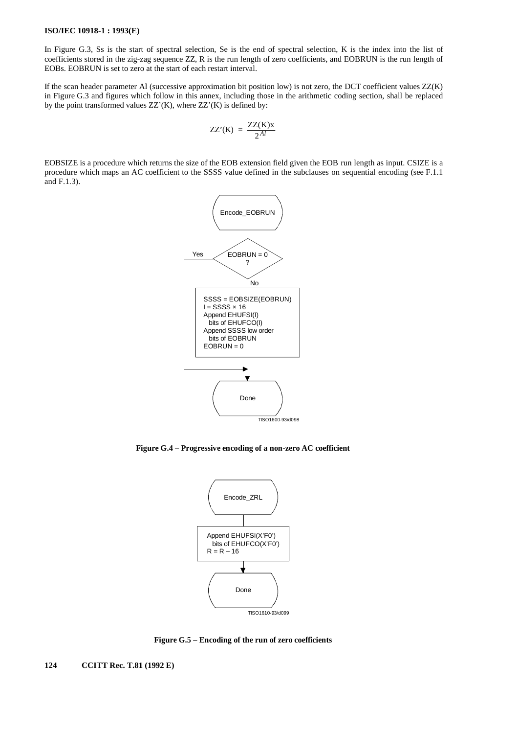In Figure G.3, Ss is the start of spectral selection, Se is the end of spectral selection, K is the index into the list of coefficients stored in the zig-zag sequence ZZ, R is the run length of zero coefficients, and EOBRUN is the run length of EOBs. EOBRUN is set to zero at the start of each restart interval.

If the scan header parameter Al (successive approximation bit position low) is not zero, the DCT coefficient values ZZ(K) in Figure G.3 and figures which follow in this annex, including those in the arithmetic coding section, shall be replaced by the point transformed values ZZ'(K), where ZZ'(K) is defined by:

$$ZZ'(K) = \frac{ZZ(K)x}{2^{Al}}$$

EOBSIZE is a procedure which returns the size of the EOB extension field given the EOB run length as input. CSIZE is a procedure which maps an AC coefficient to the SSSS value defined in the subclauses on sequential encoding (see F.1.1 and F.1.3).

Encode_EOBRUN

EOBRUN = 0 ?

Yes

No

SSSS = EOBSIZE(EOBRUN)
I = SSSS × 16
Append EHUFSI(I) bits of EHUFCO(I)
Append SSSS low order bits of EOBRUN
EOBRUN = 0

Done

TISO1600-93/d098

**Figure G.4 – Progressive encoding of a non-zero AC coefficient**

Encode_ZRL

Append EHUFSI(X'F0') bits of EHUFCO(X'F0')
R = R – 16

Done

TISO1610-93/d099

**Figure G.5 – Encoding of the run of zero coefficients**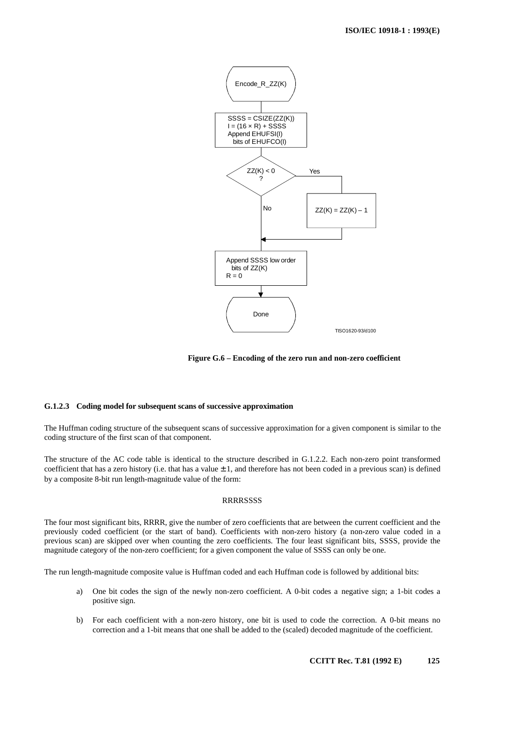Encode_R_ZZ(K)

SSSS = CSIZE(ZZ(K))
I = (16 × R) + SSSS
Append EHUFSI(I) bits of EHUFCO(I)

ZZ(K) < 0 ?

Yes

ZZ(K) = ZZ(K) – 1

No

Append SSSS low order bits of ZZ(K)
R = 0

Done

TISO1620-93/d100

**Figure G.6 – Encoding of the zero run and non-zero coefficient**

#### G.1.2.3 Coding model for subsequent scans of successive approximation

The Huffman coding structure of the subsequent scans of successive approximation for a given component is similar to the coding structure of the first scan of that component.

The structure of the AC code table is identical to the structure described in G.1.2.2. Each non-zero point transformed coefficient that has a zero history (i.e. that has a value ± 1, and therefore has not been coded in a previous scan) is defined by a composite 8-bit run length-magnitude value of the form:

RRRRSSSS

The four most significant bits, RRRR, give the number of zero coefficients that are between the current coefficient and the previously coded coefficient (or the start of band). Coefficients with non-zero history (a non-zero value coded in a previous scan) are skipped over when counting the zero coefficients. The four least significant bits, SSSS, provide the magnitude category of the non-zero coefficient; for a given component the value of SSSS can only be one.

The run length-magnitude composite value is Huffman coded and each Huffman code is followed by additional bits:

a) One bit codes the sign of the newly non-zero coefficient. A 0-bit codes a negative sign; a 1-bit codes a positive sign.

b) For each coefficient with a non-zero history, one bit is used to code the correction. A 0-bit means no correction and a 1-bit means that one shall be added to the (scaled) decoded magnitude of the coefficient.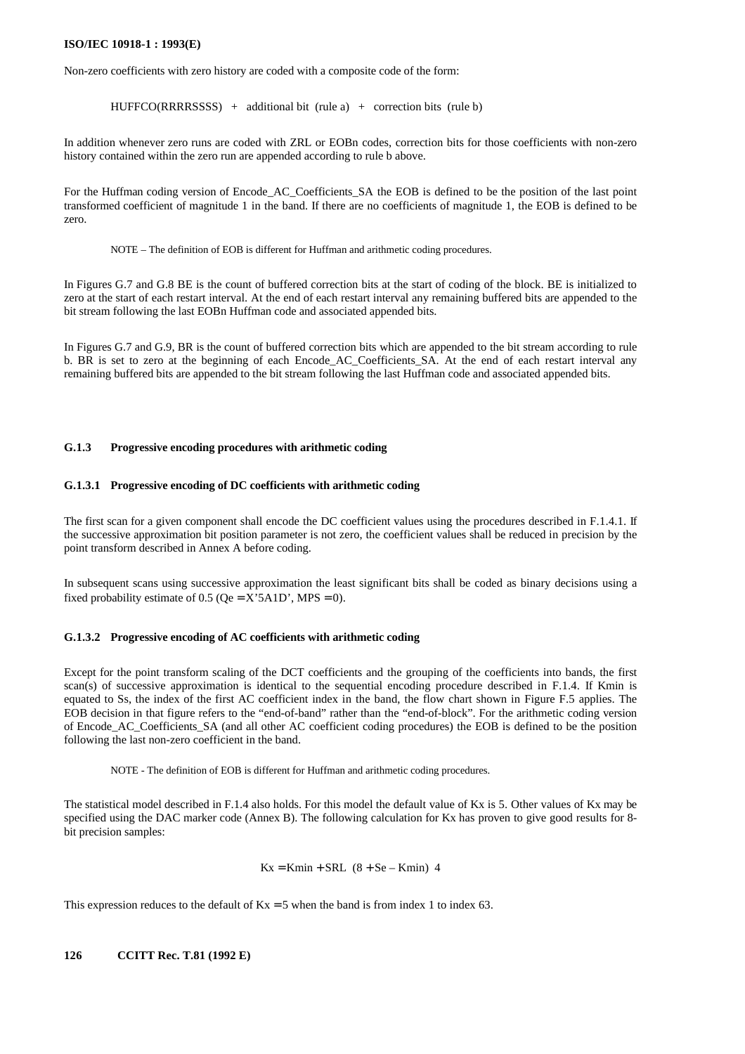Non-zero coefficients with zero history are coded with a composite code of the form:

HUFFCO(RRRRSSSS) + additional bit (rule a) + correction bits (rule b)

In addition whenever zero runs are coded with ZRL or EOBn codes, correction bits for those coefficients with non-zero history contained within the zero run are appended according to rule b above.

For the Huffman coding version of Encode_AC_Coefficients_SA the EOB is defined to be the position of the last point transformed coefficient of magnitude 1 in the band. If there are no coefficients of magnitude 1, the EOB is defined to be zero.

NOTE – The definition of EOB is different for Huffman and arithmetic coding procedures.

In Figures G.7 and G.8 BE is the count of buffered correction bits at the start of coding of the block. BE is initialized to zero at the start of each restart interval. At the end of each restart interval any remaining buffered bits are appended to the bit stream following the last EOBn Huffman code and associated appended bits.

In Figures G.7 and G.9, BR is the count of buffered correction bits which are appended to the bit stream according to rule b. BR is set to zero at the beginning of each Encode_AC_Coefficients_SA. At the end of each restart interval any remaining buffered bits are appended to the bit stream following the last Huffman code and associated appended bits.

### G.1.3 Progressive encoding procedures with arithmetic coding

#### G.1.3.1 Progressive encoding of DC coefficients with arithmetic coding

The first scan for a given component shall encode the DC coefficient values using the procedures described in F.1.4.1. If the successive approximation bit position parameter is not zero, the coefficient values shall be reduced in precision by the point transform described in Annex A before coding.

In subsequent scans using successive approximation the least significant bits shall be coded as binary decisions using a fixed probability estimate of 0.5 (Qe = X'5A1D', MPS = 0).

#### G.1.3.2 Progressive encoding of AC coefficients with arithmetic coding

Except for the point transform scaling of the DCT coefficients and the grouping of the coefficients into bands, the first scan(s) of successive approximation is identical to the sequential encoding procedure described in F.1.4. If Kmin is equated to Ss, the index of the first AC coefficient index in the band, the flow chart shown in Figure F.5 applies. The EOB decision in that figure refers to the "end-of-band" rather than the "end-of-block". For the arithmetic coding version of Encode_AC_Coefficients_SA (and all other AC coefficient coding procedures) the EOB is defined to be the position following the last non-zero coefficient in the band.

NOTE - The definition of EOB is different for Huffman and arithmetic coding procedures.

The statistical model described in F.1.4 also holds. For this model the default value of Kx is 5. Other values of Kx may be specified using the DAC marker code (Annex B). The following calculation for Kx has proven to give good results for 8-bit precision samples:

$$Kx = Kmin + SRL\ (8 + Se - Kmin)\ 4$$

This expression reduces to the default of Kx = 5 when the band is from index 1 to index 63.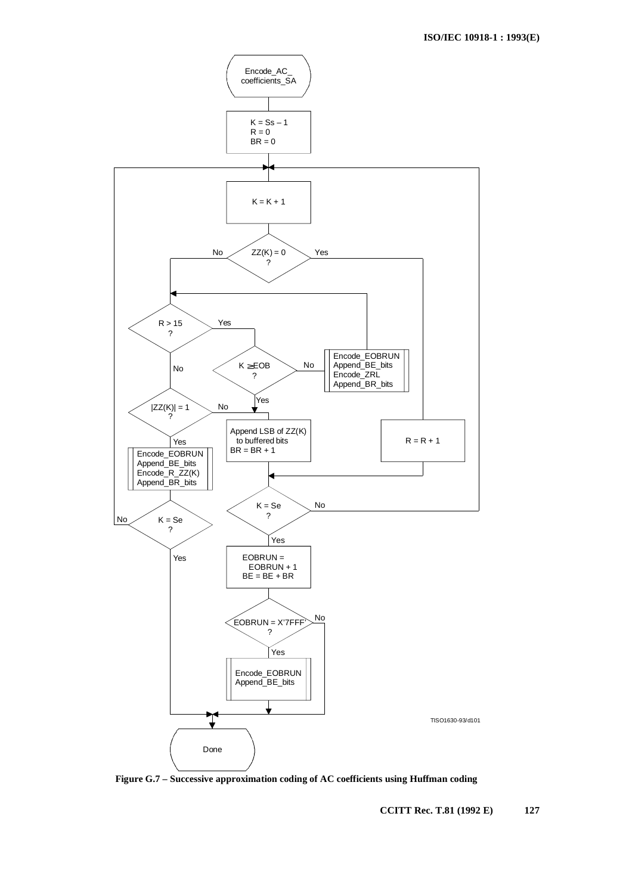Encode_AC_
coefficients_SA

K = Ss – 1
R = 0
BR = 0

K = K + 1

ZZ(K) = 0
?

No

Yes

R > 15
?

Yes

No

K ≥ EOB
?

No

Yes

Encode_EOBRUN
Append_BE_bits
Encode_ZRL
Append_BR_bits

|ZZ(K)| = 1
?

No

Yes

Append LSB of ZZ(K)
to buffered bits
BR = BR + 1

R = R + 1

Encode_EOBRUN
Append_BE_bits
Encode_R_ZZ(K)
Append_BR_bits

K = Se
?

No

Yes

K = Se
?

No

Yes

EOBRUN =
EOBRUN + 1
BE = BE + BR

EOBRUN = X'7FFF'
?

No

Yes

Encode_EOBRUN
Append_BE_bits

Done

TISO1630-93/d101

**Figure G.7 – Successive approximation coding of AC coefficients using Huffman coding**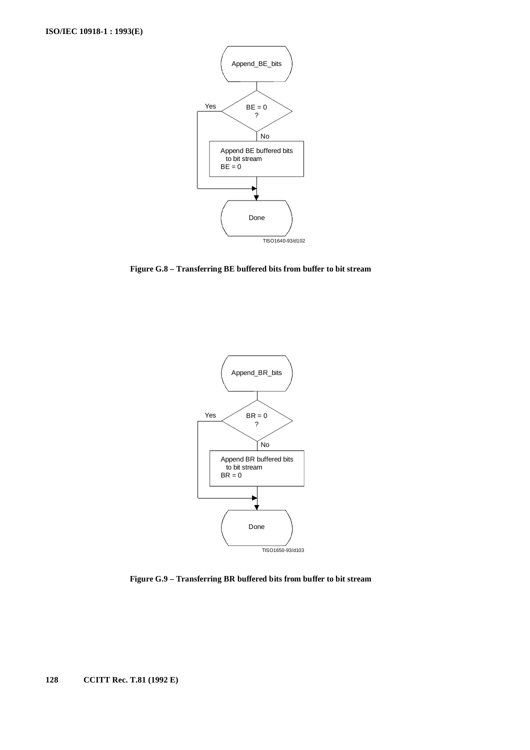Append_BE_bits

BE = 0
?

Yes

No

Append BE buffered bits
to bit stream
BE = 0

Done

TISO1640-93/d102

**Figure G.8 – Transferring BE buffered bits from buffer to bit stream**

Append_BR_bits

BR = 0
?

Yes

No

Append BR buffered bits
to bit stream
BR = 0

Done

TISO1650-93/d103

**Figure G.9 – Transferring BR buffered bits from buffer to bit stream**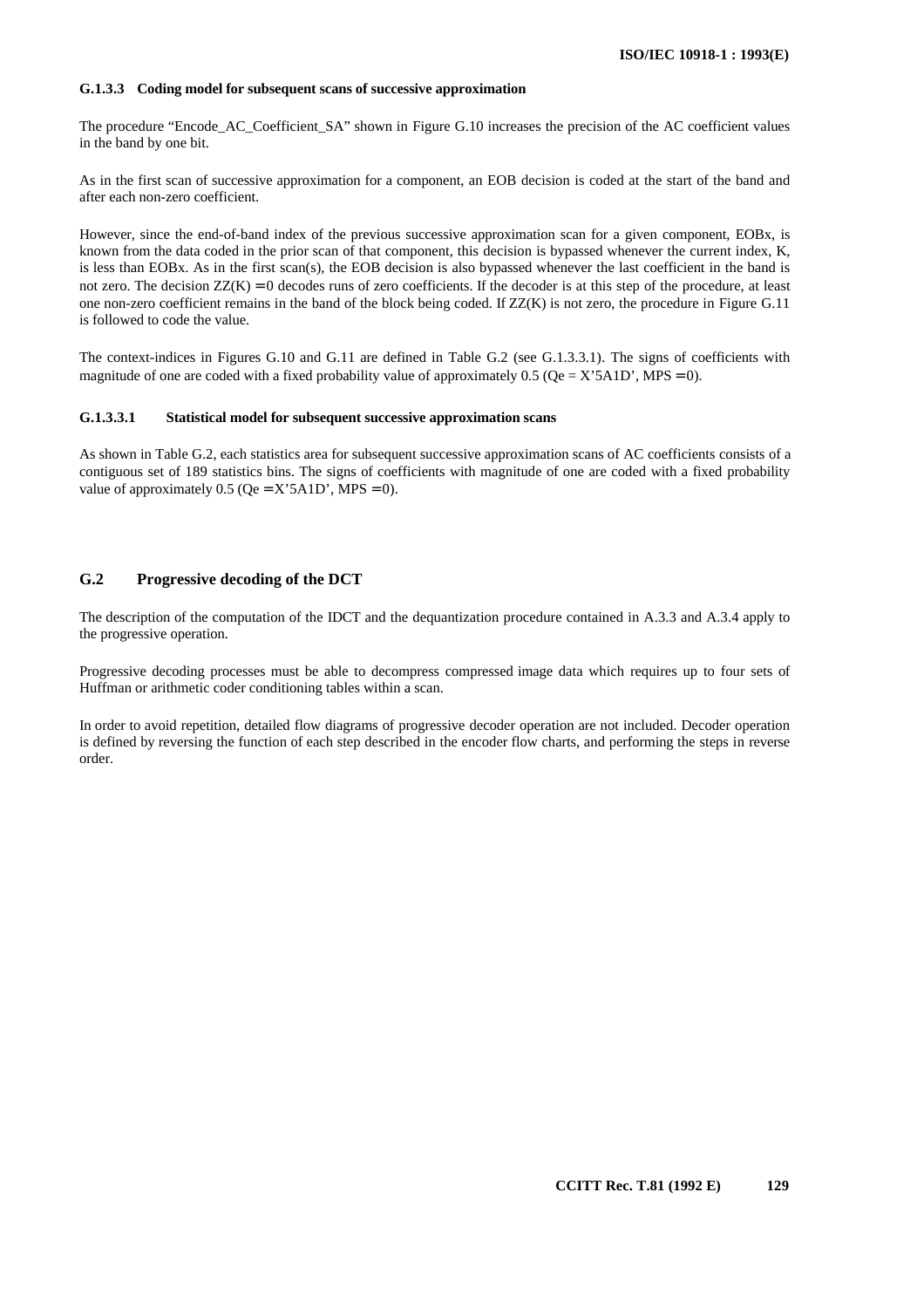#### G.1.3.3 Coding model for subsequent scans of successive approximation

The procedure "Encode_AC_Coefficient_SA" shown in Figure G.10 increases the precision of the AC coefficient values in the band by one bit.

As in the first scan of successive approximation for a component, an EOB decision is coded at the start of the band and after each non-zero coefficient.

However, since the end-of-band index of the previous successive approximation scan for a given component, EOBx, is known from the data coded in the prior scan of that component, this decision is bypassed whenever the current index, K, is less than EOBx. As in the first scan(s), the EOB decision is also bypassed whenever the last coefficient in the band is not zero. The decision ZZ(K) = 0 decodes runs of zero coefficients. If the decoder is at this step of the procedure, at least one non-zero coefficient remains in the band of the block being coded. If ZZ(K) is not zero, the procedure in Figure G.11 is followed to code the value.

The context-indices in Figures G.10 and G.11 are defined in Table G.2 (see G.1.3.3.1). The signs of coefficients with magnitude of one are coded with a fixed probability value of approximately 0.5 (Qe = X'5A1D', MPS = 0).

##### G.1.3.3.1 Statistical model for subsequent successive approximation scans

As shown in Table G.2, each statistics area for subsequent successive approximation scans of AC coefficients consists of a contiguous set of 189 statistics bins. The signs of coefficients with magnitude of one are coded with a fixed probability value of approximately 0.5 (Qe = X'5A1D', MPS = 0).

## G.2 Progressive decoding of the DCT

The description of the computation of the IDCT and the dequantization procedure contained in A.3.3 and A.3.4 apply to the progressive operation.

Progressive decoding processes must be able to decompress compressed image data which requires up to four sets of Huffman or arithmetic coder conditioning tables within a scan.

In order to avoid repetition, detailed flow diagrams of progressive decoder operation are not included. Decoder operation is defined by reversing the function of each step described in the encoder flow charts, and performing the steps in reverse order.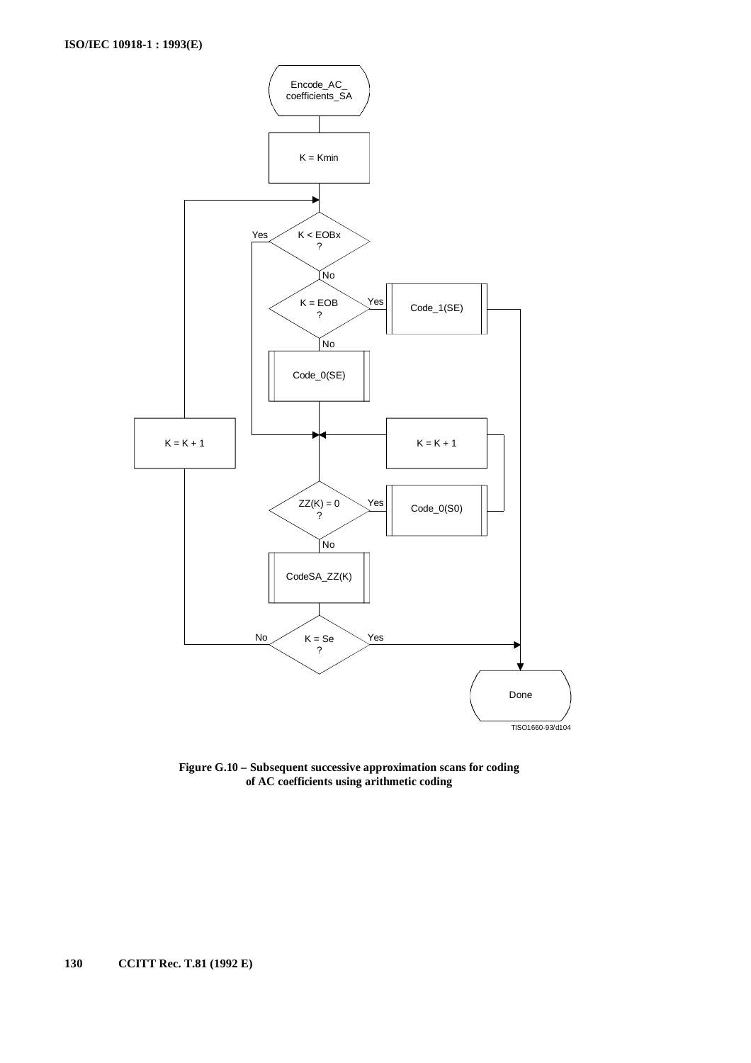Encode_AC_
coefficients_SA

K = Kmin

K < EOBx
?

Yes

No

K = EOB
?

Yes

Code_1(SE)

No

Code_0(SE)

K = K + 1

K = K + 1

ZZ(K) = 0
?

Yes

Code_0(S0)

No

CodeSA_ZZ(K)

No

K = Se
?

Yes

Done

TISO1660-93/d104

**Figure G.10 – Subsequent successive approximation scans for coding of AC coefficients using arithmetic coding**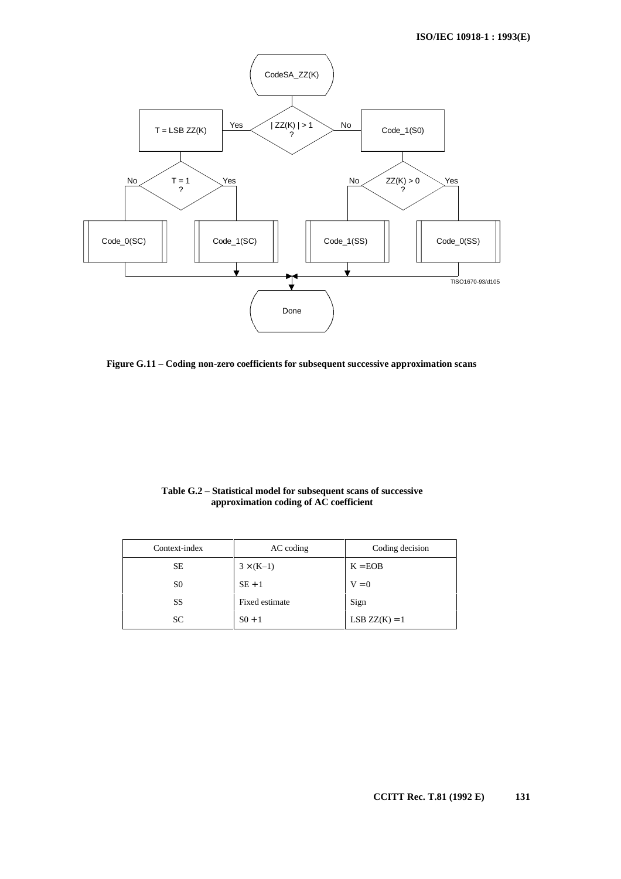CodeSA_ZZ(K)

| ZZ(K) | > 1 ?

Yes

No

T = LSB ZZ(K)

Code_1(S0)

T = 1 ?

ZZ(K) > 0 ?

No

Yes

No

Yes

Code_0(SC)

Code_1(SC)

Code_1(SS)

Code_0(SS)

Done

TISO1670-93/d105

**Figure G.11 – Coding non-zero coefficients for subsequent successive approximation scans**

**Table G.2 – Statistical model for subsequent scans of successive approximation coding of AC coefficient**

| Context-index | AC coding | Coding decision |
|---|---|---|
| SE | $3 \times (K–1)$ | $K = EOB$ |
| S0 | $SE + 1$ | $V = 0$ |
| SS | Fixed estimate | Sign |
| SC | $S0 + 1$ | $LSB\ ZZ(K) = 1$ |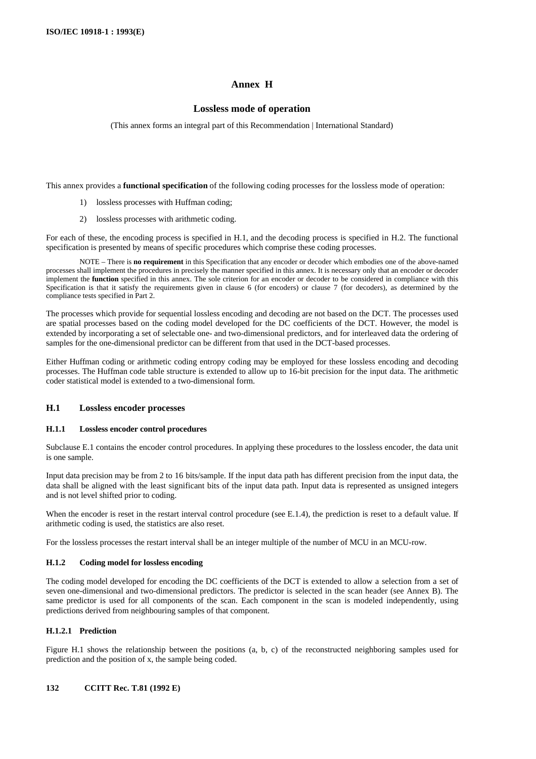# Annex H

## Lossless mode of operation

(This annex forms an integral part of this Recommendation | International Standard)

This annex provides a **functional specification** of the following coding processes for the lossless mode of operation:

1) lossless processes with Huffman coding;

2) lossless processes with arithmetic coding.

For each of these, the encoding process is specified in H.1, and the decoding process is specified in H.2. The functional specification is presented by means of specific procedures which comprise these coding processes.

NOTE – There is **no requirement** in this Specification that any encoder or decoder which embodies one of the above-named processes shall implement the procedures in precisely the manner specified in this annex. It is necessary only that an encoder or decoder implement the **function** specified in this annex. The sole criterion for an encoder or decoder to be considered in compliance with this Specification is that it satisfy the requirements given in clause 6 (for encoders) or clause 7 (for decoders), as determined by the compliance tests specified in Part 2.

The processes which provide for sequential lossless encoding and decoding are not based on the DCT. The processes used are spatial processes based on the coding model developed for the DC coefficients of the DCT. However, the model is extended by incorporating a set of selectable one- and two-dimensional predictors, and for interleaved data the ordering of samples for the one-dimensional predictor can be different from that used in the DCT-based processes.

Either Huffman coding or arithmetic coding entropy coding may be employed for these lossless encoding and decoding processes. The Huffman code table structure is extended to allow up to 16-bit precision for the input data. The arithmetic coder statistical model is extended to a two-dimensional form.

### H.1 Lossless encoder processes

#### H.1.1 Lossless encoder control procedures

Subclause E.1 contains the encoder control procedures. In applying these procedures to the lossless encoder, the data unit is one sample.

Input data precision may be from 2 to 16 bits/sample. If the input data path has different precision from the input data, the data shall be aligned with the least significant bits of the input data path. Input data is represented as unsigned integers and is not level shifted prior to coding.

When the encoder is reset in the restart interval control procedure (see E.1.4), the prediction is reset to a default value. If arithmetic coding is used, the statistics are also reset.

For the lossless processes the restart interval shall be an integer multiple of the number of MCU in an MCU-row.

#### H.1.2 Coding model for lossless encoding

The coding model developed for encoding the DC coefficients of the DCT is extended to allow a selection from a set of seven one-dimensional and two-dimensional predictors. The predictor is selected in the scan header (see Annex B). The same predictor is used for all components of the scan. Each component in the scan is modeled independently, using predictions derived from neighbouring samples of that component.

##### H.1.2.1 Prediction

Figure H.1 shows the relationship between the positions (a, b, c) of the reconstructed neighboring samples used for prediction and the position of x, the sample being coded.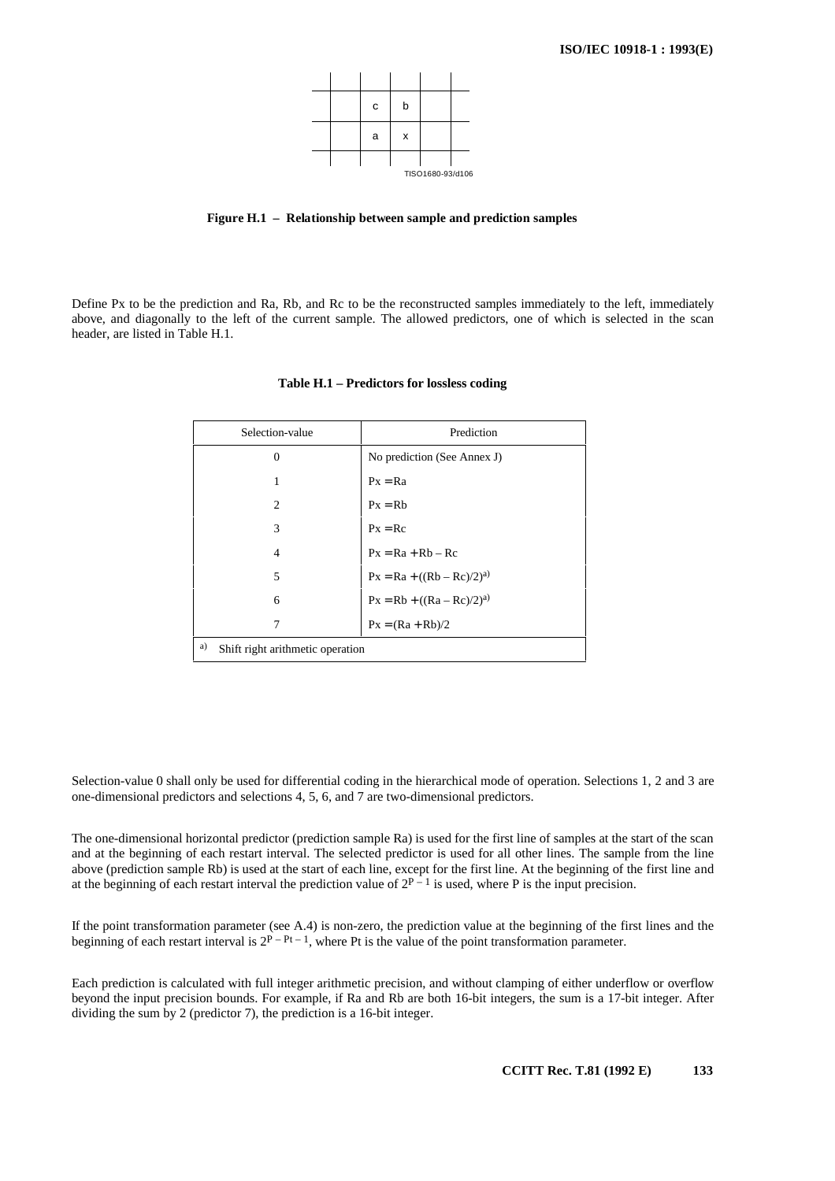c b

a x

TISO1680-93/d106

**Figure H.1 – Relationship between sample and prediction samples**

Define Px to be the prediction and Ra, Rb, and Rc to be the reconstructed samples immediately to the left, immediately above, and diagonally to the left of the current sample. The allowed predictors, one of which is selected in the scan header, are listed in Table H.1.

**Table H.1 – Predictors for lossless coding**

| Selection-value | Prediction |
|---|---|
| 0 | No prediction (See Annex J) |
| 1 | Px = Ra |
| 2 | Px = Rb |
| 3 | Px = Rc |
| 4 | Px = Ra + Rb – Rc |
| 5 | Px = Ra + ((Rb – Rc)/2)[a] |
| 6 | Px = Rb + ((Ra – Rc)/2)[a] |
| 7 | Px = (Ra + Rb)/2 |
| [a] Shift right arithmetic operation | |

Selection-value 0 shall only be used for differential coding in the hierarchical mode of operation. Selections 1, 2 and 3 are one-dimensional predictors and selections 4, 5, 6, and 7 are two-dimensional predictors.

The one-dimensional horizontal predictor (prediction sample Ra) is used for the first line of samples at the start of the scan and at the beginning of each restart interval. The selected predictor is used for all other lines. The sample from the line above (prediction sample Rb) is used at the start of each line, except for the first line. At the beginning of the first line and at the beginning of each restart interval the prediction value of $2^{P-1}$ is used, where P is the input precision.

If the point transformation parameter (see A.4) is non-zero, the prediction value at the beginning of the first lines and the beginning of each restart interval is $2^{P-Pt-1}$, where Pt is the value of the point transformation parameter.

Each prediction is calculated with full integer arithmetic precision, and without clamping of either underflow or overflow beyond the input precision bounds. For example, if Ra and Rb are both 16-bit integers, the sum is a 17-bit integer. After dividing the sum by 2 (predictor 7), the prediction is a 16-bit integer.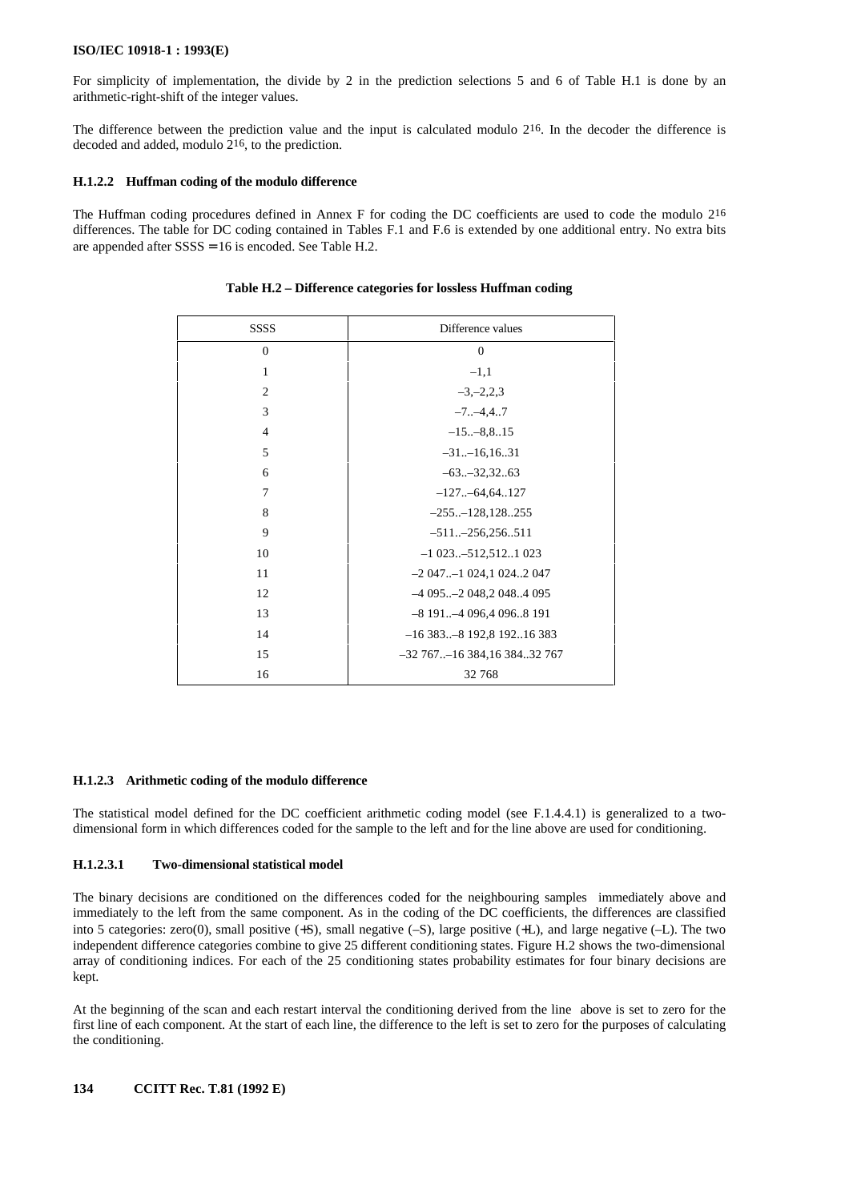For simplicity of implementation, the divide by 2 in the prediction selections 5 and 6 of Table H.1 is done by an arithmetic-right-shift of the integer values.

The difference between the prediction value and the input is calculated modulo $2^{16}$. In the decoder the difference is decoded and added, modulo $2^{16}$, to the prediction.

### H.1.2.2 Huffman coding of the modulo difference

The Huffman coding procedures defined in Annex F for coding the DC coefficients are used to code the modulo $2^{16}$ differences. The table for DC coding contained in Tables F.1 and F.6 is extended by one additional entry. No extra bits are appended after SSSS = 16 is encoded. See Table H.2.

**Table H.2 – Difference categories for lossless Huffman coding**

| SSSS | Difference values |
|---|---|
| 0 | 0 |
| 1 | –1,1 |
| 2 | –3,–2,2,3 |
| 3 | –7..–4,4..7 |
| 4 | –15..–8,8..15 |
| 5 | –31..–16,16..31 |
| 6 | –63..–32,32..63 |
| 7 | –127..–64,64..127 |
| 8 | –255..–128,128..255 |
| 9 | –511..–256,256..511 |
| 10 | –1 023..–512,512..1 023 |
| 11 | –2 047..–1 024,1 024..2 047 |
| 12 | –4 095..–2 048,2 048..4 095 |
| 13 | –8 191..–4 096,4 096..8 191 |
| 14 | –16 383..–8 192,8 192..16 383 |
| 15 | –32 767..–16 384,16 384..32 767 |
| 16 | 32 768 |

### H.1.2.3 Arithmetic coding of the modulo difference

The statistical model defined for the DC coefficient arithmetic coding model (see F.1.4.4.1) is generalized to a two-dimensional form in which differences coded for the sample to the left and for the line above are used for conditioning.

#### H.1.2.3.1 Two-dimensional statistical model

The binary decisions are conditioned on the differences coded for the neighbouring samples immediately above and immediately to the left from the same component. As in the coding of the DC coefficients, the differences are classified into 5 categories: zero(0), small positive (+S), small negative (–S), large positive (+L), and large negative (–L). The two independent difference categories combine to give 25 different conditioning states. Figure H.2 shows the two-dimensional array of conditioning indices. For each of the 25 conditioning states probability estimates for four binary decisions are kept.

At the beginning of the scan and each restart interval the conditioning derived from the line above is set to zero for the first line of each component. At the start of each line, the difference to the left is set to zero for the purposes of calculating the conditioning.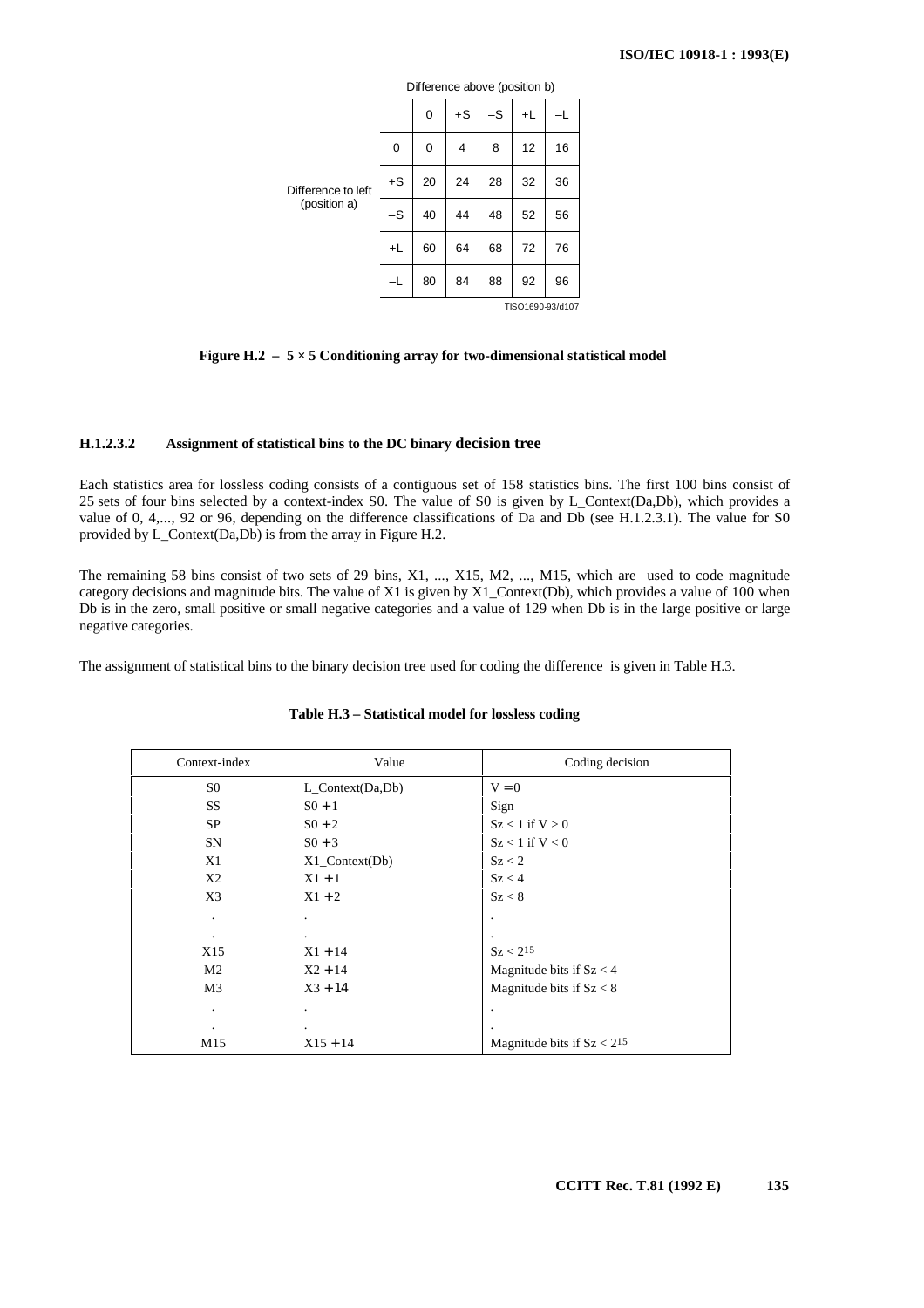| | | Difference above (position b) | | | | |
|---|---|---|---|---|---|---|
| | | 0 | +S | –S | +L | –L |
| | 0 | 0 | 4 | 8 | 12 | 16 |
| Difference to left (position a) | +S | 20 | 24 | 28 | 32 | 36 |
| | –S | 40 | 44 | 48 | 52 | 56 |
| | +L | 60 | 64 | 68 | 72 | 76 |
| | –L | 80 | 84 | 88 | 92 | 96 |

TISO1690-93/d107

**Figure H.2 – 5 × 5 Conditioning array for two-dimensional statistical model**

### H.1.2.3.2 Assignment of statistical bins to the DC binary decision tree

Each statistics area for lossless coding consists of a contiguous set of 158 statistics bins. The first 100 bins consist of 25 sets of four bins selected by a context-index S0. The value of S0 is given by L_Context(Da,Db), which provides a value of 0, 4,..., 92 or 96, depending on the difference classifications of Da and Db (see H.1.2.3.1). The value for S0 provided by L_Context(Da,Db) is from the array in Figure H.2.

The remaining 58 bins consist of two sets of 29 bins, X1, ..., X15, M2, ..., M15, which are used to code magnitude category decisions and magnitude bits. The value of X1 is given by X1_Context(Db), which provides a value of 100 when Db is in the zero, small positive or small negative categories and a value of 129 when Db is in the large positive or large negative categories.

The assignment of statistical bins to the binary decision tree used for coding the difference is given in Table H.3.

**Table H.3 – Statistical model for lossless coding**

| Context-index | Value | Coding decision |
|---|---|---|
| S0 | L_Context(Da,Db) | $V = 0$ |
| SS | $S0 + 1$ | Sign |
| SP | $S0 + 2$ | $Sz < 1$ if $V > 0$ |
| SN | $S0 + 3$ | $Sz < 1$ if $V < 0$ |
| X1 | X1_Context(Db) | $Sz < 2$ |
| X2 | $X1 + 1$ | $Sz < 4$ |
| X3 | $X1 + 2$ | $Sz < 8$ |
| . | . | . |
| . | . | . |
| X15 | $X1 + 14$ | $Sz < 2^{15}$ |
| M2 | $X2 + 14$ | Magnitude bits if $Sz < 4$ |
| M3 | $X3 + 14$ | Magnitude bits if $Sz < 8$ |
| . | . | . |
| . | . | . |
| M15 | $X15 + 14$ | Magnitude bits if $Sz < 2^{15}$ |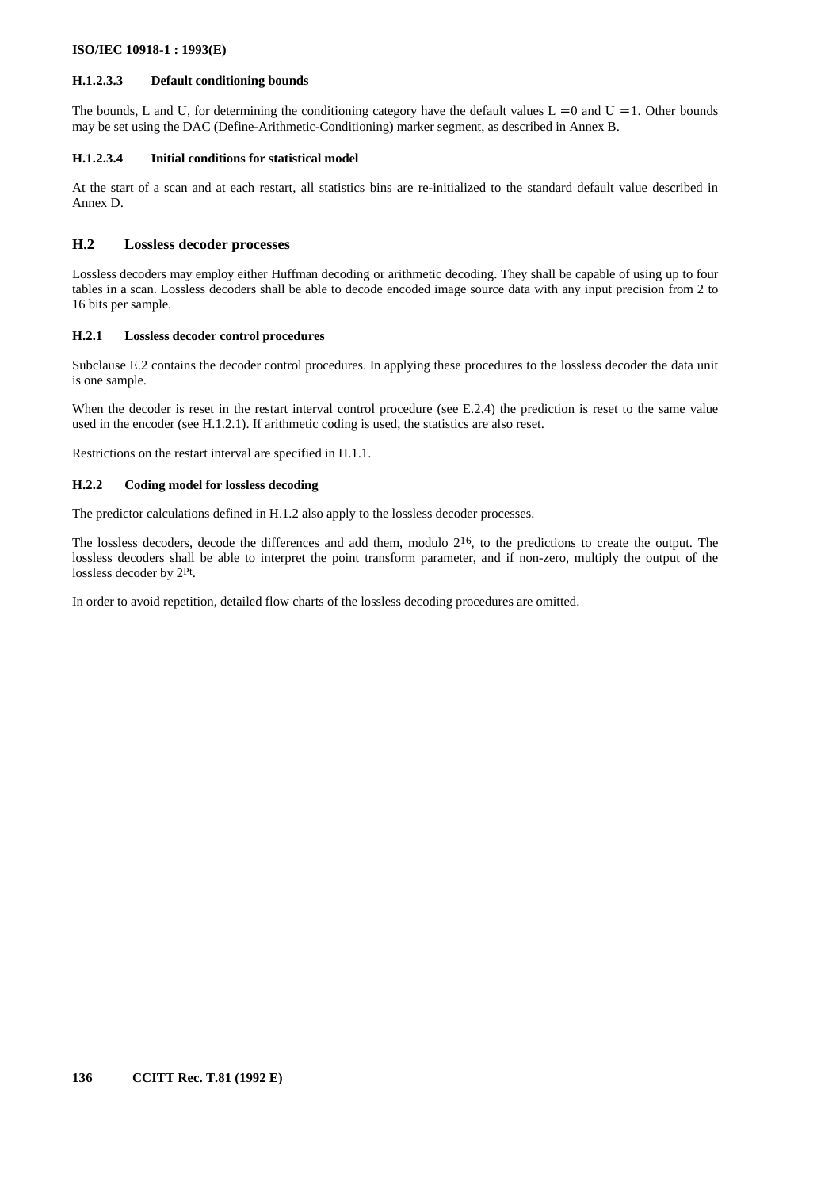#### H.1.2.3.3 Default conditioning bounds

The bounds, L and U, for determining the conditioning category have the default values $L = 0$ and $U = 1$. Other bounds may be set using the DAC (Define-Arithmetic-Conditioning) marker segment, as described in Annex B.

#### H.1.2.3.4 Initial conditions for statistical model

At the start of a scan and at each restart, all statistics bins are re-initialized to the standard default value described in Annex D.

## H.2 Lossless decoder processes

Lossless decoders may employ either Huffman decoding or arithmetic decoding. They shall be capable of using up to four tables in a scan. Lossless decoders shall be able to decode encoded image source data with any input precision from 2 to 16 bits per sample.

### H.2.1 Lossless decoder control procedures

Subclause E.2 contains the decoder control procedures. In applying these procedures to the lossless decoder the data unit is one sample.

When the decoder is reset in the restart interval control procedure (see E.2.4) the prediction is reset to the same value used in the encoder (see H.1.2.1). If arithmetic coding is used, the statistics are also reset.

Restrictions on the restart interval are specified in H.1.1.

### H.2.2 Coding model for lossless decoding

The predictor calculations defined in H.1.2 also apply to the lossless decoder processes.

The lossless decoders, decode the differences and add them, modulo $2^{16}$, to the predictions to create the output. The lossless decoders shall be able to interpret the point transform parameter, and if non-zero, multiply the output of the lossless decoder by $2^{Pt}$.

In order to avoid repetition, detailed flow charts of the lossless decoding procedures are omitted.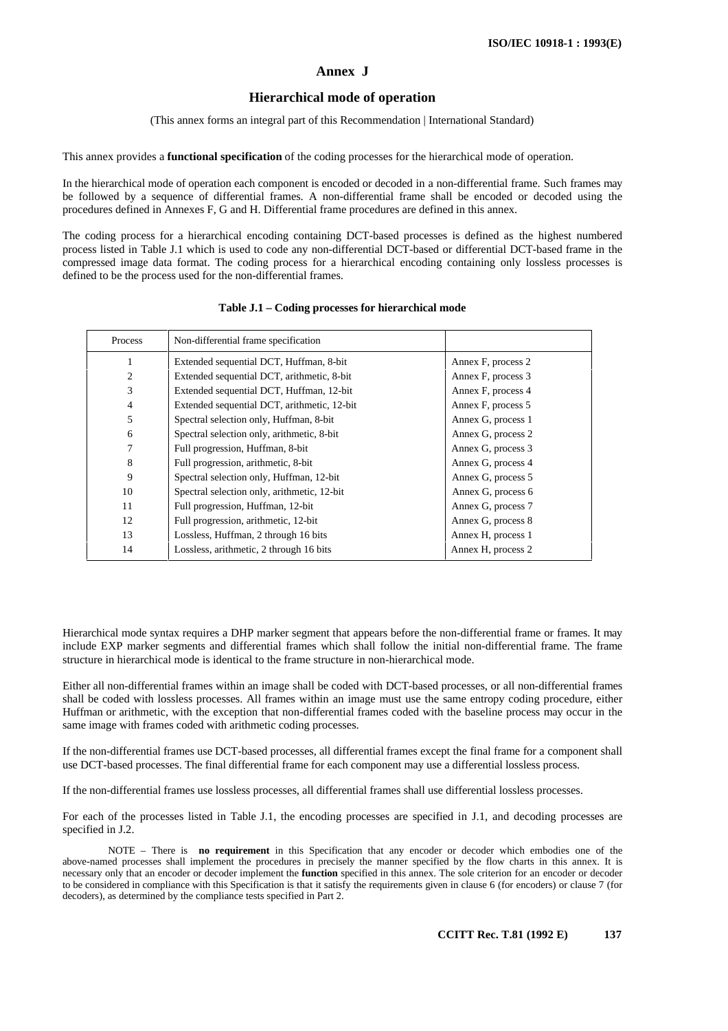# Annex J

## Hierarchical mode of operation

(This annex forms an integral part of this Recommendation | International Standard)

This annex provides a **functional specification** of the coding processes for the hierarchical mode of operation.

In the hierarchical mode of operation each component is encoded or decoded in a non-differential frame. Such frames may be followed by a sequence of differential frames. A non-differential frame shall be encoded or decoded using the procedures defined in Annexes F, G and H. Differential frame procedures are defined in this annex.

The coding process for a hierarchical encoding containing DCT-based processes is defined as the highest numbered process listed in Table J.1 which is used to code any non-differential DCT-based or differential DCT-based frame in the compressed image data format. The coding process for a hierarchical encoding containing only lossless processes is defined to be the process used for the non-differential frames.

**Table J.1 – Coding processes for hierarchical mode**

| Process | Non-differential frame specification | |
|---|---|---|
| 1 | Extended sequential DCT, Huffman, 8-bit | Annex F, process 2 |
| 2 | Extended sequential DCT, arithmetic, 8-bit | Annex F, process 3 |
| 3 | Extended sequential DCT, Huffman, 12-bit | Annex F, process 4 |
| 4 | Extended sequential DCT, arithmetic, 12-bit | Annex F, process 5 |
| 5 | Spectral selection only, Huffman, 8-bit | Annex G, process 1 |
| 6 | Spectral selection only, arithmetic, 8-bit | Annex G, process 2 |
| 7 | Full progression, Huffman, 8-bit | Annex G, process 3 |
| 8 | Full progression, arithmetic, 8-bit | Annex G, process 4 |
| 9 | Spectral selection only, Huffman, 12-bit | Annex G, process 5 |
| 10 | Spectral selection only, arithmetic, 12-bit | Annex G, process 6 |
| 11 | Full progression, Huffman, 12-bit | Annex G, process 7 |
| 12 | Full progression, arithmetic, 12-bit | Annex G, process 8 |
| 13 | Lossless, Huffman, 2 through 16 bits | Annex H, process 1 |
| 14 | Lossless, arithmetic, 2 through 16 bits | Annex H, process 2 |

Hierarchical mode syntax requires a DHP marker segment that appears before the non-differential frame or frames. It may include EXP marker segments and differential frames which shall follow the initial non-differential frame. The frame structure in hierarchical mode is identical to the frame structure in non-hierarchical mode.

Either all non-differential frames within an image shall be coded with DCT-based processes, or all non-differential frames shall be coded with lossless processes. All frames within an image must use the same entropy coding procedure, either Huffman or arithmetic, with the exception that non-differential frames coded with the baseline process may occur in the same image with frames coded with arithmetic coding processes.

If the non-differential frames use DCT-based processes, all differential frames except the final frame for a component shall use DCT-based processes. The final differential frame for each component may use a differential lossless process.

If the non-differential frames use lossless processes, all differential frames shall use differential lossless processes.

For each of the processes listed in Table J.1, the encoding processes are specified in J.1, and decoding processes are specified in J.2.

NOTE – There is **no requirement** in this Specification that any encoder or decoder which embodies one of the above-named processes shall implement the procedures in precisely the manner specified by the flow charts in this annex. It is necessary only that an encoder or decoder implement the **function** specified in this annex. The sole criterion for an encoder or decoder to be considered in compliance with this Specification is that it satisfy the requirements given in clause 6 (for encoders) or clause 7 (for decoders), as determined by the compliance tests specified in Part 2.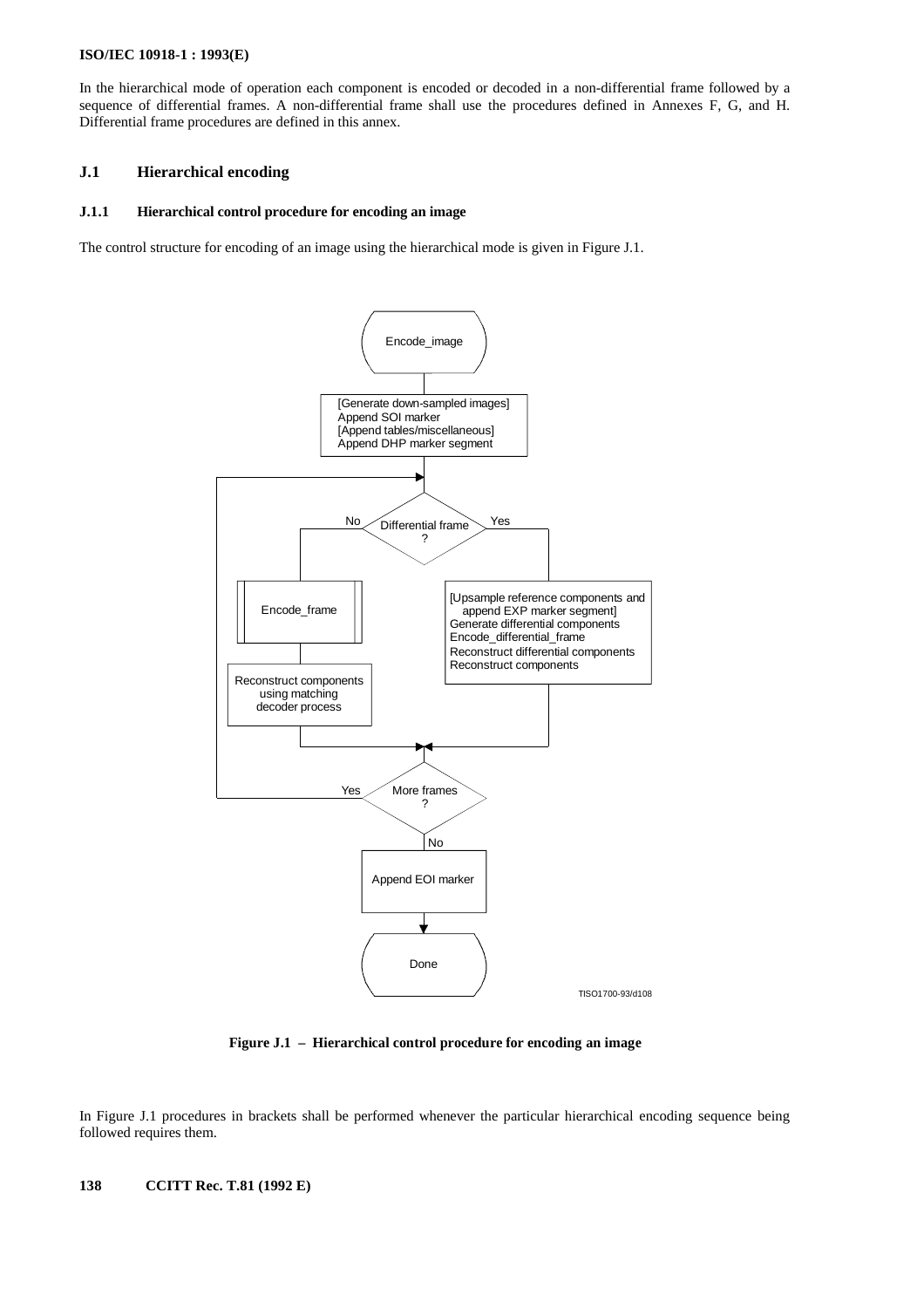In the hierarchical mode of operation each component is encoded or decoded in a non-differential frame followed by a sequence of differential frames. A non-differential frame shall use the procedures defined in Annexes F, G, and H. Differential frame procedures are defined in this annex.

## J.1 Hierarchical encoding

### J.1.1 Hierarchical control procedure for encoding an image

The control structure for encoding of an image using the hierarchical mode is given in Figure J.1.

Encode_image

[Generate down-sampled images]
Append SOI marker
[Append tables/miscellaneous]
Append DHP marker segment

Differential frame ?

No

Yes

Encode_frame

Reconstruct components using matching decoder process

[Upsample reference components and append EXP marker segment]
Generate differential components
Encode_differential_frame
Reconstruct differential components
Reconstruct components

More frames ?

Yes

No

Append EOI marker

Done

TISO1700-93/d108

**Figure J.1 – Hierarchical control procedure for encoding an image**

In Figure J.1 procedures in brackets shall be performed whenever the particular hierarchical encoding sequence being followed requires them.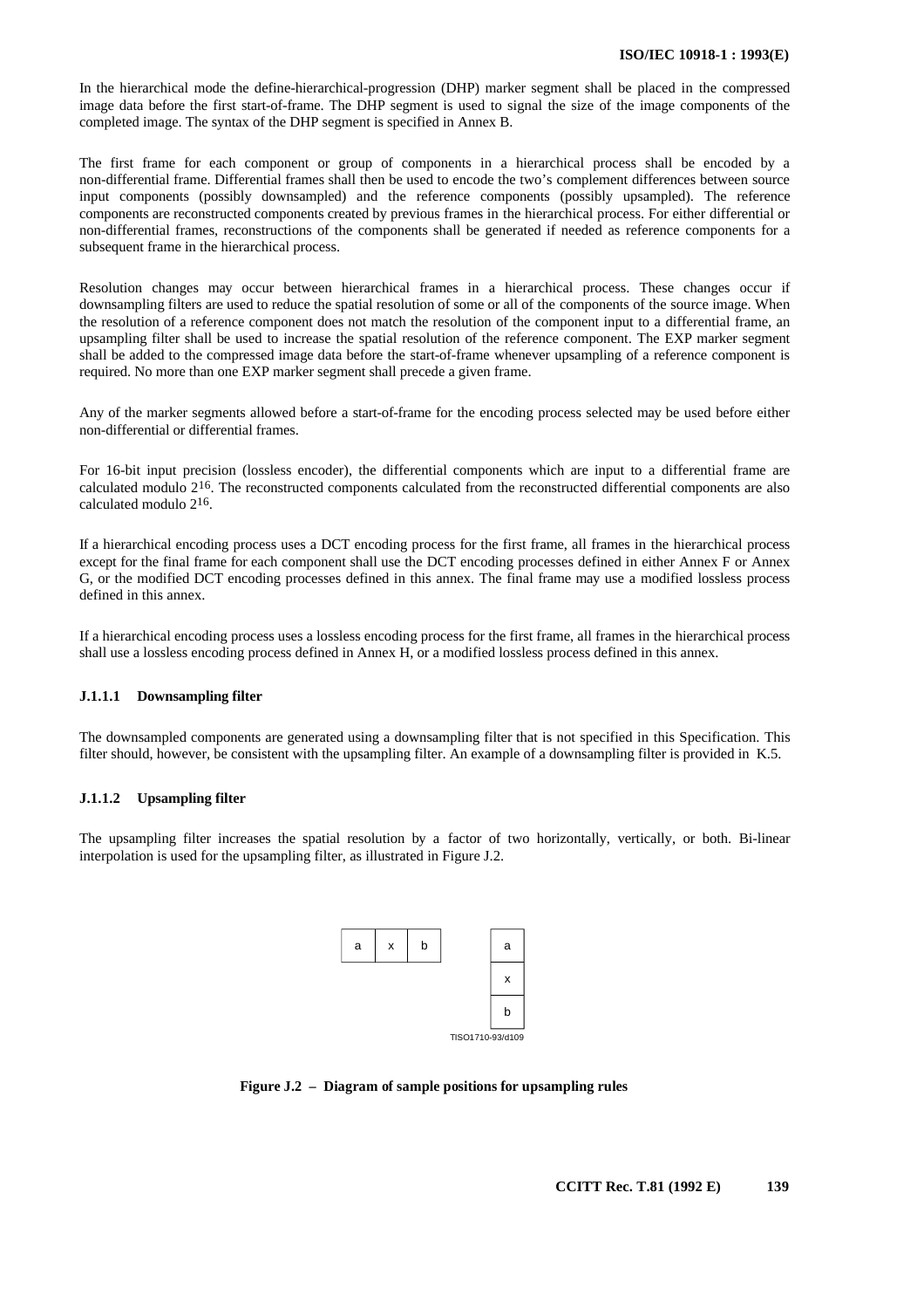In the hierarchical mode the define-hierarchical-progression (DHP) marker segment shall be placed in the compressed image data before the first start-of-frame. The DHP segment is used to signal the size of the image components of the completed image. The syntax of the DHP segment is specified in Annex B.

The first frame for each component or group of components in a hierarchical process shall be encoded by a non-differential frame. Differential frames shall then be used to encode the two's complement differences between source input components (possibly downsampled) and the reference components (possibly upsampled). The reference components are reconstructed components created by previous frames in the hierarchical process. For either differential or non-differential frames, reconstructions of the components shall be generated if needed as reference components for a subsequent frame in the hierarchical process.

Resolution changes may occur between hierarchical frames in a hierarchical process. These changes occur if downsampling filters are used to reduce the spatial resolution of some or all of the components of the source image. When the resolution of a reference component does not match the resolution of the component input to a differential frame, an upsampling filter shall be used to increase the spatial resolution of the reference component. The EXP marker segment shall be added to the compressed image data before the start-of-frame whenever upsampling of a reference component is required. No more than one EXP marker segment shall precede a given frame.

Any of the marker segments allowed before a start-of-frame for the encoding process selected may be used before either non-differential or differential frames.

For 16-bit input precision (lossless encoder), the differential components which are input to a differential frame are calculated modulo $2^{16}$. The reconstructed components calculated from the reconstructed differential components are also calculated modulo $2^{16}$.

If a hierarchical encoding process uses a DCT encoding process for the first frame, all frames in the hierarchical process except for the final frame for each component shall use the DCT encoding processes defined in either Annex F or Annex G, or the modified DCT encoding processes defined in this annex. The final frame may use a modified lossless process defined in this annex.

If a hierarchical encoding process uses a lossless encoding process for the first frame, all frames in the hierarchical process shall use a lossless encoding process defined in Annex H, or a modified lossless process defined in this annex.

#### J.1.1.1 Downsampling filter

The downsampled components are generated using a downsampling filter that is not specified in this Specification. This filter should, however, be consistent with the upsampling filter. An example of a downsampling filter is provided in K.5.

#### J.1.1.2 Upsampling filter

The upsampling filter increases the spatial resolution by a factor of two horizontally, vertically, or both. Bi-linear interpolation is used for the upsampling filter, as illustrated in Figure J.2.

a x b

a
x
b

TISO1710-93/d109

**Figure J.2 – Diagram of sample positions for upsampling rules**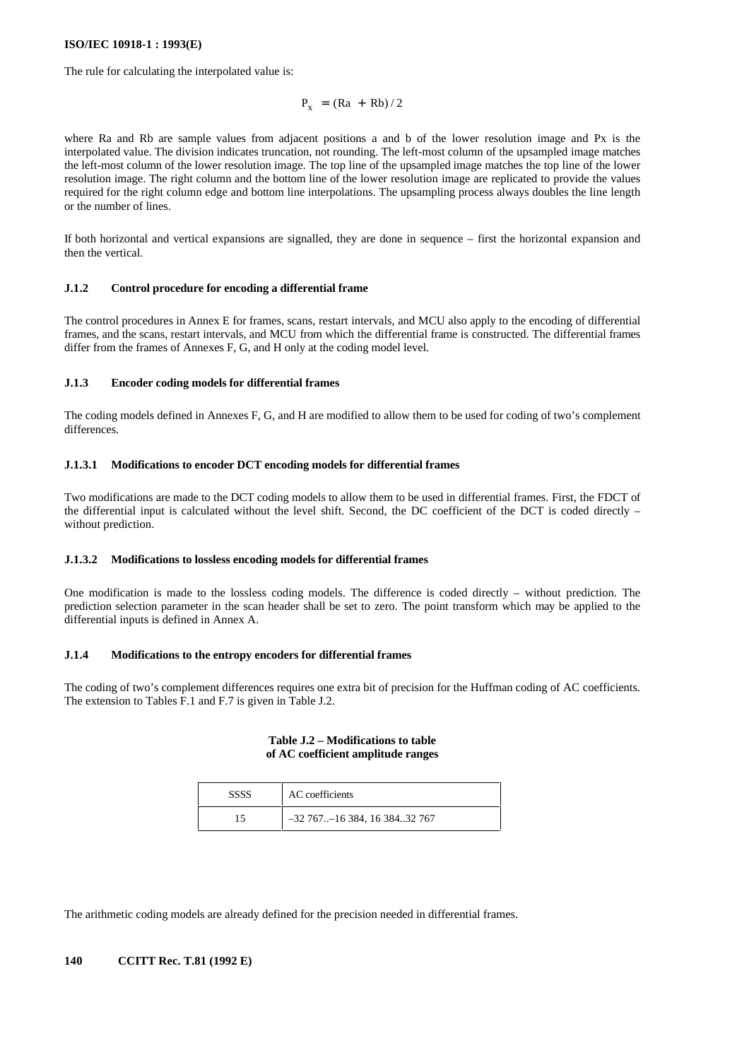The rule for calculating the interpolated value is:

$$P_x = (Ra + Rb) / 2$$

where Ra and Rb are sample values from adjacent positions a and b of the lower resolution image and Px is the interpolated value. The division indicates truncation, not rounding. The left-most column of the upsampled image matches the left-most column of the lower resolution image. The top line of the upsampled image matches the top line of the lower resolution image. The right column and the bottom line of the lower resolution image are replicated to provide the values required for the right column edge and bottom line interpolations. The upsampling process always doubles the line length or the number of lines.

If both horizontal and vertical expansions are signalled, they are done in sequence – first the horizontal expansion and then the vertical.

### J.1.2 Control procedure for encoding a differential frame

The control procedures in Annex E for frames, scans, restart intervals, and MCU also apply to the encoding of differential frames, and the scans, restart intervals, and MCU from which the differential frame is constructed. The differential frames differ from the frames of Annexes F, G, and H only at the coding model level.

### J.1.3 Encoder coding models for differential frames

The coding models defined in Annexes F, G, and H are modified to allow them to be used for coding of two's complement differences.

#### J.1.3.1 Modifications to encoder DCT encoding models for differential frames

Two modifications are made to the DCT coding models to allow them to be used in differential frames. First, the FDCT of the differential input is calculated without the level shift. Second, the DC coefficient of the DCT is coded directly – without prediction.

#### J.1.3.2 Modifications to lossless encoding models for differential frames

One modification is made to the lossless coding models. The difference is coded directly – without prediction. The prediction selection parameter in the scan header shall be set to zero. The point transform which may be applied to the differential inputs is defined in Annex A.

### J.1.4 Modifications to the entropy encoders for differential frames

The coding of two's complement differences requires one extra bit of precision for the Huffman coding of AC coefficients. The extension to Tables F.1 and F.7 is given in Table J.2.

**Table J.2 – Modifications to table of AC coefficient amplitude ranges**

| SSSS | AC coefficients |
|---|---|
| 15 | –32 767..–16 384, 16 384..32 767 |

The arithmetic coding models are already defined for the precision needed in differential frames.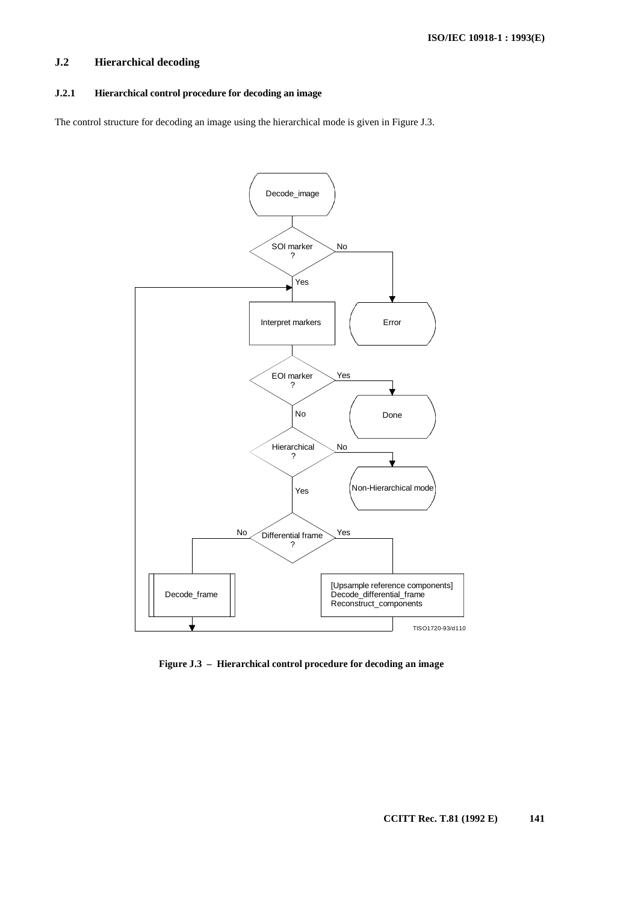### J.2 Hierarchical decoding

#### J.2.1 Hierarchical control procedure for decoding an image

The control structure for decoding an image using the hierarchical mode is given in Figure J.3.

Decode_image

SOI marker ?

No

Yes

Error

Interpret markers

EOI marker ?

Yes

Done

No

Hierarchical ?

No

Non-Hierarchical mode

Yes

Differential frame ?

No

Yes

Decode_frame

[Upsample reference components]
Decode_differential_frame
Reconstruct_components

TISO1720-93/d110

**Figure J.3 – Hierarchical control procedure for decoding an image**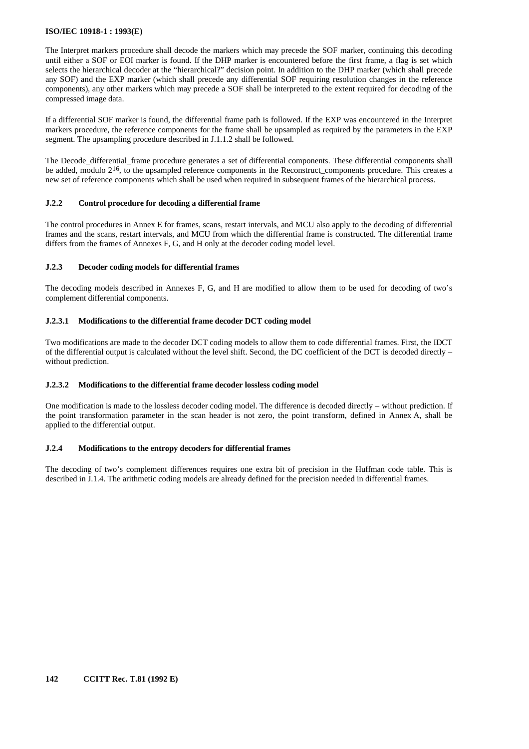The Interpret markers procedure shall decode the markers which may precede the SOF marker, continuing this decoding until either a SOF or EOI marker is found. If the DHP marker is encountered before the first frame, a flag is set which selects the hierarchical decoder at the "hierarchical?" decision point. In addition to the DHP marker (which shall precede any SOF) and the EXP marker (which shall precede any differential SOF requiring resolution changes in the reference components), any other markers which may precede a SOF shall be interpreted to the extent required for decoding of the compressed image data.

If a differential SOF marker is found, the differential frame path is followed. If the EXP was encountered in the Interpret markers procedure, the reference components for the frame shall be upsampled as required by the parameters in the EXP segment. The upsampling procedure described in J.1.1.2 shall be followed.

The Decode_differential_frame procedure generates a set of differential components. These differential components shall be added, modulo $2^{16}$, to the upsampled reference components in the Reconstruct_components procedure. This creates a new set of reference components which shall be used when required in subsequent frames of the hierarchical process.

### J.2.2 Control procedure for decoding a differential frame

The control procedures in Annex E for frames, scans, restart intervals, and MCU also apply to the decoding of differential frames and the scans, restart intervals, and MCU from which the differential frame is constructed. The differential frame differs from the frames of Annexes F, G, and H only at the decoder coding model level.

### J.2.3 Decoder coding models for differential frames

The decoding models described in Annexes F, G, and H are modified to allow them to be used for decoding of two's complement differential components.

#### J.2.3.1 Modifications to the differential frame decoder DCT coding model

Two modifications are made to the decoder DCT coding models to allow them to code differential frames. First, the IDCT of the differential output is calculated without the level shift. Second, the DC coefficient of the DCT is decoded directly – without prediction.

#### J.2.3.2 Modifications to the differential frame decoder lossless coding model

One modification is made to the lossless decoder coding model. The difference is decoded directly – without prediction. If the point transformation parameter in the scan header is not zero, the point transform, defined in Annex A, shall be applied to the differential output.

### J.2.4 Modifications to the entropy decoders for differential frames

The decoding of two's complement differences requires one extra bit of precision in the Huffman code table. This is described in J.1.4. The arithmetic coding models are already defined for the precision needed in differential frames.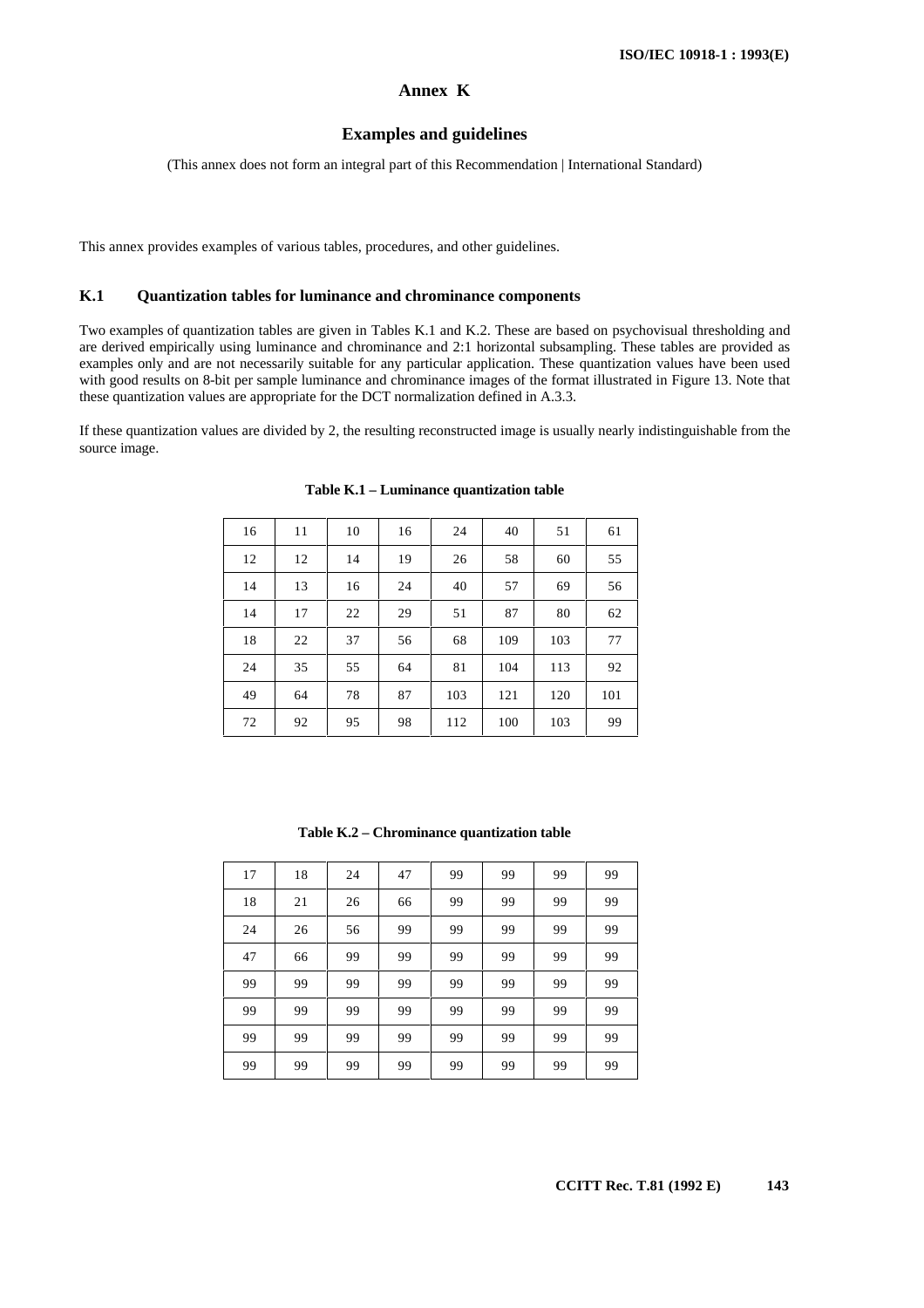# Annex K

## Examples and guidelines

(This annex does not form an integral part of this Recommendation | International Standard)

This annex provides examples of various tables, procedures, and other guidelines.

### K.1 Quantization tables for luminance and chrominance components

Two examples of quantization tables are given in Tables K.1 and K.2. These are based on psychovisual thresholding and are derived empirically using luminance and chrominance and 2:1 horizontal subsampling. These tables are provided as examples only and are not necessarily suitable for any particular application. These quantization values have been used with good results on 8-bit per sample luminance and chrominance images of the format illustrated in Figure 13. Note that these quantization values are appropriate for the DCT normalization defined in A.3.3.

If these quantization values are divided by 2, the resulting reconstructed image is usually nearly indistinguishable from the source image.

**Table K.1 – Luminance quantization table**

| | | | | | | | |
|---|---|---|---|---|---|---|---|
| 16 | 11 | 10 | 16 | 24 | 40 | 51 | 61 |
| 12 | 12 | 14 | 19 | 26 | 58 | 60 | 55 |
| 14 | 13 | 16 | 24 | 40 | 57 | 69 | 56 |
| 14 | 17 | 22 | 29 | 51 | 87 | 80 | 62 |
| 18 | 22 | 37 | 56 | 68 | 109 | 103 | 77 |
| 24 | 35 | 55 | 64 | 81 | 104 | 113 | 92 |
| 49 | 64 | 78 | 87 | 103 | 121 | 120 | 101 |
| 72 | 92 | 95 | 98 | 112 | 100 | 103 | 99 |

**Table K.2 – Chrominance quantization table**

| | | | | | | | |
|---|---|---|---|---|---|---|---|
| 17 | 18 | 24 | 47 | 99 | 99 | 99 | 99 |
| 18 | 21 | 26 | 66 | 99 | 99 | 99 | 99 |
| 24 | 26 | 56 | 99 | 99 | 99 | 99 | 99 |
| 47 | 66 | 99 | 99 | 99 | 99 | 99 | 99 |
| 99 | 99 | 99 | 99 | 99 | 99 | 99 | 99 |
| 99 | 99 | 99 | 99 | 99 | 99 | 99 | 99 |
| 99 | 99 | 99 | 99 | 99 | 99 | 99 | 99 |
| 99 | 99 | 99 | 99 | 99 | 99 | 99 | 99 |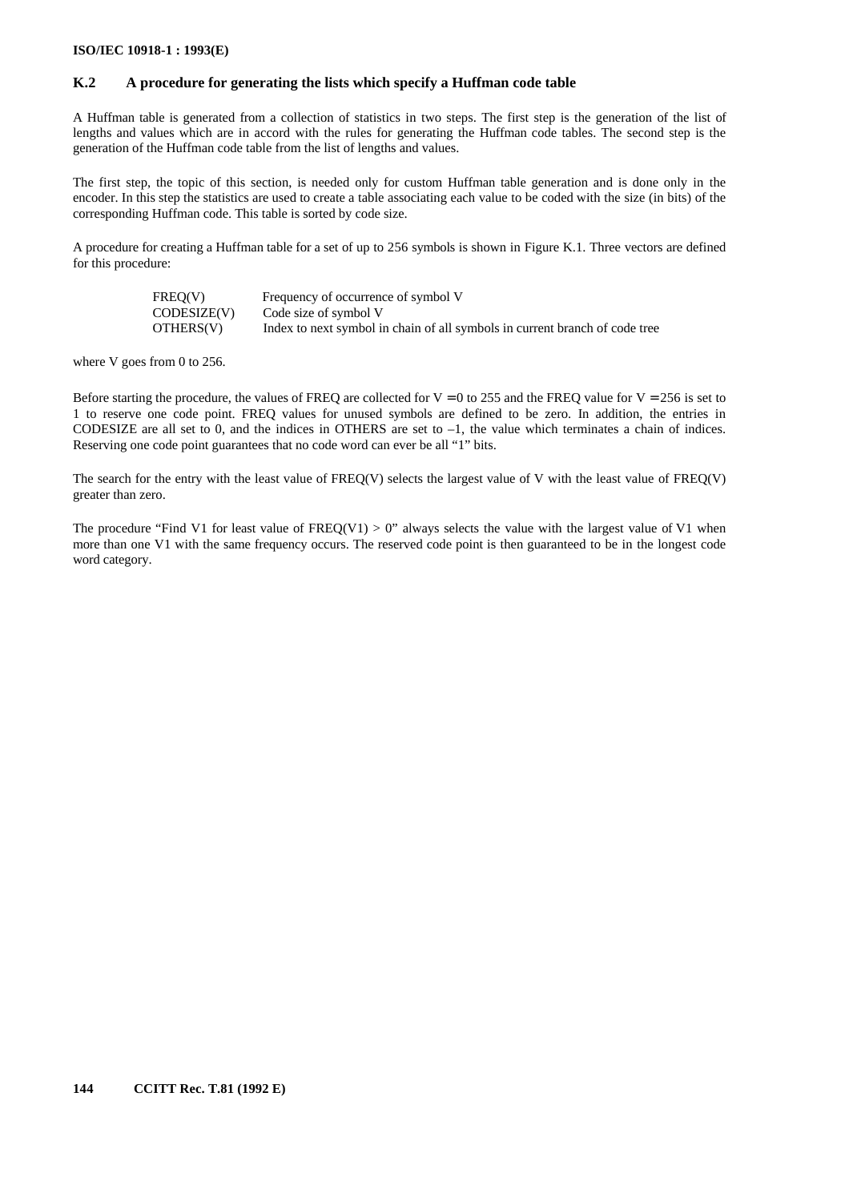## K.2 A procedure for generating the lists which specify a Huffman code table

A Huffman table is generated from a collection of statistics in two steps. The first step is the generation of the list of lengths and values which are in accord with the rules for generating the Huffman code tables. The second step is the generation of the Huffman code table from the list of lengths and values.

The first step, the topic of this section, is needed only for custom Huffman table generation and is done only in the encoder. In this step the statistics are used to create a table associating each value to be coded with the size (in bits) of the corresponding Huffman code. This table is sorted by code size.

A procedure for creating a Huffman table for a set of up to 256 symbols is shown in Figure K.1. Three vectors are defined for this procedure:

| | |
|---|---|
| FREQ(V) | Frequency of occurrence of symbol V |
| CODESIZE(V) | Code size of symbol V |
| OTHERS(V) | Index to next symbol in chain of all symbols in current branch of code tree |

where V goes from 0 to 256.

Before starting the procedure, the values of FREQ are collected for V = 0 to 255 and the FREQ value for V = 256 is set to 1 to reserve one code point. FREQ values for unused symbols are defined to be zero. In addition, the entries in CODESIZE are all set to 0, and the indices in OTHERS are set to –1, the value which terminates a chain of indices. Reserving one code point guarantees that no code word can ever be all "1" bits.

The search for the entry with the least value of FREQ(V) selects the largest value of V with the least value of FREQ(V) greater than zero.

The procedure "Find V1 for least value of FREQ(V1) > 0" always selects the value with the largest value of V1 when more than one V1 with the same frequency occurs. The reserved code point is then guaranteed to be in the longest code word category.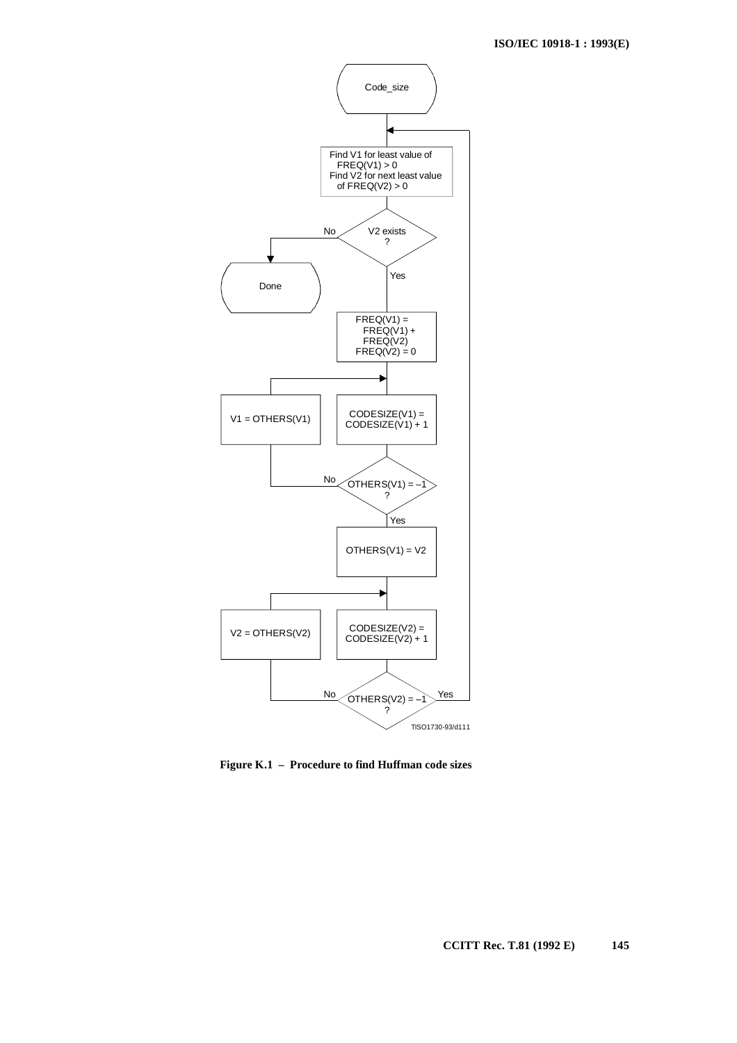```
Code_size

  ┌──────────────────────────────────────────────┐
  ▼                                              │
Find V1 for least value of FREQ(V1) > 0          │
Find V2 for next least value of FREQ(V2) > 0     │
  │                                              │
V2 exists ? ── No ──► Done                       │
  │ Yes                                          │
FREQ(V1) = FREQ(V1) + FREQ(V2)                   │
FREQ(V2) = 0                                     │
  │                                              │
  ├◄──────────────────────────┐                  │
CODESIZE(V1) = CODESIZE(V1) + 1                  │
  │                           │                  │
OTHERS(V1) = –1 ? ── No ──► V1 = OTHERS(V1)      │
  │ Yes                                          │
OTHERS(V1) = V2                                  │
  │                                              │
  ├◄──────────────────────────┐                  │
CODESIZE(V2) = CODESIZE(V2) + 1                  │
  │                           │                  │
OTHERS(V2) = –1 ? ── No ──► V2 = OTHERS(V2)      │
  │ Yes                                          │
  └──────────────────────────────────────────────┘
```

TISO1730-93/d111

**Figure K.1 – Procedure to find Huffman code sizes**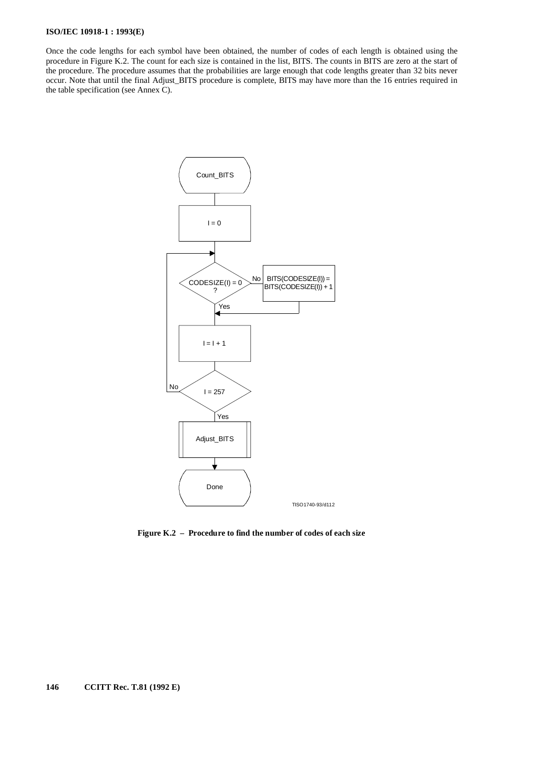Once the code lengths for each symbol have been obtained, the number of codes of each length is obtained using the procedure in Figure K.2. The count for each size is contained in the list, BITS. The counts in BITS are zero at the start of the procedure. The procedure assumes that the probabilities are large enough that code lengths greater than 32 bits never occur. Note that until the final Adjust_BITS procedure is complete, BITS may have more than the 16 entries required in the table specification (see Annex C).

Count_BITS

I = 0

CODESIZE(I) = 0 ?

No

BITS(CODESIZE(I)) = BITS(CODESIZE(I)) + 1

Yes

I = I + 1

No

I = 257

Yes

Adjust_BITS

Done

TISO1740-93/d112

**Figure K.2 – Procedure to find the number of codes of each size**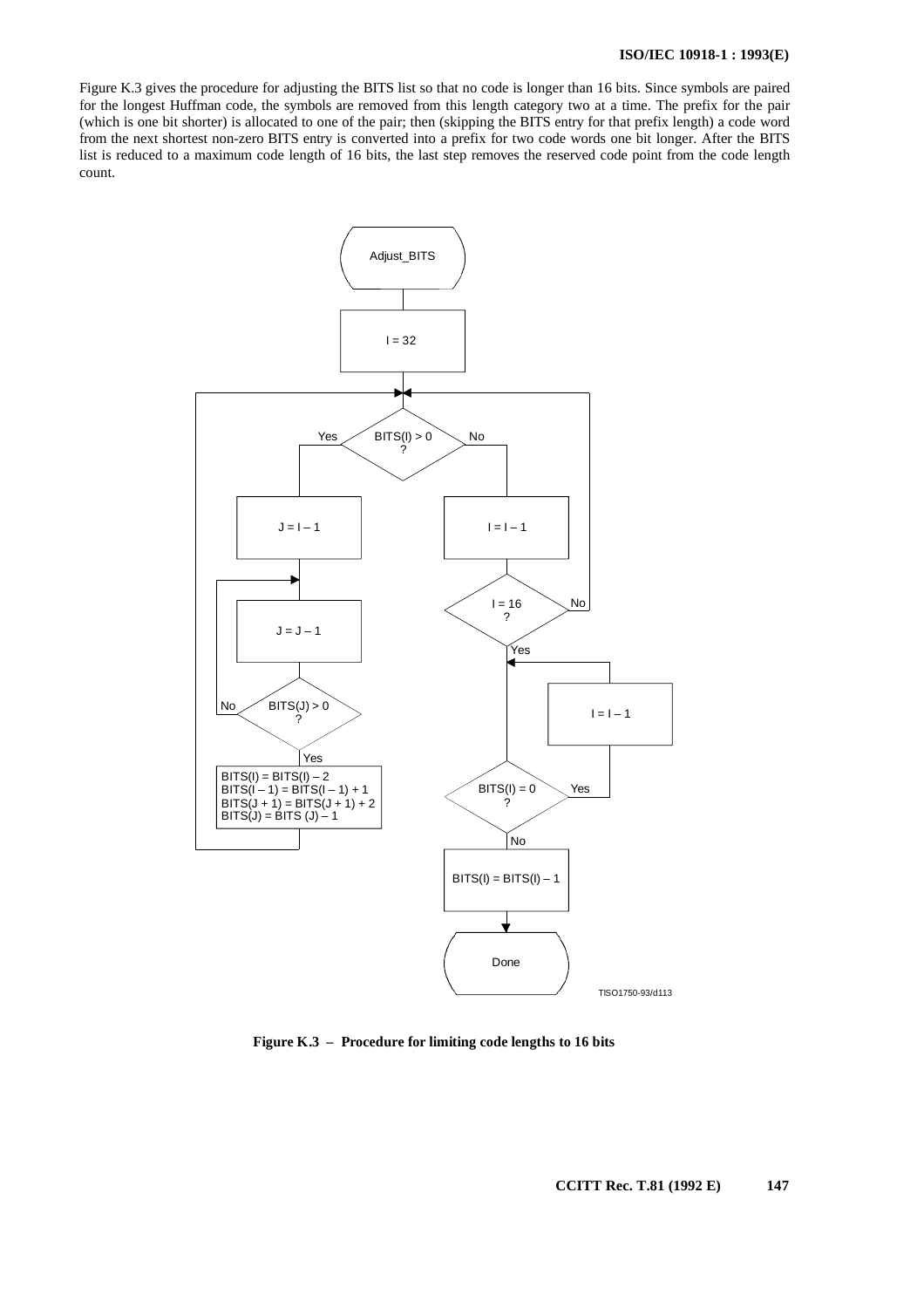Figure K.3 gives the procedure for adjusting the BITS list so that no code is longer than 16 bits. Since symbols are paired for the longest Huffman code, the symbols are removed from this length category two at a time. The prefix for the pair (which is one bit shorter) is allocated to one of the pair; then (skipping the BITS entry for that prefix length) a code word from the next shortest non-zero BITS entry is converted into a prefix for two code words one bit longer. After the BITS list is reduced to a maximum code length of 16 bits, the last step removes the reserved code point from the code length count.

```
Adjust_BITS
I = 32
loop:
  BITS(I) > 0 ?
    Yes: J = I – 1
         repeat:
           J = J – 1
         until BITS(J) > 0
         BITS(I) = BITS(I) – 2
         BITS(I – 1) = BITS(I – 1) + 1
         BITS(J + 1) = BITS(J + 1) + 2
         BITS(J) = BITS (J) – 1
         goto loop
    No:  I = I – 1
         I = 16 ?
           No:  goto loop
           Yes: while BITS(I) = 0:
                  I = I – 1
                BITS(I) = BITS(I) – 1
Done
```

TISO1750-93/d113

**Figure K.3 – Procedure for limiting code lengths to 16 bits**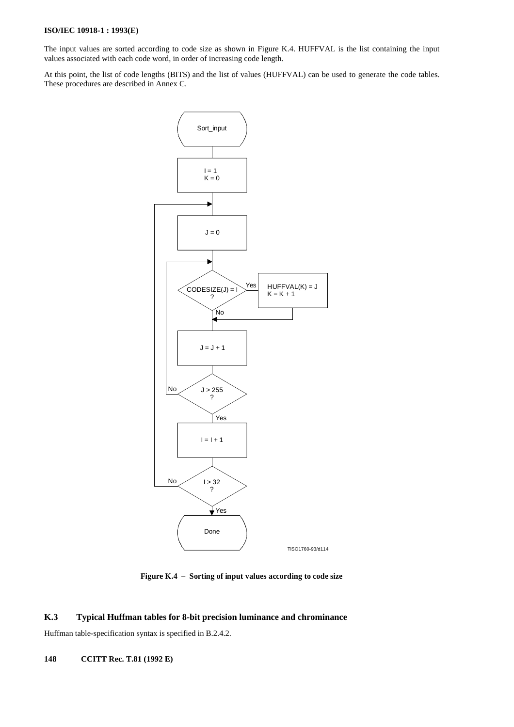The input values are sorted according to code size as shown in Figure K.4. HUFFVAL is the list containing the input values associated with each code word, in order of increasing code length.

At this point, the list of code lengths (BITS) and the list of values (HUFFVAL) can be used to generate the code tables. These procedures are described in Annex C.

Sort_input

I = 1
K = 0

J = 0

CODESIZE(J) = I
?

Yes

HUFFVAL(K) = J
K = K + 1

No

J = J + 1

No

J > 255
?

Yes

I = I + 1

No

I > 32
?

Yes

Done

TISO1760-93/d114

**Figure K.4 – Sorting of input values according to code size**

## K.3 Typical Huffman tables for 8-bit precision luminance and chrominance

Huffman table-specification syntax is specified in B.2.4.2.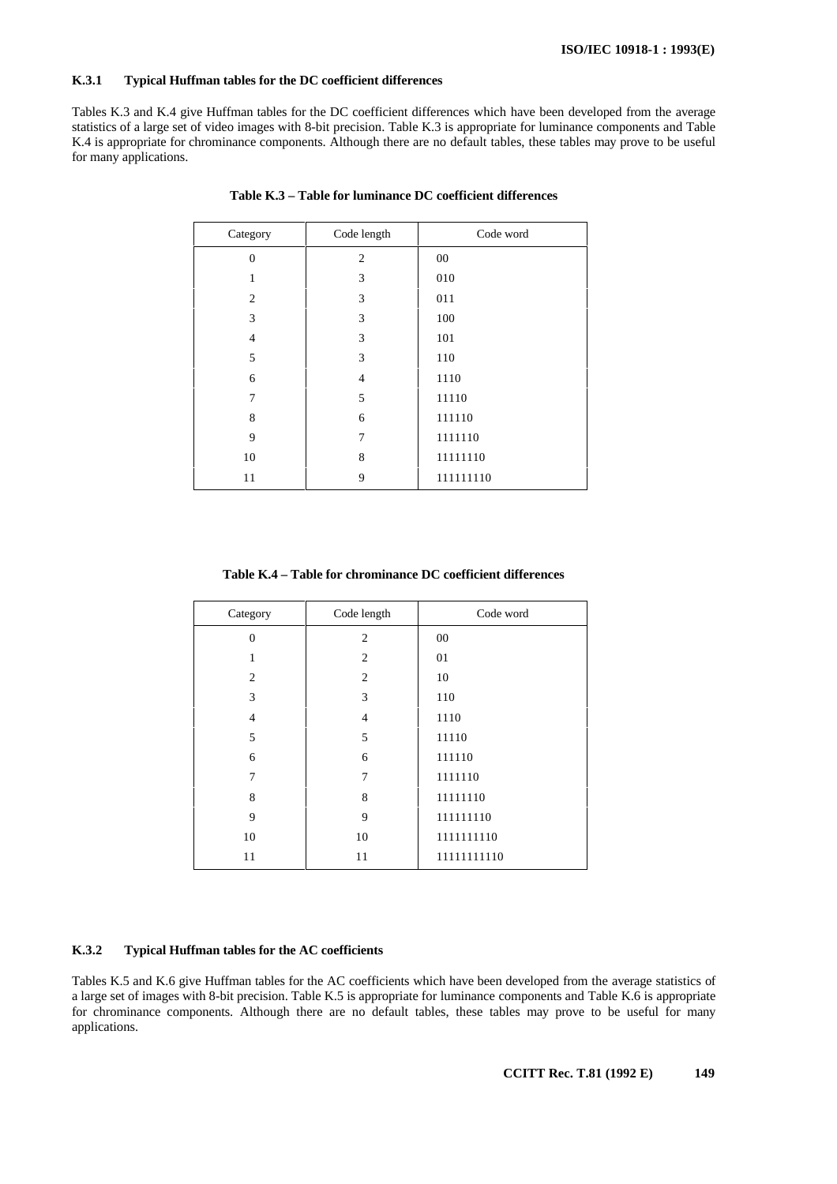### K.3.1 Typical Huffman tables for the DC coefficient differences

Tables K.3 and K.4 give Huffman tables for the DC coefficient differences which have been developed from the average statistics of a large set of video images with 8-bit precision. Table K.3 is appropriate for luminance components and Table K.4 is appropriate for chrominance components. Although there are no default tables, these tables may prove to be useful for many applications.

**Table K.3 – Table for luminance DC coefficient differences**

| Category | Code length | Code word |
|---|---|---|
| 0 | 2 | 00 |
| 1 | 3 | 010 |
| 2 | 3 | 011 |
| 3 | 3 | 100 |
| 4 | 3 | 101 |
| 5 | 3 | 110 |
| 6 | 4 | 1110 |
| 7 | 5 | 11110 |
| 8 | 6 | 111110 |
| 9 | 7 | 1111110 |
| 10 | 8 | 11111110 |
| 11 | 9 | 111111110 |

**Table K.4 – Table for chrominance DC coefficient differences**

| Category | Code length | Code word |
|---|---|---|
| 0 | 2 | 00 |
| 1 | 2 | 01 |
| 2 | 2 | 10 |
| 3 | 3 | 110 |
| 4 | 4 | 1110 |
| 5 | 5 | 11110 |
| 6 | 6 | 111110 |
| 7 | 7 | 1111110 |
| 8 | 8 | 11111110 |
| 9 | 9 | 111111110 |
| 10 | 10 | 1111111110 |
| 11 | 11 | 11111111110 |

### K.3.2 Typical Huffman tables for the AC coefficients

Tables K.5 and K.6 give Huffman tables for the AC coefficients which have been developed from the average statistics of a large set of images with 8-bit precision. Table K.5 is appropriate for luminance components and Table K.6 is appropriate for chrominance components. Although there are no default tables, these tables may prove to be useful for many applications.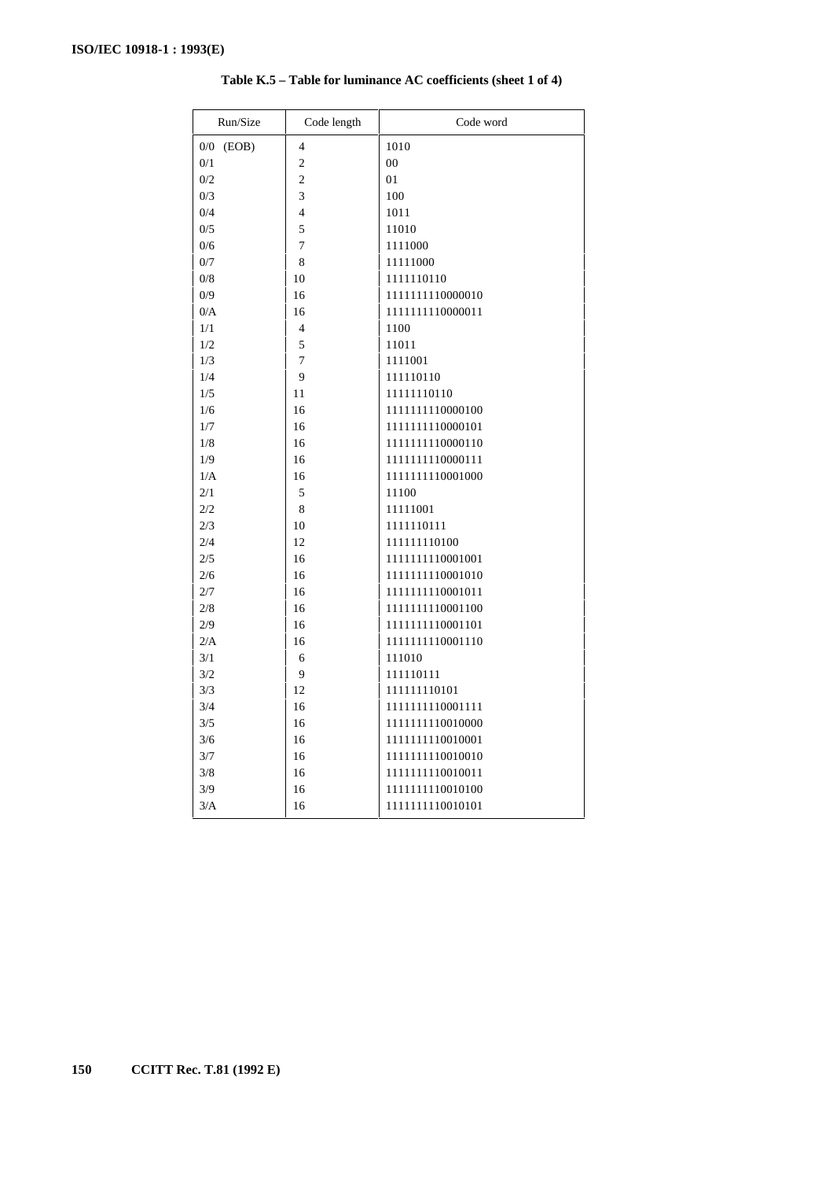**Table K.5 – Table for luminance AC coefficients (sheet 1 of 4)**

| Run/Size | Code length | Code word |
|---|---|---|
| 0/0 (EOB) | 4 | 1010 |
| 0/1 | 2 | 00 |
| 0/2 | 2 | 01 |
| 0/3 | 3 | 100 |
| 0/4 | 4 | 1011 |
| 0/5 | 5 | 11010 |
| 0/6 | 7 | 1111000 |
| 0/7 | 8 | 11111000 |
| 0/8 | 10 | 1111110110 |
| 0/9 | 16 | 1111111110000010 |
| 0/A | 16 | 1111111110000011 |
| 1/1 | 4 | 1100 |
| 1/2 | 5 | 11011 |
| 1/3 | 7 | 1111001 |
| 1/4 | 9 | 111110110 |
| 1/5 | 11 | 11111110110 |
| 1/6 | 16 | 1111111110000100 |
| 1/7 | 16 | 1111111110000101 |
| 1/8 | 16 | 1111111110000110 |
| 1/9 | 16 | 1111111110000111 |
| 1/A | 16 | 1111111110001000 |
| 2/1 | 5 | 11100 |
| 2/2 | 8 | 11111001 |
| 2/3 | 10 | 1111110111 |
| 2/4 | 12 | 111111110100 |
| 2/5 | 16 | 1111111110001001 |
| 2/6 | 16 | 1111111110001010 |
| 2/7 | 16 | 1111111110001011 |
| 2/8 | 16 | 1111111110001100 |
| 2/9 | 16 | 1111111110001101 |
| 2/A | 16 | 1111111110001110 |
| 3/1 | 6 | 111010 |
| 3/2 | 9 | 111110111 |
| 3/3 | 12 | 111111110101 |
| 3/4 | 16 | 1111111110001111 |
| 3/5 | 16 | 1111111110010000 |
| 3/6 | 16 | 1111111110010001 |
| 3/7 | 16 | 1111111110010010 |
| 3/8 | 16 | 1111111110010011 |
| 3/9 | 16 | 1111111110010100 |
| 3/A | 16 | 1111111110010101 |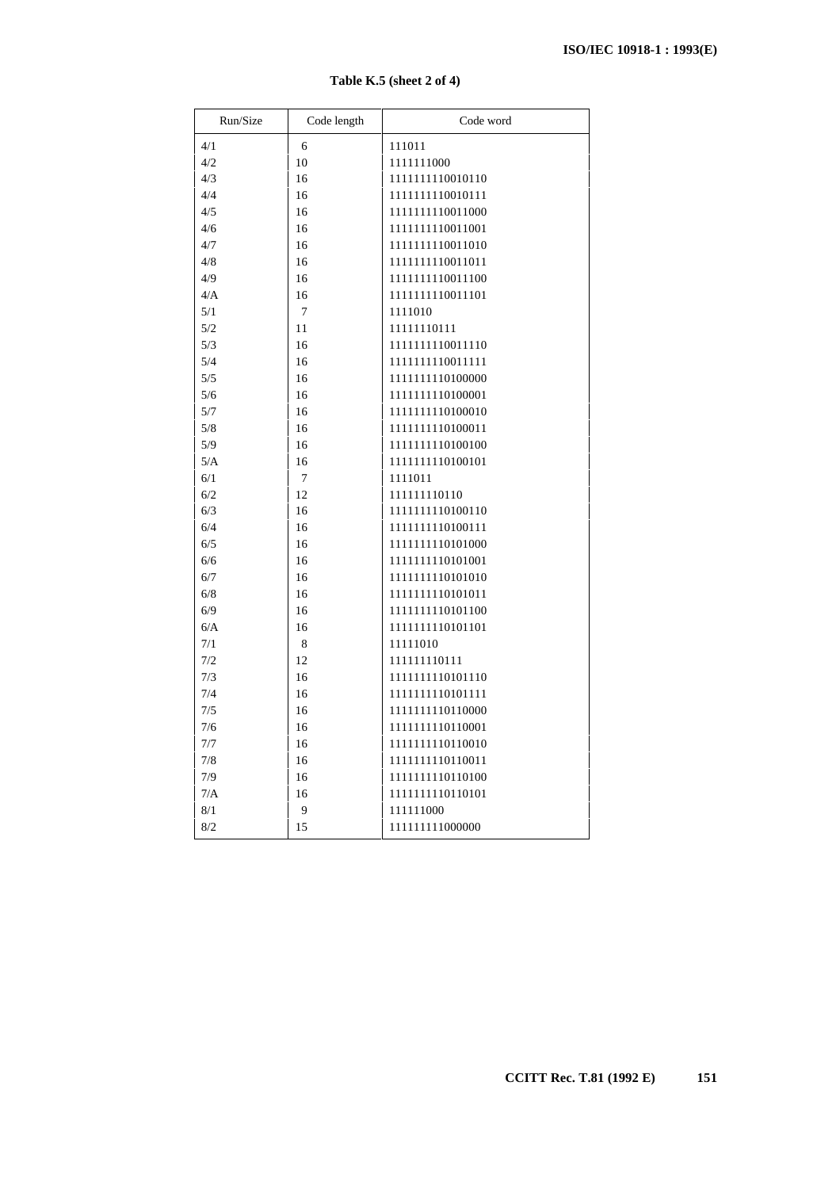**Table K.5 (sheet 2 of 4)**

| Run/Size | Code length | Code word |
|---|---|---|
| 4/1 | 6 | 111011 |
| 4/2 | 10 | 1111111000 |
| 4/3 | 16 | 1111111110010110 |
| 4/4 | 16 | 1111111110010111 |
| 4/5 | 16 | 1111111110011000 |
| 4/6 | 16 | 1111111110011001 |
| 4/7 | 16 | 1111111110011010 |
| 4/8 | 16 | 1111111110011011 |
| 4/9 | 16 | 1111111110011100 |
| 4/A | 16 | 1111111110011101 |
| 5/1 | 7 | 1111010 |
| 5/2 | 11 | 11111110111 |
| 5/3 | 16 | 1111111110011110 |
| 5/4 | 16 | 1111111110011111 |
| 5/5 | 16 | 1111111110100000 |
| 5/6 | 16 | 1111111110100001 |
| 5/7 | 16 | 1111111110100010 |
| 5/8 | 16 | 1111111110100011 |
| 5/9 | 16 | 1111111110100100 |
| 5/A | 16 | 1111111110100101 |
| 6/1 | 7 | 1111011 |
| 6/2 | 12 | 111111110110 |
| 6/3 | 16 | 1111111110100110 |
| 6/4 | 16 | 1111111110100111 |
| 6/5 | 16 | 1111111110101000 |
| 6/6 | 16 | 1111111110101001 |
| 6/7 | 16 | 1111111110101010 |
| 6/8 | 16 | 1111111110101011 |
| 6/9 | 16 | 1111111110101100 |
| 6/A | 16 | 1111111110101101 |
| 7/1 | 8 | 11111010 |
| 7/2 | 12 | 111111110111 |
| 7/3 | 16 | 1111111110101110 |
| 7/4 | 16 | 1111111110101111 |
| 7/5 | 16 | 1111111110110000 |
| 7/6 | 16 | 1111111110110001 |
| 7/7 | 16 | 1111111110110010 |
| 7/8 | 16 | 1111111110110011 |
| 7/9 | 16 | 1111111110110100 |
| 7/A | 16 | 1111111110110101 |
| 8/1 | 9 | 111111000 |
| 8/2 | 15 | 111111111000000 |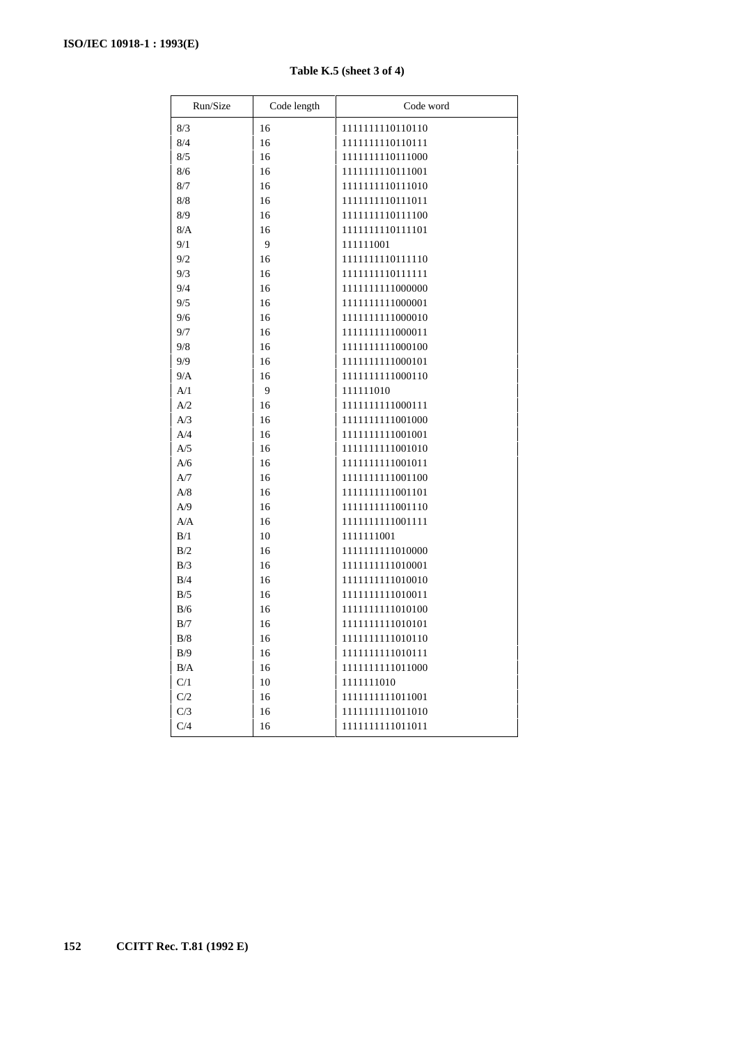**Table K.5 (sheet 3 of 4)**

| Run/Size | Code length | Code word |
|---|---|---|
| 8/3 | 16 | 1111111110110110 |
| 8/4 | 16 | 1111111110110111 |
| 8/5 | 16 | 1111111110111000 |
| 8/6 | 16 | 1111111110111001 |
| 8/7 | 16 | 1111111110111010 |
| 8/8 | 16 | 1111111110111011 |
| 8/9 | 16 | 1111111110111100 |
| 8/A | 16 | 1111111110111101 |
| 9/1 | 9 | 111111001 |
| 9/2 | 16 | 1111111110111110 |
| 9/3 | 16 | 1111111110111111 |
| 9/4 | 16 | 1111111111000000 |
| 9/5 | 16 | 1111111111000001 |
| 9/6 | 16 | 1111111111000010 |
| 9/7 | 16 | 1111111111000011 |
| 9/8 | 16 | 1111111111000100 |
| 9/9 | 16 | 1111111111000101 |
| 9/A | 16 | 1111111111000110 |
| A/1 | 9 | 111111010 |
| A/2 | 16 | 1111111111000111 |
| A/3 | 16 | 1111111111001000 |
| A/4 | 16 | 1111111111001001 |
| A/5 | 16 | 1111111111001010 |
| A/6 | 16 | 1111111111001011 |
| A/7 | 16 | 1111111111001100 |
| A/8 | 16 | 1111111111001101 |
| A/9 | 16 | 1111111111001110 |
| A/A | 16 | 1111111111001111 |
| B/1 | 10 | 1111111001 |
| B/2 | 16 | 1111111111010000 |
| B/3 | 16 | 1111111111010001 |
| B/4 | 16 | 1111111111010010 |
| B/5 | 16 | 1111111111010011 |
| B/6 | 16 | 1111111111010100 |
| B/7 | 16 | 1111111111010101 |
| B/8 | 16 | 1111111111010110 |
| B/9 | 16 | 1111111111010111 |
| B/A | 16 | 1111111111011000 |
| C/1 | 10 | 1111111010 |
| C/2 | 16 | 1111111111011001 |
| C/3 | 16 | 1111111111011010 |
| C/4 | 16 | 1111111111011011 |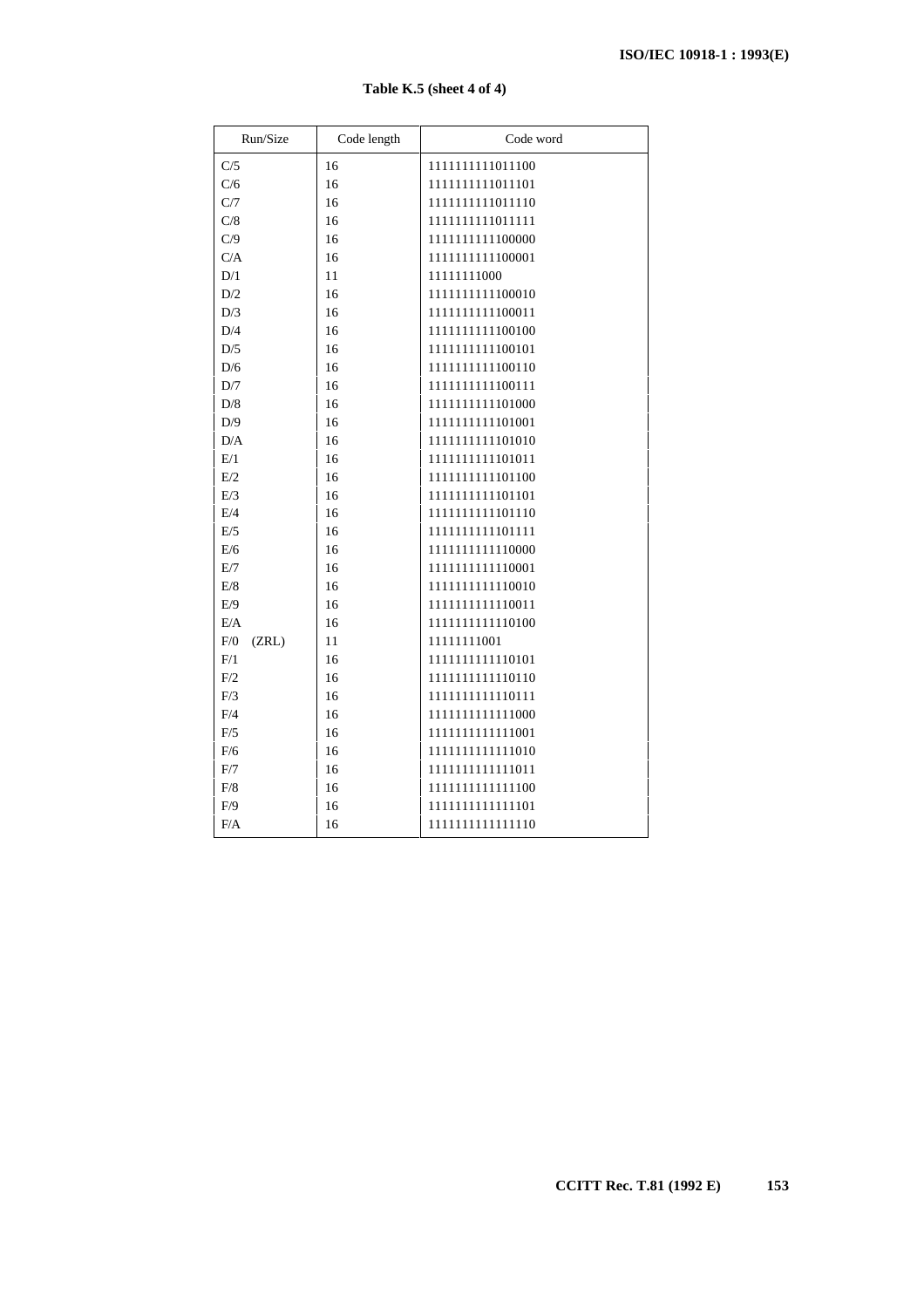**Table K.5 (sheet 4 of 4)**

| Run/Size | Code length | Code word |
|---|---|---|
| C/5 | 16 | 1111111111011100 |
| C/6 | 16 | 1111111111011101 |
| C/7 | 16 | 1111111111011110 |
| C/8 | 16 | 1111111111011111 |
| C/9 | 16 | 1111111111100000 |
| C/A | 16 | 1111111111100001 |
| D/1 | 11 | 11111111000 |
| D/2 | 16 | 1111111111100010 |
| D/3 | 16 | 1111111111100011 |
| D/4 | 16 | 1111111111100100 |
| D/5 | 16 | 1111111111100101 |
| D/6 | 16 | 1111111111100110 |
| D/7 | 16 | 1111111111100111 |
| D/8 | 16 | 1111111111101000 |
| D/9 | 16 | 1111111111101001 |
| D/A | 16 | 1111111111101010 |
| E/1 | 16 | 1111111111101011 |
| E/2 | 16 | 1111111111101100 |
| E/3 | 16 | 1111111111101101 |
| E/4 | 16 | 1111111111101110 |
| E/5 | 16 | 1111111111101111 |
| E/6 | 16 | 1111111111110000 |
| E/7 | 16 | 1111111111110001 |
| E/8 | 16 | 1111111111110010 |
| E/9 | 16 | 1111111111110011 |
| E/A | 16 | 1111111111110100 |
| F/0 (ZRL) | 11 | 11111111001 |
| F/1 | 16 | 1111111111110101 |
| F/2 | 16 | 1111111111110110 |
| F/3 | 16 | 1111111111110111 |
| F/4 | 16 | 1111111111111000 |
| F/5 | 16 | 1111111111111001 |
| F/6 | 16 | 1111111111111010 |
| F/7 | 16 | 1111111111111011 |
| F/8 | 16 | 1111111111111100 |
| F/9 | 16 | 1111111111111101 |
| F/A | 16 | 1111111111111110 |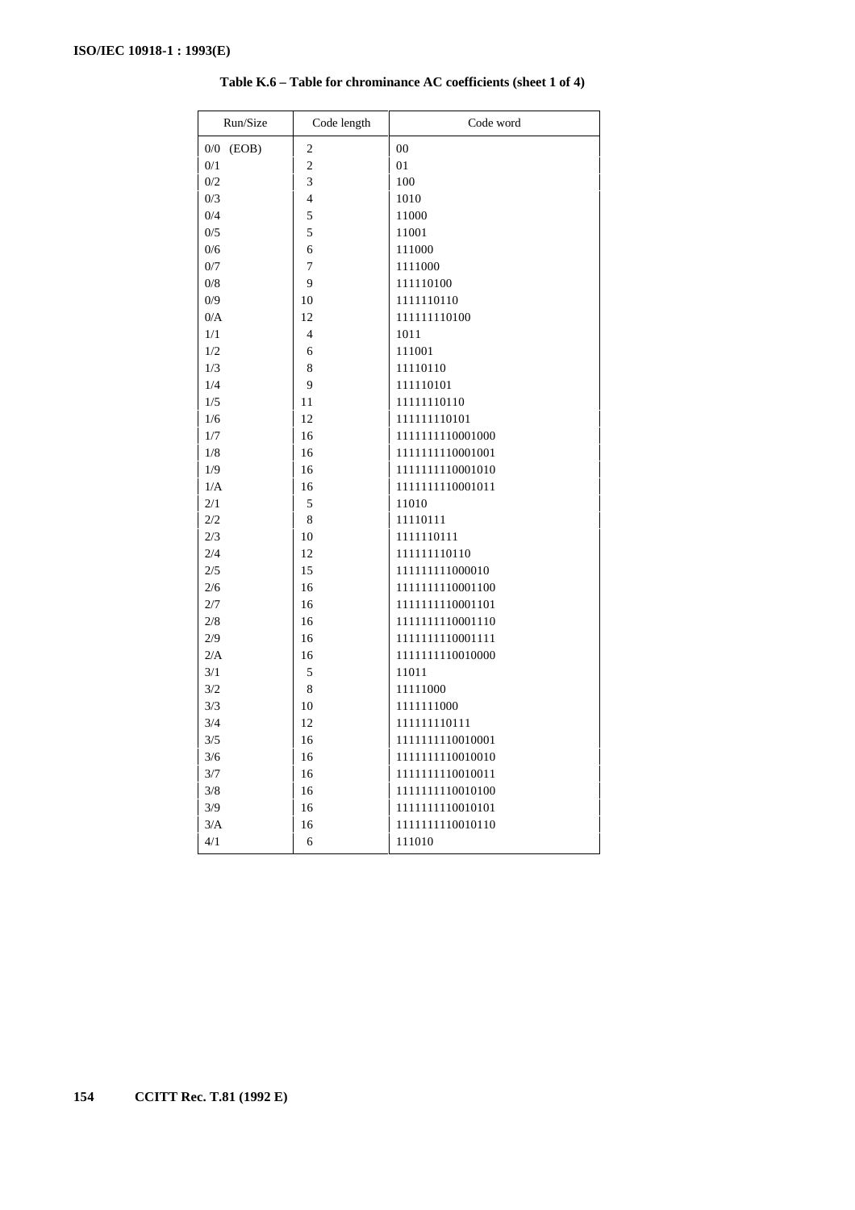**Table K.6 – Table for chrominance AC coefficients (sheet 1 of 4)**

| Run/Size | Code length | Code word |
|---|---|---|
| 0/0 (EOB) | 2 | 00 |
| 0/1 | 2 | 01 |
| 0/2 | 3 | 100 |
| 0/3 | 4 | 1010 |
| 0/4 | 5 | 11000 |
| 0/5 | 5 | 11001 |
| 0/6 | 6 | 111000 |
| 0/7 | 7 | 1111000 |
| 0/8 | 9 | 111110100 |
| 0/9 | 10 | 1111110110 |
| 0/A | 12 | 111111110100 |
| 1/1 | 4 | 1011 |
| 1/2 | 6 | 111001 |
| 1/3 | 8 | 11110110 |
| 1/4 | 9 | 111110101 |
| 1/5 | 11 | 11111110110 |
| 1/6 | 12 | 111111110101 |
| 1/7 | 16 | 1111111110001000 |
| 1/8 | 16 | 1111111110001001 |
| 1/9 | 16 | 1111111110001010 |
| 1/A | 16 | 1111111110001011 |
| 2/1 | 5 | 11010 |
| 2/2 | 8 | 11110111 |
| 2/3 | 10 | 1111110111 |
| 2/4 | 12 | 111111110110 |
| 2/5 | 15 | 111111111000010 |
| 2/6 | 16 | 1111111110001100 |
| 2/7 | 16 | 1111111110001101 |
| 2/8 | 16 | 1111111110001110 |
| 2/9 | 16 | 1111111110001111 |
| 2/A | 16 | 1111111110010000 |
| 3/1 | 5 | 11011 |
| 3/2 | 8 | 11111000 |
| 3/3 | 10 | 1111111000 |
| 3/4 | 12 | 111111110111 |
| 3/5 | 16 | 1111111110010001 |
| 3/6 | 16 | 1111111110010010 |
| 3/7 | 16 | 1111111110010011 |
| 3/8 | 16 | 1111111110010100 |
| 3/9 | 16 | 1111111110010101 |
| 3/A | 16 | 1111111110010110 |
| 4/1 | 6 | 111010 |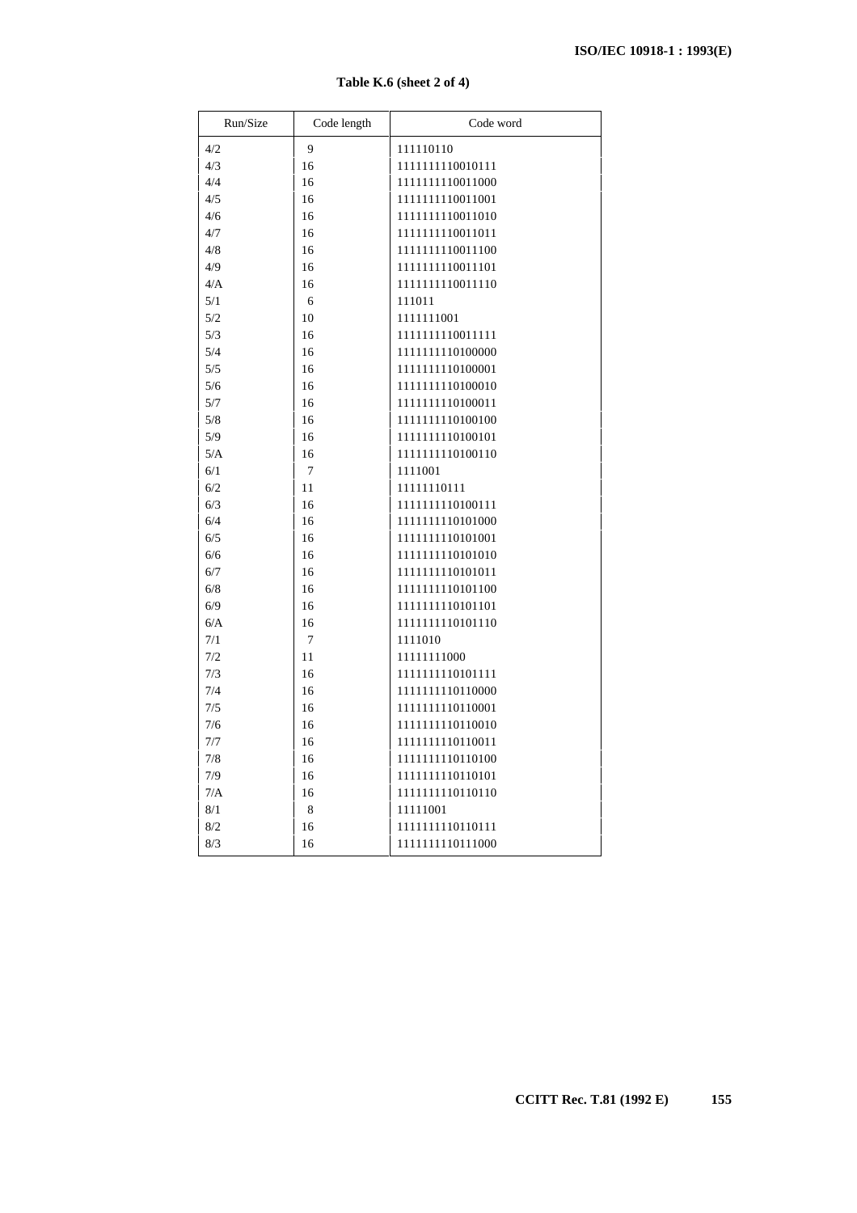**Table K.6 (sheet 2 of 4)**

| Run/Size | Code length | Code word |
|---|---|---|
| 4/2 | 9 | 111110110 |
| 4/3 | 16 | 1111111110010111 |
| 4/4 | 16 | 1111111110011000 |
| 4/5 | 16 | 1111111110011001 |
| 4/6 | 16 | 1111111110011010 |
| 4/7 | 16 | 1111111110011011 |
| 4/8 | 16 | 1111111110011100 |
| 4/9 | 16 | 1111111110011101 |
| 4/A | 16 | 1111111110011110 |
| 5/1 | 6 | 111011 |
| 5/2 | 10 | 1111111001 |
| 5/3 | 16 | 1111111110011111 |
| 5/4 | 16 | 1111111110100000 |
| 5/5 | 16 | 1111111110100001 |
| 5/6 | 16 | 1111111110100010 |
| 5/7 | 16 | 1111111110100011 |
| 5/8 | 16 | 1111111110100100 |
| 5/9 | 16 | 1111111110100101 |
| 5/A | 16 | 1111111110100110 |
| 6/1 | 7 | 1111001 |
| 6/2 | 11 | 11111110111 |
| 6/3 | 16 | 1111111110100111 |
| 6/4 | 16 | 1111111110101000 |
| 6/5 | 16 | 1111111110101001 |
| 6/6 | 16 | 1111111110101010 |
| 6/7 | 16 | 1111111110101011 |
| 6/8 | 16 | 1111111110101100 |
| 6/9 | 16 | 1111111110101101 |
| 6/A | 16 | 1111111110101110 |
| 7/1 | 7 | 1111010 |
| 7/2 | 11 | 11111111000 |
| 7/3 | 16 | 1111111110101111 |
| 7/4 | 16 | 1111111110110000 |
| 7/5 | 16 | 1111111110110001 |
| 7/6 | 16 | 1111111110110010 |
| 7/7 | 16 | 1111111110110011 |
| 7/8 | 16 | 1111111110110100 |
| 7/9 | 16 | 1111111110110101 |
| 7/A | 16 | 1111111110110110 |
| 8/1 | 8 | 11111001 |
| 8/2 | 16 | 1111111110110111 |
| 8/3 | 16 | 1111111110111000 |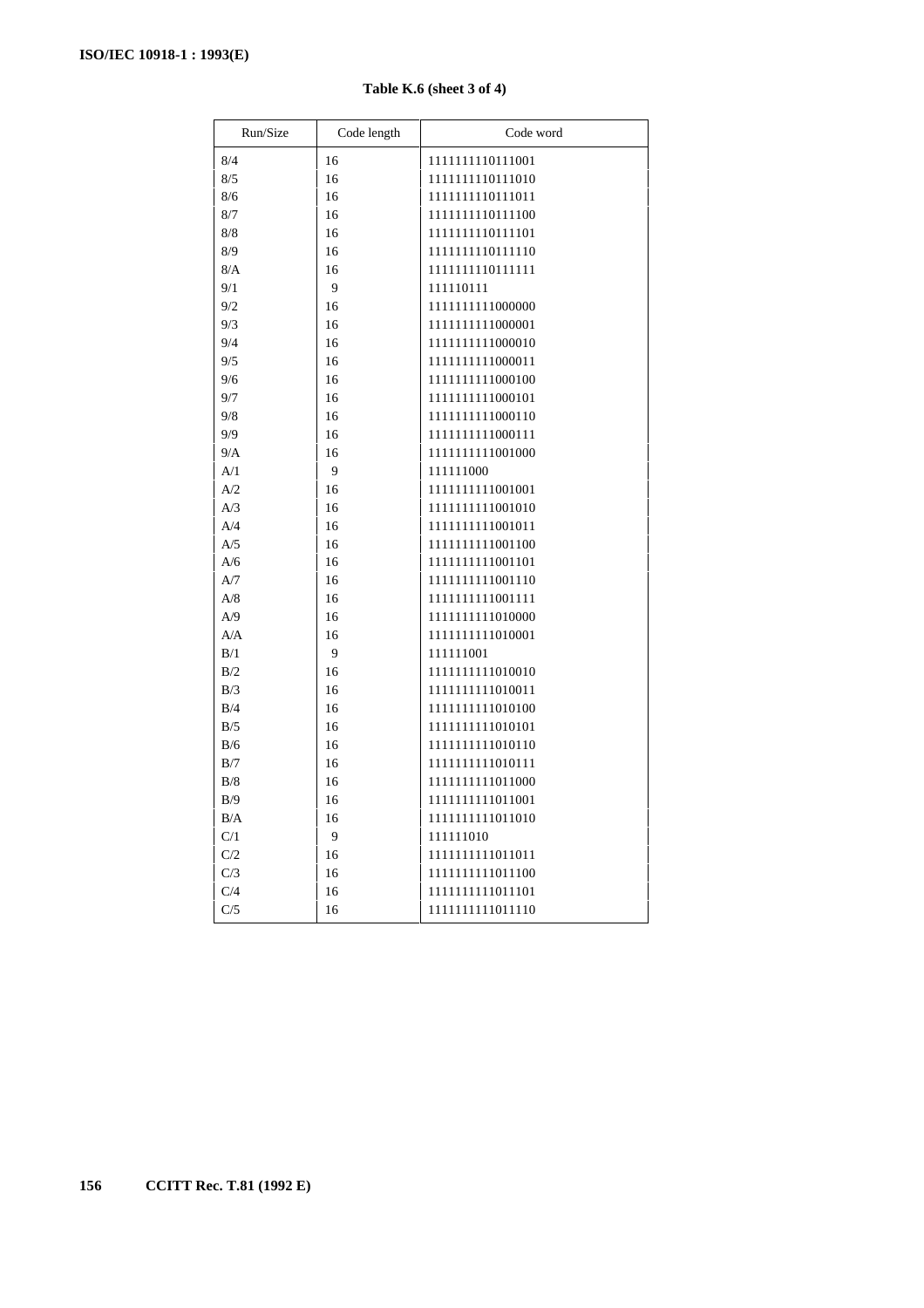**Table K.6 (sheet 3 of 4)**

| Run/Size | Code length | Code word |
|---|---|---|
| 8/4 | 16 | 1111111110111001 |
| 8/5 | 16 | 1111111110111010 |
| 8/6 | 16 | 1111111110111011 |
| 8/7 | 16 | 1111111110111100 |
| 8/8 | 16 | 1111111110111101 |
| 8/9 | 16 | 1111111110111110 |
| 8/A | 16 | 1111111110111111 |
| 9/1 | 9 | 111110111 |
| 9/2 | 16 | 1111111111000000 |
| 9/3 | 16 | 1111111111000001 |
| 9/4 | 16 | 1111111111000010 |
| 9/5 | 16 | 1111111111000011 |
| 9/6 | 16 | 1111111111000100 |
| 9/7 | 16 | 1111111111000101 |
| 9/8 | 16 | 1111111111000110 |
| 9/9 | 16 | 1111111111000111 |
| 9/A | 16 | 1111111111001000 |
| A/1 | 9 | 111111000 |
| A/2 | 16 | 1111111111001001 |
| A/3 | 16 | 1111111111001010 |
| A/4 | 16 | 1111111111001011 |
| A/5 | 16 | 1111111111001100 |
| A/6 | 16 | 1111111111001101 |
| A/7 | 16 | 1111111111001110 |
| A/8 | 16 | 1111111111001111 |
| A/9 | 16 | 1111111111010000 |
| A/A | 16 | 1111111111010001 |
| B/1 | 9 | 111111001 |
| B/2 | 16 | 1111111111010010 |
| B/3 | 16 | 1111111111010011 |
| B/4 | 16 | 1111111111010100 |
| B/5 | 16 | 1111111111010101 |
| B/6 | 16 | 1111111111010110 |
| B/7 | 16 | 1111111111010111 |
| B/8 | 16 | 1111111111011000 |
| B/9 | 16 | 1111111111011001 |
| B/A | 16 | 1111111111011010 |
| C/1 | 9 | 111111010 |
| C/2 | 16 | 1111111111011011 |
| C/3 | 16 | 1111111111011100 |
| C/4 | 16 | 1111111111011101 |
| C/5 | 16 | 1111111111011110 |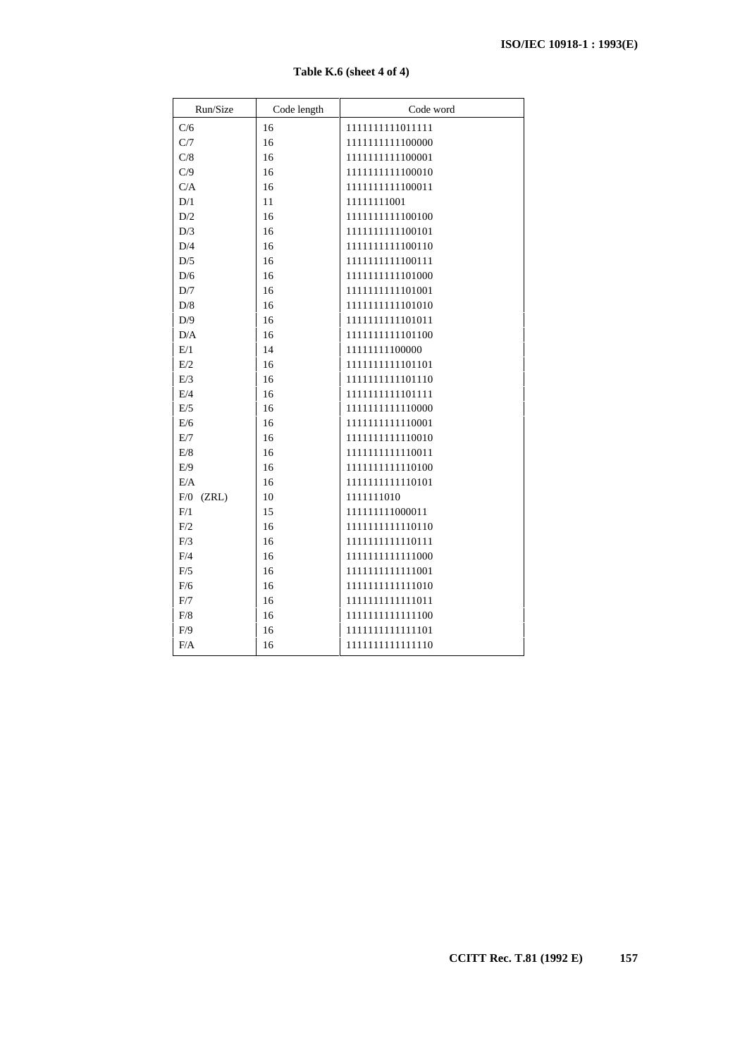**Table K.6 (sheet 4 of 4)**

| Run/Size | Code length | Code word |
|---|---|---|
| C/6 | 16 | 1111111111011111 |
| C/7 | 16 | 1111111111100000 |
| C/8 | 16 | 1111111111100001 |
| C/9 | 16 | 1111111111100010 |
| C/A | 16 | 1111111111100011 |
| D/1 | 11 | 11111111001 |
| D/2 | 16 | 1111111111100100 |
| D/3 | 16 | 1111111111100101 |
| D/4 | 16 | 1111111111100110 |
| D/5 | 16 | 1111111111100111 |
| D/6 | 16 | 1111111111101000 |
| D/7 | 16 | 1111111111101001 |
| D/8 | 16 | 1111111111101010 |
| D/9 | 16 | 1111111111101011 |
| D/A | 16 | 1111111111101100 |
| E/1 | 14 | 11111111100000 |
| E/2 | 16 | 1111111111101101 |
| E/3 | 16 | 1111111111101110 |
| E/4 | 16 | 1111111111101111 |
| E/5 | 16 | 1111111111110000 |
| E/6 | 16 | 1111111111110001 |
| E/7 | 16 | 1111111111110010 |
| E/8 | 16 | 1111111111110011 |
| E/9 | 16 | 1111111111110100 |
| E/A | 16 | 1111111111110101 |
| F/0 (ZRL) | 10 | 1111111010 |
| F/1 | 15 | 111111111000011 |
| F/2 | 16 | 1111111111110110 |
| F/3 | 16 | 1111111111110111 |
| F/4 | 16 | 1111111111111000 |
| F/5 | 16 | 1111111111111001 |
| F/6 | 16 | 1111111111111010 |
| F/7 | 16 | 1111111111111011 |
| F/8 | 16 | 1111111111111100 |
| F/9 | 16 | 1111111111111101 |
| F/A | 16 | 1111111111111110 |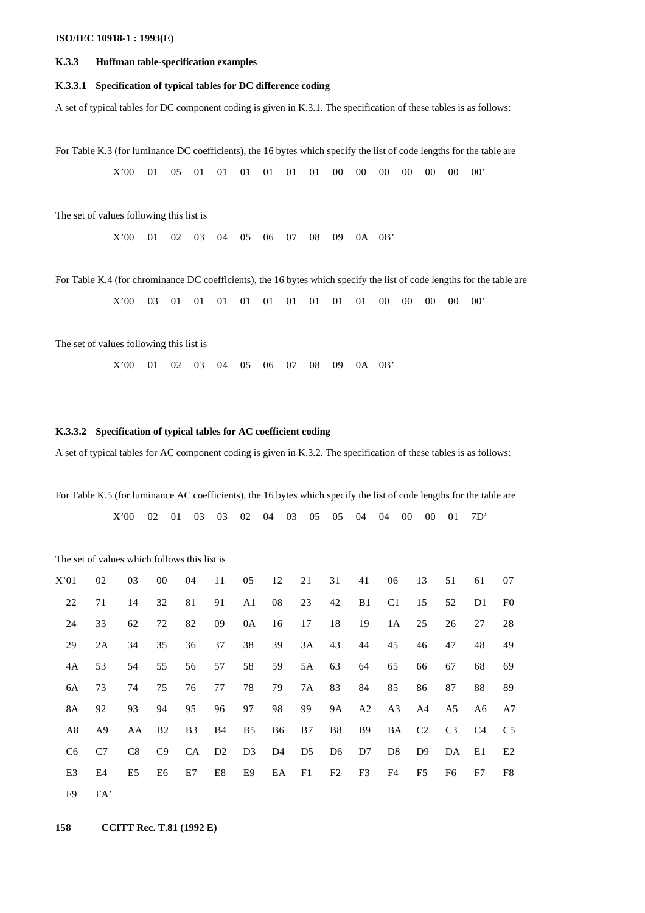### K.3.3 Huffman table-specification examples

#### K.3.3.1 Specification of typical tables for DC difference coding

A set of typical tables for DC component coding is given in K.3.1. The specification of these tables is as follows:

For Table K.3 (for luminance DC coefficients), the 16 bytes which specify the list of code lengths for the table are

X’00 01 05 01 01 01 01 01 01 00 00 00 00 00 00 00’

The set of values following this list is

X’00 01 02 03 04 05 06 07 08 09 0A 0B’

For Table K.4 (for chrominance DC coefficients), the 16 bytes which specify the list of code lengths for the table are

X’00 03 01 01 01 01 01 01 01 01 01 00 00 00 00 00’

The set of values following this list is

X’00 01 02 03 04 05 06 07 08 09 0A 0B’

#### K.3.3.2 Specification of typical tables for AC coefficient coding

A set of typical tables for AC component coding is given in K.3.2. The specification of these tables is as follows:

For Table K.5 (for luminance AC coefficients), the 16 bytes which specify the list of code lengths for the table are

X’00 02 01 03 03 02 04 03 05 05 04 04 00 00 01 7D’

The set of values which follows this list is

X’01 02 03 00 04 11 05 12 21 31 41 06 13 51 61 07
22 71 14 32 81 91 A1 08 23 42 B1 C1 15 52 D1 F0
24 33 62 72 82 09 0A 16 17 18 19 1A 25 26 27 28
29 2A 34 35 36 37 38 39 3A 43 44 45 46 47 48 49
4A 53 54 55 56 57 58 59 5A 63 64 65 66 67 68 69
6A 73 74 75 76 77 78 79 7A 83 84 85 86 87 88 89
8A 92 93 94 95 96 97 98 99 9A A2 A3 A4 A5 A6 A7
A8 A9 AA B2 B3 B4 B5 B6 B7 B8 B9 BA C2 C3 C4 C5
C6 C7 C8 C9 CA D2 D3 D4 D5 D6 D7 D8 D9 DA E1 E2
E3 E4 E5 E6 E7 E8 E9 EA F1 F2 F3 F4 F5 F6 F7 F8
F9 FA’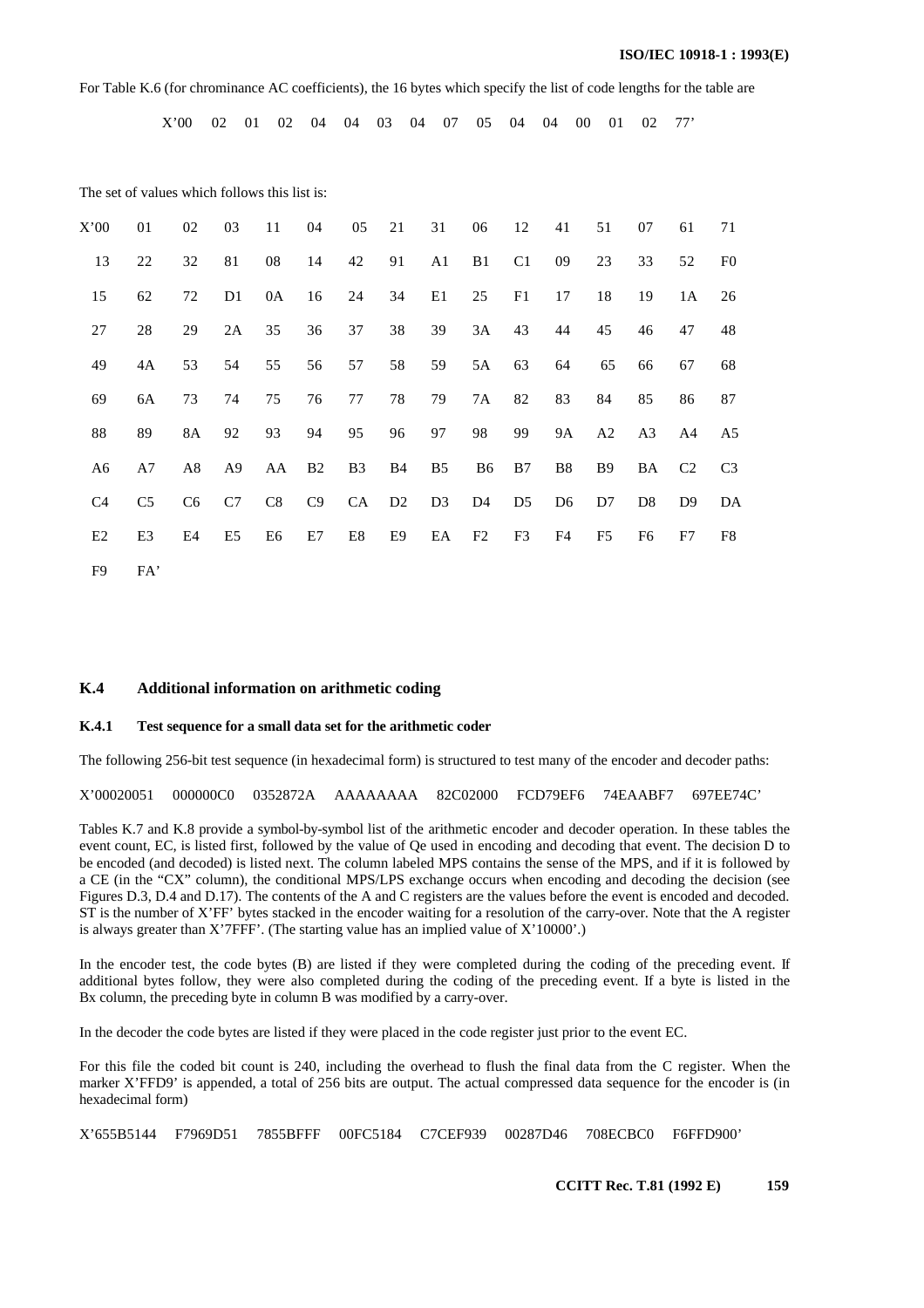For Table K.6 (for chrominance AC coefficients), the 16 bytes which specify the list of code lengths for the table are

X'00 02 01 02 04 04 03 04 07 05 04 04 00 01 02 77'

The set of values which follows this list is:

| | | | | | | | | | | | | | | | |
|---|---|---|---|---|---|---|---|---|---|---|---|---|---|---|---|
| X'00 | 01 | 02 | 03 | 11 | 04 | 05 | 21 | 31 | 06 | 12 | 41 | 51 | 07 | 61 | 71 |
| 13 | 22 | 32 | 81 | 08 | 14 | 42 | 91 | A1 | B1 | C1 | 09 | 23 | 33 | 52 | F0 |
| 15 | 62 | 72 | D1 | 0A | 16 | 24 | 34 | E1 | 25 | F1 | 17 | 18 | 19 | 1A | 26 |
| 27 | 28 | 29 | 2A | 35 | 36 | 37 | 38 | 39 | 3A | 43 | 44 | 45 | 46 | 47 | 48 |
| 49 | 4A | 53 | 54 | 55 | 56 | 57 | 58 | 59 | 5A | 63 | 64 | 65 | 66 | 67 | 68 |
| 69 | 6A | 73 | 74 | 75 | 76 | 77 | 78 | 79 | 7A | 82 | 83 | 84 | 85 | 86 | 87 |
| 88 | 89 | 8A | 92 | 93 | 94 | 95 | 96 | 97 | 98 | 99 | 9A | A2 | A3 | A4 | A5 |
| A6 | A7 | A8 | A9 | AA | B2 | B3 | B4 | B5 | B6 | B7 | B8 | B9 | BA | C2 | C3 |
| C4 | C5 | C6 | C7 | C8 | C9 | CA | D2 | D3 | D4 | D5 | D6 | D7 | D8 | D9 | DA |
| E2 | E3 | E4 | E5 | E6 | E7 | E8 | E9 | EA | F2 | F3 | F4 | F5 | F6 | F7 | F8 |
| F9 | FA' | | | | | | | | | | | | | | |

## K.4 Additional information on arithmetic coding

### K.4.1 Test sequence for a small data set for the arithmetic coder

The following 256-bit test sequence (in hexadecimal form) is structured to test many of the encoder and decoder paths:

X'00020051 000000C0 0352872A AAAAAAAA 82C02000 FCD79EF6 74EAABF7 697EE74C'

Tables K.7 and K.8 provide a symbol-by-symbol list of the arithmetic encoder and decoder operation. In these tables the event count, EC, is listed first, followed by the value of Qe used in encoding and decoding that event. The decision D to be encoded (and decoded) is listed next. The column labeled MPS contains the sense of the MPS, and if it is followed by a CE (in the "CX" column), the conditional MPS/LPS exchange occurs when encoding and decoding the decision (see Figures D.3, D.4 and D.17). The contents of the A and C registers are the values before the event is encoded and decoded. ST is the number of X'FF' bytes stacked in the encoder waiting for a resolution of the carry-over. Note that the A register is always greater than X'7FFF'. (The starting value has an implied value of X'10000'.)

In the encoder test, the code bytes (B) are listed if they were completed during the coding of the preceding event. If additional bytes follow, they were also completed during the coding of the preceding event. If a byte is listed in the Bx column, the preceding byte in column B was modified by a carry-over.

In the decoder the code bytes are listed if they were placed in the code register just prior to the event EC.

For this file the coded bit count is 240, including the overhead to flush the final data from the C register. When the marker X'FFD9' is appended, a total of 256 bits are output. The actual compressed data sequence for the encoder is (in hexadecimal form)

X'655B5144 F7969D51 7855BFFF 00FC5184 C7CEF939 00287D46 708ECBC0 F6FFD900'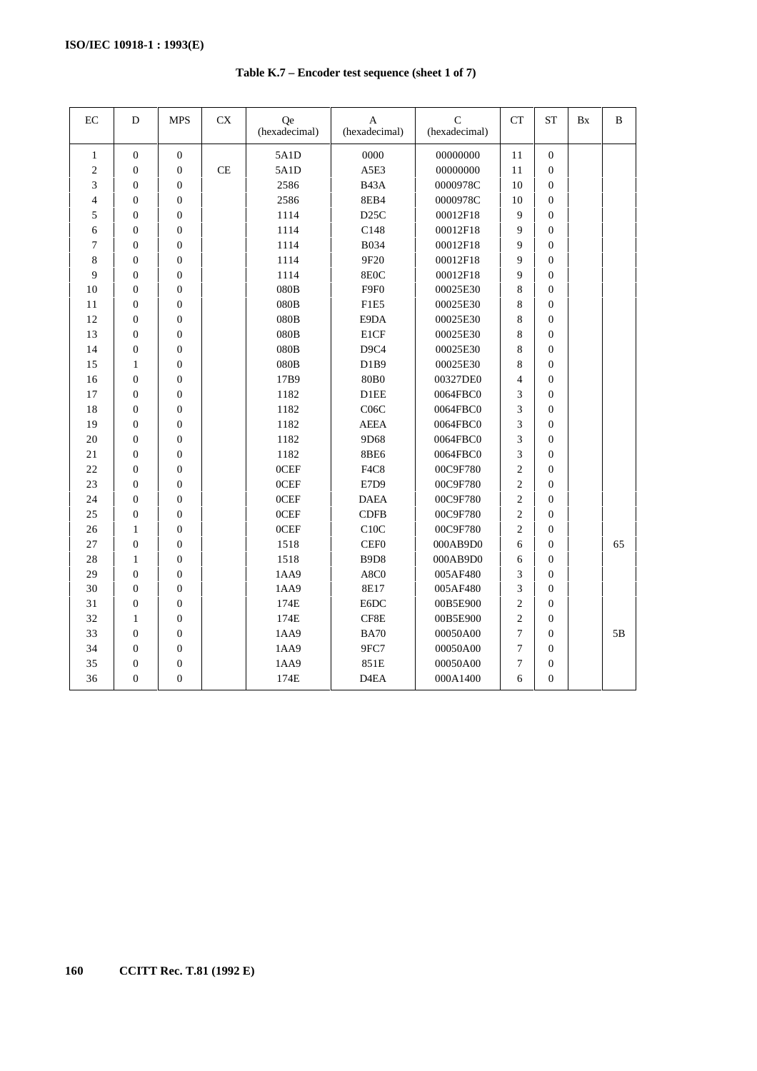**Table K.7 – Encoder test sequence (sheet 1 of 7)**

| EC | D | MPS | CX | Qe (hexadecimal) | A (hexadecimal) | C (hexadecimal) | CT | ST | Bx | B |
|---|---|---|---|---|---|---|---|---|---|---|
| 1 | 0 | 0 | | 5A1D | 0000 | 00000000 | 11 | 0 | | |
| 2 | 0 | 0 | CE | 5A1D | A5E3 | 00000000 | 11 | 0 | | |
| 3 | 0 | 0 | | 2586 | B43A | 0000978C | 10 | 0 | | |
| 4 | 0 | 0 | | 2586 | 8EB4 | 0000978C | 10 | 0 | | |
| 5 | 0 | 0 | | 1114 | D25C | 00012F18 | 9 | 0 | | |
| 6 | 0 | 0 | | 1114 | C148 | 00012F18 | 9 | 0 | | |
| 7 | 0 | 0 | | 1114 | B034 | 00012F18 | 9 | 0 | | |
| 8 | 0 | 0 | | 1114 | 9F20 | 00012F18 | 9 | 0 | | |
| 9 | 0 | 0 | | 1114 | 8E0C | 00012F18 | 9 | 0 | | |
| 10 | 0 | 0 | | 080B | F9F0 | 00025E30 | 8 | 0 | | |
| 11 | 0 | 0 | | 080B | F1E5 | 00025E30 | 8 | 0 | | |
| 12 | 0 | 0 | | 080B | E9DA | 00025E30 | 8 | 0 | | |
| 13 | 0 | 0 | | 080B | E1CF | 00025E30 | 8 | 0 | | |
| 14 | 0 | 0 | | 080B | D9C4 | 00025E30 | 8 | 0 | | |
| 15 | 1 | 0 | | 080B | D1B9 | 00025E30 | 8 | 0 | | |
| 16 | 0 | 0 | | 17B9 | 80B0 | 00327DE0 | 4 | 0 | | |
| 17 | 0 | 0 | | 1182 | D1EE | 0064FBC0 | 3 | 0 | | |
| 18 | 0 | 0 | | 1182 | C06C | 0064FBC0 | 3 | 0 | | |
| 19 | 0 | 0 | | 1182 | AEEA | 0064FBC0 | 3 | 0 | | |
| 20 | 0 | 0 | | 1182 | 9D68 | 0064FBC0 | 3 | 0 | | |
| 21 | 0 | 0 | | 1182 | 8BE6 | 0064FBC0 | 3 | 0 | | |
| 22 | 0 | 0 | | 0CEF | F4C8 | 00C9F780 | 2 | 0 | | |
| 23 | 0 | 0 | | 0CEF | E7D9 | 00C9F780 | 2 | 0 | | |
| 24 | 0 | 0 | | 0CEF | DAEA | 00C9F780 | 2 | 0 | | |
| 25 | 0 | 0 | | 0CEF | CDFB | 00C9F780 | 2 | 0 | | |
| 26 | 1 | 0 | | 0CEF | C10C | 00C9F780 | 2 | 0 | | |
| 27 | 0 | 0 | | 1518 | CEF0 | 000AB9D0 | 6 | 0 | | 65 |
| 28 | 1 | 0 | | 1518 | B9D8 | 000AB9D0 | 6 | 0 | | |
| 29 | 0 | 0 | | 1AA9 | A8C0 | 005AF480 | 3 | 0 | | |
| 30 | 0 | 0 | | 1AA9 | 8E17 | 005AF480 | 3 | 0 | | |
| 31 | 0 | 0 | | 174E | E6DC | 00B5E900 | 2 | 0 | | |
| 32 | 1 | 0 | | 174E | CF8E | 00B5E900 | 2 | 0 | | |
| 33 | 0 | 0 | | 1AA9 | BA70 | 00050A00 | 7 | 0 | | 5B |
| 34 | 0 | 0 | | 1AA9 | 9FC7 | 00050A00 | 7 | 0 | | |
| 35 | 0 | 0 | | 1AA9 | 851E | 00050A00 | 7 | 0 | | |
| 36 | 0 | 0 | | 174E | D4EA | 000A1400 | 6 | 0 | | |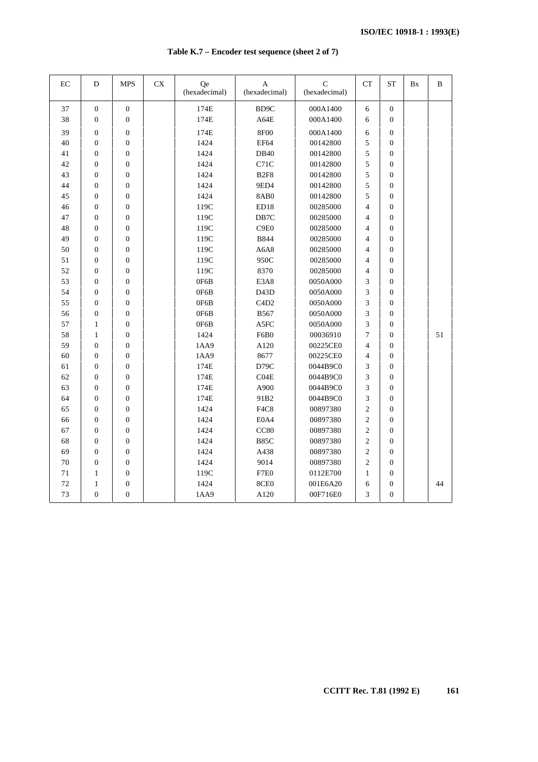**Table K.7 – Encoder test sequence (sheet 2 of 7)**

| EC | D | MPS | CX | Qe (hexadecimal) | A (hexadecimal) | C (hexadecimal) | CT | ST | Bx | B |
|---|---|---|---|---|---|---|---|---|---|---|
| 37 | 0 | 0 | | 174E | BD9C | 000A1400 | 6 | 0 | | |
| 38 | 0 | 0 | | 174E | A64E | 000A1400 | 6 | 0 | | |
| 39 | 0 | 0 | | 174E | 8F00 | 000A1400 | 6 | 0 | | |
| 40 | 0 | 0 | | 1424 | EF64 | 00142800 | 5 | 0 | | |
| 41 | 0 | 0 | | 1424 | DB40 | 00142800 | 5 | 0 | | |
| 42 | 0 | 0 | | 1424 | C71C | 00142800 | 5 | 0 | | |
| 43 | 0 | 0 | | 1424 | B2F8 | 00142800 | 5 | 0 | | |
| 44 | 0 | 0 | | 1424 | 9ED4 | 00142800 | 5 | 0 | | |
| 45 | 0 | 0 | | 1424 | 8AB0 | 00142800 | 5 | 0 | | |
| 46 | 0 | 0 | | 119C | ED18 | 00285000 | 4 | 0 | | |
| 47 | 0 | 0 | | 119C | DB7C | 00285000 | 4 | 0 | | |
| 48 | 0 | 0 | | 119C | C9E0 | 00285000 | 4 | 0 | | |
| 49 | 0 | 0 | | 119C | B844 | 00285000 | 4 | 0 | | |
| 50 | 0 | 0 | | 119C | A6A8 | 00285000 | 4 | 0 | | |
| 51 | 0 | 0 | | 119C | 950C | 00285000 | 4 | 0 | | |
| 52 | 0 | 0 | | 119C | 8370 | 00285000 | 4 | 0 | | |
| 53 | 0 | 0 | | 0F6B | E3A8 | 0050A000 | 3 | 0 | | |
| 54 | 0 | 0 | | 0F6B | D43D | 0050A000 | 3 | 0 | | |
| 55 | 0 | 0 | | 0F6B | C4D2 | 0050A000 | 3 | 0 | | |
| 56 | 0 | 0 | | 0F6B | B567 | 0050A000 | 3 | 0 | | |
| 57 | 1 | 0 | | 0F6B | A5FC | 0050A000 | 3 | 0 | | |
| 58 | 1 | 0 | | 1424 | F6B0 | 00036910 | 7 | 0 | | 51 |
| 59 | 0 | 0 | | 1AA9 | A120 | 00225CE0 | 4 | 0 | | |
| 60 | 0 | 0 | | 1AA9 | 8677 | 00225CE0 | 4 | 0 | | |
| 61 | 0 | 0 | | 174E | D79C | 0044B9C0 | 3 | 0 | | |
| 62 | 0 | 0 | | 174E | C04E | 0044B9C0 | 3 | 0 | | |
| 63 | 0 | 0 | | 174E | A900 | 0044B9C0 | 3 | 0 | | |
| 64 | 0 | 0 | | 174E | 91B2 | 0044B9C0 | 3 | 0 | | |
| 65 | 0 | 0 | | 1424 | F4C8 | 00897380 | 2 | 0 | | |
| 66 | 0 | 0 | | 1424 | E0A4 | 00897380 | 2 | 0 | | |
| 67 | 0 | 0 | | 1424 | CC80 | 00897380 | 2 | 0 | | |
| 68 | 0 | 0 | | 1424 | B85C | 00897380 | 2 | 0 | | |
| 69 | 0 | 0 | | 1424 | A438 | 00897380 | 2 | 0 | | |
| 70 | 0 | 0 | | 1424 | 9014 | 00897380 | 2 | 0 | | |
| 71 | 1 | 0 | | 119C | F7E0 | 0112E700 | 1 | 0 | | |
| 72 | 1 | 0 | | 1424 | 8CE0 | 001E6A20 | 6 | 0 | | 44 |
| 73 | 0 | 0 | | 1AA9 | A120 | 00F716E0 | 3 | 0 | | |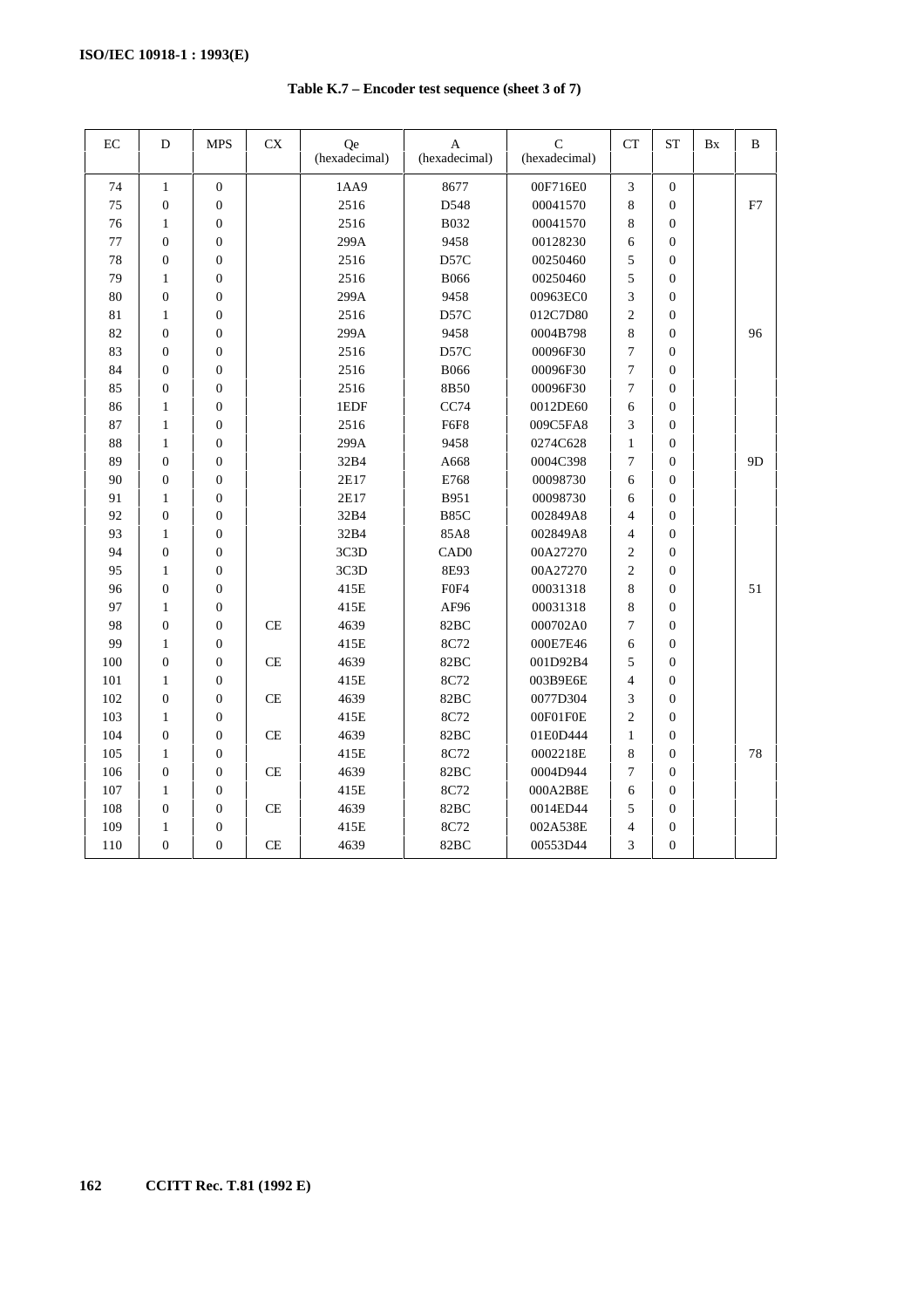**Table K.7 – Encoder test sequence (sheet 3 of 7)**

| EC | D | MPS | CX | Qe (hexadecimal) | A (hexadecimal) | C (hexadecimal) | CT | ST | Bx | B |
|---|---|---|---|---|---|---|---|---|---|---|
| 74 | 1 | 0 | | 1AA9 | 8677 | 00F716E0 | 3 | 0 | | |
| 75 | 0 | 0 | | 2516 | D548 | 00041570 | 8 | 0 | | F7 |
| 76 | 1 | 0 | | 2516 | B032 | 00041570 | 8 | 0 | | |
| 77 | 0 | 0 | | 299A | 9458 | 00128230 | 6 | 0 | | |
| 78 | 0 | 0 | | 2516 | D57C | 00250460 | 5 | 0 | | |
| 79 | 1 | 0 | | 2516 | B066 | 00250460 | 5 | 0 | | |
| 80 | 0 | 0 | | 299A | 9458 | 00963EC0 | 3 | 0 | | |
| 81 | 1 | 0 | | 2516 | D57C | 012C7D80 | 2 | 0 | | |
| 82 | 0 | 0 | | 299A | 9458 | 0004B798 | 8 | 0 | | 96 |
| 83 | 0 | 0 | | 2516 | D57C | 00096F30 | 7 | 0 | | |
| 84 | 0 | 0 | | 2516 | B066 | 00096F30 | 7 | 0 | | |
| 85 | 0 | 0 | | 2516 | 8B50 | 00096F30 | 7 | 0 | | |
| 86 | 1 | 0 | | 1EDF | CC74 | 0012DE60 | 6 | 0 | | |
| 87 | 1 | 0 | | 2516 | F6F8 | 009C5FA8 | 3 | 0 | | |
| 88 | 1 | 0 | | 299A | 9458 | 0274C628 | 1 | 0 | | |
| 89 | 0 | 0 | | 32B4 | A668 | 0004C398 | 7 | 0 | | 9D |
| 90 | 0 | 0 | | 2E17 | E768 | 00098730 | 6 | 0 | | |
| 91 | 1 | 0 | | 2E17 | B951 | 00098730 | 6 | 0 | | |
| 92 | 0 | 0 | | 32B4 | B85C | 002849A8 | 4 | 0 | | |
| 93 | 1 | 0 | | 32B4 | 85A8 | 002849A8 | 4 | 0 | | |
| 94 | 0 | 0 | | 3C3D | CAD0 | 00A27270 | 2 | 0 | | |
| 95 | 1 | 0 | | 3C3D | 8E93 | 00A27270 | 2 | 0 | | |
| 96 | 0 | 0 | | 415E | F0F4 | 00031318 | 8 | 0 | | 51 |
| 97 | 1 | 0 | | 415E | AF96 | 00031318 | 8 | 0 | | |
| 98 | 0 | 0 | CE | 4639 | 82BC | 000702A0 | 7 | 0 | | |
| 99 | 1 | 0 | | 415E | 8C72 | 000E7E46 | 6 | 0 | | |
| 100 | 0 | 0 | CE | 4639 | 82BC | 001D92B4 | 5 | 0 | | |
| 101 | 1 | 0 | | 415E | 8C72 | 003B9E6E | 4 | 0 | | |
| 102 | 0 | 0 | CE | 4639 | 82BC | 0077D304 | 3 | 0 | | |
| 103 | 1 | 0 | | 415E | 8C72 | 00F01F0E | 2 | 0 | | |
| 104 | 0 | 0 | CE | 4639 | 82BC | 01E0D444 | 1 | 0 | | |
| 105 | 1 | 0 | | 415E | 8C72 | 0002218E | 8 | 0 | | 78 |
| 106 | 0 | 0 | CE | 4639 | 82BC | 0004D944 | 7 | 0 | | |
| 107 | 1 | 0 | | 415E | 8C72 | 000A2B8E | 6 | 0 | | |
| 108 | 0 | 0 | CE | 4639 | 82BC | 0014ED44 | 5 | 0 | | |
| 109 | 1 | 0 | | 415E | 8C72 | 002A538E | 4 | 0 | | |
| 110 | 0 | 0 | CE | 4639 | 82BC | 00553D44 | 3 | 0 | | |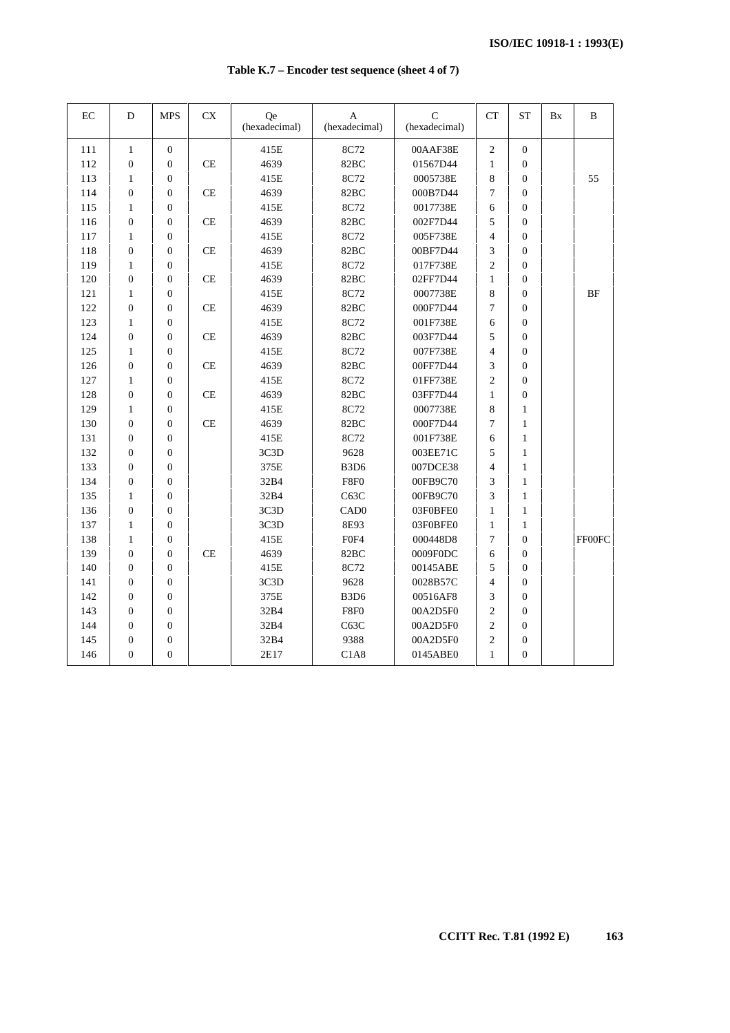**Table K.7 – Encoder test sequence (sheet 4 of 7)**

| EC | D | MPS | CX | Qe (hexadecimal) | A (hexadecimal) | C (hexadecimal) | CT | ST | Bx | B |
|---|---|---|---|---|---|---|---|---|---|---|
| 111 | 1 | 0 | | 415E | 8C72 | 00AAF38E | 2 | 0 | | |
| 112 | 0 | 0 | CE | 4639 | 82BC | 01567D44 | 1 | 0 | | |
| 113 | 1 | 0 | | 415E | 8C72 | 0005738E | 8 | 0 | | 55 |
| 114 | 0 | 0 | CE | 4639 | 82BC | 000B7D44 | 7 | 0 | | |
| 115 | 1 | 0 | | 415E | 8C72 | 0017738E | 6 | 0 | | |
| 116 | 0 | 0 | CE | 4639 | 82BC | 002F7D44 | 5 | 0 | | |
| 117 | 1 | 0 | | 415E | 8C72 | 005F738E | 4 | 0 | | |
| 118 | 0 | 0 | CE | 4639 | 82BC | 00BF7D44 | 3 | 0 | | |
| 119 | 1 | 0 | | 415E | 8C72 | 017F738E | 2 | 0 | | |
| 120 | 0 | 0 | CE | 4639 | 82BC | 02FF7D44 | 1 | 0 | | |
| 121 | 1 | 0 | | 415E | 8C72 | 0007738E | 8 | 0 | | BF |
| 122 | 0 | 0 | CE | 4639 | 82BC | 000F7D44 | 7 | 0 | | |
| 123 | 1 | 0 | | 415E | 8C72 | 001F738E | 6 | 0 | | |
| 124 | 0 | 0 | CE | 4639 | 82BC | 003F7D44 | 5 | 0 | | |
| 125 | 1 | 0 | | 415E | 8C72 | 007F738E | 4 | 0 | | |
| 126 | 0 | 0 | CE | 4639 | 82BC | 00FF7D44 | 3 | 0 | | |
| 127 | 1 | 0 | | 415E | 8C72 | 01FF738E | 2 | 0 | | |
| 128 | 0 | 0 | CE | 4639 | 82BC | 03FF7D44 | 1 | 0 | | |
| 129 | 1 | 0 | | 415E | 8C72 | 0007738E | 8 | 1 | | |
| 130 | 0 | 0 | CE | 4639 | 82BC | 000F7D44 | 7 | 1 | | |
| 131 | 0 | 0 | | 415E | 8C72 | 001F738E | 6 | 1 | | |
| 132 | 0 | 0 | | 3C3D | 9628 | 003EE71C | 5 | 1 | | |
| 133 | 0 | 0 | | 375E | B3D6 | 007DCE38 | 4 | 1 | | |
| 134 | 0 | 0 | | 32B4 | F8F0 | 00FB9C70 | 3 | 1 | | |
| 135 | 1 | 0 | | 32B4 | C63C | 00FB9C70 | 3 | 1 | | |
| 136 | 0 | 0 | | 3C3D | CAD0 | 03F0BFE0 | 1 | 1 | | |
| 137 | 1 | 0 | | 3C3D | 8E93 | 03F0BFE0 | 1 | 1 | | |
| 138 | 1 | 0 | | 415E | F0F4 | 000448D8 | 7 | 0 | | FF00FC |
| 139 | 0 | 0 | CE | 4639 | 82BC | 0009F0DC | 6 | 0 | | |
| 140 | 0 | 0 | | 415E | 8C72 | 00145ABE | 5 | 0 | | |
| 141 | 0 | 0 | | 3C3D | 9628 | 0028B57C | 4 | 0 | | |
| 142 | 0 | 0 | | 375E | B3D6 | 00516AF8 | 3 | 0 | | |
| 143 | 0 | 0 | | 32B4 | F8F0 | 00A2D5F0 | 2 | 0 | | |
| 144 | 0 | 0 | | 32B4 | C63C | 00A2D5F0 | 2 | 0 | | |
| 145 | 0 | 0 | | 32B4 | 9388 | 00A2D5F0 | 2 | 0 | | |
| 146 | 0 | 0 | | 2E17 | C1A8 | 0145ABE0 | 1 | 0 | | |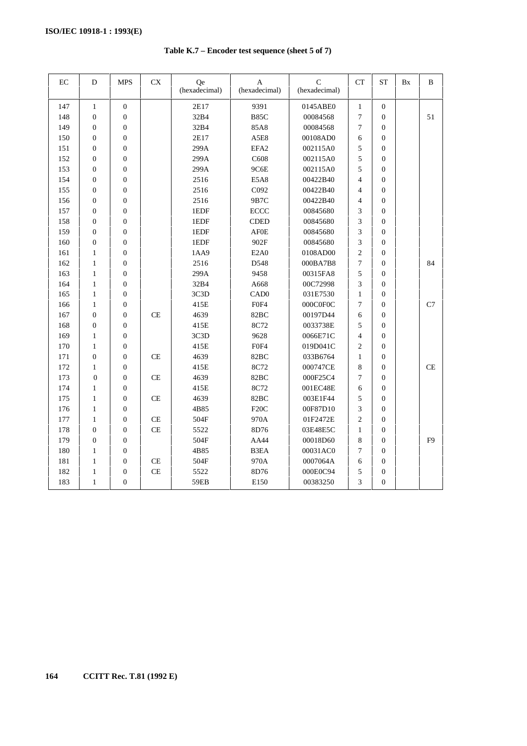**Table K.7 – Encoder test sequence (sheet 5 of 7)**

| EC | D | MPS | CX | Qe (hexadecimal) | A (hexadecimal) | C (hexadecimal) | CT | ST | Bx | B |
|---|---|---|---|---|---|---|---|---|---|---|
| 147 | 1 | 0 | | 2E17 | 9391 | 0145ABE0 | 1 | 0 | | |
| 148 | 0 | 0 | | 32B4 | B85C | 00084568 | 7 | 0 | | 51 |
| 149 | 0 | 0 | | 32B4 | 85A8 | 00084568 | 7 | 0 | | |
| 150 | 0 | 0 | | 2E17 | A5E8 | 00108AD0 | 6 | 0 | | |
| 151 | 0 | 0 | | 299A | EFA2 | 002115A0 | 5 | 0 | | |
| 152 | 0 | 0 | | 299A | C608 | 002115A0 | 5 | 0 | | |
| 153 | 0 | 0 | | 299A | 9C6E | 002115A0 | 5 | 0 | | |
| 154 | 0 | 0 | | 2516 | E5A8 | 00422B40 | 4 | 0 | | |
| 155 | 0 | 0 | | 2516 | C092 | 00422B40 | 4 | 0 | | |
| 156 | 0 | 0 | | 2516 | 9B7C | 00422B40 | 4 | 0 | | |
| 157 | 0 | 0 | | 1EDF | ECCC | 00845680 | 3 | 0 | | |
| 158 | 0 | 0 | | 1EDF | CDED | 00845680 | 3 | 0 | | |
| 159 | 0 | 0 | | 1EDF | AF0E | 00845680 | 3 | 0 | | |
| 160 | 0 | 0 | | 1EDF | 902F | 00845680 | 3 | 0 | | |
| 161 | 1 | 0 | | 1AA9 | E2A0 | 0108AD00 | 2 | 0 | | |
| 162 | 1 | 0 | | 2516 | D548 | 000BA7B8 | 7 | 0 | | 84 |
| 163 | 1 | 0 | | 299A | 9458 | 00315FA8 | 5 | 0 | | |
| 164 | 1 | 0 | | 32B4 | A668 | 00C72998 | 3 | 0 | | |
| 165 | 1 | 0 | | 3C3D | CAD0 | 031E7530 | 1 | 0 | | |
| 166 | 1 | 0 | | 415E | F0F4 | 000C0F0C | 7 | 0 | | C7 |
| 167 | 0 | 0 | CE | 4639 | 82BC | 00197D44 | 6 | 0 | | |
| 168 | 0 | 0 | | 415E | 8C72 | 0033738E | 5 | 0 | | |
| 169 | 1 | 0 | | 3C3D | 9628 | 0066E71C | 4 | 0 | | |
| 170 | 1 | 0 | | 415E | F0F4 | 019D041C | 2 | 0 | | |
| 171 | 0 | 0 | CE | 4639 | 82BC | 033B6764 | 1 | 0 | | |
| 172 | 1 | 0 | | 415E | 8C72 | 000747CE | 8 | 0 | | CE |
| 173 | 0 | 0 | CE | 4639 | 82BC | 000F25C4 | 7 | 0 | | |
| 174 | 1 | 0 | | 415E | 8C72 | 001EC48E | 6 | 0 | | |
| 175 | 1 | 0 | CE | 4639 | 82BC | 003E1F44 | 5 | 0 | | |
| 176 | 1 | 0 | | 4B85 | F20C | 00F87D10 | 3 | 0 | | |
| 177 | 1 | 0 | CE | 504F | 970A | 01F2472E | 2 | 0 | | |
| 178 | 0 | 0 | CE | 5522 | 8D76 | 03E48E5C | 1 | 0 | | |
| 179 | 0 | 0 | | 504F | AA44 | 00018D60 | 8 | 0 | | F9 |
| 180 | 1 | 0 | | 4B85 | B3EA | 00031AC0 | 7 | 0 | | |
| 181 | 1 | 0 | CE | 504F | 970A | 0007064A | 6 | 0 | | |
| 182 | 1 | 0 | CE | 5522 | 8D76 | 000E0C94 | 5 | 0 | | |
| 183 | 1 | 0 | | 59EB | E150 | 00383250 | 3 | 0 | | |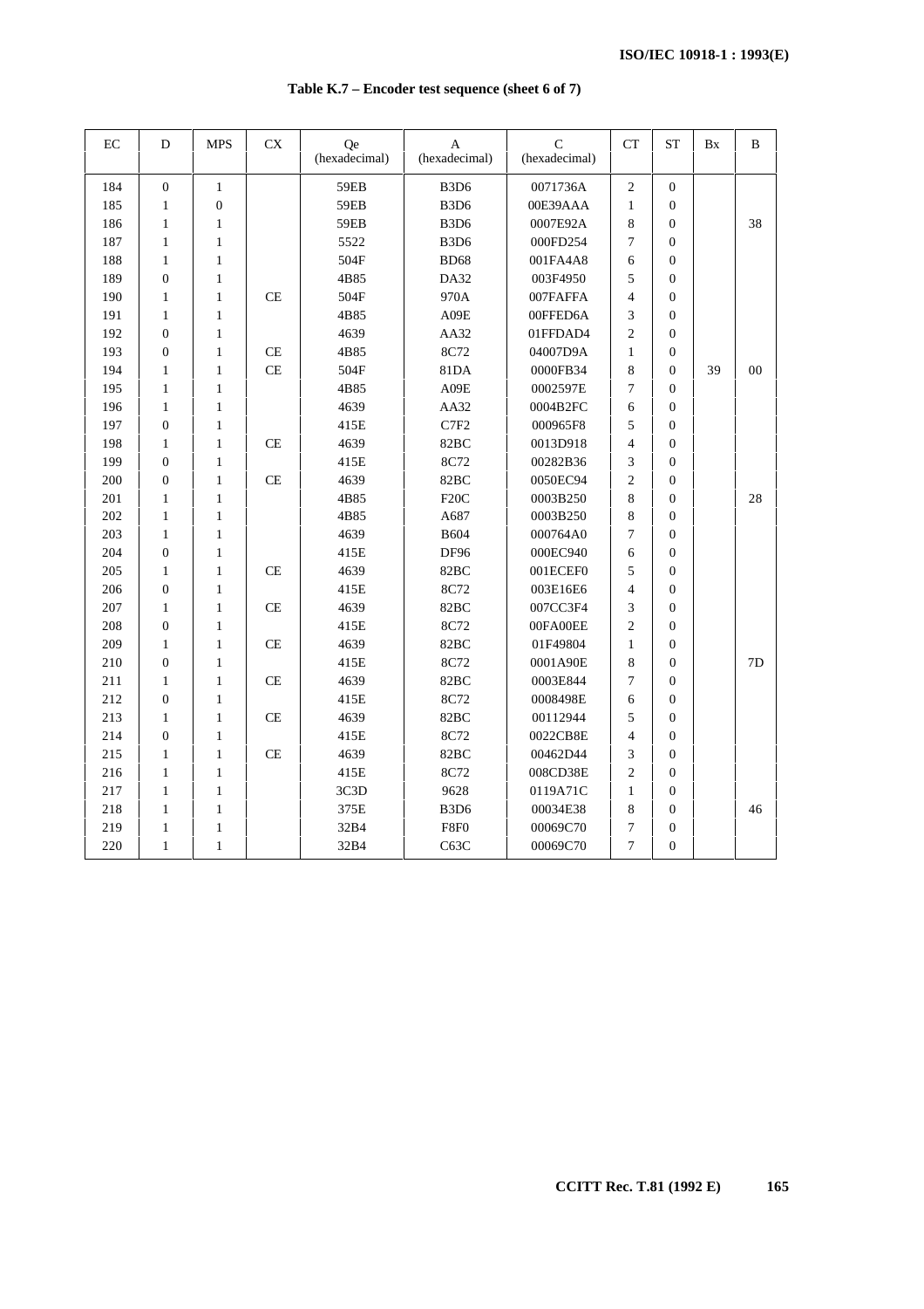**Table K.7 – Encoder test sequence (sheet 6 of 7)**

| EC | D | MPS | CX | Qe (hexadecimal) | A (hexadecimal) | C (hexadecimal) | CT | ST | Bx | B |
|---|---|---|---|---|---|---|---|---|---|---|
| 184 | 0 | 1 | | 59EB | B3D6 | 0071736A | 2 | 0 | | |
| 185 | 1 | 0 | | 59EB | B3D6 | 00E39AAA | 1 | 0 | | |
| 186 | 1 | 1 | | 59EB | B3D6 | 0007E92A | 8 | 0 | | 38 |
| 187 | 1 | 1 | | 5522 | B3D6 | 000FD254 | 7 | 0 | | |
| 188 | 1 | 1 | | 504F | BD68 | 001FA4A8 | 6 | 0 | | |
| 189 | 0 | 1 | | 4B85 | DA32 | 003F4950 | 5 | 0 | | |
| 190 | 1 | 1 | CE | 504F | 970A | 007FAFFA | 4 | 0 | | |
| 191 | 1 | 1 | | 4B85 | A09E | 00FFED6A | 3 | 0 | | |
| 192 | 0 | 1 | | 4639 | AA32 | 01FFDAD4 | 2 | 0 | | |
| 193 | 0 | 1 | CE | 4B85 | 8C72 | 04007D9A | 1 | 0 | | |
| 194 | 1 | 1 | CE | 504F | 81DA | 0000FB34 | 8 | 0 | 39 | 00 |
| 195 | 1 | 1 | | 4B85 | A09E | 0002597E | 7 | 0 | | |
| 196 | 1 | 1 | | 4639 | AA32 | 0004B2FC | 6 | 0 | | |
| 197 | 0 | 1 | | 415E | C7F2 | 000965F8 | 5 | 0 | | |
| 198 | 1 | 1 | CE | 4639 | 82BC | 0013D918 | 4 | 0 | | |
| 199 | 0 | 1 | | 415E | 8C72 | 00282B36 | 3 | 0 | | |
| 200 | 0 | 1 | CE | 4639 | 82BC | 0050EC94 | 2 | 0 | | |
| 201 | 1 | 1 | | 4B85 | F20C | 0003B250 | 8 | 0 | | 28 |
| 202 | 1 | 1 | | 4B85 | A687 | 0003B250 | 8 | 0 | | |
| 203 | 1 | 1 | | 4639 | B604 | 000764A0 | 7 | 0 | | |
| 204 | 0 | 1 | | 415E | DF96 | 000EC940 | 6 | 0 | | |
| 205 | 1 | 1 | CE | 4639 | 82BC | 001ECEF0 | 5 | 0 | | |
| 206 | 0 | 1 | | 415E | 8C72 | 003E16E6 | 4 | 0 | | |
| 207 | 1 | 1 | CE | 4639 | 82BC | 007CC3F4 | 3 | 0 | | |
| 208 | 0 | 1 | | 415E | 8C72 | 00FA00EE | 2 | 0 | | |
| 209 | 1 | 1 | CE | 4639 | 82BC | 01F49804 | 1 | 0 | | |
| 210 | 0 | 1 | | 415E | 8C72 | 0001A90E | 8 | 0 | | 7D |
| 211 | 1 | 1 | CE | 4639 | 82BC | 0003E844 | 7 | 0 | | |
| 212 | 0 | 1 | | 415E | 8C72 | 0008498E | 6 | 0 | | |
| 213 | 1 | 1 | CE | 4639 | 82BC | 00112944 | 5 | 0 | | |
| 214 | 0 | 1 | | 415E | 8C72 | 0022CB8E | 4 | 0 | | |
| 215 | 1 | 1 | CE | 4639 | 82BC | 00462D44 | 3 | 0 | | |
| 216 | 1 | 1 | | 415E | 8C72 | 008CD38E | 2 | 0 | | |
| 217 | 1 | 1 | | 3C3D | 9628 | 0119A71C | 1 | 0 | | |
| 218 | 1 | 1 | | 375E | B3D6 | 00034E38 | 8 | 0 | | 46 |
| 219 | 1 | 1 | | 32B4 | F8F0 | 00069C70 | 7 | 0 | | |
| 220 | 1 | 1 | | 32B4 | C63C | 00069C70 | 7 | 0 | | |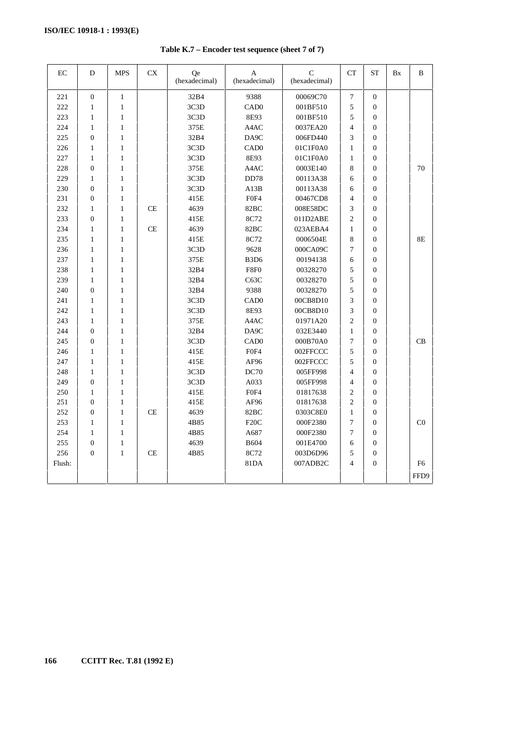**Table K.7 – Encoder test sequence (sheet 7 of 7)**

| EC | D | MPS | CX | Qe (hexadecimal) | A (hexadecimal) | C (hexadecimal) | CT | ST | Bx | B |
|---|---|---|---|---|---|---|---|---|---|---|
| 221 | 0 | 1 | | 32B4 | 9388 | 00069C70 | 7 | 0 | | |
| 222 | 1 | 1 | | 3C3D | CAD0 | 001BF510 | 5 | 0 | | |
| 223 | 1 | 1 | | 3C3D | 8E93 | 001BF510 | 5 | 0 | | |
| 224 | 1 | 1 | | 375E | A4AC | 0037EA20 | 4 | 0 | | |
| 225 | 0 | 1 | | 32B4 | DA9C | 006FD440 | 3 | 0 | | |
| 226 | 1 | 1 | | 3C3D | CAD0 | 01C1F0A0 | 1 | 0 | | |
| 227 | 1 | 1 | | 3C3D | 8E93 | 01C1F0A0 | 1 | 0 | | |
| 228 | 0 | 1 | | 375E | A4AC | 0003E140 | 8 | 0 | | 70 |
| 229 | 1 | 1 | | 3C3D | DD78 | 00113A38 | 6 | 0 | | |
| 230 | 0 | 1 | | 3C3D | A13B | 00113A38 | 6 | 0 | | |
| 231 | 0 | 1 | | 415E | F0F4 | 00467CD8 | 4 | 0 | | |
| 232 | 1 | 1 | CE | 4639 | 82BC | 008E58DC | 3 | 0 | | |
| 233 | 0 | 1 | | 415E | 8C72 | 011D2ABE | 2 | 0 | | |
| 234 | 1 | 1 | CE | 4639 | 82BC | 023AEBA4 | 1 | 0 | | |
| 235 | 1 | 1 | | 415E | 8C72 | 0006504E | 8 | 0 | | 8E |
| 236 | 1 | 1 | | 3C3D | 9628 | 000CA09C | 7 | 0 | | |
| 237 | 1 | 1 | | 375E | B3D6 | 00194138 | 6 | 0 | | |
| 238 | 1 | 1 | | 32B4 | F8F0 | 00328270 | 5 | 0 | | |
| 239 | 1 | 1 | | 32B4 | C63C | 00328270 | 5 | 0 | | |
| 240 | 0 | 1 | | 32B4 | 9388 | 00328270 | 5 | 0 | | |
| 241 | 1 | 1 | | 3C3D | CAD0 | 00CB8D10 | 3 | 0 | | |
| 242 | 1 | 1 | | 3C3D | 8E93 | 00CB8D10 | 3 | 0 | | |
| 243 | 1 | 1 | | 375E | A4AC | 01971A20 | 2 | 0 | | |
| 244 | 0 | 1 | | 32B4 | DA9C | 032E3440 | 1 | 0 | | |
| 245 | 0 | 1 | | 3C3D | CAD0 | 000B70A0 | 7 | 0 | | CB |
| 246 | 1 | 1 | | 415E | F0F4 | 002FFCCC | 5 | 0 | | |
| 247 | 1 | 1 | | 415E | AF96 | 002FFCCC | 5 | 0 | | |
| 248 | 1 | 1 | | 3C3D | DC70 | 005FF998 | 4 | 0 | | |
| 249 | 0 | 1 | | 3C3D | A033 | 005FF998 | 4 | 0 | | |
| 250 | 1 | 1 | | 415E | F0F4 | 01817638 | 2 | 0 | | |
| 251 | 0 | 1 | | 415E | AF96 | 01817638 | 2 | 0 | | |
| 252 | 0 | 1 | CE | 4639 | 82BC | 0303C8E0 | 1 | 0 | | |
| 253 | 1 | 1 | | 4B85 | F20C | 000F2380 | 7 | 0 | | C0 |
| 254 | 1 | 1 | | 4B85 | A687 | 000F2380 | 7 | 0 | | |
| 255 | 0 | 1 | | 4639 | B604 | 001E4700 | 6 | 0 | | |
| 256 | 0 | 1 | CE | 4B85 | 8C72 | 003D6D96 | 5 | 0 | | |
| Flush: | | | | | 81DA | 007ADB2C | 4 | 0 | | F6 |
| | | | | | | | | | | FFD9 |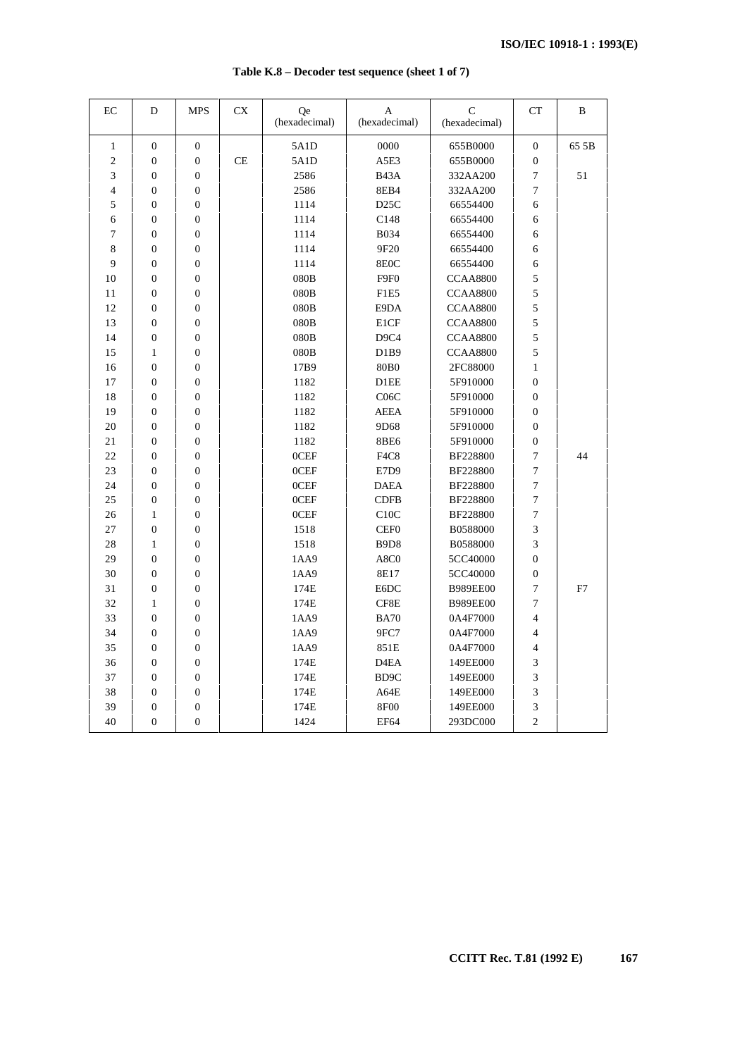**Table K.8 – Decoder test sequence (sheet 1 of 7)**

| EC | D | MPS | CX | Qe (hexadecimal) | A (hexadecimal) | C (hexadecimal) | CT | B |
|---|---|---|---|---|---|---|---|---|
| 1 | 0 | 0 | | 5A1D | 0000 | 655B0000 | 0 | 65 5B |
| 2 | 0 | 0 | CE | 5A1D | A5E3 | 655B0000 | 0 | |
| 3 | 0 | 0 | | 2586 | B43A | 332AA200 | 7 | 51 |
| 4 | 0 | 0 | | 2586 | 8EB4 | 332AA200 | 7 | |
| 5 | 0 | 0 | | 1114 | D25C | 66554400 | 6 | |
| 6 | 0 | 0 | | 1114 | C148 | 66554400 | 6 | |
| 7 | 0 | 0 | | 1114 | B034 | 66554400 | 6 | |
| 8 | 0 | 0 | | 1114 | 9F20 | 66554400 | 6 | |
| 9 | 0 | 0 | | 1114 | 8E0C | 66554400 | 6 | |
| 10 | 0 | 0 | | 080B | F9F0 | CCAA8800 | 5 | |
| 11 | 0 | 0 | | 080B | F1E5 | CCAA8800 | 5 | |
| 12 | 0 | 0 | | 080B | E9DA | CCAA8800 | 5 | |
| 13 | 0 | 0 | | 080B | E1CF | CCAA8800 | 5 | |
| 14 | 0 | 0 | | 080B | D9C4 | CCAA8800 | 5 | |
| 15 | 1 | 0 | | 080B | D1B9 | CCAA8800 | 5 | |
| 16 | 0 | 0 | | 17B9 | 80B0 | 2FC88000 | 1 | |
| 17 | 0 | 0 | | 1182 | D1EE | 5F910000 | 0 | |
| 18 | 0 | 0 | | 1182 | C06C | 5F910000 | 0 | |
| 19 | 0 | 0 | | 1182 | AEEA | 5F910000 | 0 | |
| 20 | 0 | 0 | | 1182 | 9D68 | 5F910000 | 0 | |
| 21 | 0 | 0 | | 1182 | 8BE6 | 5F910000 | 0 | |
| 22 | 0 | 0 | | 0CEF | F4C8 | BF228800 | 7 | 44 |
| 23 | 0 | 0 | | 0CEF | E7D9 | BF228800 | 7 | |
| 24 | 0 | 0 | | 0CEF | DAEA | BF228800 | 7 | |
| 25 | 0 | 0 | | 0CEF | CDFB | BF228800 | 7 | |
| 26 | 1 | 0 | | 0CEF | C10C | BF228800 | 7 | |
| 27 | 0 | 0 | | 1518 | CEF0 | B0588000 | 3 | |
| 28 | 1 | 0 | | 1518 | B9D8 | B0588000 | 3 | |
| 29 | 0 | 0 | | 1AA9 | A8C0 | 5CC40000 | 0 | |
| 30 | 0 | 0 | | 1AA9 | 8E17 | 5CC40000 | 0 | |
| 31 | 0 | 0 | | 174E | E6DC | B989EE00 | 7 | F7 |
| 32 | 1 | 0 | | 174E | CF8E | B989EE00 | 7 | |
| 33 | 0 | 0 | | 1AA9 | BA70 | 0A4F7000 | 4 | |
| 34 | 0 | 0 | | 1AA9 | 9FC7 | 0A4F7000 | 4 | |
| 35 | 0 | 0 | | 1AA9 | 851E | 0A4F7000 | 4 | |
| 36 | 0 | 0 | | 174E | D4EA | 149EE000 | 3 | |
| 37 | 0 | 0 | | 174E | BD9C | 149EE000 | 3 | |
| 38 | 0 | 0 | | 174E | A64E | 149EE000 | 3 | |
| 39 | 0 | 0 | | 174E | 8F00 | 149EE000 | 3 | |
| 40 | 0 | 0 | | 1424 | EF64 | 293DC000 | 2 | |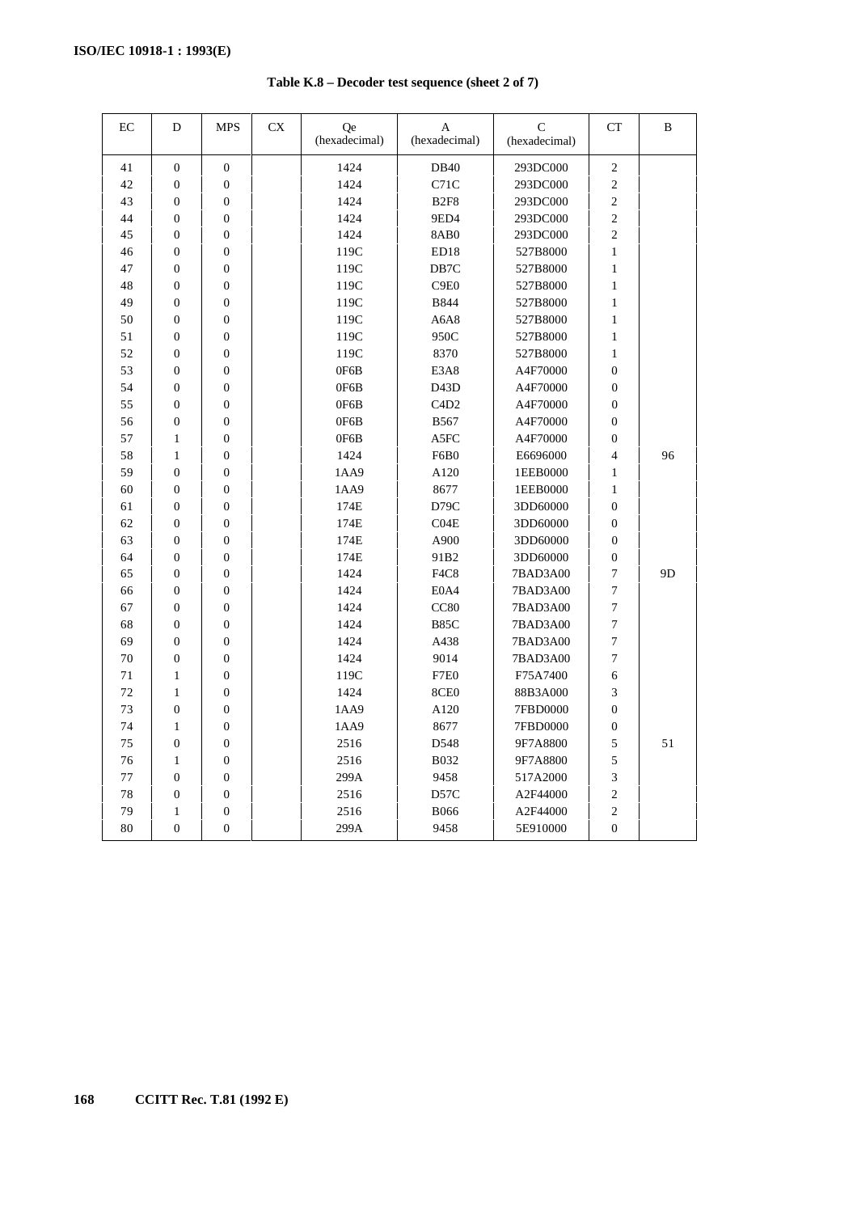**Table K.8 – Decoder test sequence (sheet 2 of 7)**

| EC | D | MPS | CX | Qe (hexadecimal) | A (hexadecimal) | C (hexadecimal) | CT | B |
|---|---|---|---|---|---|---|---|---|
| 41 | 0 | 0 | | 1424 | DB40 | 293DC000 | 2 | |
| 42 | 0 | 0 | | 1424 | C71C | 293DC000 | 2 | |
| 43 | 0 | 0 | | 1424 | B2F8 | 293DC000 | 2 | |
| 44 | 0 | 0 | | 1424 | 9ED4 | 293DC000 | 2 | |
| 45 | 0 | 0 | | 1424 | 8AB0 | 293DC000 | 2 | |
| 46 | 0 | 0 | | 119C | ED18 | 527B8000 | 1 | |
| 47 | 0 | 0 | | 119C | DB7C | 527B8000 | 1 | |
| 48 | 0 | 0 | | 119C | C9E0 | 527B8000 | 1 | |
| 49 | 0 | 0 | | 119C | B844 | 527B8000 | 1 | |
| 50 | 0 | 0 | | 119C | A6A8 | 527B8000 | 1 | |
| 51 | 0 | 0 | | 119C | 950C | 527B8000 | 1 | |
| 52 | 0 | 0 | | 119C | 8370 | 527B8000 | 1 | |
| 53 | 0 | 0 | | 0F6B | E3A8 | A4F70000 | 0 | |
| 54 | 0 | 0 | | 0F6B | D43D | A4F70000 | 0 | |
| 55 | 0 | 0 | | 0F6B | C4D2 | A4F70000 | 0 | |
| 56 | 0 | 0 | | 0F6B | B567 | A4F70000 | 0 | |
| 57 | 1 | 0 | | 0F6B | A5FC | A4F70000 | 0 | |
| 58 | 1 | 0 | | 1424 | F6B0 | E6696000 | 4 | 96 |
| 59 | 0 | 0 | | 1AA9 | A120 | 1EEB0000 | 1 | |
| 60 | 0 | 0 | | 1AA9 | 8677 | 1EEB0000 | 1 | |
| 61 | 0 | 0 | | 174E | D79C | 3DD60000 | 0 | |
| 62 | 0 | 0 | | 174E | C04E | 3DD60000 | 0 | |
| 63 | 0 | 0 | | 174E | A900 | 3DD60000 | 0 | |
| 64 | 0 | 0 | | 174E | 91B2 | 3DD60000 | 0 | |
| 65 | 0 | 0 | | 1424 | F4C8 | 7BAD3A00 | 7 | 9D |
| 66 | 0 | 0 | | 1424 | E0A4 | 7BAD3A00 | 7 | |
| 67 | 0 | 0 | | 1424 | CC80 | 7BAD3A00 | 7 | |
| 68 | 0 | 0 | | 1424 | B85C | 7BAD3A00 | 7 | |
| 69 | 0 | 0 | | 1424 | A438 | 7BAD3A00 | 7 | |
| 70 | 0 | 0 | | 1424 | 9014 | 7BAD3A00 | 7 | |
| 71 | 1 | 0 | | 119C | F7E0 | F75A7400 | 6 | |
| 72 | 1 | 0 | | 1424 | 8CE0 | 88B3A000 | 3 | |
| 73 | 0 | 0 | | 1AA9 | A120 | 7FBD0000 | 0 | |
| 74 | 1 | 0 | | 1AA9 | 8677 | 7FBD0000 | 0 | |
| 75 | 0 | 0 | | 2516 | D548 | 9F7A8800 | 5 | 51 |
| 76 | 1 | 0 | | 2516 | B032 | 9F7A8800 | 5 | |
| 77 | 0 | 0 | | 299A | 9458 | 517A2000 | 3 | |
| 78 | 0 | 0 | | 2516 | D57C | A2F44000 | 2 | |
| 79 | 1 | 0 | | 2516 | B066 | A2F44000 | 2 | |
| 80 | 0 | 0 | | 299A | 9458 | 5E910000 | 0 | |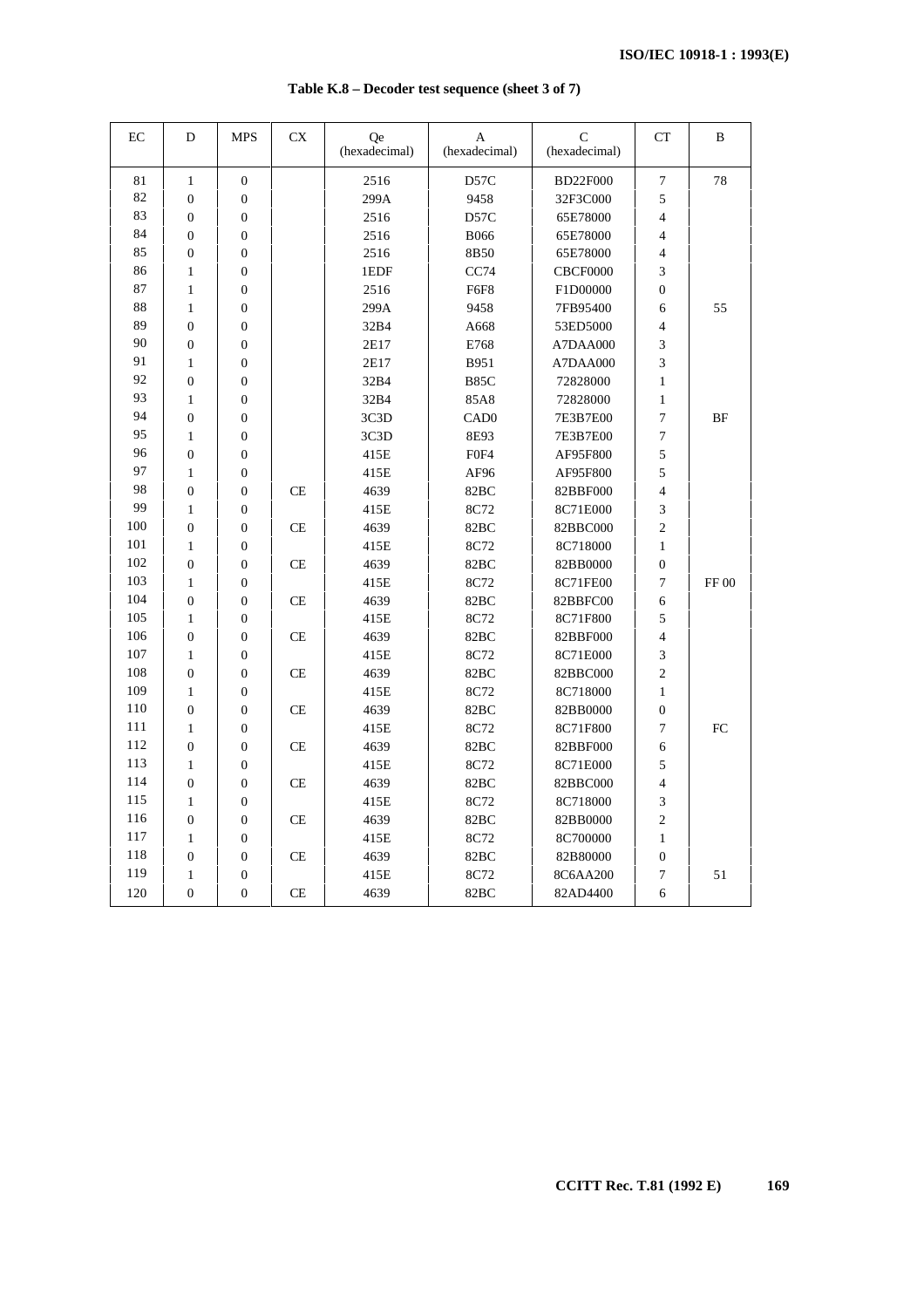**Table K.8 – Decoder test sequence (sheet 3 of 7)**

| EC | D | MPS | CX | Qe (hexadecimal) | A (hexadecimal) | C (hexadecimal) | CT | B |
|---|---|---|---|---|---|---|---|---|
| 81 | 1 | 0 | | 2516 | D57C | BD22F000 | 7 | 78 |
| 82 | 0 | 0 | | 299A | 9458 | 32F3C000 | 5 | |
| 83 | 0 | 0 | | 2516 | D57C | 65E78000 | 4 | |
| 84 | 0 | 0 | | 2516 | B066 | 65E78000 | 4 | |
| 85 | 0 | 0 | | 2516 | 8B50 | 65E78000 | 4 | |
| 86 | 1 | 0 | | 1EDF | CC74 | CBCF0000 | 3 | |
| 87 | 1 | 0 | | 2516 | F6F8 | F1D00000 | 0 | |
| 88 | 1 | 0 | | 299A | 9458 | 7FB95400 | 6 | 55 |
| 89 | 0 | 0 | | 32B4 | A668 | 53ED5000 | 4 | |
| 90 | 0 | 0 | | 2E17 | E768 | A7DAA000 | 3 | |
| 91 | 1 | 0 | | 2E17 | B951 | A7DAA000 | 3 | |
| 92 | 0 | 0 | | 32B4 | B85C | 72828000 | 1 | |
| 93 | 1 | 0 | | 32B4 | 85A8 | 72828000 | 1 | |
| 94 | 0 | 0 | | 3C3D | CAD0 | 7E3B7E00 | 7 | BF |
| 95 | 1 | 0 | | 3C3D | 8E93 | 7E3B7E00 | 7 | |
| 96 | 0 | 0 | | 415E | F0F4 | AF95F800 | 5 | |
| 97 | 1 | 0 | | 415E | AF96 | AF95F800 | 5 | |
| 98 | 0 | 0 | CE | 4639 | 82BC | 82BBF000 | 4 | |
| 99 | 1 | 0 | | 415E | 8C72 | 8C71E000 | 3 | |
| 100 | 0 | 0 | CE | 4639 | 82BC | 82BBC000 | 2 | |
| 101 | 1 | 0 | | 415E | 8C72 | 8C718000 | 1 | |
| 102 | 0 | 0 | CE | 4639 | 82BC | 82BB0000 | 0 | |
| 103 | 1 | 0 | | 415E | 8C72 | 8C71FE00 | 7 | FF 00 |
| 104 | 0 | 0 | CE | 4639 | 82BC | 82BBFC00 | 6 | |
| 105 | 1 | 0 | | 415E | 8C72 | 8C71F800 | 5 | |
| 106 | 0 | 0 | CE | 4639 | 82BC | 82BBF000 | 4 | |
| 107 | 1 | 0 | | 415E | 8C72 | 8C71E000 | 3 | |
| 108 | 0 | 0 | CE | 4639 | 82BC | 82BBC000 | 2 | |
| 109 | 1 | 0 | | 415E | 8C72 | 8C718000 | 1 | |
| 110 | 0 | 0 | CE | 4639 | 82BC | 82BB0000 | 0 | |
| 111 | 1 | 0 | | 415E | 8C72 | 8C71F800 | 7 | FC |
| 112 | 0 | 0 | CE | 4639 | 82BC | 82BBF000 | 6 | |
| 113 | 1 | 0 | | 415E | 8C72 | 8C71E000 | 5 | |
| 114 | 0 | 0 | CE | 4639 | 82BC | 82BBC000 | 4 | |
| 115 | 1 | 0 | | 415E | 8C72 | 8C718000 | 3 | |
| 116 | 0 | 0 | CE | 4639 | 82BC | 82BB0000 | 2 | |
| 117 | 1 | 0 | | 415E | 8C72 | 8C700000 | 1 | |
| 118 | 0 | 0 | CE | 4639 | 82BC | 82B80000 | 0 | |
| 119 | 1 | 0 | | 415E | 8C72 | 8C6AA200 | 7 | 51 |
| 120 | 0 | 0 | CE | 4639 | 82BC | 82AD4400 | 6 | |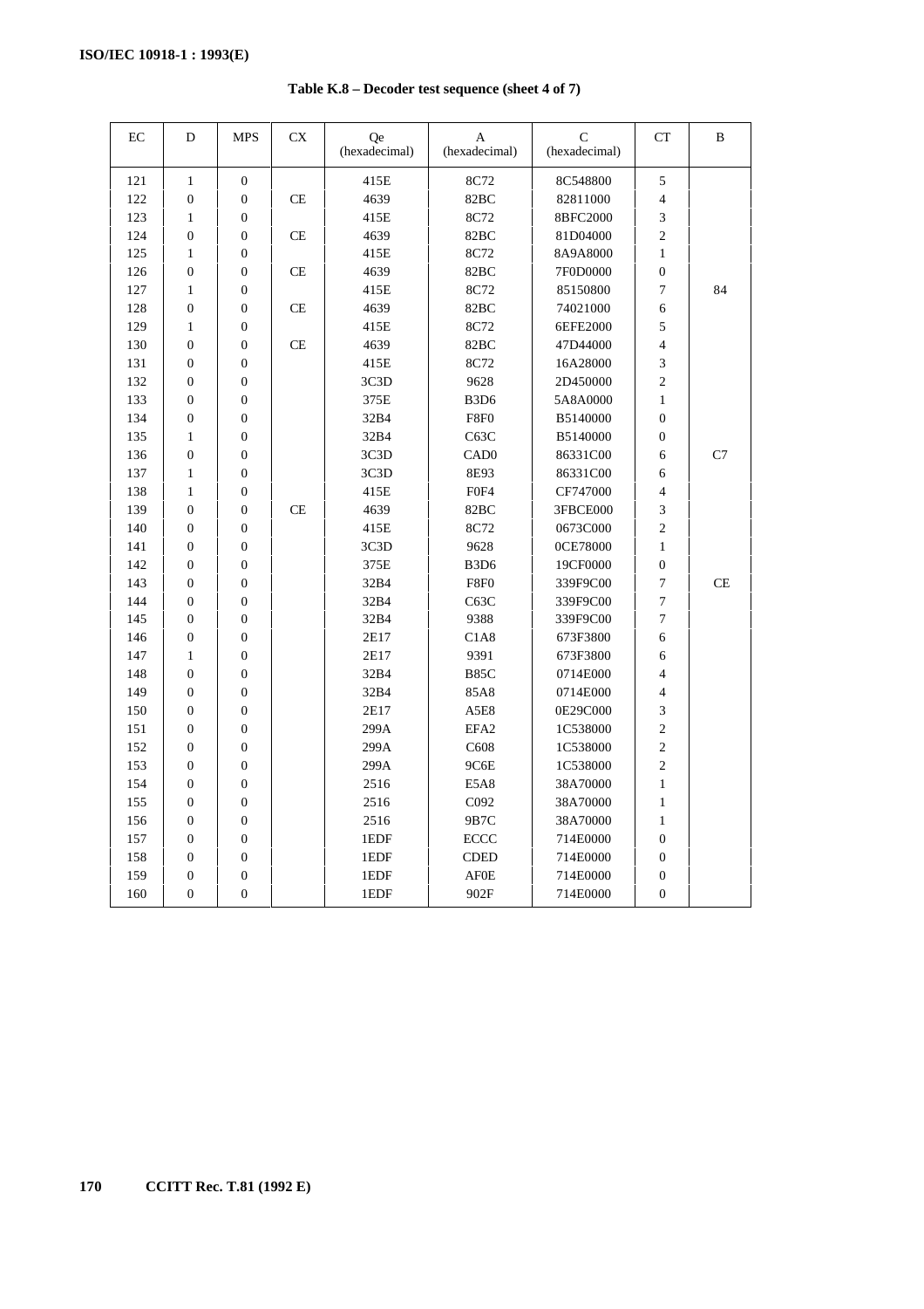**Table K.8 – Decoder test sequence (sheet 4 of 7)**

| EC | D | MPS | CX | Qe (hexadecimal) | A (hexadecimal) | C (hexadecimal) | CT | B |
|---|---|---|---|---|---|---|---|---|
| 121 | 1 | 0 | | 415E | 8C72 | 8C548800 | 5 | |
| 122 | 0 | 0 | CE | 4639 | 82BC | 82811000 | 4 | |
| 123 | 1 | 0 | | 415E | 8C72 | 8BFC2000 | 3 | |
| 124 | 0 | 0 | CE | 4639 | 82BC | 81D04000 | 2 | |
| 125 | 1 | 0 | | 415E | 8C72 | 8A9A8000 | 1 | |
| 126 | 0 | 0 | CE | 4639 | 82BC | 7F0D0000 | 0 | |
| 127 | 1 | 0 | | 415E | 8C72 | 85150800 | 7 | 84 |
| 128 | 0 | 0 | CE | 4639 | 82BC | 74021000 | 6 | |
| 129 | 1 | 0 | | 415E | 8C72 | 6EFE2000 | 5 | |
| 130 | 0 | 0 | CE | 4639 | 82BC | 47D44000 | 4 | |
| 131 | 0 | 0 | | 415E | 8C72 | 16A28000 | 3 | |
| 132 | 0 | 0 | | 3C3D | 9628 | 2D450000 | 2 | |
| 133 | 0 | 0 | | 375E | B3D6 | 5A8A0000 | 1 | |
| 134 | 0 | 0 | | 32B4 | F8F0 | B5140000 | 0 | |
| 135 | 1 | 0 | | 32B4 | C63C | B5140000 | 0 | |
| 136 | 0 | 0 | | 3C3D | CAD0 | 86331C00 | 6 | C7 |
| 137 | 1 | 0 | | 3C3D | 8E93 | 86331C00 | 6 | |
| 138 | 1 | 0 | | 415E | F0F4 | CF747000 | 4 | |
| 139 | 0 | 0 | CE | 4639 | 82BC | 3FBCE000 | 3 | |
| 140 | 0 | 0 | | 415E | 8C72 | 0673C000 | 2 | |
| 141 | 0 | 0 | | 3C3D | 9628 | 0CE78000 | 1 | |
| 142 | 0 | 0 | | 375E | B3D6 | 19CF0000 | 0 | |
| 143 | 0 | 0 | | 32B4 | F8F0 | 339F9C00 | 7 | CE |
| 144 | 0 | 0 | | 32B4 | C63C | 339F9C00 | 7 | |
| 145 | 0 | 0 | | 32B4 | 9388 | 339F9C00 | 7 | |
| 146 | 0 | 0 | | 2E17 | C1A8 | 673F3800 | 6 | |
| 147 | 1 | 0 | | 2E17 | 9391 | 673F3800 | 6 | |
| 148 | 0 | 0 | | 32B4 | B85C | 0714E000 | 4 | |
| 149 | 0 | 0 | | 32B4 | 85A8 | 0714E000 | 4 | |
| 150 | 0 | 0 | | 2E17 | A5E8 | 0E29C000 | 3 | |
| 151 | 0 | 0 | | 299A | EFA2 | 1C538000 | 2 | |
| 152 | 0 | 0 | | 299A | C608 | 1C538000 | 2 | |
| 153 | 0 | 0 | | 299A | 9C6E | 1C538000 | 2 | |
| 154 | 0 | 0 | | 2516 | E5A8 | 38A70000 | 1 | |
| 155 | 0 | 0 | | 2516 | C092 | 38A70000 | 1 | |
| 156 | 0 | 0 | | 2516 | 9B7C | 38A70000 | 1 | |
| 157 | 0 | 0 | | 1EDF | ECCC | 714E0000 | 0 | |
| 158 | 0 | 0 | | 1EDF | CDED | 714E0000 | 0 | |
| 159 | 0 | 0 | | 1EDF | AF0E | 714E0000 | 0 | |
| 160 | 0 | 0 | | 1EDF | 902F | 714E0000 | 0 | |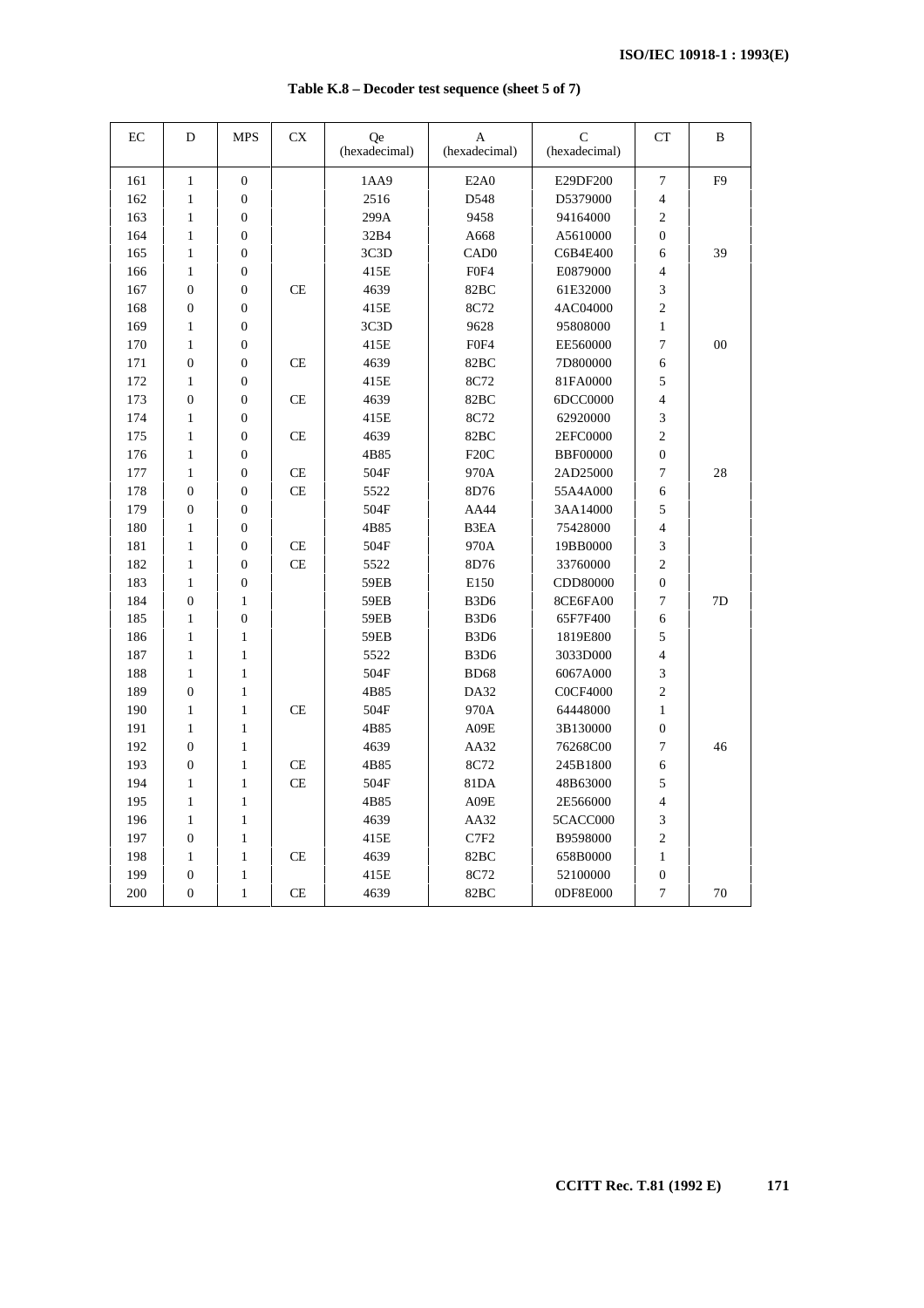**Table K.8 – Decoder test sequence (sheet 5 of 7)**

| EC | D | MPS | CX | Qe (hexadecimal) | A (hexadecimal) | C (hexadecimal) | CT | B |
|---|---|---|---|---|---|---|---|---|
| 161 | 1 | 0 | | 1AA9 | E2A0 | E29DF200 | 7 | F9 |
| 162 | 1 | 0 | | 2516 | D548 | D5379000 | 4 | |
| 163 | 1 | 0 | | 299A | 9458 | 94164000 | 2 | |
| 164 | 1 | 0 | | 32B4 | A668 | A5610000 | 0 | |
| 165 | 1 | 0 | | 3C3D | CAD0 | C6B4E400 | 6 | 39 |
| 166 | 1 | 0 | | 415E | F0F4 | E0879000 | 4 | |
| 167 | 0 | 0 | CE | 4639 | 82BC | 61E32000 | 3 | |
| 168 | 0 | 0 | | 415E | 8C72 | 4AC04000 | 2 | |
| 169 | 1 | 0 | | 3C3D | 9628 | 95808000 | 1 | |
| 170 | 1 | 0 | | 415E | F0F4 | EE560000 | 7 | 00 |
| 171 | 0 | 0 | CE | 4639 | 82BC | 7D800000 | 6 | |
| 172 | 1 | 0 | | 415E | 8C72 | 81FA0000 | 5 | |
| 173 | 0 | 0 | CE | 4639 | 82BC | 6DCC0000 | 4 | |
| 174 | 1 | 0 | | 415E | 8C72 | 62920000 | 3 | |
| 175 | 1 | 0 | CE | 4639 | 82BC | 2EFC0000 | 2 | |
| 176 | 1 | 0 | | 4B85 | F20C | BBF00000 | 0 | |
| 177 | 1 | 0 | CE | 504F | 970A | 2AD25000 | 7 | 28 |
| 178 | 0 | 0 | CE | 5522 | 8D76 | 55A4A000 | 6 | |
| 179 | 0 | 0 | | 504F | AA44 | 3AA14000 | 5 | |
| 180 | 1 | 0 | | 4B85 | B3EA | 75428000 | 4 | |
| 181 | 1 | 0 | CE | 504F | 970A | 19BB0000 | 3 | |
| 182 | 1 | 0 | CE | 5522 | 8D76 | 33760000 | 2 | |
| 183 | 1 | 0 | | 59EB | E150 | CDD80000 | 0 | |
| 184 | 0 | 1 | | 59EB | B3D6 | 8CE6FA00 | 7 | 7D |
| 185 | 1 | 0 | | 59EB | B3D6 | 65F7F400 | 6 | |
| 186 | 1 | 1 | | 59EB | B3D6 | 1819E800 | 5 | |
| 187 | 1 | 1 | | 5522 | B3D6 | 3033D000 | 4 | |
| 188 | 1 | 1 | | 504F | BD68 | 6067A000 | 3 | |
| 189 | 0 | 1 | | 4B85 | DA32 | C0CF4000 | 2 | |
| 190 | 1 | 1 | CE | 504F | 970A | 64448000 | 1 | |
| 191 | 1 | 1 | | 4B85 | A09E | 3B130000 | 0 | |
| 192 | 0 | 1 | | 4639 | AA32 | 76268C00 | 7 | 46 |
| 193 | 0 | 1 | CE | 4B85 | 8C72 | 245B1800 | 6 | |
| 194 | 1 | 1 | CE | 504F | 81DA | 48B63000 | 5 | |
| 195 | 1 | 1 | | 4B85 | A09E | 2E566000 | 4 | |
| 196 | 1 | 1 | | 4639 | AA32 | 5CACC000 | 3 | |
| 197 | 0 | 1 | | 415E | C7F2 | B9598000 | 2 | |
| 198 | 1 | 1 | CE | 4639 | 82BC | 658B0000 | 1 | |
| 199 | 0 | 1 | | 415E | 8C72 | 52100000 | 0 | |
| 200 | 0 | 1 | CE | 4639 | 82BC | 0DF8E000 | 7 | 70 |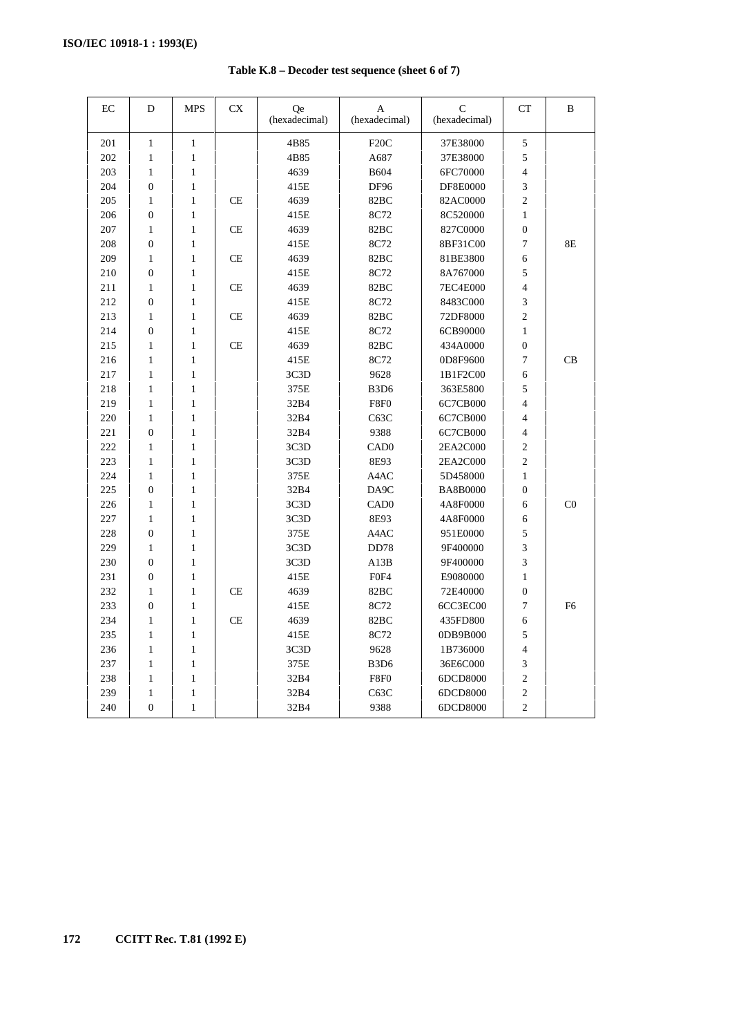**Table K.8 – Decoder test sequence (sheet 6 of 7)**

| EC | D | MPS | CX | Qe (hexadecimal) | A (hexadecimal) | C (hexadecimal) | CT | B |
|---|---|---|---|---|---|---|---|---|
| 201 | 1 | 1 | | 4B85 | F20C | 37E38000 | 5 | |
| 202 | 1 | 1 | | 4B85 | A687 | 37E38000 | 5 | |
| 203 | 1 | 1 | | 4639 | B604 | 6FC70000 | 4 | |
| 204 | 0 | 1 | | 415E | DF96 | DF8E0000 | 3 | |
| 205 | 1 | 1 | CE | 4639 | 82BC | 82AC0000 | 2 | |
| 206 | 0 | 1 | | 415E | 8C72 | 8C520000 | 1 | |
| 207 | 1 | 1 | CE | 4639 | 82BC | 827C0000 | 0 | |
| 208 | 0 | 1 | | 415E | 8C72 | 8BF31C00 | 7 | 8E |
| 209 | 1 | 1 | CE | 4639 | 82BC | 81BE3800 | 6 | |
| 210 | 0 | 1 | | 415E | 8C72 | 8A767000 | 5 | |
| 211 | 1 | 1 | CE | 4639 | 82BC | 7EC4E000 | 4 | |
| 212 | 0 | 1 | | 415E | 8C72 | 8483C000 | 3 | |
| 213 | 1 | 1 | CE | 4639 | 82BC | 72DF8000 | 2 | |
| 214 | 0 | 1 | | 415E | 8C72 | 6CB90000 | 1 | |
| 215 | 1 | 1 | CE | 4639 | 82BC | 434A0000 | 0 | |
| 216 | 1 | 1 | | 415E | 8C72 | 0D8F9600 | 7 | CB |
| 217 | 1 | 1 | | 3C3D | 9628 | 1B1F2C00 | 6 | |
| 218 | 1 | 1 | | 375E | B3D6 | 363E5800 | 5 | |
| 219 | 1 | 1 | | 32B4 | F8F0 | 6C7CB000 | 4 | |
| 220 | 1 | 1 | | 32B4 | C63C | 6C7CB000 | 4 | |
| 221 | 0 | 1 | | 32B4 | 9388 | 6C7CB000 | 4 | |
| 222 | 1 | 1 | | 3C3D | CAD0 | 2EA2C000 | 2 | |
| 223 | 1 | 1 | | 3C3D | 8E93 | 2EA2C000 | 2 | |
| 224 | 1 | 1 | | 375E | A4AC | 5D458000 | 1 | |
| 225 | 0 | 1 | | 32B4 | DA9C | BA8B0000 | 0 | |
| 226 | 1 | 1 | | 3C3D | CAD0 | 4A8F0000 | 6 | C0 |
| 227 | 1 | 1 | | 3C3D | 8E93 | 4A8F0000 | 6 | |
| 228 | 0 | 1 | | 375E | A4AC | 951E0000 | 5 | |
| 229 | 1 | 1 | | 3C3D | DD78 | 9F400000 | 3 | |
| 230 | 0 | 1 | | 3C3D | A13B | 9F400000 | 3 | |
| 231 | 0 | 1 | | 415E | F0F4 | E9080000 | 1 | |
| 232 | 1 | 1 | CE | 4639 | 82BC | 72E40000 | 0 | |
| 233 | 0 | 1 | | 415E | 8C72 | 6CC3EC00 | 7 | F6 |
| 234 | 1 | 1 | CE | 4639 | 82BC | 435FD800 | 6 | |
| 235 | 1 | 1 | | 415E | 8C72 | 0DB9B000 | 5 | |
| 236 | 1 | 1 | | 3C3D | 9628 | 1B736000 | 4 | |
| 237 | 1 | 1 | | 375E | B3D6 | 36E6C000 | 3 | |
| 238 | 1 | 1 | | 32B4 | F8F0 | 6DCD8000 | 2 | |
| 239 | 1 | 1 | | 32B4 | C63C | 6DCD8000 | 2 | |
| 240 | 0 | 1 | | 32B4 | 9388 | 6DCD8000 | 2 | |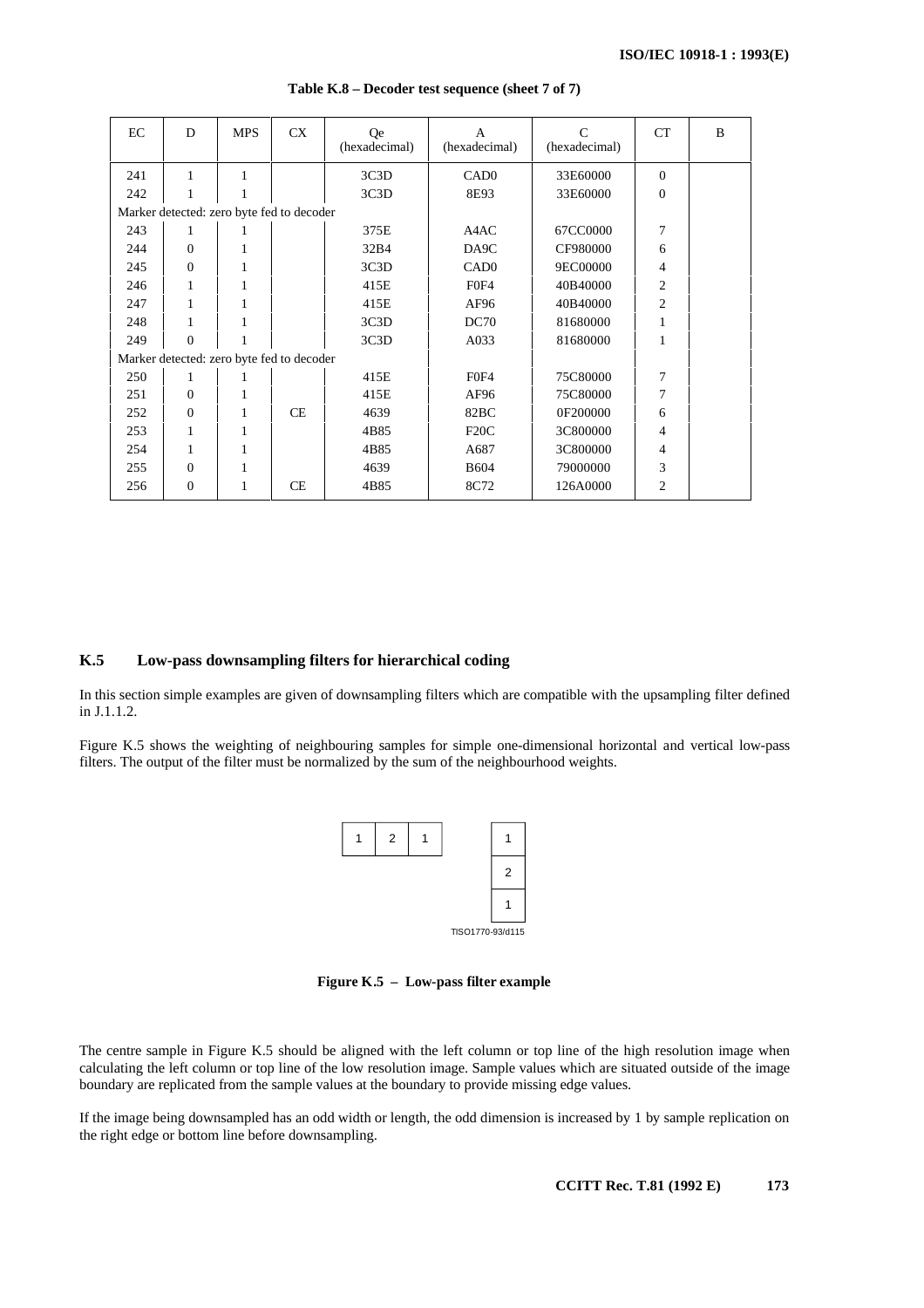**Table K.8 – Decoder test sequence (sheet 7 of 7)**

| EC | D | MPS | CX | Qe (hexadecimal) | A (hexadecimal) | C (hexadecimal) | CT | B |
|---|---|---|---|---|---|---|---|---|
| 241 | 1 | 1 | | 3C3D | CAD0 | 33E60000 | 0 | |
| 242 | 1 | 1 | | 3C3D | 8E93 | 33E60000 | 0 | |
| Marker detected: zero byte fed to decoder | | | | | | | | |
| 243 | 1 | 1 | | 375E | A4AC | 67CC0000 | 7 | |
| 244 | 0 | 1 | | 32B4 | DA9C | CF980000 | 6 | |
| 245 | 0 | 1 | | 3C3D | CAD0 | 9EC00000 | 4 | |
| 246 | 1 | 1 | | 415E | F0F4 | 40B40000 | 2 | |
| 247 | 1 | 1 | | 415E | AF96 | 40B40000 | 2 | |
| 248 | 1 | 1 | | 3C3D | DC70 | 81680000 | 1 | |
| 249 | 0 | 1 | | 3C3D | A033 | 81680000 | 1 | |
| Marker detected: zero byte fed to decoder | | | | | | | | |
| 250 | 1 | 1 | | 415E | F0F4 | 75C80000 | 7 | |
| 251 | 0 | 1 | | 415E | AF96 | 75C80000 | 7 | |
| 252 | 0 | 1 | CE | 4639 | 82BC | 0F200000 | 6 | |
| 253 | 1 | 1 | | 4B85 | F20C | 3C800000 | 4 | |
| 254 | 1 | 1 | | 4B85 | A687 | 3C800000 | 4 | |
| 255 | 0 | 1 | | 4639 | B604 | 79000000 | 3 | |
| 256 | 0 | 1 | CE | 4B85 | 8C72 | 126A0000 | 2 | |

## K.5 Low-pass downsampling filters for hierarchical coding

In this section simple examples are given of downsampling filters which are compatible with the upsampling filter defined in J.1.1.2.

Figure K.5 shows the weighting of neighbouring samples for simple one-dimensional horizontal and vertical low-pass filters. The output of the filter must be normalized by the sum of the neighbourhood weights.

| | | |
|---|---|---|
| 1 | 2 | 1 |

| |
|---|
| 1 |
| 2 |
| 1 |

TISO1770-93/d115

**Figure K.5 – Low-pass filter example**

The centre sample in Figure K.5 should be aligned with the left column or top line of the high resolution image when calculating the left column or top line of the low resolution image. Sample values which are situated outside of the image boundary are replicated from the sample values at the boundary to provide missing edge values.

If the image being downsampled has an odd width or length, the odd dimension is increased by 1 by sample replication on the right edge or bottom line before downsampling.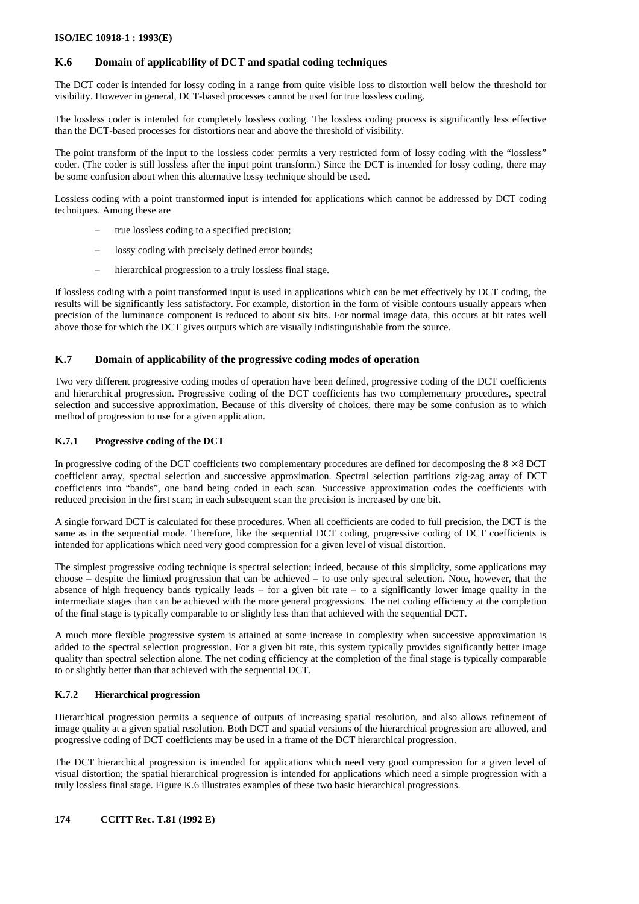## K.6 Domain of applicability of DCT and spatial coding techniques

The DCT coder is intended for lossy coding in a range from quite visible loss to distortion well below the threshold for visibility. However in general, DCT-based processes cannot be used for true lossless coding.

The lossless coder is intended for completely lossless coding. The lossless coding process is significantly less effective than the DCT-based processes for distortions near and above the threshold of visibility.

The point transform of the input to the lossless coder permits a very restricted form of lossy coding with the "lossless" coder. (The coder is still lossless after the input point transform.) Since the DCT is intended for lossy coding, there may be some confusion about when this alternative lossy technique should be used.

Lossless coding with a point transformed input is intended for applications which cannot be addressed by DCT coding techniques. Among these are

- true lossless coding to a specified precision;
- lossy coding with precisely defined error bounds;
- hierarchical progression to a truly lossless final stage.

If lossless coding with a point transformed input is used in applications which can be met effectively by DCT coding, the results will be significantly less satisfactory. For example, distortion in the form of visible contours usually appears when precision of the luminance component is reduced to about six bits. For normal image data, this occurs at bit rates well above those for which the DCT gives outputs which are visually indistinguishable from the source.

## K.7 Domain of applicability of the progressive coding modes of operation

Two very different progressive coding modes of operation have been defined, progressive coding of the DCT coefficients and hierarchical progression. Progressive coding of the DCT coefficients has two complementary procedures, spectral selection and successive approximation. Because of this diversity of choices, there may be some confusion as to which method of progression to use for a given application.

### K.7.1 Progressive coding of the DCT

In progressive coding of the DCT coefficients two complementary procedures are defined for decomposing the $8 \times 8$ DCT coefficient array, spectral selection and successive approximation. Spectral selection partitions zig-zag array of DCT coefficients into "bands", one band being coded in each scan. Successive approximation codes the coefficients with reduced precision in the first scan; in each subsequent scan the precision is increased by one bit.

A single forward DCT is calculated for these procedures. When all coefficients are coded to full precision, the DCT is the same as in the sequential mode. Therefore, like the sequential DCT coding, progressive coding of DCT coefficients is intended for applications which need very good compression for a given level of visual distortion.

The simplest progressive coding technique is spectral selection; indeed, because of this simplicity, some applications may choose – despite the limited progression that can be achieved – to use only spectral selection. Note, however, that the absence of high frequency bands typically leads – for a given bit rate – to a significantly lower image quality in the intermediate stages than can be achieved with the more general progressions. The net coding efficiency at the completion of the final stage is typically comparable to or slightly less than that achieved with the sequential DCT.

A much more flexible progressive system is attained at some increase in complexity when successive approximation is added to the spectral selection progression. For a given bit rate, this system typically provides significantly better image quality than spectral selection alone. The net coding efficiency at the completion of the final stage is typically comparable to or slightly better than that achieved with the sequential DCT.

### K.7.2 Hierarchical progression

Hierarchical progression permits a sequence of outputs of increasing spatial resolution, and also allows refinement of image quality at a given spatial resolution. Both DCT and spatial versions of the hierarchical progression are allowed, and progressive coding of DCT coefficients may be used in a frame of the DCT hierarchical progression.

The DCT hierarchical progression is intended for applications which need very good compression for a given level of visual distortion; the spatial hierarchical progression is intended for applications which need a simple progression with a truly lossless final stage. Figure K.6 illustrates examples of these two basic hierarchical progressions.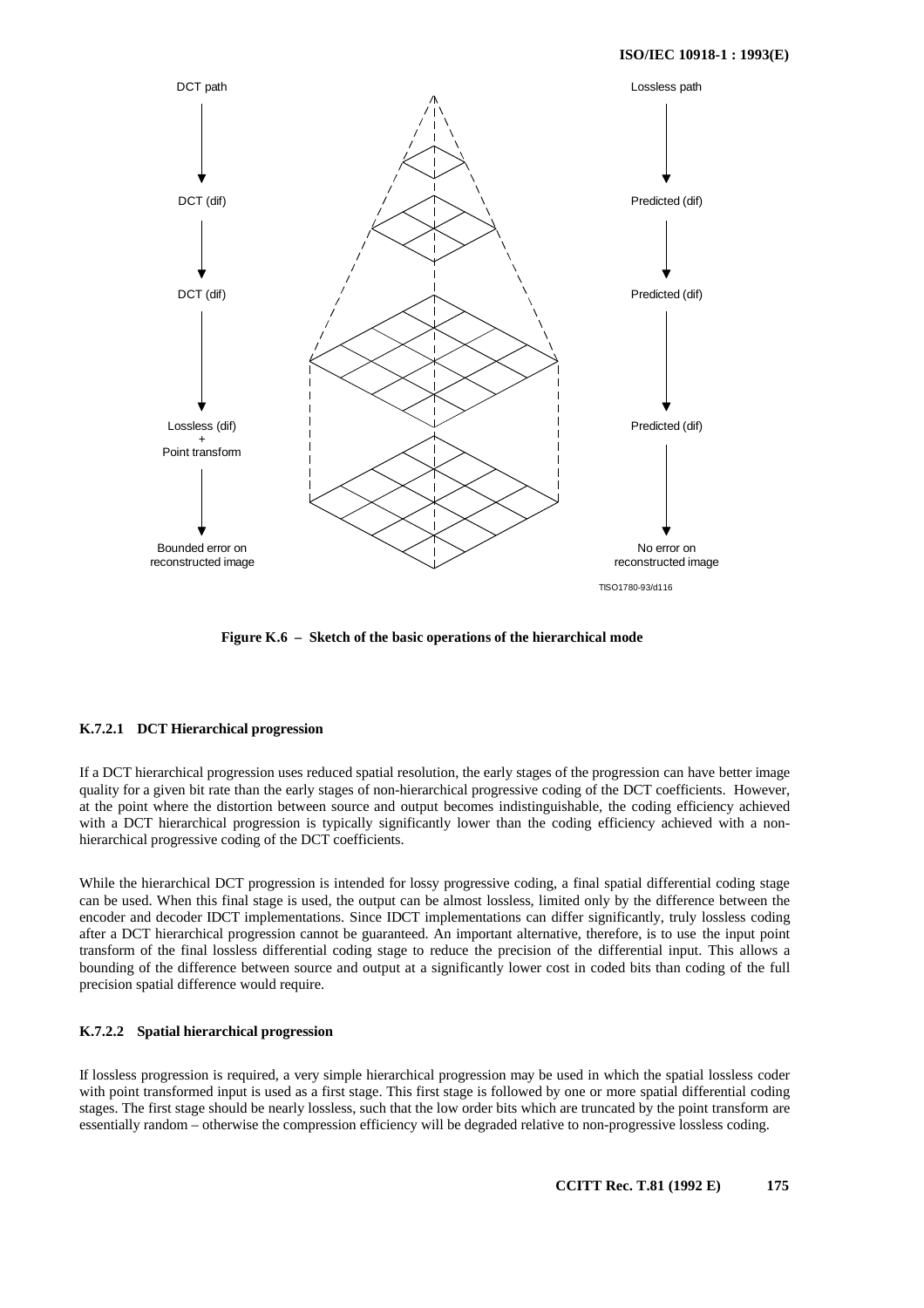DCT path

DCT (dif)

DCT (dif)

Lossless (dif)
+
Point transform

Bounded error on
reconstructed image

Lossless path

Predicted (dif)

Predicted (dif)

Predicted (dif)

No error on
reconstructed image

TISO1780-93/d116

**Figure K.6 – Sketch of the basic operations of the hierarchical mode**

### K.7.2.1 DCT Hierarchical progression

If a DCT hierarchical progression uses reduced spatial resolution, the early stages of the progression can have better image quality for a given bit rate than the early stages of non-hierarchical progressive coding of the DCT coefficients. However, at the point where the distortion between source and output becomes indistinguishable, the coding efficiency achieved with a DCT hierarchical progression is typically significantly lower than the coding efficiency achieved with a non-hierarchical progressive coding of the DCT coefficients.

While the hierarchical DCT progression is intended for lossy progressive coding, a final spatial differential coding stage can be used. When this final stage is used, the output can be almost lossless, limited only by the difference between the encoder and decoder IDCT implementations. Since IDCT implementations can differ significantly, truly lossless coding after a DCT hierarchical progression cannot be guaranteed. An important alternative, therefore, is to use the input point transform of the final lossless differential coding stage to reduce the precision of the differential input. This allows a bounding of the difference between source and output at a significantly lower cost in coded bits than coding of the full precision spatial difference would require.

### K.7.2.2 Spatial hierarchical progression

If lossless progression is required, a very simple hierarchical progression may be used in which the spatial lossless coder with point transformed input is used as a first stage. This first stage is followed by one or more spatial differential coding stages. The first stage should be nearly lossless, such that the low order bits which are truncated by the point transform are essentially random – otherwise the compression efficiency will be degraded relative to non-progressive lossless coding.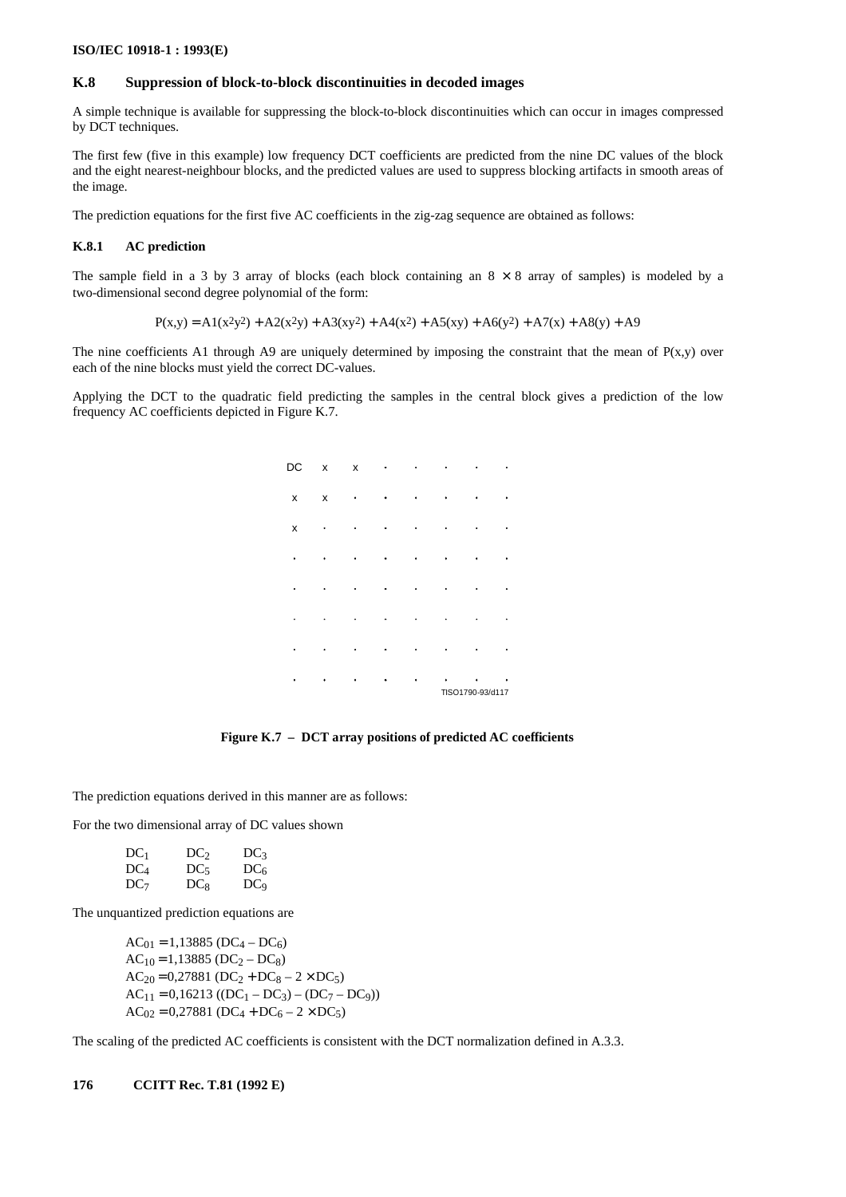## K.8 Suppression of block-to-block discontinuities in decoded images

A simple technique is available for suppressing the block-to-block discontinuities which can occur in images compressed by DCT techniques.

The first few (five in this example) low frequency DCT coefficients are predicted from the nine DC values of the block and the eight nearest-neighbour blocks, and the predicted values are used to suppress blocking artifacts in smooth areas of the image.

The prediction equations for the first five AC coefficients in the zig-zag sequence are obtained as follows:

### K.8.1 AC prediction

The sample field in a 3 by 3 array of blocks (each block containing an $8 \times 8$ array of samples) is modeled by a two-dimensional second degree polynomial of the form:

$$P(x,y) = A1(x^2y^2) + A2(x^2y) + A3(xy^2) + A4(x^2) + A5(xy) + A6(y^2) + A7(x) + A8(y) + A9$$

The nine coefficients A1 through A9 are uniquely determined by imposing the constraint that the mean of P(x,y) over each of the nine blocks must yield the correct DC-values.

Applying the DCT to the quadratic field predicting the samples in the central block gives a prediction of the low frequency AC coefficients depicted in Figure K.7.

| | | | | | | | |
|---|---|---|---|---|---|---|---|
| DC | x | x | · | · | · | · | · |
| x | x | · | · | · | · | · | · |
| x | · | · | · | · | · | · | · |
| · | · | · | · | · | · | · | · |
| · | · | · | · | · | · | · | · |
| · | · | · | · | · | · | · | · |
| · | · | · | · | · | · | · | · |
| · | · | · | · | · | · | · | · |

TISO1790-93/d117

**Figure K.7 – DCT array positions of predicted AC coefficients**

The prediction equations derived in this manner are as follows:

For the two dimensional array of DC values shown

| | | |
|---|---|---|
| $DC_1$ | $DC_2$ | $DC_3$ |
| $DC_4$ | $DC_5$ | $DC_6$ |
| $DC_7$ | $DC_8$ | $DC_9$ |

The unquantized prediction equations are

$AC_{01} = 1{,}13885\ (DC_4 - DC_6)$
$AC_{10} = 1{,}13885\ (DC_2 - DC_8)$
$AC_{20} = 0{,}27881\ (DC_2 + DC_8 - 2 \times DC_5)$
$AC_{11} = 0{,}16213\ ((DC_1 - DC_3) - (DC_7 - DC_9))$
$AC_{02} = 0{,}27881\ (DC_4 + DC_6 - 2 \times DC_5)$

The scaling of the predicted AC coefficients is consistent with the DCT normalization defined in A.3.3.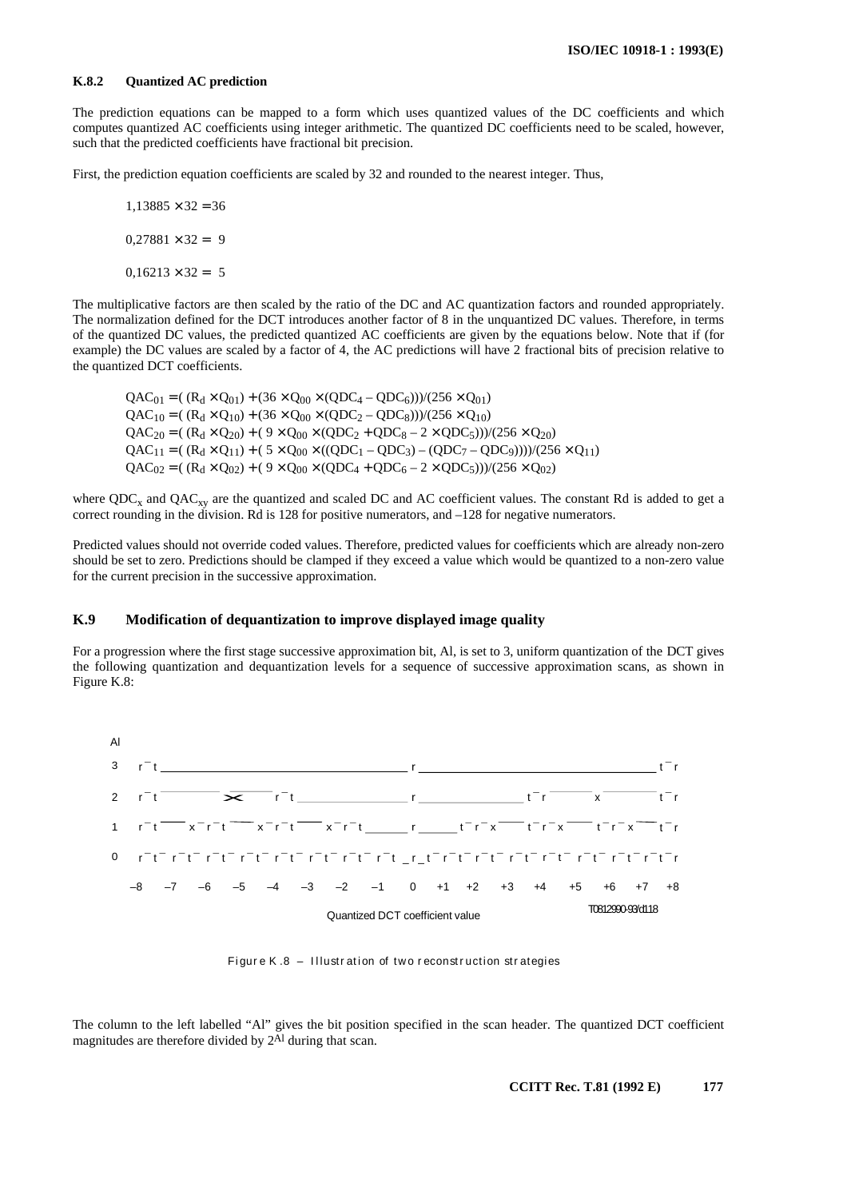### K.8.2 Quantized AC prediction

The prediction equations can be mapped to a form which uses quantized values of the DC coefficients and which computes quantized AC coefficients using integer arithmetic. The quantized DC coefficients need to be scaled, however, such that the predicted coefficients have fractional bit precision.

First, the prediction equation coefficients are scaled by 32 and rounded to the nearest integer. Thus,

$$1{,}13885 \times 32 = 36$$

$$0{,}27881 \times 32 = 9$$

$$0{,}16213 \times 32 = 5$$

The multiplicative factors are then scaled by the ratio of the DC and AC quantization factors and rounded appropriately. The normalization defined for the DCT introduces another factor of 8 in the unquantized DC values. Therefore, in terms of the quantized DC values, the predicted quantized AC coefficients are given by the equations below. Note that if (for example) the DC values are scaled by a factor of 4, the AC predictions will have 2 fractional bits of precision relative to the quantized DCT coefficients.

$$QAC_{01} = ( (R_d \times Q_{01}) + (36 \times Q_{00} \times (QDC_4 - QDC_6)))/(256 \times Q_{01})$$
$$QAC_{10} = ( (R_d \times Q_{10}) + (36 \times Q_{00} \times (QDC_2 - QDC_8)))/(256 \times Q_{10})$$
$$QAC_{20} = ( (R_d \times Q_{20}) + ( 9 \times Q_{00} \times (QDC_2 + QDC_8 - 2 \times QDC_5)))/(256 \times Q_{20})$$
$$QAC_{11} = ( (R_d \times Q_{11}) + ( 5 \times Q_{00} \times ((QDC_1 - QDC_3) - (QDC_7 - QDC_9))))/(256 \times Q_{11})$$
$$QAC_{02} = ( (R_d \times Q_{02}) + ( 9 \times Q_{00} \times (QDC_4 + QDC_6 - 2 \times QDC_5)))/(256 \times Q_{02})$$

where $QDC_x$ and $QAC_{xy}$ are the quantized and scaled DC and AC coefficient values. The constant Rd is added to get a correct rounding in the division. Rd is 128 for positive numerators, and –128 for negative numerators.

Predicted values should not override coded values. Therefore, predicted values for coefficients which are already non-zero should be set to zero. Predictions should be clamped if they exceed a value which would be quantized to a non-zero value for the current precision in the successive approximation.

## K.9 Modification of dequantization to improve displayed image quality

For a progression where the first stage successive approximation bit, Al, is set to 3, uniform quantization of the DCT gives the following quantization and dequantization levels for a sequence of successive approximation scans, as shown in Figure K.8:

Al

3

2

1

0

–8 –7 –6 –5 –4 –3 –2 –1 0 +1 +2 +3 +4 +5 +6 +7 +8

Quantized DCT coefficient value

T0812990-93/d118

Figure K.8 – Illustration of two reconstruction strategies

The column to the left labelled "Al" gives the bit position specified in the scan header. The quantized DCT coefficient magnitudes are therefore divided by $2^{Al}$ during that scan.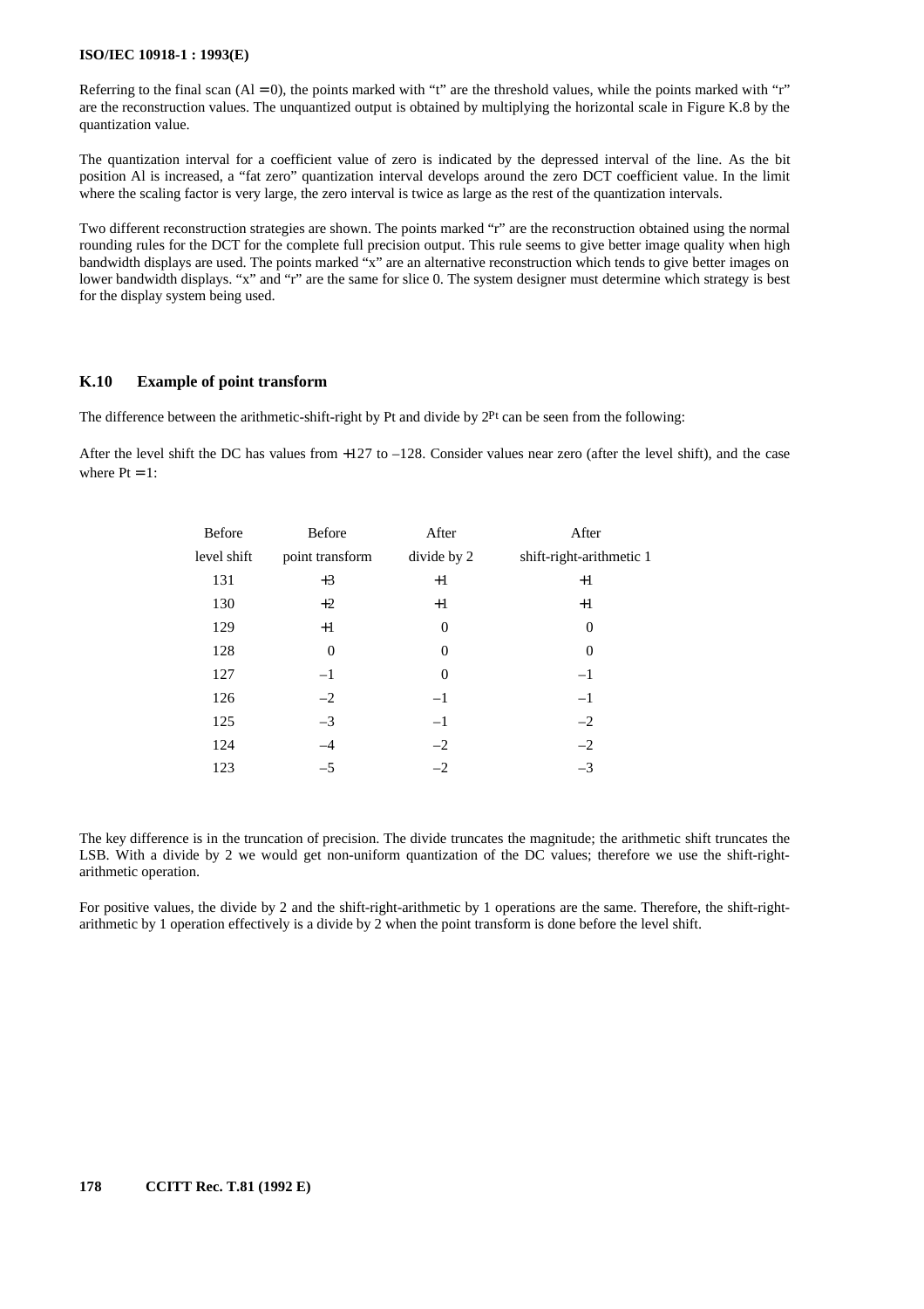Referring to the final scan (Al = 0), the points marked with “t” are the threshold values, while the points marked with “r” are the reconstruction values. The unquantized output is obtained by multiplying the horizontal scale in Figure K.8 by the quantization value.

The quantization interval for a coefficient value of zero is indicated by the depressed interval of the line. As the bit position Al is increased, a “fat zero” quantization interval develops around the zero DCT coefficient value. In the limit where the scaling factor is very large, the zero interval is twice as large as the rest of the quantization intervals.

Two different reconstruction strategies are shown. The points marked “r” are the reconstruction obtained using the normal rounding rules for the DCT for the complete full precision output. This rule seems to give better image quality when high bandwidth displays are used. The points marked “x” are an alternative reconstruction which tends to give better images on lower bandwidth displays. “x” and “r” are the same for slice 0. The system designer must determine which strategy is best for the display system being used.

## K.10 Example of point transform

The difference between the arithmetic-shift-right by Pt and divide by $2^{Pt}$ can be seen from the following:

After the level shift the DC has values from +127 to –128. Consider values near zero (after the level shift), and the case where Pt = 1:

| Before level shift | Before point transform | After divide by 2 | After shift-right-arithmetic 1 |
|---|---|---|---|
| 131 | +3 | +1 | +1 |
| 130 | +2 | +1 | +1 |
| 129 | +1 | 0 | 0 |
| 128 | 0 | 0 | 0 |
| 127 | –1 | 0 | –1 |
| 126 | –2 | –1 | –1 |
| 125 | –3 | –1 | –2 |
| 124 | –4 | –2 | –2 |
| 123 | –5 | –2 | –3 |

The key difference is in the truncation of precision. The divide truncates the magnitude; the arithmetic shift truncates the LSB. With a divide by 2 we would get non-uniform quantization of the DC values; therefore we use the shift-right-arithmetic operation.

For positive values, the divide by 2 and the shift-right-arithmetic by 1 operations are the same. Therefore, the shift-right-arithmetic by 1 operation effectively is a divide by 2 when the point transform is done before the level shift.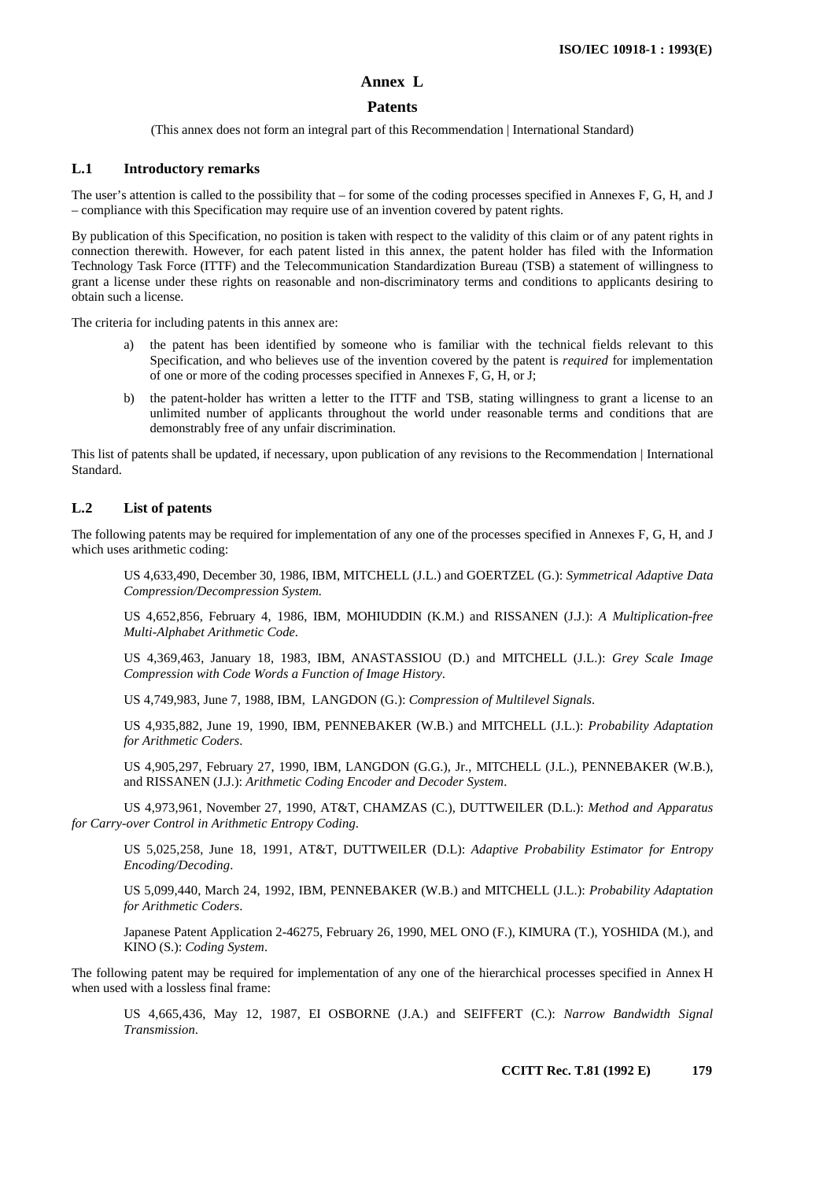# Annex L

## Patents

(This annex does not form an integral part of this Recommendation | International Standard)

### L.1 Introductory remarks

The user's attention is called to the possibility that – for some of the coding processes specified in Annexes F, G, H, and J – compliance with this Specification may require use of an invention covered by patent rights.

By publication of this Specification, no position is taken with respect to the validity of this claim or of any patent rights in connection therewith. However, for each patent listed in this annex, the patent holder has filed with the Information Technology Task Force (ITTF) and the Telecommunication Standardization Bureau (TSB) a statement of willingness to grant a license under these rights on reasonable and non-discriminatory terms and conditions to applicants desiring to obtain such a license.

The criteria for including patents in this annex are:

a) the patent has been identified by someone who is familiar with the technical fields relevant to this Specification, and who believes use of the invention covered by the patent is *required* for implementation of one or more of the coding processes specified in Annexes F, G, H, or J;

b) the patent-holder has written a letter to the ITTF and TSB, stating willingness to grant a license to an unlimited number of applicants throughout the world under reasonable terms and conditions that are demonstrably free of any unfair discrimination.

This list of patents shall be updated, if necessary, upon publication of any revisions to the Recommendation | International Standard.

### L.2 List of patents

The following patents may be required for implementation of any one of the processes specified in Annexes F, G, H, and J which uses arithmetic coding:

US 4,633,490, December 30, 1986, IBM, MITCHELL (J.L.) and GOERTZEL (G.): *Symmetrical Adaptive Data Compression/Decompression System.*

US 4,652,856, February 4, 1986, IBM, MOHIUDDIN (K.M.) and RISSANEN (J.J.): *A Multiplication-free Multi-Alphabet Arithmetic Code*.

US 4,369,463, January 18, 1983, IBM, ANASTASSIOU (D.) and MITCHELL (J.L.): *Grey Scale Image Compression with Code Words a Function of Image History*.

US 4,749,983, June 7, 1988, IBM, LANGDON (G.): *Compression of Multilevel Signals*.

US 4,935,882, June 19, 1990, IBM, PENNEBAKER (W.B.) and MITCHELL (J.L.): *Probability Adaptation for Arithmetic Coders*.

US 4,905,297, February 27, 1990, IBM, LANGDON (G.G.), Jr., MITCHELL (J.L.), PENNEBAKER (W.B.), and RISSANEN (J.J.): *Arithmetic Coding Encoder and Decoder System*.

US 4,973,961, November 27, 1990, AT&T, CHAMZAS (C.), DUTTWEILER (D.L.): *Method and Apparatus for Carry-over Control in Arithmetic Entropy Coding*.

US 5,025,258, June 18, 1991, AT&T, DUTTWEILER (D.L): *Adaptive Probability Estimator for Entropy Encoding/Decoding*.

US 5,099,440, March 24, 1992, IBM, PENNEBAKER (W.B.) and MITCHELL (J.L.): *Probability Adaptation for Arithmetic Coders*.

Japanese Patent Application 2-46275, February 26, 1990, MEL ONO (F.), KIMURA (T.), YOSHIDA (M.), and KINO (S.): *Coding System*.

The following patent may be required for implementation of any one of the hierarchical processes specified in Annex H when used with a lossless final frame:

US 4,665,436, May 12, 1987, EI OSBORNE (J.A.) and SEIFFERT (C.): *Narrow Bandwidth Signal Transmission*.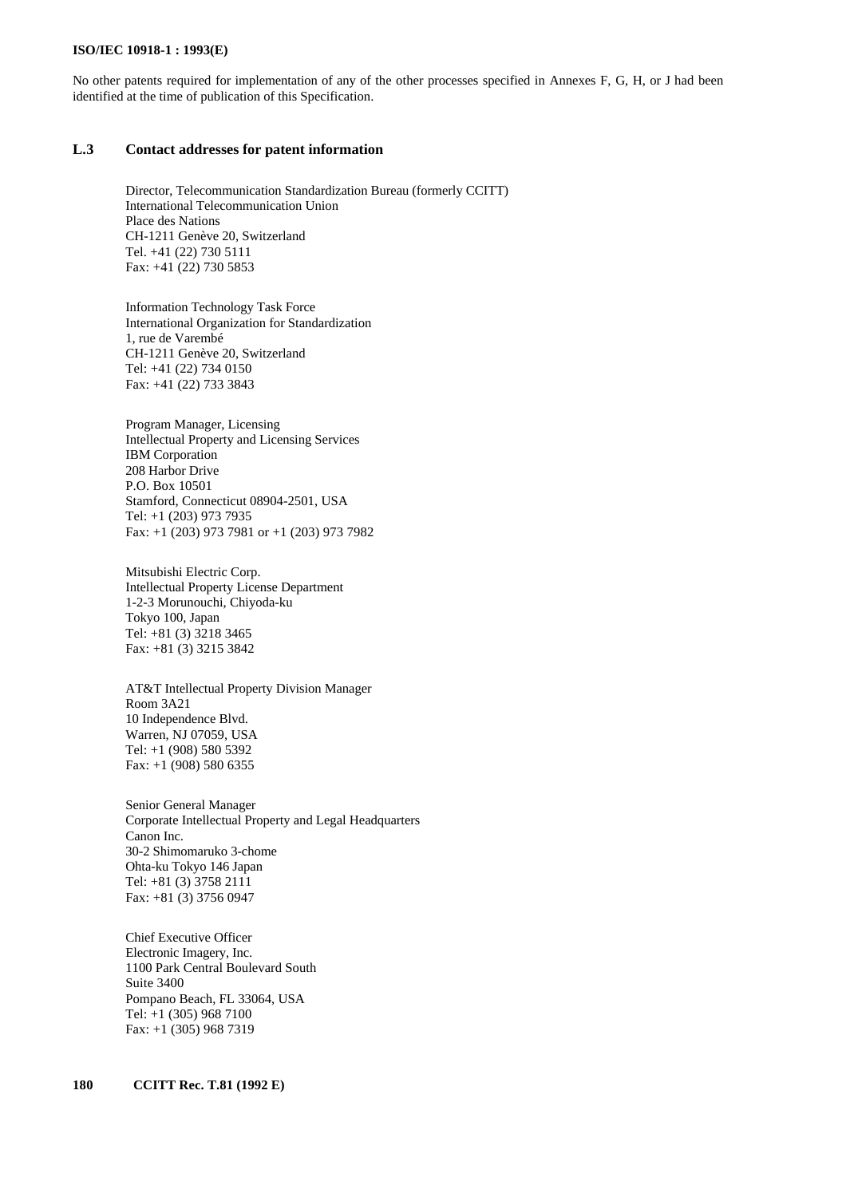No other patents required for implementation of any of the other processes specified in Annexes F, G, H, or J had been identified at the time of publication of this Specification.

## L.3 Contact addresses for patent information

Director, Telecommunication Standardization Bureau (formerly CCITT)
International Telecommunication Union
Place des Nations
CH-1211 Genève 20, Switzerland
Tel. +41 (22) 730 5111
Fax: +41 (22) 730 5853

Information Technology Task Force
International Organization for Standardization
1, rue de Varembé
CH-1211 Genève 20, Switzerland
Tel: +41 (22) 734 0150
Fax: +41 (22) 733 3843

Program Manager, Licensing
Intellectual Property and Licensing Services
IBM Corporation
208 Harbor Drive
P.O. Box 10501
Stamford, Connecticut 08904-2501, USA
Tel: +1 (203) 973 7935
Fax: +1 (203) 973 7981 or +1 (203) 973 7982

Mitsubishi Electric Corp.
Intellectual Property License Department
1-2-3 Morunouchi, Chiyoda-ku
Tokyo 100, Japan
Tel: +81 (3) 3218 3465
Fax: +81 (3) 3215 3842

AT&T Intellectual Property Division Manager
Room 3A21
10 Independence Blvd.
Warren, NJ 07059, USA
Tel: +1 (908) 580 5392
Fax: +1 (908) 580 6355

Senior General Manager
Corporate Intellectual Property and Legal Headquarters
Canon Inc.
30-2 Shimomaruko 3-chome
Ohta-ku Tokyo 146 Japan
Tel: +81 (3) 3758 2111
Fax: +81 (3) 3756 0947

Chief Executive Officer
Electronic Imagery, Inc.
1100 Park Central Boulevard South
Suite 3400
Pompano Beach, FL 33064, USA
Tel: +1 (305) 968 7100
Fax: +1 (305) 968 7319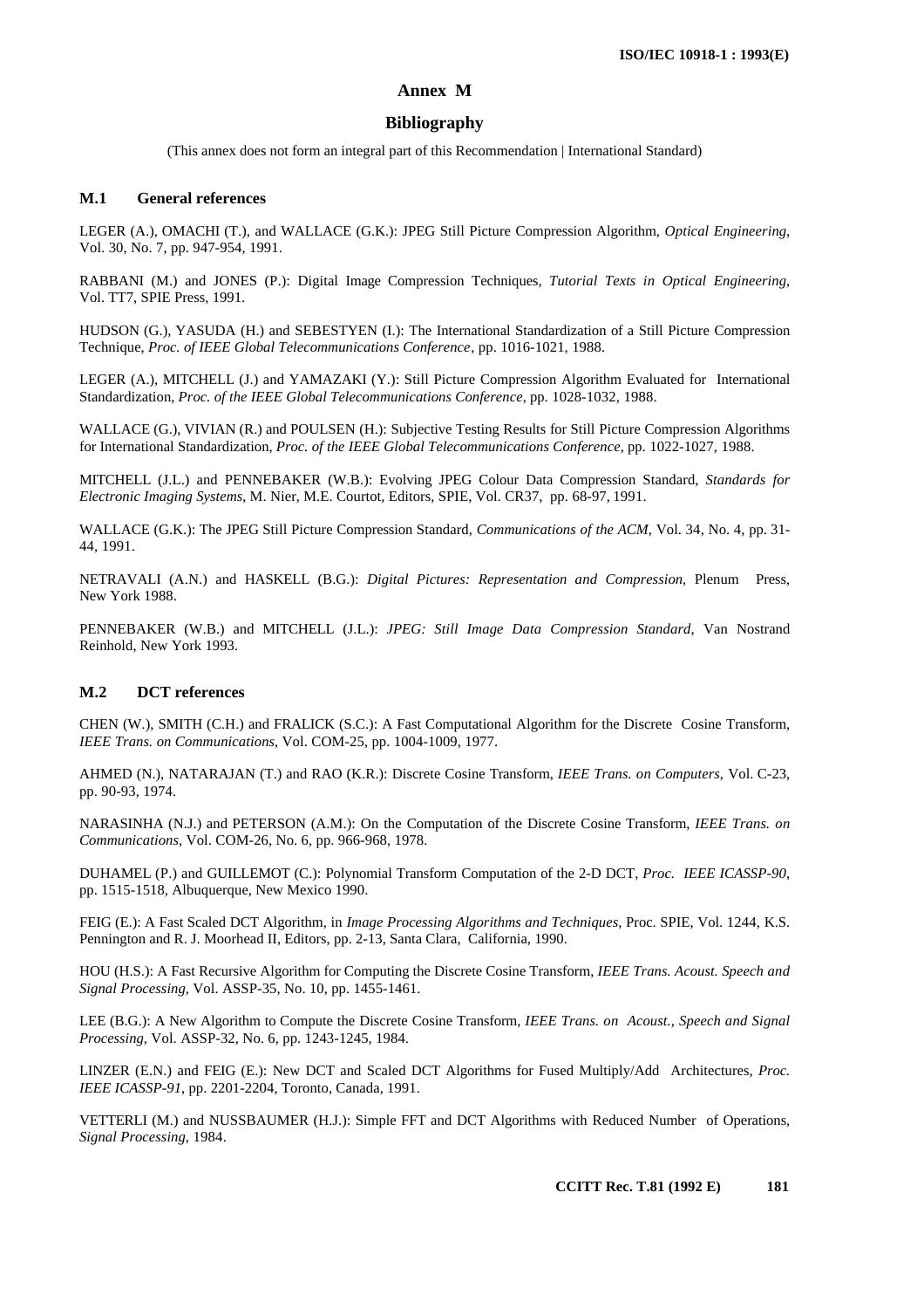# Annex M

## Bibliography

(This annex does not form an integral part of this Recommendation | International Standard)

### M.1 General references

LEGER (A.), OMACHI (T.), and WALLACE (G.K.): JPEG Still Picture Compression Algorithm, *Optical Engineering*, Vol. 30, No. 7, pp. 947-954, 1991.

RABBANI (M.) and JONES (P.): Digital Image Compression Techniques, *Tutorial Texts in Optical Engineering*, Vol. TT7, SPIE Press, 1991.

HUDSON (G.), YASUDA (H.) and SEBESTYEN (I.): The International Standardization of a Still Picture Compression Technique, *Proc. of IEEE Global Telecommunications Conference*, pp. 1016-1021, 1988.

LEGER (A.), MITCHELL (J.) and YAMAZAKI (Y.): Still Picture Compression Algorithm Evaluated for International Standardization, *Proc. of the IEEE Global Telecommunications Conference*, pp. 1028-1032, 1988.

WALLACE (G.), VIVIAN (R.) and POULSEN (H.): Subjective Testing Results for Still Picture Compression Algorithms for International Standardization, *Proc. of the IEEE Global Telecommunications Conference*, pp. 1022-1027, 1988.

MITCHELL (J.L.) and PENNEBAKER (W.B.): Evolving JPEG Colour Data Compression Standard, *Standards for Electronic Imaging Systems*, M. Nier, M.E. Courtot, Editors, SPIE, Vol. CR37, pp. 68-97, 1991.

WALLACE (G.K.): The JPEG Still Picture Compression Standard, *Communications of the ACM*, Vol. 34, No. 4, pp. 31-44, 1991.

NETRAVALI (A.N.) and HASKELL (B.G.): *Digital Pictures: Representation and Compression*, Plenum Press, New York 1988.

PENNEBAKER (W.B.) and MITCHELL (J.L.): *JPEG: Still Image Data Compression Standard*, Van Nostrand Reinhold, New York 1993.

### M.2 DCT references

CHEN (W.), SMITH (C.H.) and FRALICK (S.C.): A Fast Computational Algorithm for the Discrete Cosine Transform, *IEEE Trans. on Communications*, Vol. COM-25, pp. 1004-1009, 1977.

AHMED (N.), NATARAJAN (T.) and RAO (K.R.): Discrete Cosine Transform, *IEEE Trans. on Computers*, Vol. C-23, pp. 90-93, 1974.

NARASINHA (N.J.) and PETERSON (A.M.): On the Computation of the Discrete Cosine Transform, *IEEE Trans. on Communications*, Vol. COM-26, No. 6, pp. 966-968, 1978.

DUHAMEL (P.) and GUILLEMOT (C.): Polynomial Transform Computation of the 2-D DCT, *Proc. IEEE ICASSP-90*, pp. 1515-1518, Albuquerque, New Mexico 1990.

FEIG (E.): A Fast Scaled DCT Algorithm, in *Image Processing Algorithms and Techniques*, Proc. SPIE, Vol. 1244, K.S. Pennington and R. J. Moorhead II, Editors, pp. 2-13, Santa Clara, California, 1990.

HOU (H.S.): A Fast Recursive Algorithm for Computing the Discrete Cosine Transform, *IEEE Trans. Acoust. Speech and Signal Processing*, Vol. ASSP-35, No. 10, pp. 1455-1461.

LEE (B.G.): A New Algorithm to Compute the Discrete Cosine Transform, *IEEE Trans. on Acoust., Speech and Signal Processing*, Vol. ASSP-32, No. 6, pp. 1243-1245, 1984.

LINZER (E.N.) and FEIG (E.): New DCT and Scaled DCT Algorithms for Fused Multiply/Add Architectures, *Proc. IEEE ICASSP-91*, pp. 2201-2204, Toronto, Canada, 1991.

VETTERLI (M.) and NUSSBAUMER (H.J.): Simple FFT and DCT Algorithms with Reduced Number of Operations, *Signal Processing*, 1984.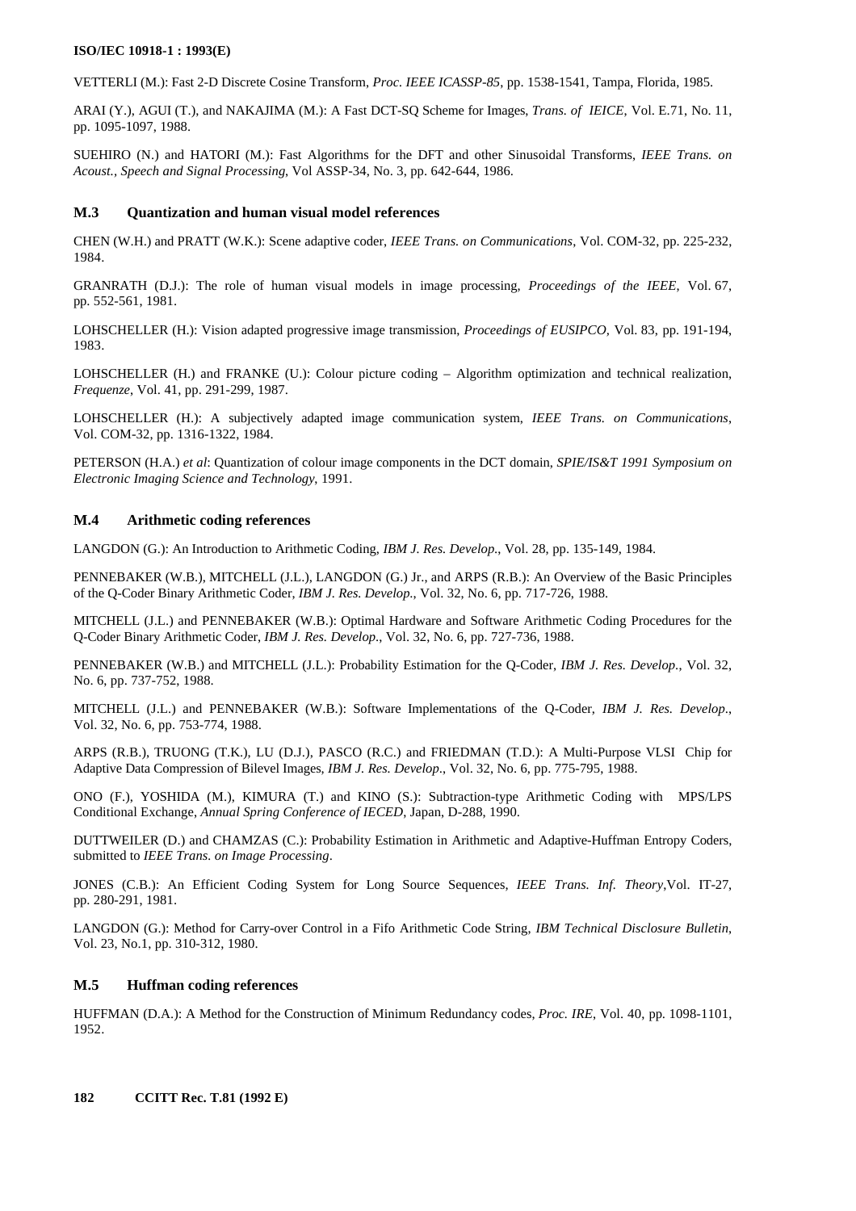VETTERLI (M.): Fast 2-D Discrete Cosine Transform, *Proc. IEEE ICASSP-85*, pp. 1538-1541, Tampa, Florida, 1985.

ARAI (Y.), AGUI (T.), and NAKAJIMA (M.): A Fast DCT-SQ Scheme for Images, *Trans. of IEICE*, Vol. E.71, No. 11, pp. 1095-1097, 1988.

SUEHIRO (N.) and HATORI (M.): Fast Algorithms for the DFT and other Sinusoidal Transforms, *IEEE Trans. on Acoust., Speech and Signal Processing*, Vol ASSP-34, No. 3, pp. 642-644, 1986.

### M.3 Quantization and human visual model references

CHEN (W.H.) and PRATT (W.K.): Scene adaptive coder, *IEEE Trans. on Communications*, Vol. COM-32, pp. 225-232, 1984.

GRANRATH (D.J.): The role of human visual models in image processing, *Proceedings of the IEEE*, Vol. 67, pp. 552-561, 1981.

LOHSCHELLER (H.): Vision adapted progressive image transmission, *Proceedings of EUSIPCO*, Vol. 83, pp. 191-194, 1983.

LOHSCHELLER (H.) and FRANKE (U.): Colour picture coding – Algorithm optimization and technical realization, *Frequenze*, Vol. 41, pp. 291-299, 1987.

LOHSCHELLER (H.): A subjectively adapted image communication system, *IEEE Trans. on Communications*, Vol. COM-32, pp. 1316-1322, 1984.

PETERSON (H.A.) *et al*: Quantization of colour image components in the DCT domain, *SPIE/IS&T 1991 Symposium on Electronic Imaging Science and Technology*, 1991.

### M.4 Arithmetic coding references

LANGDON (G.): An Introduction to Arithmetic Coding, *IBM J. Res. Develop.*, Vol. 28, pp. 135-149, 1984.

PENNEBAKER (W.B.), MITCHELL (J.L.), LANGDON (G.) Jr., and ARPS (R.B.): An Overview of the Basic Principles of the Q-Coder Binary Arithmetic Coder, *IBM J. Res. Develop.*, Vol. 32, No. 6, pp. 717-726, 1988.

MITCHELL (J.L.) and PENNEBAKER (W.B.): Optimal Hardware and Software Arithmetic Coding Procedures for the Q-Coder Binary Arithmetic Coder, *IBM J. Res. Develop.*, Vol. 32, No. 6, pp. 727-736, 1988.

PENNEBAKER (W.B.) and MITCHELL (J.L.): Probability Estimation for the Q-Coder, *IBM J. Res. Develop.*, Vol. 32, No. 6, pp. 737-752, 1988.

MITCHELL (J.L.) and PENNEBAKER (W.B.): Software Implementations of the Q-Coder, *IBM J. Res. Develop.*, Vol. 32, No. 6, pp. 753-774, 1988.

ARPS (R.B.), TRUONG (T.K.), LU (D.J.), PASCO (R.C.) and FRIEDMAN (T.D.): A Multi-Purpose VLSI Chip for Adaptive Data Compression of Bilevel Images, *IBM J. Res. Develop.*, Vol. 32, No. 6, pp. 775-795, 1988.

ONO (F.), YOSHIDA (M.), KIMURA (T.) and KINO (S.): Subtraction-type Arithmetic Coding with MPS/LPS Conditional Exchange, *Annual Spring Conference of IECED*, Japan, D-288, 1990.

DUTTWEILER (D.) and CHAMZAS (C.): Probability Estimation in Arithmetic and Adaptive-Huffman Entropy Coders, submitted to *IEEE Trans. on Image Processing*.

JONES (C.B.): An Efficient Coding System for Long Source Sequences, *IEEE Trans. Inf. Theory*,Vol. IT-27, pp. 280-291, 1981.

LANGDON (G.): Method for Carry-over Control in a Fifo Arithmetic Code String, *IBM Technical Disclosure Bulletin*, Vol. 23, No.1, pp. 310-312, 1980.

### M.5 Huffman coding references

HUFFMAN (D.A.): A Method for the Construction of Minimum Redundancy codes, *Proc. IRE*, Vol. 40, pp. 1098-1101, 1952.